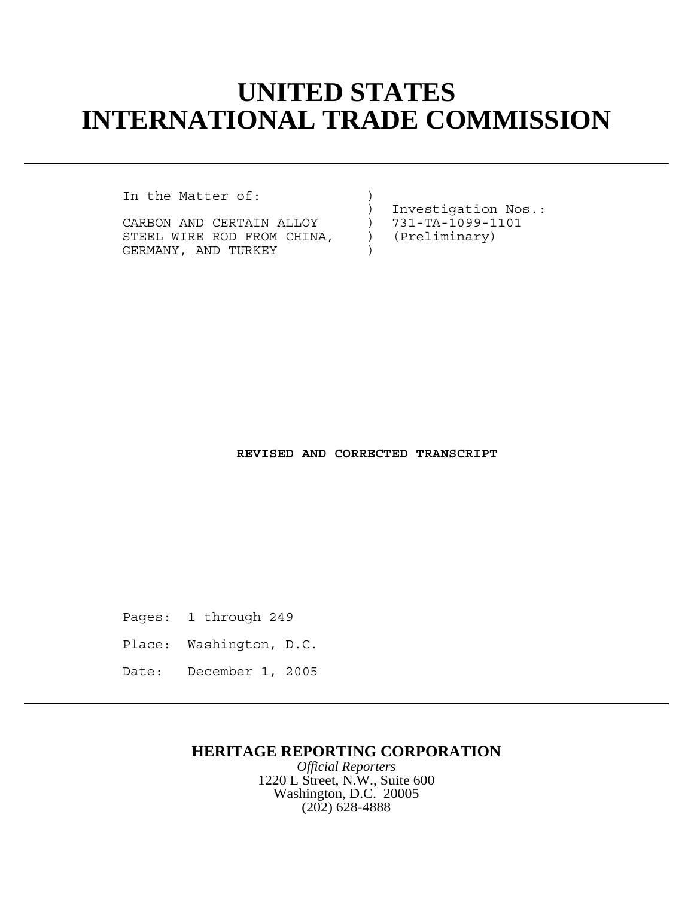# UNITED STATES INTERNATIONAL TRADE COMMISSION

```
In the Matter of:             )
                              )  Investigation Nos.:
CARBON AND CERTAIN ALLOY      )  731-TA-1099-1101
STEEL WIRE ROD FROM CHINA,    )  (Preliminary)
GERMANY, AND TURKEY           )
```

**REVISED AND CORRECTED TRANSCRIPT**

Pages: 1 through 249

Place: Washington, D.C.

Date: December 1, 2005

**HERITAGE REPORTING CORPORATION**

*Official Reporters*

1220 L Street, N.W., Suite 600

Washington, D.C. 20005

(202) 628-4888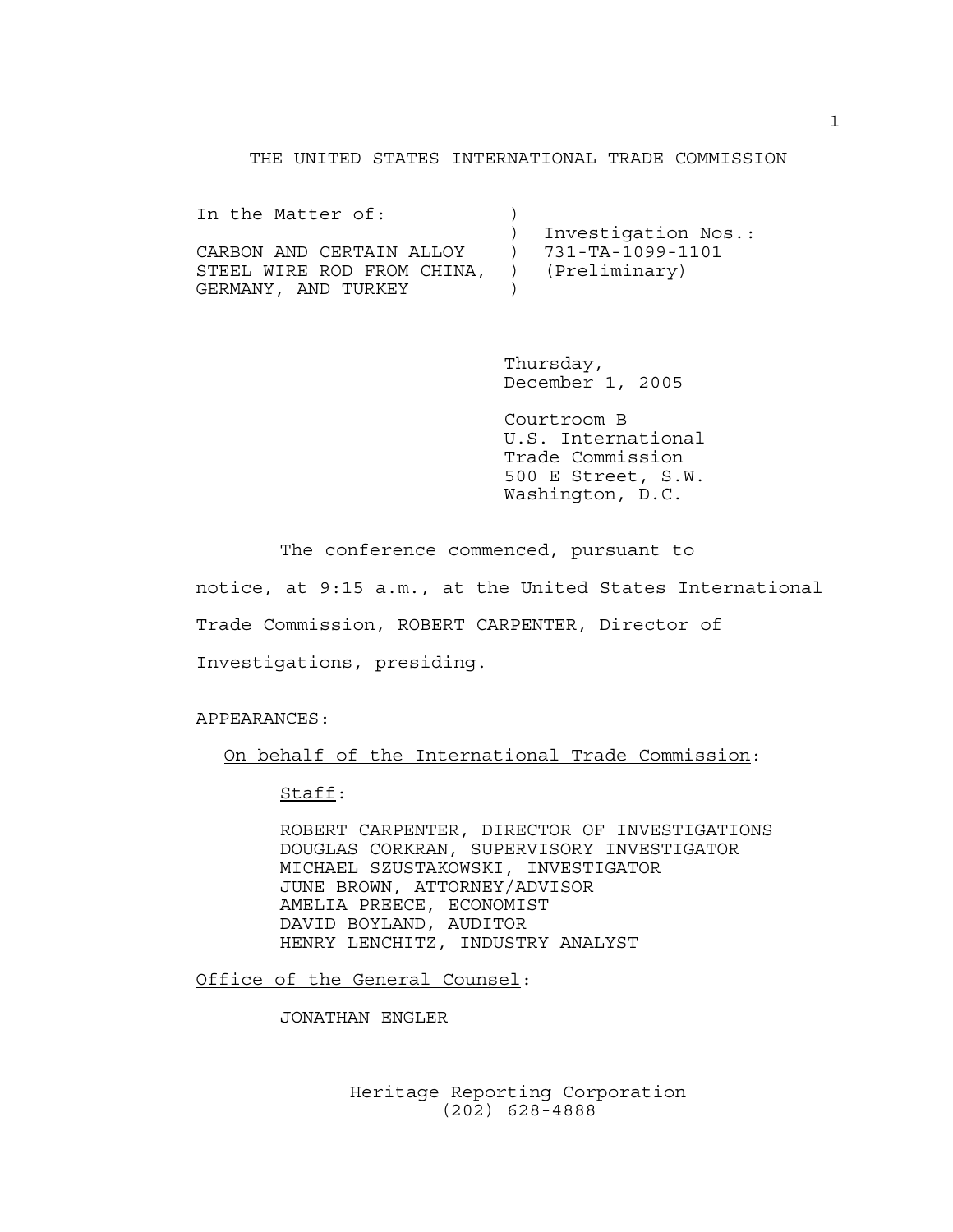THE UNITED STATES INTERNATIONAL TRADE COMMISSION

In the Matter of: )
) Investigation Nos.:
CARBON AND CERTAIN ALLOY ) 731-TA-1099-1101
STEEL WIRE ROD FROM CHINA, ) (Preliminary)
GERMANY, AND TURKEY )

Thursday,
December 1, 2005

Courtroom B
U.S. International
Trade Commission
500 E Street, S.W.
Washington, D.C.

The conference commenced, pursuant to notice, at 9:15 a.m., at the United States International Trade Commission, ROBERT CARPENTER, Director of Investigations, presiding.

APPEARANCES:

On behalf of the International Trade Commission:

Staff:

ROBERT CARPENTER, DIRECTOR OF INVESTIGATIONS
DOUGLAS CORKRAN, SUPERVISORY INVESTIGATOR
MICHAEL SZUSTAKOWSKI, INVESTIGATOR
JUNE BROWN, ATTORNEY/ADVISOR
AMELIA PREECE, ECONOMIST
DAVID BOYLAND, AUDITOR
HENRY LENCHITZ, INDUSTRY ANALYST

Office of the General Counsel:

JONATHAN ENGLER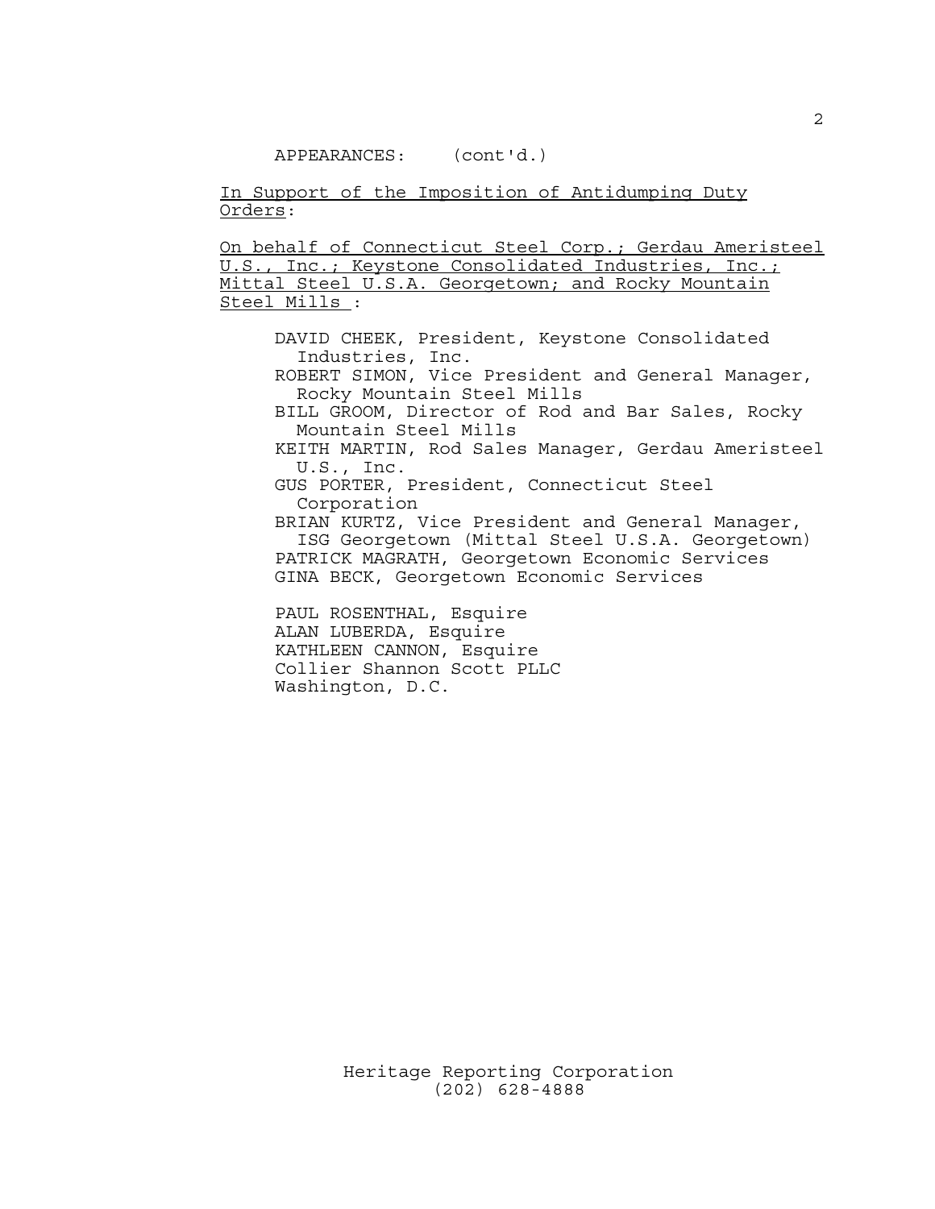APPEARANCES: (cont'd.)

<u>In Support of the Imposition of Antidumping Duty Orders</u>:

<u>On behalf of Connecticut Steel Corp.; Gerdau Ameristeel U.S., Inc.; Keystone Consolidated Industries, Inc.; Mittal Steel U.S.A. Georgetown; and Rocky Mountain Steel Mills</u>:

DAVID CHEEK, President, Keystone Consolidated Industries, Inc.
ROBERT SIMON, Vice President and General Manager, Rocky Mountain Steel Mills
BILL GROOM, Director of Rod and Bar Sales, Rocky Mountain Steel Mills
KEITH MARTIN, Rod Sales Manager, Gerdau Ameristeel U.S., Inc.
GUS PORTER, President, Connecticut Steel Corporation
BRIAN KURTZ, Vice President and General Manager, ISG Georgetown (Mittal Steel U.S.A. Georgetown)
PATRICK MAGRATH, Georgetown Economic Services
GINA BECK, Georgetown Economic Services

PAUL ROSENTHAL, Esquire
ALAN LUBERDA, Esquire
KATHLEEN CANNON, Esquire
Collier Shannon Scott PLLC
Washington, D.C.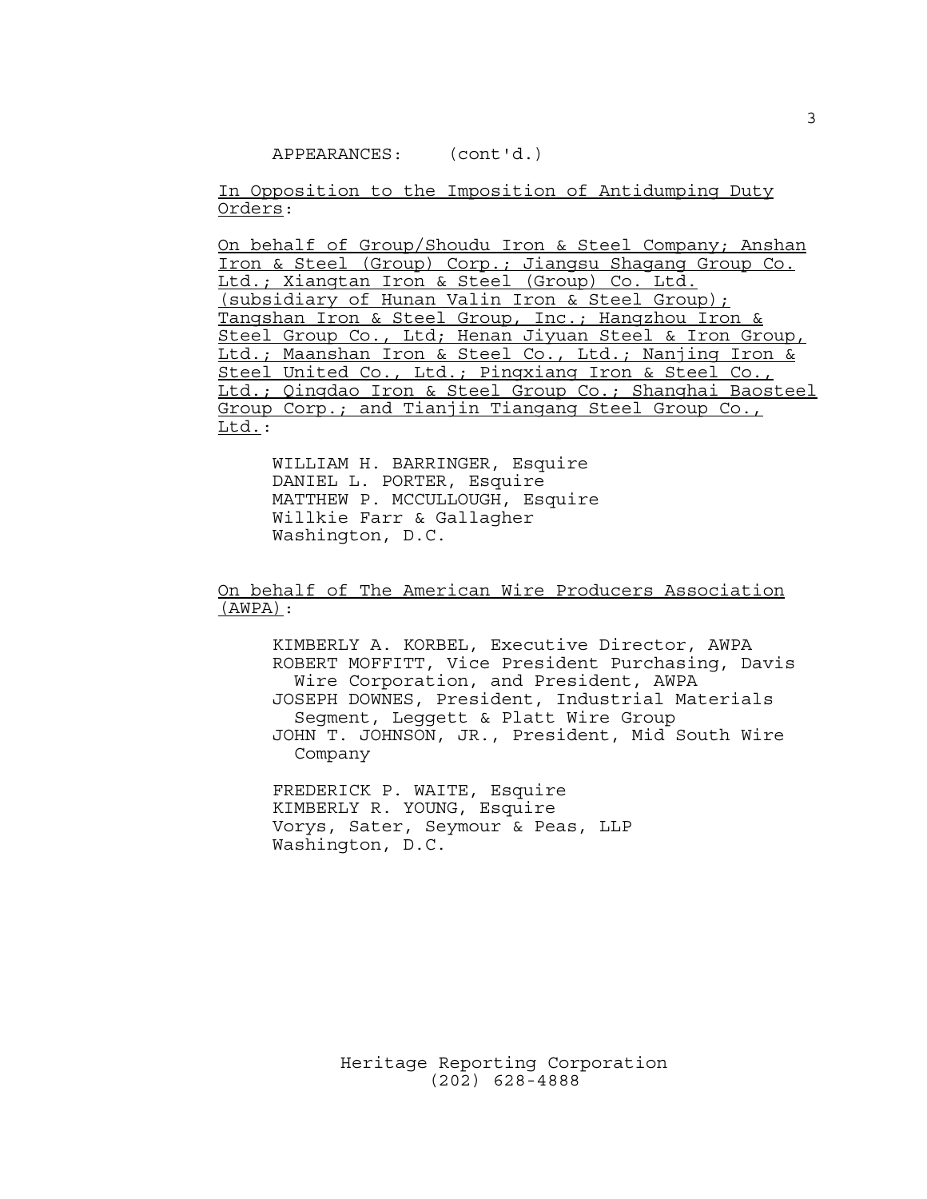APPEARANCES: (cont'd.)

In Opposition to the Imposition of Antidumping Duty Orders:

On behalf of Group/Shoudu Iron & Steel Company; Anshan Iron & Steel (Group) Corp.; Jiangsu Shagang Group Co. Ltd.; Xiangtan Iron & Steel (Group) Co. Ltd. (subsidiary of Hunan Valin Iron & Steel Group); Tangshan Iron & Steel Group, Inc.; Hangzhou Iron & Steel Group Co., Ltd; Henan Jiyuan Steel & Iron Group, Ltd.; Maanshan Iron & Steel Co., Ltd.; Nanjing Iron & Steel United Co., Ltd.; Pingxiang Iron & Steel Co., Ltd.; Qingdao Iron & Steel Group Co.; Shanghai Baosteel Group Corp.; and Tianjin Tiangang Steel Group Co., Ltd.:

WILLIAM H. BARRINGER, Esquire
DANIEL L. PORTER, Esquire
MATTHEW P. MCCULLOUGH, Esquire
Willkie Farr & Gallagher
Washington, D.C.

On behalf of The American Wire Producers Association (AWPA):

KIMBERLY A. KORBEL, Executive Director, AWPA
ROBERT MOFFITT, Vice President Purchasing, Davis Wire Corporation, and President, AWPA
JOSEPH DOWNES, President, Industrial Materials Segment, Leggett & Platt Wire Group
JOHN T. JOHNSON, JR., President, Mid South Wire Company

FREDERICK P. WAITE, Esquire
KIMBERLY R. YOUNG, Esquire
Vorys, Sater, Seymour & Peas, LLP
Washington, D.C.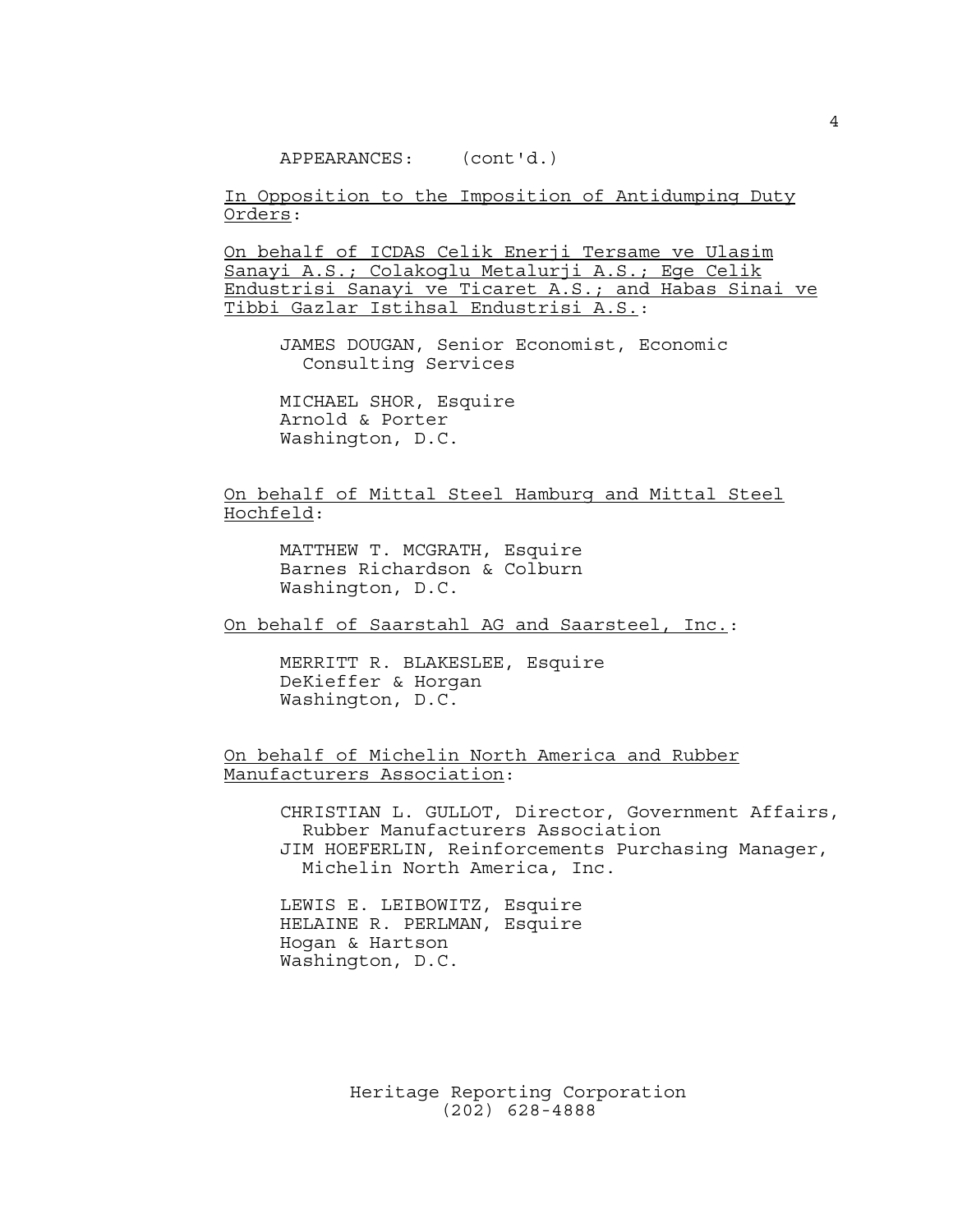APPEARANCES: (cont'd.)

In Opposition to the Imposition of Antidumping Duty Orders:

On behalf of ICDAS Celik Enerji Tersame ve Ulasim Sanayi A.S.; Colakoglu Metalurji A.S.; Ege Celik Endustrisi Sanayi ve Ticaret A.S.; and Habas Sinai ve Tibbi Gazlar Istihsal Endustrisi A.S.:

JAMES DOUGAN, Senior Economist, Economic Consulting Services

MICHAEL SHOR, Esquire
Arnold & Porter
Washington, D.C.

On behalf of Mittal Steel Hamburg and Mittal Steel Hochfeld:

MATTHEW T. MCGRATH, Esquire
Barnes Richardson & Colburn
Washington, D.C.

On behalf of Saarstahl AG and Saarsteel, Inc.:

MERRITT R. BLAKESLEE, Esquire
DeKieffer & Horgan
Washington, D.C.

On behalf of Michelin North America and Rubber Manufacturers Association:

CHRISTIAN L. GULLOT, Director, Government Affairs, Rubber Manufacturers Association
JIM HOEFERLIN, Reinforcements Purchasing Manager, Michelin North America, Inc.

LEWIS E. LEIBOWITZ, Esquire
HELAINE R. PERLMAN, Esquire
Hogan & Hartson
Washington, D.C.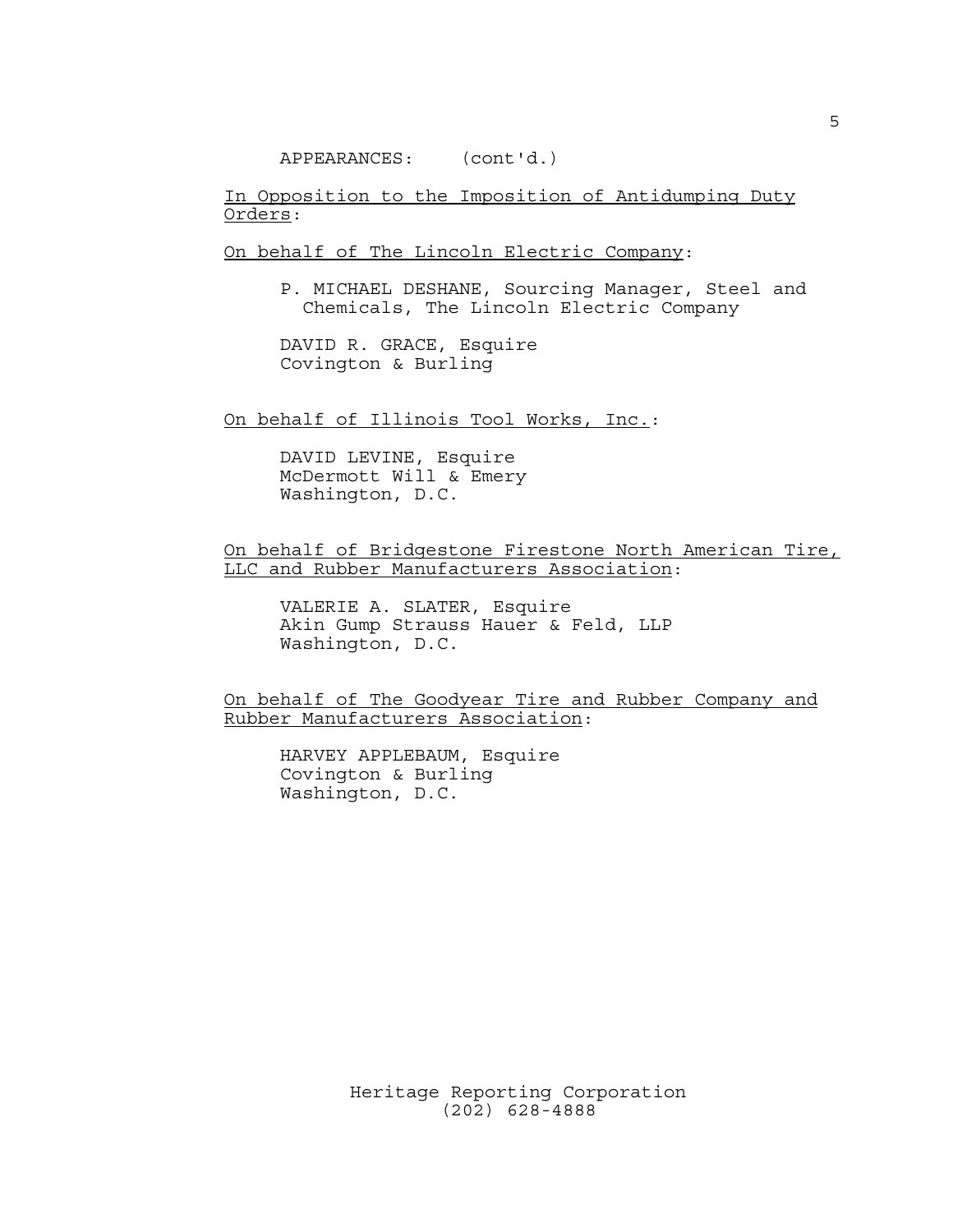APPEARANCES: (cont'd.)

<u>In Opposition to the Imposition of Antidumping Duty Orders</u>:

<u>On behalf of The Lincoln Electric Company</u>:

P. MICHAEL DESHANE, Sourcing Manager, Steel and Chemicals, The Lincoln Electric Company

DAVID R. GRACE, Esquire
Covington & Burling

<u>On behalf of Illinois Tool Works, Inc.</u>:

DAVID LEVINE, Esquire
McDermott Will & Emery
Washington, D.C.

<u>On behalf of Bridgestone Firestone North American Tire, LLC and Rubber Manufacturers Association</u>:

VALERIE A. SLATER, Esquire
Akin Gump Strauss Hauer & Feld, LLP
Washington, D.C.

<u>On behalf of The Goodyear Tire and Rubber Company and Rubber Manufacturers Association</u>:

HARVEY APPLEBAUM, Esquire
Covington & Burling
Washington, D.C.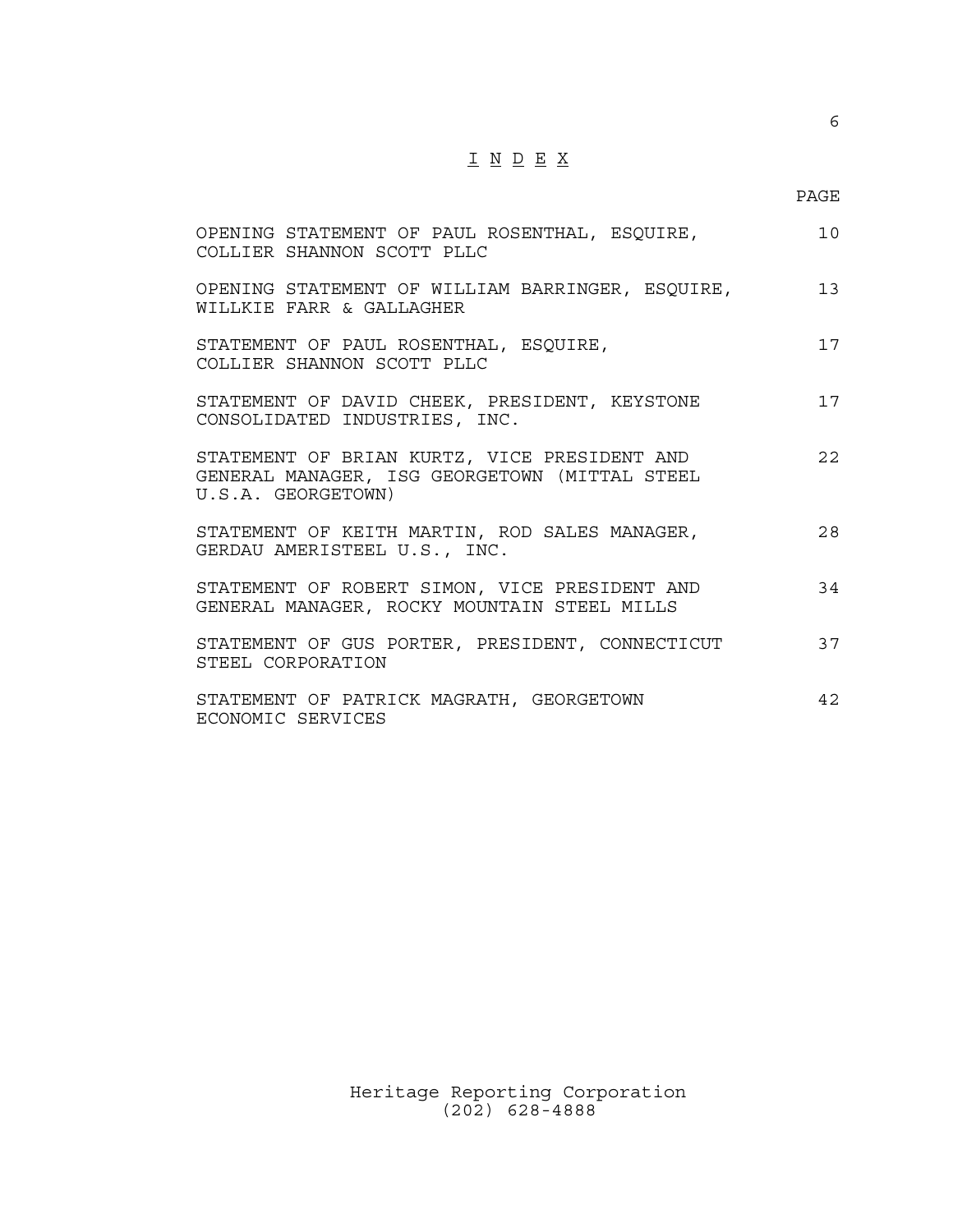# I N D E X

| | PAGE |
|---|---|
| OPENING STATEMENT OF PAUL ROSENTHAL, ESQUIRE, COLLIER SHANNON SCOTT PLLC | 10 |
| OPENING STATEMENT OF WILLIAM BARRINGER, ESQUIRE, WILLKIE FARR & GALLAGHER | 13 |
| STATEMENT OF PAUL ROSENTHAL, ESQUIRE, COLLIER SHANNON SCOTT PLLC | 17 |
| STATEMENT OF DAVID CHEEK, PRESIDENT, KEYSTONE CONSOLIDATED INDUSTRIES, INC. | 17 |
| STATEMENT OF BRIAN KURTZ, VICE PRESIDENT AND GENERAL MANAGER, ISG GEORGETOWN (MITTAL STEEL U.S.A. GEORGETOWN) | 22 |
| STATEMENT OF KEITH MARTIN, ROD SALES MANAGER, GERDAU AMERISTEEL U.S., INC. | 28 |
| STATEMENT OF ROBERT SIMON, VICE PRESIDENT AND GENERAL MANAGER, ROCKY MOUNTAIN STEEL MILLS | 34 |
| STATEMENT OF GUS PORTER, PRESIDENT, CONNECTICUT STEEL CORPORATION | 37 |
| STATEMENT OF PATRICK MAGRATH, GEORGETOWN ECONOMIC SERVICES | 42 |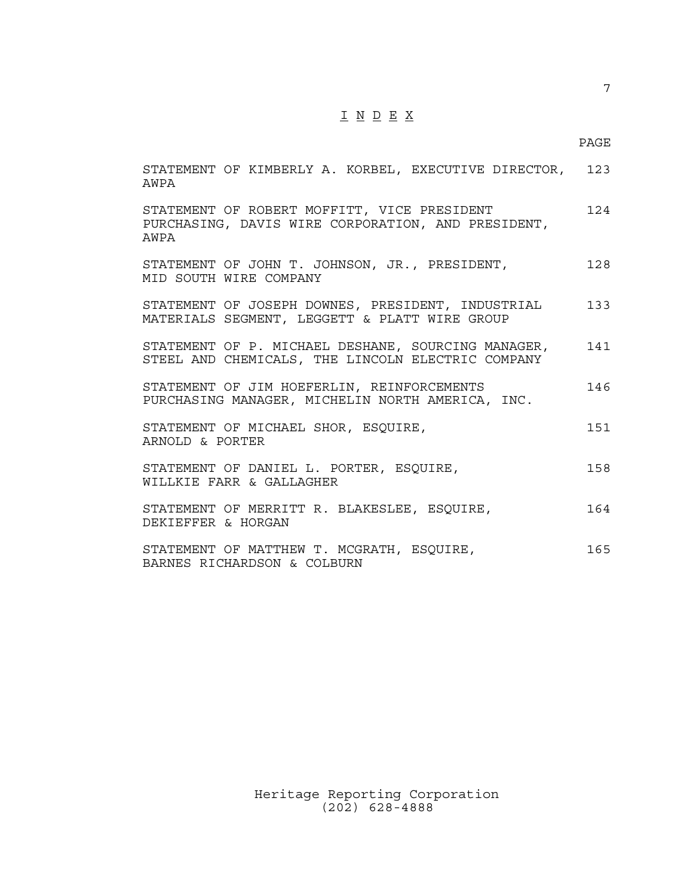# I N D E X

| | PAGE |
|---|---|
| STATEMENT OF KIMBERLY A. KORBEL, EXECUTIVE DIRECTOR, AWPA | 123 |
| STATEMENT OF ROBERT MOFFITT, VICE PRESIDENT PURCHASING, DAVIS WIRE CORPORATION, AND PRESIDENT, AWPA | 124 |
| STATEMENT OF JOHN T. JOHNSON, JR., PRESIDENT, MID SOUTH WIRE COMPANY | 128 |
| STATEMENT OF JOSEPH DOWNES, PRESIDENT, INDUSTRIAL MATERIALS SEGMENT, LEGGETT & PLATT WIRE GROUP | 133 |
| STATEMENT OF P. MICHAEL DESHANE, SOURCING MANAGER, STEEL AND CHEMICALS, THE LINCOLN ELECTRIC COMPANY | 141 |
| STATEMENT OF JIM HOEFERLIN, REINFORCEMENTS PURCHASING MANAGER, MICHELIN NORTH AMERICA, INC. | 146 |
| STATEMENT OF MICHAEL SHOR, ESQUIRE, ARNOLD & PORTER | 151 |
| STATEMENT OF DANIEL L. PORTER, ESQUIRE, WILLKIE FARR & GALLAGHER | 158 |
| STATEMENT OF MERRITT R. BLAKESLEE, ESQUIRE, DEKIEFFER & HORGAN | 164 |
| STATEMENT OF MATTHEW T. MCGRATH, ESQUIRE, BARNES RICHARDSON & COLBURN | 165 |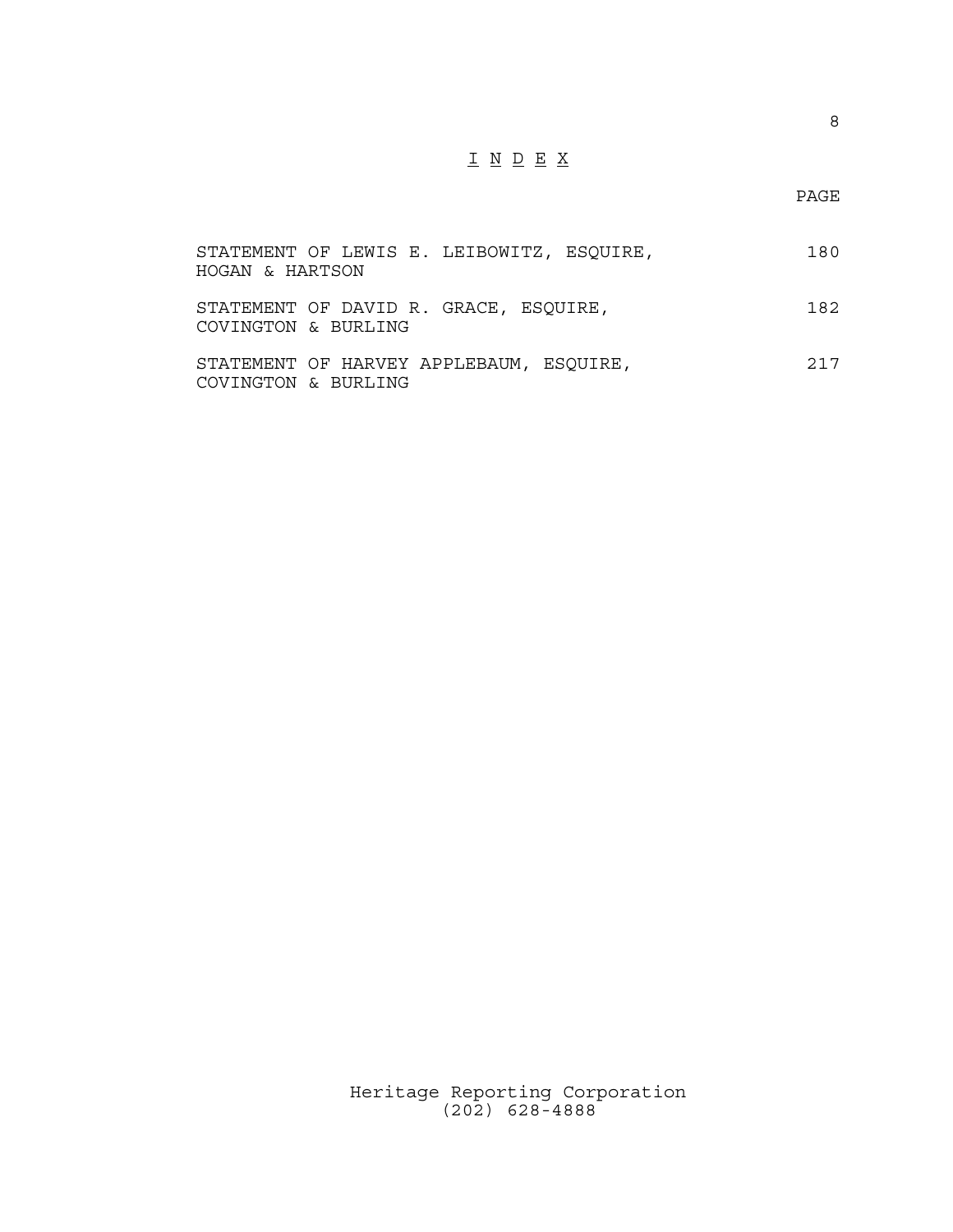# I N D E X

| | PAGE |
|---|---|
| STATEMENT OF LEWIS E. LEIBOWITZ, ESQUIRE, HOGAN & HARTSON | 180 |
| STATEMENT OF DAVID R. GRACE, ESQUIRE, COVINGTON & BURLING | 182 |
| STATEMENT OF HARVEY APPLEBAUM, ESQUIRE, COVINGTON & BURLING | 217 |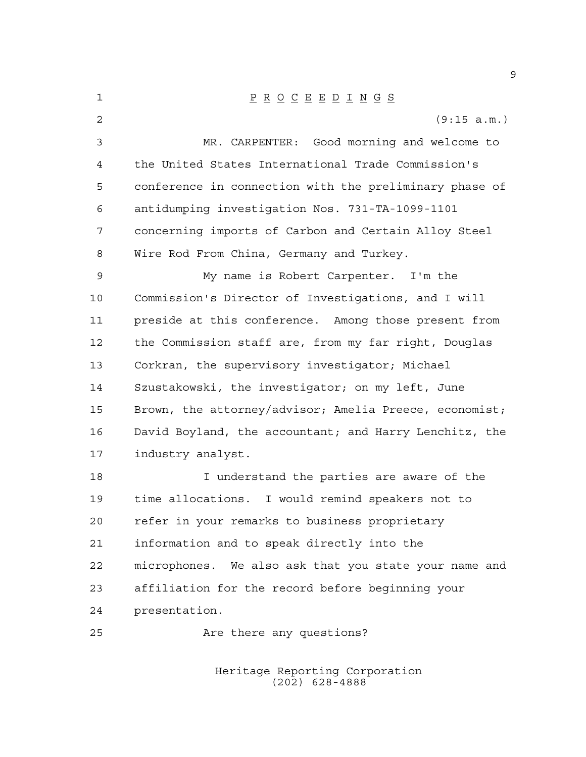# P R O C E E D I N G S

(9:15 a.m.)

MR. CARPENTER: Good morning and welcome to the United States International Trade Commission's conference in connection with the preliminary phase of antidumping investigation Nos. 731-TA-1099-1101 concerning imports of Carbon and Certain Alloy Steel Wire Rod From China, Germany and Turkey.

My name is Robert Carpenter. I'm the Commission's Director of Investigations, and I will preside at this conference. Among those present from the Commission staff are, from my far right, Douglas Corkran, the supervisory investigator; Michael Szustakowski, the investigator; on my left, June Brown, the attorney/advisor; Amelia Preece, economist; David Boyland, the accountant; and Harry Lenchitz, the industry analyst.

I understand the parties are aware of the time allocations. I would remind speakers not to refer in your remarks to business proprietary information and to speak directly into the microphones. We also ask that you state your name and affiliation for the record before beginning your presentation.

Are there any questions?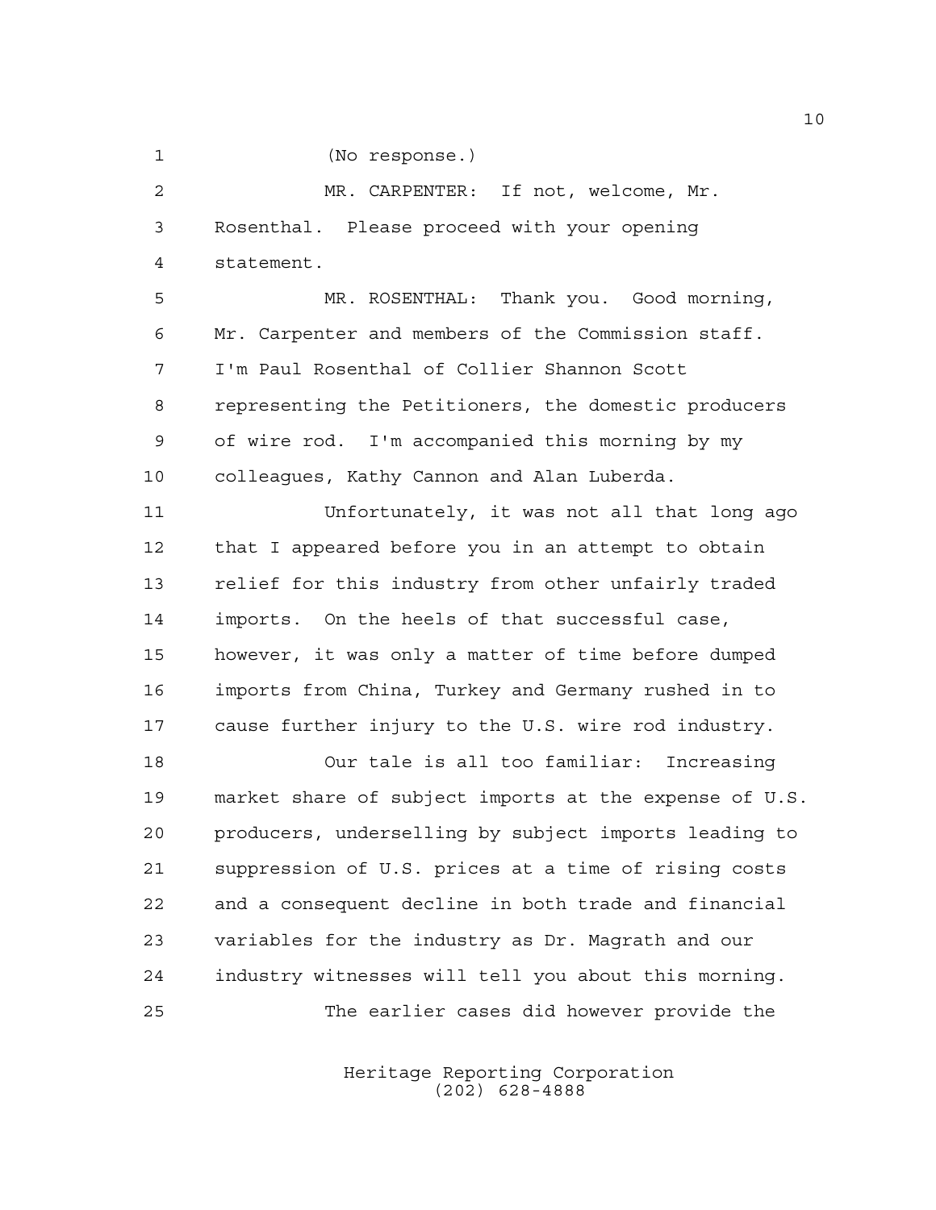(No response.)

MR. CARPENTER: If not, welcome, Mr. Rosenthal. Please proceed with your opening statement.

MR. ROSENTHAL: Thank you. Good morning, Mr. Carpenter and members of the Commission staff. I'm Paul Rosenthal of Collier Shannon Scott representing the Petitioners, the domestic producers of wire rod. I'm accompanied this morning by my colleagues, Kathy Cannon and Alan Luberda.

Unfortunately, it was not all that long ago that I appeared before you in an attempt to obtain relief for this industry from other unfairly traded imports. On the heels of that successful case, however, it was only a matter of time before dumped imports from China, Turkey and Germany rushed in to cause further injury to the U.S. wire rod industry.

Our tale is all too familiar: Increasing market share of subject imports at the expense of U.S. producers, underselling by subject imports leading to suppression of U.S. prices at a time of rising costs and a consequent decline in both trade and financial variables for the industry as Dr. Magrath and our industry witnesses will tell you about this morning.

The earlier cases did however provide the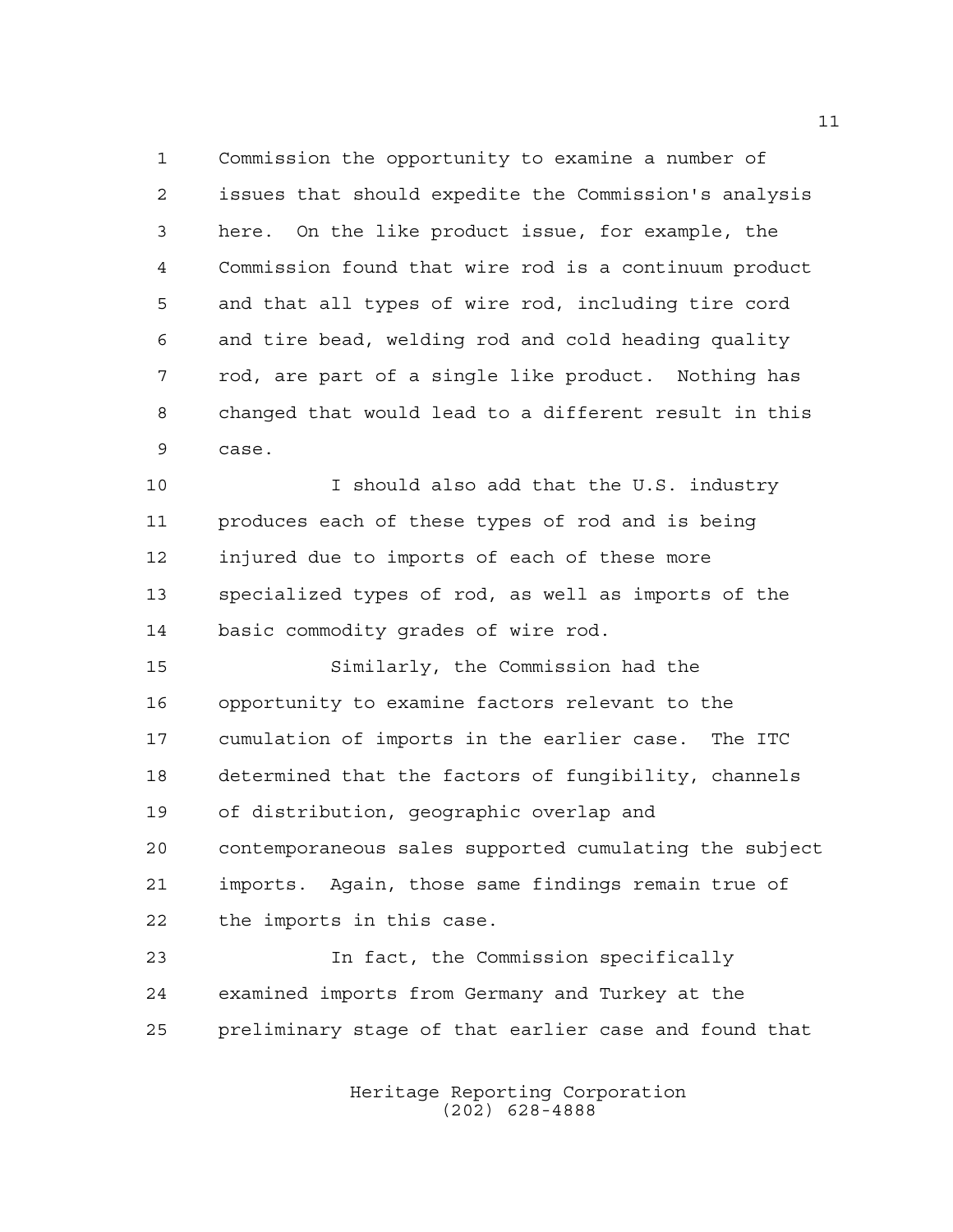Commission the opportunity to examine a number of issues that should expedite the Commission's analysis here. On the like product issue, for example, the Commission found that wire rod is a continuum product and that all types of wire rod, including tire cord and tire bead, welding rod and cold heading quality rod, are part of a single like product. Nothing has changed that would lead to a different result in this case.

I should also add that the U.S. industry produces each of these types of rod and is being injured due to imports of each of these more specialized types of rod, as well as imports of the basic commodity grades of wire rod.

Similarly, the Commission had the opportunity to examine factors relevant to the cumulation of imports in the earlier case. The ITC determined that the factors of fungibility, channels of distribution, geographic overlap and contemporaneous sales supported cumulating the subject imports. Again, those same findings remain true of the imports in this case.

In fact, the Commission specifically examined imports from Germany and Turkey at the preliminary stage of that earlier case and found that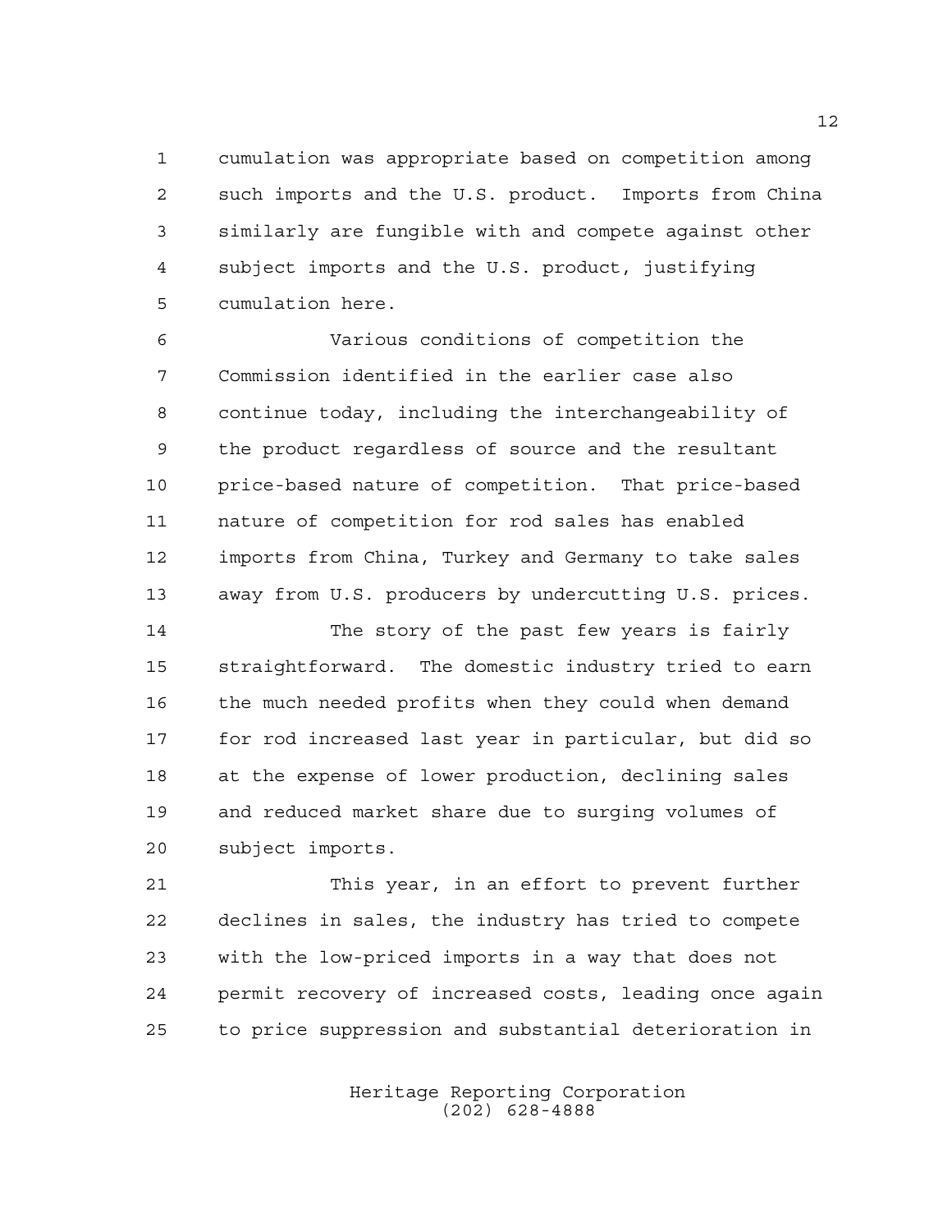cumulation was appropriate based on competition among such imports and the U.S. product. Imports from China similarly are fungible with and compete against other subject imports and the U.S. product, justifying cumulation here.

Various conditions of competition the Commission identified in the earlier case also continue today, including the interchangeability of the product regardless of source and the resultant price-based nature of competition. That price-based nature of competition for rod sales has enabled imports from China, Turkey and Germany to take sales away from U.S. producers by undercutting U.S. prices.

The story of the past few years is fairly straightforward. The domestic industry tried to earn the much needed profits when they could when demand for rod increased last year in particular, but did so at the expense of lower production, declining sales and reduced market share due to surging volumes of subject imports.

This year, in an effort to prevent further declines in sales, the industry has tried to compete with the low-priced imports in a way that does not permit recovery of increased costs, leading once again to price suppression and substantial deterioration in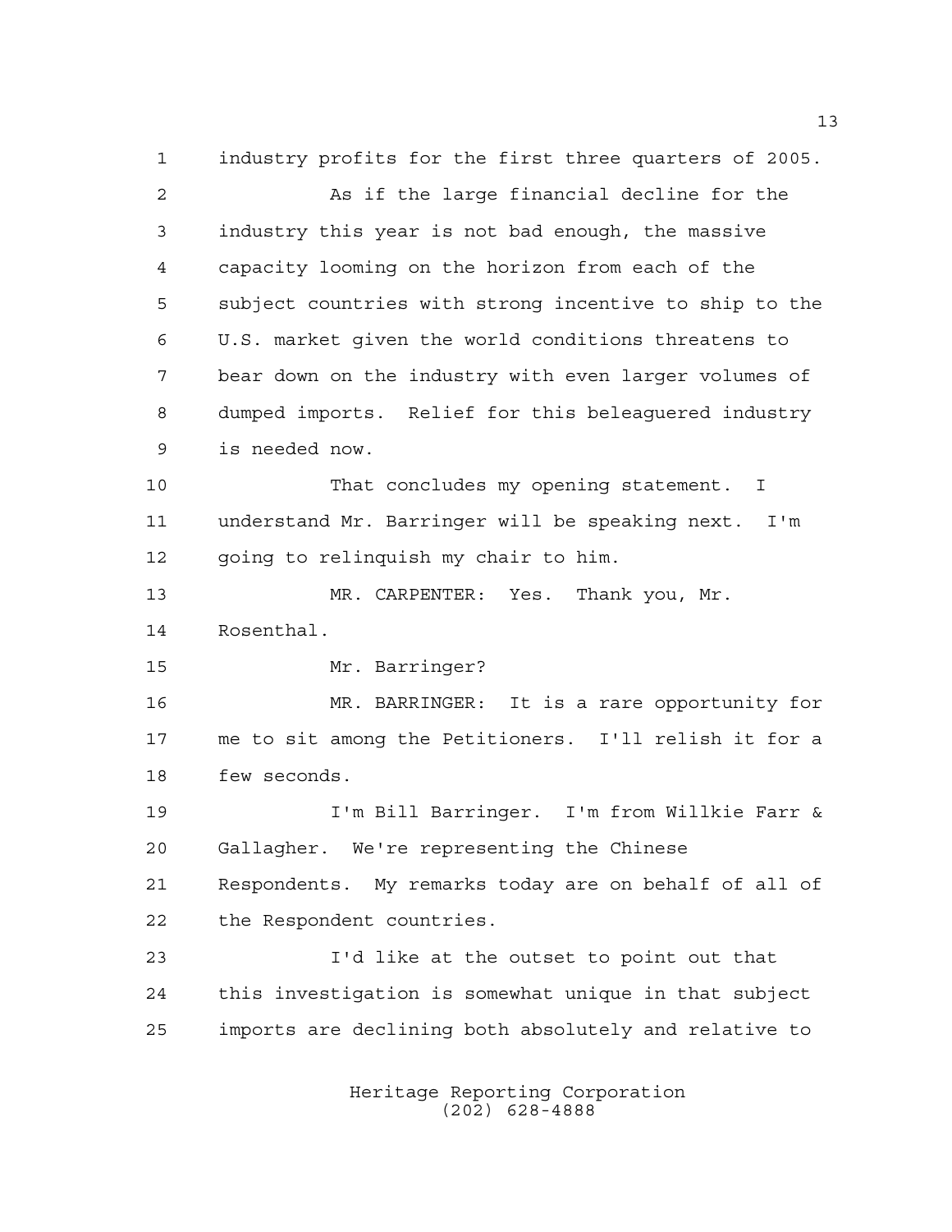industry profits for the first three quarters of 2005.

As if the large financial decline for the industry this year is not bad enough, the massive capacity looming on the horizon from each of the subject countries with strong incentive to ship to the U.S. market given the world conditions threatens to bear down on the industry with even larger volumes of dumped imports. Relief for this beleaguered industry is needed now.

That concludes my opening statement. I understand Mr. Barringer will be speaking next. I'm going to relinquish my chair to him.

MR. CARPENTER: Yes. Thank you, Mr. Rosenthal.

Mr. Barringer?

MR. BARRINGER: It is a rare opportunity for me to sit among the Petitioners. I'll relish it for a few seconds.

I'm Bill Barringer. I'm from Willkie Farr & Gallagher. We're representing the Chinese Respondents. My remarks today are on behalf of all of the Respondent countries.

I'd like at the outset to point out that this investigation is somewhat unique in that subject imports are declining both absolutely and relative to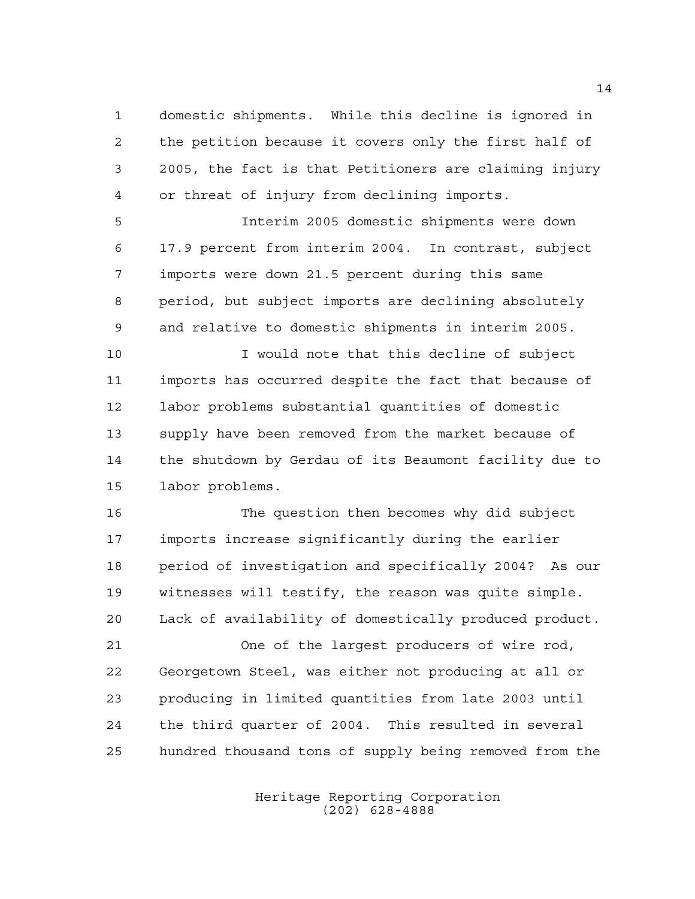domestic shipments. While this decline is ignored in the petition because it covers only the first half of 2005, the fact is that Petitioners are claiming injury or threat of injury from declining imports.

Interim 2005 domestic shipments were down 17.9 percent from interim 2004. In contrast, subject imports were down 21.5 percent during this same period, but subject imports are declining absolutely and relative to domestic shipments in interim 2005.

I would note that this decline of subject imports has occurred despite the fact that because of labor problems substantial quantities of domestic supply have been removed from the market because of the shutdown by Gerdau of its Beaumont facility due to labor problems.

The question then becomes why did subject imports increase significantly during the earlier period of investigation and specifically 2004? As our witnesses will testify, the reason was quite simple. Lack of availability of domestically produced product.

One of the largest producers of wire rod, Georgetown Steel, was either not producing at all or producing in limited quantities from late 2003 until the third quarter of 2004. This resulted in several hundred thousand tons of supply being removed from the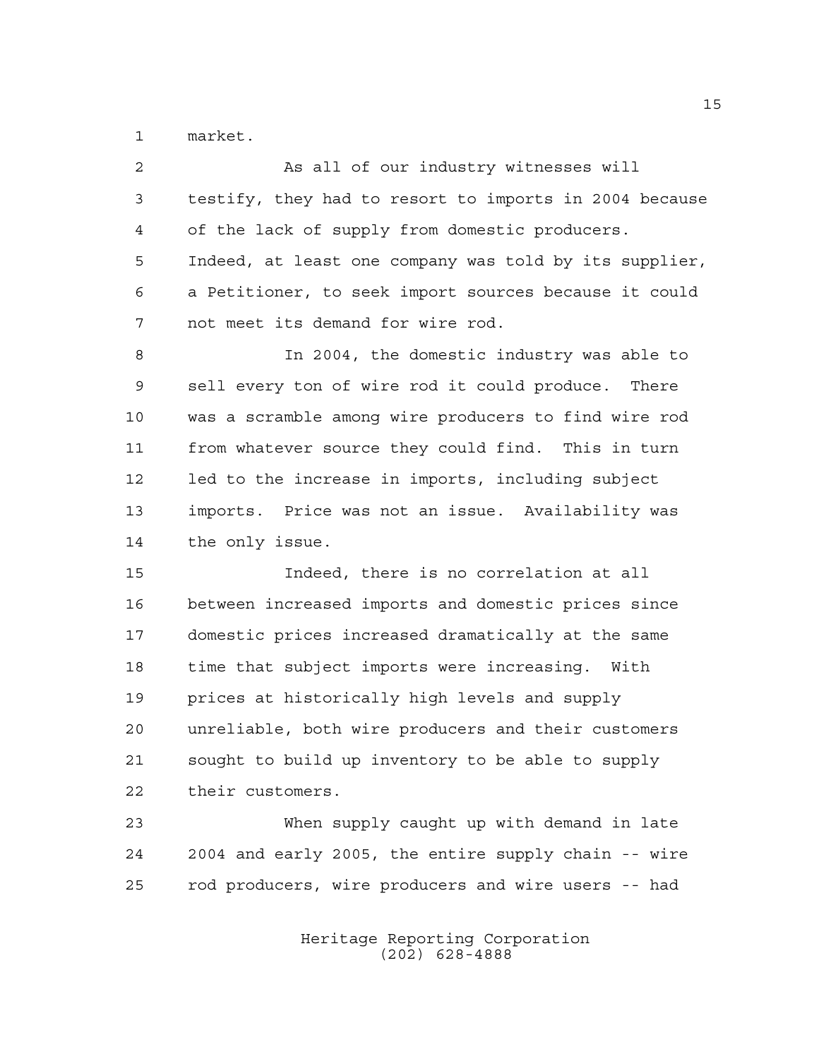market.

As all of our industry witnesses will testify, they had to resort to imports in 2004 because of the lack of supply from domestic producers. Indeed, at least one company was told by its supplier, a Petitioner, to seek import sources because it could not meet its demand for wire rod.

In 2004, the domestic industry was able to sell every ton of wire rod it could produce. There was a scramble among wire producers to find wire rod from whatever source they could find. This in turn led to the increase in imports, including subject imports. Price was not an issue. Availability was the only issue.

Indeed, there is no correlation at all between increased imports and domestic prices since domestic prices increased dramatically at the same time that subject imports were increasing. With prices at historically high levels and supply unreliable, both wire producers and their customers sought to build up inventory to be able to supply their customers.

When supply caught up with demand in late 2004 and early 2005, the entire supply chain -- wire rod producers, wire producers and wire users -- had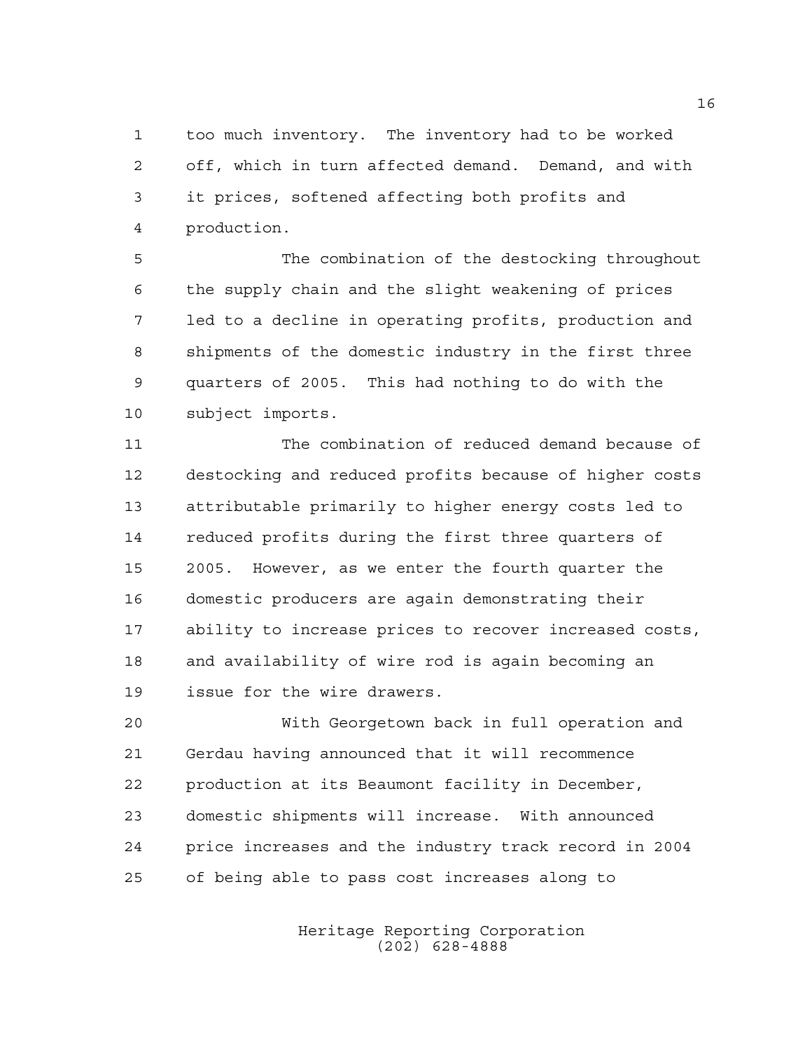too much inventory. The inventory had to be worked off, which in turn affected demand. Demand, and with it prices, softened affecting both profits and production.

The combination of the destocking throughout the supply chain and the slight weakening of prices led to a decline in operating profits, production and shipments of the domestic industry in the first three quarters of 2005. This had nothing to do with the subject imports.

The combination of reduced demand because of destocking and reduced profits because of higher costs attributable primarily to higher energy costs led to reduced profits during the first three quarters of 2005. However, as we enter the fourth quarter the domestic producers are again demonstrating their ability to increase prices to recover increased costs, and availability of wire rod is again becoming an issue for the wire drawers.

With Georgetown back in full operation and Gerdau having announced that it will recommence production at its Beaumont facility in December, domestic shipments will increase. With announced price increases and the industry track record in 2004 of being able to pass cost increases along to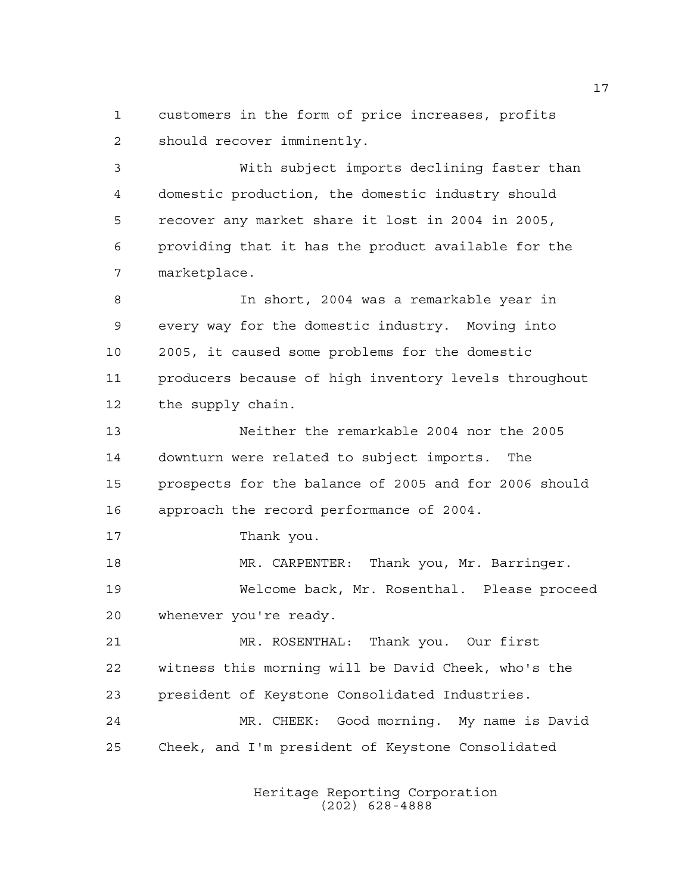customers in the form of price increases, profits should recover imminently.

With subject imports declining faster than domestic production, the domestic industry should recover any market share it lost in 2004 in 2005, providing that it has the product available for the marketplace.

In short, 2004 was a remarkable year in every way for the domestic industry. Moving into 2005, it caused some problems for the domestic producers because of high inventory levels throughout the supply chain.

Neither the remarkable 2004 nor the 2005 downturn were related to subject imports. The prospects for the balance of 2005 and for 2006 should approach the record performance of 2004.

Thank you.

MR. CARPENTER: Thank you, Mr. Barringer.

Welcome back, Mr. Rosenthal. Please proceed whenever you're ready.

MR. ROSENTHAL: Thank you. Our first witness this morning will be David Cheek, who's the president of Keystone Consolidated Industries.

MR. CHEEK: Good morning. My name is David Cheek, and I'm president of Keystone Consolidated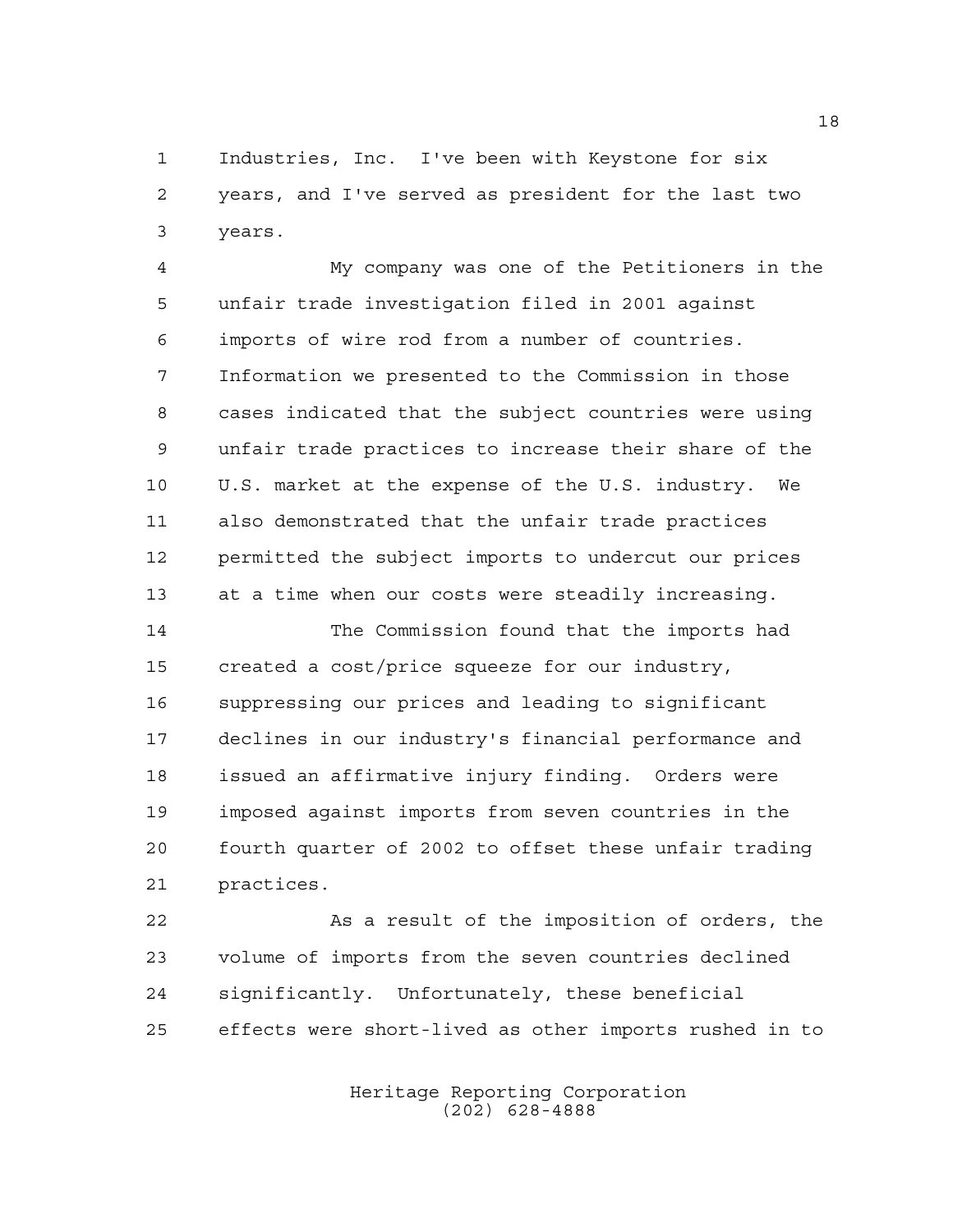Industries, Inc. I've been with Keystone for six years, and I've served as president for the last two years.

My company was one of the Petitioners in the unfair trade investigation filed in 2001 against imports of wire rod from a number of countries. Information we presented to the Commission in those cases indicated that the subject countries were using unfair trade practices to increase their share of the U.S. market at the expense of the U.S. industry. We also demonstrated that the unfair trade practices permitted the subject imports to undercut our prices at a time when our costs were steadily increasing.

The Commission found that the imports had created a cost/price squeeze for our industry, suppressing our prices and leading to significant declines in our industry's financial performance and issued an affirmative injury finding. Orders were imposed against imports from seven countries in the fourth quarter of 2002 to offset these unfair trading practices.

As a result of the imposition of orders, the volume of imports from the seven countries declined significantly. Unfortunately, these beneficial effects were short-lived as other imports rushed in to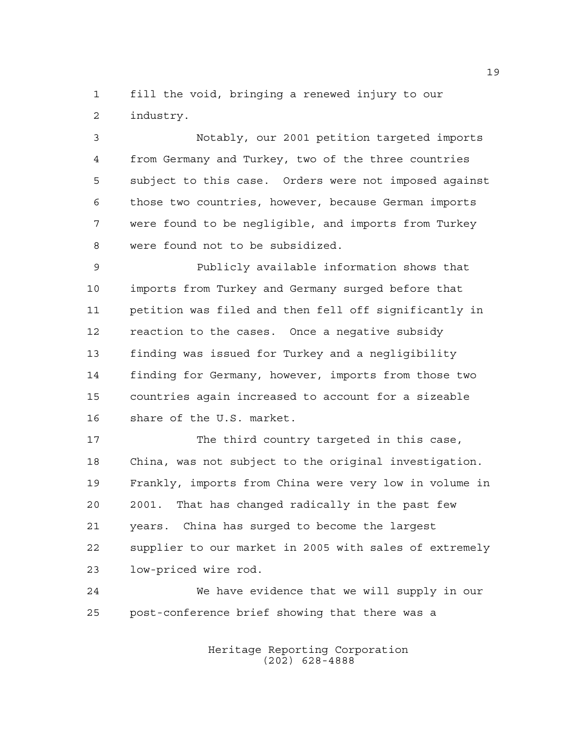fill the void, bringing a renewed injury to our industry.

Notably, our 2001 petition targeted imports from Germany and Turkey, two of the three countries subject to this case. Orders were not imposed against those two countries, however, because German imports were found to be negligible, and imports from Turkey were found not to be subsidized.

Publicly available information shows that imports from Turkey and Germany surged before that petition was filed and then fell off significantly in reaction to the cases. Once a negative subsidy finding was issued for Turkey and a negligibility finding for Germany, however, imports from those two countries again increased to account for a sizeable share of the U.S. market.

The third country targeted in this case, China, was not subject to the original investigation. Frankly, imports from China were very low in volume in 2001. That has changed radically in the past few years. China has surged to become the largest supplier to our market in 2005 with sales of extremely low-priced wire rod.

We have evidence that we will supply in our post-conference brief showing that there was a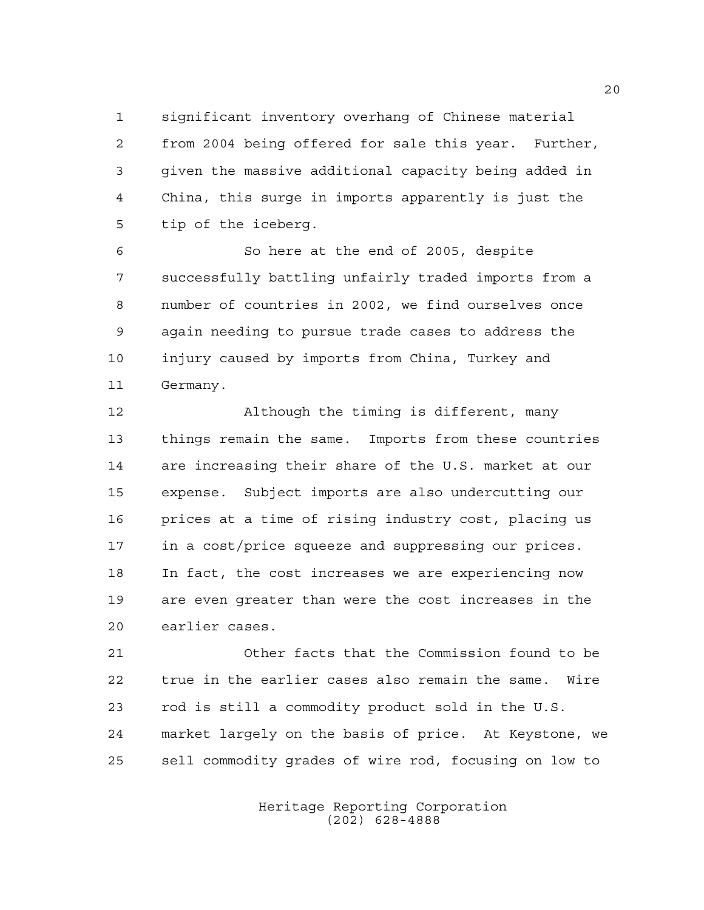significant inventory overhang of Chinese material from 2004 being offered for sale this year. Further, given the massive additional capacity being added in China, this surge in imports apparently is just the tip of the iceberg.

So here at the end of 2005, despite successfully battling unfairly traded imports from a number of countries in 2002, we find ourselves once again needing to pursue trade cases to address the injury caused by imports from China, Turkey and Germany.

Although the timing is different, many things remain the same. Imports from these countries are increasing their share of the U.S. market at our expense. Subject imports are also undercutting our prices at a time of rising industry cost, placing us in a cost/price squeeze and suppressing our prices. In fact, the cost increases we are experiencing now are even greater than were the cost increases in the earlier cases.

Other facts that the Commission found to be true in the earlier cases also remain the same. Wire rod is still a commodity product sold in the U.S. market largely on the basis of price. At Keystone, we sell commodity grades of wire rod, focusing on low to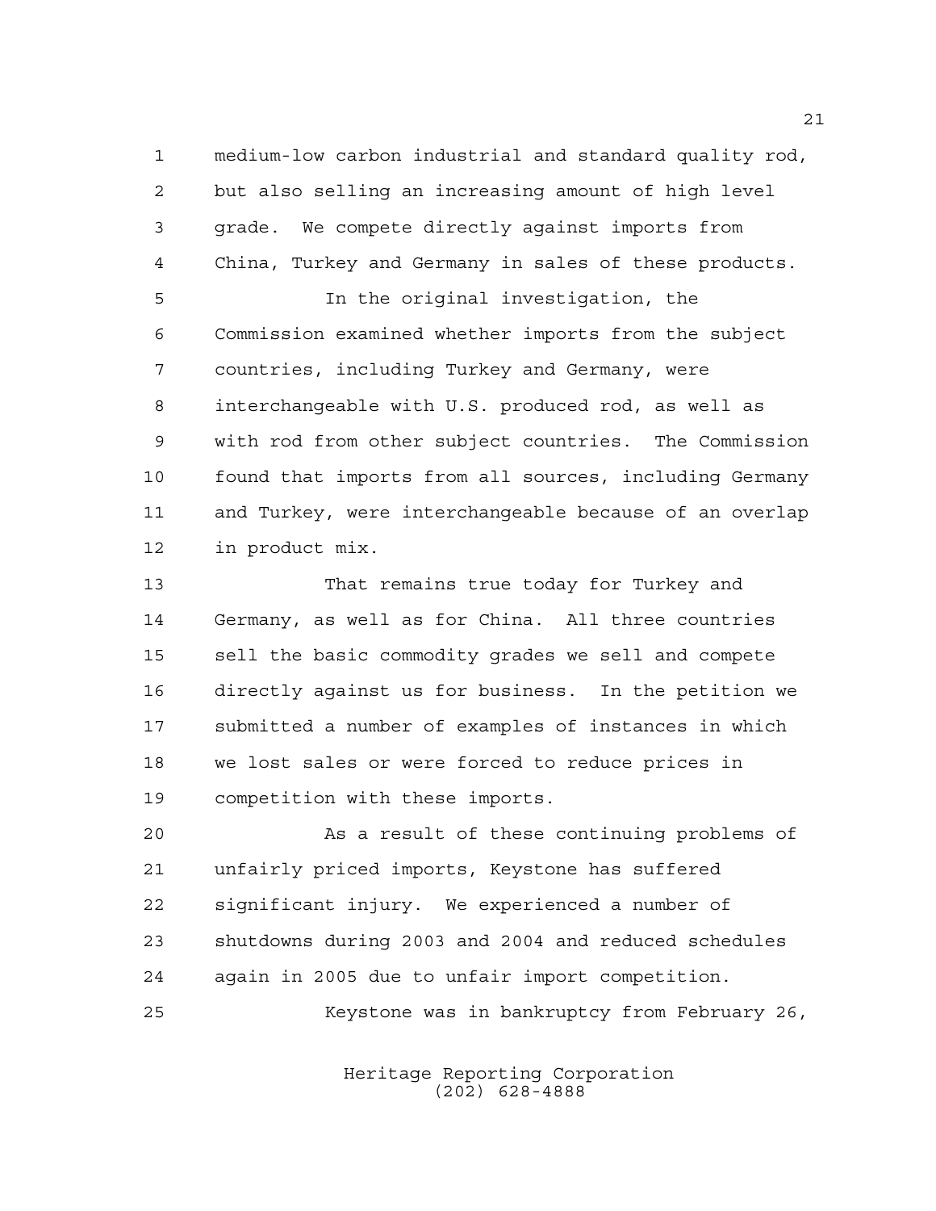medium-low carbon industrial and standard quality rod, but also selling an increasing amount of high level grade. We compete directly against imports from China, Turkey and Germany in sales of these products.

In the original investigation, the Commission examined whether imports from the subject countries, including Turkey and Germany, were interchangeable with U.S. produced rod, as well as with rod from other subject countries. The Commission found that imports from all sources, including Germany and Turkey, were interchangeable because of an overlap in product mix.

That remains true today for Turkey and Germany, as well as for China. All three countries sell the basic commodity grades we sell and compete directly against us for business. In the petition we submitted a number of examples of instances in which we lost sales or were forced to reduce prices in competition with these imports.

As a result of these continuing problems of unfairly priced imports, Keystone has suffered significant injury. We experienced a number of shutdowns during 2003 and 2004 and reduced schedules again in 2005 due to unfair import competition.

Keystone was in bankruptcy from February 26,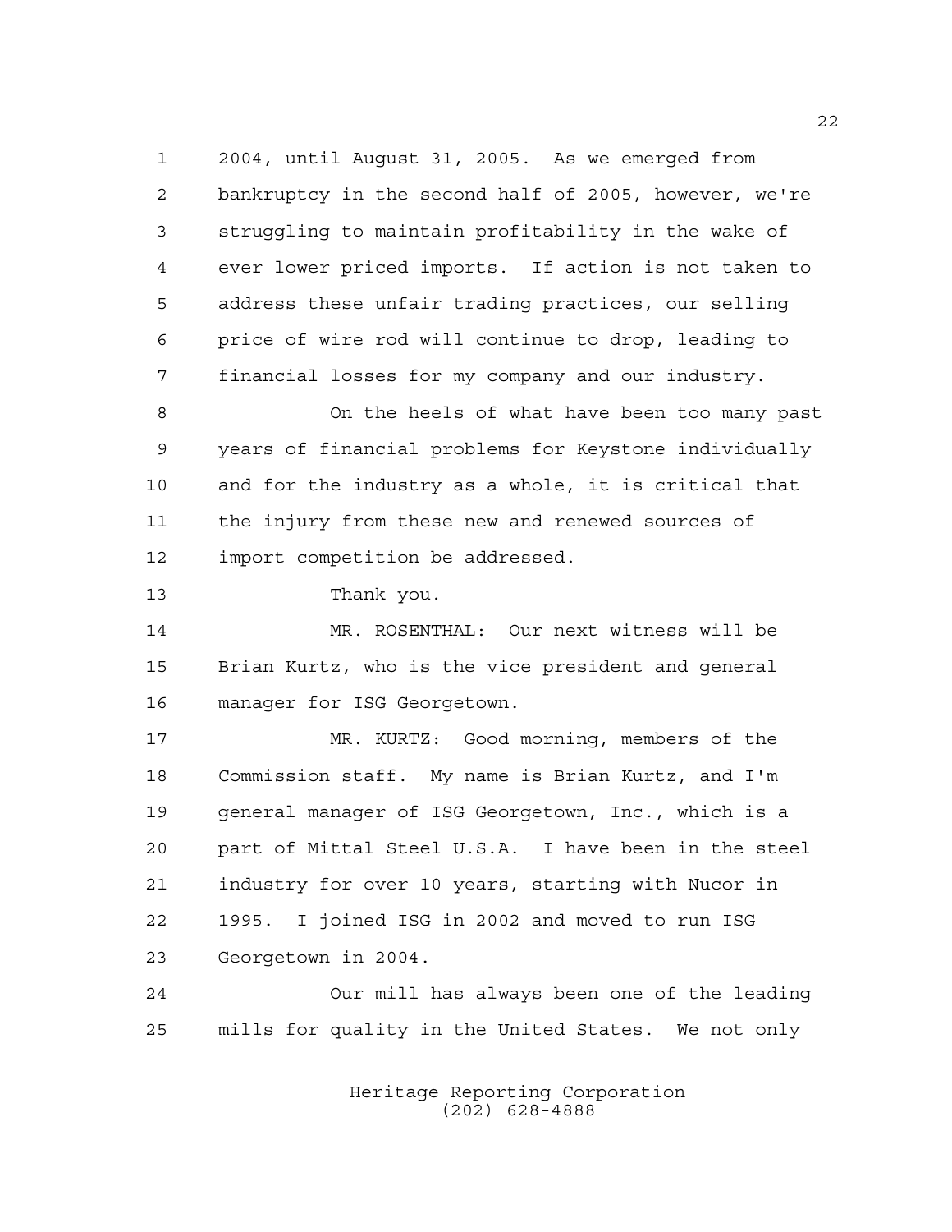2004, until August 31, 2005. As we emerged from bankruptcy in the second half of 2005, however, we're struggling to maintain profitability in the wake of ever lower priced imports. If action is not taken to address these unfair trading practices, our selling price of wire rod will continue to drop, leading to financial losses for my company and our industry.

On the heels of what have been too many past years of financial problems for Keystone individually and for the industry as a whole, it is critical that the injury from these new and renewed sources of import competition be addressed.

Thank you.

MR. ROSENTHAL: Our next witness will be Brian Kurtz, who is the vice president and general manager for ISG Georgetown.

MR. KURTZ: Good morning, members of the Commission staff. My name is Brian Kurtz, and I'm general manager of ISG Georgetown, Inc., which is a part of Mittal Steel U.S.A. I have been in the steel industry for over 10 years, starting with Nucor in 1995. I joined ISG in 2002 and moved to run ISG Georgetown in 2004.

Our mill has always been one of the leading mills for quality in the United States. We not only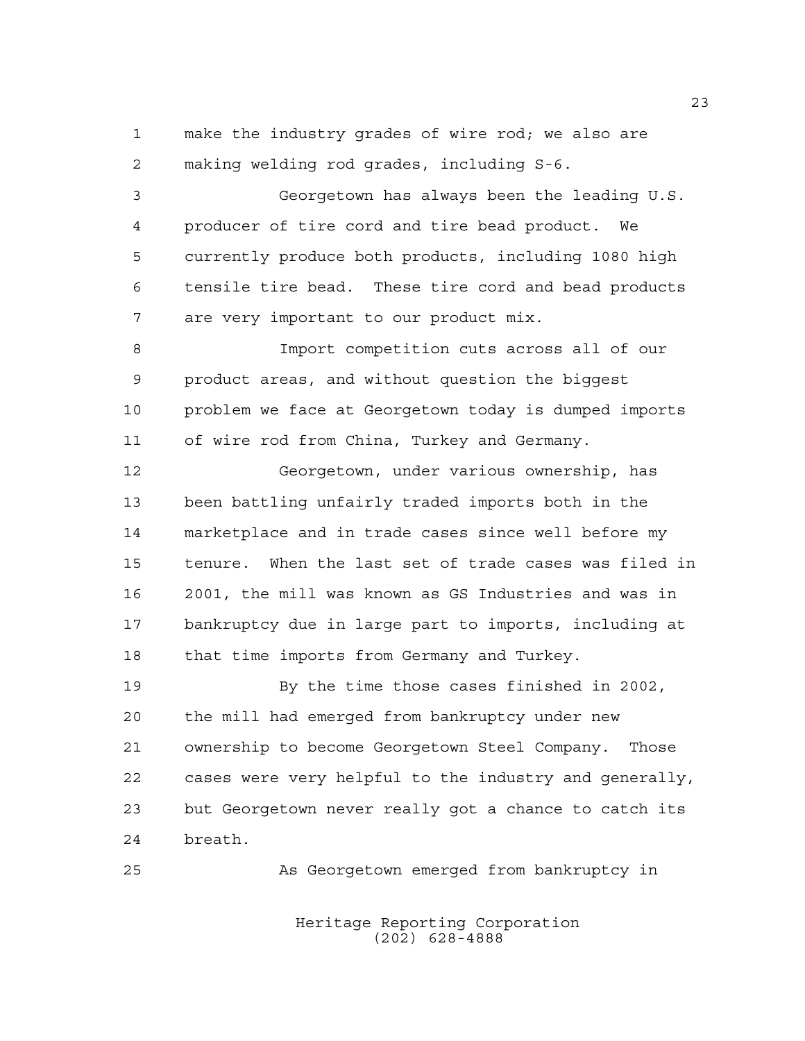make the industry grades of wire rod; we also are making welding rod grades, including S-6.

Georgetown has always been the leading U.S. producer of tire cord and tire bead product. We currently produce both products, including 1080 high tensile tire bead. These tire cord and bead products are very important to our product mix.

Import competition cuts across all of our product areas, and without question the biggest problem we face at Georgetown today is dumped imports of wire rod from China, Turkey and Germany.

Georgetown, under various ownership, has been battling unfairly traded imports both in the marketplace and in trade cases since well before my tenure. When the last set of trade cases was filed in 2001, the mill was known as GS Industries and was in bankruptcy due in large part to imports, including at that time imports from Germany and Turkey.

By the time those cases finished in 2002, the mill had emerged from bankruptcy under new ownership to become Georgetown Steel Company. Those cases were very helpful to the industry and generally, but Georgetown never really got a chance to catch its breath.

As Georgetown emerged from bankruptcy in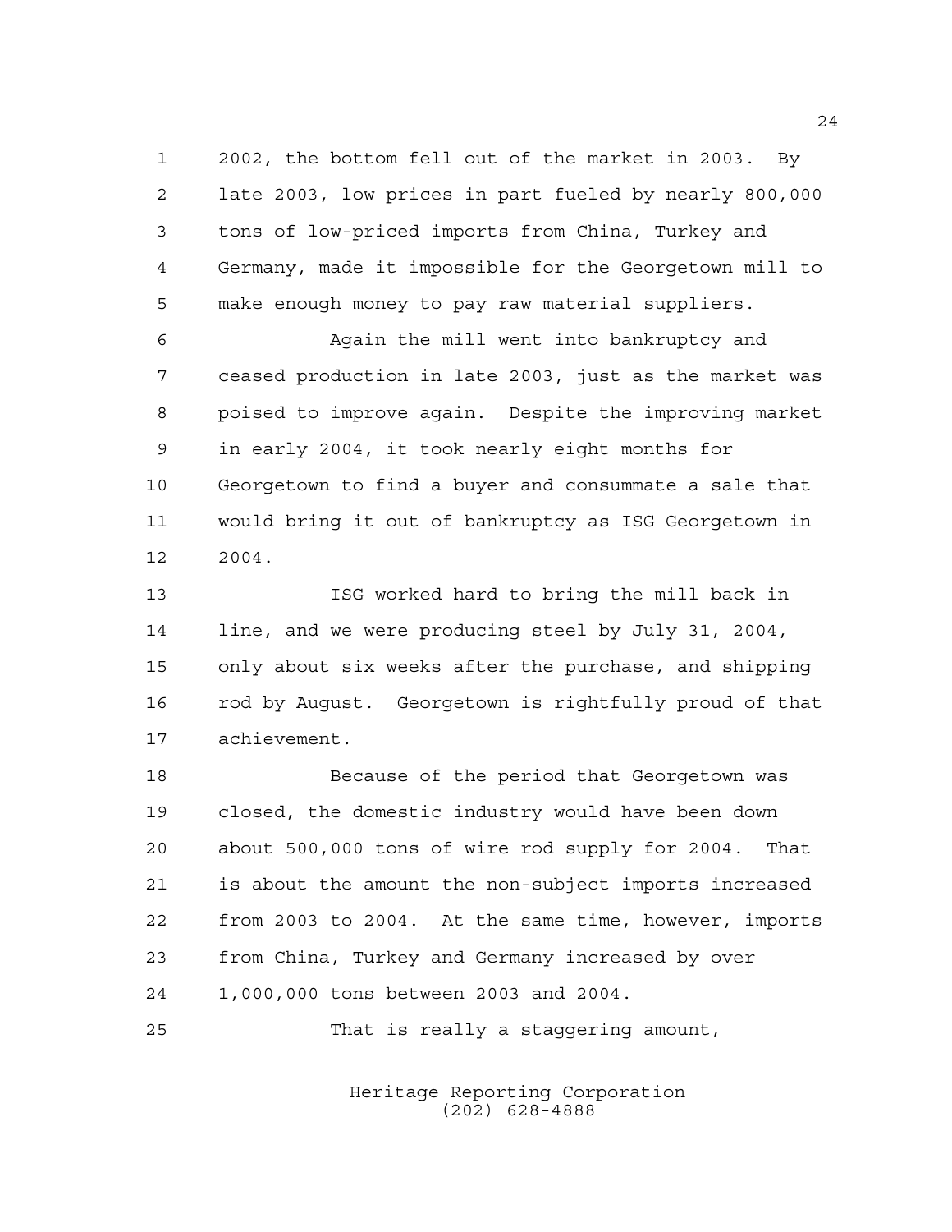2002, the bottom fell out of the market in 2003. By late 2003, low prices in part fueled by nearly 800,000 tons of low-priced imports from China, Turkey and Germany, made it impossible for the Georgetown mill to make enough money to pay raw material suppliers.

Again the mill went into bankruptcy and ceased production in late 2003, just as the market was poised to improve again. Despite the improving market in early 2004, it took nearly eight months for Georgetown to find a buyer and consummate a sale that would bring it out of bankruptcy as ISG Georgetown in 2004.

ISG worked hard to bring the mill back in line, and we were producing steel by July 31, 2004, only about six weeks after the purchase, and shipping rod by August. Georgetown is rightfully proud of that achievement.

Because of the period that Georgetown was closed, the domestic industry would have been down about 500,000 tons of wire rod supply for 2004. That is about the amount the non-subject imports increased from 2003 to 2004. At the same time, however, imports from China, Turkey and Germany increased by over 1,000,000 tons between 2003 and 2004.

That is really a staggering amount,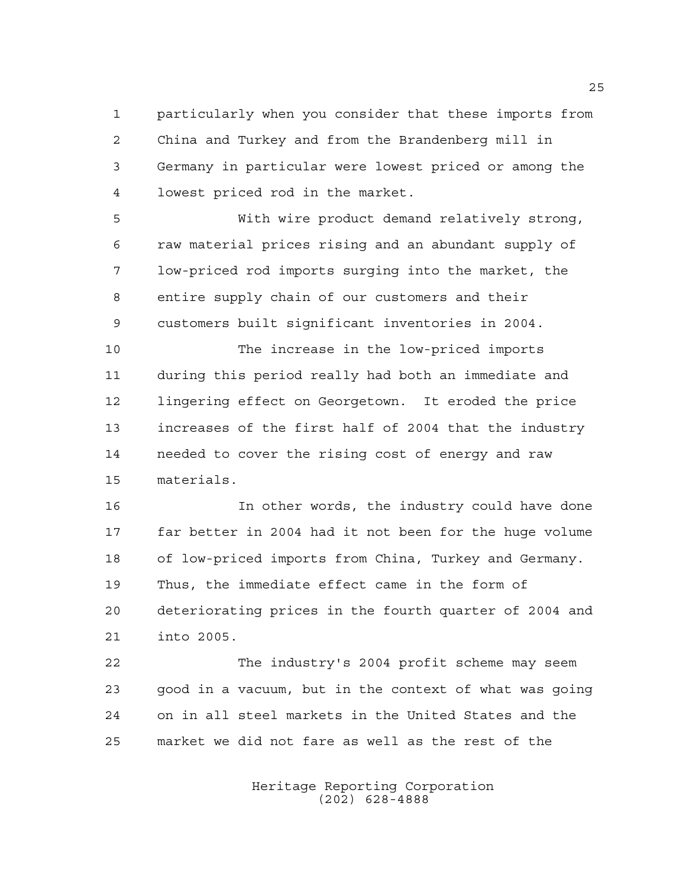particularly when you consider that these imports from China and Turkey and from the Brandenberg mill in Germany in particular were lowest priced or among the lowest priced rod in the market.

With wire product demand relatively strong, raw material prices rising and an abundant supply of low-priced rod imports surging into the market, the entire supply chain of our customers and their customers built significant inventories in 2004.

The increase in the low-priced imports during this period really had both an immediate and lingering effect on Georgetown. It eroded the price increases of the first half of 2004 that the industry needed to cover the rising cost of energy and raw materials.

In other words, the industry could have done far better in 2004 had it not been for the huge volume of low-priced imports from China, Turkey and Germany. Thus, the immediate effect came in the form of deteriorating prices in the fourth quarter of 2004 and into 2005.

The industry's 2004 profit scheme may seem good in a vacuum, but in the context of what was going on in all steel markets in the United States and the market we did not fare as well as the rest of the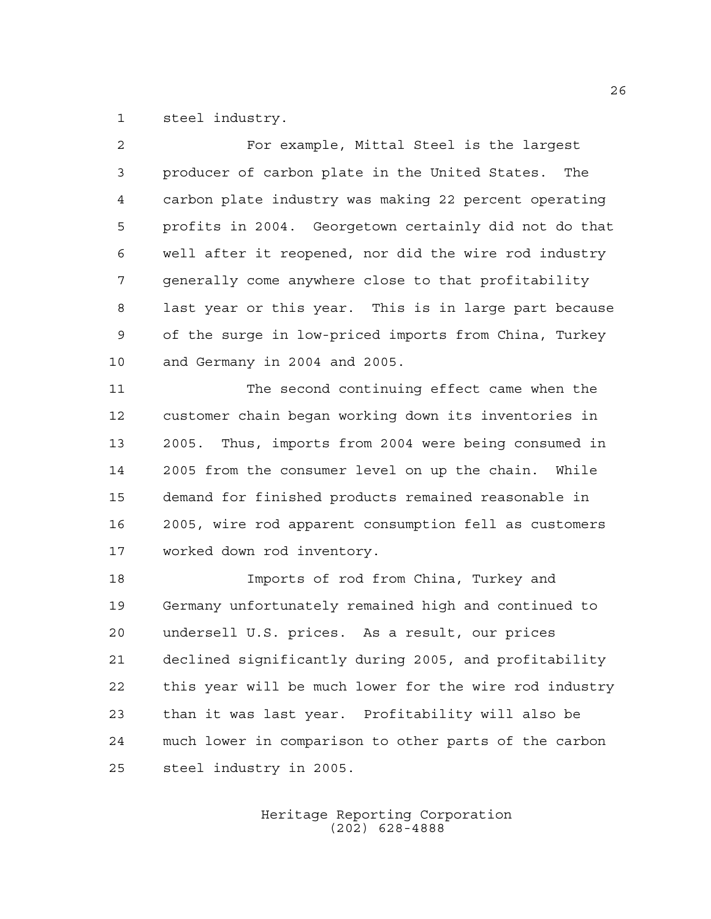steel industry.

For example, Mittal Steel is the largest producer of carbon plate in the United States. The carbon plate industry was making 22 percent operating profits in 2004. Georgetown certainly did not do that well after it reopened, nor did the wire rod industry generally come anywhere close to that profitability last year or this year. This is in large part because of the surge in low-priced imports from China, Turkey and Germany in 2004 and 2005.

The second continuing effect came when the customer chain began working down its inventories in 2005. Thus, imports from 2004 were being consumed in 2005 from the consumer level on up the chain. While demand for finished products remained reasonable in 2005, wire rod apparent consumption fell as customers worked down rod inventory.

Imports of rod from China, Turkey and Germany unfortunately remained high and continued to undersell U.S. prices. As a result, our prices declined significantly during 2005, and profitability this year will be much lower for the wire rod industry than it was last year. Profitability will also be much lower in comparison to other parts of the carbon steel industry in 2005.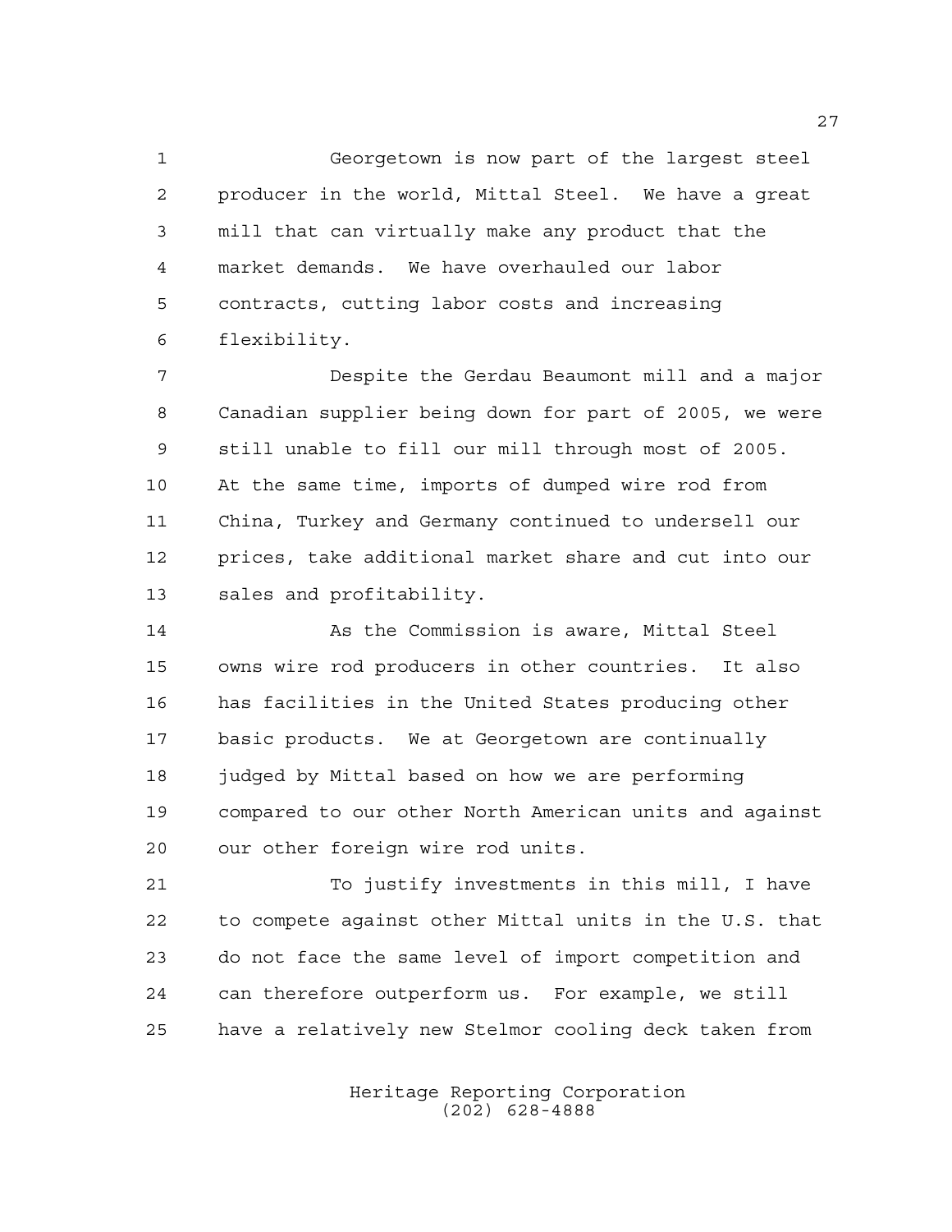Georgetown is now part of the largest steel producer in the world, Mittal Steel. We have a great mill that can virtually make any product that the market demands. We have overhauled our labor contracts, cutting labor costs and increasing flexibility.

Despite the Gerdau Beaumont mill and a major Canadian supplier being down for part of 2005, we were still unable to fill our mill through most of 2005. At the same time, imports of dumped wire rod from China, Turkey and Germany continued to undersell our prices, take additional market share and cut into our sales and profitability.

As the Commission is aware, Mittal Steel owns wire rod producers in other countries. It also has facilities in the United States producing other basic products. We at Georgetown are continually judged by Mittal based on how we are performing compared to our other North American units and against our other foreign wire rod units.

To justify investments in this mill, I have to compete against other Mittal units in the U.S. that do not face the same level of import competition and can therefore outperform us. For example, we still have a relatively new Stelmor cooling deck taken from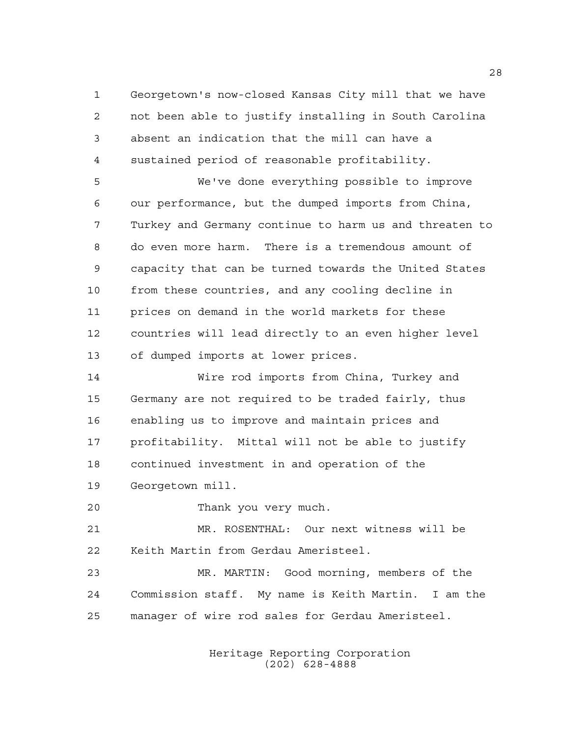Georgetown's now-closed Kansas City mill that we have not been able to justify installing in South Carolina absent an indication that the mill can have a sustained period of reasonable profitability.

We've done everything possible to improve our performance, but the dumped imports from China, Turkey and Germany continue to harm us and threaten to do even more harm. There is a tremendous amount of capacity that can be turned towards the United States from these countries, and any cooling decline in prices on demand in the world markets for these countries will lead directly to an even higher level of dumped imports at lower prices.

Wire rod imports from China, Turkey and Germany are not required to be traded fairly, thus enabling us to improve and maintain prices and profitability. Mittal will not be able to justify continued investment in and operation of the Georgetown mill.

Thank you very much.

MR. ROSENTHAL: Our next witness will be Keith Martin from Gerdau Ameristeel.

MR. MARTIN: Good morning, members of the Commission staff. My name is Keith Martin. I am the manager of wire rod sales for Gerdau Ameristeel.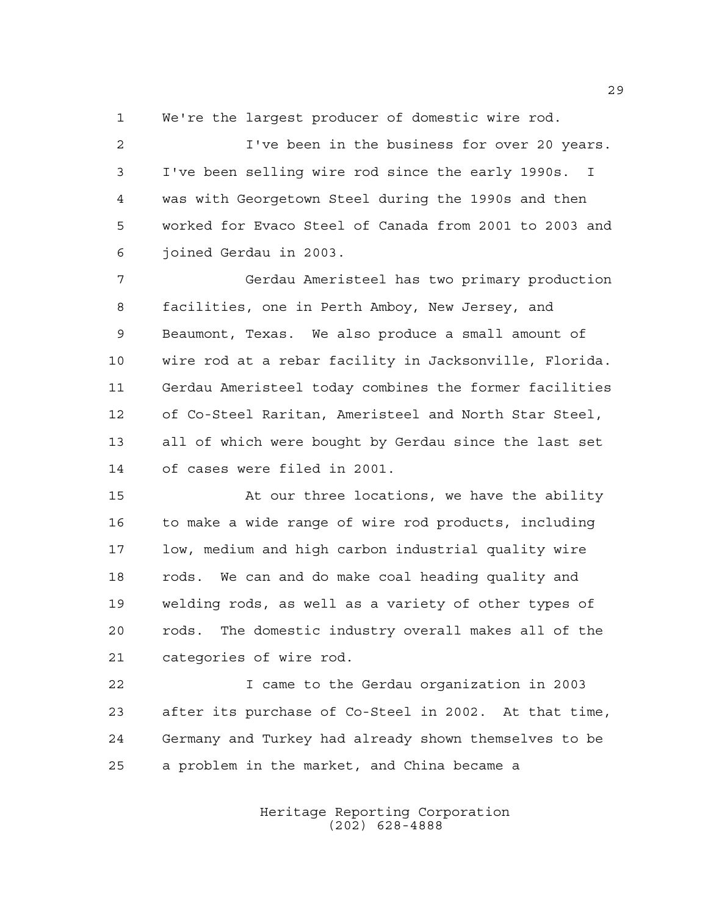We're the largest producer of domestic wire rod.

I've been in the business for over 20 years. I've been selling wire rod since the early 1990s. I was with Georgetown Steel during the 1990s and then worked for Evaco Steel of Canada from 2001 to 2003 and joined Gerdau in 2003.

Gerdau Ameristeel has two primary production facilities, one in Perth Amboy, New Jersey, and Beaumont, Texas. We also produce a small amount of wire rod at a rebar facility in Jacksonville, Florida. Gerdau Ameristeel today combines the former facilities of Co-Steel Raritan, Ameristeel and North Star Steel, all of which were bought by Gerdau since the last set of cases were filed in 2001.

At our three locations, we have the ability to make a wide range of wire rod products, including low, medium and high carbon industrial quality wire rods. We can and do make coal heading quality and welding rods, as well as a variety of other types of rods. The domestic industry overall makes all of the categories of wire rod.

I came to the Gerdau organization in 2003 after its purchase of Co-Steel in 2002. At that time, Germany and Turkey had already shown themselves to be a problem in the market, and China became a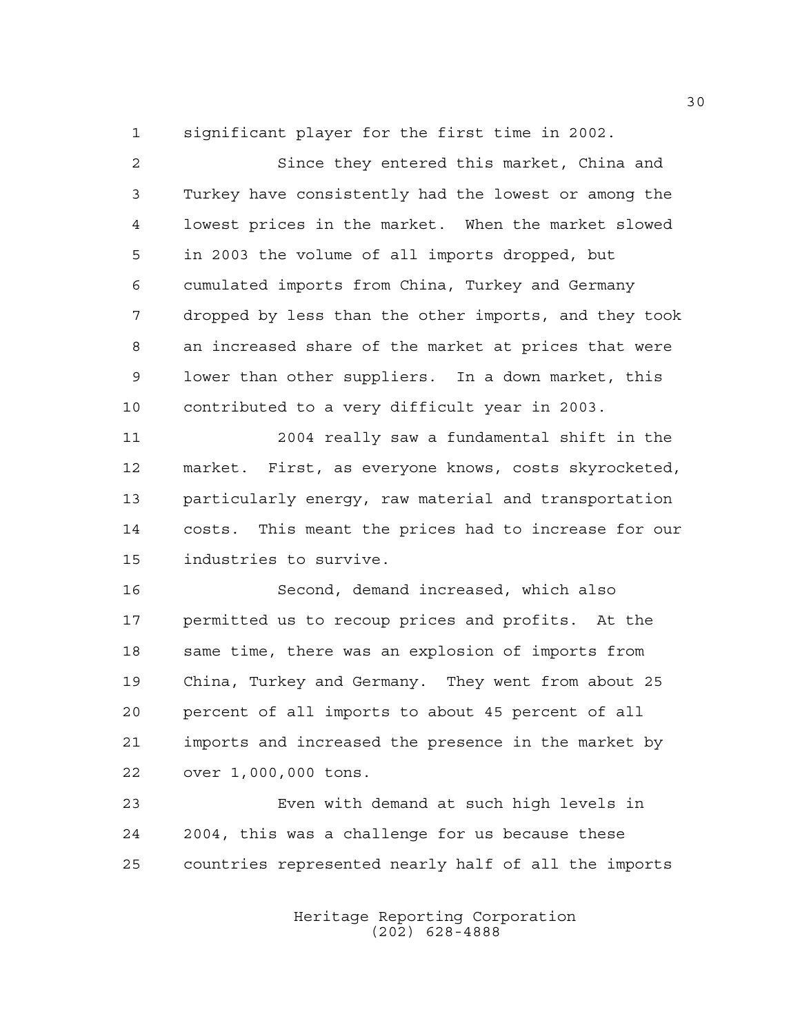significant player for the first time in 2002.

Since they entered this market, China and Turkey have consistently had the lowest or among the lowest prices in the market. When the market slowed in 2003 the volume of all imports dropped, but cumulated imports from China, Turkey and Germany dropped by less than the other imports, and they took an increased share of the market at prices that were lower than other suppliers. In a down market, this contributed to a very difficult year in 2003.

2004 really saw a fundamental shift in the market. First, as everyone knows, costs skyrocketed, particularly energy, raw material and transportation costs. This meant the prices had to increase for our industries to survive.

Second, demand increased, which also permitted us to recoup prices and profits. At the same time, there was an explosion of imports from China, Turkey and Germany. They went from about 25 percent of all imports to about 45 percent of all imports and increased the presence in the market by over 1,000,000 tons.

Even with demand at such high levels in 2004, this was a challenge for us because these countries represented nearly half of all the imports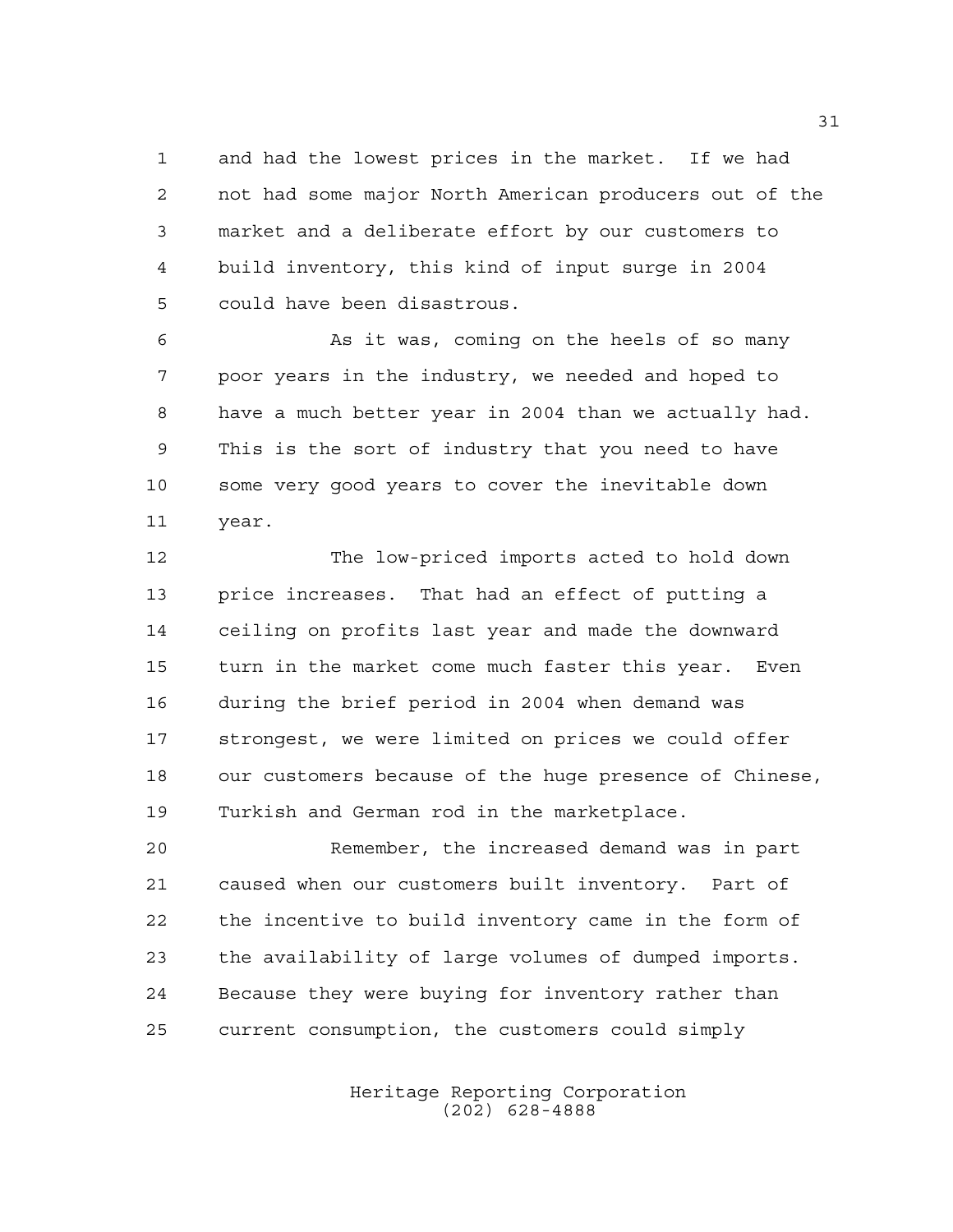and had the lowest prices in the market. If we had not had some major North American producers out of the market and a deliberate effort by our customers to build inventory, this kind of input surge in 2004 could have been disastrous.

As it was, coming on the heels of so many poor years in the industry, we needed and hoped to have a much better year in 2004 than we actually had. This is the sort of industry that you need to have some very good years to cover the inevitable down year.

The low-priced imports acted to hold down price increases. That had an effect of putting a ceiling on profits last year and made the downward turn in the market come much faster this year. Even during the brief period in 2004 when demand was strongest, we were limited on prices we could offer our customers because of the huge presence of Chinese, Turkish and German rod in the marketplace.

Remember, the increased demand was in part caused when our customers built inventory. Part of the incentive to build inventory came in the form of the availability of large volumes of dumped imports. Because they were buying for inventory rather than current consumption, the customers could simply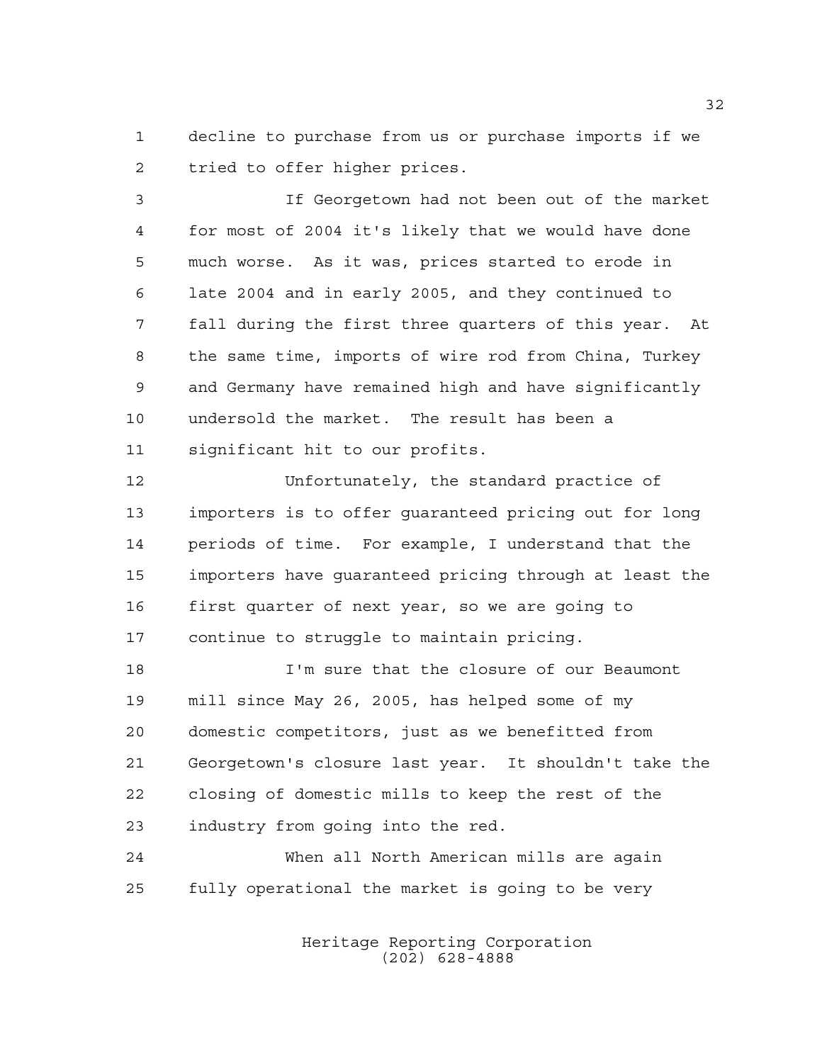decline to purchase from us or purchase imports if we tried to offer higher prices.

If Georgetown had not been out of the market for most of 2004 it's likely that we would have done much worse. As it was, prices started to erode in late 2004 and in early 2005, and they continued to fall during the first three quarters of this year. At the same time, imports of wire rod from China, Turkey and Germany have remained high and have significantly undersold the market. The result has been a significant hit to our profits.

Unfortunately, the standard practice of importers is to offer guaranteed pricing out for long periods of time. For example, I understand that the importers have guaranteed pricing through at least the first quarter of next year, so we are going to continue to struggle to maintain pricing.

I'm sure that the closure of our Beaumont mill since May 26, 2005, has helped some of my domestic competitors, just as we benefitted from Georgetown's closure last year. It shouldn't take the closing of domestic mills to keep the rest of the industry from going into the red.

When all North American mills are again fully operational the market is going to be very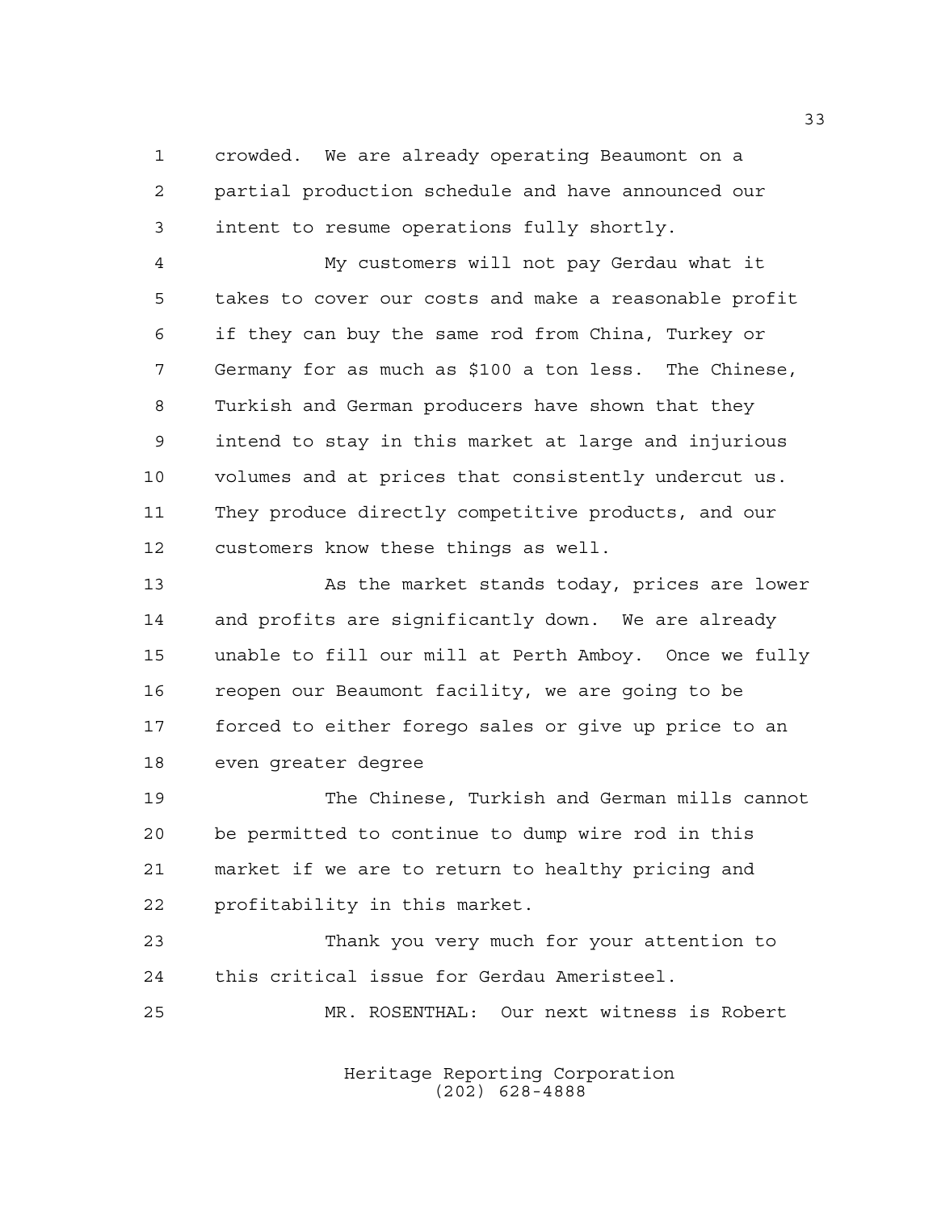crowded. We are already operating Beaumont on a partial production schedule and have announced our intent to resume operations fully shortly.

My customers will not pay Gerdau what it takes to cover our costs and make a reasonable profit if they can buy the same rod from China, Turkey or Germany for as much as $100 a ton less. The Chinese, Turkish and German producers have shown that they intend to stay in this market at large and injurious volumes and at prices that consistently undercut us. They produce directly competitive products, and our customers know these things as well.

As the market stands today, prices are lower and profits are significantly down. We are already unable to fill our mill at Perth Amboy. Once we fully reopen our Beaumont facility, we are going to be forced to either forego sales or give up price to an even greater degree

The Chinese, Turkish and German mills cannot be permitted to continue to dump wire rod in this market if we are to return to healthy pricing and profitability in this market.

Thank you very much for your attention to this critical issue for Gerdau Ameristeel.

MR. ROSENTHAL: Our next witness is Robert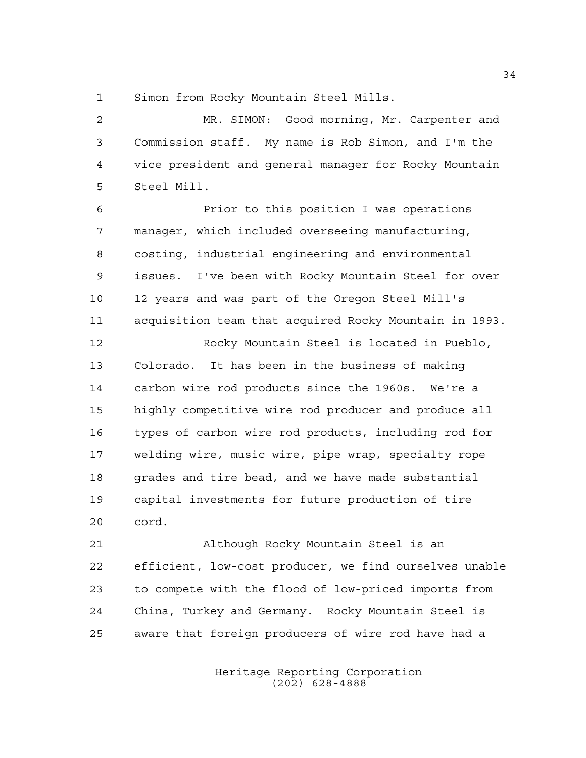Simon from Rocky Mountain Steel Mills.

MR. SIMON: Good morning, Mr. Carpenter and Commission staff. My name is Rob Simon, and I'm the vice president and general manager for Rocky Mountain Steel Mill.

Prior to this position I was operations manager, which included overseeing manufacturing, costing, industrial engineering and environmental issues. I've been with Rocky Mountain Steel for over 12 years and was part of the Oregon Steel Mill's acquisition team that acquired Rocky Mountain in 1993.

Rocky Mountain Steel is located in Pueblo, Colorado. It has been in the business of making carbon wire rod products since the 1960s. We're a highly competitive wire rod producer and produce all types of carbon wire rod products, including rod for welding wire, music wire, pipe wrap, specialty rope grades and tire bead, and we have made substantial capital investments for future production of tire cord.

Although Rocky Mountain Steel is an efficient, low-cost producer, we find ourselves unable to compete with the flood of low-priced imports from China, Turkey and Germany. Rocky Mountain Steel is aware that foreign producers of wire rod have had a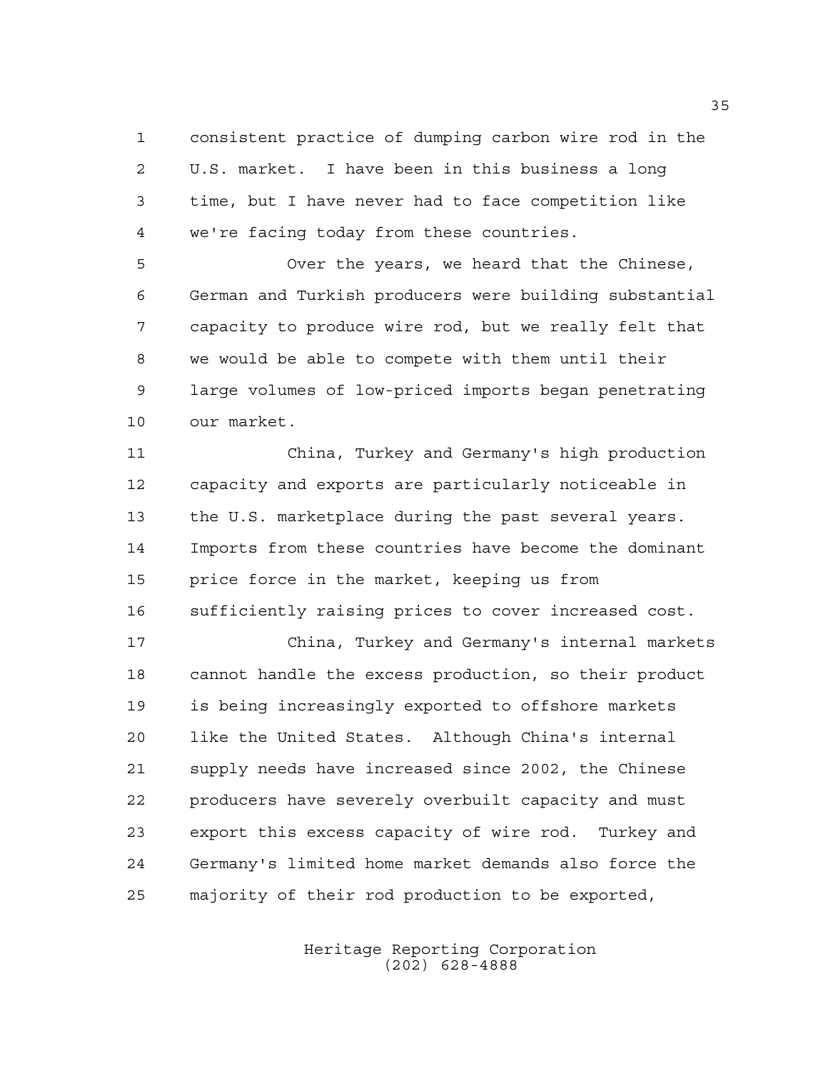consistent practice of dumping carbon wire rod in the U.S. market. I have been in this business a long time, but I have never had to face competition like we're facing today from these countries.

Over the years, we heard that the Chinese, German and Turkish producers were building substantial capacity to produce wire rod, but we really felt that we would be able to compete with them until their large volumes of low-priced imports began penetrating our market.

China, Turkey and Germany's high production capacity and exports are particularly noticeable in the U.S. marketplace during the past several years. Imports from these countries have become the dominant price force in the market, keeping us from sufficiently raising prices to cover increased cost.

China, Turkey and Germany's internal markets cannot handle the excess production, so their product is being increasingly exported to offshore markets like the United States. Although China's internal supply needs have increased since 2002, the Chinese producers have severely overbuilt capacity and must export this excess capacity of wire rod. Turkey and Germany's limited home market demands also force the majority of their rod production to be exported,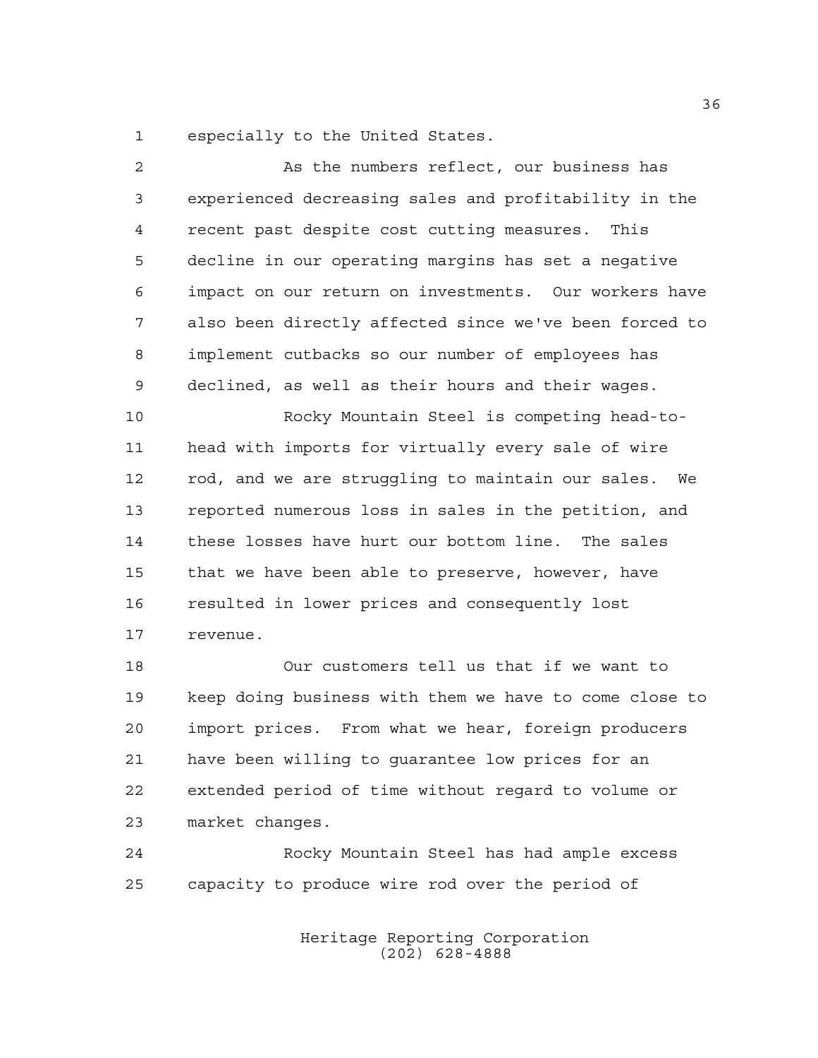especially to the United States.

As the numbers reflect, our business has experienced decreasing sales and profitability in the recent past despite cost cutting measures. This decline in our operating margins has set a negative impact on our return on investments. Our workers have also been directly affected since we've been forced to implement cutbacks so our number of employees has declined, as well as their hours and their wages.

Rocky Mountain Steel is competing head-to-head with imports for virtually every sale of wire rod, and we are struggling to maintain our sales. We reported numerous loss in sales in the petition, and these losses have hurt our bottom line. The sales that we have been able to preserve, however, have resulted in lower prices and consequently lost revenue.

Our customers tell us that if we want to keep doing business with them we have to come close to import prices. From what we hear, foreign producers have been willing to guarantee low prices for an extended period of time without regard to volume or market changes.

Rocky Mountain Steel has had ample excess capacity to produce wire rod over the period of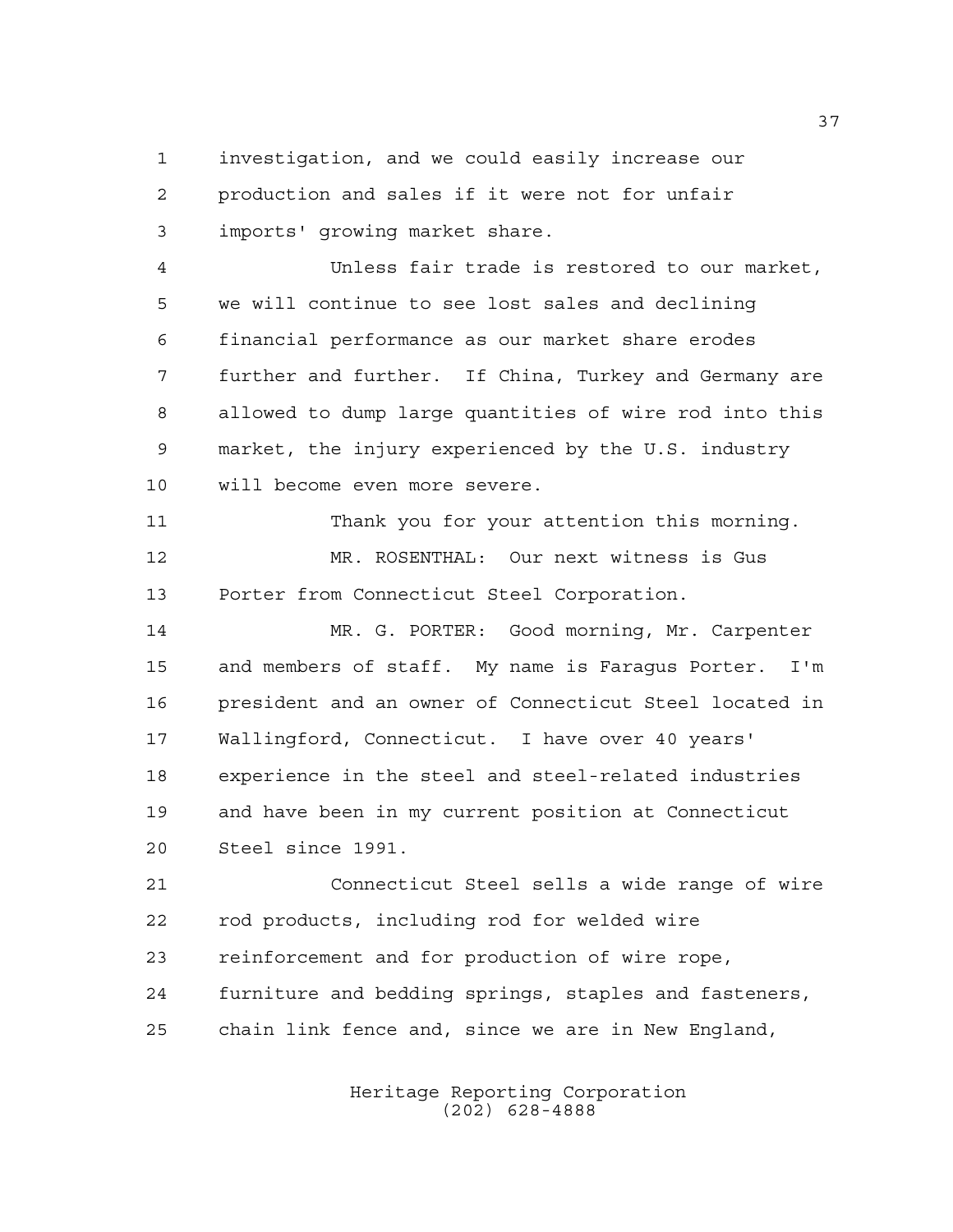investigation, and we could easily increase our production and sales if it were not for unfair imports' growing market share.

Unless fair trade is restored to our market, we will continue to see lost sales and declining financial performance as our market share erodes further and further. If China, Turkey and Germany are allowed to dump large quantities of wire rod into this market, the injury experienced by the U.S. industry will become even more severe.

Thank you for your attention this morning.

MR. ROSENTHAL: Our next witness is Gus Porter from Connecticut Steel Corporation.

MR. G. PORTER: Good morning, Mr. Carpenter and members of staff. My name is Faragus Porter. I'm president and an owner of Connecticut Steel located in Wallingford, Connecticut. I have over 40 years' experience in the steel and steel-related industries and have been in my current position at Connecticut Steel since 1991.

Connecticut Steel sells a wide range of wire rod products, including rod for welded wire reinforcement and for production of wire rope, furniture and bedding springs, staples and fasteners, chain link fence and, since we are in New England,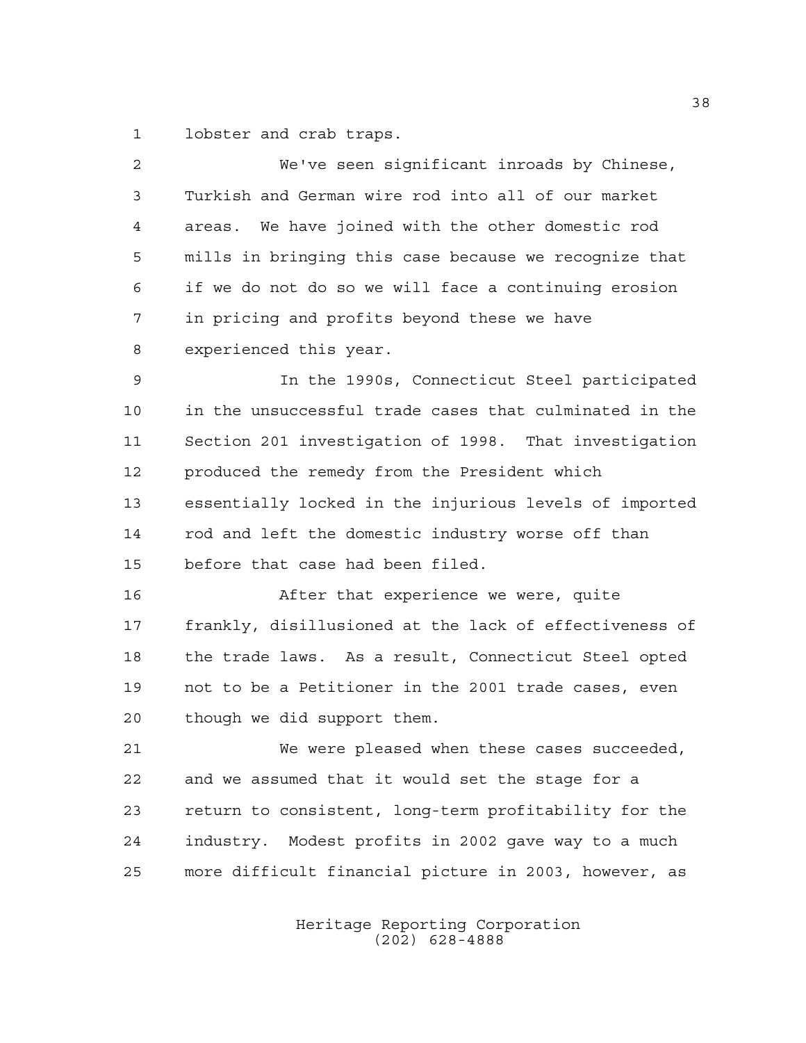lobster and crab traps.

We've seen significant inroads by Chinese, Turkish and German wire rod into all of our market areas. We have joined with the other domestic rod mills in bringing this case because we recognize that if we do not do so we will face a continuing erosion in pricing and profits beyond these we have experienced this year.

In the 1990s, Connecticut Steel participated in the unsuccessful trade cases that culminated in the Section 201 investigation of 1998. That investigation produced the remedy from the President which essentially locked in the injurious levels of imported rod and left the domestic industry worse off than before that case had been filed.

After that experience we were, quite frankly, disillusioned at the lack of effectiveness of the trade laws. As a result, Connecticut Steel opted not to be a Petitioner in the 2001 trade cases, even though we did support them.

We were pleased when these cases succeeded, and we assumed that it would set the stage for a return to consistent, long-term profitability for the industry. Modest profits in 2002 gave way to a much more difficult financial picture in 2003, however, as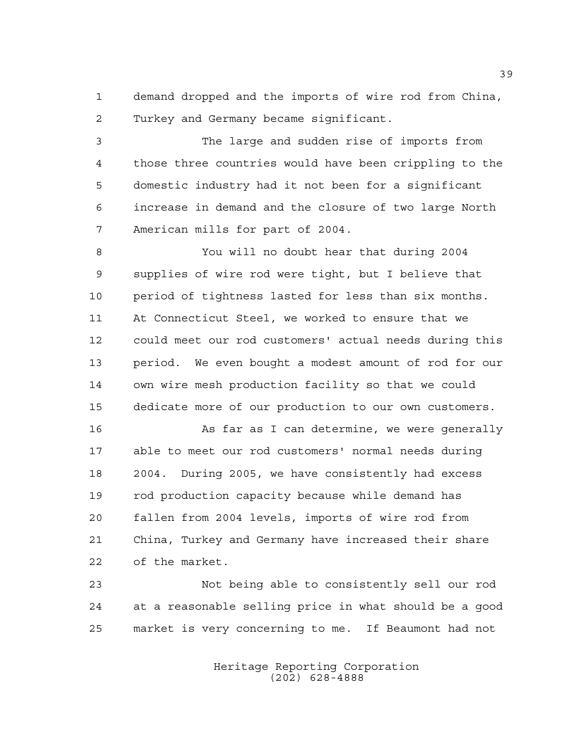demand dropped and the imports of wire rod from China, Turkey and Germany became significant.

The large and sudden rise of imports from those three countries would have been crippling to the domestic industry had it not been for a significant increase in demand and the closure of two large North American mills for part of 2004.

You will no doubt hear that during 2004 supplies of wire rod were tight, but I believe that period of tightness lasted for less than six months. At Connecticut Steel, we worked to ensure that we could meet our rod customers' actual needs during this period. We even bought a modest amount of rod for our own wire mesh production facility so that we could dedicate more of our production to our own customers.

As far as I can determine, we were generally able to meet our rod customers' normal needs during 2004. During 2005, we have consistently had excess rod production capacity because while demand has fallen from 2004 levels, imports of wire rod from China, Turkey and Germany have increased their share of the market.

Not being able to consistently sell our rod at a reasonable selling price in what should be a good market is very concerning to me. If Beaumont had not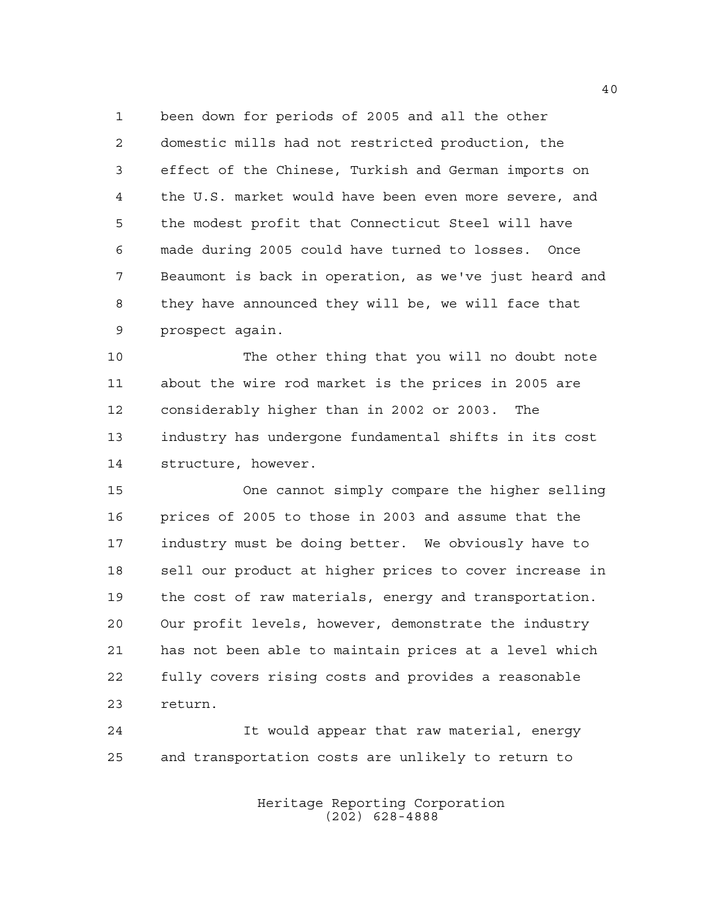been down for periods of 2005 and all the other domestic mills had not restricted production, the effect of the Chinese, Turkish and German imports on the U.S. market would have been even more severe, and the modest profit that Connecticut Steel will have made during 2005 could have turned to losses. Once Beaumont is back in operation, as we've just heard and they have announced they will be, we will face that prospect again.

The other thing that you will no doubt note about the wire rod market is the prices in 2005 are considerably higher than in 2002 or 2003. The industry has undergone fundamental shifts in its cost structure, however.

One cannot simply compare the higher selling prices of 2005 to those in 2003 and assume that the industry must be doing better. We obviously have to sell our product at higher prices to cover increase in the cost of raw materials, energy and transportation. Our profit levels, however, demonstrate the industry has not been able to maintain prices at a level which fully covers rising costs and provides a reasonable return.

It would appear that raw material, energy and transportation costs are unlikely to return to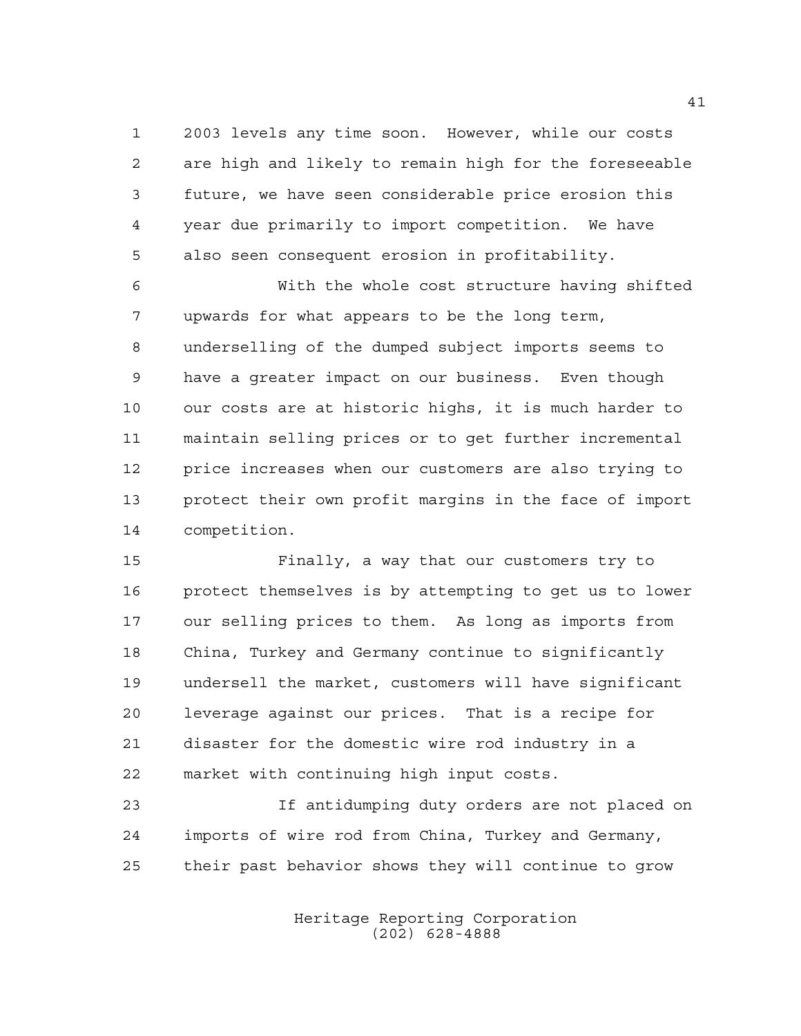2003 levels any time soon. However, while our costs are high and likely to remain high for the foreseeable future, we have seen considerable price erosion this year due primarily to import competition. We have also seen consequent erosion in profitability.

With the whole cost structure having shifted upwards for what appears to be the long term, underselling of the dumped subject imports seems to have a greater impact on our business. Even though our costs are at historic highs, it is much harder to maintain selling prices or to get further incremental price increases when our customers are also trying to protect their own profit margins in the face of import competition.

Finally, a way that our customers try to protect themselves is by attempting to get us to lower our selling prices to them. As long as imports from China, Turkey and Germany continue to significantly undersell the market, customers will have significant leverage against our prices. That is a recipe for disaster for the domestic wire rod industry in a market with continuing high input costs.

If antidumping duty orders are not placed on imports of wire rod from China, Turkey and Germany, their past behavior shows they will continue to grow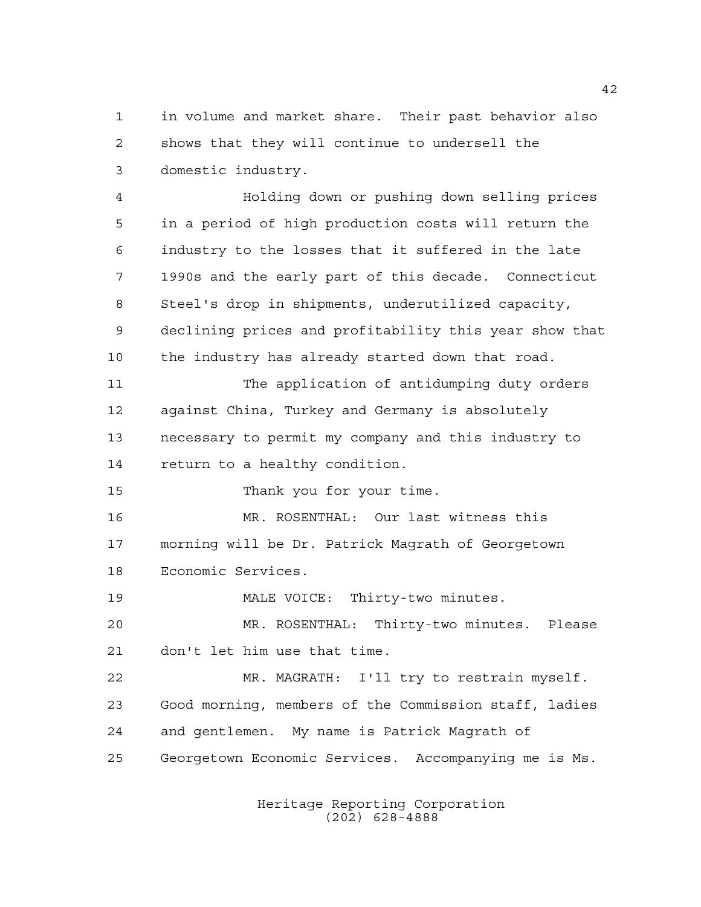in volume and market share. Their past behavior also shows that they will continue to undersell the domestic industry.

Holding down or pushing down selling prices in a period of high production costs will return the industry to the losses that it suffered in the late 1990s and the early part of this decade. Connecticut Steel's drop in shipments, underutilized capacity, declining prices and profitability this year show that the industry has already started down that road.

The application of antidumping duty orders against China, Turkey and Germany is absolutely necessary to permit my company and this industry to return to a healthy condition.

Thank you for your time.

MR. ROSENTHAL: Our last witness this morning will be Dr. Patrick Magrath of Georgetown Economic Services.

MALE VOICE: Thirty-two minutes.

MR. ROSENTHAL: Thirty-two minutes. Please don't let him use that time.

MR. MAGRATH: I'll try to restrain myself. Good morning, members of the Commission staff, ladies and gentlemen. My name is Patrick Magrath of Georgetown Economic Services. Accompanying me is Ms.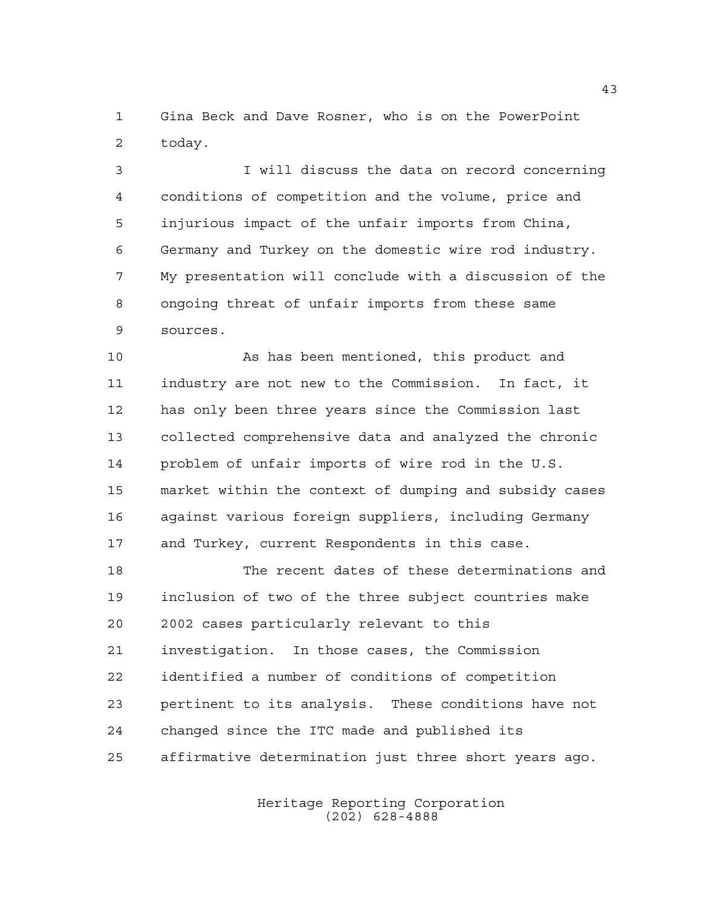Gina Beck and Dave Rosner, who is on the PowerPoint today.

I will discuss the data on record concerning conditions of competition and the volume, price and injurious impact of the unfair imports from China, Germany and Turkey on the domestic wire rod industry. My presentation will conclude with a discussion of the ongoing threat of unfair imports from these same sources.

As has been mentioned, this product and industry are not new to the Commission. In fact, it has only been three years since the Commission last collected comprehensive data and analyzed the chronic problem of unfair imports of wire rod in the U.S. market within the context of dumping and subsidy cases against various foreign suppliers, including Germany and Turkey, current Respondents in this case.

The recent dates of these determinations and inclusion of two of the three subject countries make 2002 cases particularly relevant to this investigation. In those cases, the Commission identified a number of conditions of competition pertinent to its analysis. These conditions have not changed since the ITC made and published its affirmative determination just three short years ago.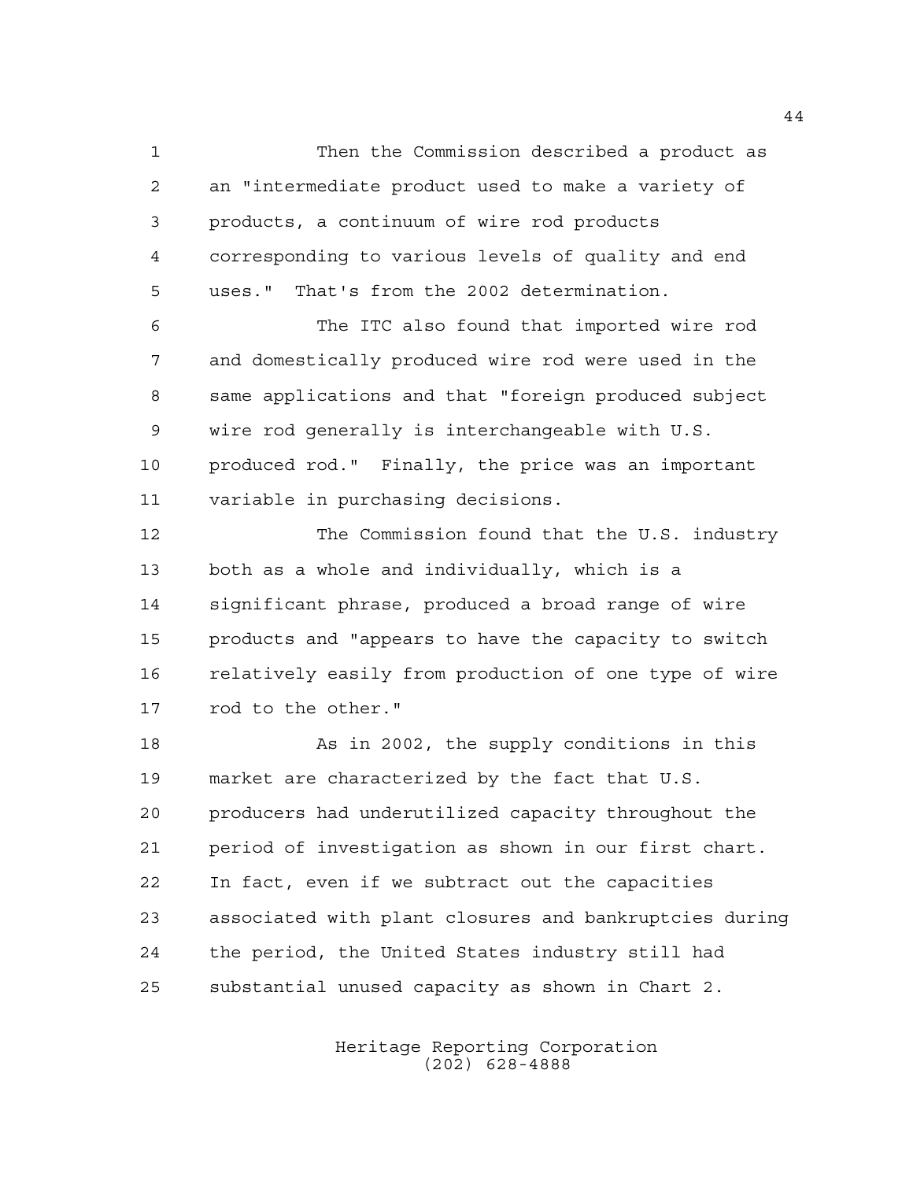Then the Commission described a product as an "intermediate product used to make a variety of products, a continuum of wire rod products corresponding to various levels of quality and end uses." That's from the 2002 determination.

The ITC also found that imported wire rod and domestically produced wire rod were used in the same applications and that "foreign produced subject wire rod generally is interchangeable with U.S. produced rod." Finally, the price was an important variable in purchasing decisions.

The Commission found that the U.S. industry both as a whole and individually, which is a significant phrase, produced a broad range of wire products and "appears to have the capacity to switch relatively easily from production of one type of wire rod to the other."

As in 2002, the supply conditions in this market are characterized by the fact that U.S. producers had underutilized capacity throughout the period of investigation as shown in our first chart. In fact, even if we subtract out the capacities associated with plant closures and bankruptcies during the period, the United States industry still had substantial unused capacity as shown in Chart 2.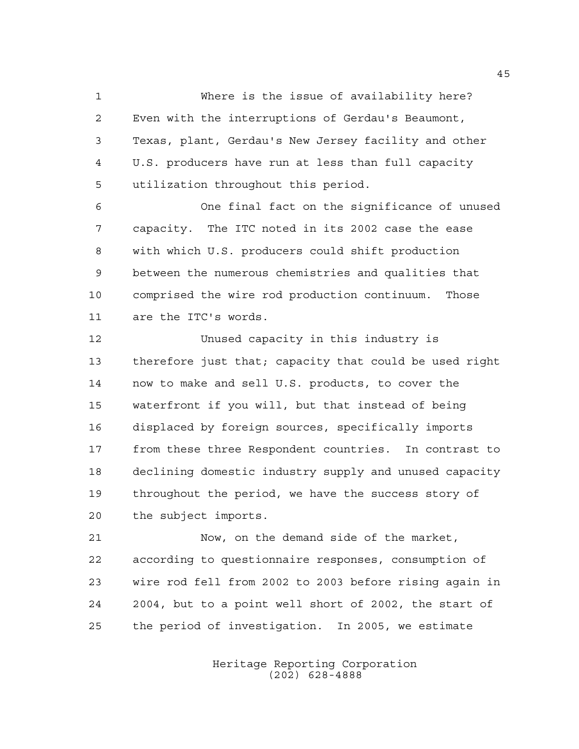Where is the issue of availability here? Even with the interruptions of Gerdau's Beaumont, Texas, plant, Gerdau's New Jersey facility and other U.S. producers have run at less than full capacity utilization throughout this period.

One final fact on the significance of unused capacity. The ITC noted in its 2002 case the ease with which U.S. producers could shift production between the numerous chemistries and qualities that comprised the wire rod production continuum. Those are the ITC's words.

Unused capacity in this industry is therefore just that; capacity that could be used right now to make and sell U.S. products, to cover the waterfront if you will, but that instead of being displaced by foreign sources, specifically imports from these three Respondent countries. In contrast to declining domestic industry supply and unused capacity throughout the period, we have the success story of the subject imports.

Now, on the demand side of the market, according to questionnaire responses, consumption of wire rod fell from 2002 to 2003 before rising again in 2004, but to a point well short of 2002, the start of the period of investigation. In 2005, we estimate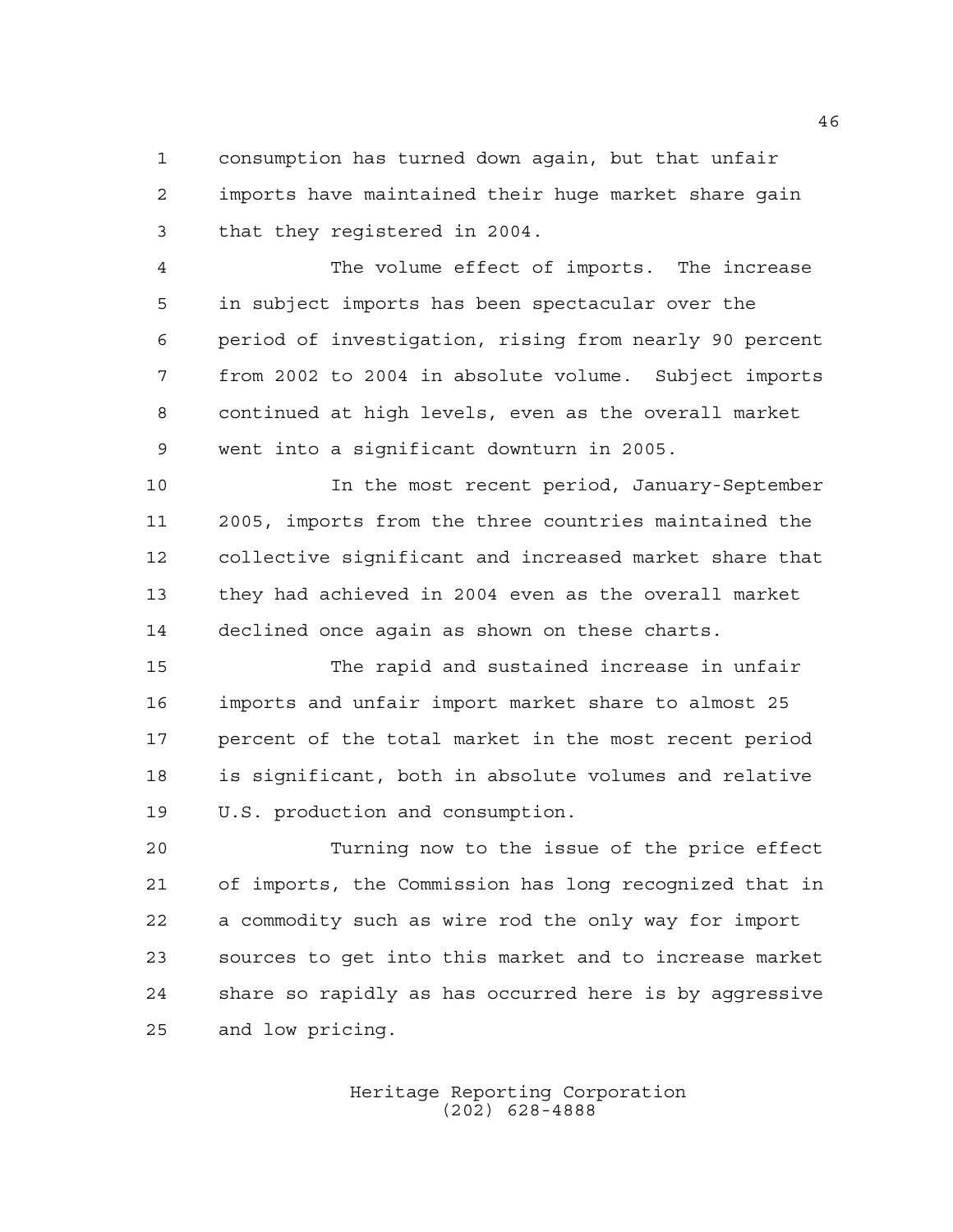consumption has turned down again, but that unfair imports have maintained their huge market share gain that they registered in 2004.

The volume effect of imports. The increase in subject imports has been spectacular over the period of investigation, rising from nearly 90 percent from 2002 to 2004 in absolute volume. Subject imports continued at high levels, even as the overall market went into a significant downturn in 2005.

In the most recent period, January-September 2005, imports from the three countries maintained the collective significant and increased market share that they had achieved in 2004 even as the overall market declined once again as shown on these charts.

The rapid and sustained increase in unfair imports and unfair import market share to almost 25 percent of the total market in the most recent period is significant, both in absolute volumes and relative U.S. production and consumption.

Turning now to the issue of the price effect of imports, the Commission has long recognized that in a commodity such as wire rod the only way for import sources to get into this market and to increase market share so rapidly as has occurred here is by aggressive and low pricing.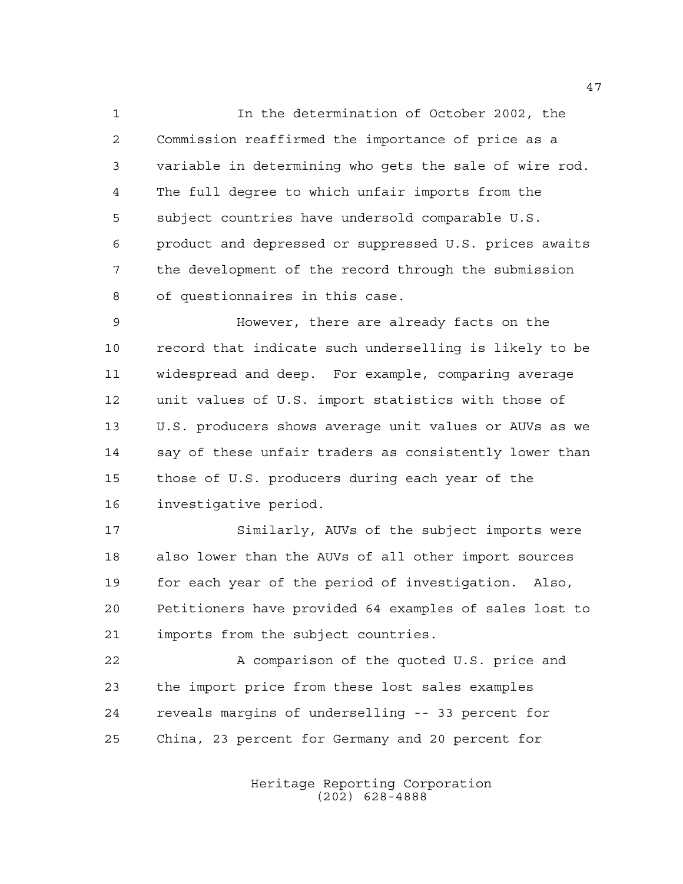In the determination of October 2002, the Commission reaffirmed the importance of price as a variable in determining who gets the sale of wire rod. The full degree to which unfair imports from the subject countries have undersold comparable U.S. product and depressed or suppressed U.S. prices awaits the development of the record through the submission of questionnaires in this case.

However, there are already facts on the record that indicate such underselling is likely to be widespread and deep. For example, comparing average unit values of U.S. import statistics with those of U.S. producers shows average unit values or AUVs as we say of these unfair traders as consistently lower than those of U.S. producers during each year of the investigative period.

Similarly, AUVs of the subject imports were also lower than the AUVs of all other import sources for each year of the period of investigation. Also, Petitioners have provided 64 examples of sales lost to imports from the subject countries.

A comparison of the quoted U.S. price and the import price from these lost sales examples reveals margins of underselling -- 33 percent for China, 23 percent for Germany and 20 percent for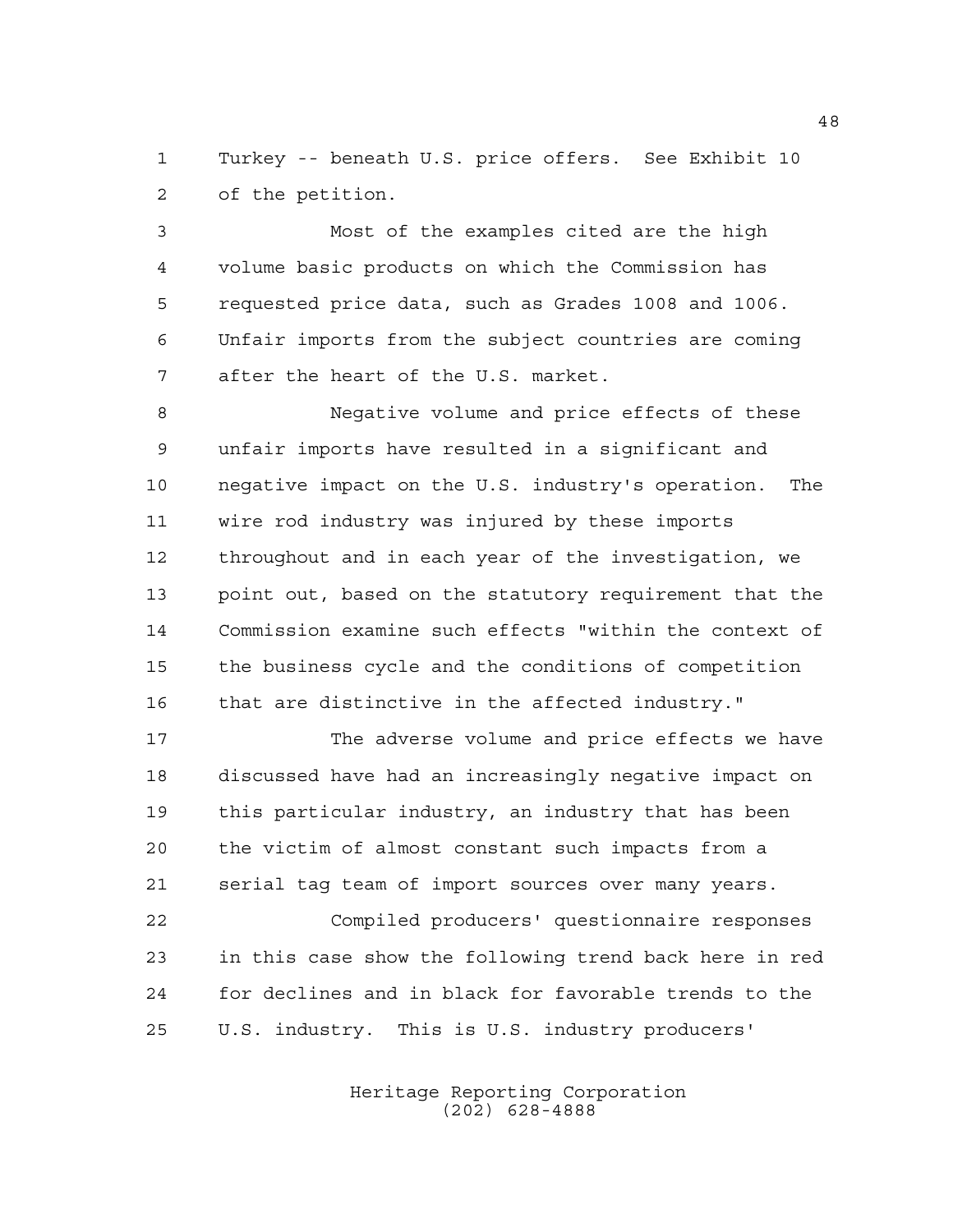Turkey -- beneath U.S. price offers. See Exhibit 10 of the petition.

Most of the examples cited are the high volume basic products on which the Commission has requested price data, such as Grades 1008 and 1006. Unfair imports from the subject countries are coming after the heart of the U.S. market.

Negative volume and price effects of these unfair imports have resulted in a significant and negative impact on the U.S. industry's operation. The wire rod industry was injured by these imports throughout and in each year of the investigation, we point out, based on the statutory requirement that the Commission examine such effects "within the context of the business cycle and the conditions of competition that are distinctive in the affected industry."

The adverse volume and price effects we have discussed have had an increasingly negative impact on this particular industry, an industry that has been the victim of almost constant such impacts from a serial tag team of import sources over many years.

Compiled producers' questionnaire responses in this case show the following trend back here in red for declines and in black for favorable trends to the U.S. industry. This is U.S. industry producers'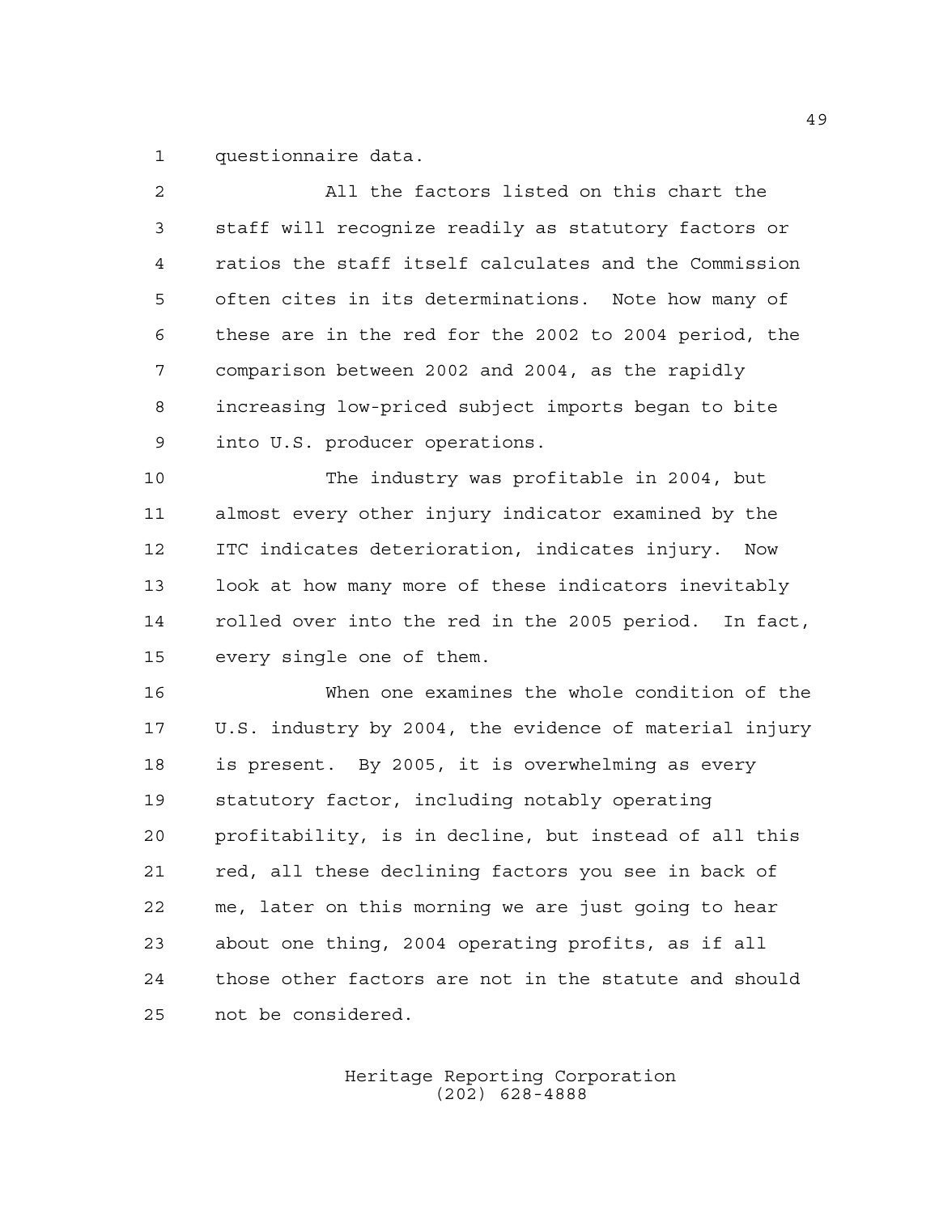questionnaire data.

All the factors listed on this chart the staff will recognize readily as statutory factors or ratios the staff itself calculates and the Commission often cites in its determinations. Note how many of these are in the red for the 2002 to 2004 period, the comparison between 2002 and 2004, as the rapidly increasing low-priced subject imports began to bite into U.S. producer operations.

The industry was profitable in 2004, but almost every other injury indicator examined by the ITC indicates deterioration, indicates injury. Now look at how many more of these indicators inevitably rolled over into the red in the 2005 period. In fact, every single one of them.

When one examines the whole condition of the U.S. industry by 2004, the evidence of material injury is present. By 2005, it is overwhelming as every statutory factor, including notably operating profitability, is in decline, but instead of all this red, all these declining factors you see in back of me, later on this morning we are just going to hear about one thing, 2004 operating profits, as if all those other factors are not in the statute and should not be considered.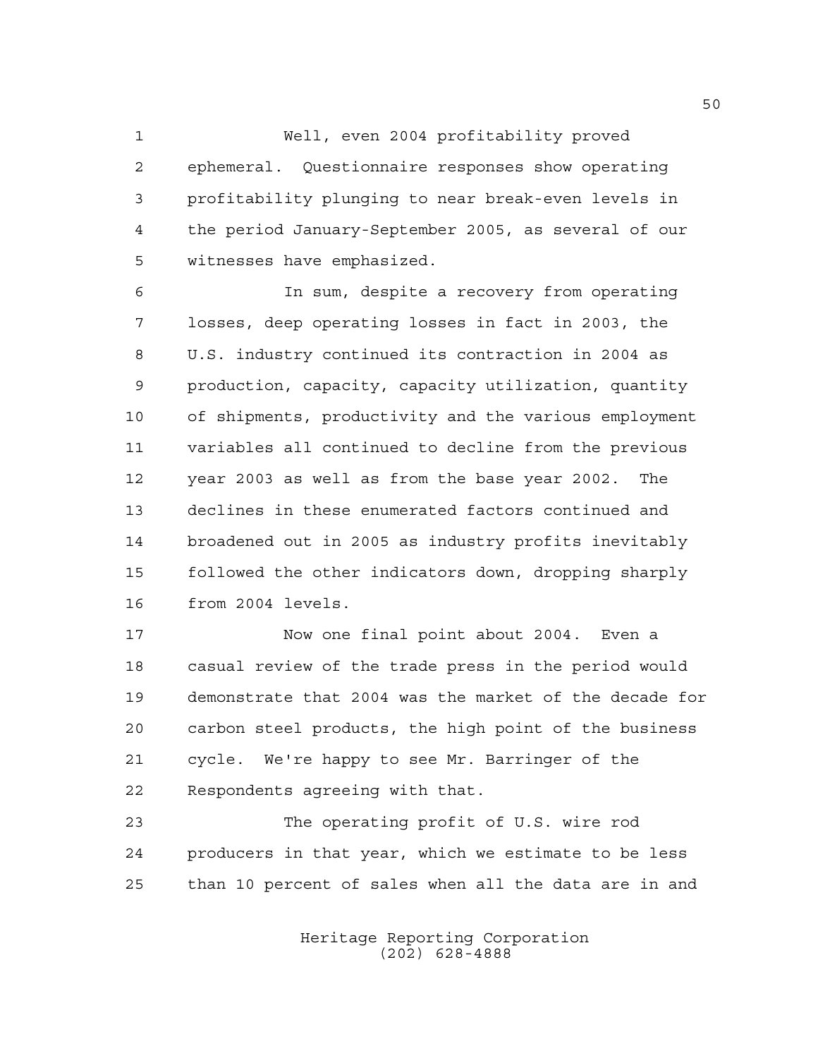Well, even 2004 profitability proved ephemeral. Questionnaire responses show operating profitability plunging to near break-even levels in the period January-September 2005, as several of our witnesses have emphasized.

In sum, despite a recovery from operating losses, deep operating losses in fact in 2003, the U.S. industry continued its contraction in 2004 as production, capacity, capacity utilization, quantity of shipments, productivity and the various employment variables all continued to decline from the previous year 2003 as well as from the base year 2002. The declines in these enumerated factors continued and broadened out in 2005 as industry profits inevitably followed the other indicators down, dropping sharply from 2004 levels.

Now one final point about 2004. Even a casual review of the trade press in the period would demonstrate that 2004 was the market of the decade for carbon steel products, the high point of the business cycle. We're happy to see Mr. Barringer of the Respondents agreeing with that.

The operating profit of U.S. wire rod producers in that year, which we estimate to be less than 10 percent of sales when all the data are in and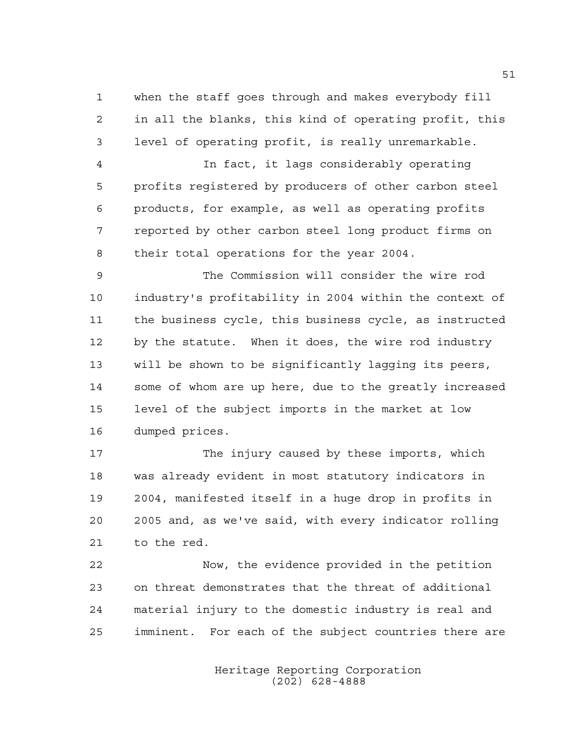when the staff goes through and makes everybody fill in all the blanks, this kind of operating profit, this level of operating profit, is really unremarkable.

In fact, it lags considerably operating profits registered by producers of other carbon steel products, for example, as well as operating profits reported by other carbon steel long product firms on their total operations for the year 2004.

The Commission will consider the wire rod industry's profitability in 2004 within the context of the business cycle, this business cycle, as instructed by the statute. When it does, the wire rod industry will be shown to be significantly lagging its peers, some of whom are up here, due to the greatly increased level of the subject imports in the market at low dumped prices.

The injury caused by these imports, which was already evident in most statutory indicators in 2004, manifested itself in a huge drop in profits in 2005 and, as we've said, with every indicator rolling to the red.

Now, the evidence provided in the petition on threat demonstrates that the threat of additional material injury to the domestic industry is real and imminent. For each of the subject countries there are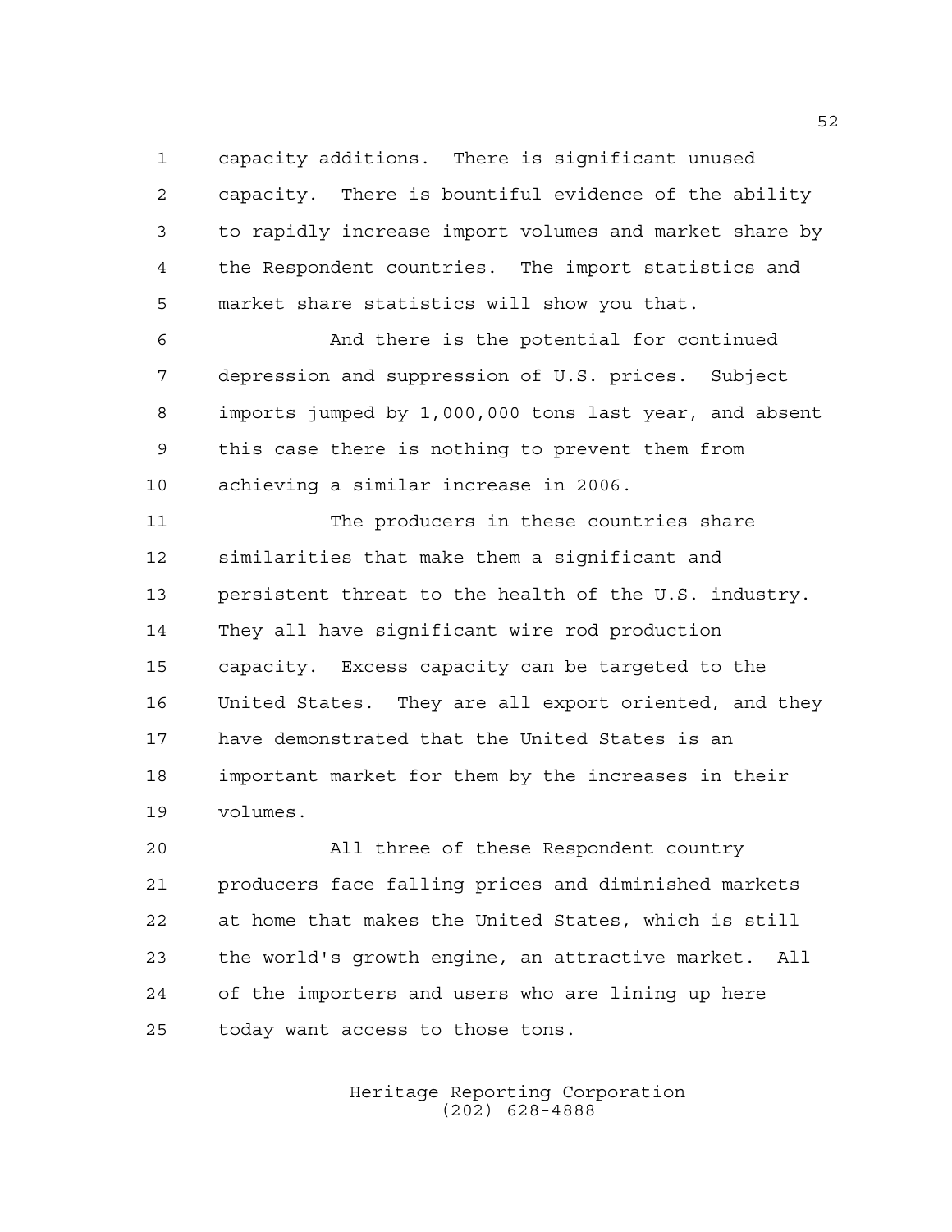capacity additions. There is significant unused capacity. There is bountiful evidence of the ability to rapidly increase import volumes and market share by the Respondent countries. The import statistics and market share statistics will show you that.

And there is the potential for continued depression and suppression of U.S. prices. Subject imports jumped by 1,000,000 tons last year, and absent this case there is nothing to prevent them from achieving a similar increase in 2006.

The producers in these countries share similarities that make them a significant and persistent threat to the health of the U.S. industry. They all have significant wire rod production capacity. Excess capacity can be targeted to the United States. They are all export oriented, and they have demonstrated that the United States is an important market for them by the increases in their volumes.

All three of these Respondent country producers face falling prices and diminished markets at home that makes the United States, which is still the world's growth engine, an attractive market. All of the importers and users who are lining up here today want access to those tons.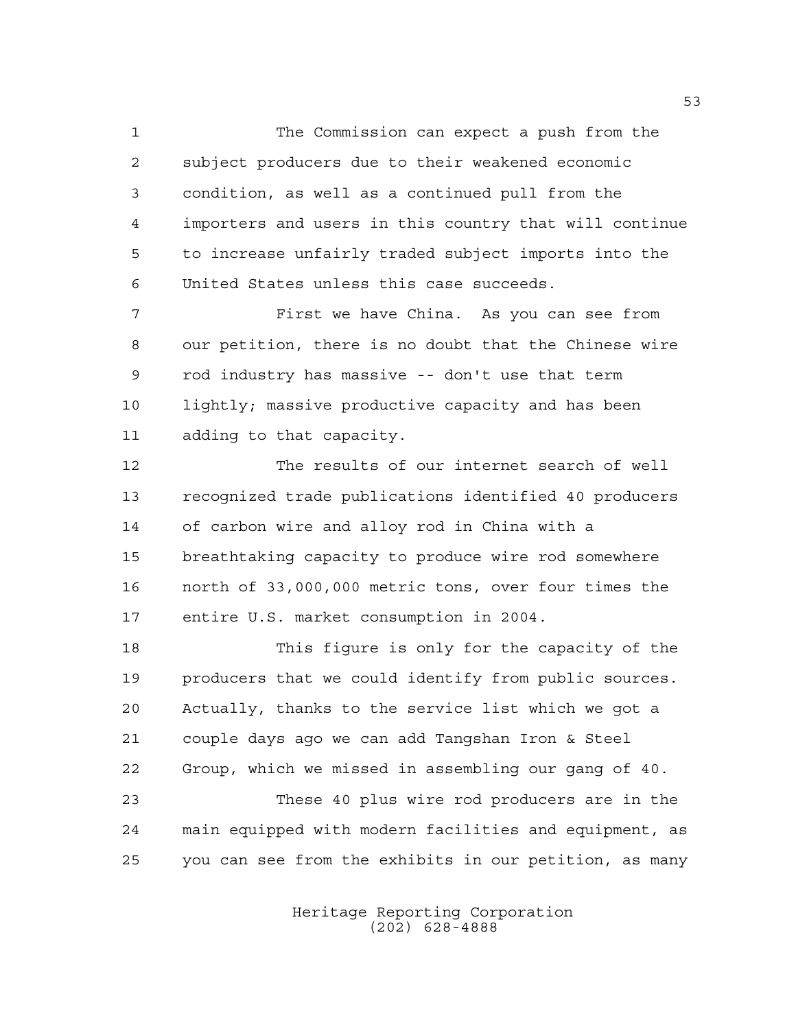The Commission can expect a push from the subject producers due to their weakened economic condition, as well as a continued pull from the importers and users in this country that will continue to increase unfairly traded subject imports into the United States unless this case succeeds.

First we have China. As you can see from our petition, there is no doubt that the Chinese wire rod industry has massive -- don't use that term lightly; massive productive capacity and has been adding to that capacity.

The results of our internet search of well recognized trade publications identified 40 producers of carbon wire and alloy rod in China with a breathtaking capacity to produce wire rod somewhere north of 33,000,000 metric tons, over four times the entire U.S. market consumption in 2004.

This figure is only for the capacity of the producers that we could identify from public sources. Actually, thanks to the service list which we got a couple days ago we can add Tangshan Iron & Steel Group, which we missed in assembling our gang of 40.

These 40 plus wire rod producers are in the main equipped with modern facilities and equipment, as you can see from the exhibits in our petition, as many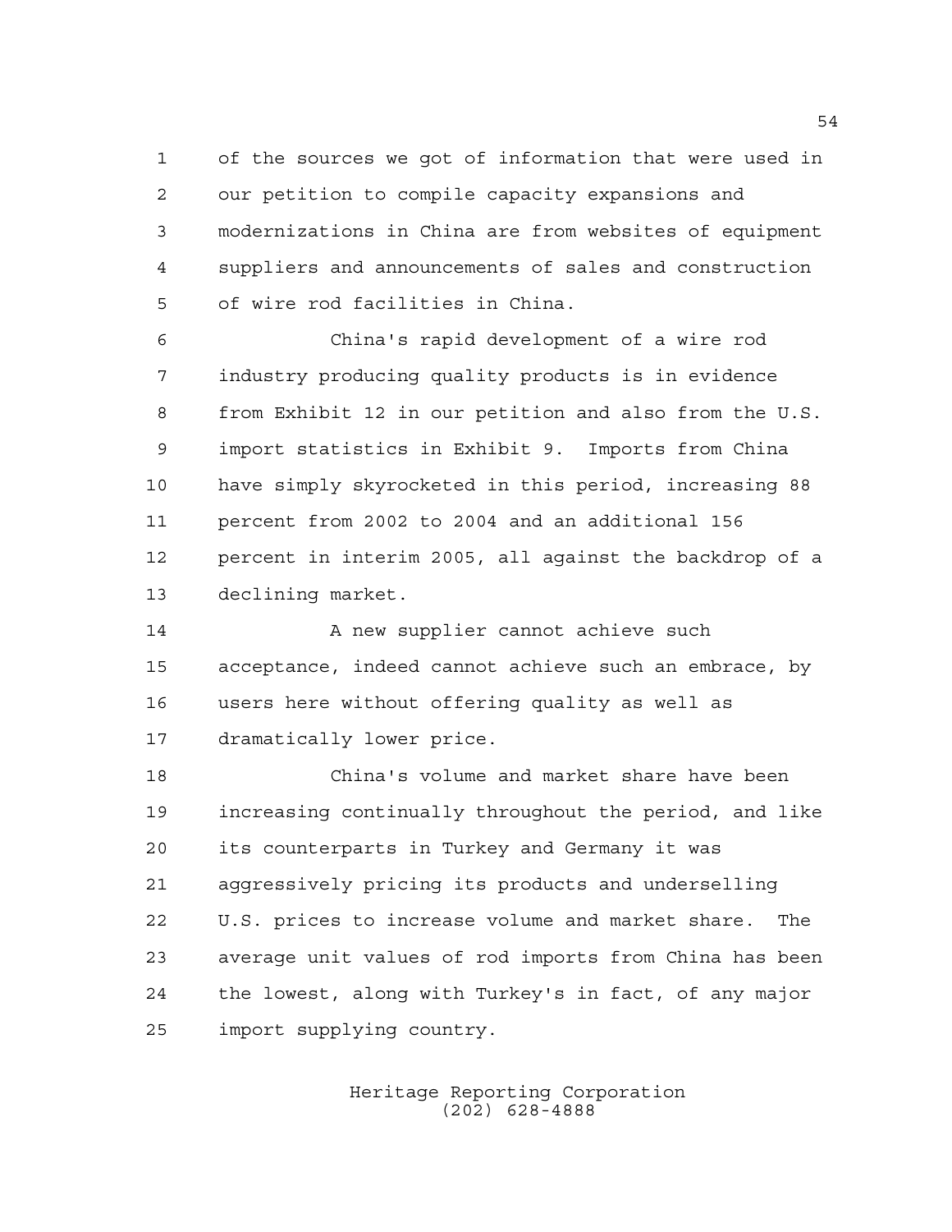of the sources we got of information that were used in our petition to compile capacity expansions and modernizations in China are from websites of equipment suppliers and announcements of sales and construction of wire rod facilities in China.

China's rapid development of a wire rod industry producing quality products is in evidence from Exhibit 12 in our petition and also from the U.S. import statistics in Exhibit 9. Imports from China have simply skyrocketed in this period, increasing 88 percent from 2002 to 2004 and an additional 156 percent in interim 2005, all against the backdrop of a declining market.

A new supplier cannot achieve such acceptance, indeed cannot achieve such an embrace, by users here without offering quality as well as dramatically lower price.

China's volume and market share have been increasing continually throughout the period, and like its counterparts in Turkey and Germany it was aggressively pricing its products and underselling U.S. prices to increase volume and market share. The average unit values of rod imports from China has been the lowest, along with Turkey's in fact, of any major import supplying country.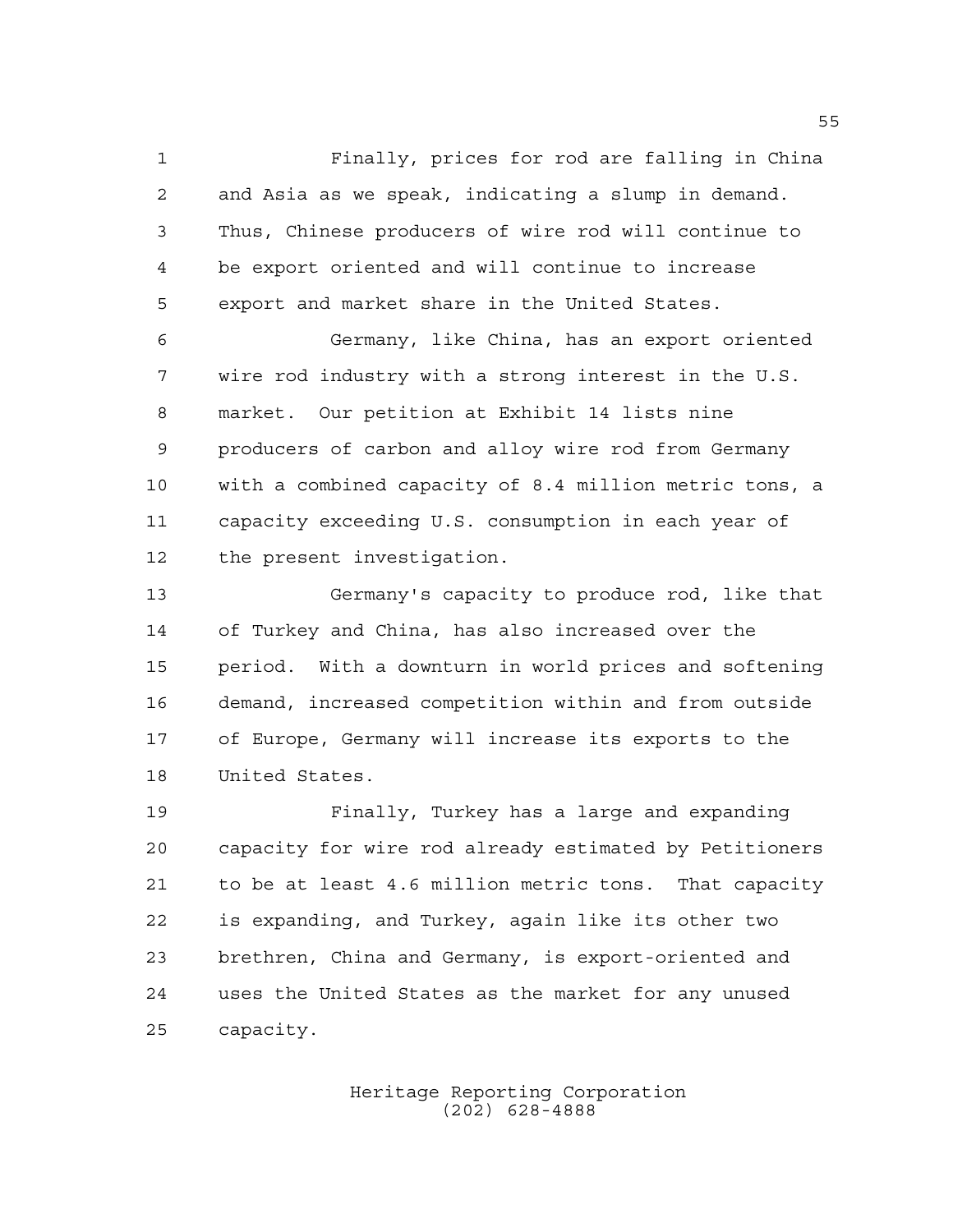Finally, prices for rod are falling in China and Asia as we speak, indicating a slump in demand. Thus, Chinese producers of wire rod will continue to be export oriented and will continue to increase export and market share in the United States.

Germany, like China, has an export oriented wire rod industry with a strong interest in the U.S. market. Our petition at Exhibit 14 lists nine producers of carbon and alloy wire rod from Germany with a combined capacity of 8.4 million metric tons, a capacity exceeding U.S. consumption in each year of the present investigation.

Germany's capacity to produce rod, like that of Turkey and China, has also increased over the period. With a downturn in world prices and softening demand, increased competition within and from outside of Europe, Germany will increase its exports to the United States.

Finally, Turkey has a large and expanding capacity for wire rod already estimated by Petitioners to be at least 4.6 million metric tons. That capacity is expanding, and Turkey, again like its other two brethren, China and Germany, is export-oriented and uses the United States as the market for any unused capacity.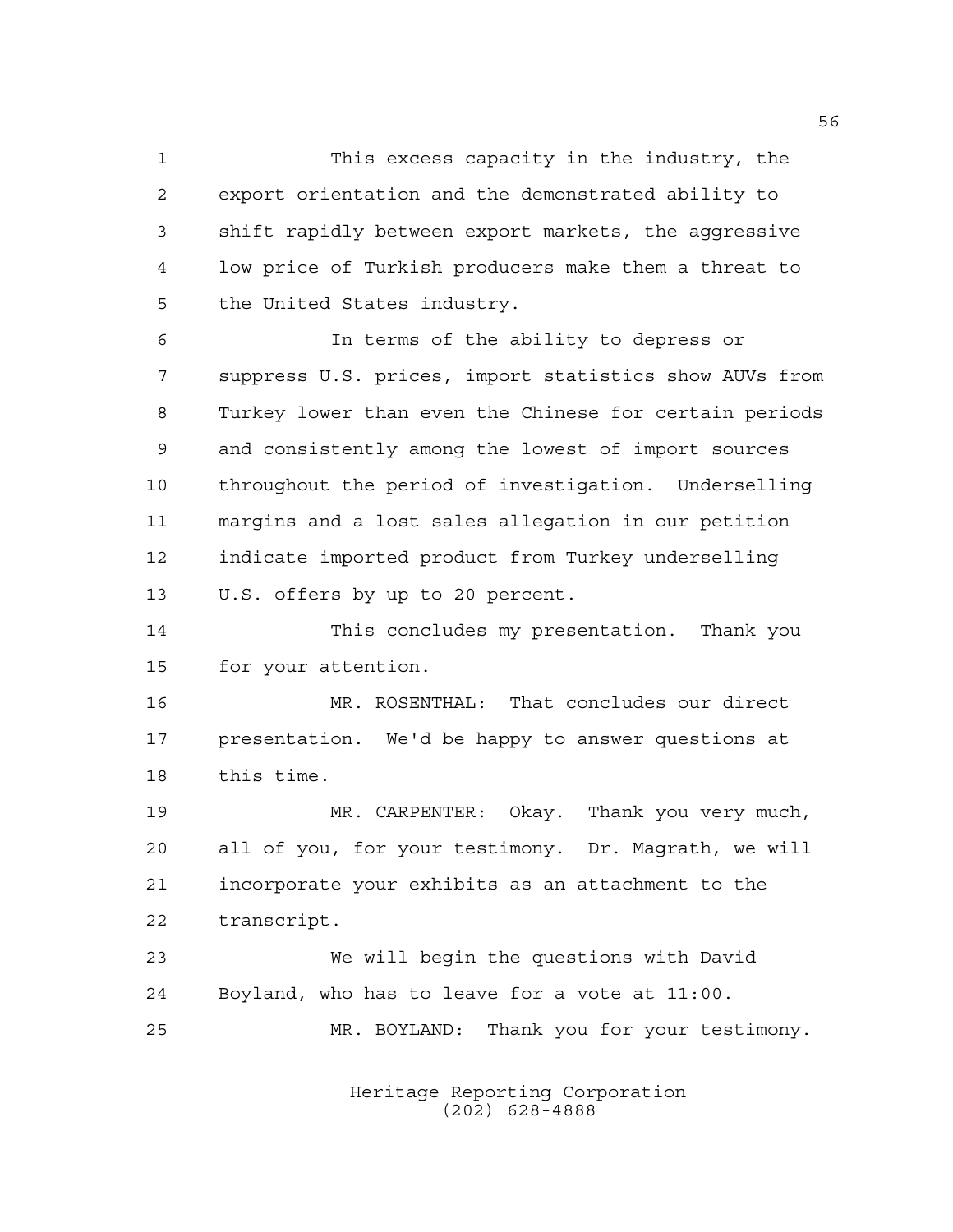This excess capacity in the industry, the export orientation and the demonstrated ability to shift rapidly between export markets, the aggressive low price of Turkish producers make them a threat to the United States industry.

In terms of the ability to depress or suppress U.S. prices, import statistics show AUVs from Turkey lower than even the Chinese for certain periods and consistently among the lowest of import sources throughout the period of investigation. Underselling margins and a lost sales allegation in our petition indicate imported product from Turkey underselling U.S. offers by up to 20 percent.

This concludes my presentation. Thank you for your attention.

MR. ROSENTHAL: That concludes our direct presentation. We'd be happy to answer questions at this time.

MR. CARPENTER: Okay. Thank you very much, all of you, for your testimony. Dr. Magrath, we will incorporate your exhibits as an attachment to the transcript.

We will begin the questions with David Boyland, who has to leave for a vote at 11:00.

MR. BOYLAND: Thank you for your testimony.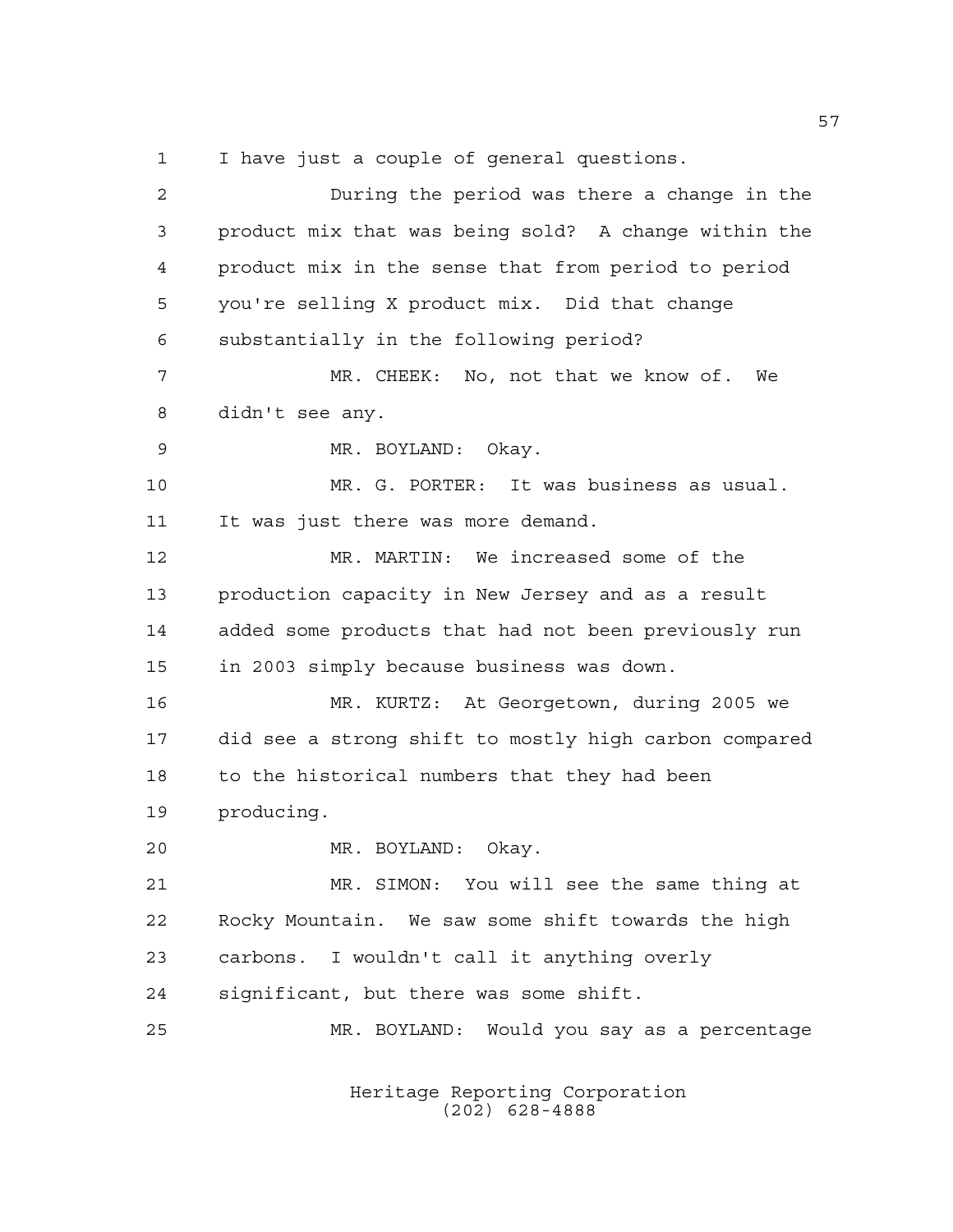I have just a couple of general questions.

During the period was there a change in the product mix that was being sold? A change within the product mix in the sense that from period to period you're selling X product mix. Did that change substantially in the following period?

MR. CHEEK: No, not that we know of. We didn't see any.

MR. BOYLAND: Okay.

MR. G. PORTER: It was business as usual. It was just there was more demand.

MR. MARTIN: We increased some of the production capacity in New Jersey and as a result added some products that had not been previously run in 2003 simply because business was down.

MR. KURTZ: At Georgetown, during 2005 we did see a strong shift to mostly high carbon compared to the historical numbers that they had been producing.

MR. BOYLAND: Okay.

MR. SIMON: You will see the same thing at Rocky Mountain. We saw some shift towards the high carbons. I wouldn't call it anything overly significant, but there was some shift.

MR. BOYLAND: Would you say as a percentage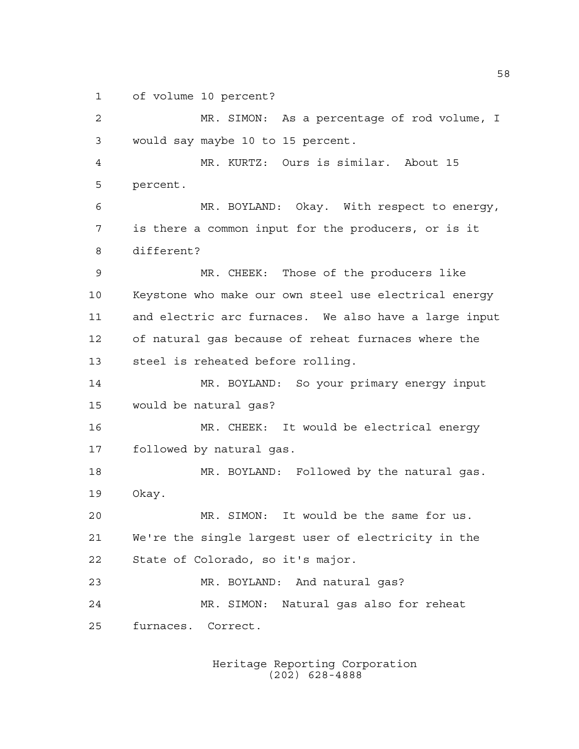of volume 10 percent?

MR. SIMON: As a percentage of rod volume, I would say maybe 10 to 15 percent.

MR. KURTZ: Ours is similar. About 15 percent.

MR. BOYLAND: Okay. With respect to energy, is there a common input for the producers, or is it different?

MR. CHEEK: Those of the producers like Keystone who make our own steel use electrical energy and electric arc furnaces. We also have a large input of natural gas because of reheat furnaces where the steel is reheated before rolling.

MR. BOYLAND: So your primary energy input would be natural gas?

MR. CHEEK: It would be electrical energy followed by natural gas.

MR. BOYLAND: Followed by the natural gas. Okay.

MR. SIMON: It would be the same for us. We're the single largest user of electricity in the State of Colorado, so it's major.

MR. BOYLAND: And natural gas?

MR. SIMON: Natural gas also for reheat furnaces. Correct.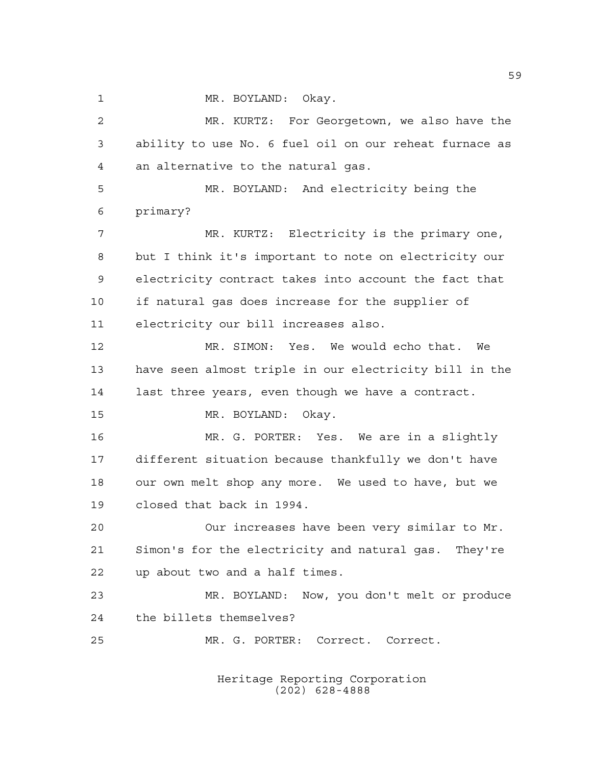MR. BOYLAND: Okay.

MR. KURTZ: For Georgetown, we also have the ability to use No. 6 fuel oil on our reheat furnace as an alternative to the natural gas.

MR. BOYLAND: And electricity being the primary?

MR. KURTZ: Electricity is the primary one, but I think it's important to note on electricity our electricity contract takes into account the fact that if natural gas does increase for the supplier of electricity our bill increases also.

MR. SIMON: Yes. We would echo that. We have seen almost triple in our electricity bill in the last three years, even though we have a contract.

MR. BOYLAND: Okay.

MR. G. PORTER: Yes. We are in a slightly different situation because thankfully we don't have our own melt shop any more. We used to have, but we closed that back in 1994.

Our increases have been very similar to Mr. Simon's for the electricity and natural gas. They're up about two and a half times.

MR. BOYLAND: Now, you don't melt or produce the billets themselves?

MR. G. PORTER: Correct. Correct.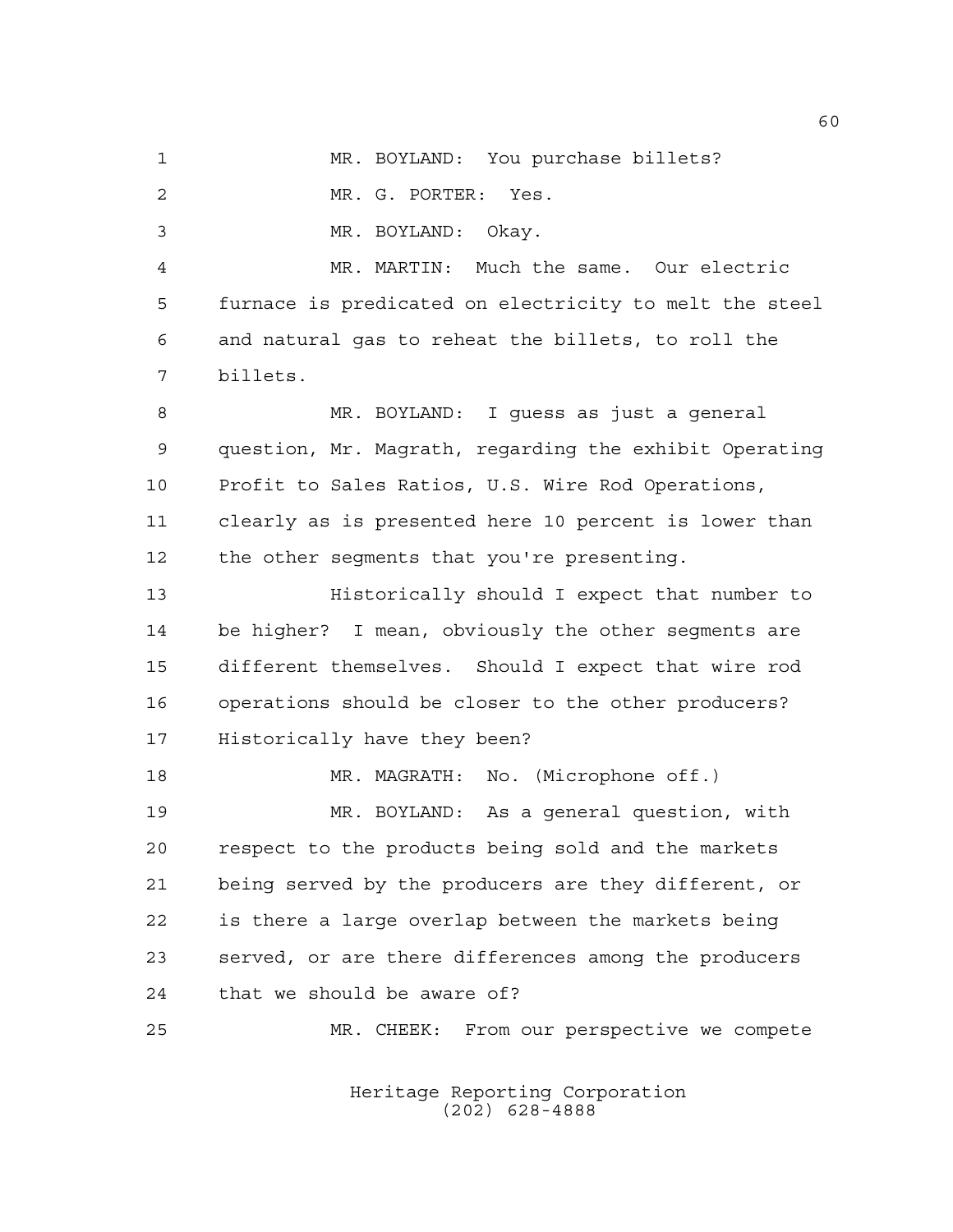MR. BOYLAND: You purchase billets?

MR. G. PORTER: Yes.

MR. BOYLAND: Okay.

MR. MARTIN: Much the same. Our electric furnace is predicated on electricity to melt the steel and natural gas to reheat the billets, to roll the billets.

MR. BOYLAND: I guess as just a general question, Mr. Magrath, regarding the exhibit Operating Profit to Sales Ratios, U.S. Wire Rod Operations, clearly as is presented here 10 percent is lower than the other segments that you're presenting.

Historically should I expect that number to be higher? I mean, obviously the other segments are different themselves. Should I expect that wire rod operations should be closer to the other producers? Historically have they been?

MR. MAGRATH: No. (Microphone off.)

MR. BOYLAND: As a general question, with respect to the products being sold and the markets being served by the producers are they different, or is there a large overlap between the markets being served, or are there differences among the producers that we should be aware of?

MR. CHEEK: From our perspective we compete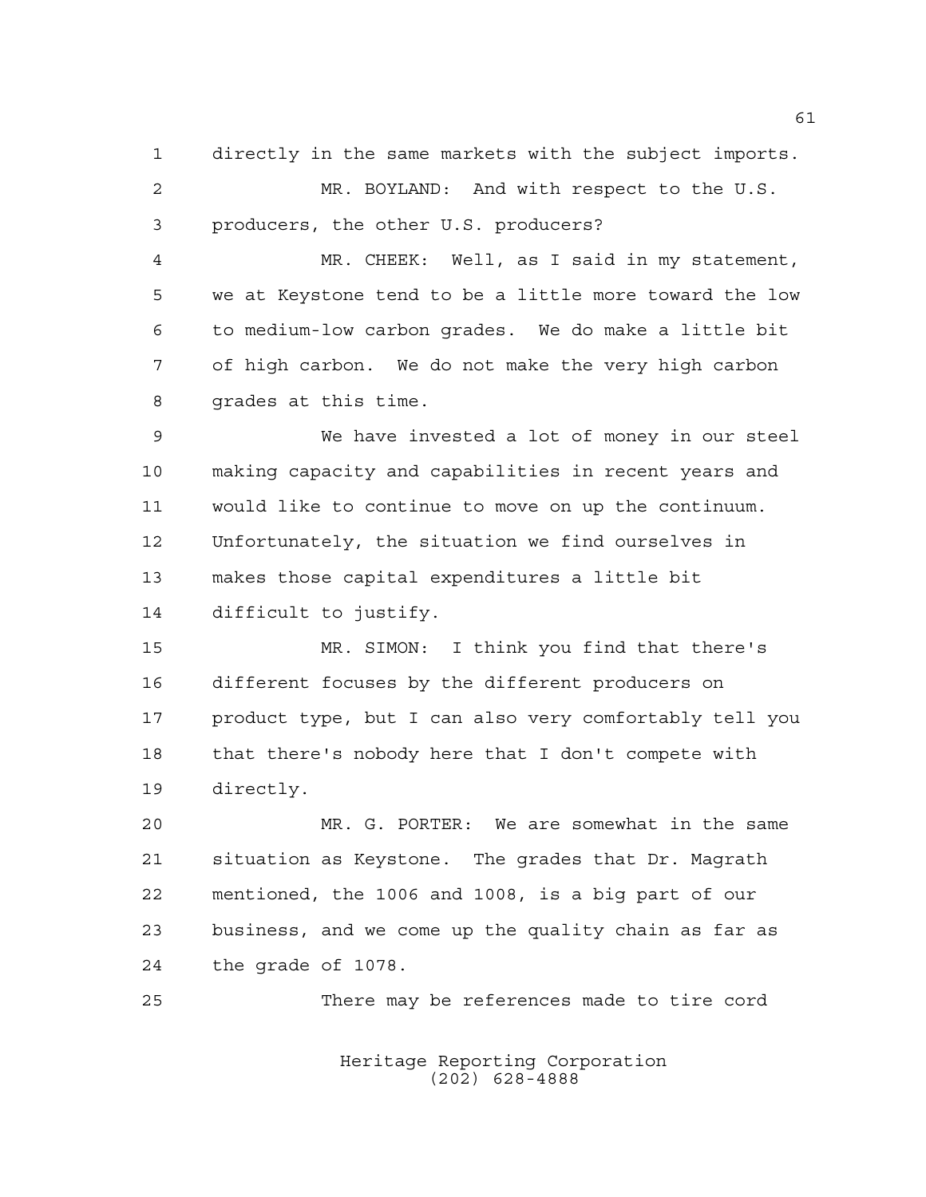directly in the same markets with the subject imports.

MR. BOYLAND: And with respect to the U.S. producers, the other U.S. producers?

MR. CHEEK: Well, as I said in my statement, we at Keystone tend to be a little more toward the low to medium-low carbon grades. We do make a little bit of high carbon. We do not make the very high carbon grades at this time.

We have invested a lot of money in our steel making capacity and capabilities in recent years and would like to continue to move on up the continuum. Unfortunately, the situation we find ourselves in makes those capital expenditures a little bit difficult to justify.

MR. SIMON: I think you find that there's different focuses by the different producers on product type, but I can also very comfortably tell you that there's nobody here that I don't compete with directly.

MR. G. PORTER: We are somewhat in the same situation as Keystone. The grades that Dr. Magrath mentioned, the 1006 and 1008, is a big part of our business, and we come up the quality chain as far as the grade of 1078.

There may be references made to tire cord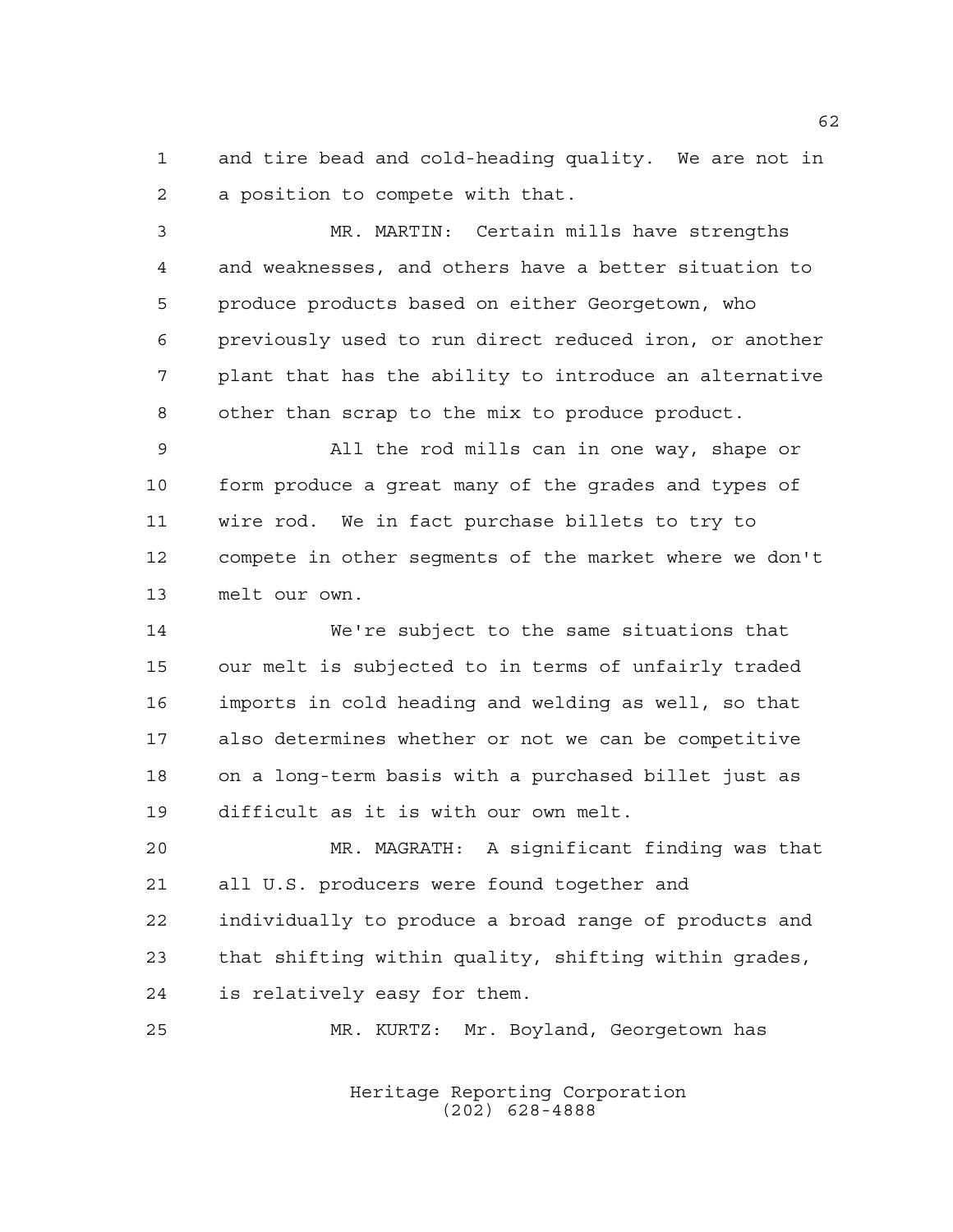and tire bead and cold-heading quality. We are not in a position to compete with that.

MR. MARTIN: Certain mills have strengths and weaknesses, and others have a better situation to produce products based on either Georgetown, who previously used to run direct reduced iron, or another plant that has the ability to introduce an alternative other than scrap to the mix to produce product.

All the rod mills can in one way, shape or form produce a great many of the grades and types of wire rod. We in fact purchase billets to try to compete in other segments of the market where we don't melt our own.

We're subject to the same situations that our melt is subjected to in terms of unfairly traded imports in cold heading and welding as well, so that also determines whether or not we can be competitive on a long-term basis with a purchased billet just as difficult as it is with our own melt.

MR. MAGRATH: A significant finding was that all U.S. producers were found together and individually to produce a broad range of products and that shifting within quality, shifting within grades, is relatively easy for them.

MR. KURTZ: Mr. Boyland, Georgetown has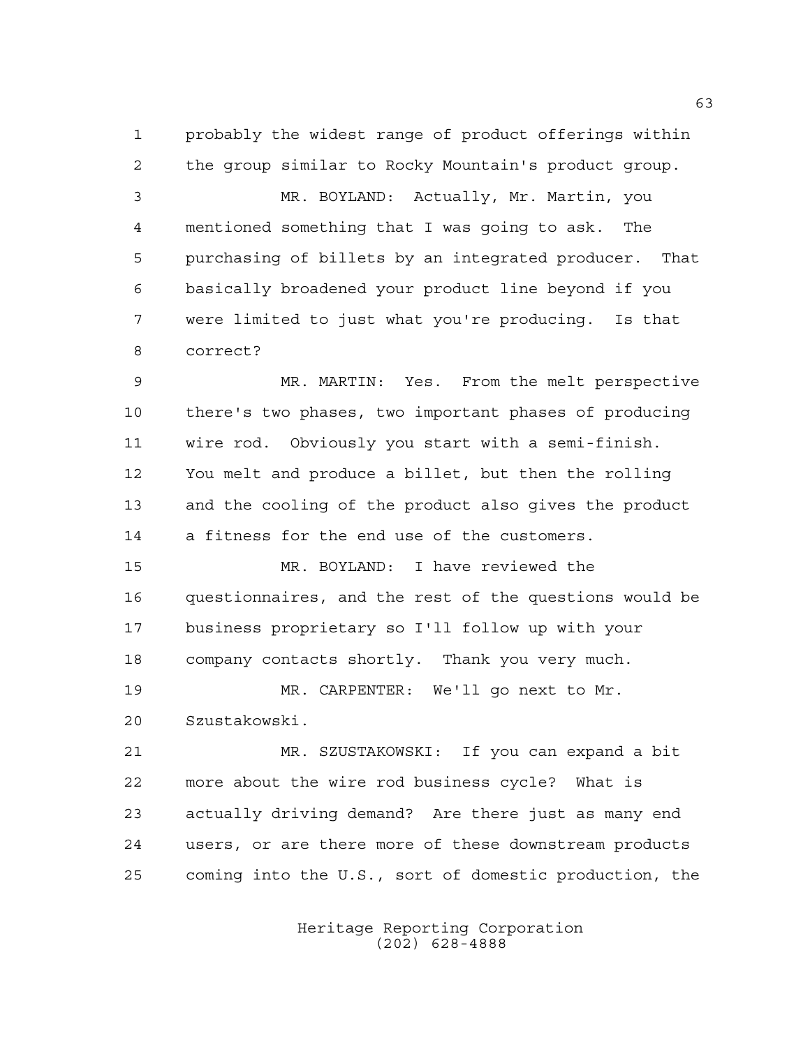probably the widest range of product offerings within the group similar to Rocky Mountain's product group.

MR. BOYLAND: Actually, Mr. Martin, you mentioned something that I was going to ask. The purchasing of billets by an integrated producer. That basically broadened your product line beyond if you were limited to just what you're producing. Is that correct?

MR. MARTIN: Yes. From the melt perspective there's two phases, two important phases of producing wire rod. Obviously you start with a semi-finish. You melt and produce a billet, but then the rolling and the cooling of the product also gives the product a fitness for the end use of the customers.

MR. BOYLAND: I have reviewed the questionnaires, and the rest of the questions would be business proprietary so I'll follow up with your company contacts shortly. Thank you very much.

MR. CARPENTER: We'll go next to Mr. Szustakowski.

MR. SZUSTAKOWSKI: If you can expand a bit more about the wire rod business cycle? What is actually driving demand? Are there just as many end users, or are there more of these downstream products coming into the U.S., sort of domestic production, the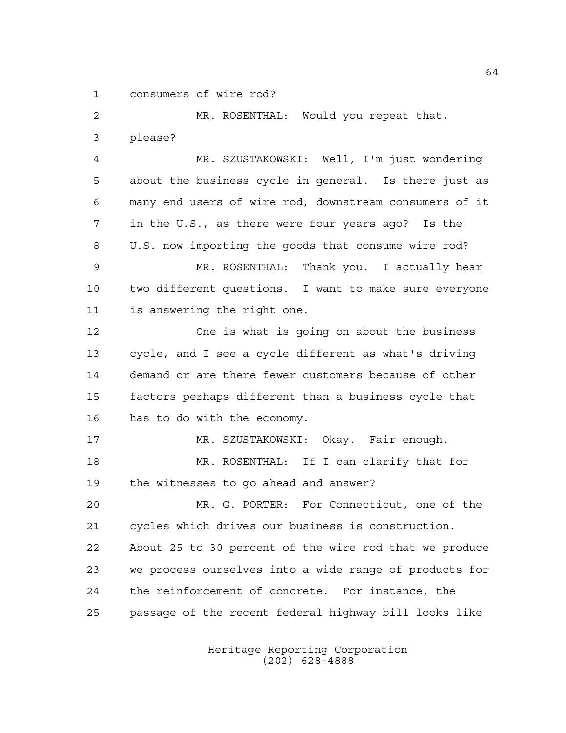consumers of wire rod?

MR. ROSENTHAL: Would you repeat that, please?

MR. SZUSTAKOWSKI: Well, I'm just wondering about the business cycle in general. Is there just as many end users of wire rod, downstream consumers of it in the U.S., as there were four years ago? Is the U.S. now importing the goods that consume wire rod?

MR. ROSENTHAL: Thank you. I actually hear two different questions. I want to make sure everyone is answering the right one.

One is what is going on about the business cycle, and I see a cycle different as what's driving demand or are there fewer customers because of other factors perhaps different than a business cycle that has to do with the economy.

MR. SZUSTAKOWSKI: Okay. Fair enough.

MR. ROSENTHAL: If I can clarify that for the witnesses to go ahead and answer?

MR. G. PORTER: For Connecticut, one of the cycles which drives our business is construction. About 25 to 30 percent of the wire rod that we produce we process ourselves into a wide range of products for the reinforcement of concrete. For instance, the passage of the recent federal highway bill looks like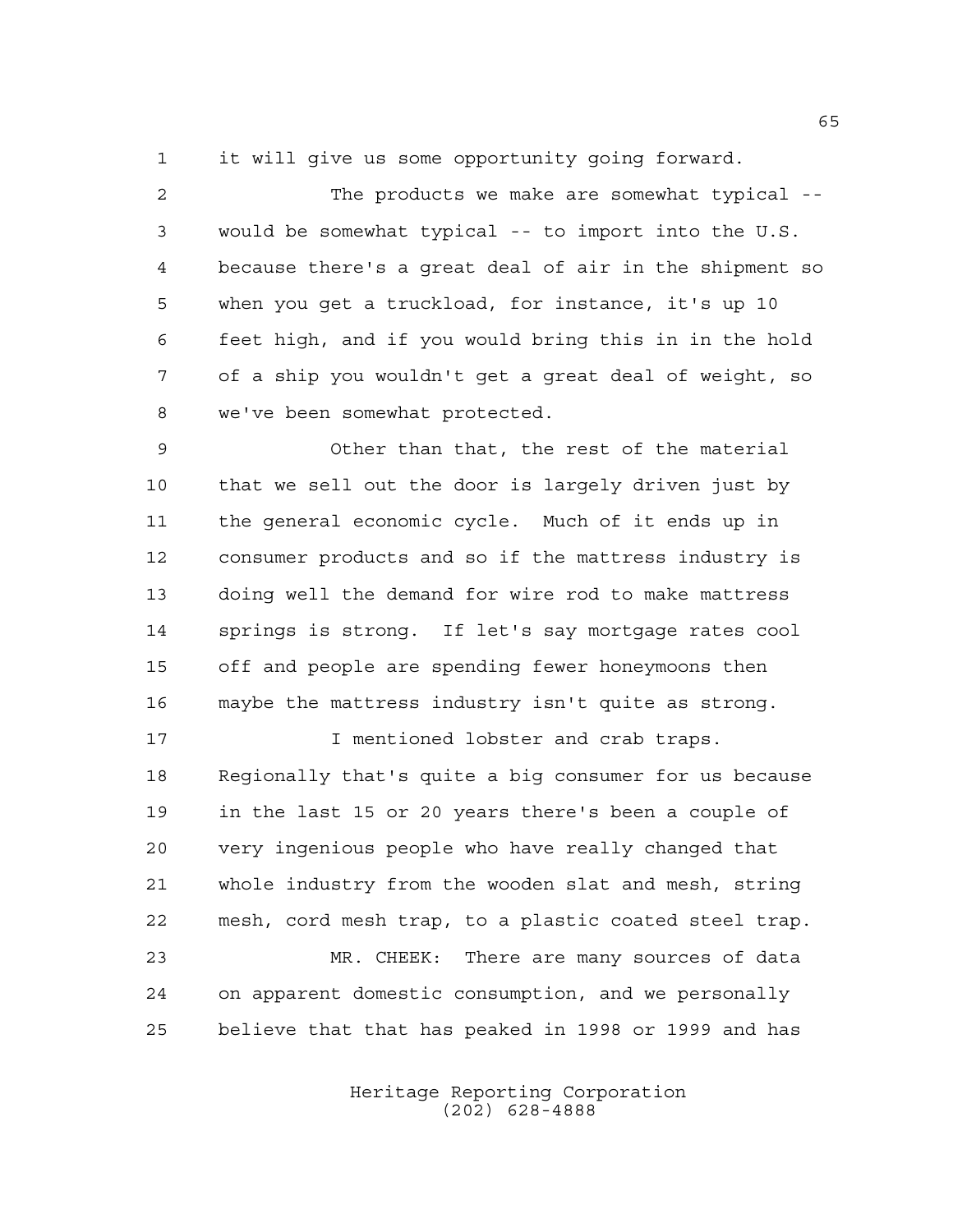it will give us some opportunity going forward.

The products we make are somewhat typical -- would be somewhat typical -- to import into the U.S. because there's a great deal of air in the shipment so when you get a truckload, for instance, it's up 10 feet high, and if you would bring this in in the hold of a ship you wouldn't get a great deal of weight, so we've been somewhat protected.

Other than that, the rest of the material that we sell out the door is largely driven just by the general economic cycle. Much of it ends up in consumer products and so if the mattress industry is doing well the demand for wire rod to make mattress springs is strong. If let's say mortgage rates cool off and people are spending fewer honeymoons then maybe the mattress industry isn't quite as strong.

I mentioned lobster and crab traps. Regionally that's quite a big consumer for us because in the last 15 or 20 years there's been a couple of very ingenious people who have really changed that whole industry from the wooden slat and mesh, string mesh, cord mesh trap, to a plastic coated steel trap.

MR. CHEEK: There are many sources of data on apparent domestic consumption, and we personally believe that that has peaked in 1998 or 1999 and has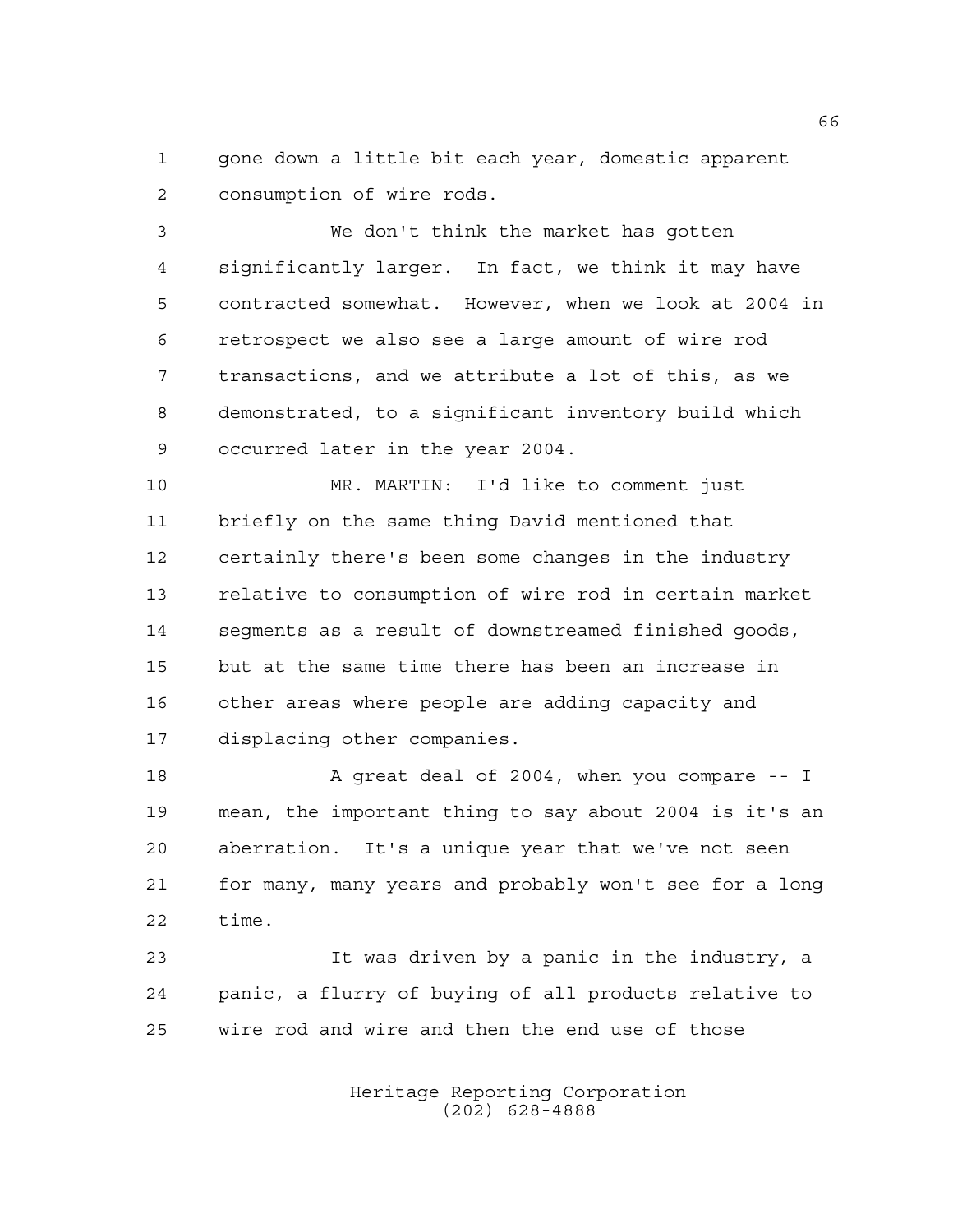gone down a little bit each year, domestic apparent consumption of wire rods.

We don't think the market has gotten significantly larger. In fact, we think it may have contracted somewhat. However, when we look at 2004 in retrospect we also see a large amount of wire rod transactions, and we attribute a lot of this, as we demonstrated, to a significant inventory build which occurred later in the year 2004.

MR. MARTIN: I'd like to comment just briefly on the same thing David mentioned that certainly there's been some changes in the industry relative to consumption of wire rod in certain market segments as a result of downstreamed finished goods, but at the same time there has been an increase in other areas where people are adding capacity and displacing other companies.

A great deal of 2004, when you compare -- I mean, the important thing to say about 2004 is it's an aberration. It's a unique year that we've not seen for many, many years and probably won't see for a long time.

It was driven by a panic in the industry, a panic, a flurry of buying of all products relative to wire rod and wire and then the end use of those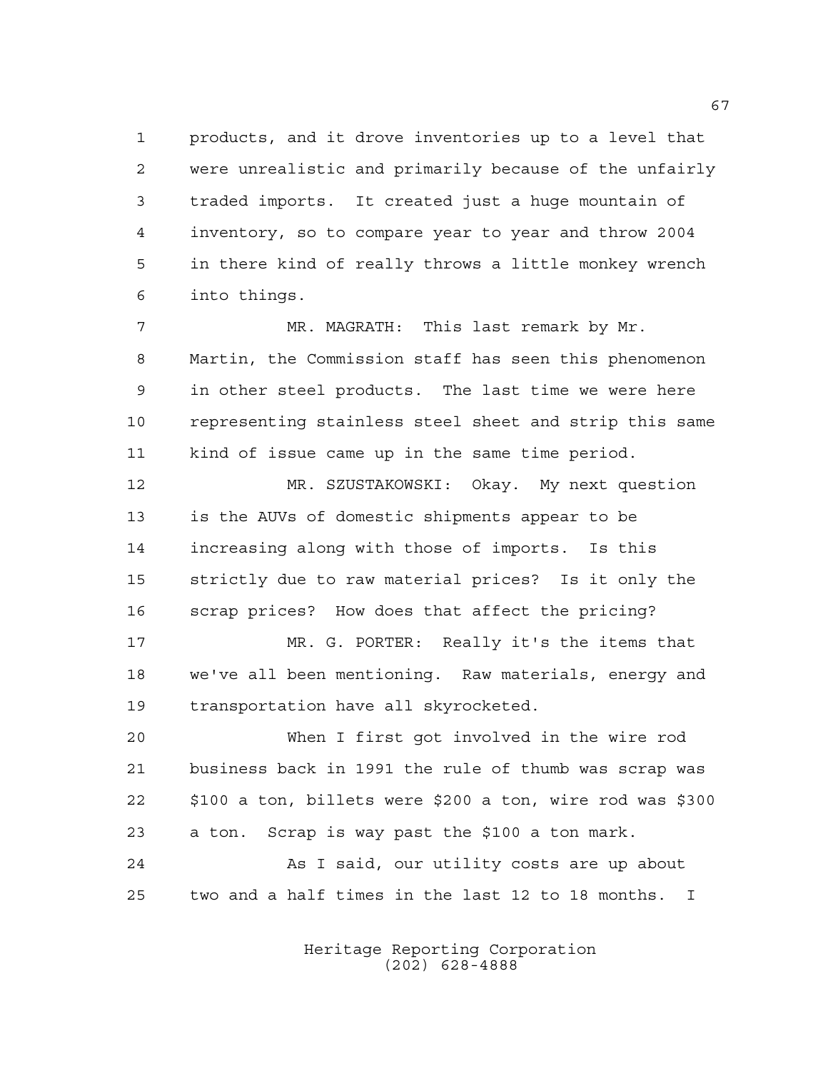products, and it drove inventories up to a level that were unrealistic and primarily because of the unfairly traded imports. It created just a huge mountain of inventory, so to compare year to year and throw 2004 in there kind of really throws a little monkey wrench into things.

MR. MAGRATH: This last remark by Mr. Martin, the Commission staff has seen this phenomenon in other steel products. The last time we were here representing stainless steel sheet and strip this same kind of issue came up in the same time period.

MR. SZUSTAKOWSKI: Okay. My next question is the AUVs of domestic shipments appear to be increasing along with those of imports. Is this strictly due to raw material prices? Is it only the scrap prices? How does that affect the pricing?

MR. G. PORTER: Really it's the items that we've all been mentioning. Raw materials, energy and transportation have all skyrocketed.

When I first got involved in the wire rod business back in 1991 the rule of thumb was scrap was $100 a ton, billets were $200 a ton, wire rod was $300 a ton. Scrap is way past the $100 a ton mark.

As I said, our utility costs are up about two and a half times in the last 12 to 18 months. I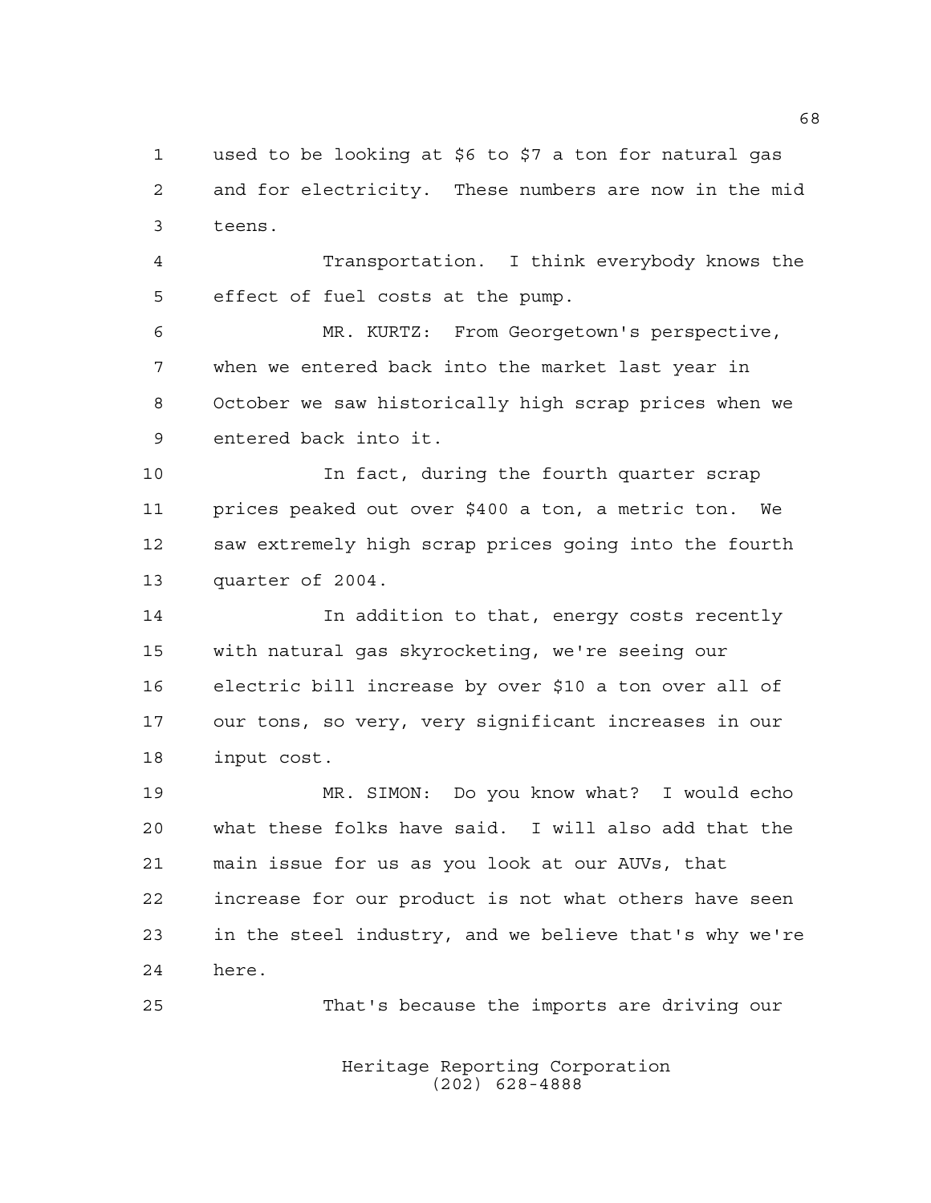used to be looking at \$6 to \$7 a ton for natural gas and for electricity. These numbers are now in the mid teens.

Transportation. I think everybody knows the effect of fuel costs at the pump.

MR. KURTZ: From Georgetown's perspective, when we entered back into the market last year in October we saw historically high scrap prices when we entered back into it.

In fact, during the fourth quarter scrap prices peaked out over \$400 a ton, a metric ton. We saw extremely high scrap prices going into the fourth quarter of 2004.

In addition to that, energy costs recently with natural gas skyrocketing, we're seeing our electric bill increase by over \$10 a ton over all of our tons, so very, very significant increases in our input cost.

MR. SIMON: Do you know what? I would echo what these folks have said. I will also add that the main issue for us as you look at our AUVs, that increase for our product is not what others have seen in the steel industry, and we believe that's why we're here.

That's because the imports are driving our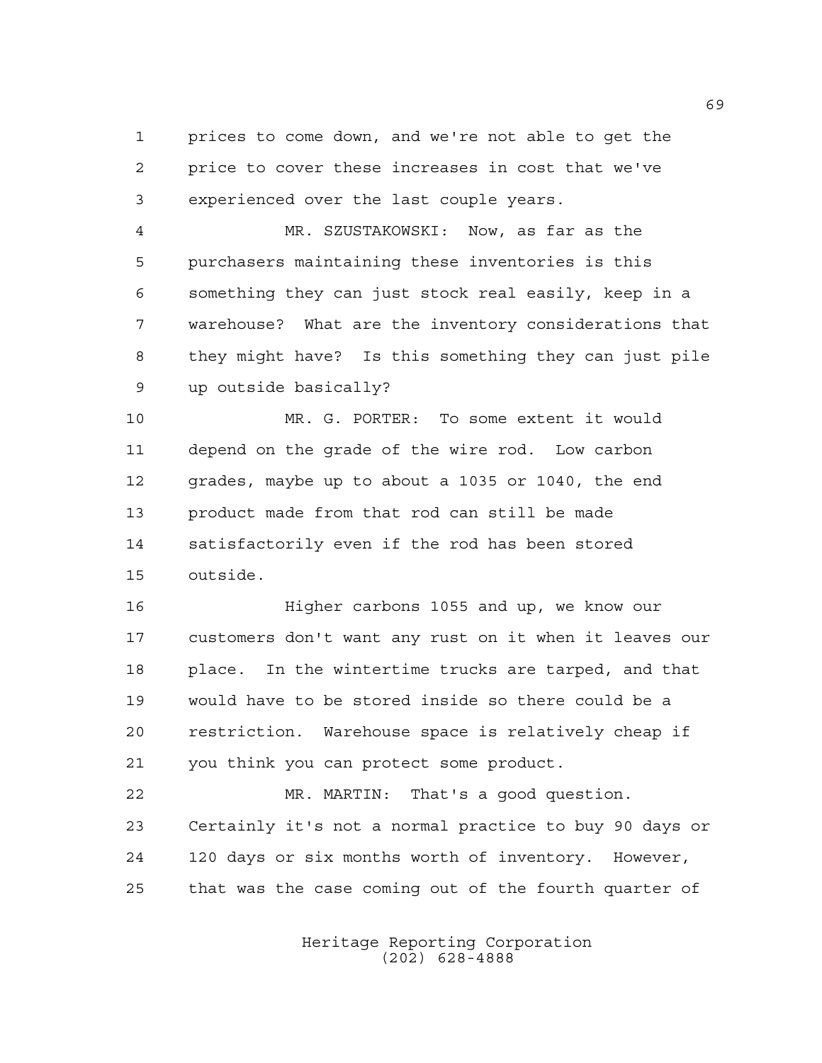prices to come down, and we're not able to get the price to cover these increases in cost that we've experienced over the last couple years.

MR. SZUSTAKOWSKI: Now, as far as the purchasers maintaining these inventories is this something they can just stock real easily, keep in a warehouse? What are the inventory considerations that they might have? Is this something they can just pile up outside basically?

MR. G. PORTER: To some extent it would depend on the grade of the wire rod. Low carbon grades, maybe up to about a 1035 or 1040, the end product made from that rod can still be made satisfactorily even if the rod has been stored outside.

Higher carbons 1055 and up, we know our customers don't want any rust on it when it leaves our place. In the wintertime trucks are tarped, and that would have to be stored inside so there could be a restriction. Warehouse space is relatively cheap if you think you can protect some product.

MR. MARTIN: That's a good question. Certainly it's not a normal practice to buy 90 days or 120 days or six months worth of inventory. However, that was the case coming out of the fourth quarter of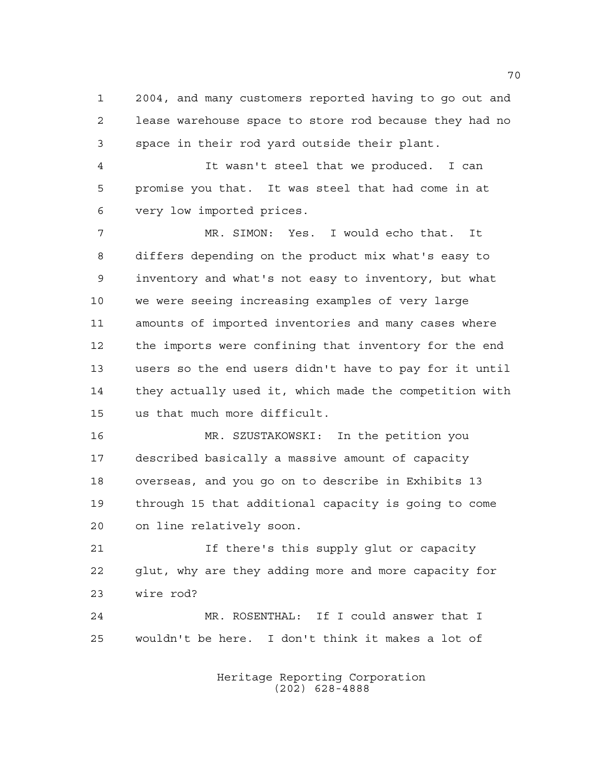2004, and many customers reported having to go out and lease warehouse space to store rod because they had no space in their rod yard outside their plant.

It wasn't steel that we produced. I can promise you that. It was steel that had come in at very low imported prices.

MR. SIMON: Yes. I would echo that. It differs depending on the product mix what's easy to inventory and what's not easy to inventory, but what we were seeing increasing examples of very large amounts of imported inventories and many cases where the imports were confining that inventory for the end users so the end users didn't have to pay for it until they actually used it, which made the competition with us that much more difficult.

MR. SZUSTAKOWSKI: In the petition you described basically a massive amount of capacity overseas, and you go on to describe in Exhibits 13 through 15 that additional capacity is going to come on line relatively soon.

If there's this supply glut or capacity glut, why are they adding more and more capacity for wire rod?

MR. ROSENTHAL: If I could answer that I wouldn't be here. I don't think it makes a lot of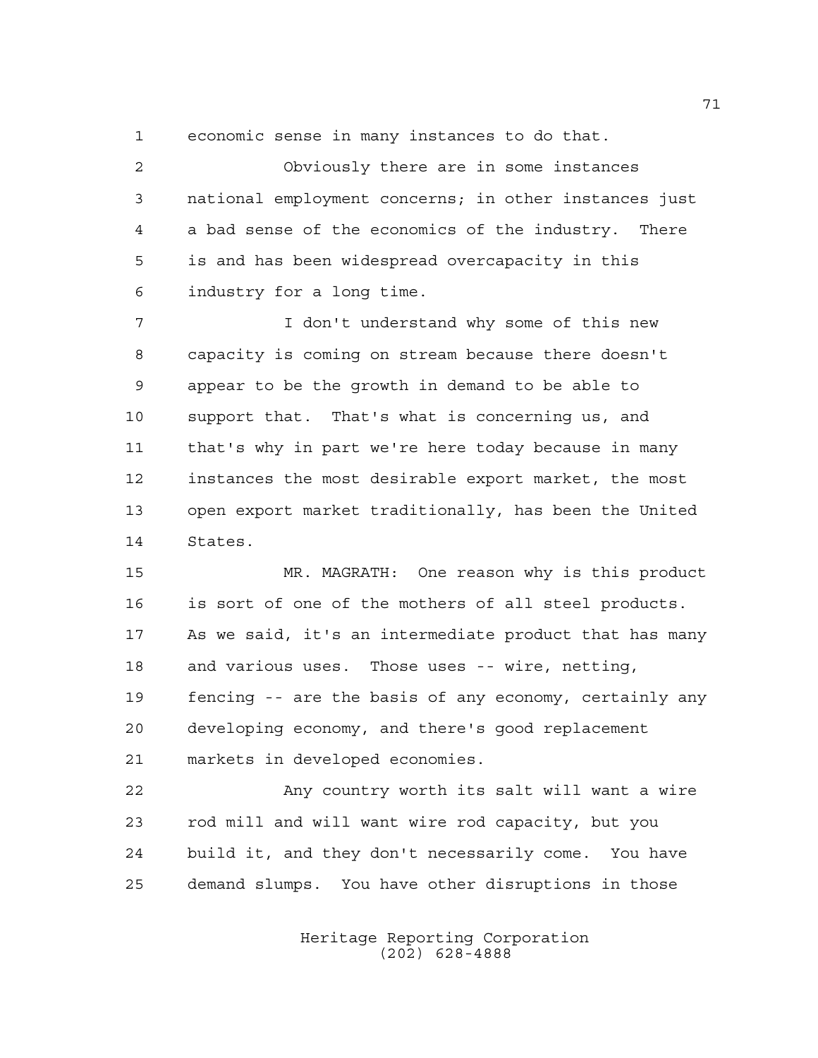economic sense in many instances to do that.

Obviously there are in some instances national employment concerns; in other instances just a bad sense of the economics of the industry. There is and has been widespread overcapacity in this industry for a long time.

I don't understand why some of this new capacity is coming on stream because there doesn't appear to be the growth in demand to be able to support that. That's what is concerning us, and that's why in part we're here today because in many instances the most desirable export market, the most open export market traditionally, has been the United States.

MR. MAGRATH: One reason why is this product is sort of one of the mothers of all steel products. As we said, it's an intermediate product that has many and various uses. Those uses -- wire, netting, fencing -- are the basis of any economy, certainly any developing economy, and there's good replacement markets in developed economies.

Any country worth its salt will want a wire rod mill and will want wire rod capacity, but you build it, and they don't necessarily come. You have demand slumps. You have other disruptions in those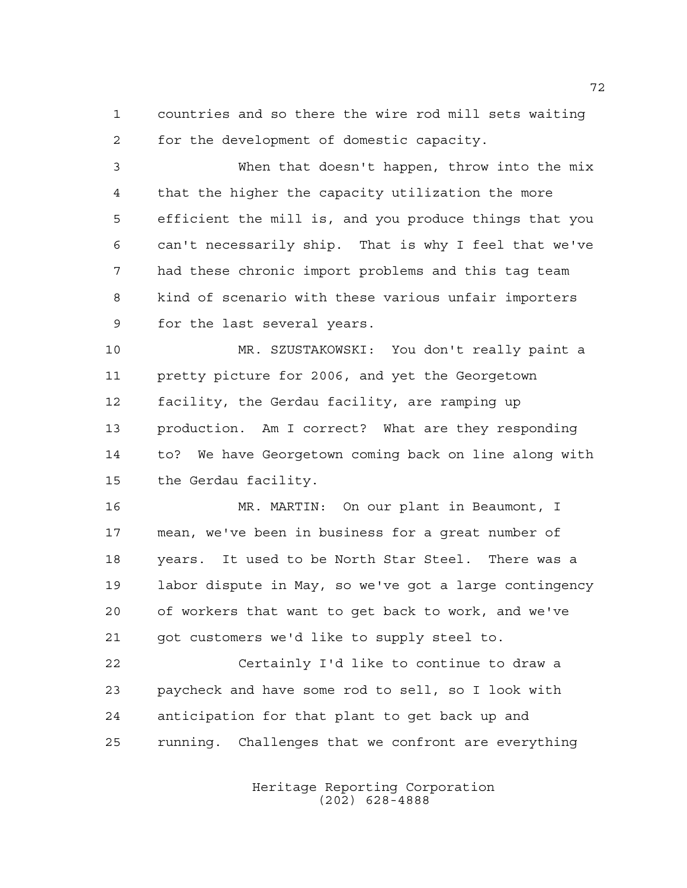countries and so there the wire rod mill sets waiting for the development of domestic capacity.

When that doesn't happen, throw into the mix that the higher the capacity utilization the more efficient the mill is, and you produce things that you can't necessarily ship. That is why I feel that we've had these chronic import problems and this tag team kind of scenario with these various unfair importers for the last several years.

MR. SZUSTAKOWSKI: You don't really paint a pretty picture for 2006, and yet the Georgetown facility, the Gerdau facility, are ramping up production. Am I correct? What are they responding to? We have Georgetown coming back on line along with the Gerdau facility.

MR. MARTIN: On our plant in Beaumont, I mean, we've been in business for a great number of years. It used to be North Star Steel. There was a labor dispute in May, so we've got a large contingency of workers that want to get back to work, and we've got customers we'd like to supply steel to.

Certainly I'd like to continue to draw a paycheck and have some rod to sell, so I look with anticipation for that plant to get back up and running. Challenges that we confront are everything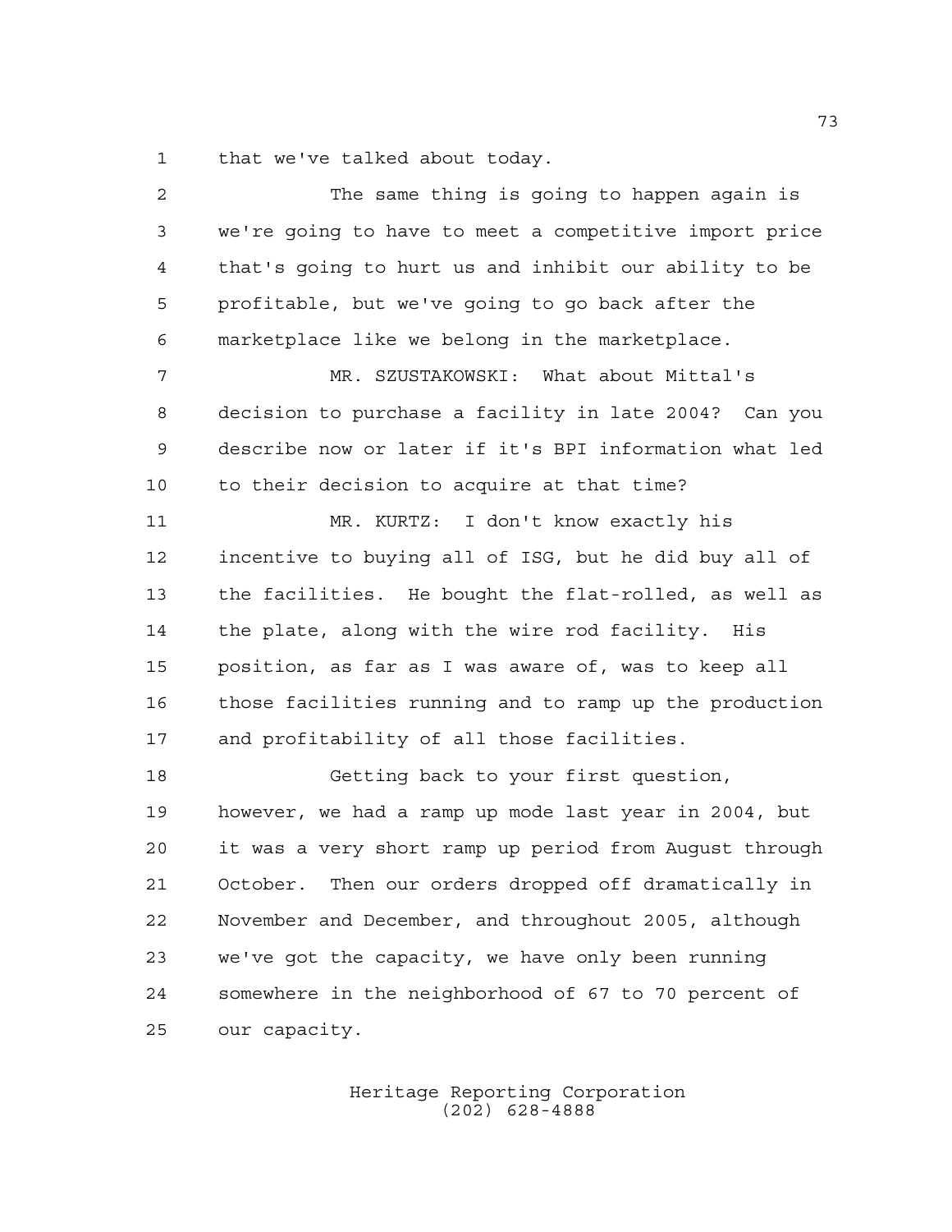that we've talked about today.

The same thing is going to happen again is we're going to have to meet a competitive import price that's going to hurt us and inhibit our ability to be profitable, but we've going to go back after the marketplace like we belong in the marketplace.

MR. SZUSTAKOWSKI: What about Mittal's decision to purchase a facility in late 2004? Can you describe now or later if it's BPI information what led to their decision to acquire at that time?

MR. KURTZ: I don't know exactly his incentive to buying all of ISG, but he did buy all of the facilities. He bought the flat-rolled, as well as the plate, along with the wire rod facility. His position, as far as I was aware of, was to keep all those facilities running and to ramp up the production and profitability of all those facilities.

Getting back to your first question, however, we had a ramp up mode last year in 2004, but it was a very short ramp up period from August through October. Then our orders dropped off dramatically in November and December, and throughout 2005, although we've got the capacity, we have only been running somewhere in the neighborhood of 67 to 70 percent of our capacity.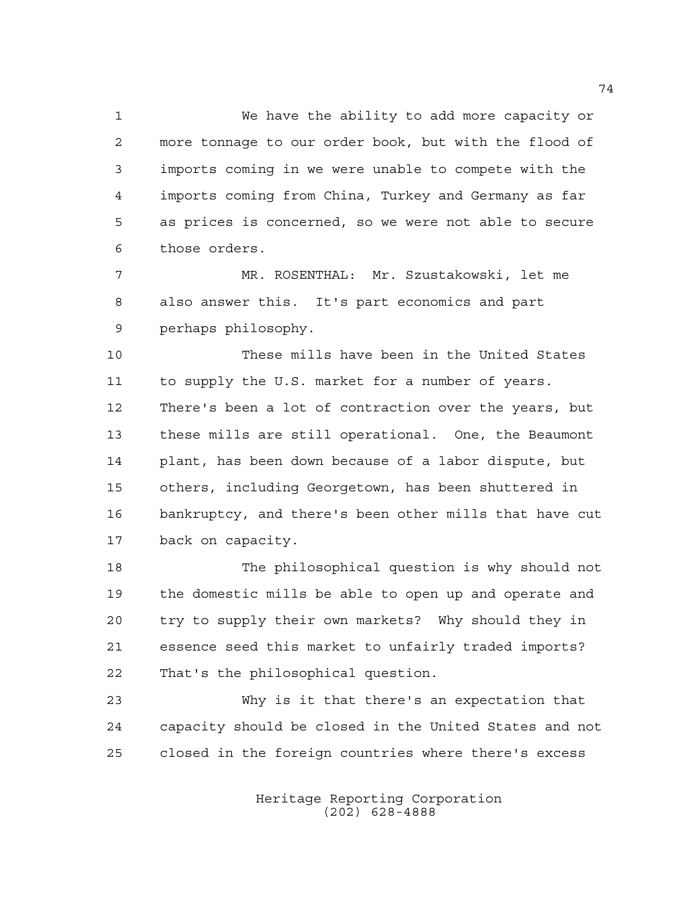We have the ability to add more capacity or more tonnage to our order book, but with the flood of imports coming in we were unable to compete with the imports coming from China, Turkey and Germany as far as prices is concerned, so we were not able to secure those orders.

MR. ROSENTHAL: Mr. Szustakowski, let me also answer this. It's part economics and part perhaps philosophy.

These mills have been in the United States to supply the U.S. market for a number of years. There's been a lot of contraction over the years, but these mills are still operational. One, the Beaumont plant, has been down because of a labor dispute, but others, including Georgetown, has been shuttered in bankruptcy, and there's been other mills that have cut back on capacity.

The philosophical question is why should not the domestic mills be able to open up and operate and try to supply their own markets? Why should they in essence seed this market to unfairly traded imports? That's the philosophical question.

Why is it that there's an expectation that capacity should be closed in the United States and not closed in the foreign countries where there's excess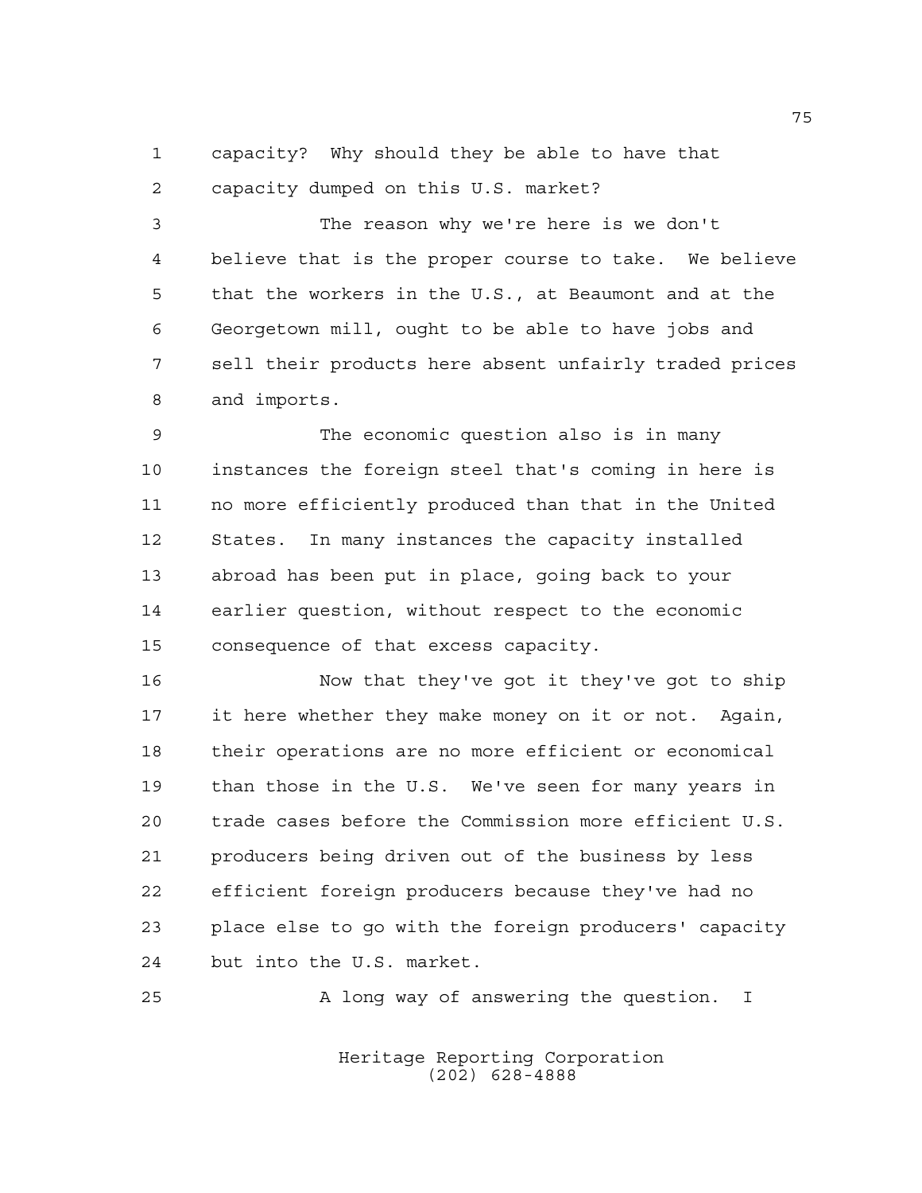capacity? Why should they be able to have that capacity dumped on this U.S. market?

The reason why we're here is we don't believe that is the proper course to take. We believe that the workers in the U.S., at Beaumont and at the Georgetown mill, ought to be able to have jobs and sell their products here absent unfairly traded prices and imports.

The economic question also is in many instances the foreign steel that's coming in here is no more efficiently produced than that in the United States. In many instances the capacity installed abroad has been put in place, going back to your earlier question, without respect to the economic consequence of that excess capacity.

Now that they've got it they've got to ship it here whether they make money on it or not. Again, their operations are no more efficient or economical than those in the U.S. We've seen for many years in trade cases before the Commission more efficient U.S. producers being driven out of the business by less efficient foreign producers because they've had no place else to go with the foreign producers' capacity but into the U.S. market.

A long way of answering the question. I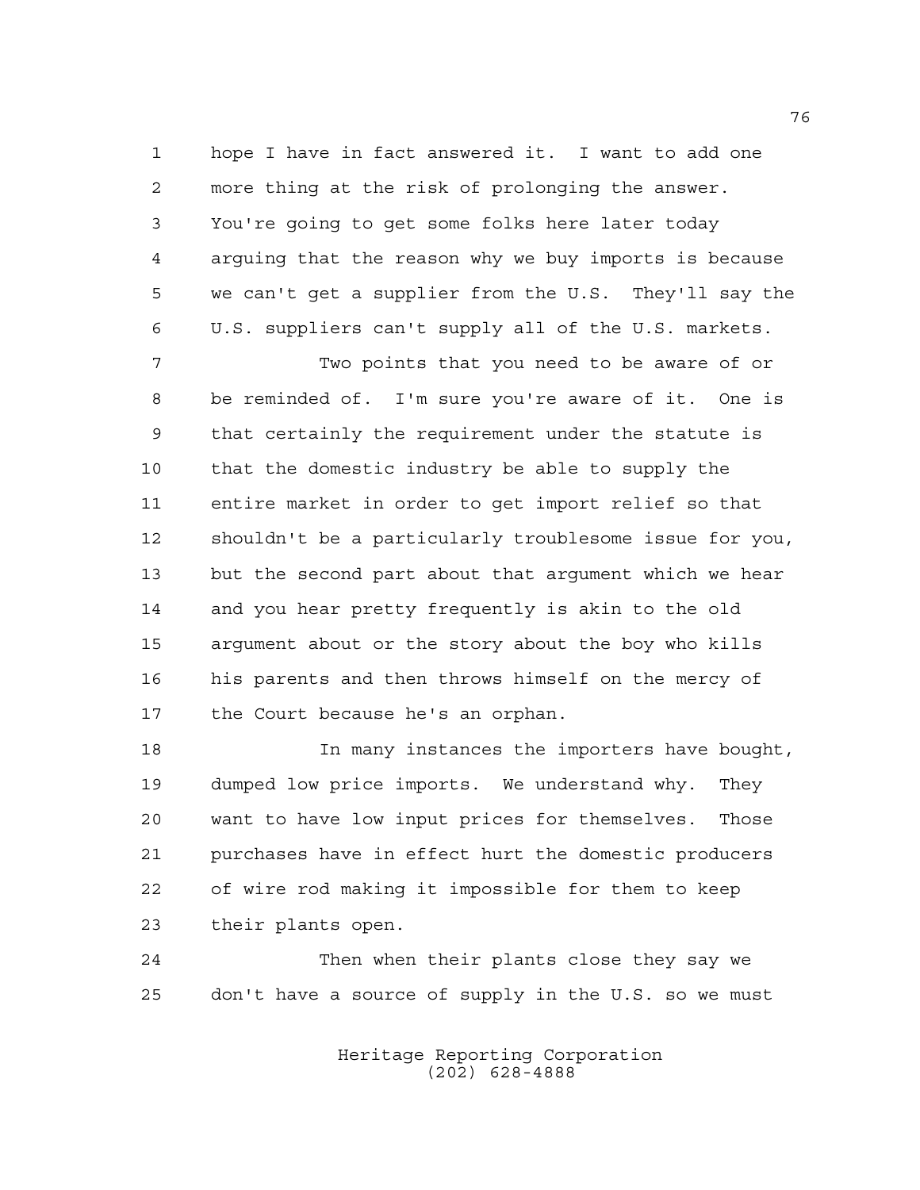hope I have in fact answered it. I want to add one more thing at the risk of prolonging the answer. You're going to get some folks here later today arguing that the reason why we buy imports is because we can't get a supplier from the U.S. They'll say the U.S. suppliers can't supply all of the U.S. markets.

Two points that you need to be aware of or be reminded of. I'm sure you're aware of it. One is that certainly the requirement under the statute is that the domestic industry be able to supply the entire market in order to get import relief so that shouldn't be a particularly troublesome issue for you, but the second part about that argument which we hear and you hear pretty frequently is akin to the old argument about or the story about the boy who kills his parents and then throws himself on the mercy of the Court because he's an orphan.

In many instances the importers have bought, dumped low price imports. We understand why. They want to have low input prices for themselves. Those purchases have in effect hurt the domestic producers of wire rod making it impossible for them to keep their plants open.

Then when their plants close they say we don't have a source of supply in the U.S. so we must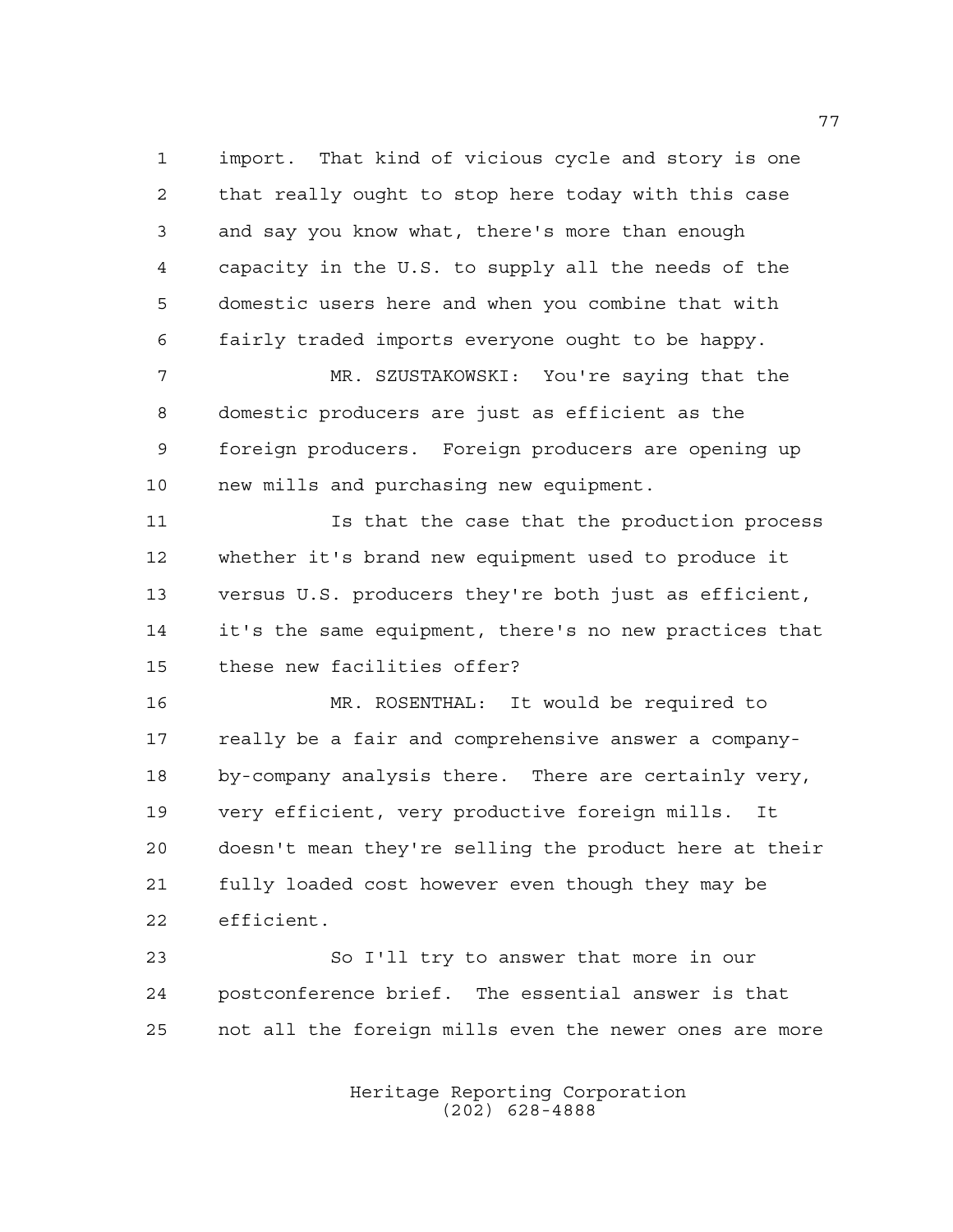import. That kind of vicious cycle and story is one that really ought to stop here today with this case and say you know what, there's more than enough capacity in the U.S. to supply all the needs of the domestic users here and when you combine that with fairly traded imports everyone ought to be happy.

MR. SZUSTAKOWSKI: You're saying that the domestic producers are just as efficient as the foreign producers. Foreign producers are opening up new mills and purchasing new equipment.

Is that the case that the production process whether it's brand new equipment used to produce it versus U.S. producers they're both just as efficient, it's the same equipment, there's no new practices that these new facilities offer?

MR. ROSENTHAL: It would be required to really be a fair and comprehensive answer a company-by-company analysis there. There are certainly very, very efficient, very productive foreign mills. It doesn't mean they're selling the product here at their fully loaded cost however even though they may be efficient.

So I'll try to answer that more in our postconference brief. The essential answer is that not all the foreign mills even the newer ones are more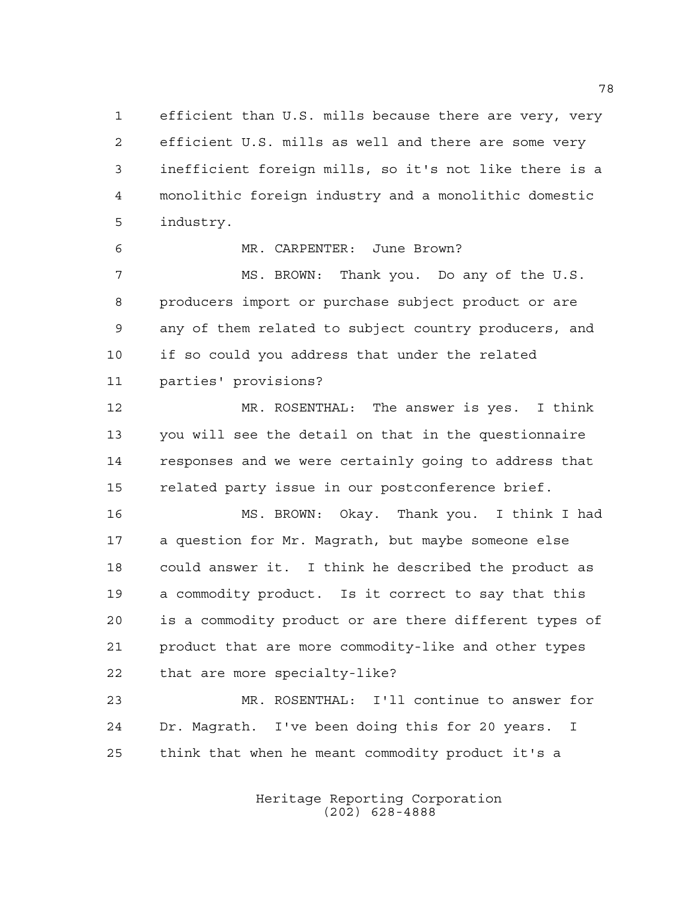efficient than U.S. mills because there are very, very efficient U.S. mills as well and there are some very inefficient foreign mills, so it's not like there is a monolithic foreign industry and a monolithic domestic industry.

MR. CARPENTER: June Brown?

MS. BROWN: Thank you. Do any of the U.S. producers import or purchase subject product or are any of them related to subject country producers, and if so could you address that under the related parties' provisions?

MR. ROSENTHAL: The answer is yes. I think you will see the detail on that in the questionnaire responses and we were certainly going to address that related party issue in our postconference brief.

MS. BROWN: Okay. Thank you. I think I had a question for Mr. Magrath, but maybe someone else could answer it. I think he described the product as a commodity product. Is it correct to say that this is a commodity product or are there different types of product that are more commodity-like and other types that are more specialty-like?

MR. ROSENTHAL: I'll continue to answer for Dr. Magrath. I've been doing this for 20 years. I think that when he meant commodity product it's a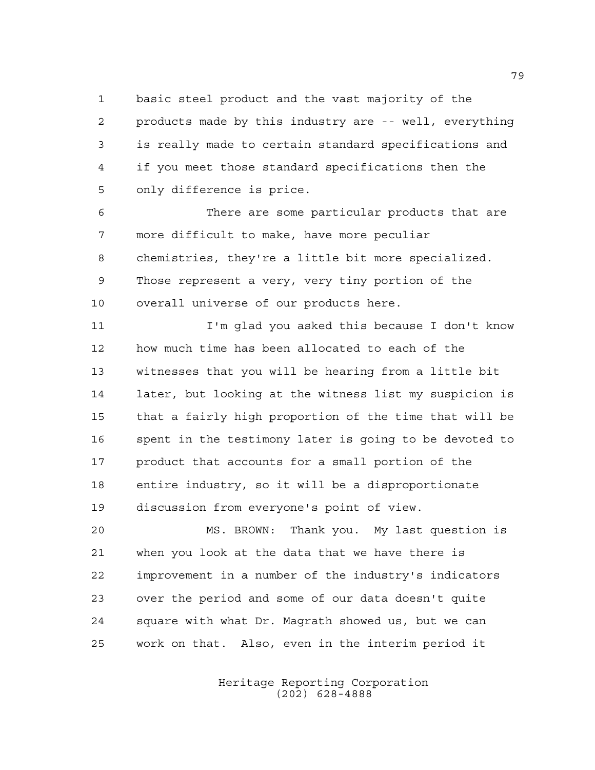basic steel product and the vast majority of the products made by this industry are -- well, everything is really made to certain standard specifications and if you meet those standard specifications then the only difference is price.

There are some particular products that are more difficult to make, have more peculiar chemistries, they're a little bit more specialized. Those represent a very, very tiny portion of the overall universe of our products here.

I'm glad you asked this because I don't know how much time has been allocated to each of the witnesses that you will be hearing from a little bit later, but looking at the witness list my suspicion is that a fairly high proportion of the time that will be spent in the testimony later is going to be devoted to product that accounts for a small portion of the entire industry, so it will be a disproportionate discussion from everyone's point of view.

MS. BROWN: Thank you. My last question is when you look at the data that we have there is improvement in a number of the industry's indicators over the period and some of our data doesn't quite square with what Dr. Magrath showed us, but we can work on that. Also, even in the interim period it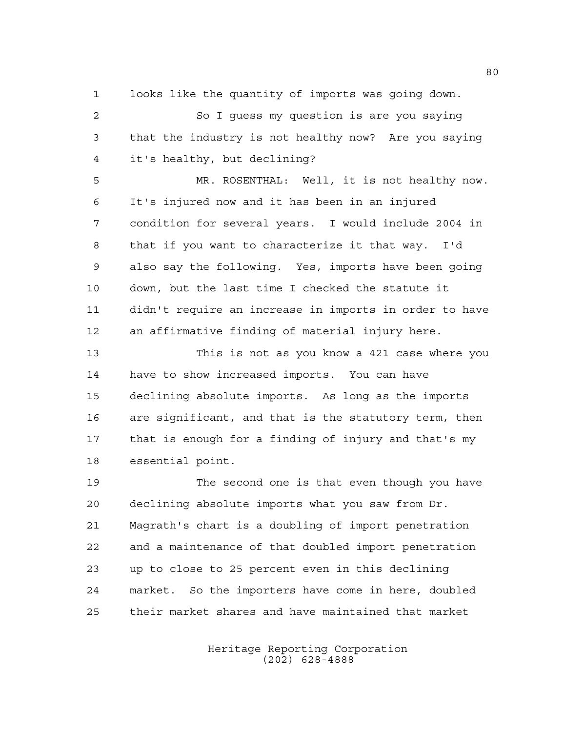looks like the quantity of imports was going down.

So I guess my question is are you saying that the industry is not healthy now? Are you saying it's healthy, but declining?

MR. ROSENTHAL: Well, it is not healthy now. It's injured now and it has been in an injured condition for several years. I would include 2004 in that if you want to characterize it that way. I'd also say the following. Yes, imports have been going down, but the last time I checked the statute it didn't require an increase in imports in order to have an affirmative finding of material injury here.

This is not as you know a 421 case where you have to show increased imports. You can have declining absolute imports. As long as the imports are significant, and that is the statutory term, then that is enough for a finding of injury and that's my essential point.

The second one is that even though you have declining absolute imports what you saw from Dr. Magrath's chart is a doubling of import penetration and a maintenance of that doubled import penetration up to close to 25 percent even in this declining market. So the importers have come in here, doubled their market shares and have maintained that market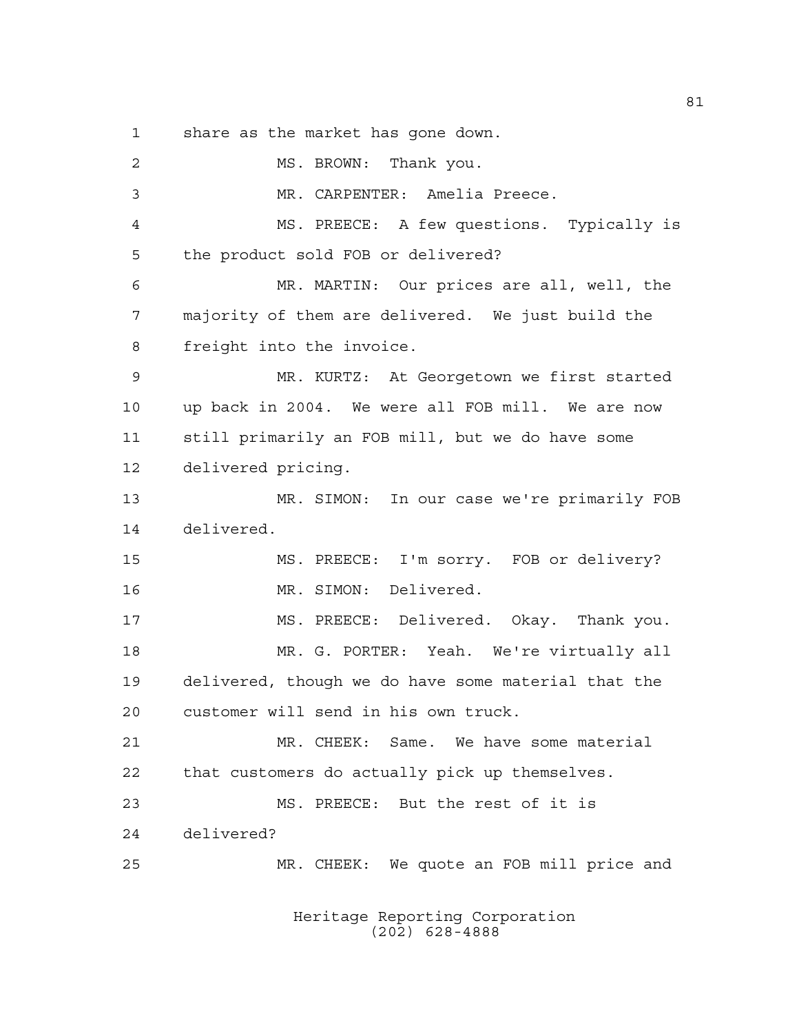share as the market has gone down.

MS. BROWN: Thank you.

MR. CARPENTER: Amelia Preece.

MS. PREECE: A few questions. Typically is the product sold FOB or delivered?

MR. MARTIN: Our prices are all, well, the majority of them are delivered. We just build the freight into the invoice.

MR. KURTZ: At Georgetown we first started up back in 2004. We were all FOB mill. We are now still primarily an FOB mill, but we do have some delivered pricing.

MR. SIMON: In our case we're primarily FOB delivered.

MS. PREECE: I'm sorry. FOB or delivery?

MR. SIMON: Delivered.

MS. PREECE: Delivered. Okay. Thank you.

MR. G. PORTER: Yeah. We're virtually all delivered, though we do have some material that the customer will send in his own truck.

MR. CHEEK: Same. We have some material that customers do actually pick up themselves.

MS. PREECE: But the rest of it is delivered?

MR. CHEEK: We quote an FOB mill price and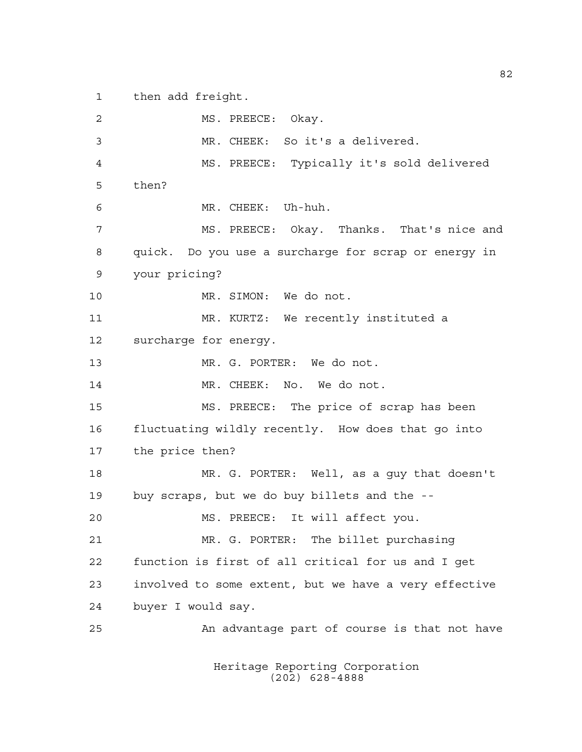then add freight.

MS. PREECE: Okay.

MR. CHEEK: So it's a delivered.

MS. PREECE: Typically it's sold delivered then?

MR. CHEEK: Uh-huh.

MS. PREECE: Okay. Thanks. That's nice and quick. Do you use a surcharge for scrap or energy in your pricing?

MR. SIMON: We do not.

MR. KURTZ: We recently instituted a surcharge for energy.

MR. G. PORTER: We do not.

MR. CHEEK: No. We do not.

MS. PREECE: The price of scrap has been fluctuating wildly recently. How does that go into the price then?

MR. G. PORTER: Well, as a guy that doesn't buy scraps, but we do buy billets and the --

MS. PREECE: It will affect you.

MR. G. PORTER: The billet purchasing function is first of all critical for us and I get involved to some extent, but we have a very effective buyer I would say.

An advantage part of course is that not have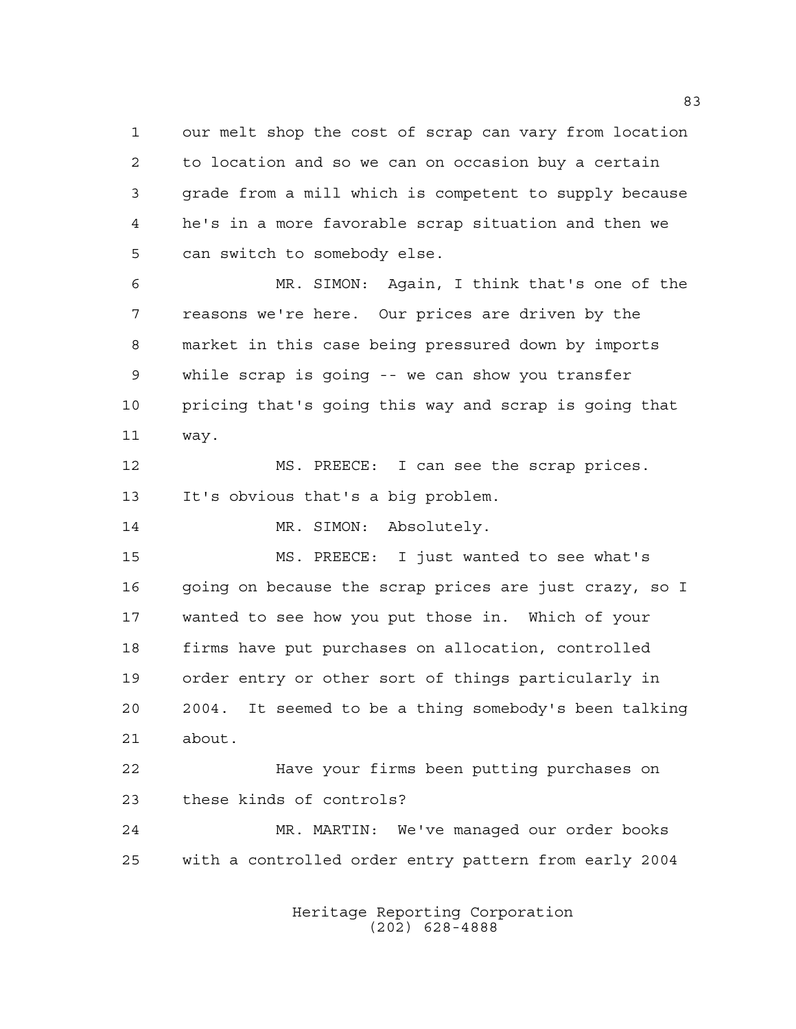our melt shop the cost of scrap can vary from location to location and so we can on occasion buy a certain grade from a mill which is competent to supply because he's in a more favorable scrap situation and then we can switch to somebody else.

MR. SIMON: Again, I think that's one of the reasons we're here. Our prices are driven by the market in this case being pressured down by imports while scrap is going -- we can show you transfer pricing that's going this way and scrap is going that way.

MS. PREECE: I can see the scrap prices. It's obvious that's a big problem.

MR. SIMON: Absolutely.

MS. PREECE: I just wanted to see what's going on because the scrap prices are just crazy, so I wanted to see how you put those in. Which of your firms have put purchases on allocation, controlled order entry or other sort of things particularly in 2004. It seemed to be a thing somebody's been talking about.

Have your firms been putting purchases on these kinds of controls?

MR. MARTIN: We've managed our order books with a controlled order entry pattern from early 2004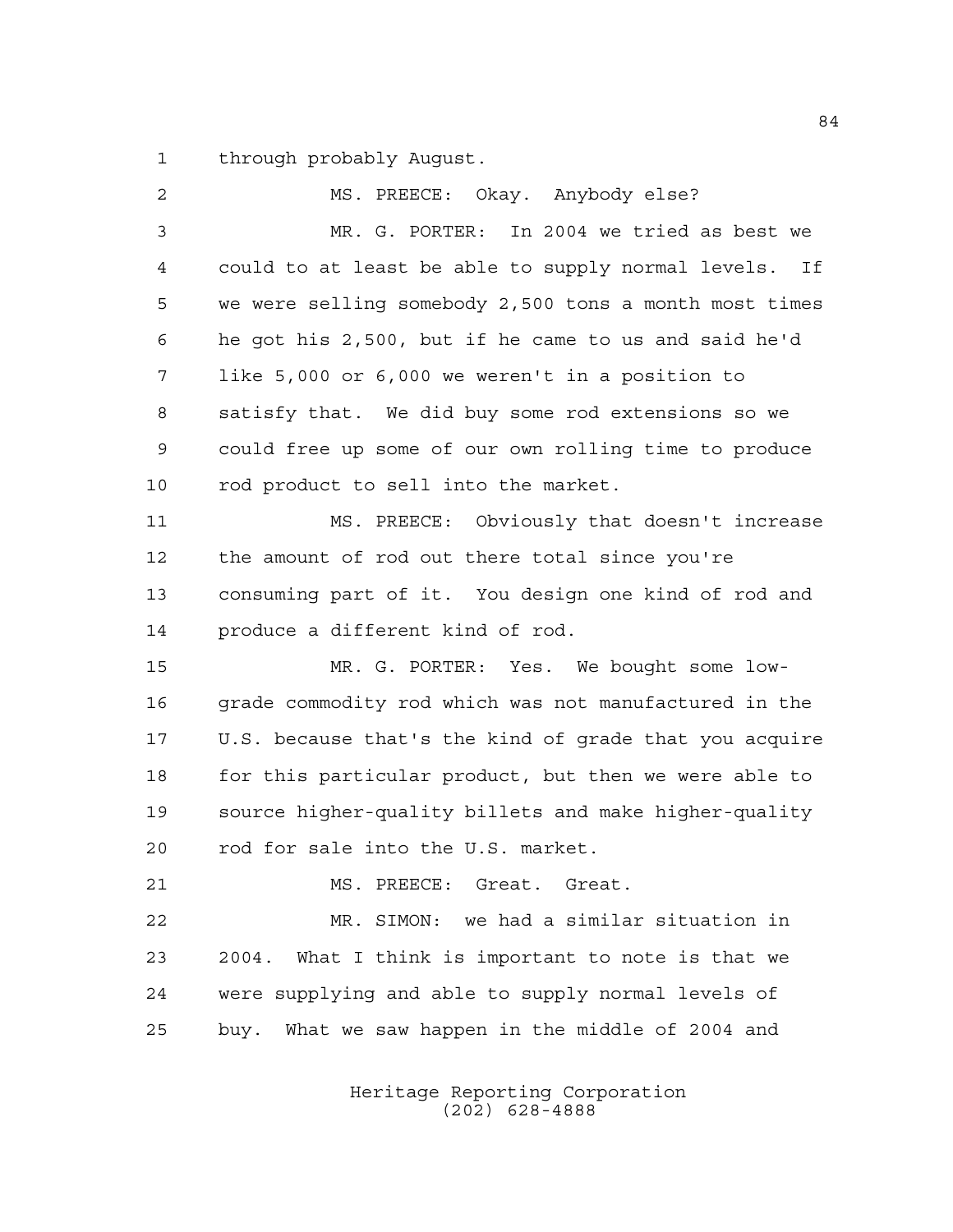through probably August.

MS. PREECE: Okay. Anybody else?

MR. G. PORTER: In 2004 we tried as best we could to at least be able to supply normal levels. If we were selling somebody 2,500 tons a month most times he got his 2,500, but if he came to us and said he'd like 5,000 or 6,000 we weren't in a position to satisfy that. We did buy some rod extensions so we could free up some of our own rolling time to produce rod product to sell into the market.

MS. PREECE: Obviously that doesn't increase the amount of rod out there total since you're consuming part of it. You design one kind of rod and produce a different kind of rod.

MR. G. PORTER: Yes. We bought some low-grade commodity rod which was not manufactured in the U.S. because that's the kind of grade that you acquire for this particular product, but then we were able to source higher-quality billets and make higher-quality rod for sale into the U.S. market.

MS. PREECE: Great. Great.

MR. SIMON: we had a similar situation in 2004. What I think is important to note is that we were supplying and able to supply normal levels of buy. What we saw happen in the middle of 2004 and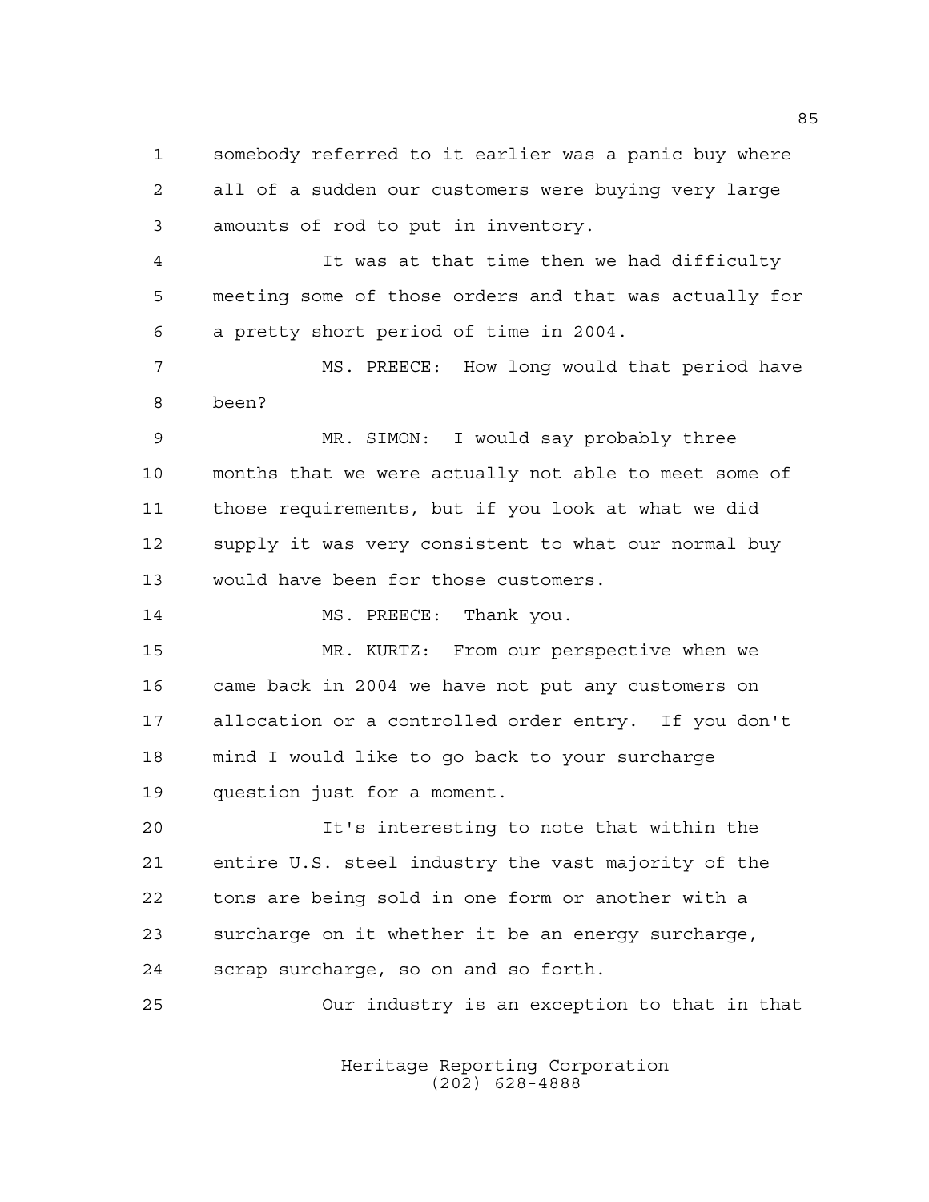somebody referred to it earlier was a panic buy where all of a sudden our customers were buying very large amounts of rod to put in inventory.

It was at that time then we had difficulty meeting some of those orders and that was actually for a pretty short period of time in 2004.

MS. PREECE: How long would that period have been?

MR. SIMON: I would say probably three months that we were actually not able to meet some of those requirements, but if you look at what we did supply it was very consistent to what our normal buy would have been for those customers.

MS. PREECE: Thank you.

MR. KURTZ: From our perspective when we came back in 2004 we have not put any customers on allocation or a controlled order entry. If you don't mind I would like to go back to your surcharge question just for a moment.

It's interesting to note that within the entire U.S. steel industry the vast majority of the tons are being sold in one form or another with a surcharge on it whether it be an energy surcharge, scrap surcharge, so on and so forth.

Our industry is an exception to that in that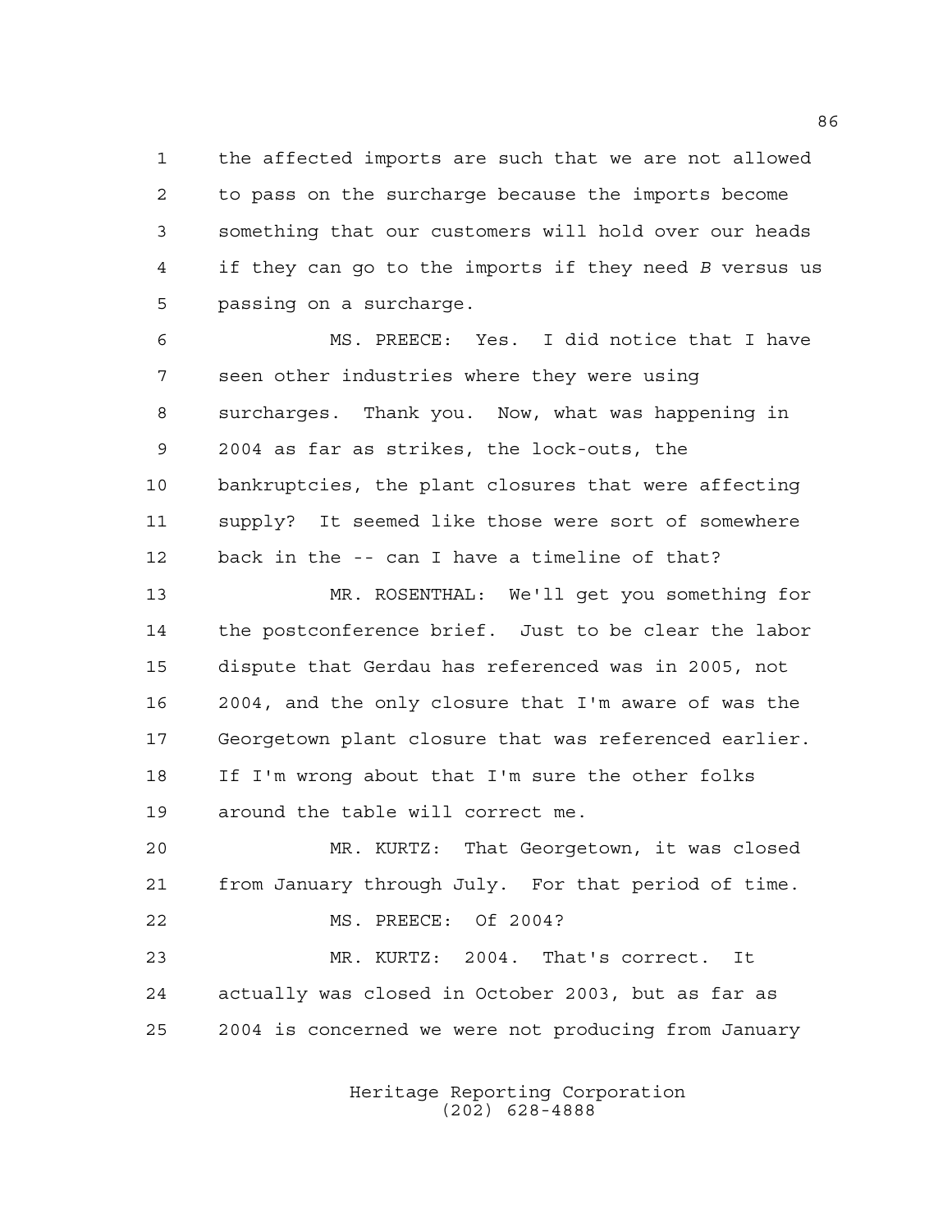the affected imports are such that we are not allowed to pass on the surcharge because the imports become something that our customers will hold over our heads if they can go to the imports if they need *B* versus us passing on a surcharge.

MS. PREECE: Yes. I did notice that I have seen other industries where they were using surcharges. Thank you. Now, what was happening in 2004 as far as strikes, the lock-outs, the bankruptcies, the plant closures that were affecting supply? It seemed like those were sort of somewhere back in the -- can I have a timeline of that?

MR. ROSENTHAL: We'll get you something for the postconference brief. Just to be clear the labor dispute that Gerdau has referenced was in 2005, not 2004, and the only closure that I'm aware of was the Georgetown plant closure that was referenced earlier. If I'm wrong about that I'm sure the other folks around the table will correct me.

MR. KURTZ: That Georgetown, it was closed from January through July. For that period of time.

MS. PREECE: Of 2004?

MR. KURTZ: 2004. That's correct. It actually was closed in October 2003, but as far as 2004 is concerned we were not producing from January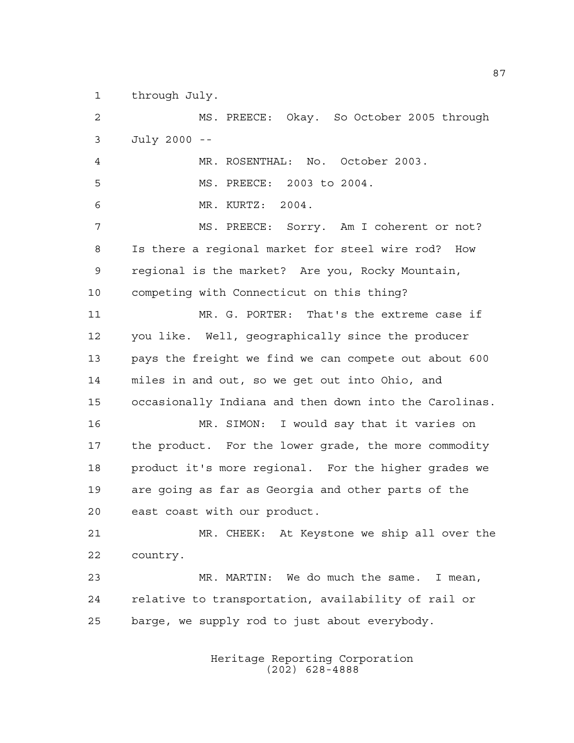through July.

MS. PREECE: Okay. So October 2005 through July 2000 --

MR. ROSENTHAL: No. October 2003.

MS. PREECE: 2003 to 2004.

MR. KURTZ: 2004.

MS. PREECE: Sorry. Am I coherent or not? Is there a regional market for steel wire rod? How regional is the market? Are you, Rocky Mountain, competing with Connecticut on this thing?

MR. G. PORTER: That's the extreme case if you like. Well, geographically since the producer pays the freight we find we can compete out about 600 miles in and out, so we get out into Ohio, and occasionally Indiana and then down into the Carolinas.

MR. SIMON: I would say that it varies on the product. For the lower grade, the more commodity product it's more regional. For the higher grades we are going as far as Georgia and other parts of the east coast with our product.

MR. CHEEK: At Keystone we ship all over the country.

MR. MARTIN: We do much the same. I mean, relative to transportation, availability of rail or barge, we supply rod to just about everybody.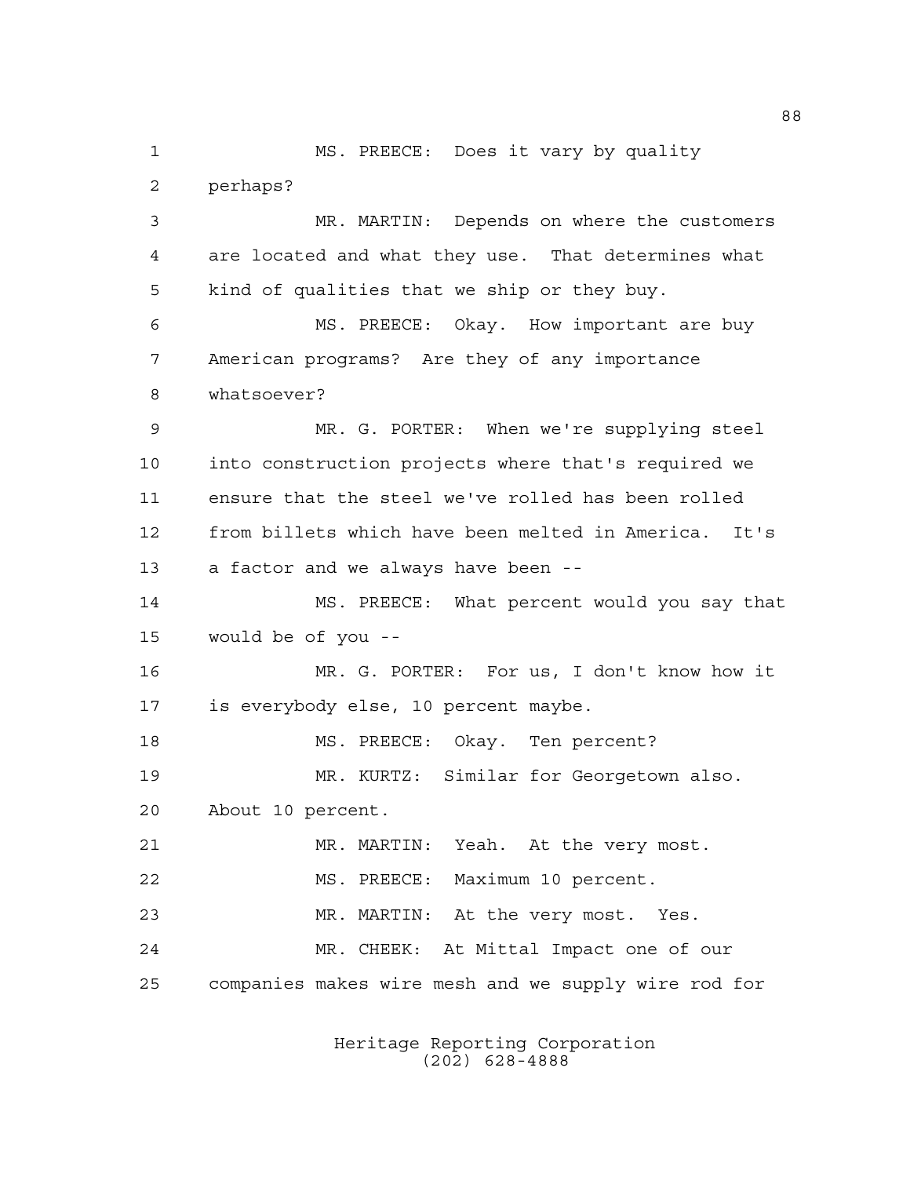MS. PREECE: Does it vary by quality perhaps?

MR. MARTIN: Depends on where the customers are located and what they use. That determines what kind of qualities that we ship or they buy.

MS. PREECE: Okay. How important are buy American programs? Are they of any importance whatsoever?

MR. G. PORTER: When we're supplying steel into construction projects where that's required we ensure that the steel we've rolled has been rolled from billets which have been melted in America. It's a factor and we always have been --

MS. PREECE: What percent would you say that would be of you --

MR. G. PORTER: For us, I don't know how it is everybody else, 10 percent maybe.

MS. PREECE: Okay. Ten percent?

MR. KURTZ: Similar for Georgetown also. About 10 percent.

MR. MARTIN: Yeah. At the very most.

MS. PREECE: Maximum 10 percent.

MR. MARTIN: At the very most. Yes.

MR. CHEEK: At Mittal Impact one of our companies makes wire mesh and we supply wire rod for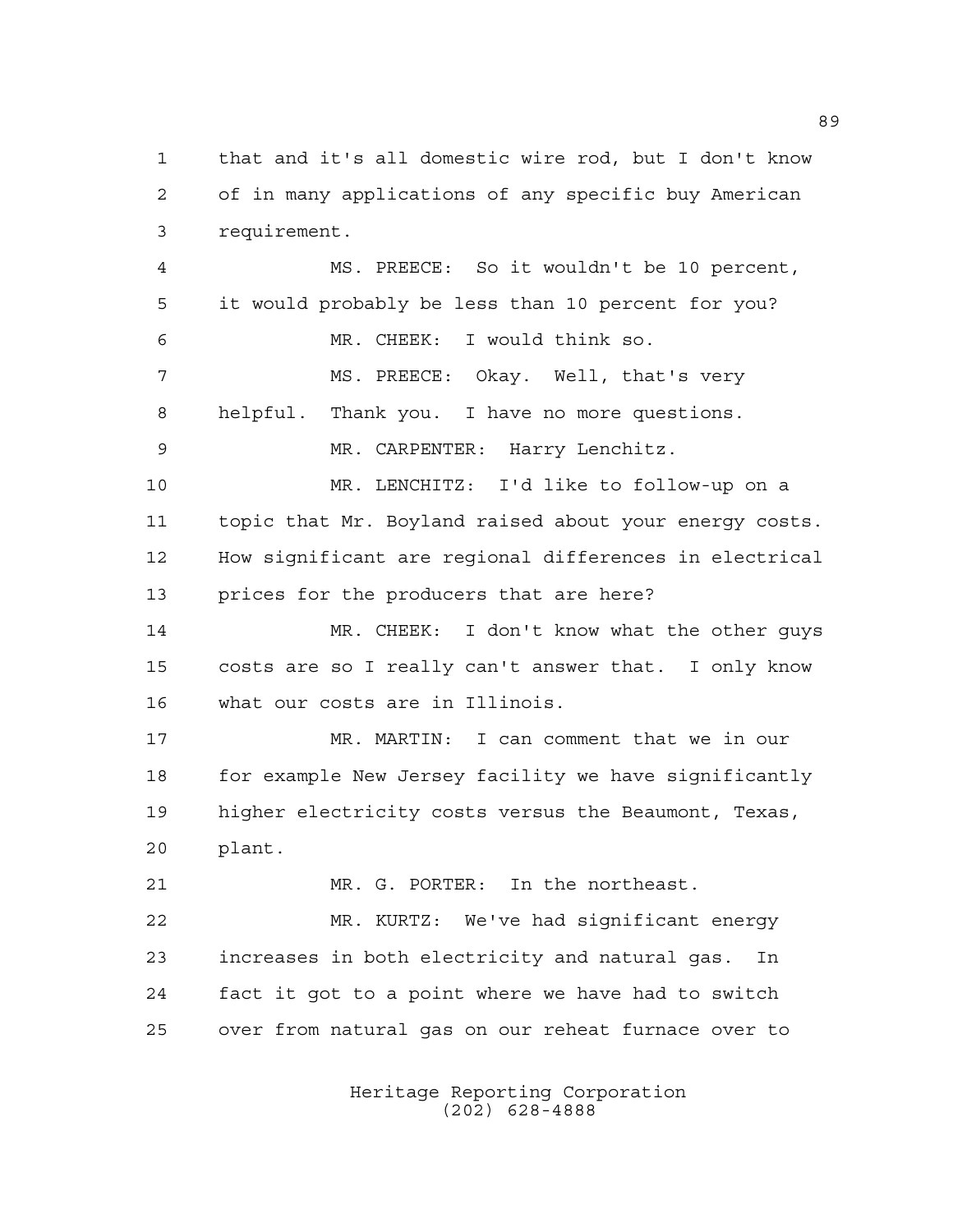that and it's all domestic wire rod, but I don't know of in many applications of any specific buy American requirement.

MS. PREECE: So it wouldn't be 10 percent, it would probably be less than 10 percent for you?

MR. CHEEK: I would think so.

MS. PREECE: Okay. Well, that's very helpful. Thank you. I have no more questions.

MR. CARPENTER: Harry Lenchitz.

MR. LENCHITZ: I'd like to follow-up on a topic that Mr. Boyland raised about your energy costs. How significant are regional differences in electrical prices for the producers that are here?

MR. CHEEK: I don't know what the other guys costs are so I really can't answer that. I only know what our costs are in Illinois.

MR. MARTIN: I can comment that we in our for example New Jersey facility we have significantly higher electricity costs versus the Beaumont, Texas, plant.

MR. G. PORTER: In the northeast.

MR. KURTZ: We've had significant energy increases in both electricity and natural gas. In fact it got to a point where we have had to switch over from natural gas on our reheat furnace over to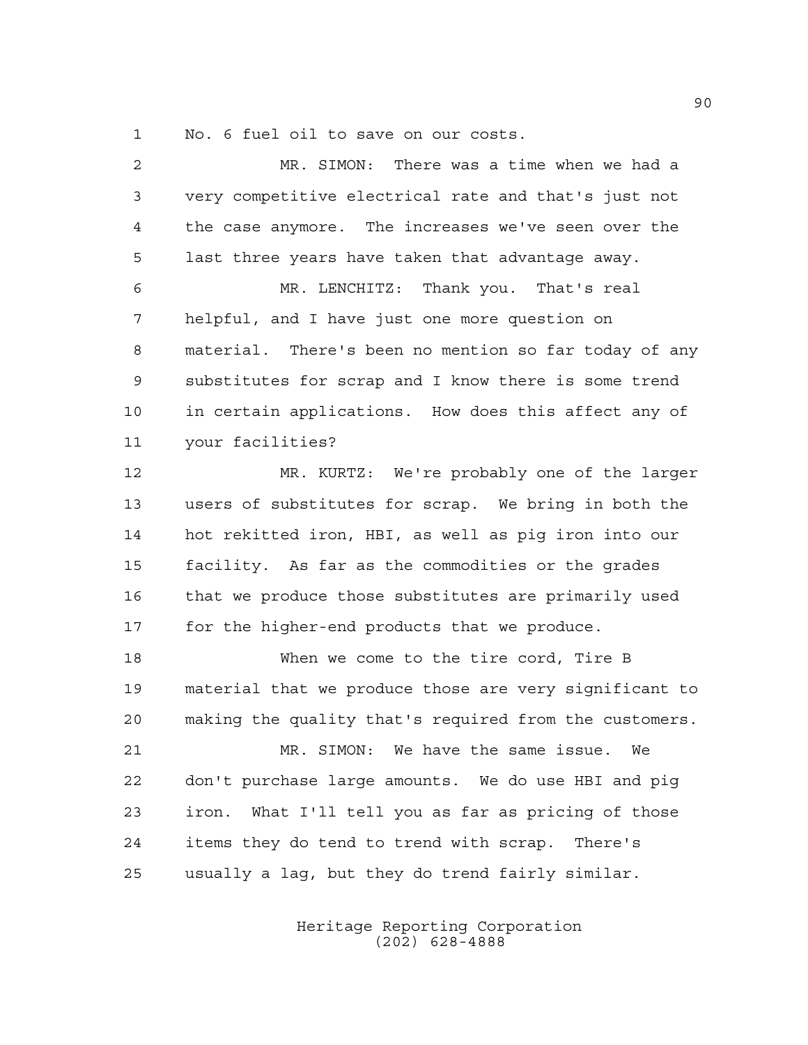No. 6 fuel oil to save on our costs.

MR. SIMON: There was a time when we had a very competitive electrical rate and that's just not the case anymore. The increases we've seen over the last three years have taken that advantage away.

MR. LENCHITZ: Thank you. That's real helpful, and I have just one more question on material. There's been no mention so far today of any substitutes for scrap and I know there is some trend in certain applications. How does this affect any of your facilities?

MR. KURTZ: We're probably one of the larger users of substitutes for scrap. We bring in both the hot rekitted iron, HBI, as well as pig iron into our facility. As far as the commodities or the grades that we produce those substitutes are primarily used for the higher-end products that we produce.

When we come to the tire cord, Tire B material that we produce those are very significant to making the quality that's required from the customers.

MR. SIMON: We have the same issue. We don't purchase large amounts. We do use HBI and pig iron. What I'll tell you as far as pricing of those items they do tend to trend with scrap. There's usually a lag, but they do trend fairly similar.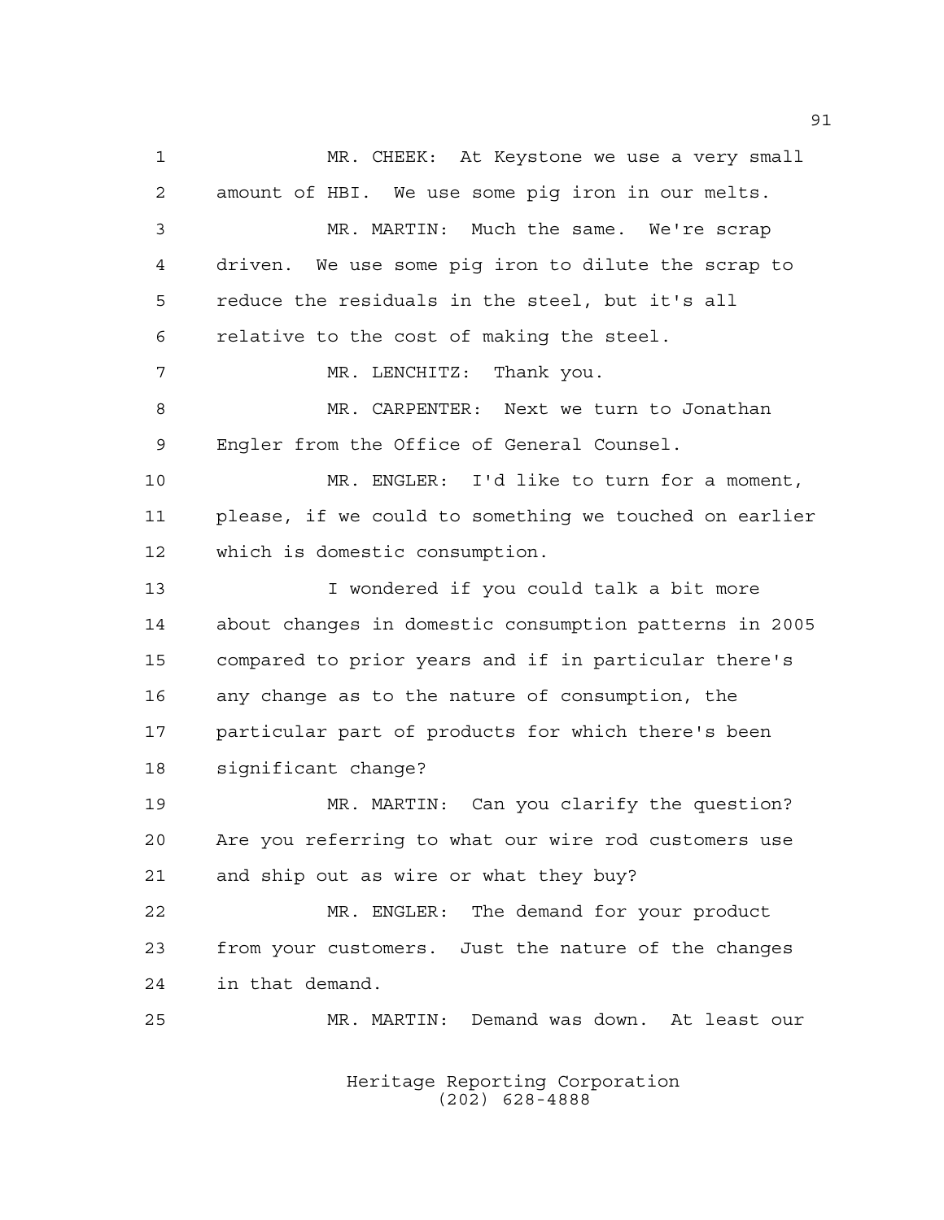MR. CHEEK: At Keystone we use a very small amount of HBI. We use some pig iron in our melts.

MR. MARTIN: Much the same. We're scrap driven. We use some pig iron to dilute the scrap to reduce the residuals in the steel, but it's all relative to the cost of making the steel.

MR. LENCHITZ: Thank you.

MR. CARPENTER: Next we turn to Jonathan Engler from the Office of General Counsel.

MR. ENGLER: I'd like to turn for a moment, please, if we could to something we touched on earlier which is domestic consumption.

I wondered if you could talk a bit more about changes in domestic consumption patterns in 2005 compared to prior years and if in particular there's any change as to the nature of consumption, the particular part of products for which there's been significant change?

MR. MARTIN: Can you clarify the question? Are you referring to what our wire rod customers use and ship out as wire or what they buy?

MR. ENGLER: The demand for your product from your customers. Just the nature of the changes in that demand.

MR. MARTIN: Demand was down. At least our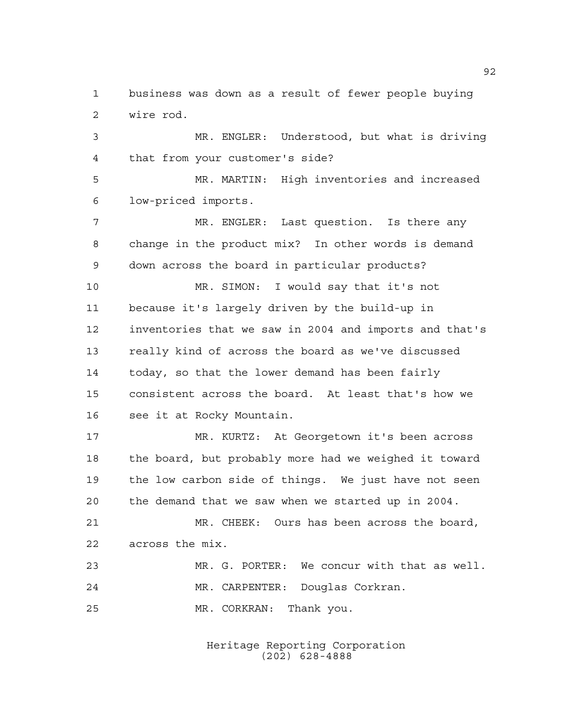business was down as a result of fewer people buying wire rod.

MR. ENGLER: Understood, but what is driving that from your customer's side?

MR. MARTIN: High inventories and increased low-priced imports.

MR. ENGLER: Last question. Is there any change in the product mix? In other words is demand down across the board in particular products?

MR. SIMON: I would say that it's not because it's largely driven by the build-up in inventories that we saw in 2004 and imports and that's really kind of across the board as we've discussed today, so that the lower demand has been fairly consistent across the board. At least that's how we see it at Rocky Mountain.

MR. KURTZ: At Georgetown it's been across the board, but probably more had we weighed it toward the low carbon side of things. We just have not seen the demand that we saw when we started up in 2004.

MR. CHEEK: Ours has been across the board, across the mix.

MR. G. PORTER: We concur with that as well.

MR. CARPENTER: Douglas Corkran.

MR. CORKRAN: Thank you.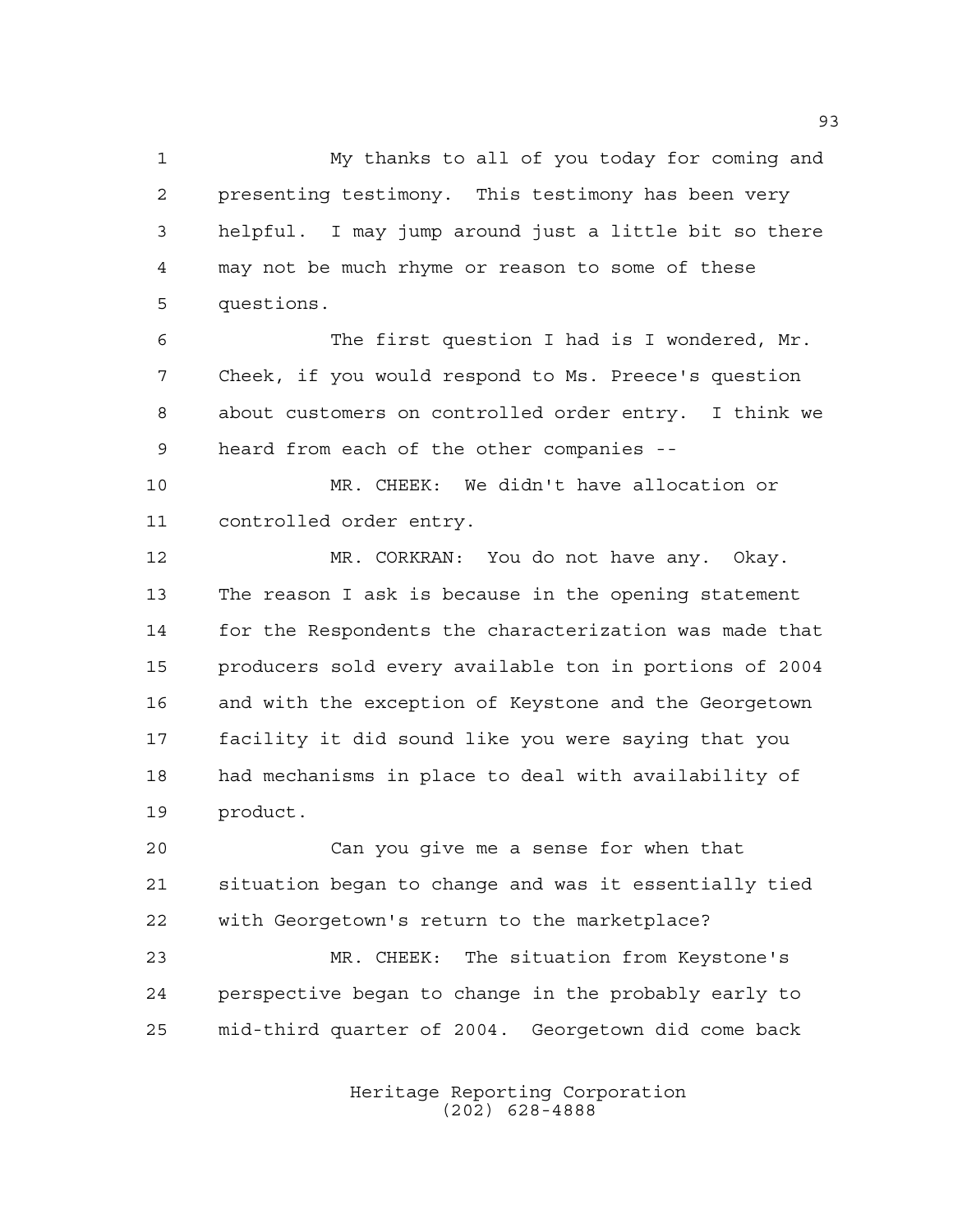My thanks to all of you today for coming and presenting testimony. This testimony has been very helpful. I may jump around just a little bit so there may not be much rhyme or reason to some of these questions.

The first question I had is I wondered, Mr. Cheek, if you would respond to Ms. Preece's question about customers on controlled order entry. I think we heard from each of the other companies --

MR. CHEEK: We didn't have allocation or controlled order entry.

MR. CORKRAN: You do not have any. Okay. The reason I ask is because in the opening statement for the Respondents the characterization was made that producers sold every available ton in portions of 2004 and with the exception of Keystone and the Georgetown facility it did sound like you were saying that you had mechanisms in place to deal with availability of product.

Can you give me a sense for when that situation began to change and was it essentially tied with Georgetown's return to the marketplace?

MR. CHEEK: The situation from Keystone's perspective began to change in the probably early to mid-third quarter of 2004. Georgetown did come back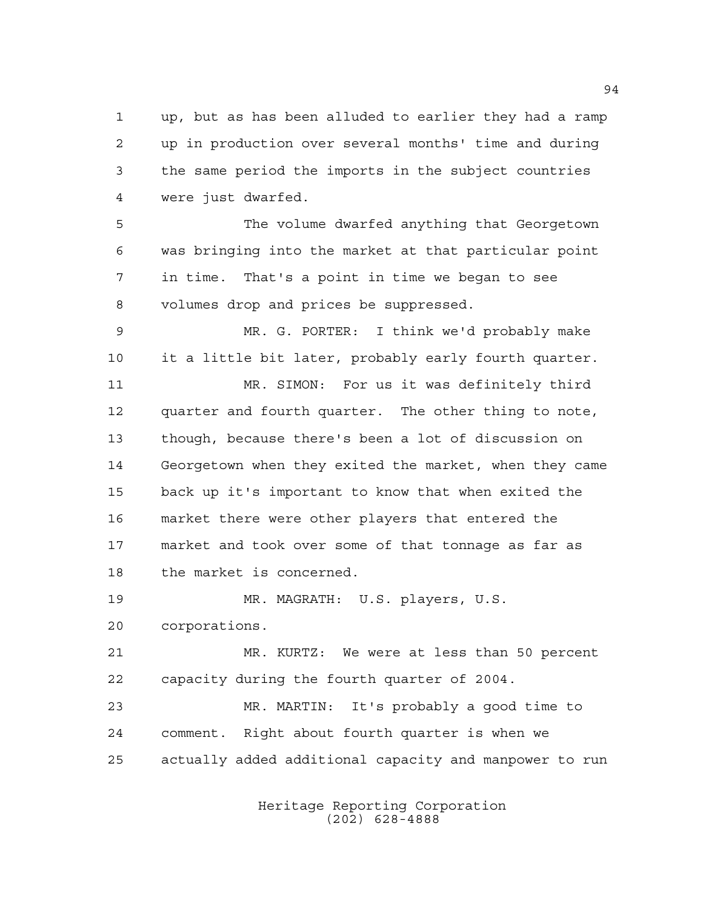up, but as has been alluded to earlier they had a ramp up in production over several months' time and during the same period the imports in the subject countries were just dwarfed.

The volume dwarfed anything that Georgetown was bringing into the market at that particular point in time. That's a point in time we began to see volumes drop and prices be suppressed.

MR. G. PORTER: I think we'd probably make it a little bit later, probably early fourth quarter.

MR. SIMON: For us it was definitely third quarter and fourth quarter. The other thing to note, though, because there's been a lot of discussion on Georgetown when they exited the market, when they came back up it's important to know that when exited the market there were other players that entered the market and took over some of that tonnage as far as the market is concerned.

MR. MAGRATH: U.S. players, U.S. corporations.

MR. KURTZ: We were at less than 50 percent capacity during the fourth quarter of 2004.

MR. MARTIN: It's probably a good time to comment. Right about fourth quarter is when we actually added additional capacity and manpower to run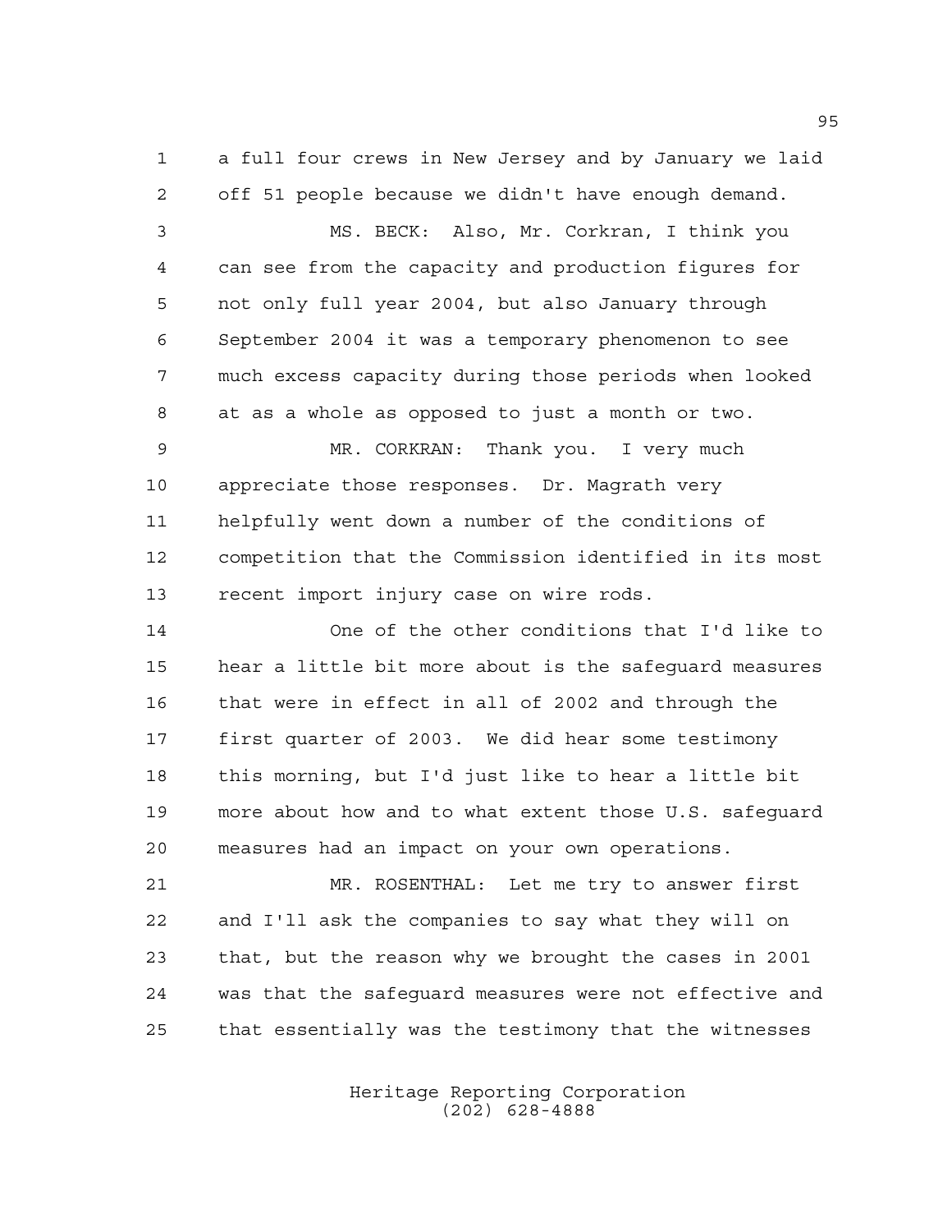a full four crews in New Jersey and by January we laid off 51 people because we didn't have enough demand.

MS. BECK: Also, Mr. Corkran, I think you can see from the capacity and production figures for not only full year 2004, but also January through September 2004 it was a temporary phenomenon to see much excess capacity during those periods when looked at as a whole as opposed to just a month or two.

MR. CORKRAN: Thank you. I very much appreciate those responses. Dr. Magrath very helpfully went down a number of the conditions of competition that the Commission identified in its most recent import injury case on wire rods.

One of the other conditions that I'd like to hear a little bit more about is the safeguard measures that were in effect in all of 2002 and through the first quarter of 2003. We did hear some testimony this morning, but I'd just like to hear a little bit more about how and to what extent those U.S. safeguard measures had an impact on your own operations.

MR. ROSENTHAL: Let me try to answer first and I'll ask the companies to say what they will on that, but the reason why we brought the cases in 2001 was that the safeguard measures were not effective and that essentially was the testimony that the witnesses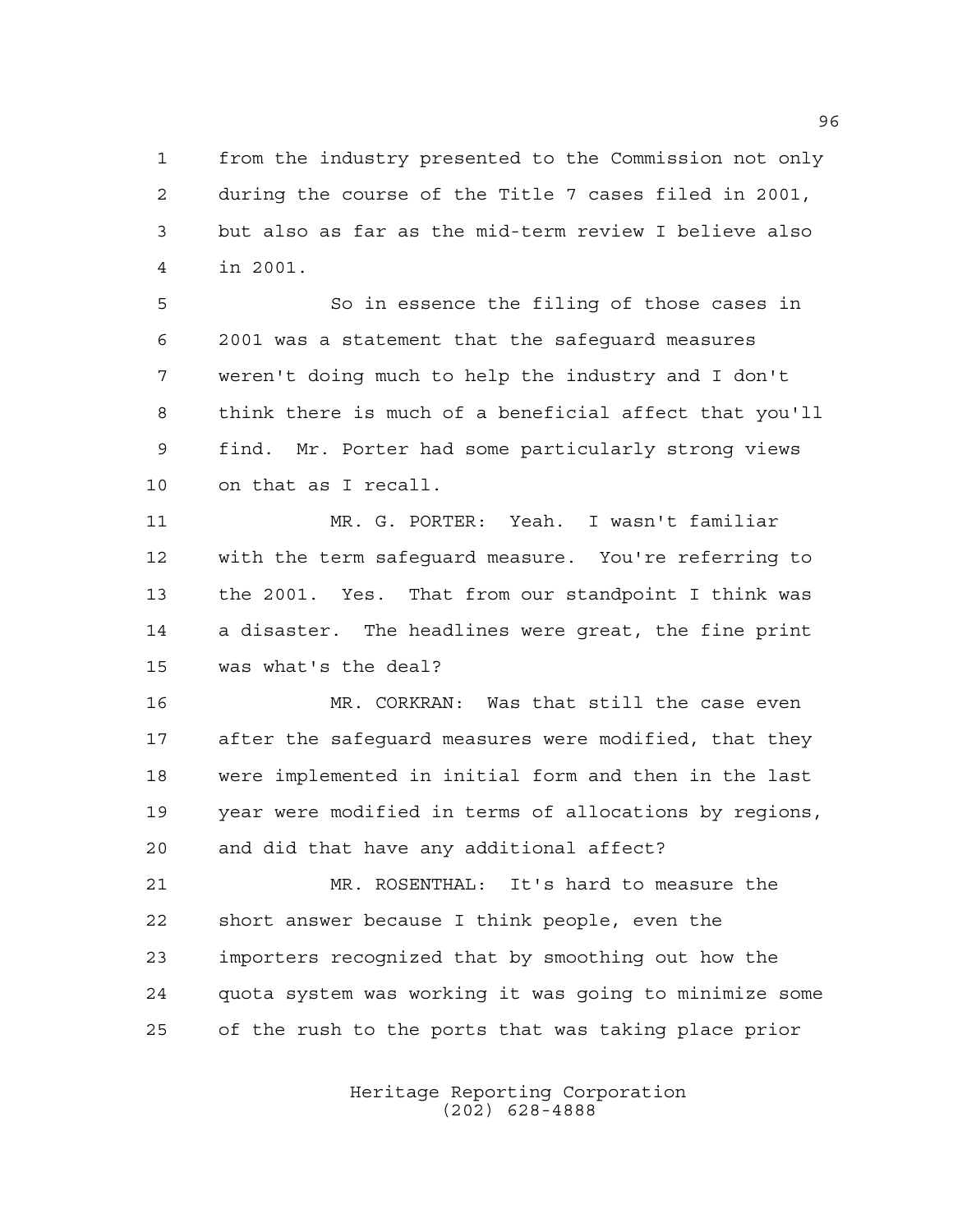from the industry presented to the Commission not only during the course of the Title 7 cases filed in 2001, but also as far as the mid-term review I believe also in 2001.

So in essence the filing of those cases in 2001 was a statement that the safeguard measures weren't doing much to help the industry and I don't think there is much of a beneficial affect that you'll find. Mr. Porter had some particularly strong views on that as I recall.

MR. G. PORTER: Yeah. I wasn't familiar with the term safeguard measure. You're referring to the 2001. Yes. That from our standpoint I think was a disaster. The headlines were great, the fine print was what's the deal?

MR. CORKRAN: Was that still the case even after the safeguard measures were modified, that they were implemented in initial form and then in the last year were modified in terms of allocations by regions, and did that have any additional affect?

MR. ROSENTHAL: It's hard to measure the short answer because I think people, even the importers recognized that by smoothing out how the quota system was working it was going to minimize some of the rush to the ports that was taking place prior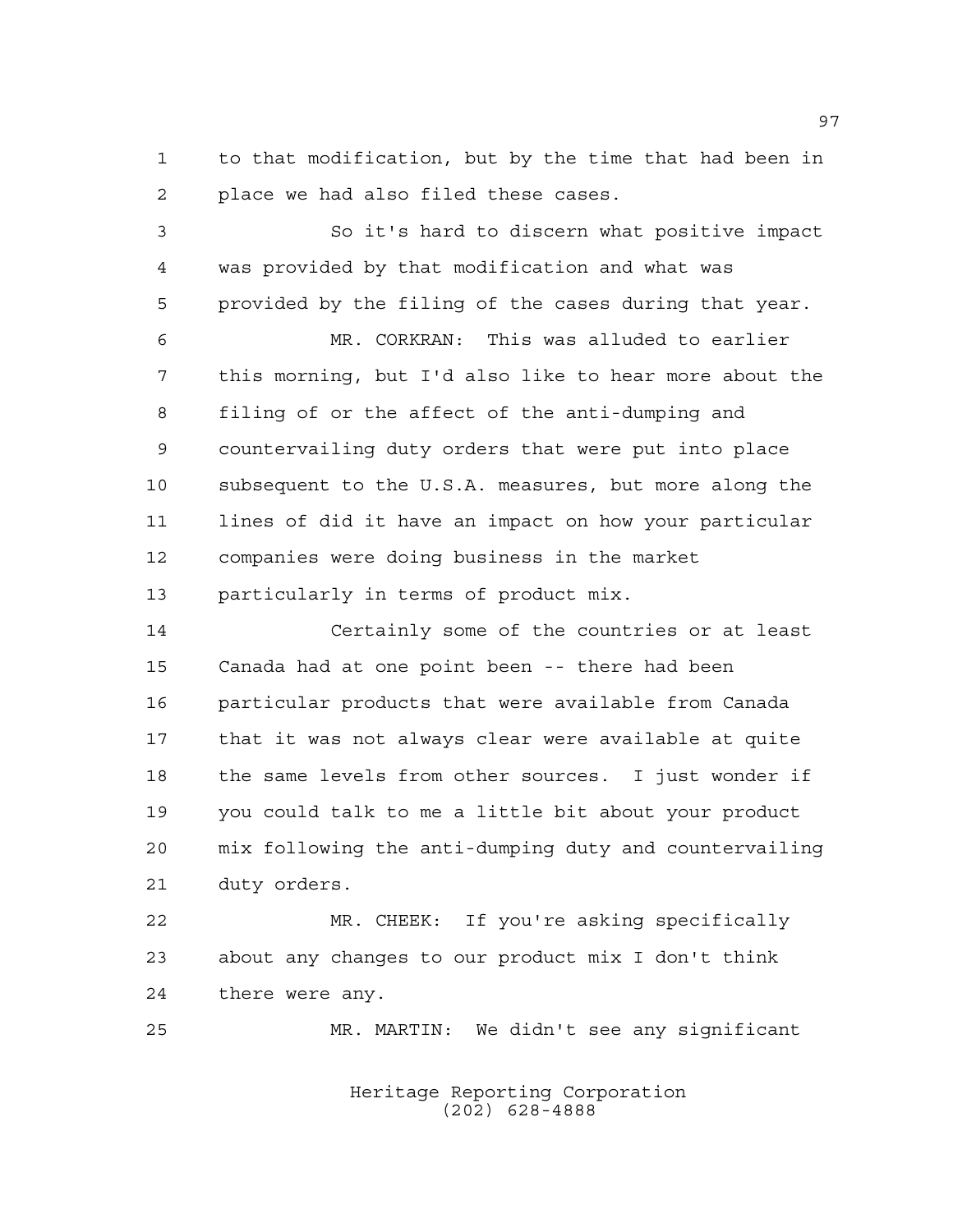to that modification, but by the time that had been in place we had also filed these cases.

So it's hard to discern what positive impact was provided by that modification and what was provided by the filing of the cases during that year.

MR. CORKRAN: This was alluded to earlier this morning, but I'd also like to hear more about the filing of or the affect of the anti-dumping and countervailing duty orders that were put into place subsequent to the U.S.A. measures, but more along the lines of did it have an impact on how your particular companies were doing business in the market particularly in terms of product mix.

Certainly some of the countries or at least Canada had at one point been -- there had been particular products that were available from Canada that it was not always clear were available at quite the same levels from other sources. I just wonder if you could talk to me a little bit about your product mix following the anti-dumping duty and countervailing duty orders.

MR. CHEEK: If you're asking specifically about any changes to our product mix I don't think there were any.

MR. MARTIN: We didn't see any significant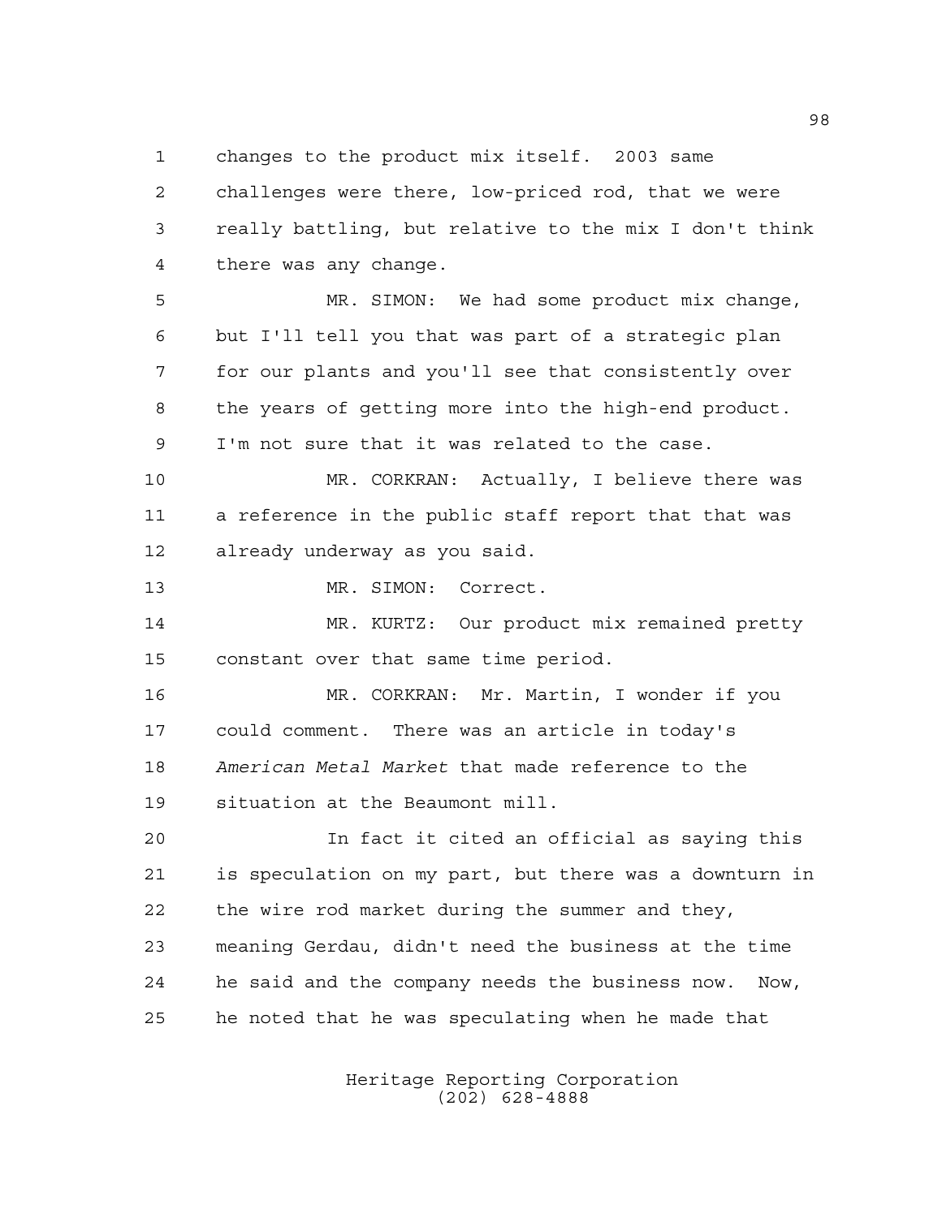changes to the product mix itself. 2003 same challenges were there, low-priced rod, that we were really battling, but relative to the mix I don't think there was any change.

MR. SIMON: We had some product mix change, but I'll tell you that was part of a strategic plan for our plants and you'll see that consistently over the years of getting more into the high-end product. I'm not sure that it was related to the case.

MR. CORKRAN: Actually, I believe there was a reference in the public staff report that that was already underway as you said.

MR. SIMON: Correct.

MR. KURTZ: Our product mix remained pretty constant over that same time period.

MR. CORKRAN: Mr. Martin, I wonder if you could comment. There was an article in today's *American Metal Market* that made reference to the situation at the Beaumont mill.

In fact it cited an official as saying this is speculation on my part, but there was a downturn in the wire rod market during the summer and they, meaning Gerdau, didn't need the business at the time he said and the company needs the business now. Now, he noted that he was speculating when he made that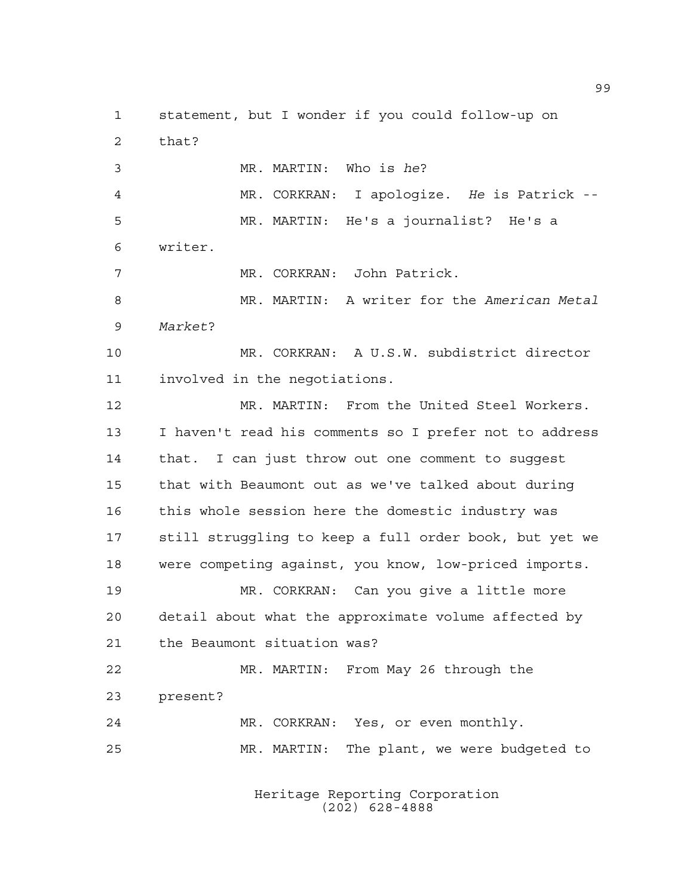statement, but I wonder if you could follow-up on that?

MR. MARTIN: Who is *he*?

MR. CORKRAN: I apologize. *He* is Patrick --

MR. MARTIN: He's a journalist? He's a writer.

MR. CORKRAN: John Patrick.

MR. MARTIN: A writer for the *American Metal Market*?

MR. CORKRAN: A U.S.W. subdistrict director involved in the negotiations.

MR. MARTIN: From the United Steel Workers. I haven't read his comments so I prefer not to address that. I can just throw out one comment to suggest that with Beaumont out as we've talked about during this whole session here the domestic industry was still struggling to keep a full order book, but yet we were competing against, you know, low-priced imports.

MR. CORKRAN: Can you give a little more detail about what the approximate volume affected by the Beaumont situation was?

MR. MARTIN: From May 26 through the present?

MR. CORKRAN: Yes, or even monthly.

MR. MARTIN: The plant, we were budgeted to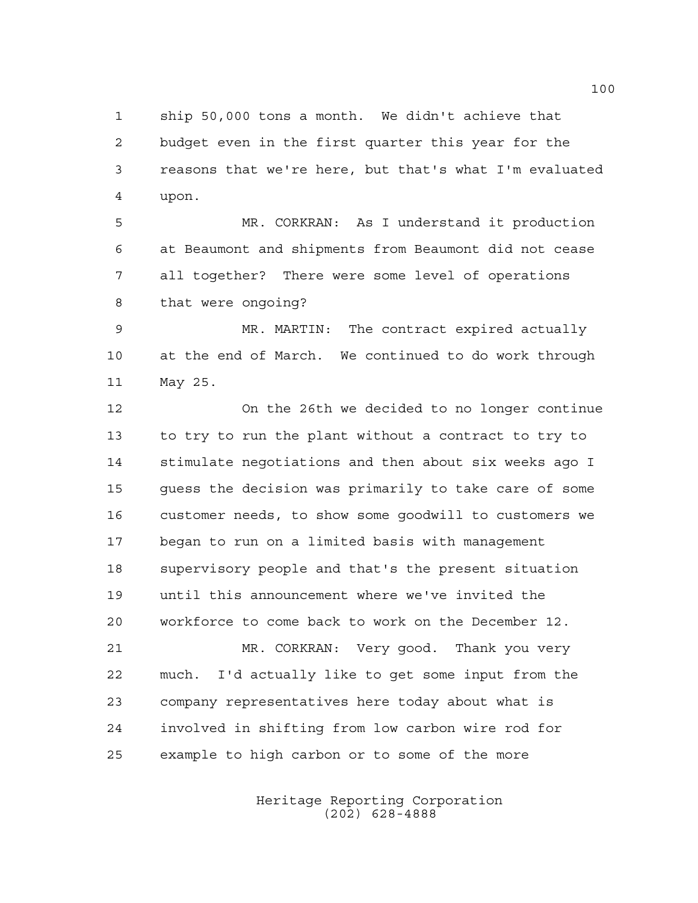ship 50,000 tons a month. We didn't achieve that budget even in the first quarter this year for the reasons that we're here, but that's what I'm evaluated upon.

MR. CORKRAN: As I understand it production at Beaumont and shipments from Beaumont did not cease all together? There were some level of operations that were ongoing?

MR. MARTIN: The contract expired actually at the end of March. We continued to do work through May 25.

On the 26th we decided to no longer continue to try to run the plant without a contract to try to stimulate negotiations and then about six weeks ago I guess the decision was primarily to take care of some customer needs, to show some goodwill to customers we began to run on a limited basis with management supervisory people and that's the present situation until this announcement where we've invited the workforce to come back to work on the December 12.

MR. CORKRAN: Very good. Thank you very much. I'd actually like to get some input from the company representatives here today about what is involved in shifting from low carbon wire rod for example to high carbon or to some of the more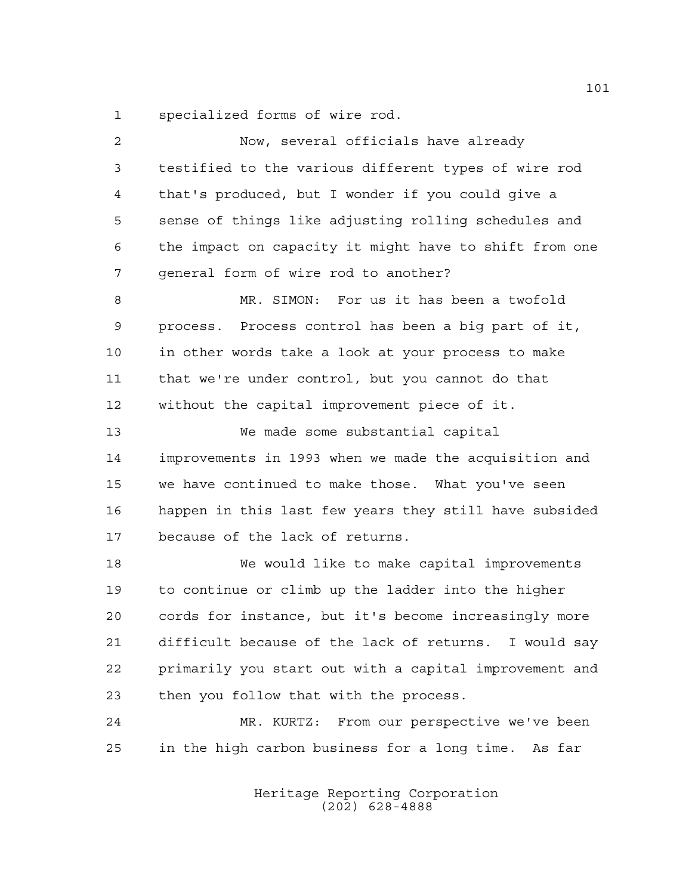specialized forms of wire rod.

Now, several officials have already testified to the various different types of wire rod that's produced, but I wonder if you could give a sense of things like adjusting rolling schedules and the impact on capacity it might have to shift from one general form of wire rod to another?

MR. SIMON: For us it has been a twofold process. Process control has been a big part of it, in other words take a look at your process to make that we're under control, but you cannot do that without the capital improvement piece of it.

We made some substantial capital improvements in 1993 when we made the acquisition and we have continued to make those. What you've seen happen in this last few years they still have subsided because of the lack of returns.

We would like to make capital improvements to continue or climb up the ladder into the higher cords for instance, but it's become increasingly more difficult because of the lack of returns. I would say primarily you start out with a capital improvement and then you follow that with the process.

MR. KURTZ: From our perspective we've been in the high carbon business for a long time. As far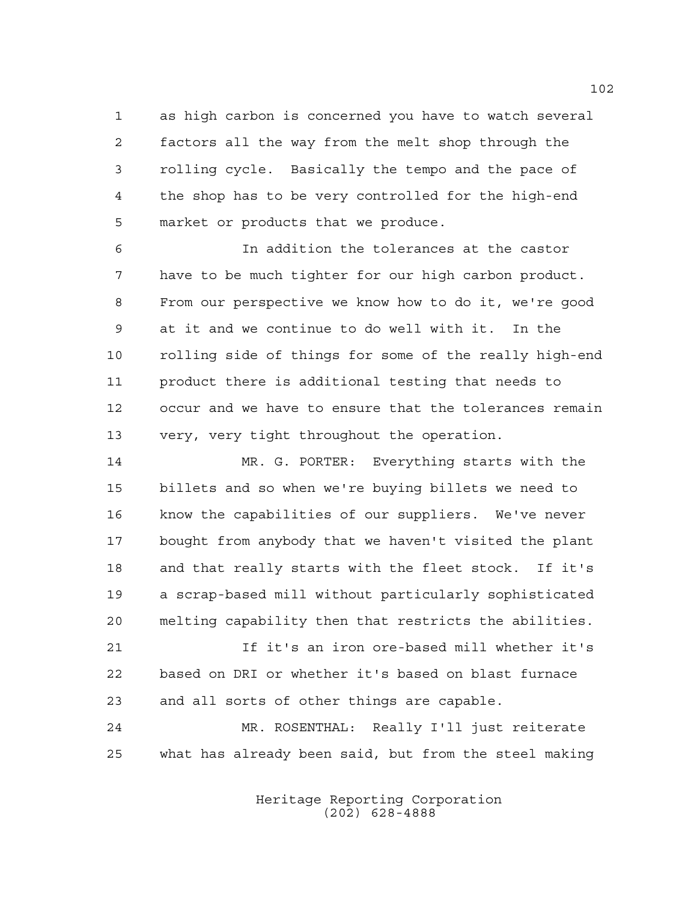as high carbon is concerned you have to watch several factors all the way from the melt shop through the rolling cycle. Basically the tempo and the pace of the shop has to be very controlled for the high-end market or products that we produce.

In addition the tolerances at the castor have to be much tighter for our high carbon product. From our perspective we know how to do it, we're good at it and we continue to do well with it. In the rolling side of things for some of the really high-end product there is additional testing that needs to occur and we have to ensure that the tolerances remain very, very tight throughout the operation.

MR. G. PORTER: Everything starts with the billets and so when we're buying billets we need to know the capabilities of our suppliers. We've never bought from anybody that we haven't visited the plant and that really starts with the fleet stock. If it's a scrap-based mill without particularly sophisticated melting capability then that restricts the abilities.

If it's an iron ore-based mill whether it's based on DRI or whether it's based on blast furnace and all sorts of other things are capable.

MR. ROSENTHAL: Really I'll just reiterate what has already been said, but from the steel making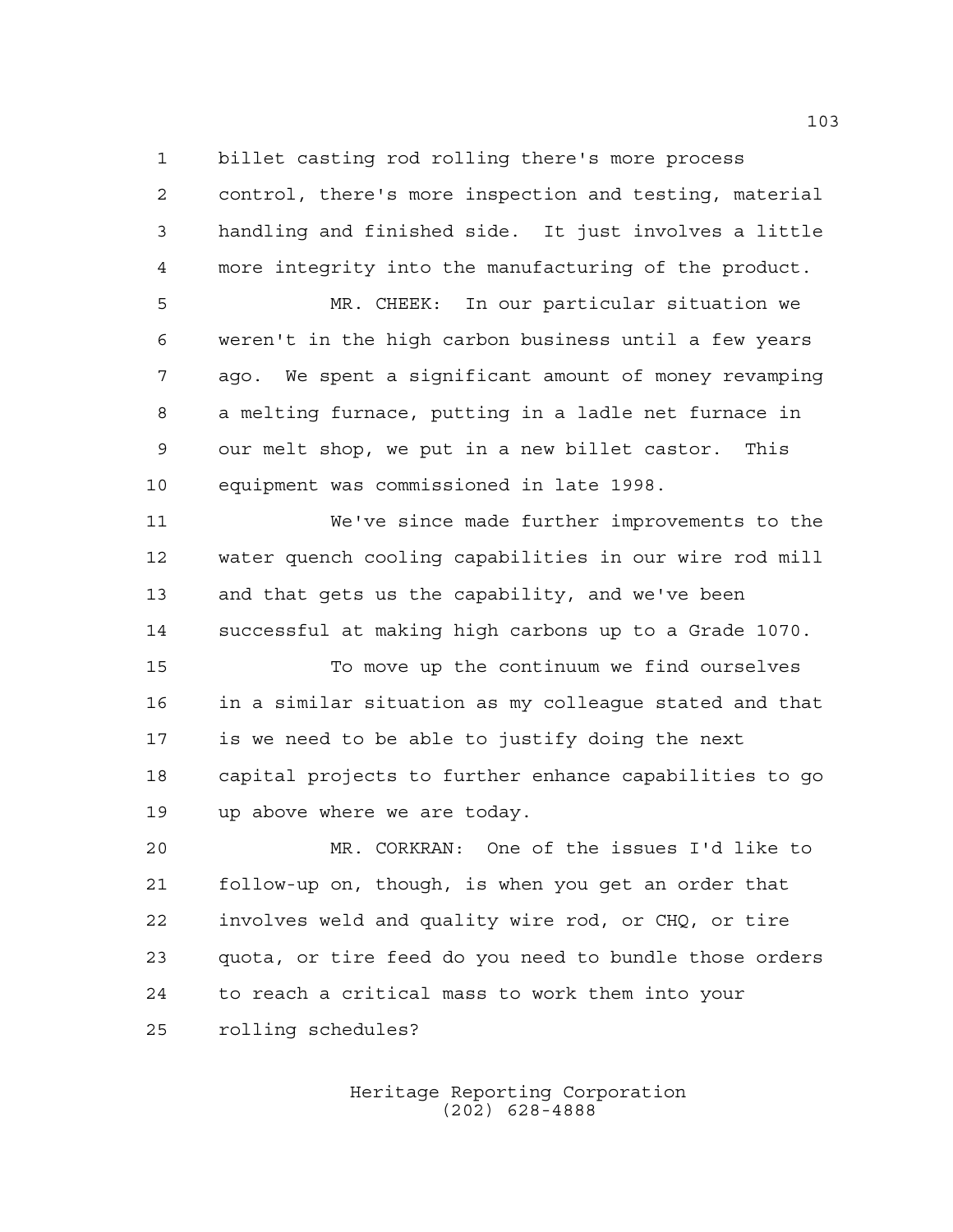billet casting rod rolling there's more process control, there's more inspection and testing, material handling and finished side. It just involves a little more integrity into the manufacturing of the product.

MR. CHEEK: In our particular situation we weren't in the high carbon business until a few years ago. We spent a significant amount of money revamping a melting furnace, putting in a ladle net furnace in our melt shop, we put in a new billet castor. This equipment was commissioned in late 1998.

We've since made further improvements to the water quench cooling capabilities in our wire rod mill and that gets us the capability, and we've been successful at making high carbons up to a Grade 1070.

To move up the continuum we find ourselves in a similar situation as my colleague stated and that is we need to be able to justify doing the next capital projects to further enhance capabilities to go up above where we are today.

MR. CORKRAN: One of the issues I'd like to follow-up on, though, is when you get an order that involves weld and quality wire rod, or CHQ, or tire quota, or tire feed do you need to bundle those orders to reach a critical mass to work them into your rolling schedules?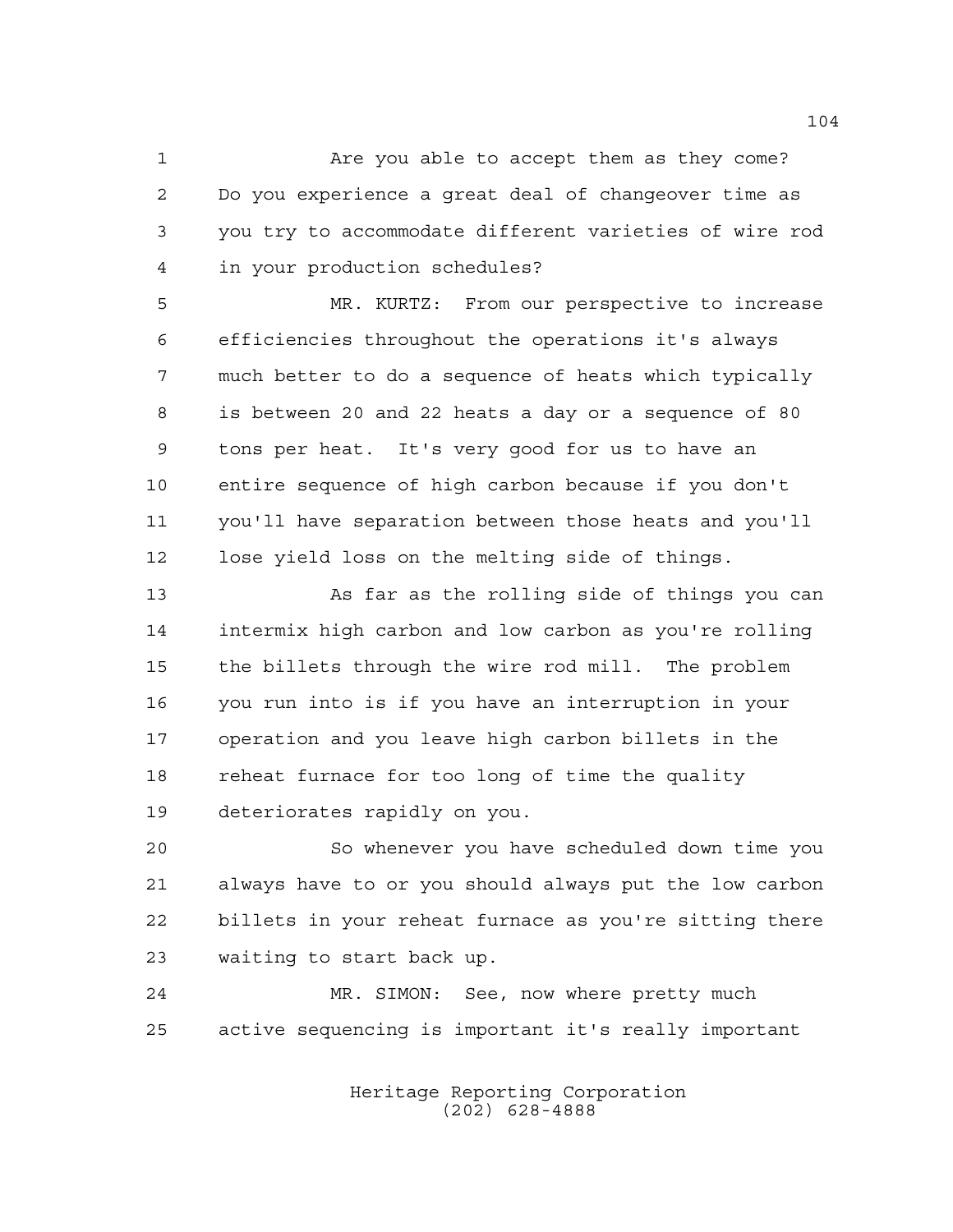Are you able to accept them as they come? Do you experience a great deal of changeover time as you try to accommodate different varieties of wire rod in your production schedules?

MR. KURTZ: From our perspective to increase efficiencies throughout the operations it's always much better to do a sequence of heats which typically is between 20 and 22 heats a day or a sequence of 80 tons per heat. It's very good for us to have an entire sequence of high carbon because if you don't you'll have separation between those heats and you'll lose yield loss on the melting side of things.

As far as the rolling side of things you can intermix high carbon and low carbon as you're rolling the billets through the wire rod mill. The problem you run into is if you have an interruption in your operation and you leave high carbon billets in the reheat furnace for too long of time the quality deteriorates rapidly on you.

So whenever you have scheduled down time you always have to or you should always put the low carbon billets in your reheat furnace as you're sitting there waiting to start back up.

MR. SIMON: See, now where pretty much active sequencing is important it's really important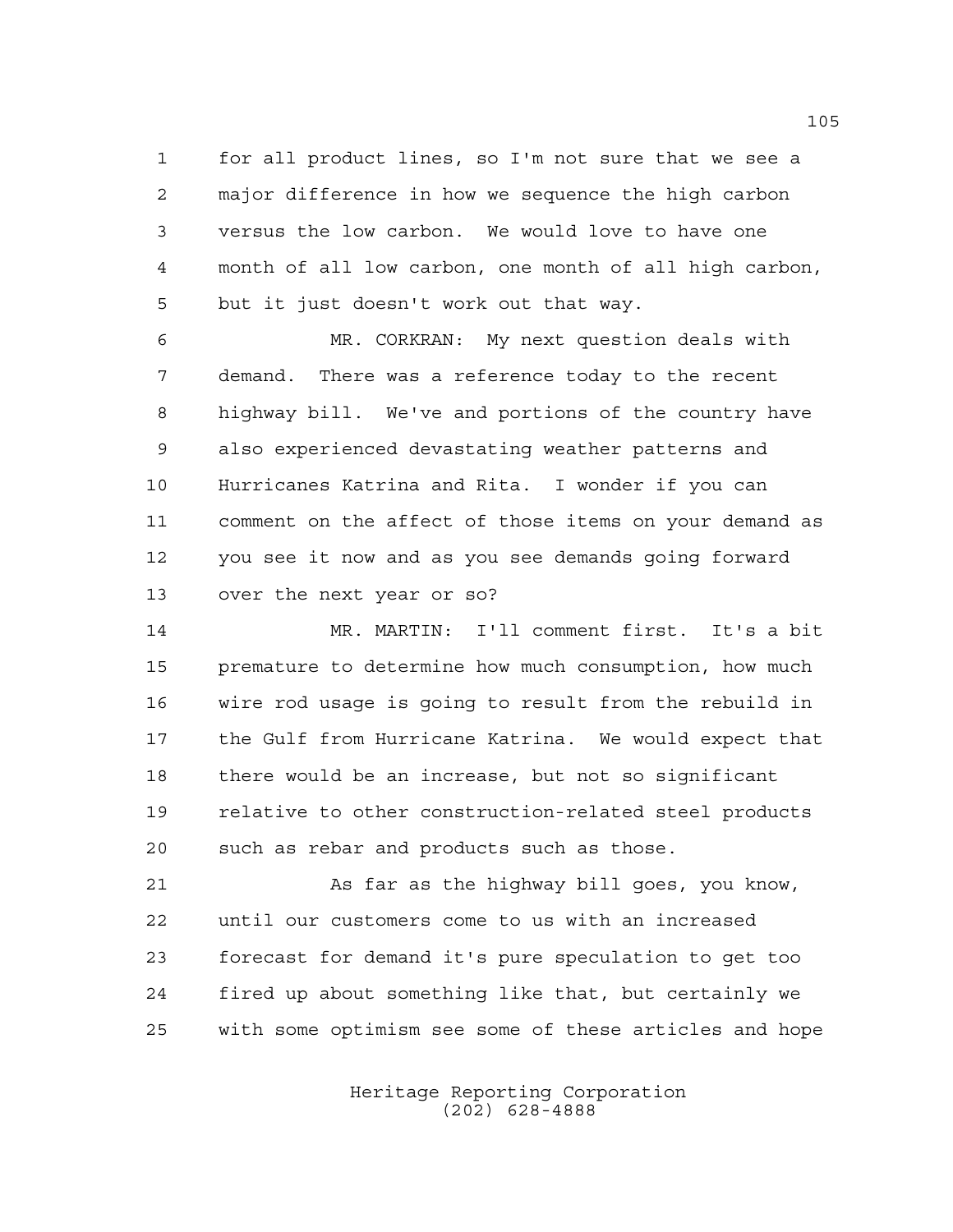for all product lines, so I'm not sure that we see a major difference in how we sequence the high carbon versus the low carbon. We would love to have one month of all low carbon, one month of all high carbon, but it just doesn't work out that way.

MR. CORKRAN: My next question deals with demand. There was a reference today to the recent highway bill. We've and portions of the country have also experienced devastating weather patterns and Hurricanes Katrina and Rita. I wonder if you can comment on the affect of those items on your demand as you see it now and as you see demands going forward over the next year or so?

MR. MARTIN: I'll comment first. It's a bit premature to determine how much consumption, how much wire rod usage is going to result from the rebuild in the Gulf from Hurricane Katrina. We would expect that there would be an increase, but not so significant relative to other construction-related steel products such as rebar and products such as those.

As far as the highway bill goes, you know, until our customers come to us with an increased forecast for demand it's pure speculation to get too fired up about something like that, but certainly we with some optimism see some of these articles and hope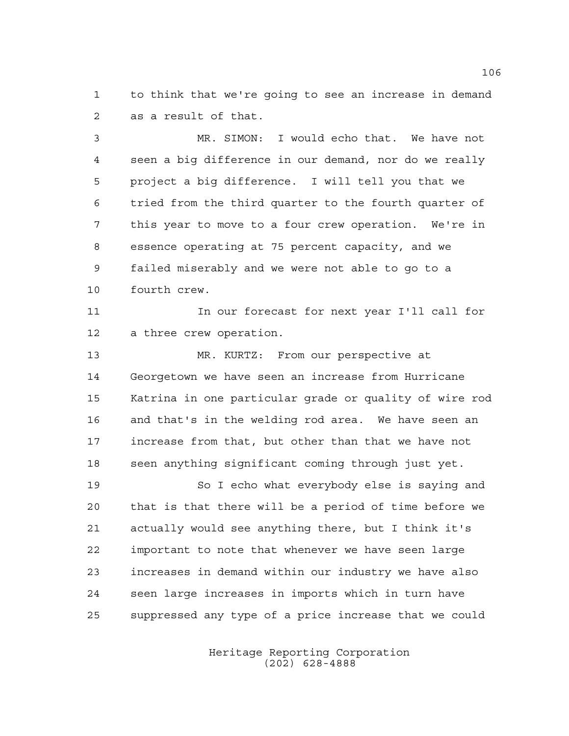to think that we're going to see an increase in demand as a result of that.

MR. SIMON: I would echo that. We have not seen a big difference in our demand, nor do we really project a big difference. I will tell you that we tried from the third quarter to the fourth quarter of this year to move to a four crew operation. We're in essence operating at 75 percent capacity, and we failed miserably and we were not able to go to a fourth crew.

In our forecast for next year I'll call for a three crew operation.

MR. KURTZ: From our perspective at Georgetown we have seen an increase from Hurricane Katrina in one particular grade or quality of wire rod and that's in the welding rod area. We have seen an increase from that, but other than that we have not seen anything significant coming through just yet.

So I echo what everybody else is saying and that is that there will be a period of time before we actually would see anything there, but I think it's important to note that whenever we have seen large increases in demand within our industry we have also seen large increases in imports which in turn have suppressed any type of a price increase that we could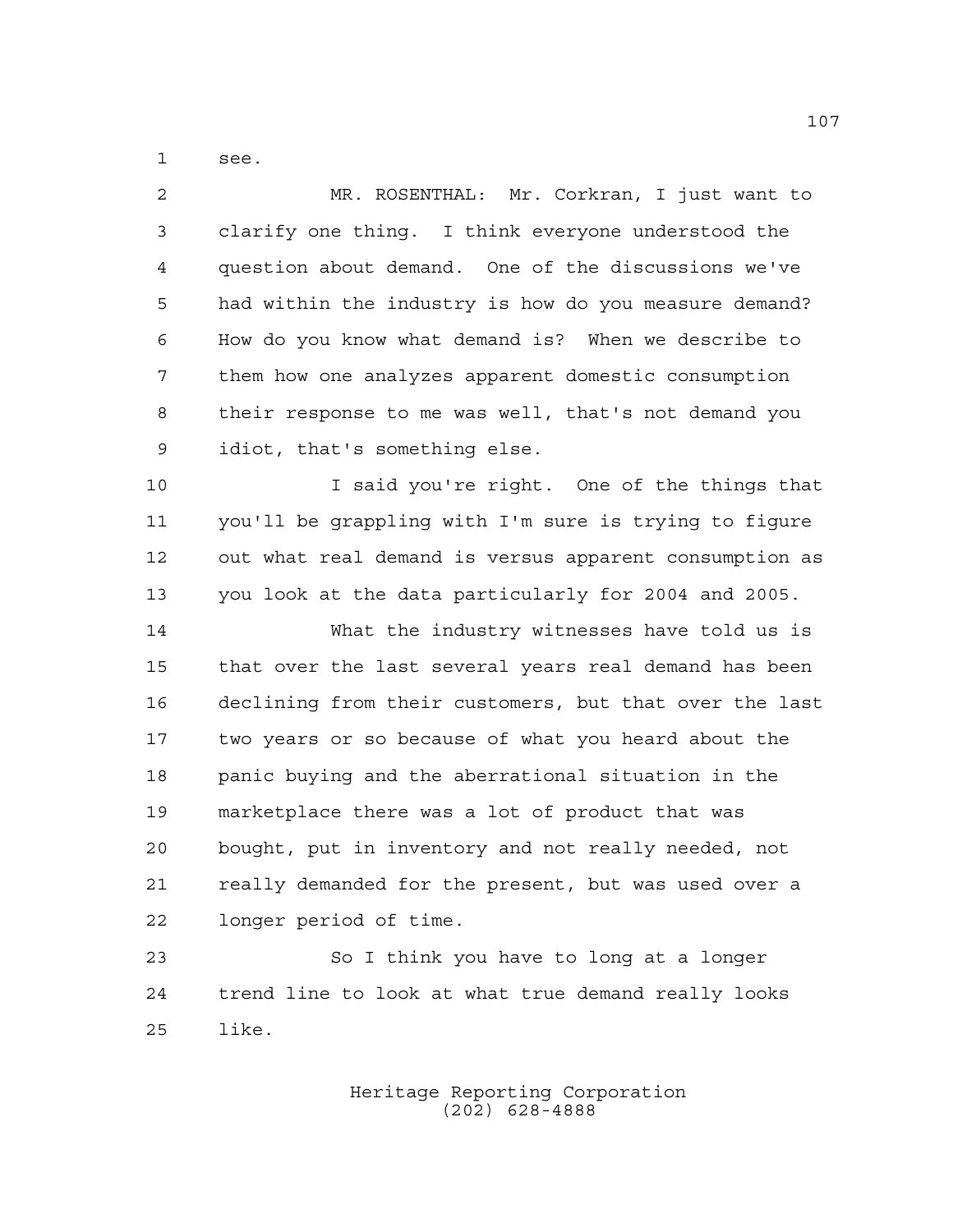see.

MR. ROSENTHAL: Mr. Corkran, I just want to clarify one thing. I think everyone understood the question about demand. One of the discussions we've had within the industry is how do you measure demand? How do you know what demand is? When we describe to them how one analyzes apparent domestic consumption their response to me was well, that's not demand you idiot, that's something else.

I said you're right. One of the things that you'll be grappling with I'm sure is trying to figure out what real demand is versus apparent consumption as you look at the data particularly for 2004 and 2005.

What the industry witnesses have told us is that over the last several years real demand has been declining from their customers, but that over the last two years or so because of what you heard about the panic buying and the aberrational situation in the marketplace there was a lot of product that was bought, put in inventory and not really needed, not really demanded for the present, but was used over a longer period of time.

So I think you have to long at a longer trend line to look at what true demand really looks like.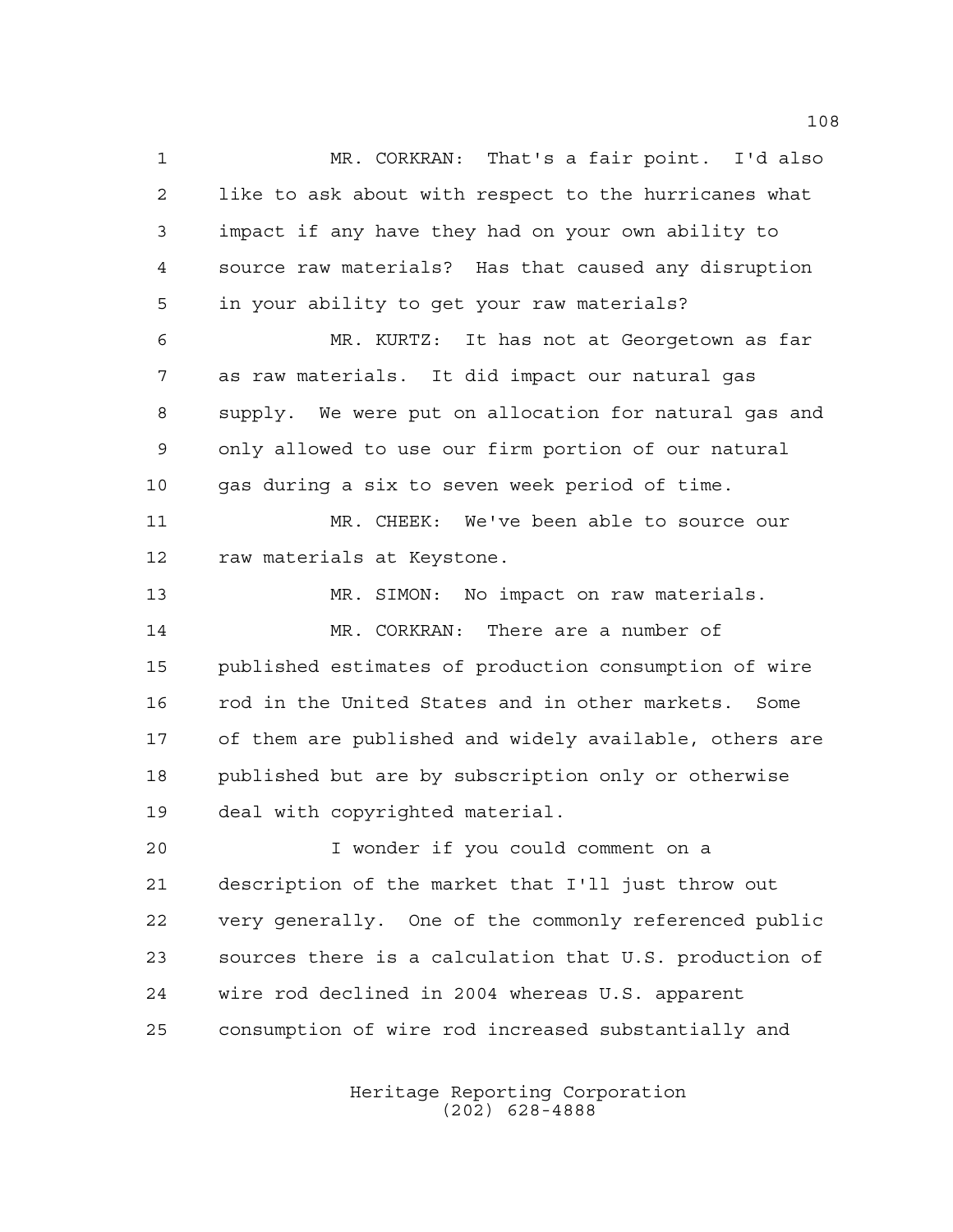MR. CORKRAN: That's a fair point. I'd also like to ask about with respect to the hurricanes what impact if any have they had on your own ability to source raw materials? Has that caused any disruption in your ability to get your raw materials?

MR. KURTZ: It has not at Georgetown as far as raw materials. It did impact our natural gas supply. We were put on allocation for natural gas and only allowed to use our firm portion of our natural gas during a six to seven week period of time.

MR. CHEEK: We've been able to source our raw materials at Keystone.

MR. SIMON: No impact on raw materials.

MR. CORKRAN: There are a number of published estimates of production consumption of wire rod in the United States and in other markets. Some of them are published and widely available, others are published but are by subscription only or otherwise deal with copyrighted material.

I wonder if you could comment on a description of the market that I'll just throw out very generally. One of the commonly referenced public sources there is a calculation that U.S. production of wire rod declined in 2004 whereas U.S. apparent consumption of wire rod increased substantially and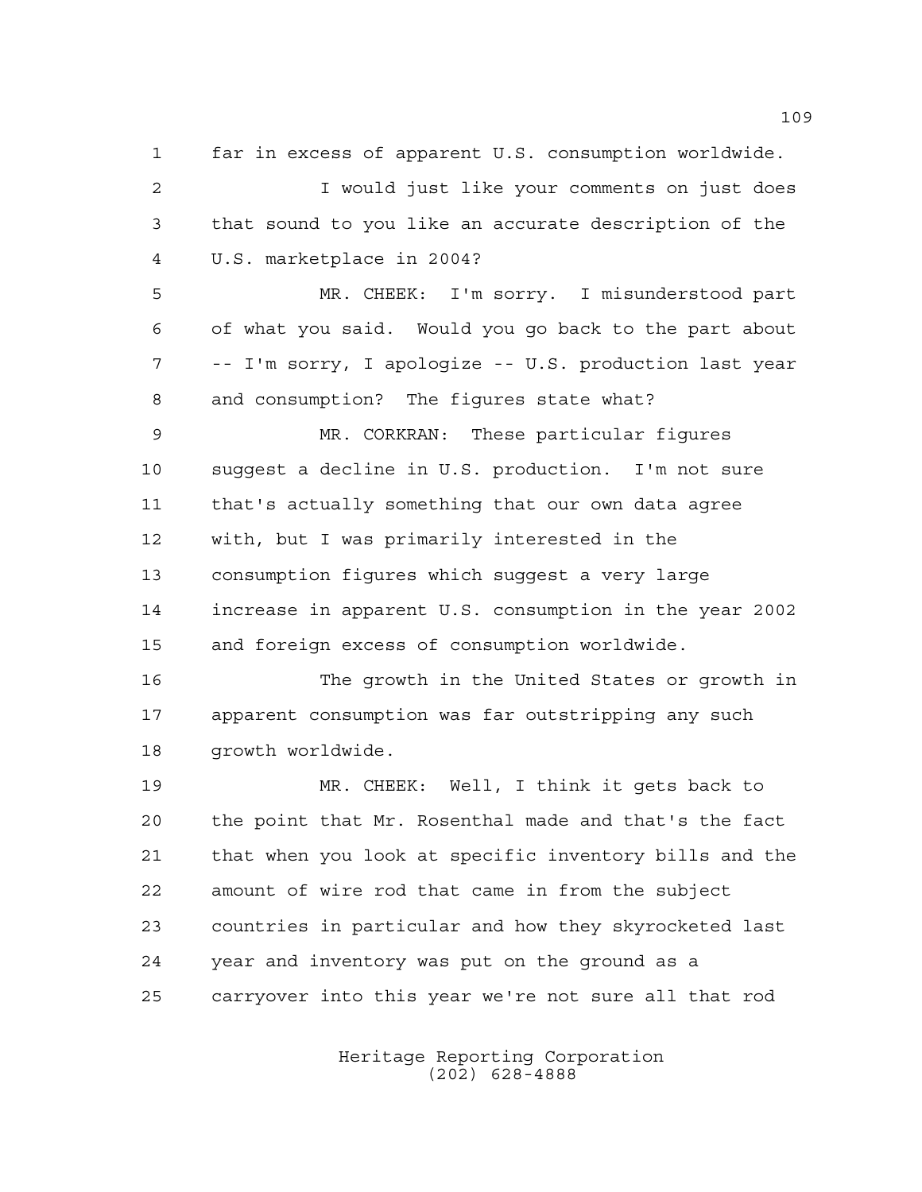far in excess of apparent U.S. consumption worldwide.

I would just like your comments on just does that sound to you like an accurate description of the U.S. marketplace in 2004?

MR. CHEEK: I'm sorry. I misunderstood part of what you said. Would you go back to the part about -- I'm sorry, I apologize -- U.S. production last year and consumption? The figures state what?

MR. CORKRAN: These particular figures suggest a decline in U.S. production. I'm not sure that's actually something that our own data agree with, but I was primarily interested in the consumption figures which suggest a very large increase in apparent U.S. consumption in the year 2002 and foreign excess of consumption worldwide.

The growth in the United States or growth in apparent consumption was far outstripping any such growth worldwide.

MR. CHEEK: Well, I think it gets back to the point that Mr. Rosenthal made and that's the fact that when you look at specific inventory bills and the amount of wire rod that came in from the subject countries in particular and how they skyrocketed last year and inventory was put on the ground as a carryover into this year we're not sure all that rod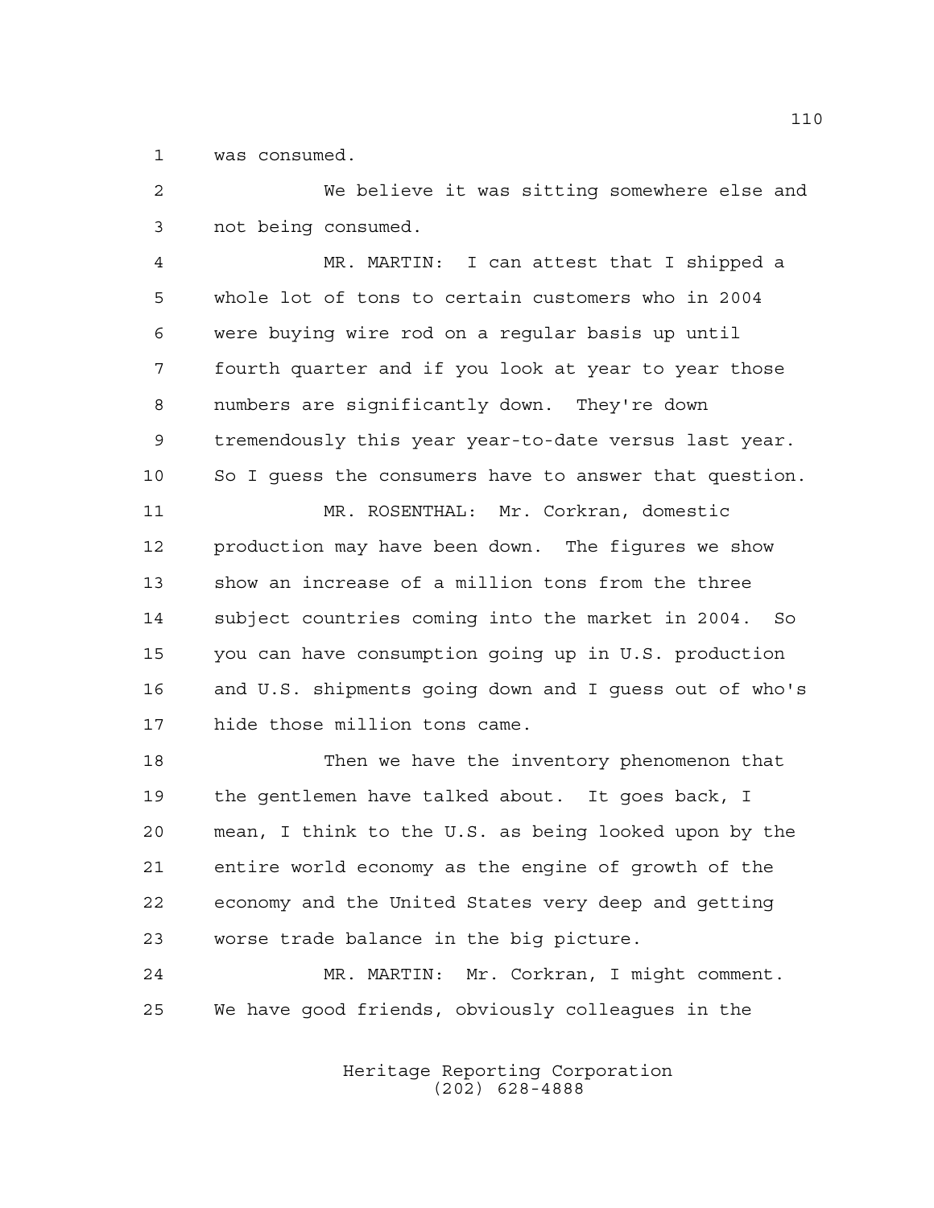was consumed.

We believe it was sitting somewhere else and not being consumed.

MR. MARTIN: I can attest that I shipped a whole lot of tons to certain customers who in 2004 were buying wire rod on a regular basis up until fourth quarter and if you look at year to year those numbers are significantly down. They're down tremendously this year year-to-date versus last year. So I guess the consumers have to answer that question.

MR. ROSENTHAL: Mr. Corkran, domestic production may have been down. The figures we show show an increase of a million tons from the three subject countries coming into the market in 2004. So you can have consumption going up in U.S. production and U.S. shipments going down and I guess out of who's hide those million tons came.

Then we have the inventory phenomenon that the gentlemen have talked about. It goes back, I mean, I think to the U.S. as being looked upon by the entire world economy as the engine of growth of the economy and the United States very deep and getting worse trade balance in the big picture.

MR. MARTIN: Mr. Corkran, I might comment. We have good friends, obviously colleagues in the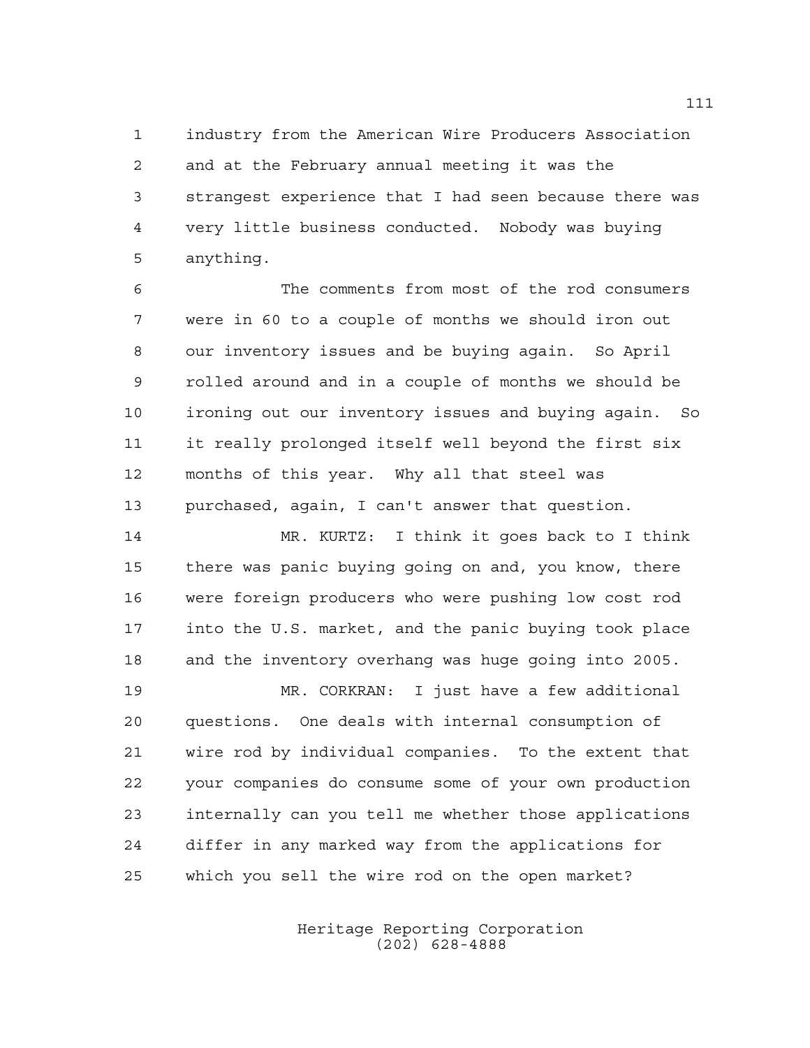industry from the American Wire Producers Association and at the February annual meeting it was the strangest experience that I had seen because there was very little business conducted. Nobody was buying anything.

The comments from most of the rod consumers were in 60 to a couple of months we should iron out our inventory issues and be buying again. So April rolled around and in a couple of months we should be ironing out our inventory issues and buying again. So it really prolonged itself well beyond the first six months of this year. Why all that steel was purchased, again, I can't answer that question.

MR. KURTZ: I think it goes back to I think there was panic buying going on and, you know, there were foreign producers who were pushing low cost rod into the U.S. market, and the panic buying took place and the inventory overhang was huge going into 2005.

MR. CORKRAN: I just have a few additional questions. One deals with internal consumption of wire rod by individual companies. To the extent that your companies do consume some of your own production internally can you tell me whether those applications differ in any marked way from the applications for which you sell the wire rod on the open market?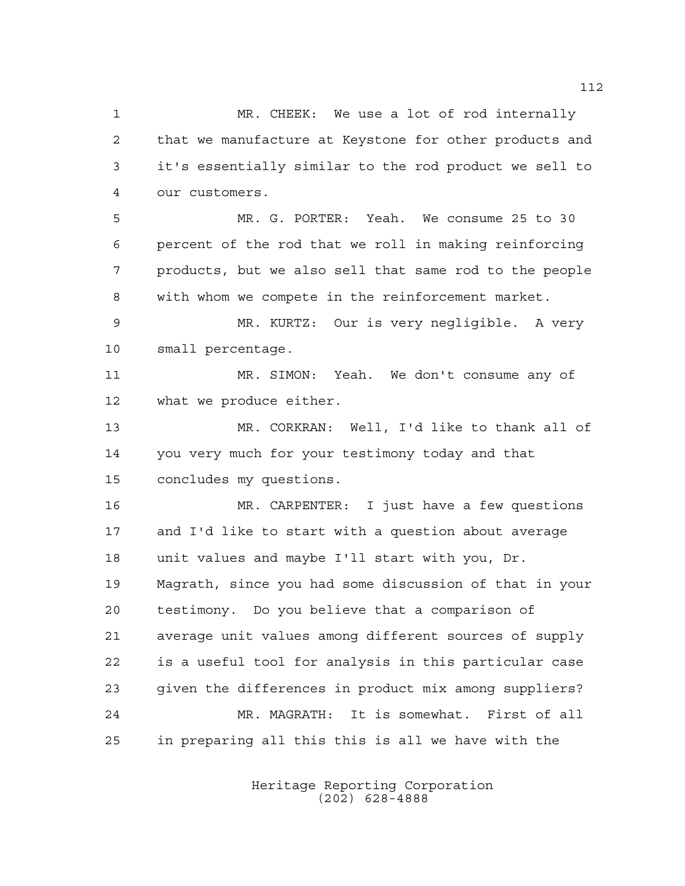MR. CHEEK: We use a lot of rod internally that we manufacture at Keystone for other products and it's essentially similar to the rod product we sell to our customers.

MR. G. PORTER: Yeah. We consume 25 to 30 percent of the rod that we roll in making reinforcing products, but we also sell that same rod to the people with whom we compete in the reinforcement market.

MR. KURTZ: Our is very negligible. A very small percentage.

MR. SIMON: Yeah. We don't consume any of what we produce either.

MR. CORKRAN: Well, I'd like to thank all of you very much for your testimony today and that concludes my questions.

MR. CARPENTER: I just have a few questions and I'd like to start with a question about average unit values and maybe I'll start with you, Dr. Magrath, since you had some discussion of that in your testimony. Do you believe that a comparison of average unit values among different sources of supply is a useful tool for analysis in this particular case given the differences in product mix among suppliers?

MR. MAGRATH: It is somewhat. First of all in preparing all this this is all we have with the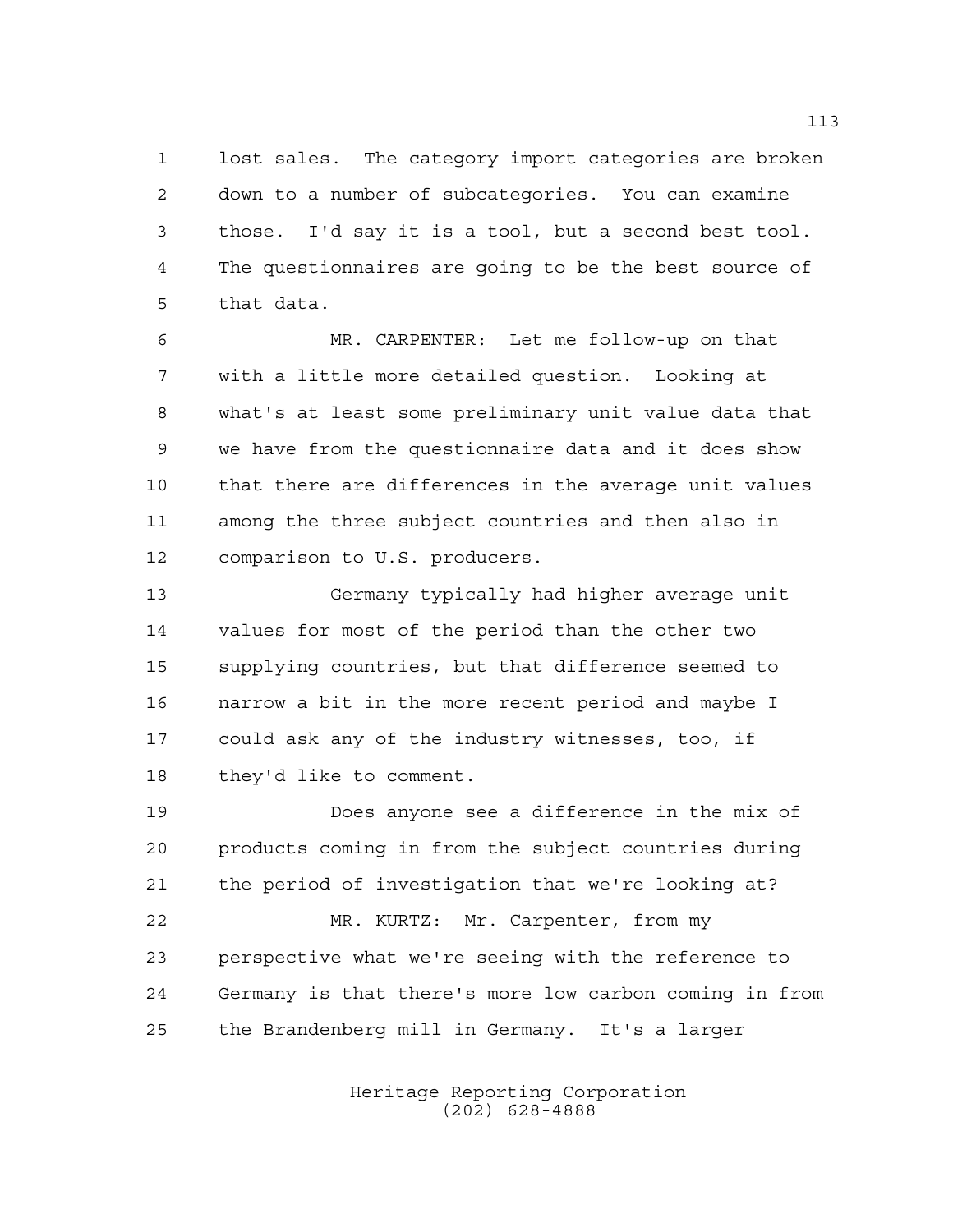lost sales. The category import categories are broken down to a number of subcategories. You can examine those. I'd say it is a tool, but a second best tool. The questionnaires are going to be the best source of that data.

MR. CARPENTER: Let me follow-up on that with a little more detailed question. Looking at what's at least some preliminary unit value data that we have from the questionnaire data and it does show that there are differences in the average unit values among the three subject countries and then also in comparison to U.S. producers.

Germany typically had higher average unit values for most of the period than the other two supplying countries, but that difference seemed to narrow a bit in the more recent period and maybe I could ask any of the industry witnesses, too, if they'd like to comment.

Does anyone see a difference in the mix of products coming in from the subject countries during the period of investigation that we're looking at?

MR. KURTZ: Mr. Carpenter, from my perspective what we're seeing with the reference to Germany is that there's more low carbon coming in from the Brandenberg mill in Germany. It's a larger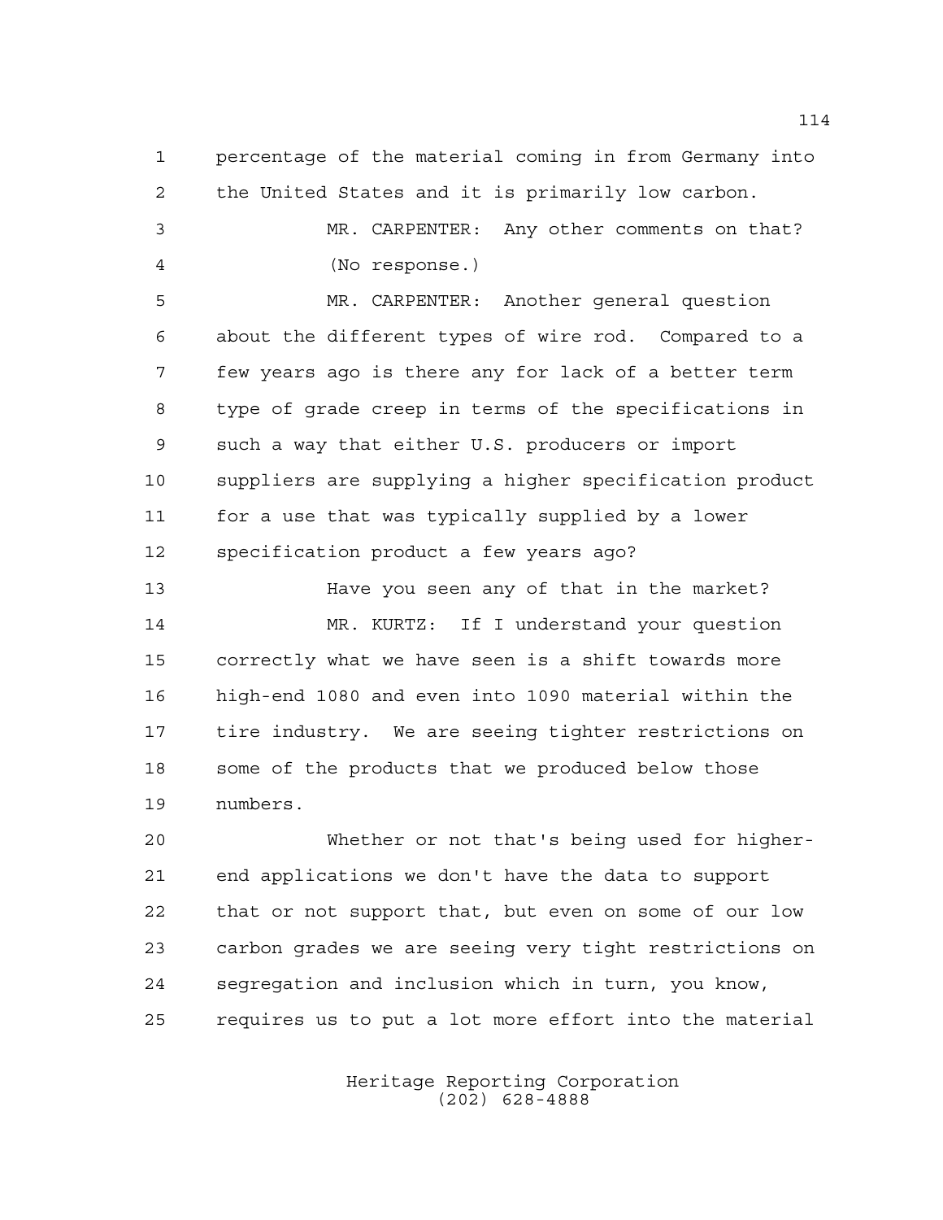percentage of the material coming in from Germany into the United States and it is primarily low carbon.

MR. CARPENTER: Any other comments on that?

(No response.)

MR. CARPENTER: Another general question about the different types of wire rod. Compared to a few years ago is there any for lack of a better term type of grade creep in terms of the specifications in such a way that either U.S. producers or import suppliers are supplying a higher specification product for a use that was typically supplied by a lower specification product a few years ago?

Have you seen any of that in the market?

MR. KURTZ: If I understand your question correctly what we have seen is a shift towards more high-end 1080 and even into 1090 material within the tire industry. We are seeing tighter restrictions on some of the products that we produced below those numbers.

Whether or not that's being used for higher-end applications we don't have the data to support that or not support that, but even on some of our low carbon grades we are seeing very tight restrictions on segregation and inclusion which in turn, you know, requires us to put a lot more effort into the material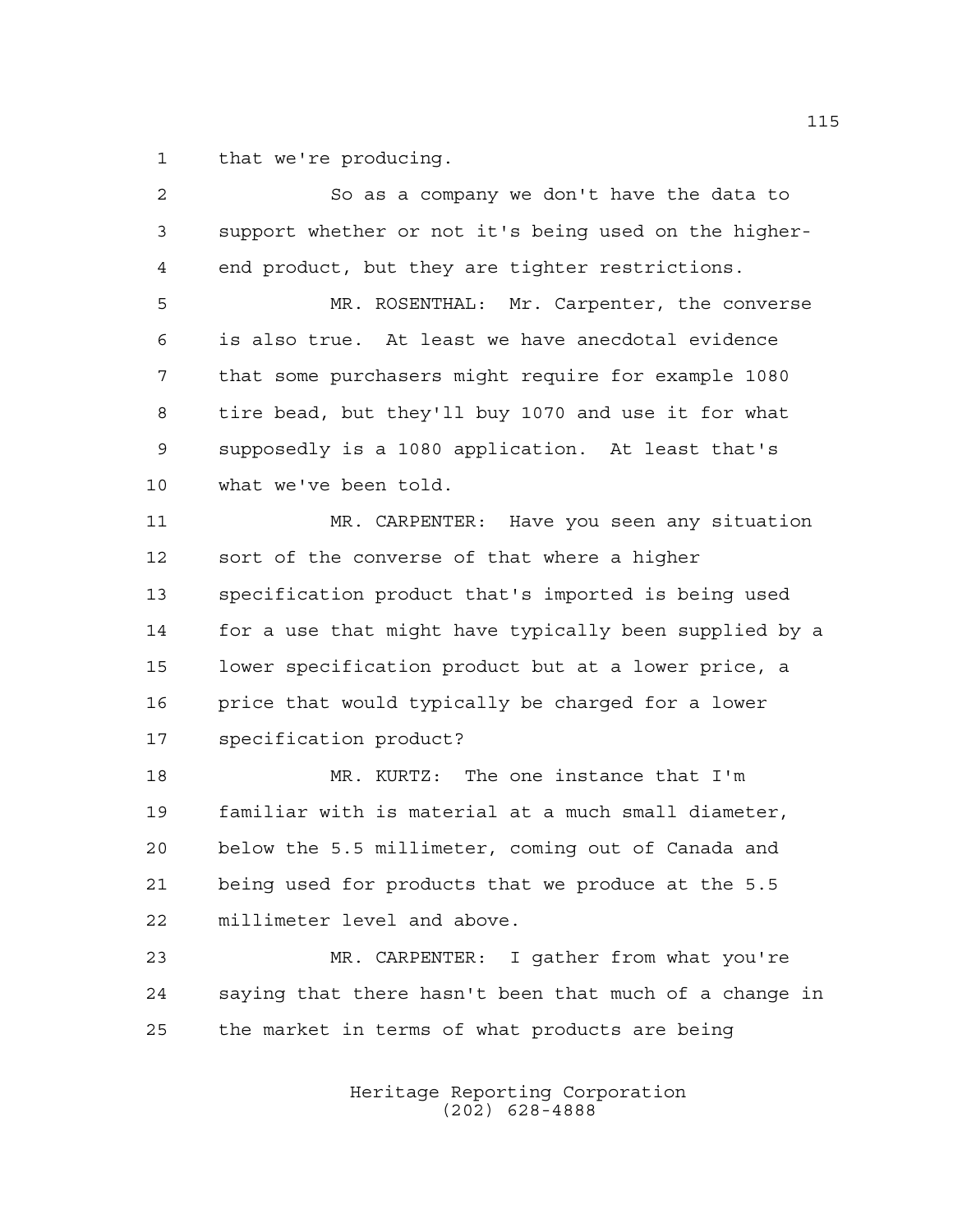that we're producing.

So as a company we don't have the data to support whether or not it's being used on the higher-end product, but they are tighter restrictions.

MR. ROSENTHAL: Mr. Carpenter, the converse is also true. At least we have anecdotal evidence that some purchasers might require for example 1080 tire bead, but they'll buy 1070 and use it for what supposedly is a 1080 application. At least that's what we've been told.

MR. CARPENTER: Have you seen any situation sort of the converse of that where a higher specification product that's imported is being used for a use that might have typically been supplied by a lower specification product but at a lower price, a price that would typically be charged for a lower specification product?

MR. KURTZ: The one instance that I'm familiar with is material at a much small diameter, below the 5.5 millimeter, coming out of Canada and being used for products that we produce at the 5.5 millimeter level and above.

MR. CARPENTER: I gather from what you're saying that there hasn't been that much of a change in the market in terms of what products are being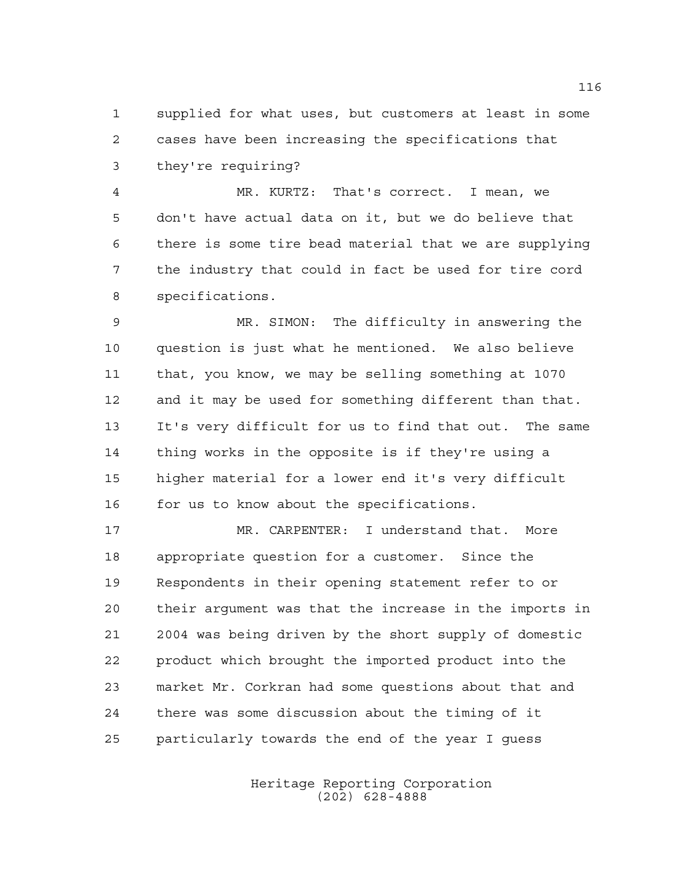supplied for what uses, but customers at least in some cases have been increasing the specifications that they're requiring?

MR. KURTZ: That's correct. I mean, we don't have actual data on it, but we do believe that there is some tire bead material that we are supplying the industry that could in fact be used for tire cord specifications.

MR. SIMON: The difficulty in answering the question is just what he mentioned. We also believe that, you know, we may be selling something at 1070 and it may be used for something different than that. It's very difficult for us to find that out. The same thing works in the opposite is if they're using a higher material for a lower end it's very difficult for us to know about the specifications.

MR. CARPENTER: I understand that. More appropriate question for a customer. Since the Respondents in their opening statement refer to or their argument was that the increase in the imports in 2004 was being driven by the short supply of domestic product which brought the imported product into the market Mr. Corkran had some questions about that and there was some discussion about the timing of it particularly towards the end of the year I guess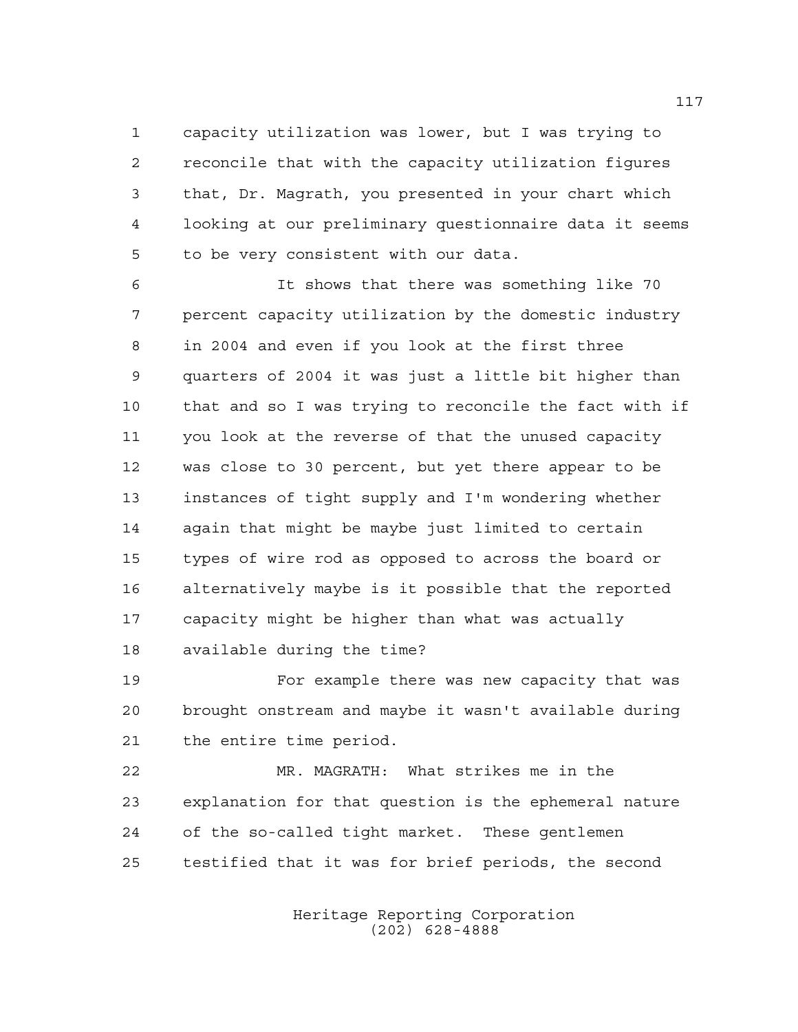capacity utilization was lower, but I was trying to reconcile that with the capacity utilization figures that, Dr. Magrath, you presented in your chart which looking at our preliminary questionnaire data it seems to be very consistent with our data.

It shows that there was something like 70 percent capacity utilization by the domestic industry in 2004 and even if you look at the first three quarters of 2004 it was just a little bit higher than that and so I was trying to reconcile the fact with if you look at the reverse of that the unused capacity was close to 30 percent, but yet there appear to be instances of tight supply and I'm wondering whether again that might be maybe just limited to certain types of wire rod as opposed to across the board or alternatively maybe is it possible that the reported capacity might be higher than what was actually available during the time?

For example there was new capacity that was brought onstream and maybe it wasn't available during the entire time period.

MR. MAGRATH: What strikes me in the explanation for that question is the ephemeral nature of the so-called tight market. These gentlemen testified that it was for brief periods, the second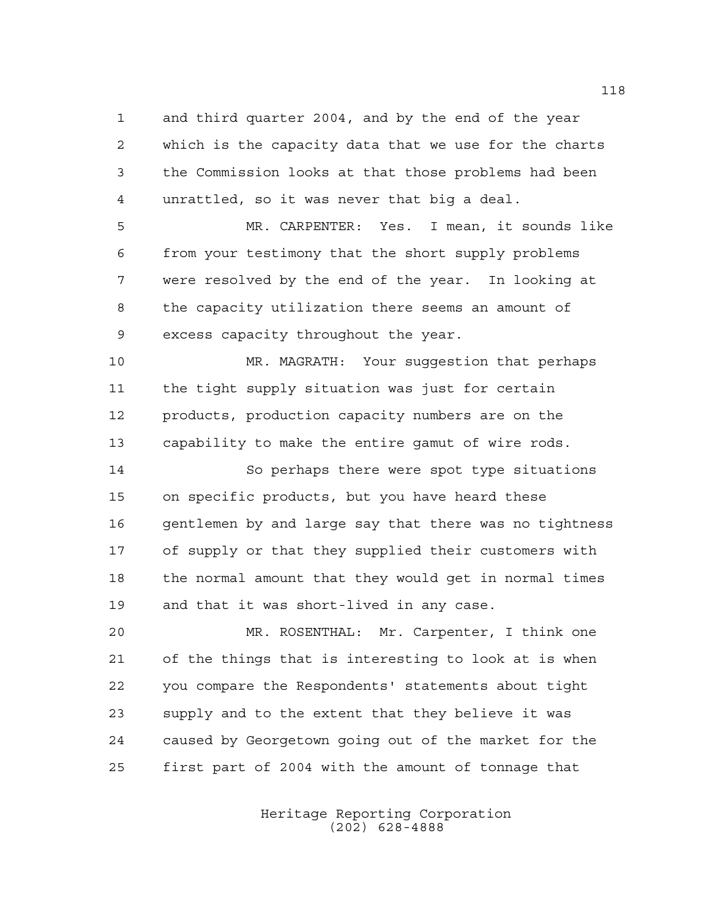and third quarter 2004, and by the end of the year which is the capacity data that we use for the charts the Commission looks at that those problems had been unrattled, so it was never that big a deal.

MR. CARPENTER: Yes. I mean, it sounds like from your testimony that the short supply problems were resolved by the end of the year. In looking at the capacity utilization there seems an amount of excess capacity throughout the year.

MR. MAGRATH: Your suggestion that perhaps the tight supply situation was just for certain products, production capacity numbers are on the capability to make the entire gamut of wire rods.

So perhaps there were spot type situations on specific products, but you have heard these gentlemen by and large say that there was no tightness of supply or that they supplied their customers with the normal amount that they would get in normal times and that it was short-lived in any case.

MR. ROSENTHAL: Mr. Carpenter, I think one of the things that is interesting to look at is when you compare the Respondents' statements about tight supply and to the extent that they believe it was caused by Georgetown going out of the market for the first part of 2004 with the amount of tonnage that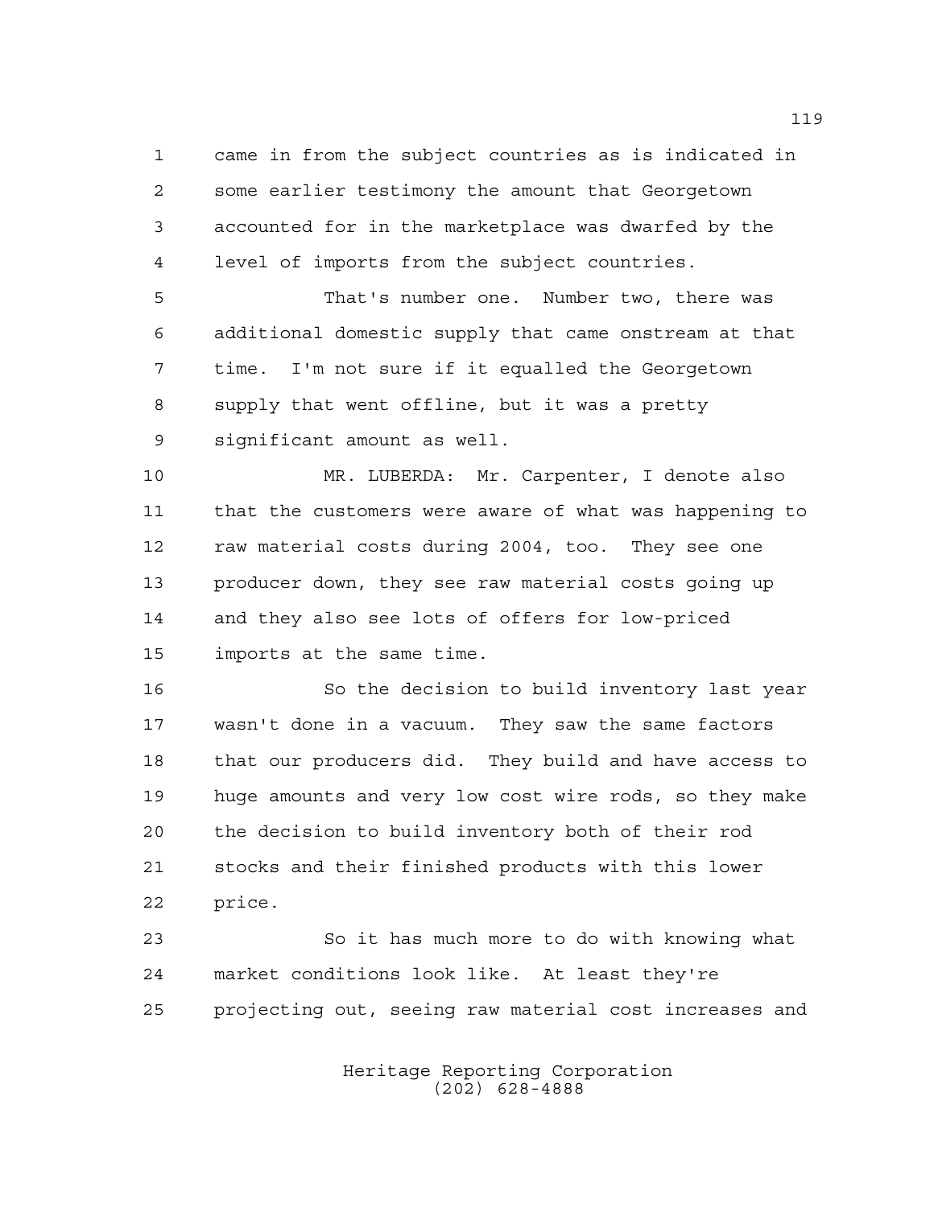came in from the subject countries as is indicated in some earlier testimony the amount that Georgetown accounted for in the marketplace was dwarfed by the level of imports from the subject countries.

That's number one. Number two, there was additional domestic supply that came onstream at that time. I'm not sure if it equalled the Georgetown supply that went offline, but it was a pretty significant amount as well.

MR. LUBERDA: Mr. Carpenter, I denote also that the customers were aware of what was happening to raw material costs during 2004, too. They see one producer down, they see raw material costs going up and they also see lots of offers for low-priced imports at the same time.

So the decision to build inventory last year wasn't done in a vacuum. They saw the same factors that our producers did. They build and have access to huge amounts and very low cost wire rods, so they make the decision to build inventory both of their rod stocks and their finished products with this lower price.

So it has much more to do with knowing what market conditions look like. At least they're projecting out, seeing raw material cost increases and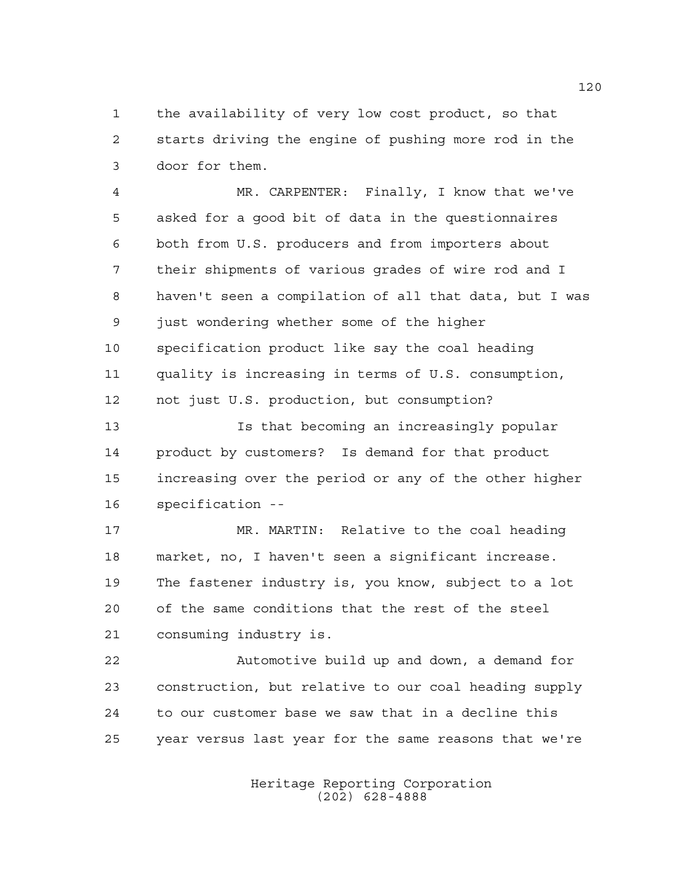the availability of very low cost product, so that starts driving the engine of pushing more rod in the door for them.

MR. CARPENTER: Finally, I know that we've asked for a good bit of data in the questionnaires both from U.S. producers and from importers about their shipments of various grades of wire rod and I haven't seen a compilation of all that data, but I was just wondering whether some of the higher specification product like say the coal heading quality is increasing in terms of U.S. consumption, not just U.S. production, but consumption?

Is that becoming an increasingly popular product by customers? Is demand for that product increasing over the period or any of the other higher specification --

MR. MARTIN: Relative to the coal heading market, no, I haven't seen a significant increase. The fastener industry is, you know, subject to a lot of the same conditions that the rest of the steel consuming industry is.

Automotive build up and down, a demand for construction, but relative to our coal heading supply to our customer base we saw that in a decline this year versus last year for the same reasons that we're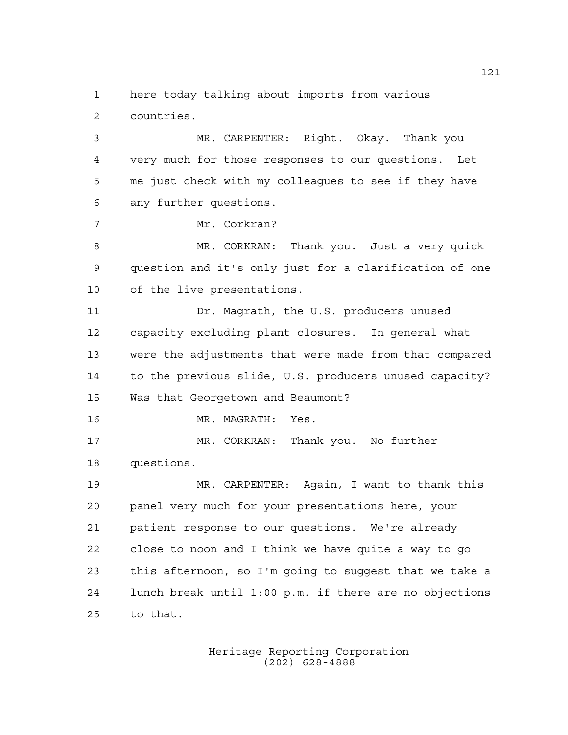here today talking about imports from various countries.

MR. CARPENTER: Right. Okay. Thank you very much for those responses to our questions. Let me just check with my colleagues to see if they have any further questions.

Mr. Corkran?

MR. CORKRAN: Thank you. Just a very quick question and it's only just for a clarification of one of the live presentations.

Dr. Magrath, the U.S. producers unused capacity excluding plant closures. In general what were the adjustments that were made from that compared to the previous slide, U.S. producers unused capacity? Was that Georgetown and Beaumont?

MR. MAGRATH: Yes.

MR. CORKRAN: Thank you. No further questions.

MR. CARPENTER: Again, I want to thank this panel very much for your presentations here, your patient response to our questions. We're already close to noon and I think we have quite a way to go this afternoon, so I'm going to suggest that we take a lunch break until 1:00 p.m. if there are no objections to that.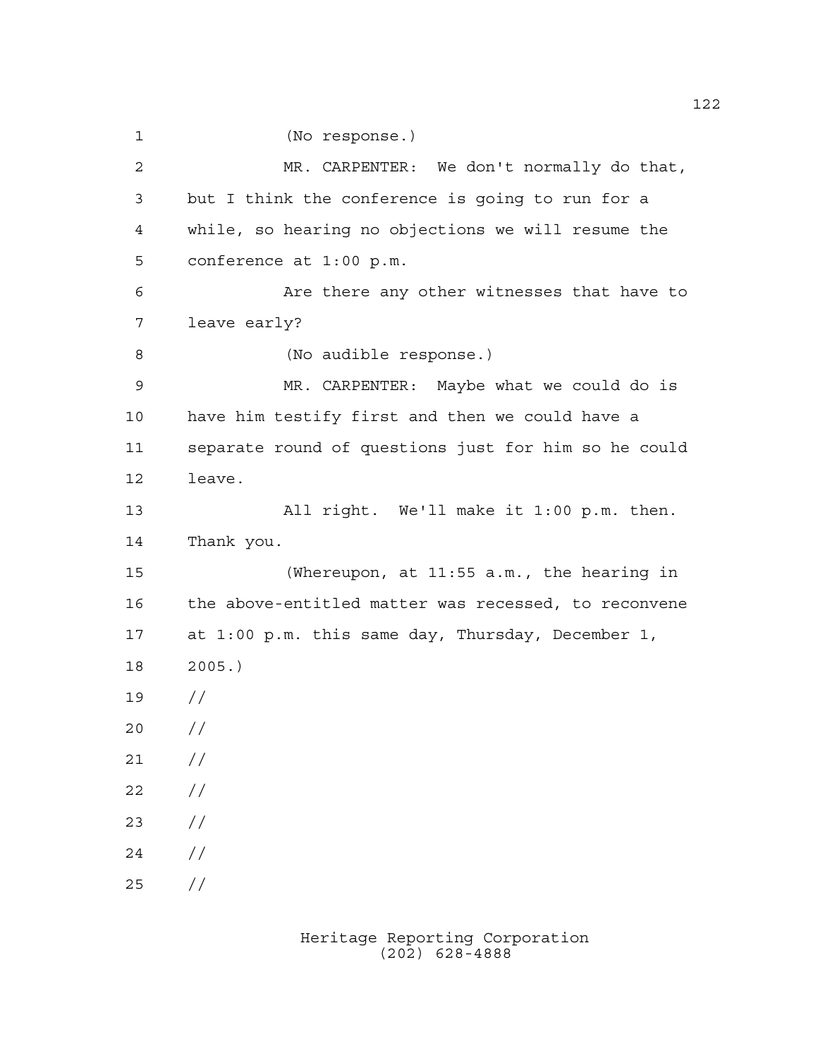(No response.)

MR. CARPENTER: We don't normally do that, but I think the conference is going to run for a while, so hearing no objections we will resume the conference at 1:00 p.m.

Are there any other witnesses that have to leave early?

(No audible response.)

MR. CARPENTER: Maybe what we could do is have him testify first and then we could have a separate round of questions just for him so he could leave.

All right. We'll make it 1:00 p.m. then. Thank you.

(Whereupon, at 11:55 a.m., the hearing in the above-entitled matter was recessed, to reconvene at 1:00 p.m. this same day, Thursday, December 1, 2005.)

//

//

//

//

//

//

//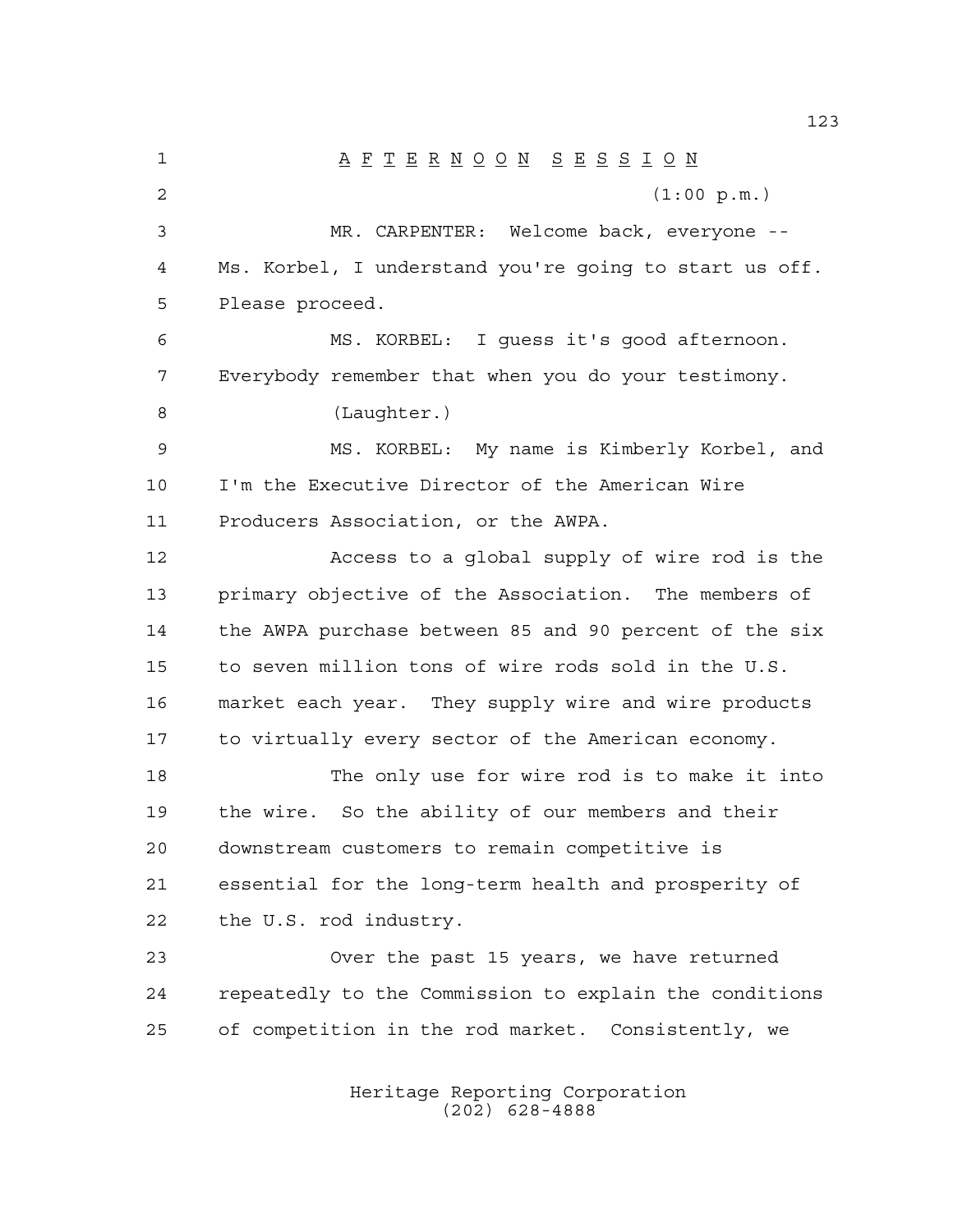# AFTERNOON SESSION

(1:00 p.m.)

MR. CARPENTER: Welcome back, everyone -- Ms. Korbel, I understand you're going to start us off. Please proceed.

MS. KORBEL: I guess it's good afternoon. Everybody remember that when you do your testimony.

(Laughter.)

MS. KORBEL: My name is Kimberly Korbel, and I'm the Executive Director of the American Wire Producers Association, or the AWPA.

Access to a global supply of wire rod is the primary objective of the Association. The members of the AWPA purchase between 85 and 90 percent of the six to seven million tons of wire rods sold in the U.S. market each year. They supply wire and wire products to virtually every sector of the American economy.

The only use for wire rod is to make it into the wire. So the ability of our members and their downstream customers to remain competitive is essential for the long-term health and prosperity of the U.S. rod industry.

Over the past 15 years, we have returned repeatedly to the Commission to explain the conditions of competition in the rod market. Consistently, we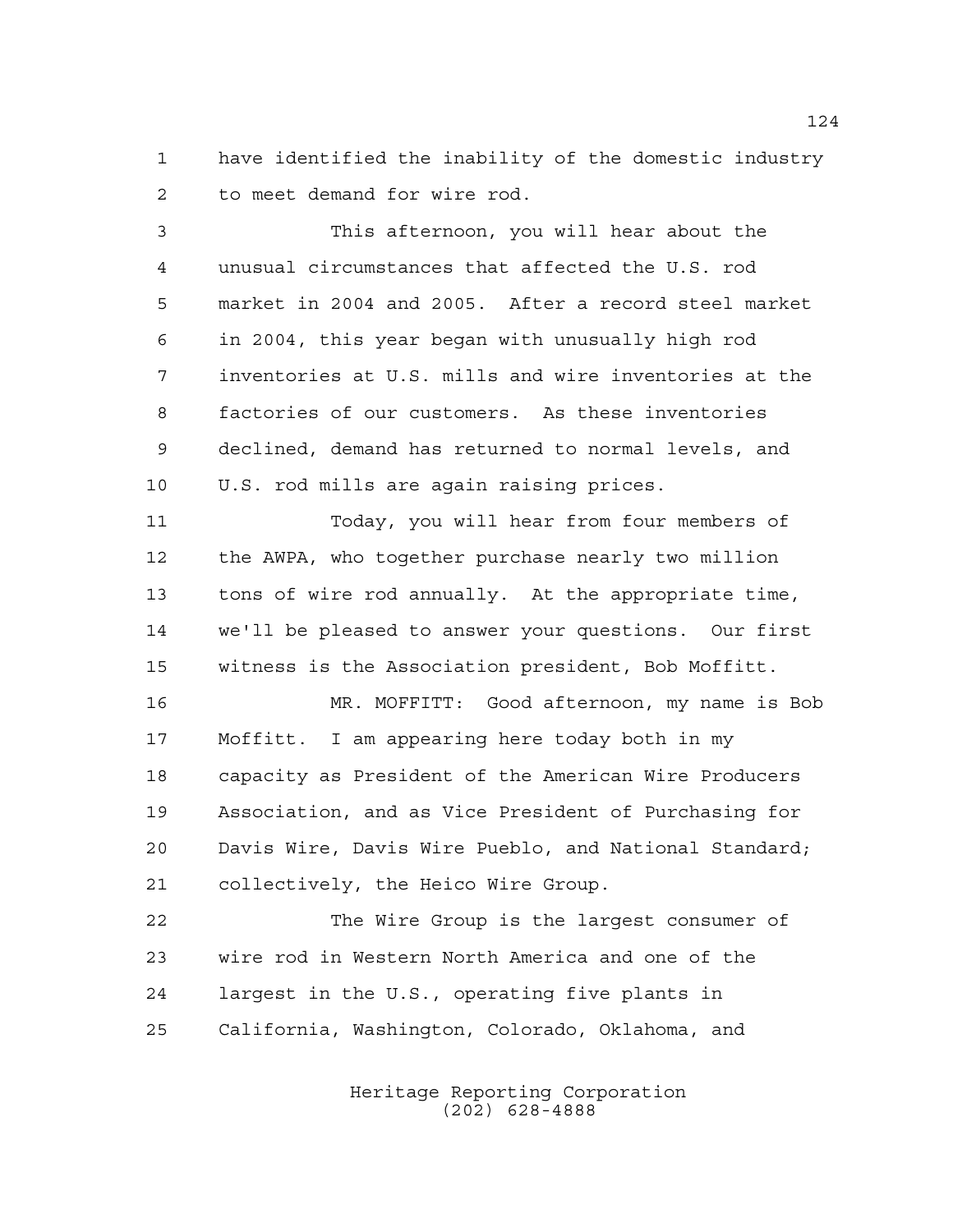have identified the inability of the domestic industry to meet demand for wire rod.

This afternoon, you will hear about the unusual circumstances that affected the U.S. rod market in 2004 and 2005. After a record steel market in 2004, this year began with unusually high rod inventories at U.S. mills and wire inventories at the factories of our customers. As these inventories declined, demand has returned to normal levels, and U.S. rod mills are again raising prices.

Today, you will hear from four members of the AWPA, who together purchase nearly two million tons of wire rod annually. At the appropriate time, we'll be pleased to answer your questions. Our first witness is the Association president, Bob Moffitt.

MR. MOFFITT: Good afternoon, my name is Bob Moffitt. I am appearing here today both in my capacity as President of the American Wire Producers Association, and as Vice President of Purchasing for Davis Wire, Davis Wire Pueblo, and National Standard; collectively, the Heico Wire Group.

The Wire Group is the largest consumer of wire rod in Western North America and one of the largest in the U.S., operating five plants in California, Washington, Colorado, Oklahoma, and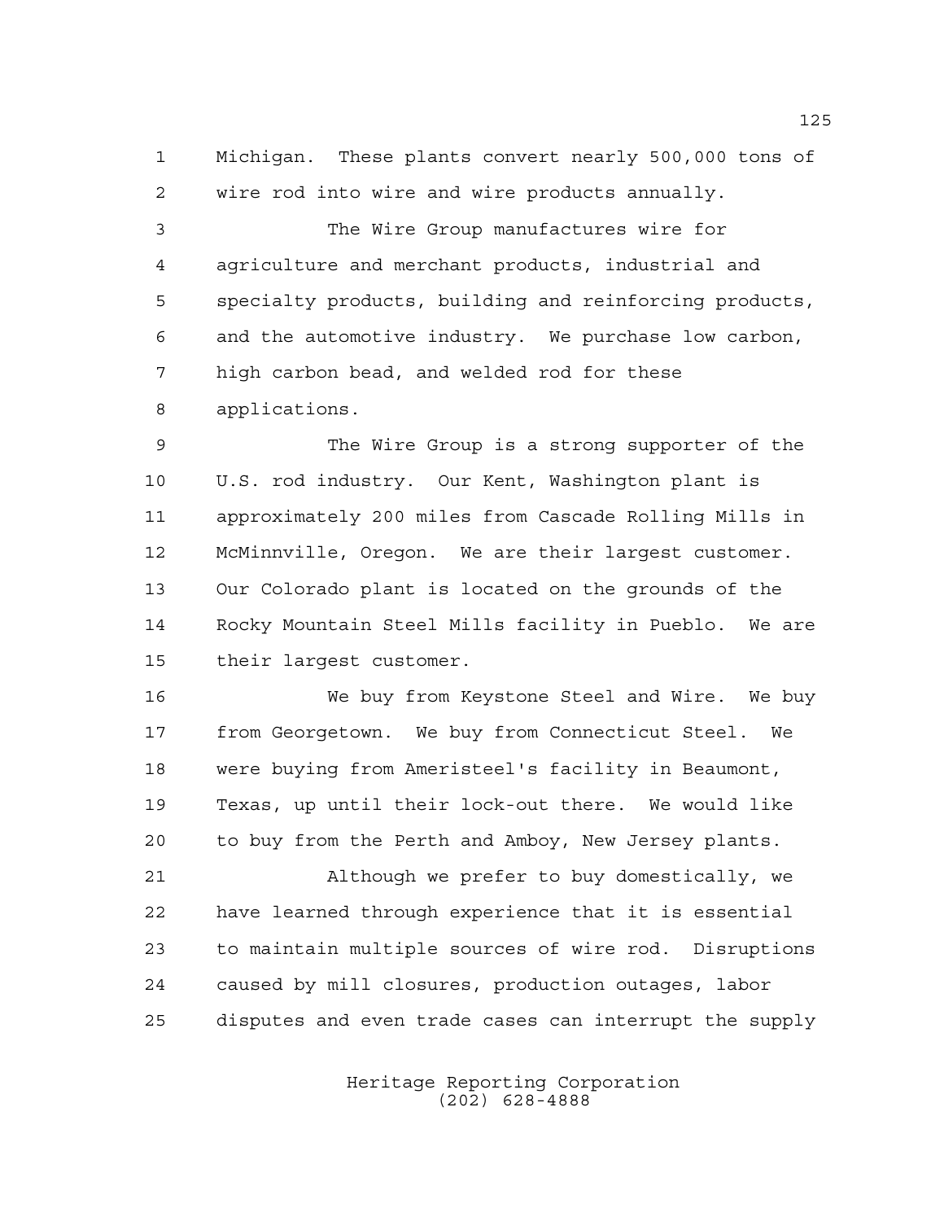Michigan. These plants convert nearly 500,000 tons of wire rod into wire and wire products annually.

The Wire Group manufactures wire for agriculture and merchant products, industrial and specialty products, building and reinforcing products, and the automotive industry. We purchase low carbon, high carbon bead, and welded rod for these applications.

The Wire Group is a strong supporter of the U.S. rod industry. Our Kent, Washington plant is approximately 200 miles from Cascade Rolling Mills in McMinnville, Oregon. We are their largest customer. Our Colorado plant is located on the grounds of the Rocky Mountain Steel Mills facility in Pueblo. We are their largest customer.

We buy from Keystone Steel and Wire. We buy from Georgetown. We buy from Connecticut Steel. We were buying from Ameristeel's facility in Beaumont, Texas, up until their lock-out there. We would like to buy from the Perth and Amboy, New Jersey plants.

Although we prefer to buy domestically, we have learned through experience that it is essential to maintain multiple sources of wire rod. Disruptions caused by mill closures, production outages, labor disputes and even trade cases can interrupt the supply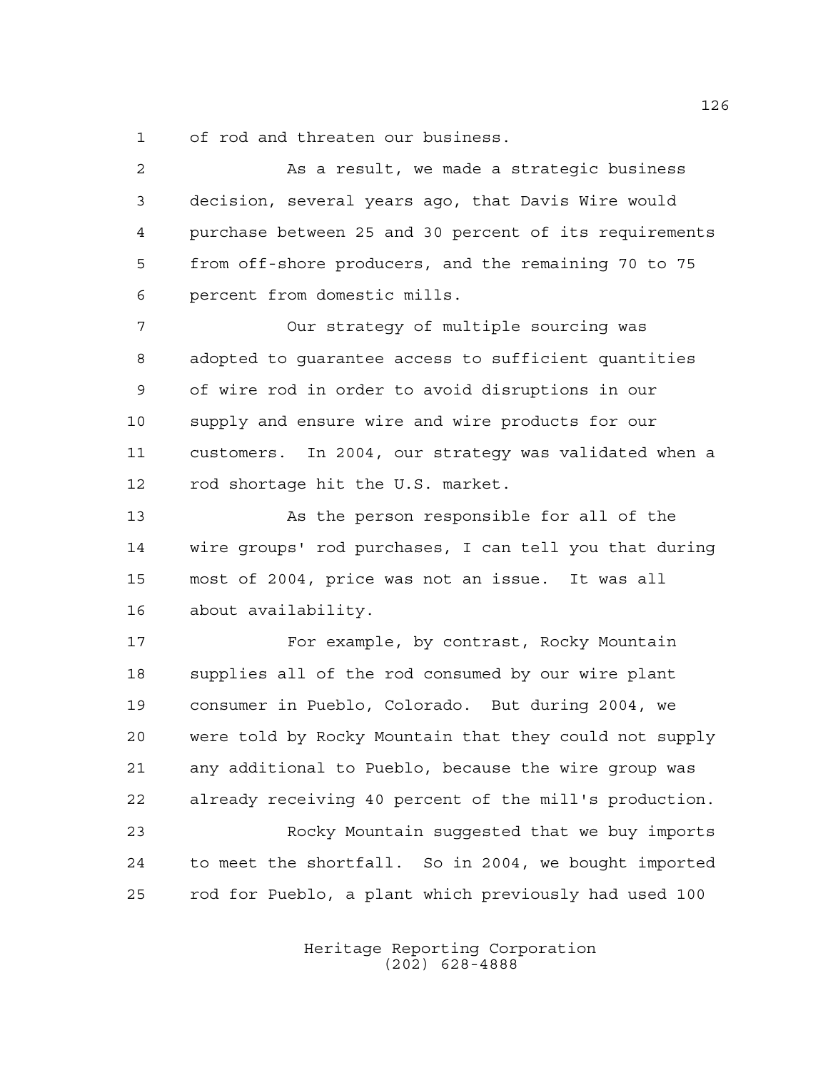of rod and threaten our business.

As a result, we made a strategic business decision, several years ago, that Davis Wire would purchase between 25 and 30 percent of its requirements from off-shore producers, and the remaining 70 to 75 percent from domestic mills.

Our strategy of multiple sourcing was adopted to guarantee access to sufficient quantities of wire rod in order to avoid disruptions in our supply and ensure wire and wire products for our customers. In 2004, our strategy was validated when a rod shortage hit the U.S. market.

As the person responsible for all of the wire groups' rod purchases, I can tell you that during most of 2004, price was not an issue. It was all about availability.

For example, by contrast, Rocky Mountain supplies all of the rod consumed by our wire plant consumer in Pueblo, Colorado. But during 2004, we were told by Rocky Mountain that they could not supply any additional to Pueblo, because the wire group was already receiving 40 percent of the mill's production.

Rocky Mountain suggested that we buy imports to meet the shortfall. So in 2004, we bought imported rod for Pueblo, a plant which previously had used 100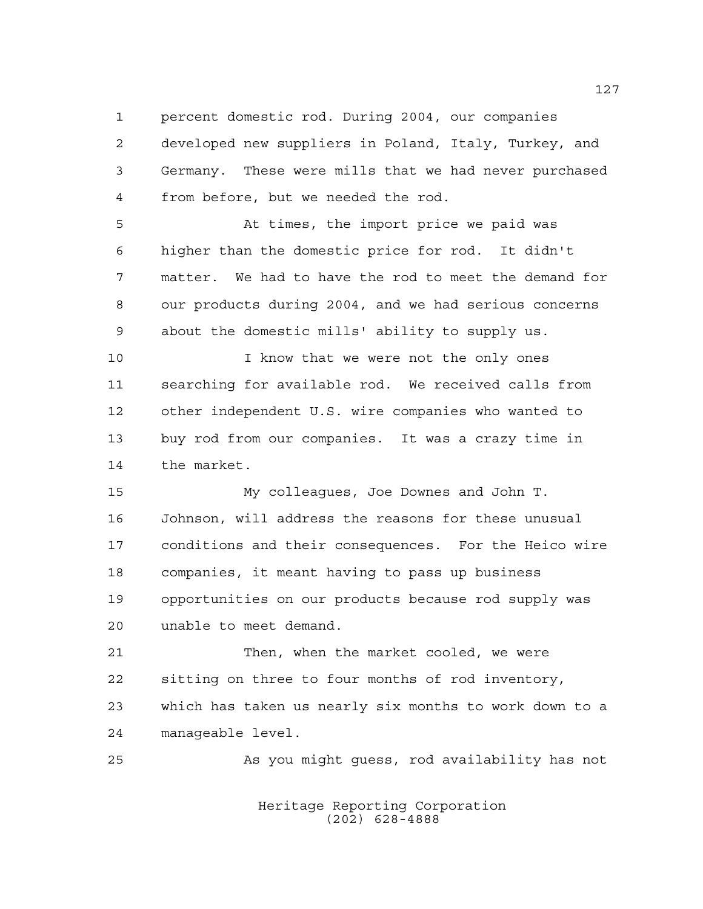percent domestic rod. During 2004, our companies developed new suppliers in Poland, Italy, Turkey, and Germany. These were mills that we had never purchased from before, but we needed the rod.

At times, the import price we paid was higher than the domestic price for rod. It didn't matter. We had to have the rod to meet the demand for our products during 2004, and we had serious concerns about the domestic mills' ability to supply us.

I know that we were not the only ones searching for available rod. We received calls from other independent U.S. wire companies who wanted to buy rod from our companies. It was a crazy time in the market.

My colleagues, Joe Downes and John T. Johnson, will address the reasons for these unusual conditions and their consequences. For the Heico wire companies, it meant having to pass up business opportunities on our products because rod supply was unable to meet demand.

Then, when the market cooled, we were sitting on three to four months of rod inventory, which has taken us nearly six months to work down to a manageable level.

As you might guess, rod availability has not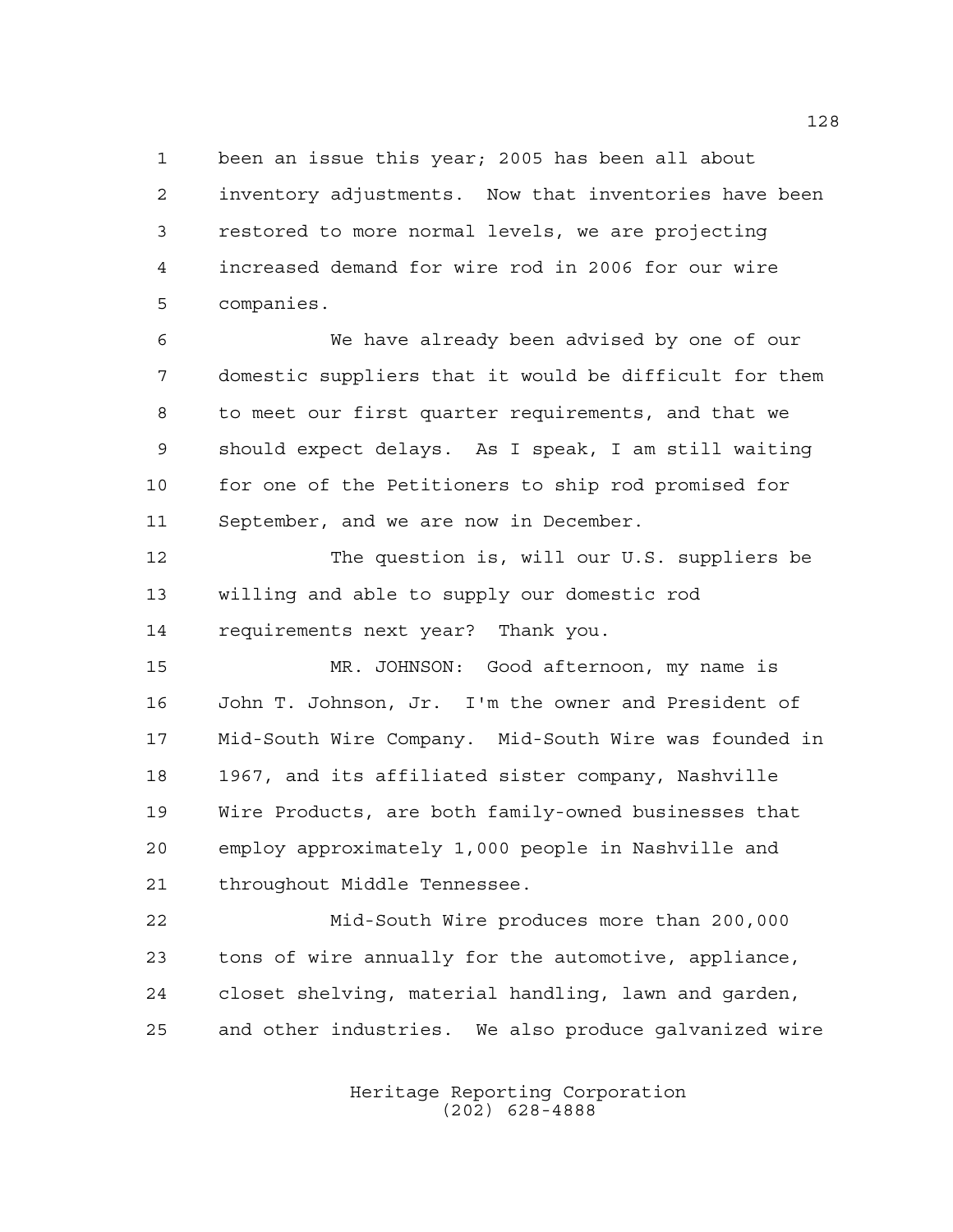been an issue this year; 2005 has been all about inventory adjustments. Now that inventories have been restored to more normal levels, we are projecting increased demand for wire rod in 2006 for our wire companies.

We have already been advised by one of our domestic suppliers that it would be difficult for them to meet our first quarter requirements, and that we should expect delays. As I speak, I am still waiting for one of the Petitioners to ship rod promised for September, and we are now in December.

The question is, will our U.S. suppliers be willing and able to supply our domestic rod requirements next year? Thank you.

MR. JOHNSON: Good afternoon, my name is John T. Johnson, Jr. I'm the owner and President of Mid-South Wire Company. Mid-South Wire was founded in 1967, and its affiliated sister company, Nashville Wire Products, are both family-owned businesses that employ approximately 1,000 people in Nashville and throughout Middle Tennessee.

Mid-South Wire produces more than 200,000 tons of wire annually for the automotive, appliance, closet shelving, material handling, lawn and garden, and other industries. We also produce galvanized wire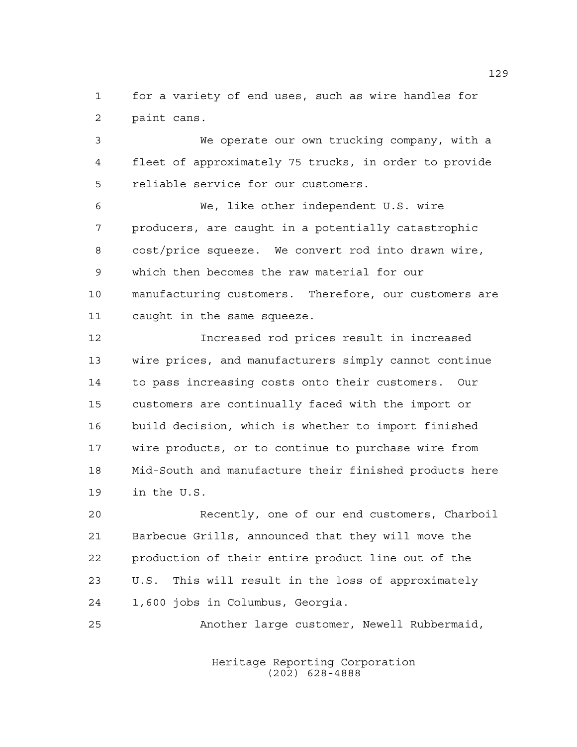for a variety of end uses, such as wire handles for paint cans.

We operate our own trucking company, with a fleet of approximately 75 trucks, in order to provide reliable service for our customers.

We, like other independent U.S. wire producers, are caught in a potentially catastrophic cost/price squeeze. We convert rod into drawn wire, which then becomes the raw material for our manufacturing customers. Therefore, our customers are caught in the same squeeze.

Increased rod prices result in increased wire prices, and manufacturers simply cannot continue to pass increasing costs onto their customers. Our customers are continually faced with the import or build decision, which is whether to import finished wire products, or to continue to purchase wire from Mid-South and manufacture their finished products here in the U.S.

Recently, one of our end customers, Charboil Barbecue Grills, announced that they will move the production of their entire product line out of the U.S. This will result in the loss of approximately 1,600 jobs in Columbus, Georgia.

Another large customer, Newell Rubbermaid,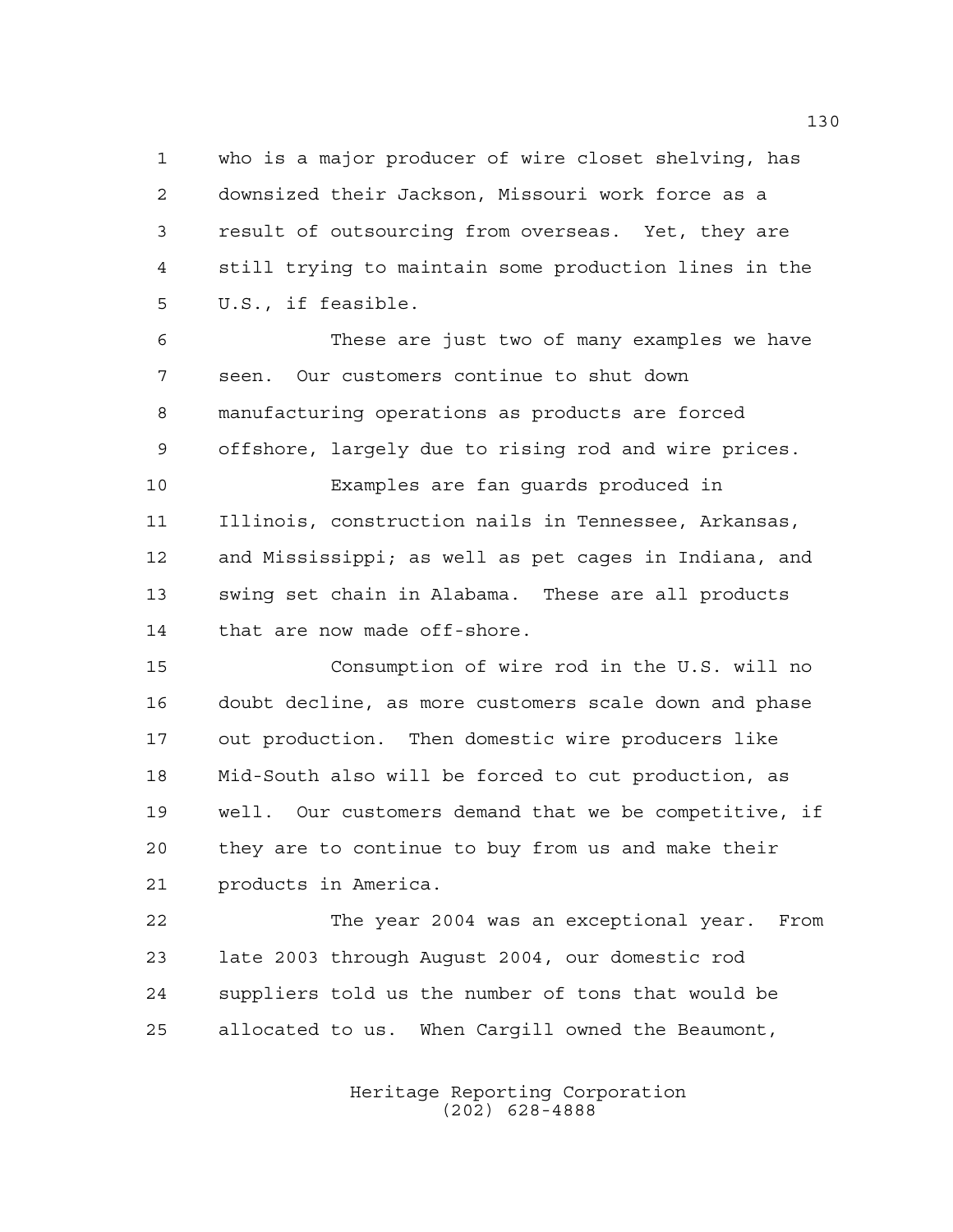who is a major producer of wire closet shelving, has downsized their Jackson, Missouri work force as a result of outsourcing from overseas. Yet, they are still trying to maintain some production lines in the U.S., if feasible.

These are just two of many examples we have seen. Our customers continue to shut down manufacturing operations as products are forced offshore, largely due to rising rod and wire prices.

Examples are fan guards produced in Illinois, construction nails in Tennessee, Arkansas, and Mississippi; as well as pet cages in Indiana, and swing set chain in Alabama. These are all products that are now made off-shore.

Consumption of wire rod in the U.S. will no doubt decline, as more customers scale down and phase out production. Then domestic wire producers like Mid-South also will be forced to cut production, as well. Our customers demand that we be competitive, if they are to continue to buy from us and make their products in America.

The year 2004 was an exceptional year. From late 2003 through August 2004, our domestic rod suppliers told us the number of tons that would be allocated to us. When Cargill owned the Beaumont,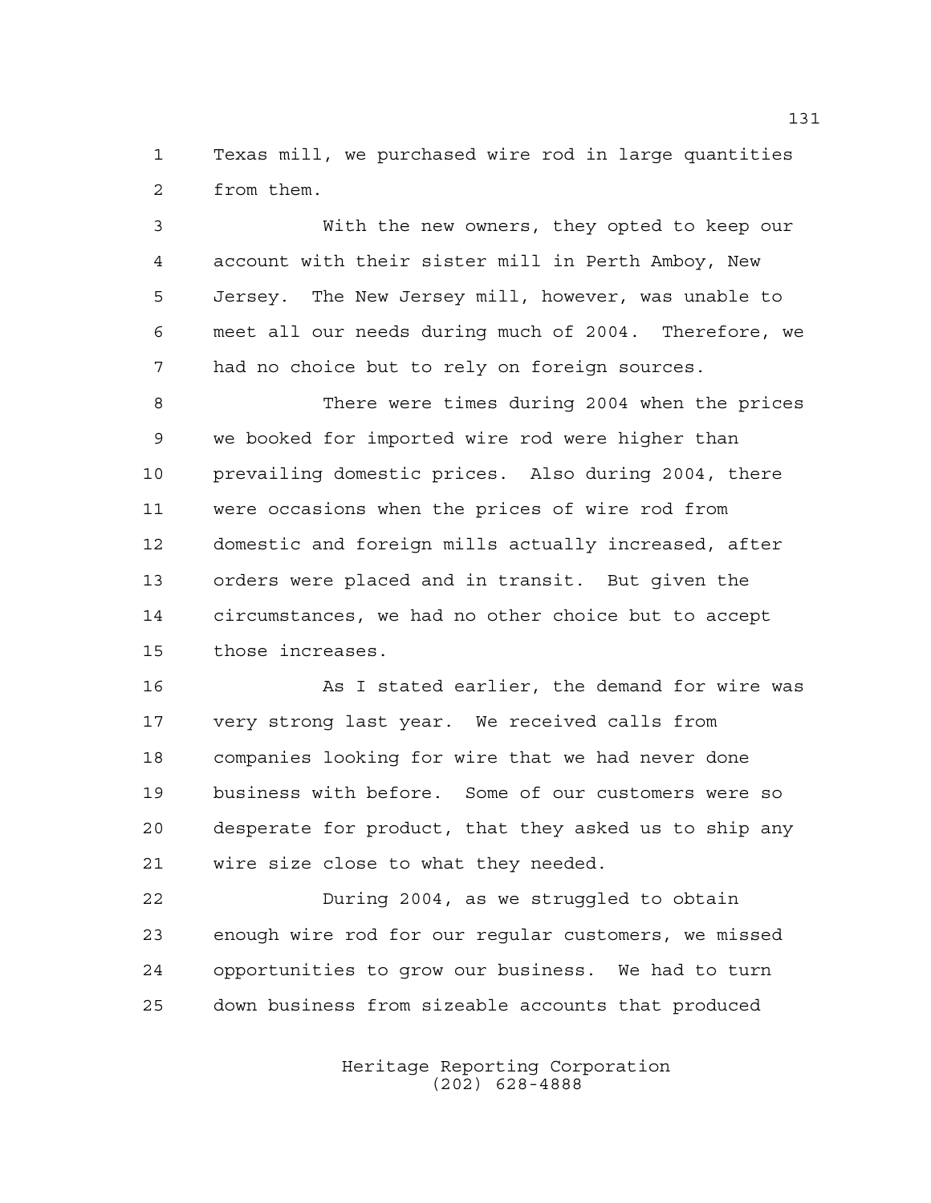Texas mill, we purchased wire rod in large quantities from them.

With the new owners, they opted to keep our account with their sister mill in Perth Amboy, New Jersey. The New Jersey mill, however, was unable to meet all our needs during much of 2004. Therefore, we had no choice but to rely on foreign sources.

There were times during 2004 when the prices we booked for imported wire rod were higher than prevailing domestic prices. Also during 2004, there were occasions when the prices of wire rod from domestic and foreign mills actually increased, after orders were placed and in transit. But given the circumstances, we had no other choice but to accept those increases.

As I stated earlier, the demand for wire was very strong last year. We received calls from companies looking for wire that we had never done business with before. Some of our customers were so desperate for product, that they asked us to ship any wire size close to what they needed.

During 2004, as we struggled to obtain enough wire rod for our regular customers, we missed opportunities to grow our business. We had to turn down business from sizeable accounts that produced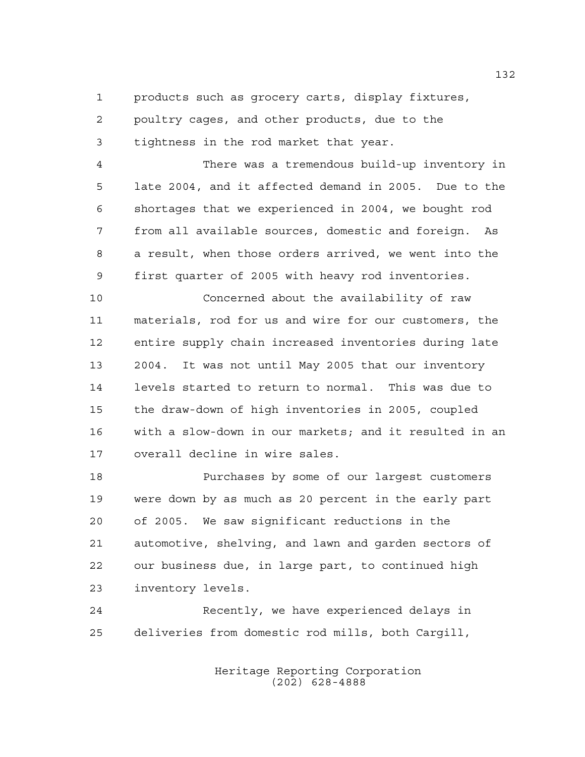products such as grocery carts, display fixtures, poultry cages, and other products, due to the tightness in the rod market that year.

There was a tremendous build-up inventory in late 2004, and it affected demand in 2005. Due to the shortages that we experienced in 2004, we bought rod from all available sources, domestic and foreign. As a result, when those orders arrived, we went into the first quarter of 2005 with heavy rod inventories.

Concerned about the availability of raw materials, rod for us and wire for our customers, the entire supply chain increased inventories during late 2004. It was not until May 2005 that our inventory levels started to return to normal. This was due to the draw-down of high inventories in 2005, coupled with a slow-down in our markets; and it resulted in an overall decline in wire sales.

Purchases by some of our largest customers were down by as much as 20 percent in the early part of 2005. We saw significant reductions in the automotive, shelving, and lawn and garden sectors of our business due, in large part, to continued high inventory levels.

Recently, we have experienced delays in deliveries from domestic rod mills, both Cargill,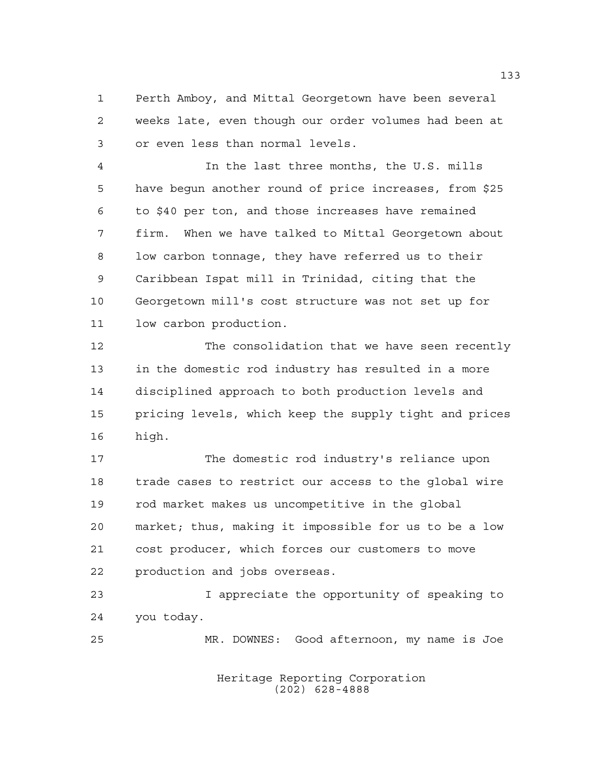Perth Amboy, and Mittal Georgetown have been several weeks late, even though our order volumes had been at or even less than normal levels.

In the last three months, the U.S. mills have begun another round of price increases, from $25 to $40 per ton, and those increases have remained firm. When we have talked to Mittal Georgetown about low carbon tonnage, they have referred us to their Caribbean Ispat mill in Trinidad, citing that the Georgetown mill's cost structure was not set up for low carbon production.

The consolidation that we have seen recently in the domestic rod industry has resulted in a more disciplined approach to both production levels and pricing levels, which keep the supply tight and prices high.

The domestic rod industry's reliance upon trade cases to restrict our access to the global wire rod market makes us uncompetitive in the global market; thus, making it impossible for us to be a low cost producer, which forces our customers to move production and jobs overseas.

I appreciate the opportunity of speaking to you today.

MR. DOWNES: Good afternoon, my name is Joe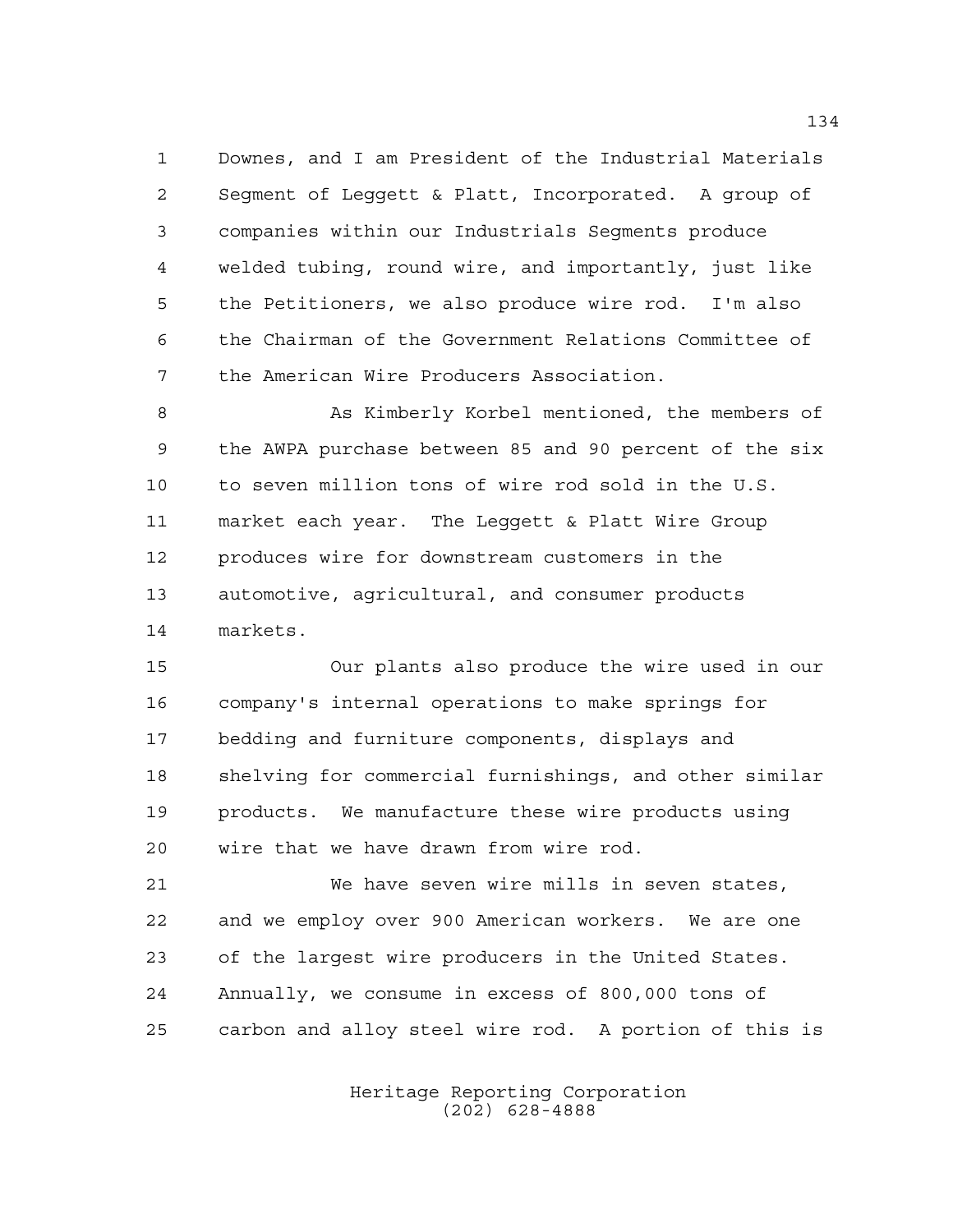Downes, and I am President of the Industrial Materials Segment of Leggett & Platt, Incorporated. A group of companies within our Industrials Segments produce welded tubing, round wire, and importantly, just like the Petitioners, we also produce wire rod. I'm also the Chairman of the Government Relations Committee of the American Wire Producers Association.

As Kimberly Korbel mentioned, the members of the AWPA purchase between 85 and 90 percent of the six to seven million tons of wire rod sold in the U.S. market each year. The Leggett & Platt Wire Group produces wire for downstream customers in the automotive, agricultural, and consumer products markets.

Our plants also produce the wire used in our company's internal operations to make springs for bedding and furniture components, displays and shelving for commercial furnishings, and other similar products. We manufacture these wire products using wire that we have drawn from wire rod.

We have seven wire mills in seven states, and we employ over 900 American workers. We are one of the largest wire producers in the United States. Annually, we consume in excess of 800,000 tons of carbon and alloy steel wire rod. A portion of this is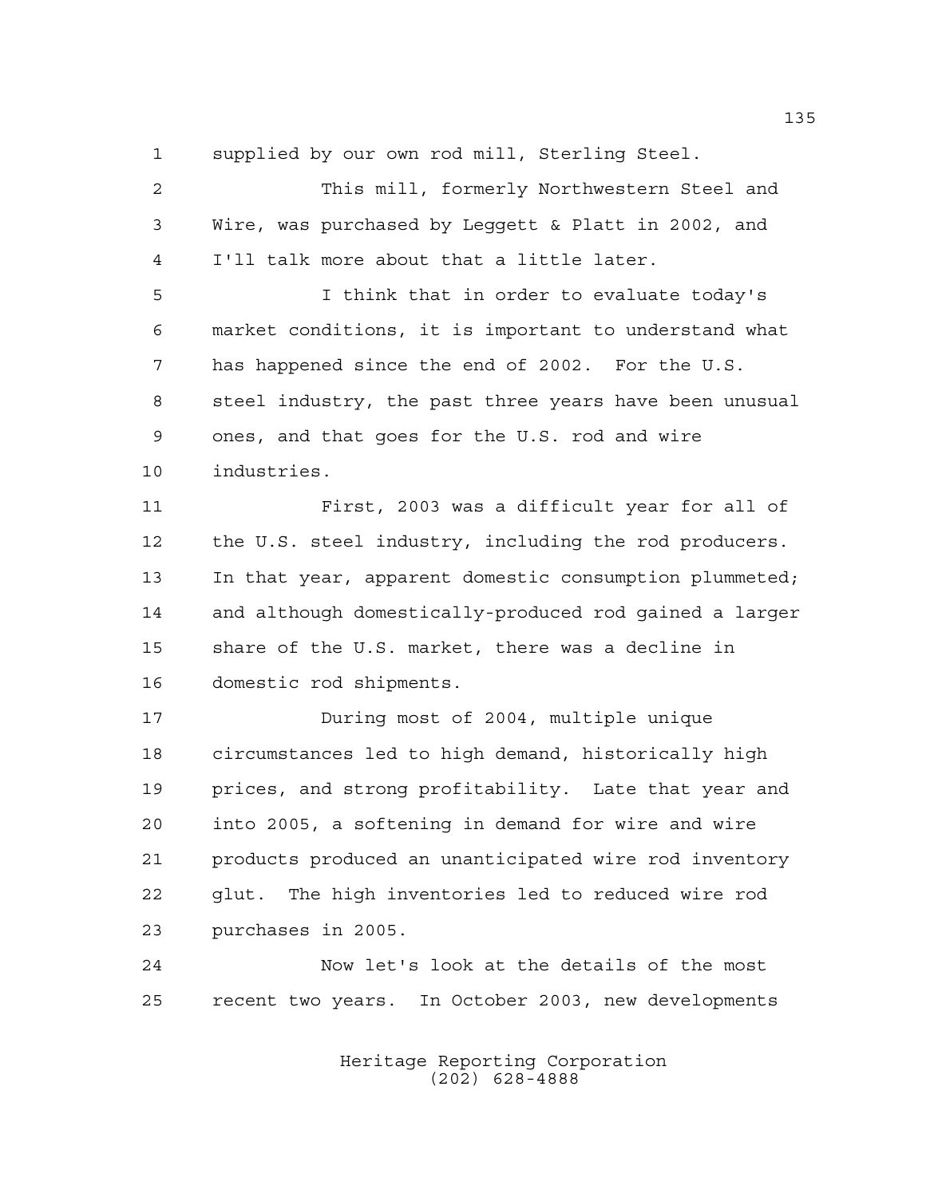supplied by our own rod mill, Sterling Steel.

This mill, formerly Northwestern Steel and Wire, was purchased by Leggett & Platt in 2002, and I'll talk more about that a little later.

I think that in order to evaluate today's market conditions, it is important to understand what has happened since the end of 2002. For the U.S. steel industry, the past three years have been unusual ones, and that goes for the U.S. rod and wire industries.

First, 2003 was a difficult year for all of the U.S. steel industry, including the rod producers. In that year, apparent domestic consumption plummeted; and although domestically-produced rod gained a larger share of the U.S. market, there was a decline in domestic rod shipments.

During most of 2004, multiple unique circumstances led to high demand, historically high prices, and strong profitability. Late that year and into 2005, a softening in demand for wire and wire products produced an unanticipated wire rod inventory glut. The high inventories led to reduced wire rod purchases in 2005.

Now let's look at the details of the most recent two years. In October 2003, new developments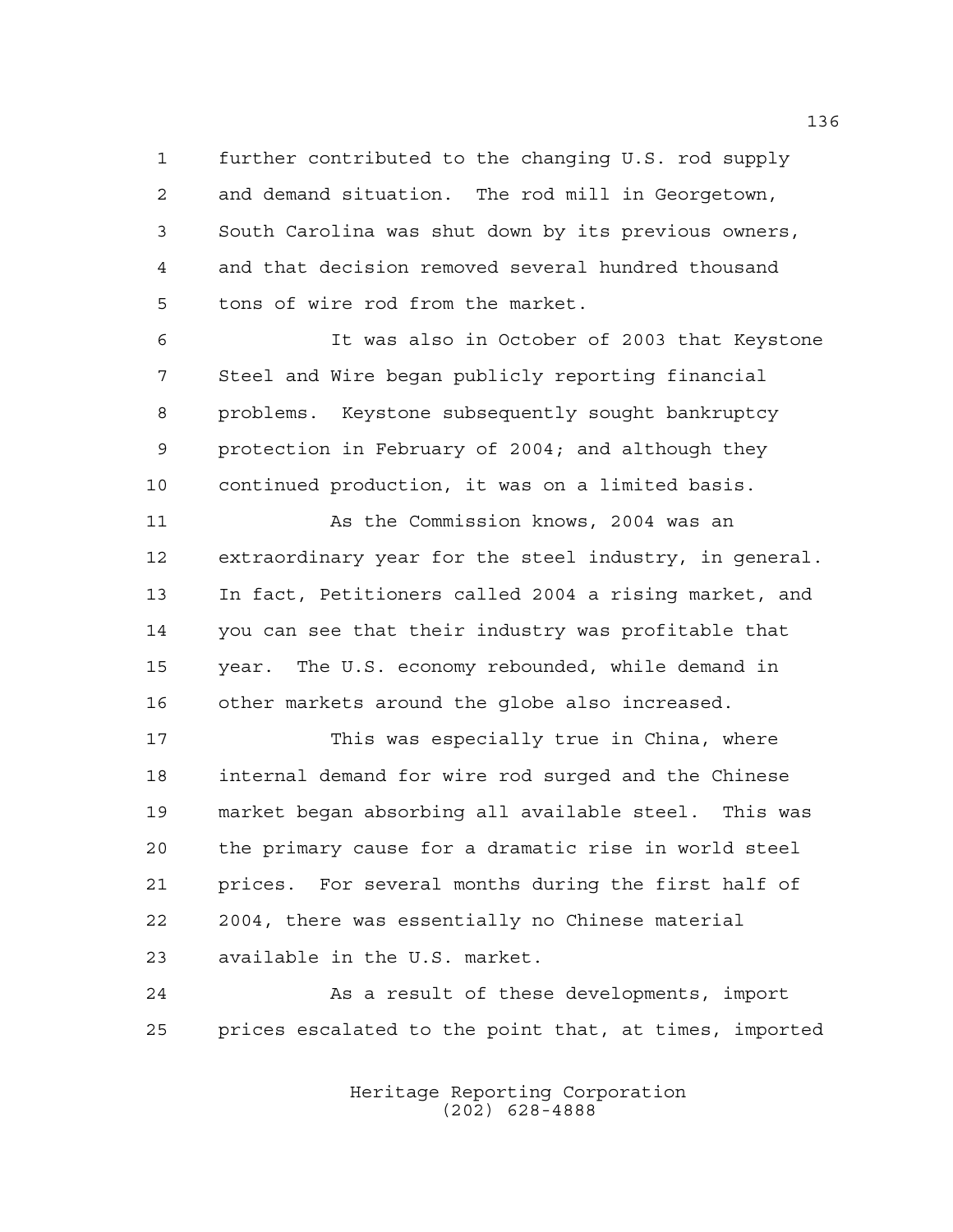further contributed to the changing U.S. rod supply and demand situation. The rod mill in Georgetown, South Carolina was shut down by its previous owners, and that decision removed several hundred thousand tons of wire rod from the market.

It was also in October of 2003 that Keystone Steel and Wire began publicly reporting financial problems. Keystone subsequently sought bankruptcy protection in February of 2004; and although they continued production, it was on a limited basis.

As the Commission knows, 2004 was an extraordinary year for the steel industry, in general. In fact, Petitioners called 2004 a rising market, and you can see that their industry was profitable that year. The U.S. economy rebounded, while demand in other markets around the globe also increased.

This was especially true in China, where internal demand for wire rod surged and the Chinese market began absorbing all available steel. This was the primary cause for a dramatic rise in world steel prices. For several months during the first half of 2004, there was essentially no Chinese material available in the U.S. market.

As a result of these developments, import prices escalated to the point that, at times, imported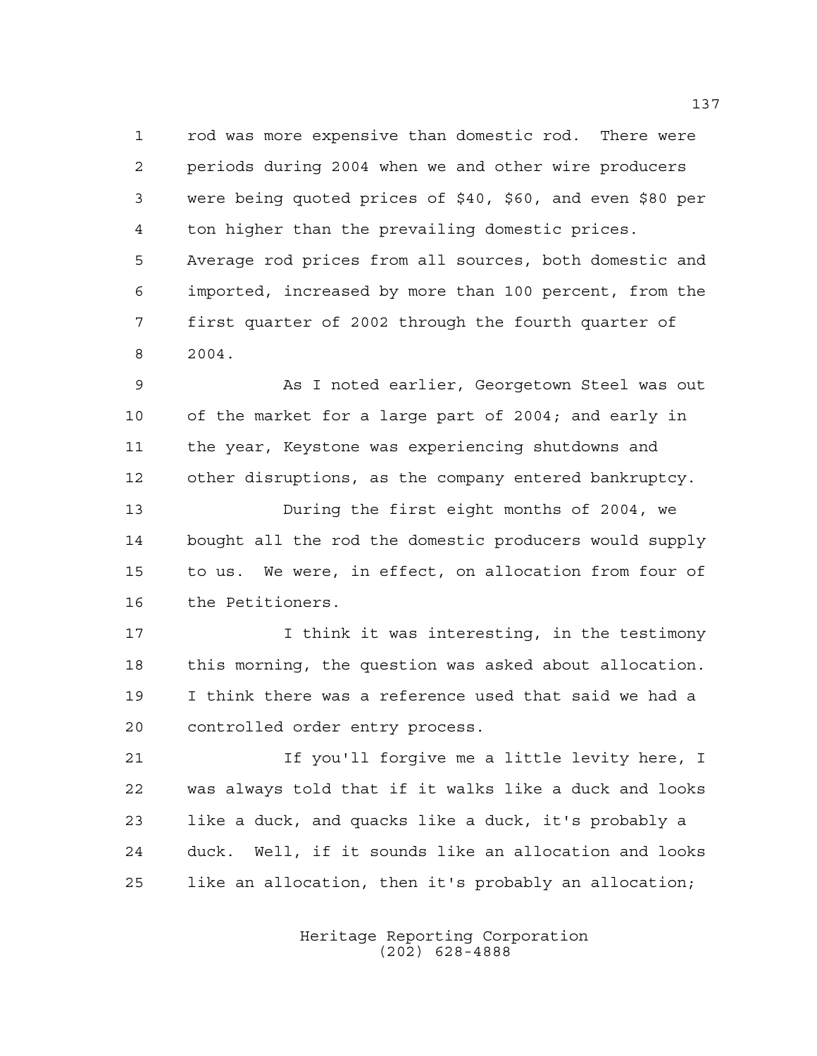rod was more expensive than domestic rod. There were periods during 2004 when we and other wire producers were being quoted prices of $40, $60, and even $80 per ton higher than the prevailing domestic prices. Average rod prices from all sources, both domestic and imported, increased by more than 100 percent, from the first quarter of 2002 through the fourth quarter of 2004.

As I noted earlier, Georgetown Steel was out of the market for a large part of 2004; and early in the year, Keystone was experiencing shutdowns and other disruptions, as the company entered bankruptcy.

During the first eight months of 2004, we bought all the rod the domestic producers would supply to us. We were, in effect, on allocation from four of the Petitioners.

I think it was interesting, in the testimony this morning, the question was asked about allocation. I think there was a reference used that said we had a controlled order entry process.

If you'll forgive me a little levity here, I was always told that if it walks like a duck and looks like a duck, and quacks like a duck, it's probably a duck. Well, if it sounds like an allocation and looks like an allocation, then it's probably an allocation;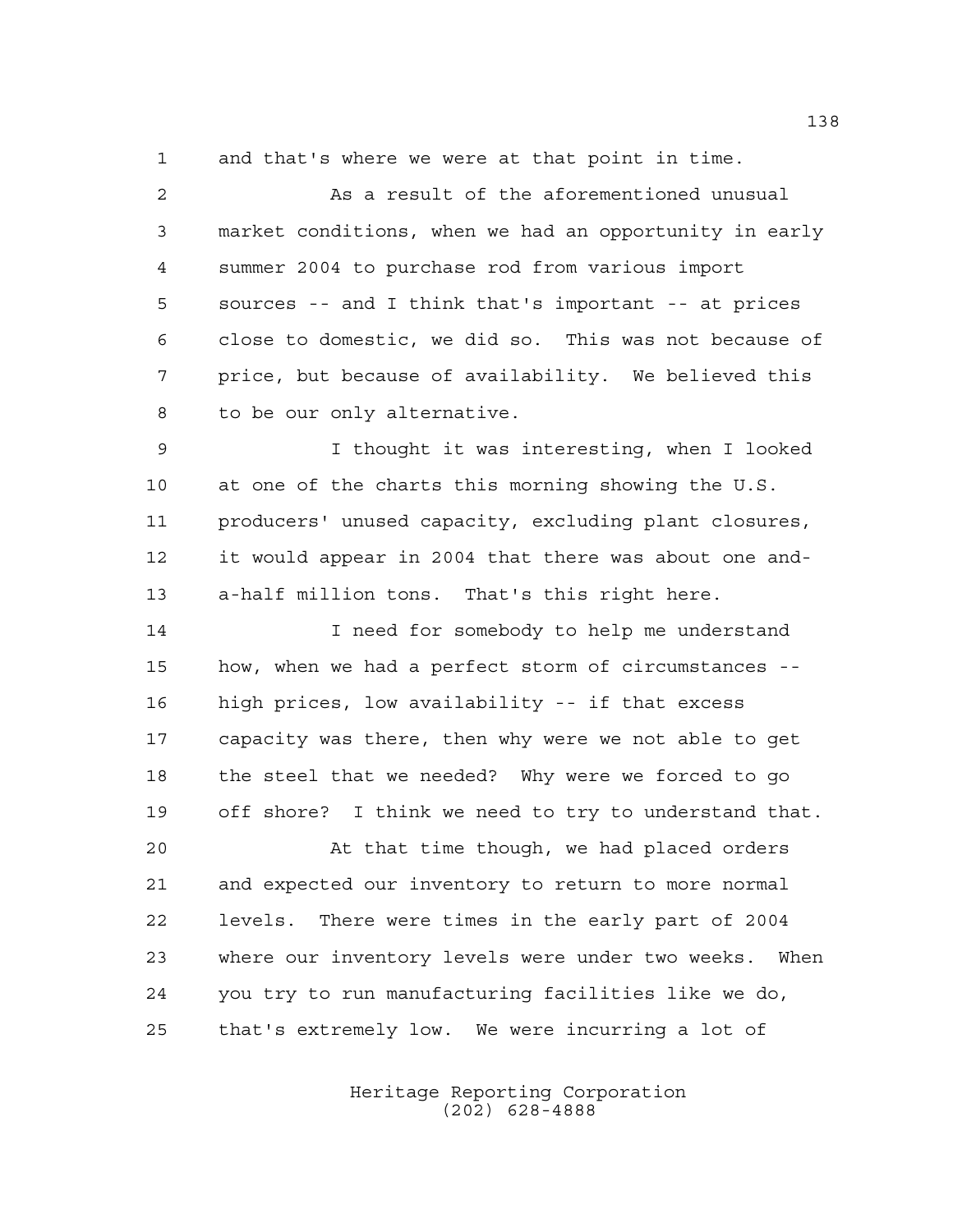and that's where we were at that point in time.

As a result of the aforementioned unusual market conditions, when we had an opportunity in early summer 2004 to purchase rod from various import sources -- and I think that's important -- at prices close to domestic, we did so. This was not because of price, but because of availability. We believed this to be our only alternative.

I thought it was interesting, when I looked at one of the charts this morning showing the U.S. producers' unused capacity, excluding plant closures, it would appear in 2004 that there was about one and-a-half million tons. That's this right here.

I need for somebody to help me understand how, when we had a perfect storm of circumstances -- high prices, low availability -- if that excess capacity was there, then why were we not able to get the steel that we needed? Why were we forced to go off shore? I think we need to try to understand that.

At that time though, we had placed orders and expected our inventory to return to more normal levels. There were times in the early part of 2004 where our inventory levels were under two weeks. When you try to run manufacturing facilities like we do, that's extremely low. We were incurring a lot of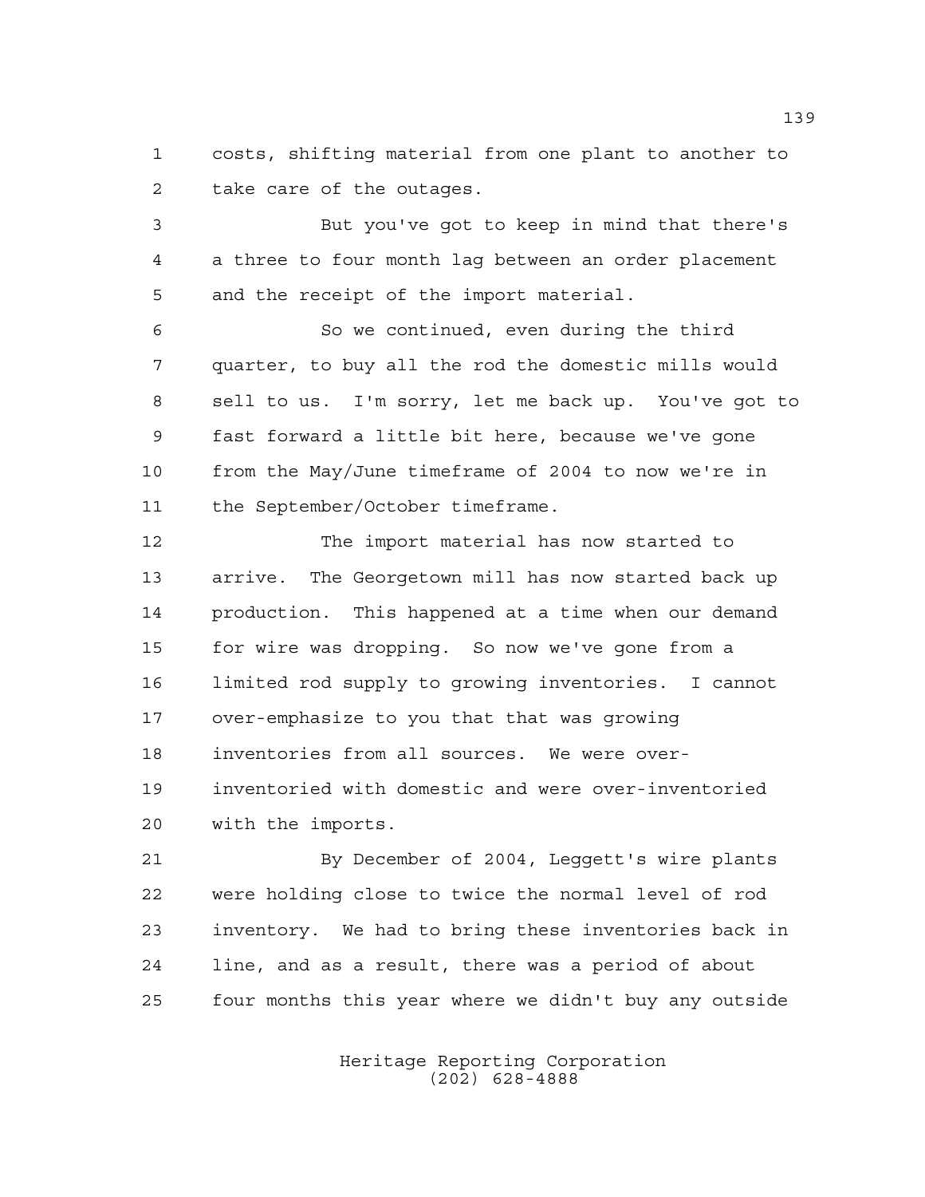costs, shifting material from one plant to another to take care of the outages.

But you've got to keep in mind that there's a three to four month lag between an order placement and the receipt of the import material.

So we continued, even during the third quarter, to buy all the rod the domestic mills would sell to us. I'm sorry, let me back up. You've got to fast forward a little bit here, because we've gone from the May/June timeframe of 2004 to now we're in the September/October timeframe.

The import material has now started to arrive. The Georgetown mill has now started back up production. This happened at a time when our demand for wire was dropping. So now we've gone from a limited rod supply to growing inventories. I cannot over-emphasize to you that that was growing inventories from all sources. We were over-inventoried with domestic and were over-inventoried with the imports.

By December of 2004, Leggett's wire plants were holding close to twice the normal level of rod inventory. We had to bring these inventories back in line, and as a result, there was a period of about four months this year where we didn't buy any outside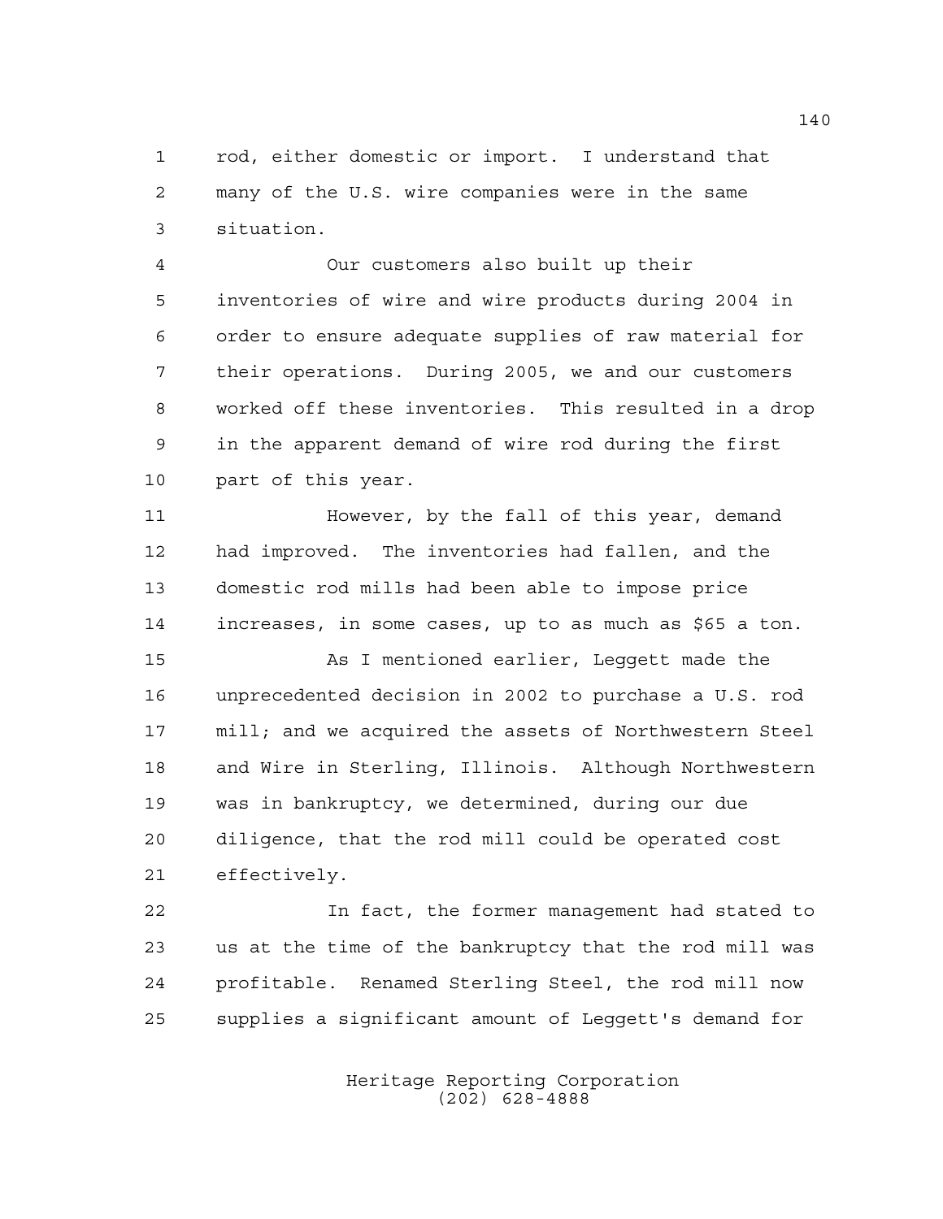rod, either domestic or import. I understand that many of the U.S. wire companies were in the same situation.

Our customers also built up their inventories of wire and wire products during 2004 in order to ensure adequate supplies of raw material for their operations. During 2005, we and our customers worked off these inventories. This resulted in a drop in the apparent demand of wire rod during the first part of this year.

However, by the fall of this year, demand had improved. The inventories had fallen, and the domestic rod mills had been able to impose price increases, in some cases, up to as much as $65 a ton.

As I mentioned earlier, Leggett made the unprecedented decision in 2002 to purchase a U.S. rod mill; and we acquired the assets of Northwestern Steel and Wire in Sterling, Illinois. Although Northwestern was in bankruptcy, we determined, during our due diligence, that the rod mill could be operated cost effectively.

In fact, the former management had stated to us at the time of the bankruptcy that the rod mill was profitable. Renamed Sterling Steel, the rod mill now supplies a significant amount of Leggett's demand for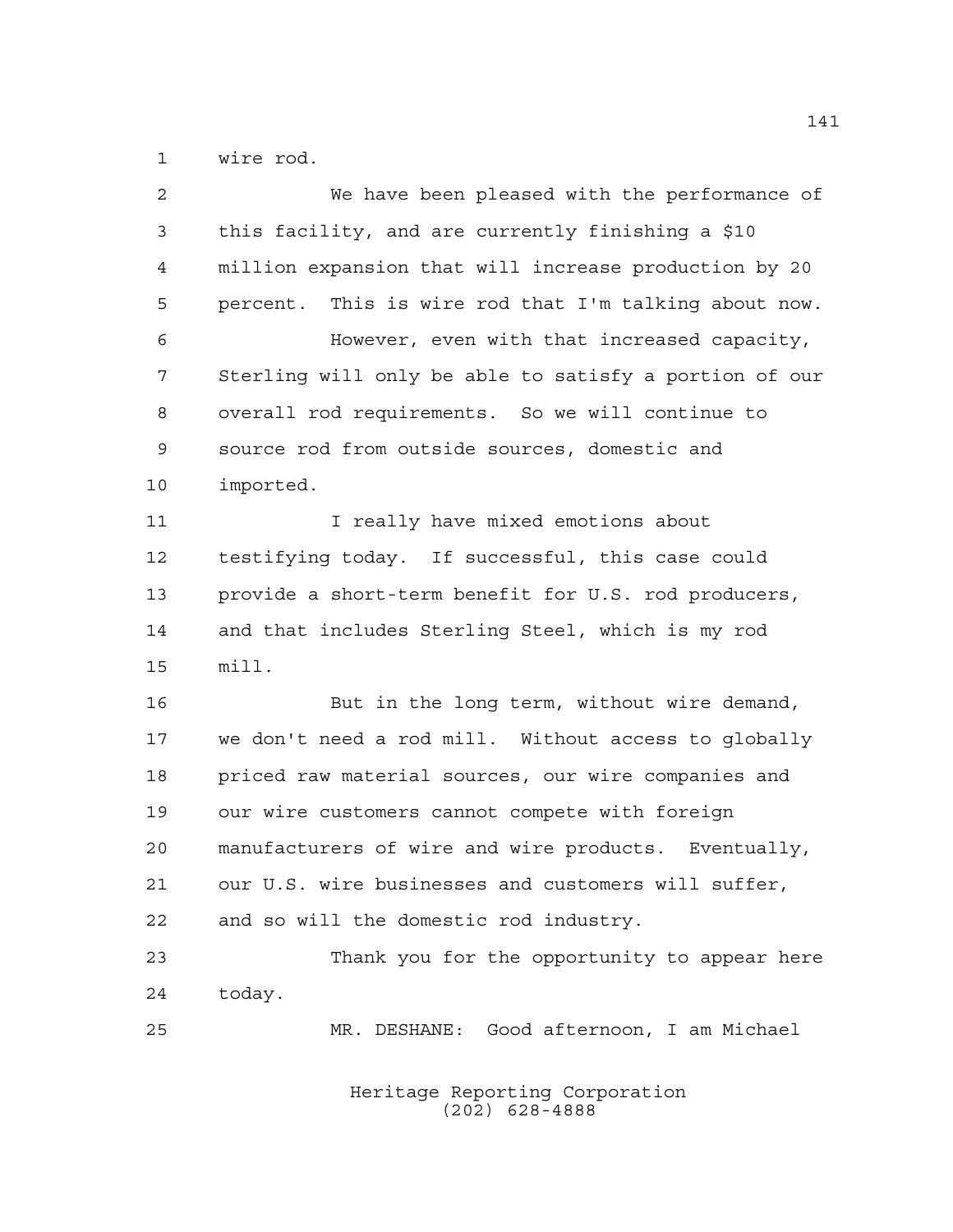wire rod.

We have been pleased with the performance of this facility, and are currently finishing a $10 million expansion that will increase production by 20 percent. This is wire rod that I'm talking about now.

However, even with that increased capacity, Sterling will only be able to satisfy a portion of our overall rod requirements. So we will continue to source rod from outside sources, domestic and imported.

I really have mixed emotions about testifying today. If successful, this case could provide a short-term benefit for U.S. rod producers, and that includes Sterling Steel, which is my rod mill.

But in the long term, without wire demand, we don't need a rod mill. Without access to globally priced raw material sources, our wire companies and our wire customers cannot compete with foreign manufacturers of wire and wire products. Eventually, our U.S. wire businesses and customers will suffer, and so will the domestic rod industry.

Thank you for the opportunity to appear here today.

MR. DESHANE: Good afternoon, I am Michael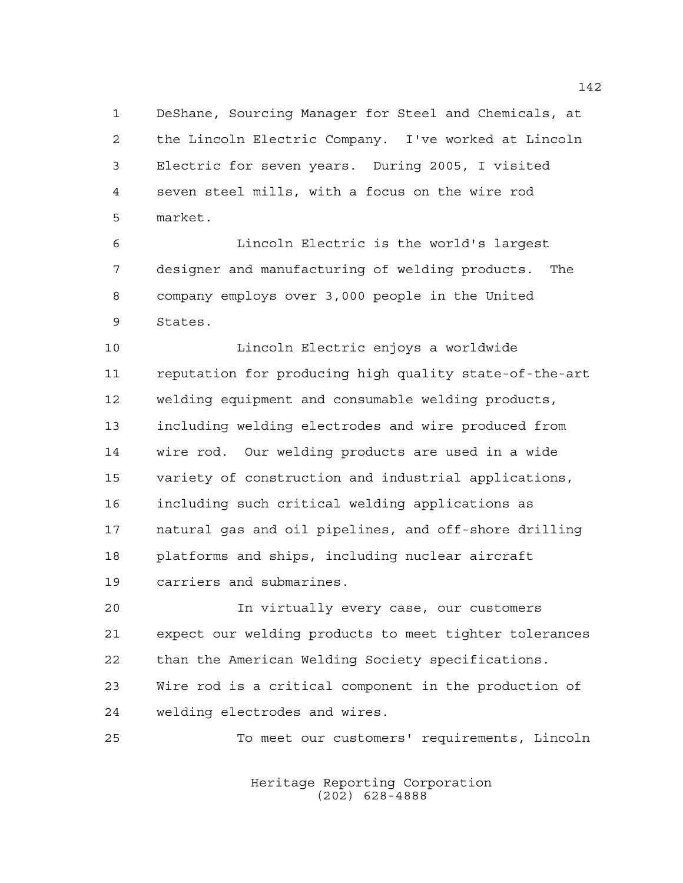DeShane, Sourcing Manager for Steel and Chemicals, at the Lincoln Electric Company. I've worked at Lincoln Electric for seven years. During 2005, I visited seven steel mills, with a focus on the wire rod market.

Lincoln Electric is the world's largest designer and manufacturing of welding products. The company employs over 3,000 people in the United States.

Lincoln Electric enjoys a worldwide reputation for producing high quality state-of-the-art welding equipment and consumable welding products, including welding electrodes and wire produced from wire rod. Our welding products are used in a wide variety of construction and industrial applications, including such critical welding applications as natural gas and oil pipelines, and off-shore drilling platforms and ships, including nuclear aircraft carriers and submarines.

In virtually every case, our customers expect our welding products to meet tighter tolerances than the American Welding Society specifications. Wire rod is a critical component in the production of welding electrodes and wires.

To meet our customers' requirements, Lincoln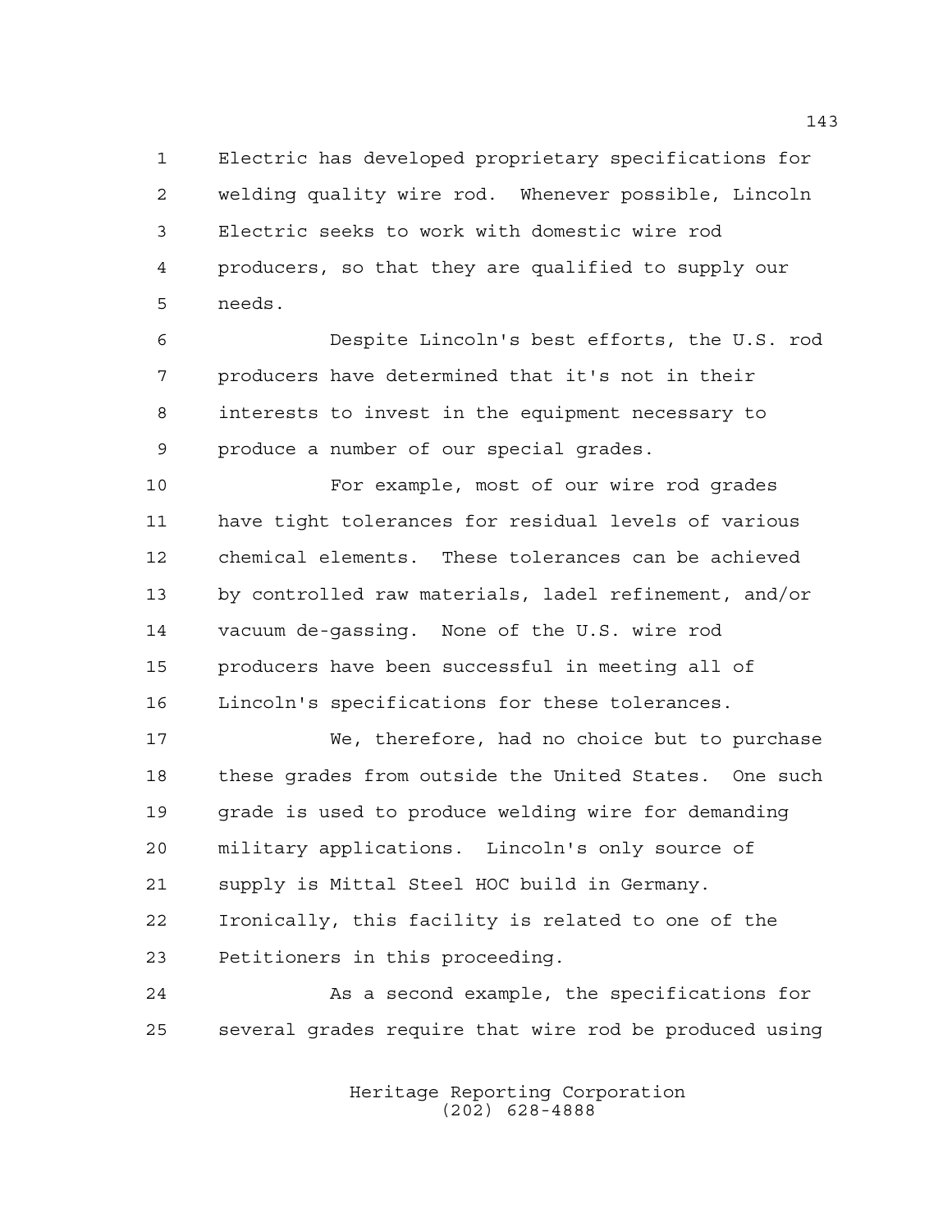Electric has developed proprietary specifications for welding quality wire rod. Whenever possible, Lincoln Electric seeks to work with domestic wire rod producers, so that they are qualified to supply our needs.

Despite Lincoln's best efforts, the U.S. rod producers have determined that it's not in their interests to invest in the equipment necessary to produce a number of our special grades.

For example, most of our wire rod grades have tight tolerances for residual levels of various chemical elements. These tolerances can be achieved by controlled raw materials, ladel refinement, and/or vacuum de-gassing. None of the U.S. wire rod producers have been successful in meeting all of Lincoln's specifications for these tolerances.

We, therefore, had no choice but to purchase these grades from outside the United States. One such grade is used to produce welding wire for demanding military applications. Lincoln's only source of supply is Mittal Steel HOC build in Germany. Ironically, this facility is related to one of the Petitioners in this proceeding.

As a second example, the specifications for several grades require that wire rod be produced using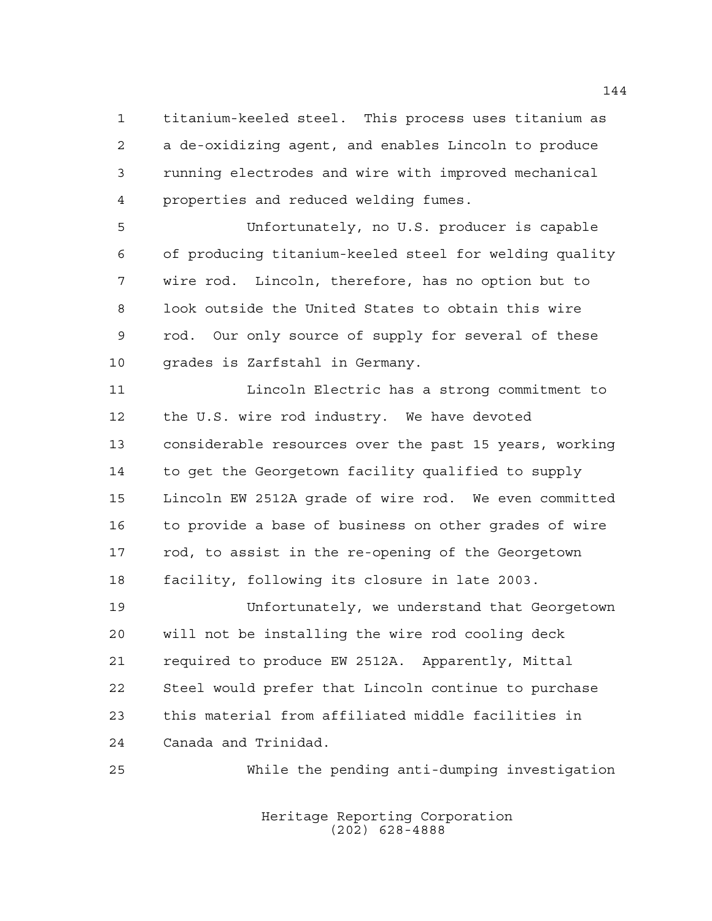titanium-keeled steel. This process uses titanium as a de-oxidizing agent, and enables Lincoln to produce running electrodes and wire with improved mechanical properties and reduced welding fumes.

Unfortunately, no U.S. producer is capable of producing titanium-keeled steel for welding quality wire rod. Lincoln, therefore, has no option but to look outside the United States to obtain this wire rod. Our only source of supply for several of these grades is Zarfstahl in Germany.

Lincoln Electric has a strong commitment to the U.S. wire rod industry. We have devoted considerable resources over the past 15 years, working to get the Georgetown facility qualified to supply Lincoln EW 2512A grade of wire rod. We even committed to provide a base of business on other grades of wire rod, to assist in the re-opening of the Georgetown facility, following its closure in late 2003.

Unfortunately, we understand that Georgetown will not be installing the wire rod cooling deck required to produce EW 2512A. Apparently, Mittal Steel would prefer that Lincoln continue to purchase this material from affiliated middle facilities in Canada and Trinidad.

While the pending anti-dumping investigation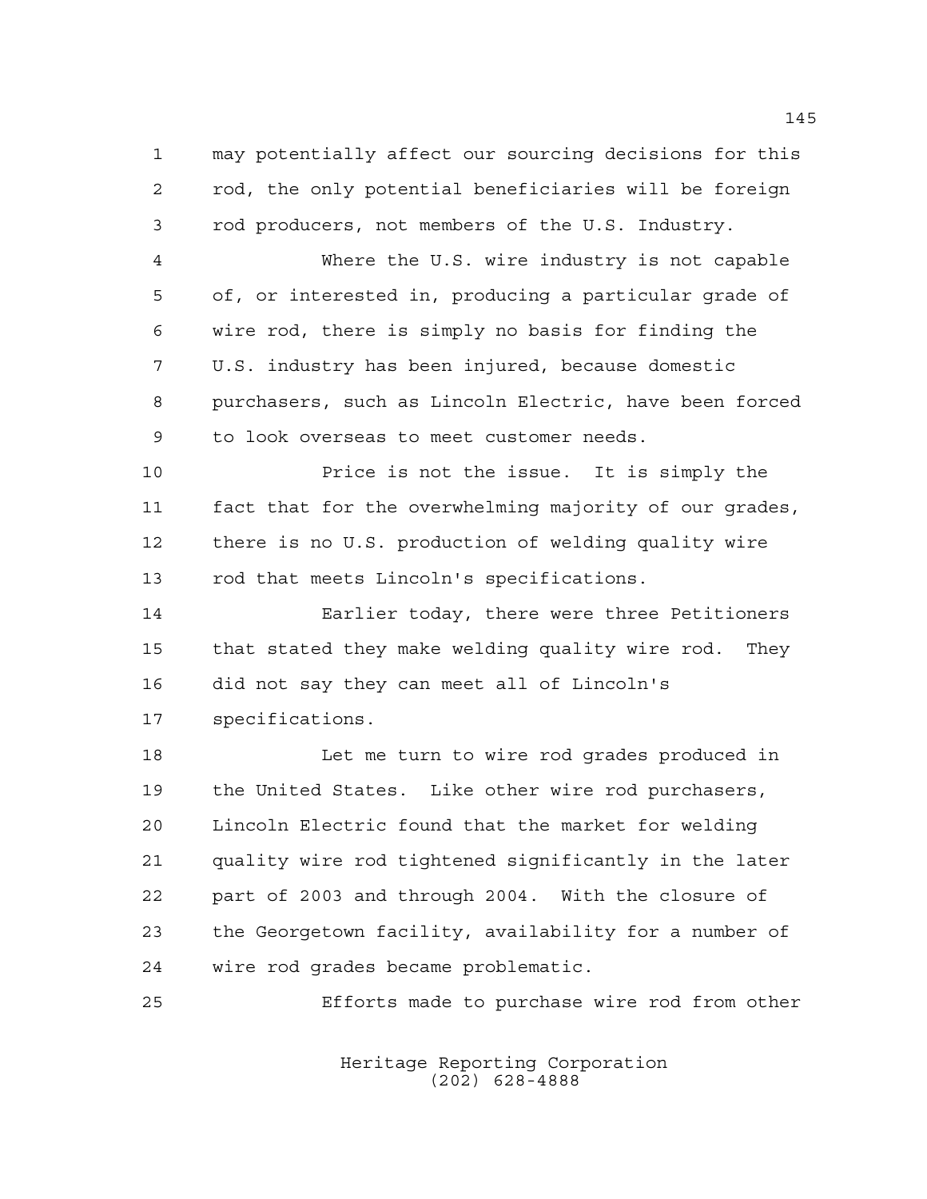may potentially affect our sourcing decisions for this rod, the only potential beneficiaries will be foreign rod producers, not members of the U.S. Industry.

Where the U.S. wire industry is not capable of, or interested in, producing a particular grade of wire rod, there is simply no basis for finding the U.S. industry has been injured, because domestic purchasers, such as Lincoln Electric, have been forced to look overseas to meet customer needs.

Price is not the issue. It is simply the fact that for the overwhelming majority of our grades, there is no U.S. production of welding quality wire rod that meets Lincoln's specifications.

Earlier today, there were three Petitioners that stated they make welding quality wire rod. They did not say they can meet all of Lincoln's specifications.

Let me turn to wire rod grades produced in the United States. Like other wire rod purchasers, Lincoln Electric found that the market for welding quality wire rod tightened significantly in the later part of 2003 and through 2004. With the closure of the Georgetown facility, availability for a number of wire rod grades became problematic.

Efforts made to purchase wire rod from other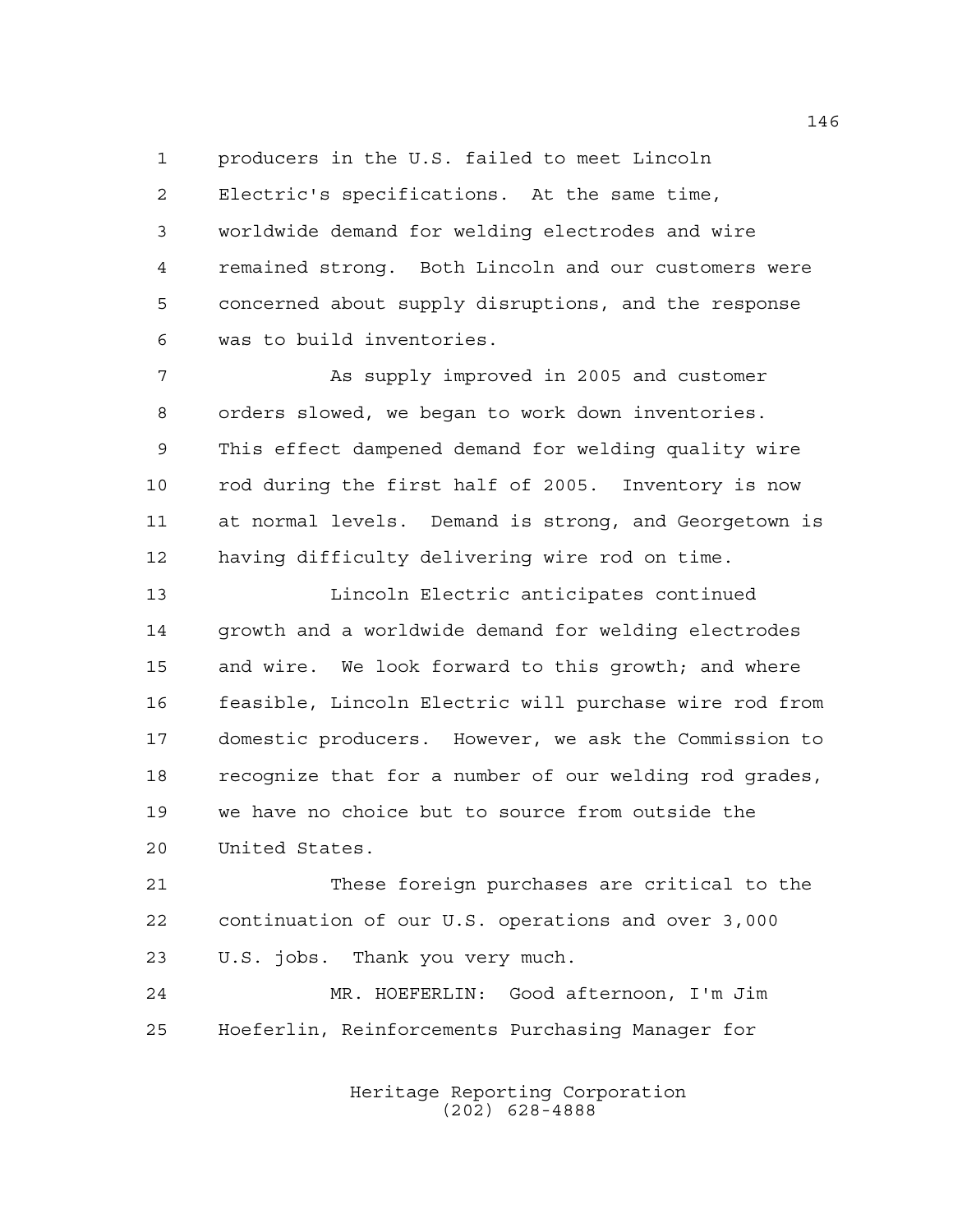producers in the U.S. failed to meet Lincoln Electric's specifications. At the same time, worldwide demand for welding electrodes and wire remained strong. Both Lincoln and our customers were concerned about supply disruptions, and the response was to build inventories.

As supply improved in 2005 and customer orders slowed, we began to work down inventories. This effect dampened demand for welding quality wire rod during the first half of 2005. Inventory is now at normal levels. Demand is strong, and Georgetown is having difficulty delivering wire rod on time.

Lincoln Electric anticipates continued growth and a worldwide demand for welding electrodes and wire. We look forward to this growth; and where feasible, Lincoln Electric will purchase wire rod from domestic producers. However, we ask the Commission to recognize that for a number of our welding rod grades, we have no choice but to source from outside the United States.

These foreign purchases are critical to the continuation of our U.S. operations and over 3,000 U.S. jobs. Thank you very much.

MR. HOEFERLIN: Good afternoon, I'm Jim Hoeferlin, Reinforcements Purchasing Manager for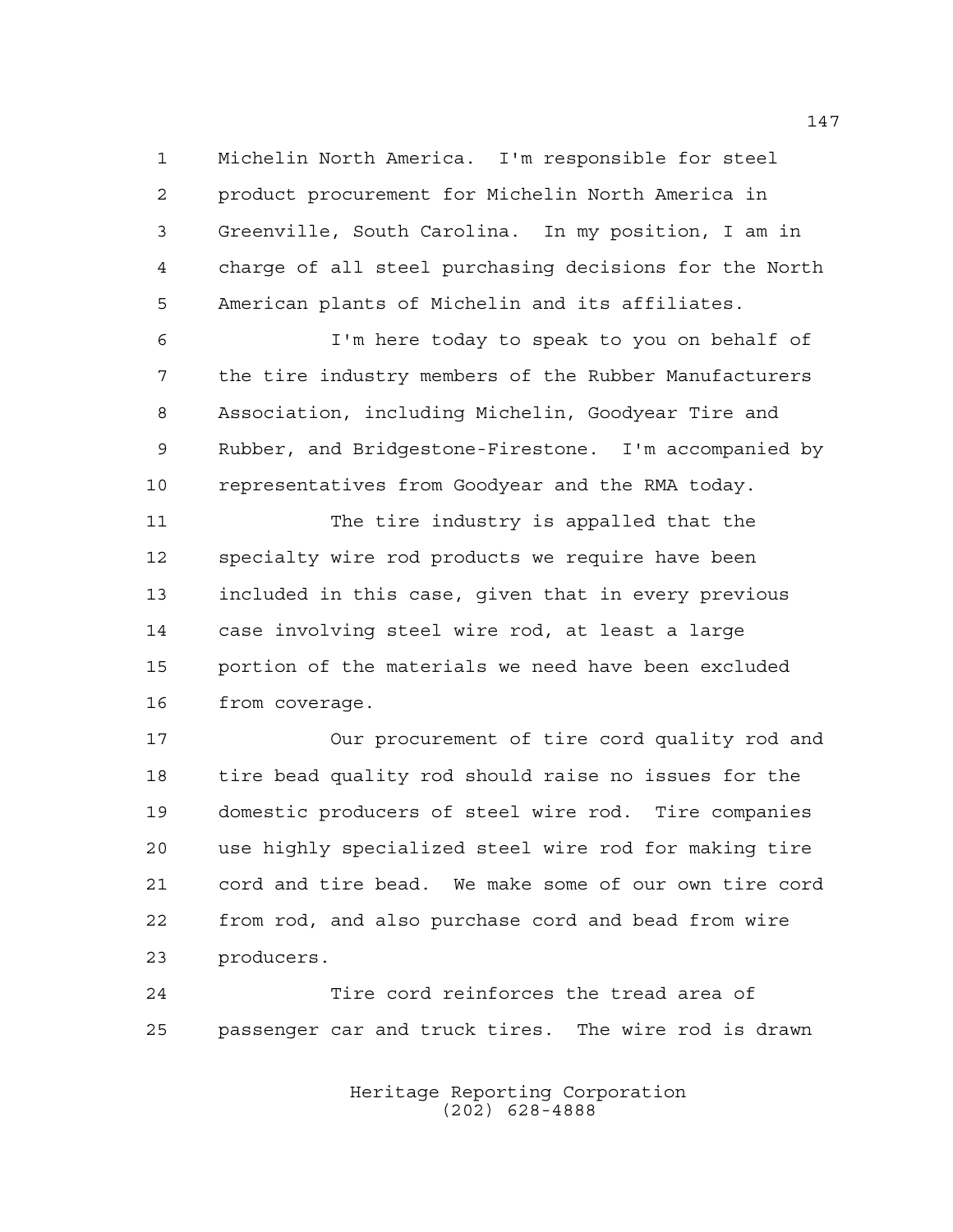Michelin North America. I'm responsible for steel product procurement for Michelin North America in Greenville, South Carolina. In my position, I am in charge of all steel purchasing decisions for the North American plants of Michelin and its affiliates.

I'm here today to speak to you on behalf of the tire industry members of the Rubber Manufacturers Association, including Michelin, Goodyear Tire and Rubber, and Bridgestone-Firestone. I'm accompanied by representatives from Goodyear and the RMA today.

The tire industry is appalled that the specialty wire rod products we require have been included in this case, given that in every previous case involving steel wire rod, at least a large portion of the materials we need have been excluded from coverage.

Our procurement of tire cord quality rod and tire bead quality rod should raise no issues for the domestic producers of steel wire rod. Tire companies use highly specialized steel wire rod for making tire cord and tire bead. We make some of our own tire cord from rod, and also purchase cord and bead from wire producers.

Tire cord reinforces the tread area of passenger car and truck tires. The wire rod is drawn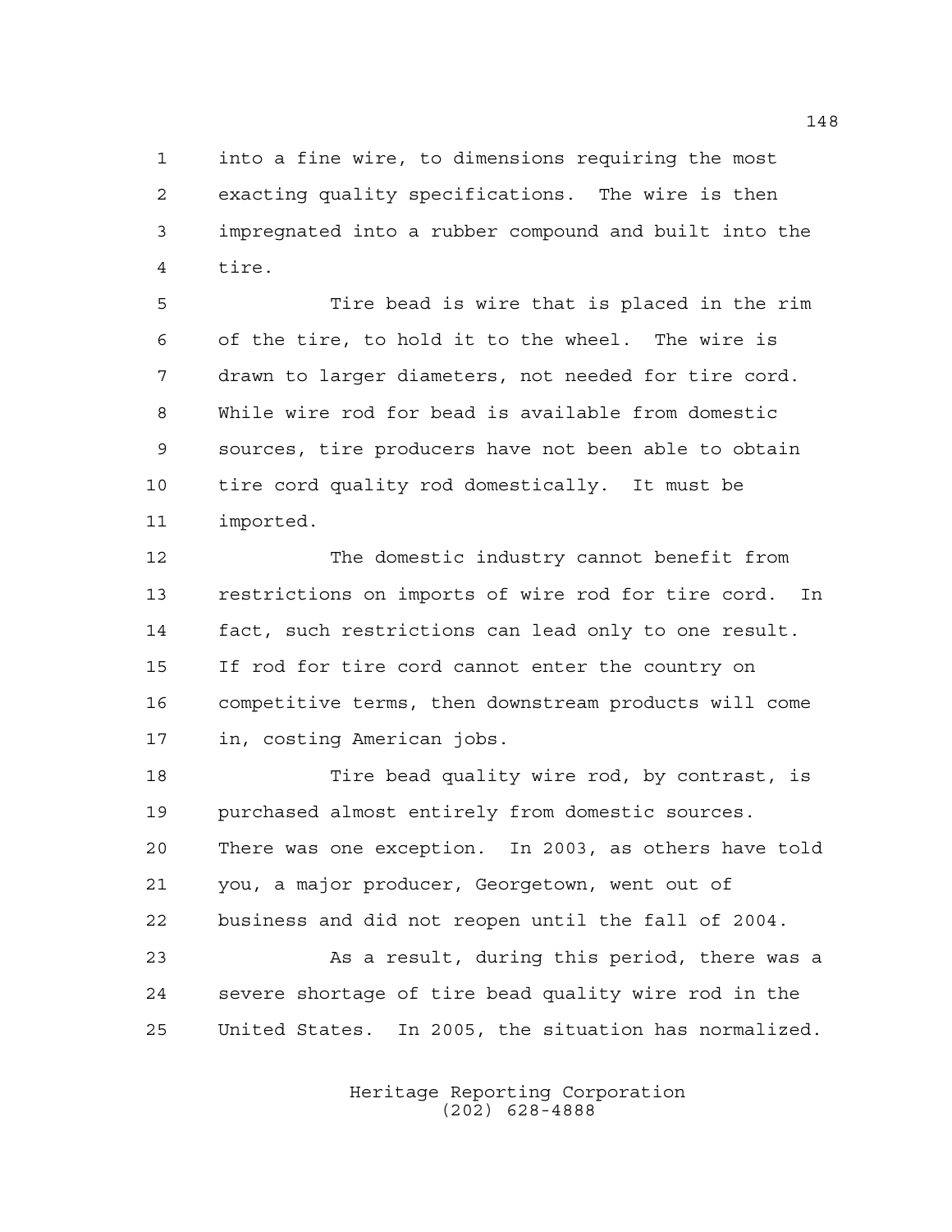into a fine wire, to dimensions requiring the most exacting quality specifications. The wire is then impregnated into a rubber compound and built into the tire.

Tire bead is wire that is placed in the rim of the tire, to hold it to the wheel. The wire is drawn to larger diameters, not needed for tire cord. While wire rod for bead is available from domestic sources, tire producers have not been able to obtain tire cord quality rod domestically. It must be imported.

The domestic industry cannot benefit from restrictions on imports of wire rod for tire cord. In fact, such restrictions can lead only to one result. If rod for tire cord cannot enter the country on competitive terms, then downstream products will come in, costing American jobs.

Tire bead quality wire rod, by contrast, is purchased almost entirely from domestic sources. There was one exception. In 2003, as others have told you, a major producer, Georgetown, went out of business and did not reopen until the fall of 2004.

As a result, during this period, there was a severe shortage of tire bead quality wire rod in the United States. In 2005, the situation has normalized.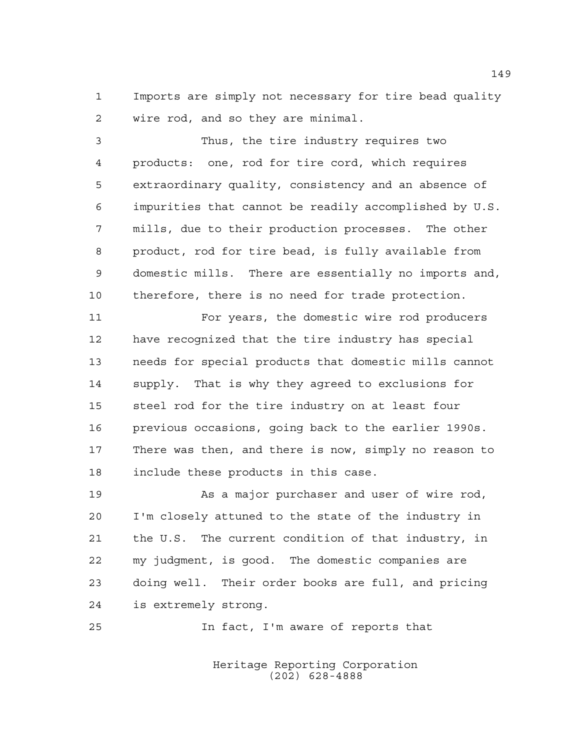Imports are simply not necessary for tire bead quality wire rod, and so they are minimal.

Thus, the tire industry requires two products: one, rod for tire cord, which requires extraordinary quality, consistency and an absence of impurities that cannot be readily accomplished by U.S. mills, due to their production processes. The other product, rod for tire bead, is fully available from domestic mills. There are essentially no imports and, therefore, there is no need for trade protection.

For years, the domestic wire rod producers have recognized that the tire industry has special needs for special products that domestic mills cannot supply. That is why they agreed to exclusions for steel rod for the tire industry on at least four previous occasions, going back to the earlier 1990s. There was then, and there is now, simply no reason to include these products in this case.

As a major purchaser and user of wire rod, I'm closely attuned to the state of the industry in the U.S. The current condition of that industry, in my judgment, is good. The domestic companies are doing well. Their order books are full, and pricing is extremely strong.

In fact, I'm aware of reports that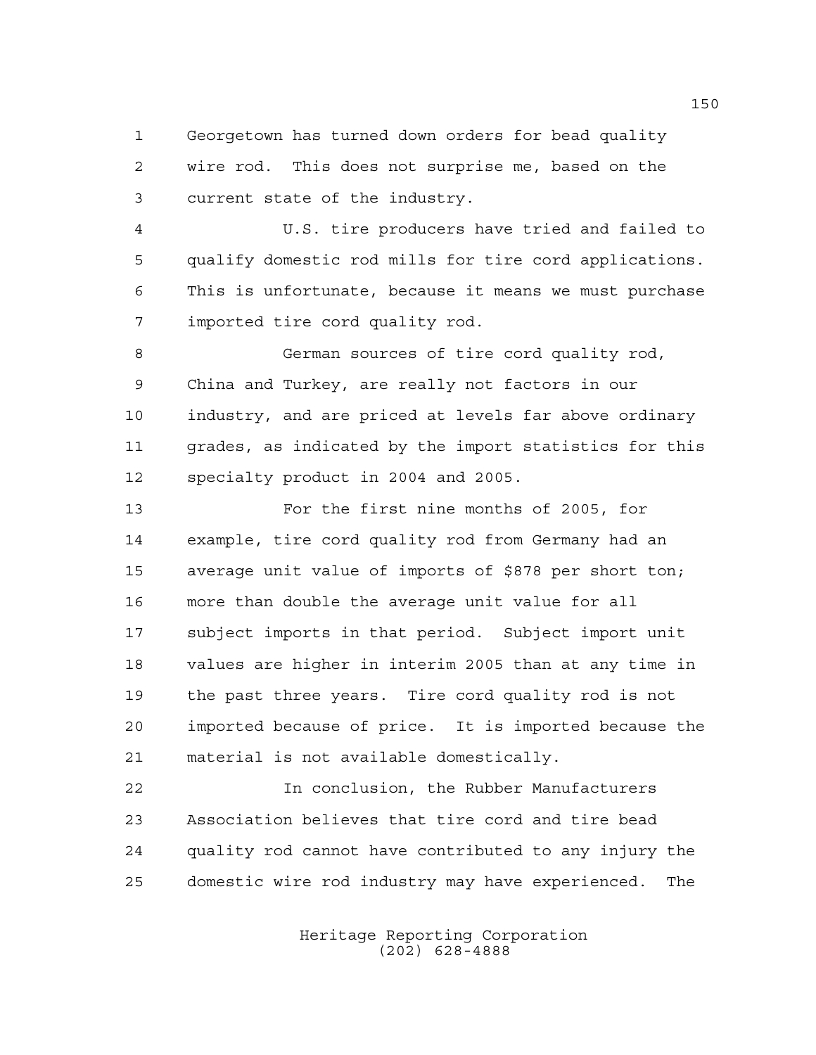Georgetown has turned down orders for bead quality wire rod. This does not surprise me, based on the current state of the industry.

U.S. tire producers have tried and failed to qualify domestic rod mills for tire cord applications. This is unfortunate, because it means we must purchase imported tire cord quality rod.

German sources of tire cord quality rod, China and Turkey, are really not factors in our industry, and are priced at levels far above ordinary grades, as indicated by the import statistics for this specialty product in 2004 and 2005.

For the first nine months of 2005, for example, tire cord quality rod from Germany had an average unit value of imports of $878 per short ton; more than double the average unit value for all subject imports in that period. Subject import unit values are higher in interim 2005 than at any time in the past three years. Tire cord quality rod is not imported because of price. It is imported because the material is not available domestically.

In conclusion, the Rubber Manufacturers Association believes that tire cord and tire bead quality rod cannot have contributed to any injury the domestic wire rod industry may have experienced. The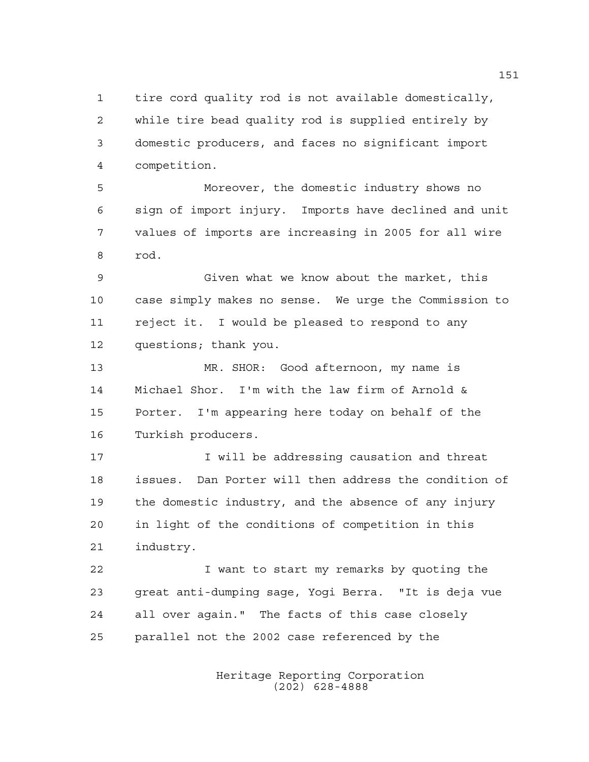tire cord quality rod is not available domestically, while tire bead quality rod is supplied entirely by domestic producers, and faces no significant import competition.

Moreover, the domestic industry shows no sign of import injury. Imports have declined and unit values of imports are increasing in 2005 for all wire rod.

Given what we know about the market, this case simply makes no sense. We urge the Commission to reject it. I would be pleased to respond to any questions; thank you.

MR. SHOR: Good afternoon, my name is Michael Shor. I'm with the law firm of Arnold & Porter. I'm appearing here today on behalf of the Turkish producers.

I will be addressing causation and threat issues. Dan Porter will then address the condition of the domestic industry, and the absence of any injury in light of the conditions of competition in this industry.

I want to start my remarks by quoting the great anti-dumping sage, Yogi Berra. "It is deja vue all over again." The facts of this case closely parallel not the 2002 case referenced by the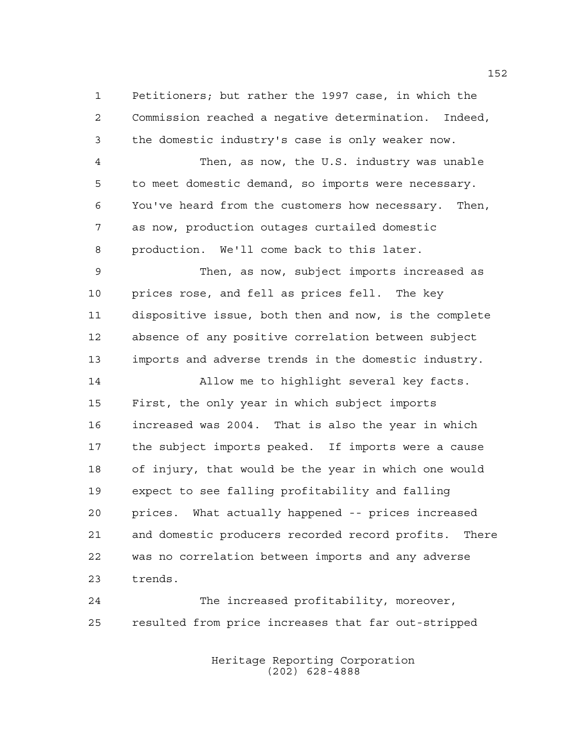Petitioners; but rather the 1997 case, in which the Commission reached a negative determination. Indeed, the domestic industry's case is only weaker now.

Then, as now, the U.S. industry was unable to meet domestic demand, so imports were necessary. You've heard from the customers how necessary. Then, as now, production outages curtailed domestic production. We'll come back to this later.

Then, as now, subject imports increased as prices rose, and fell as prices fell. The key dispositive issue, both then and now, is the complete absence of any positive correlation between subject imports and adverse trends in the domestic industry.

Allow me to highlight several key facts. First, the only year in which subject imports increased was 2004. That is also the year in which the subject imports peaked. If imports were a cause of injury, that would be the year in which one would expect to see falling profitability and falling prices. What actually happened -- prices increased and domestic producers recorded record profits. There was no correlation between imports and any adverse trends.

The increased profitability, moreover, resulted from price increases that far out-stripped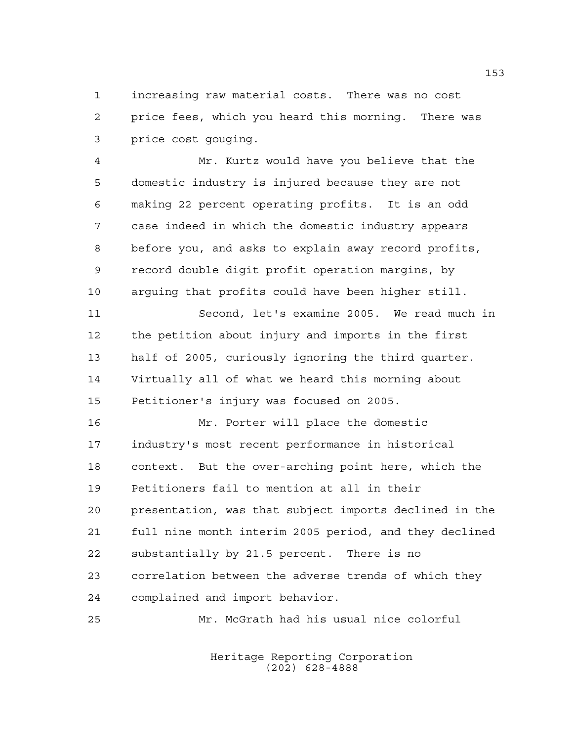increasing raw material costs. There was no cost price fees, which you heard this morning. There was price cost gouging.

Mr. Kurtz would have you believe that the domestic industry is injured because they are not making 22 percent operating profits. It is an odd case indeed in which the domestic industry appears before you, and asks to explain away record profits, record double digit profit operation margins, by arguing that profits could have been higher still.

Second, let's examine 2005. We read much in the petition about injury and imports in the first half of 2005, curiously ignoring the third quarter. Virtually all of what we heard this morning about Petitioner's injury was focused on 2005.

Mr. Porter will place the domestic industry's most recent performance in historical context. But the over-arching point here, which the Petitioners fail to mention at all in their presentation, was that subject imports declined in the full nine month interim 2005 period, and they declined substantially by 21.5 percent. There is no correlation between the adverse trends of which they complained and import behavior.

Mr. McGrath had his usual nice colorful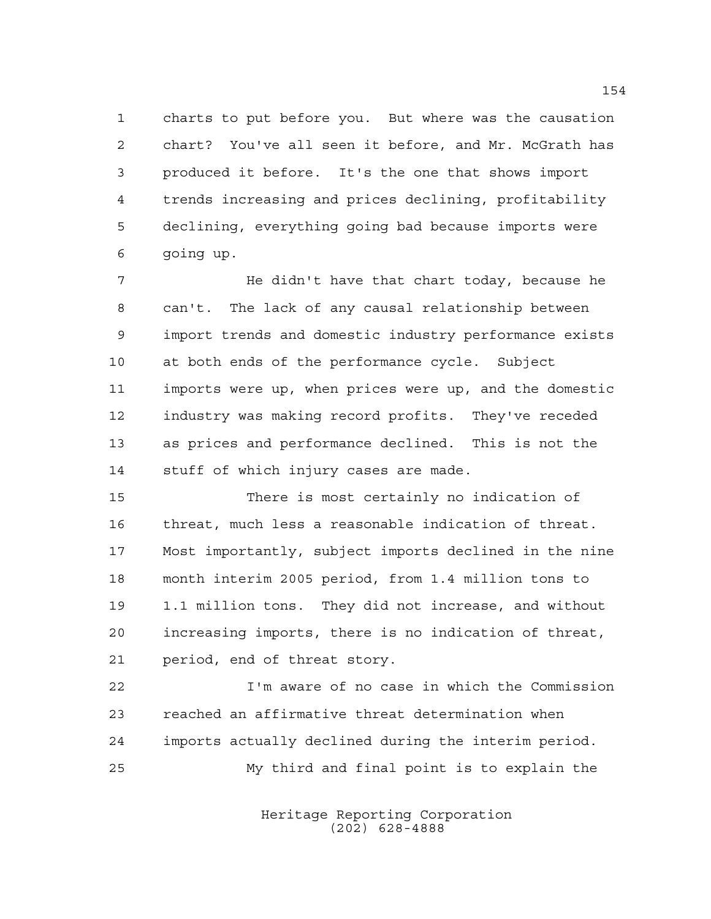charts to put before you. But where was the causation chart? You've all seen it before, and Mr. McGrath has produced it before. It's the one that shows import trends increasing and prices declining, profitability declining, everything going bad because imports were going up.

He didn't have that chart today, because he can't. The lack of any causal relationship between import trends and domestic industry performance exists at both ends of the performance cycle. Subject imports were up, when prices were up, and the domestic industry was making record profits. They've receded as prices and performance declined. This is not the stuff of which injury cases are made.

There is most certainly no indication of threat, much less a reasonable indication of threat. Most importantly, subject imports declined in the nine month interim 2005 period, from 1.4 million tons to 1.1 million tons. They did not increase, and without increasing imports, there is no indication of threat, period, end of threat story.

I'm aware of no case in which the Commission reached an affirmative threat determination when imports actually declined during the interim period.

My third and final point is to explain the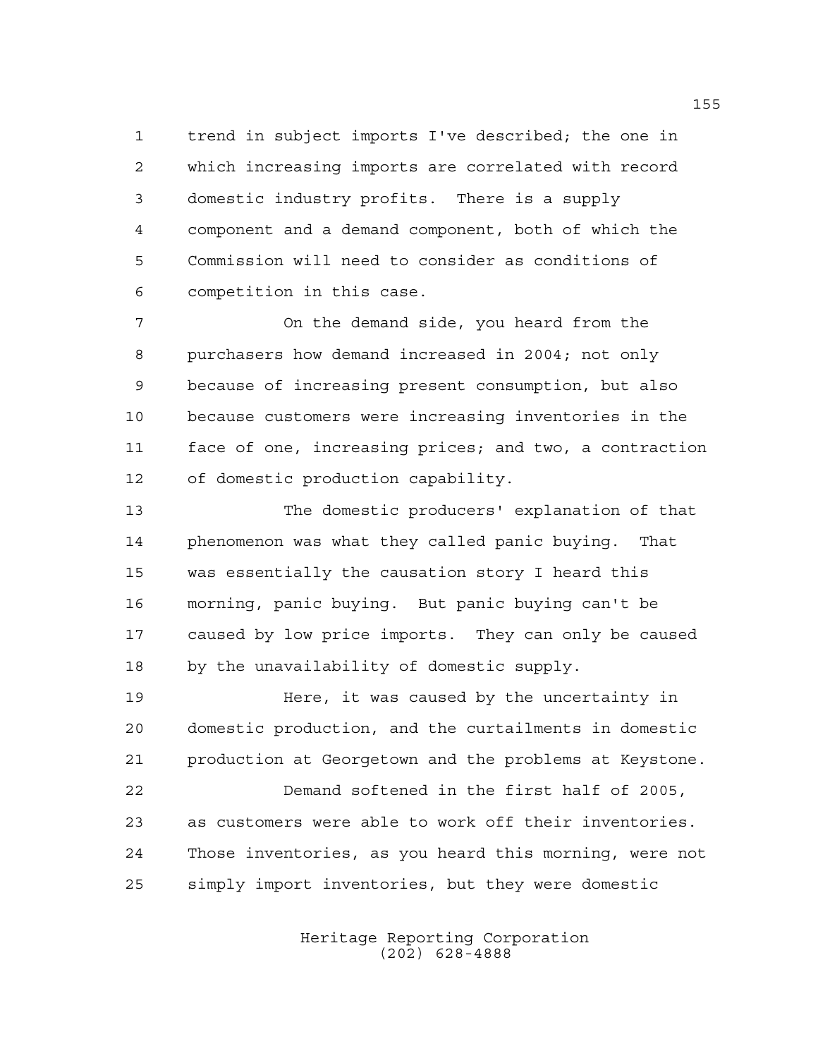trend in subject imports I've described; the one in which increasing imports are correlated with record domestic industry profits. There is a supply component and a demand component, both of which the Commission will need to consider as conditions of competition in this case.

On the demand side, you heard from the purchasers how demand increased in 2004; not only because of increasing present consumption, but also because customers were increasing inventories in the face of one, increasing prices; and two, a contraction of domestic production capability.

The domestic producers' explanation of that phenomenon was what they called panic buying. That was essentially the causation story I heard this morning, panic buying. But panic buying can't be caused by low price imports. They can only be caused by the unavailability of domestic supply.

Here, it was caused by the uncertainty in domestic production, and the curtailments in domestic production at Georgetown and the problems at Keystone.

Demand softened in the first half of 2005, as customers were able to work off their inventories. Those inventories, as you heard this morning, were not simply import inventories, but they were domestic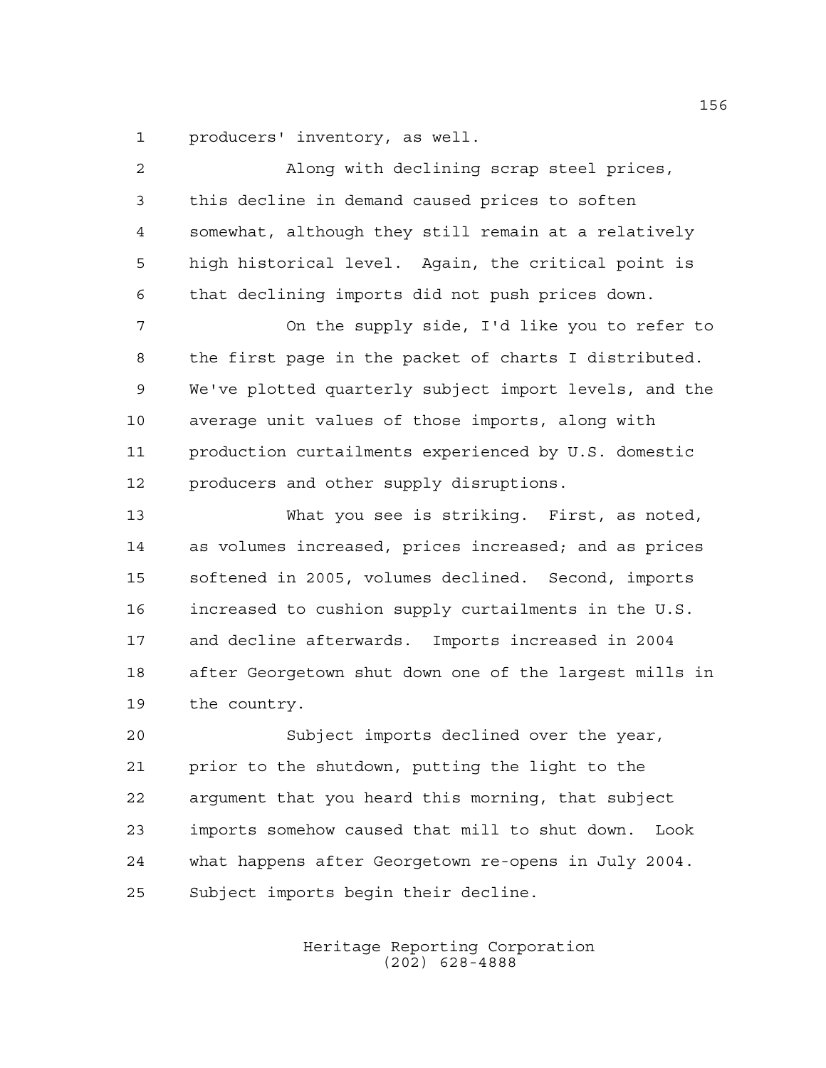producers' inventory, as well.

Along with declining scrap steel prices, this decline in demand caused prices to soften somewhat, although they still remain at a relatively high historical level. Again, the critical point is that declining imports did not push prices down.

On the supply side, I'd like you to refer to the first page in the packet of charts I distributed. We've plotted quarterly subject import levels, and the average unit values of those imports, along with production curtailments experienced by U.S. domestic producers and other supply disruptions.

What you see is striking. First, as noted, as volumes increased, prices increased; and as prices softened in 2005, volumes declined. Second, imports increased to cushion supply curtailments in the U.S. and decline afterwards. Imports increased in 2004 after Georgetown shut down one of the largest mills in the country.

Subject imports declined over the year, prior to the shutdown, putting the light to the argument that you heard this morning, that subject imports somehow caused that mill to shut down. Look what happens after Georgetown re-opens in July 2004. Subject imports begin their decline.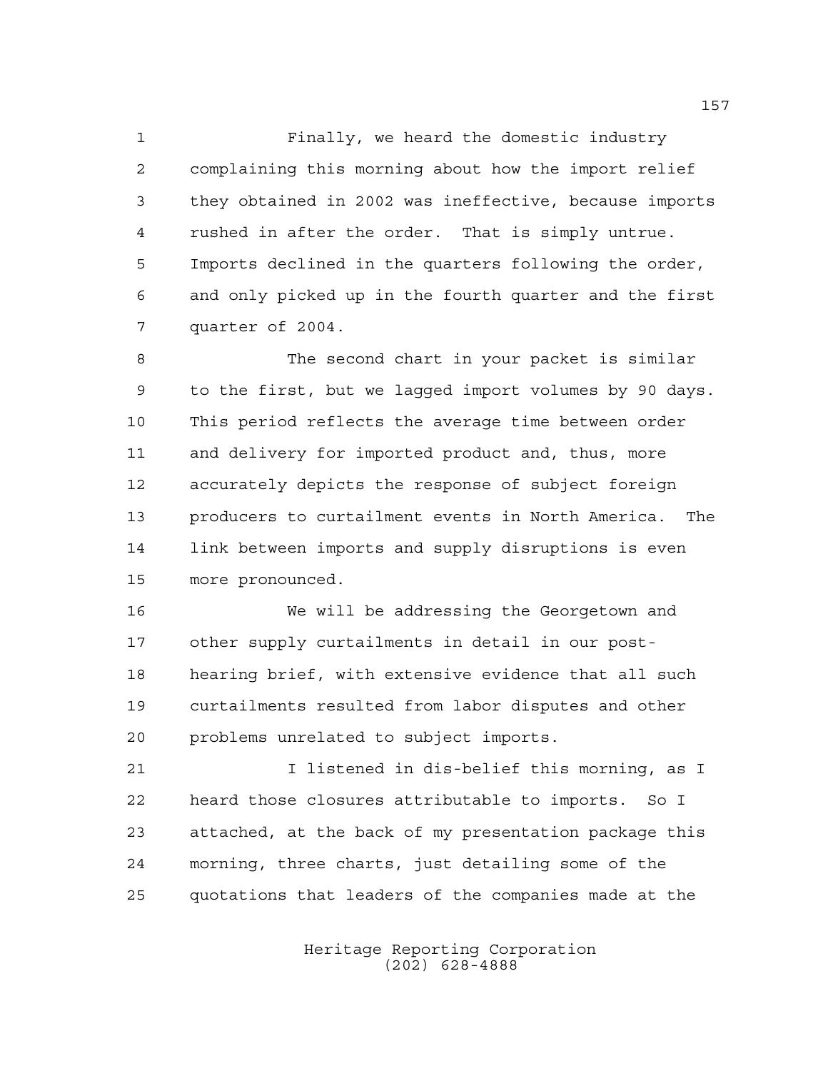Finally, we heard the domestic industry complaining this morning about how the import relief they obtained in 2002 was ineffective, because imports rushed in after the order. That is simply untrue. Imports declined in the quarters following the order, and only picked up in the fourth quarter and the first quarter of 2004.

The second chart in your packet is similar to the first, but we lagged import volumes by 90 days. This period reflects the average time between order and delivery for imported product and, thus, more accurately depicts the response of subject foreign producers to curtailment events in North America. The link between imports and supply disruptions is even more pronounced.

We will be addressing the Georgetown and other supply curtailments in detail in our post-hearing brief, with extensive evidence that all such curtailments resulted from labor disputes and other problems unrelated to subject imports.

I listened in dis-belief this morning, as I heard those closures attributable to imports. So I attached, at the back of my presentation package this morning, three charts, just detailing some of the quotations that leaders of the companies made at the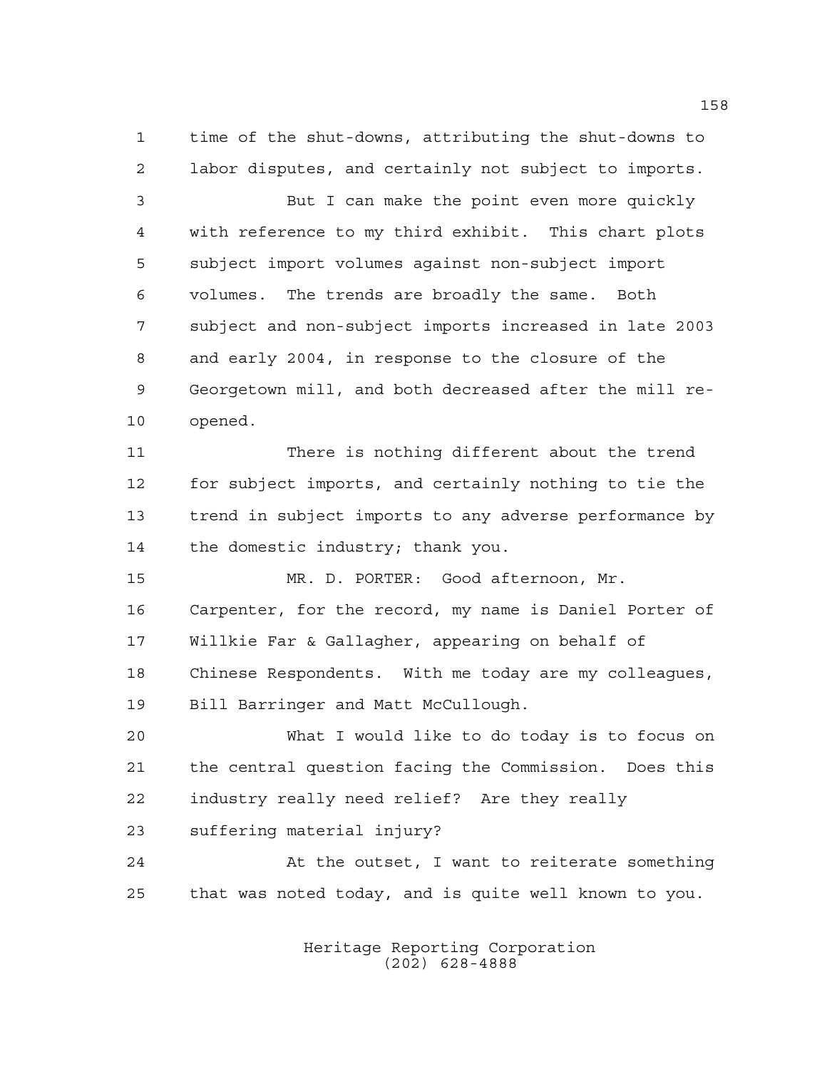time of the shut-downs, attributing the shut-downs to labor disputes, and certainly not subject to imports.

But I can make the point even more quickly with reference to my third exhibit. This chart plots subject import volumes against non-subject import volumes. The trends are broadly the same. Both subject and non-subject imports increased in late 2003 and early 2004, in response to the closure of the Georgetown mill, and both decreased after the mill re-opened.

There is nothing different about the trend for subject imports, and certainly nothing to tie the trend in subject imports to any adverse performance by the domestic industry; thank you.

MR. D. PORTER: Good afternoon, Mr. Carpenter, for the record, my name is Daniel Porter of Willkie Far & Gallagher, appearing on behalf of Chinese Respondents. With me today are my colleagues, Bill Barringer and Matt McCullough.

What I would like to do today is to focus on the central question facing the Commission. Does this industry really need relief? Are they really suffering material injury?

At the outset, I want to reiterate something that was noted today, and is quite well known to you.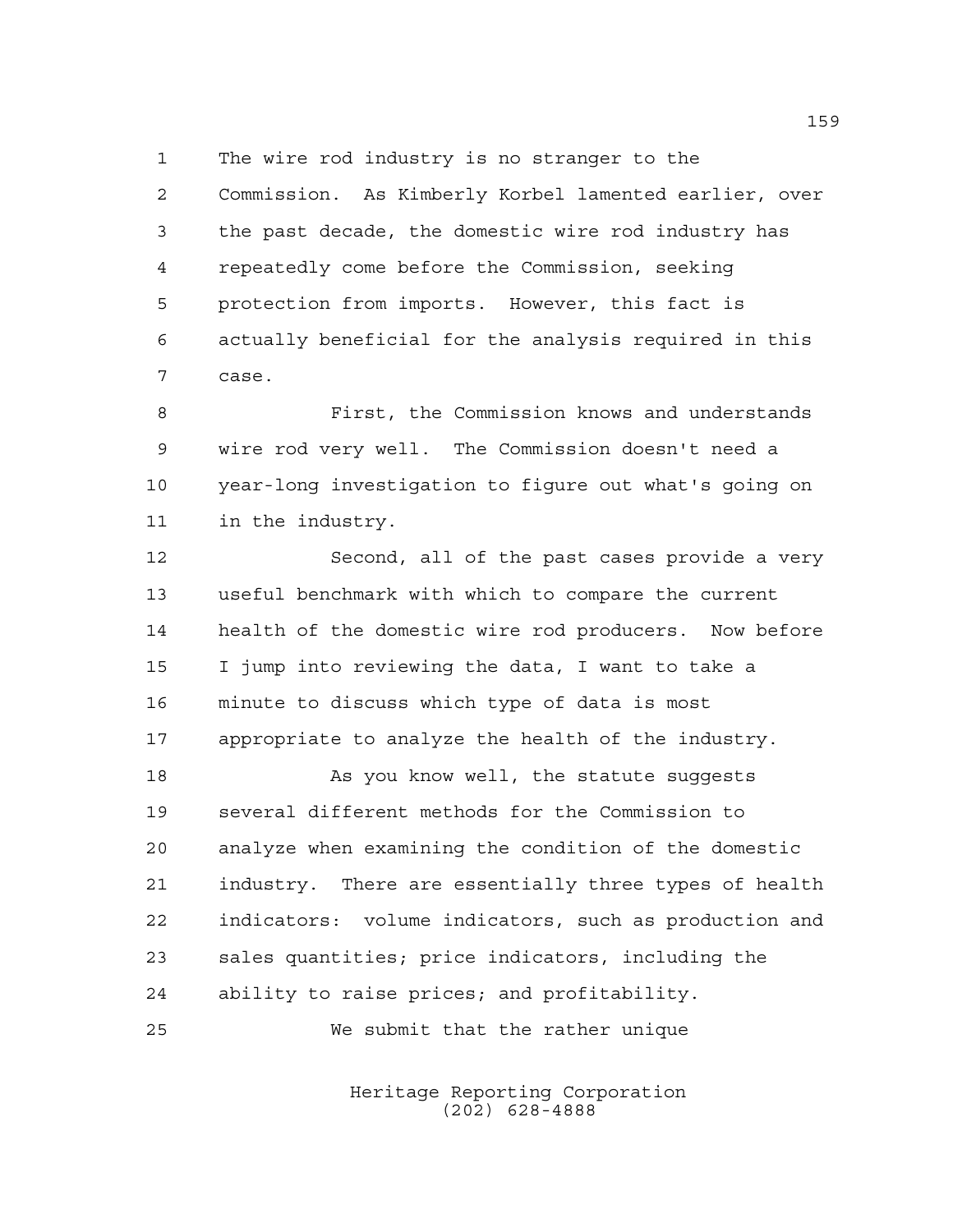The wire rod industry is no stranger to the Commission. As Kimberly Korbel lamented earlier, over the past decade, the domestic wire rod industry has repeatedly come before the Commission, seeking protection from imports. However, this fact is actually beneficial for the analysis required in this case.

First, the Commission knows and understands wire rod very well. The Commission doesn't need a year-long investigation to figure out what's going on in the industry.

Second, all of the past cases provide a very useful benchmark with which to compare the current health of the domestic wire rod producers. Now before I jump into reviewing the data, I want to take a minute to discuss which type of data is most appropriate to analyze the health of the industry.

As you know well, the statute suggests several different methods for the Commission to analyze when examining the condition of the domestic industry. There are essentially three types of health indicators: volume indicators, such as production and sales quantities; price indicators, including the ability to raise prices; and profitability.

We submit that the rather unique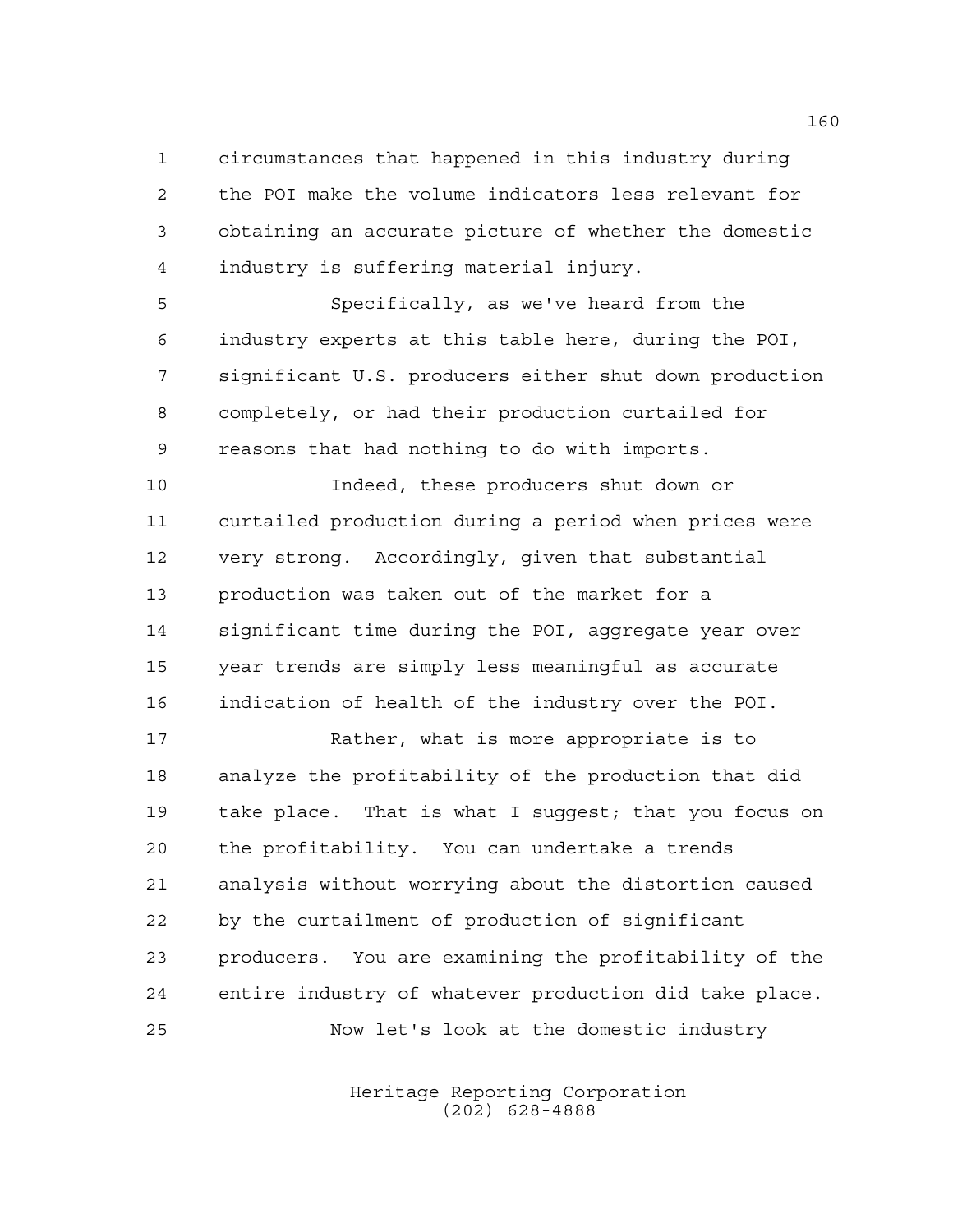circumstances that happened in this industry during the POI make the volume indicators less relevant for obtaining an accurate picture of whether the domestic industry is suffering material injury.

Specifically, as we've heard from the industry experts at this table here, during the POI, significant U.S. producers either shut down production completely, or had their production curtailed for reasons that had nothing to do with imports.

Indeed, these producers shut down or curtailed production during a period when prices were very strong. Accordingly, given that substantial production was taken out of the market for a significant time during the POI, aggregate year over year trends are simply less meaningful as accurate indication of health of the industry over the POI.

Rather, what is more appropriate is to analyze the profitability of the production that did take place. That is what I suggest; that you focus on the profitability. You can undertake a trends analysis without worrying about the distortion caused by the curtailment of production of significant producers. You are examining the profitability of the entire industry of whatever production did take place.

Now let's look at the domestic industry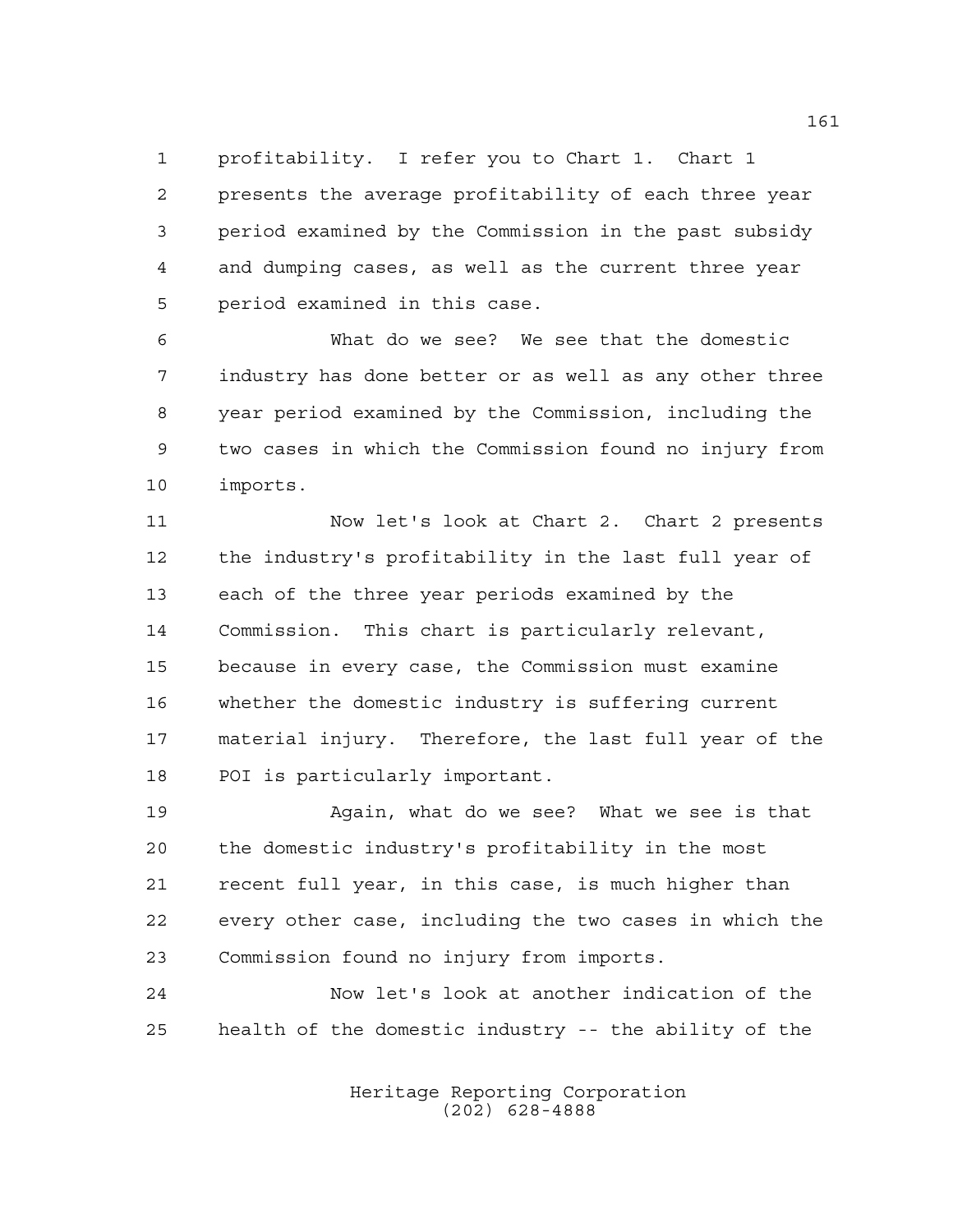profitability. I refer you to Chart 1. Chart 1 presents the average profitability of each three year period examined by the Commission in the past subsidy and dumping cases, as well as the current three year period examined in this case.

What do we see? We see that the domestic industry has done better or as well as any other three year period examined by the Commission, including the two cases in which the Commission found no injury from imports.

Now let's look at Chart 2. Chart 2 presents the industry's profitability in the last full year of each of the three year periods examined by the Commission. This chart is particularly relevant, because in every case, the Commission must examine whether the domestic industry is suffering current material injury. Therefore, the last full year of the POI is particularly important.

Again, what do we see? What we see is that the domestic industry's profitability in the most recent full year, in this case, is much higher than every other case, including the two cases in which the Commission found no injury from imports.

Now let's look at another indication of the health of the domestic industry -- the ability of the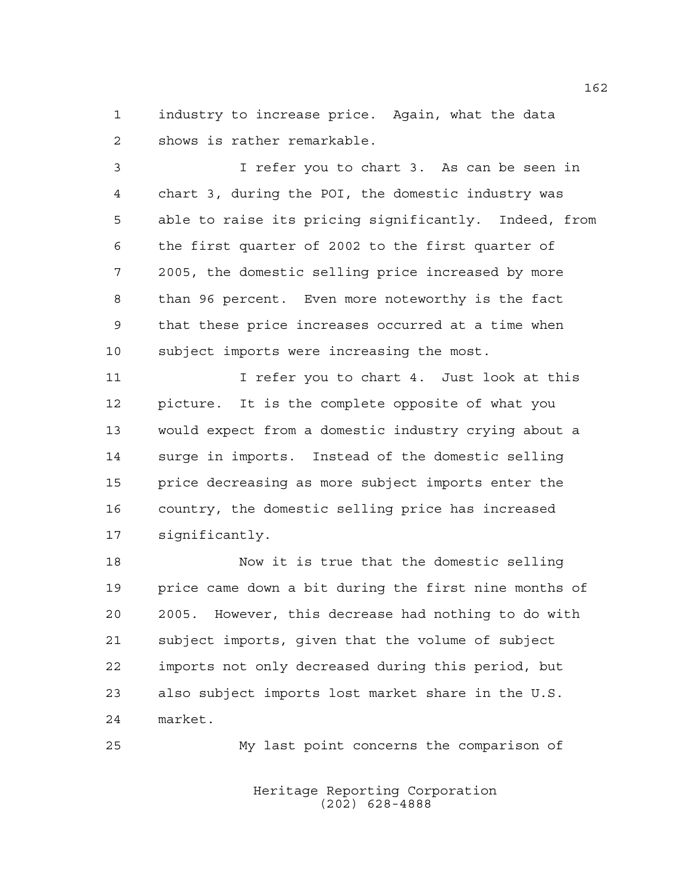industry to increase price. Again, what the data shows is rather remarkable.

I refer you to chart 3. As can be seen in chart 3, during the POI, the domestic industry was able to raise its pricing significantly. Indeed, from the first quarter of 2002 to the first quarter of 2005, the domestic selling price increased by more than 96 percent. Even more noteworthy is the fact that these price increases occurred at a time when subject imports were increasing the most.

I refer you to chart 4. Just look at this picture. It is the complete opposite of what you would expect from a domestic industry crying about a surge in imports. Instead of the domestic selling price decreasing as more subject imports enter the country, the domestic selling price has increased significantly.

Now it is true that the domestic selling price came down a bit during the first nine months of 2005. However, this decrease had nothing to do with subject imports, given that the volume of subject imports not only decreased during this period, but also subject imports lost market share in the U.S. market.

My last point concerns the comparison of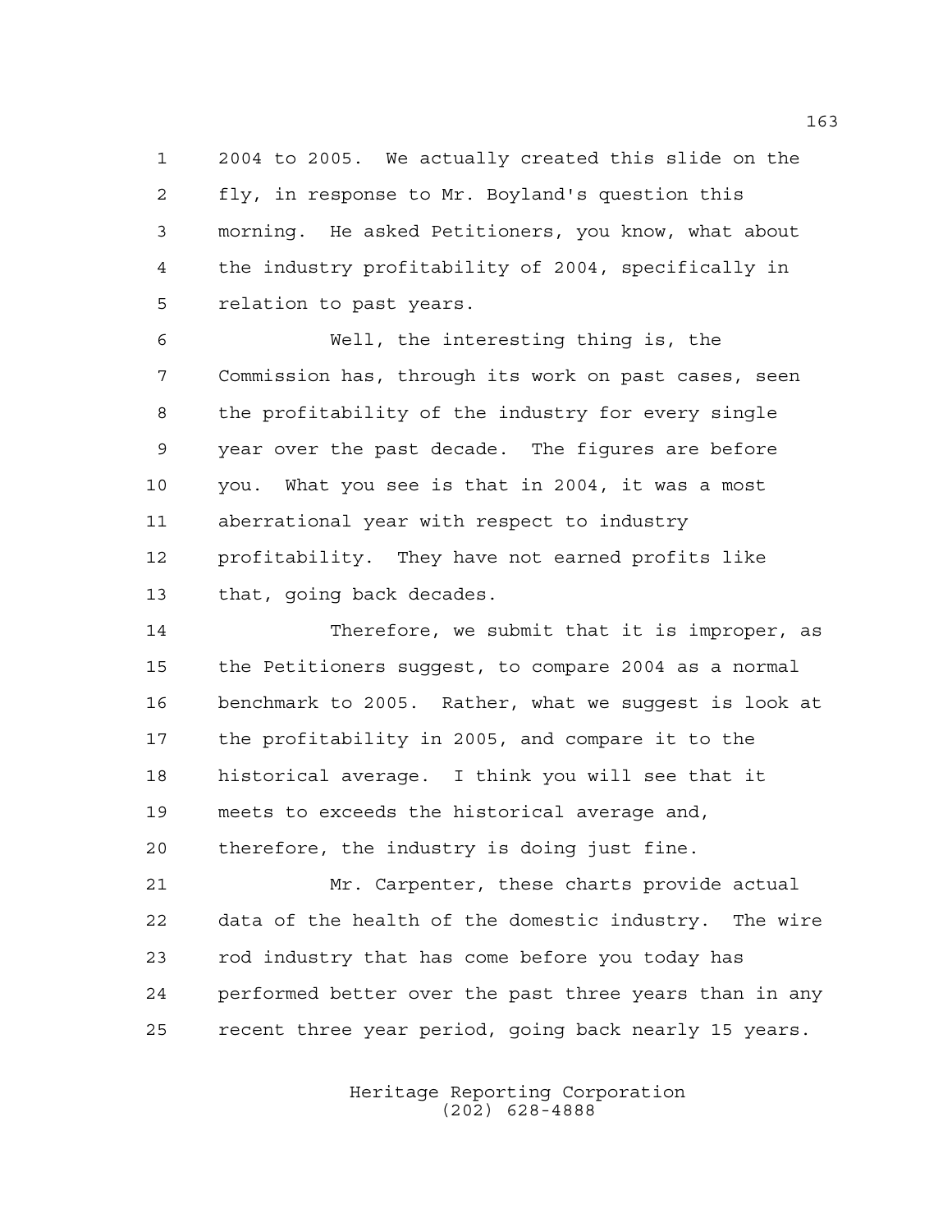2004 to 2005. We actually created this slide on the fly, in response to Mr. Boyland's question this morning. He asked Petitioners, you know, what about the industry profitability of 2004, specifically in relation to past years.

Well, the interesting thing is, the Commission has, through its work on past cases, seen the profitability of the industry for every single year over the past decade. The figures are before you. What you see is that in 2004, it was a most aberrational year with respect to industry profitability. They have not earned profits like that, going back decades.

Therefore, we submit that it is improper, as the Petitioners suggest, to compare 2004 as a normal benchmark to 2005. Rather, what we suggest is look at the profitability in 2005, and compare it to the historical average. I think you will see that it meets to exceeds the historical average and, therefore, the industry is doing just fine.

Mr. Carpenter, these charts provide actual data of the health of the domestic industry. The wire rod industry that has come before you today has performed better over the past three years than in any recent three year period, going back nearly 15 years.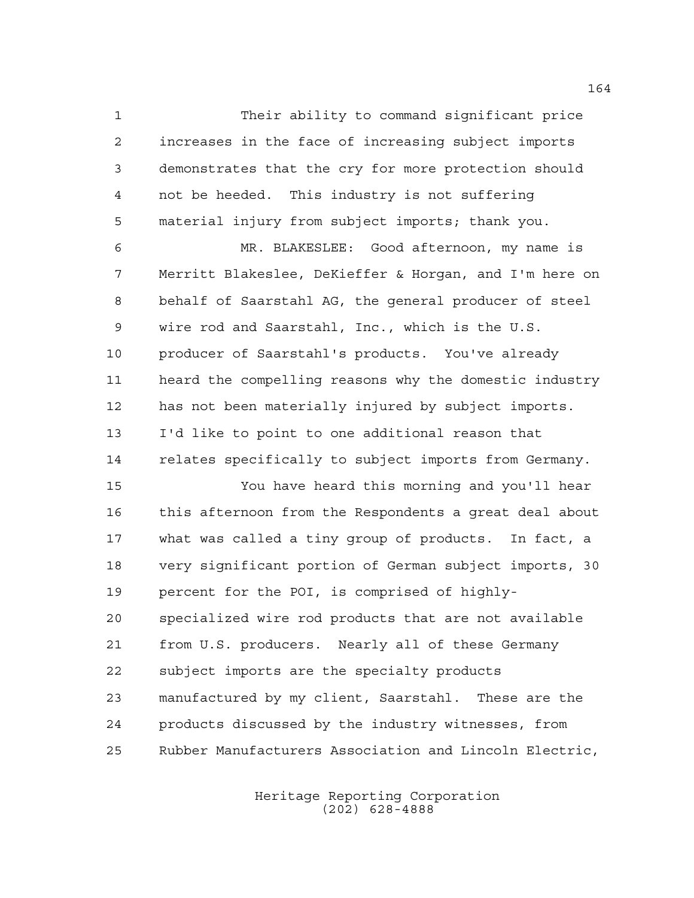Their ability to command significant price increases in the face of increasing subject imports demonstrates that the cry for more protection should not be heeded. This industry is not suffering material injury from subject imports; thank you.

MR. BLAKESLEE: Good afternoon, my name is Merritt Blakeslee, DeKieffer & Horgan, and I'm here on behalf of Saarstahl AG, the general producer of steel wire rod and Saarstahl, Inc., which is the U.S. producer of Saarstahl's products. You've already heard the compelling reasons why the domestic industry has not been materially injured by subject imports. I'd like to point to one additional reason that relates specifically to subject imports from Germany.

You have heard this morning and you'll hear this afternoon from the Respondents a great deal about what was called a tiny group of products. In fact, a very significant portion of German subject imports, 30 percent for the POI, is comprised of highly-specialized wire rod products that are not available from U.S. producers. Nearly all of these Germany subject imports are the specialty products manufactured by my client, Saarstahl. These are the products discussed by the industry witnesses, from Rubber Manufacturers Association and Lincoln Electric,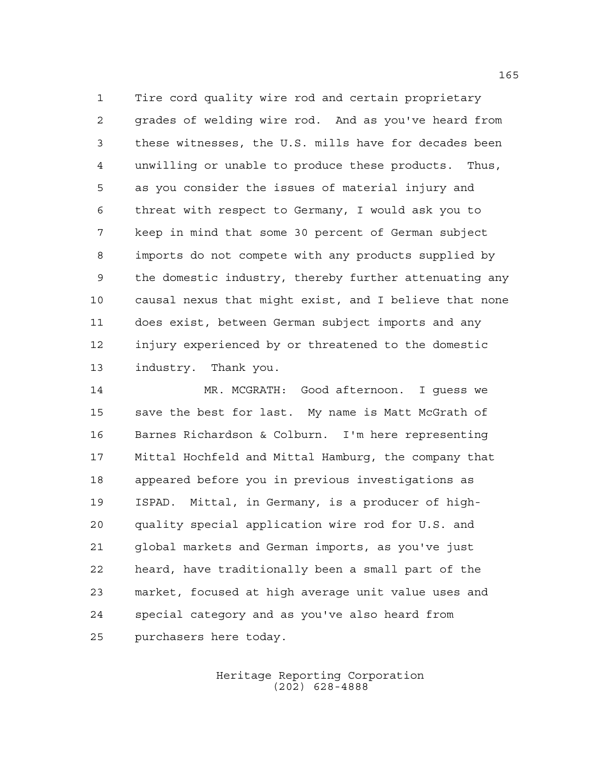Tire cord quality wire rod and certain proprietary grades of welding wire rod. And as you've heard from these witnesses, the U.S. mills have for decades been unwilling or unable to produce these products. Thus, as you consider the issues of material injury and threat with respect to Germany, I would ask you to keep in mind that some 30 percent of German subject imports do not compete with any products supplied by the domestic industry, thereby further attenuating any causal nexus that might exist, and I believe that none does exist, between German subject imports and any injury experienced by or threatened to the domestic industry. Thank you.

MR. MCGRATH: Good afternoon. I guess we save the best for last. My name is Matt McGrath of Barnes Richardson & Colburn. I'm here representing Mittal Hochfeld and Mittal Hamburg, the company that appeared before you in previous investigations as ISPAD. Mittal, in Germany, is a producer of high-quality special application wire rod for U.S. and global markets and German imports, as you've just heard, have traditionally been a small part of the market, focused at high average unit value uses and special category and as you've also heard from purchasers here today.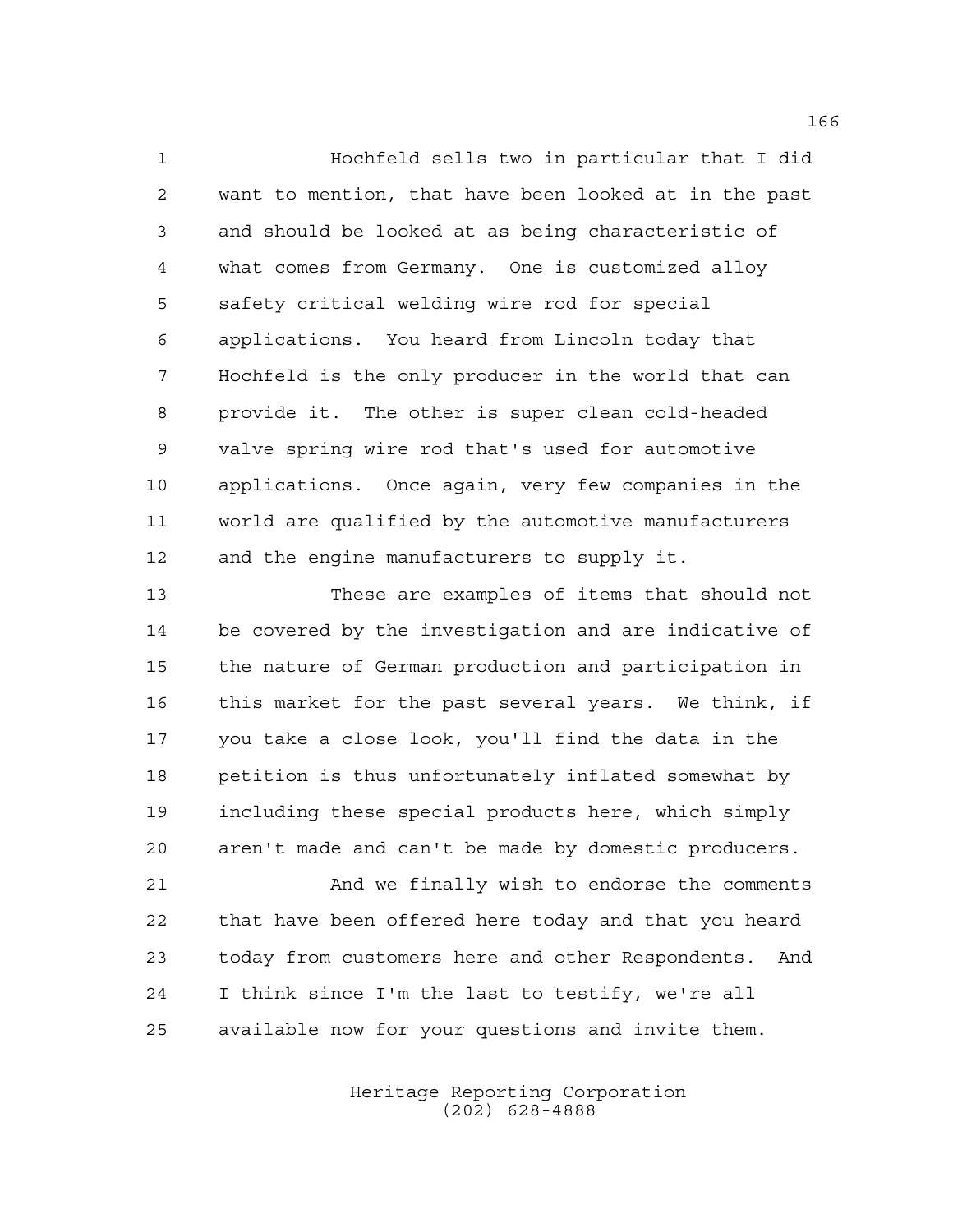Hochfeld sells two in particular that I did want to mention, that have been looked at in the past and should be looked at as being characteristic of what comes from Germany. One is customized alloy safety critical welding wire rod for special applications. You heard from Lincoln today that Hochfeld is the only producer in the world that can provide it. The other is super clean cold-headed valve spring wire rod that's used for automotive applications. Once again, very few companies in the world are qualified by the automotive manufacturers and the engine manufacturers to supply it.

These are examples of items that should not be covered by the investigation and are indicative of the nature of German production and participation in this market for the past several years. We think, if you take a close look, you'll find the data in the petition is thus unfortunately inflated somewhat by including these special products here, which simply aren't made and can't be made by domestic producers.

And we finally wish to endorse the comments that have been offered here today and that you heard today from customers here and other Respondents. And I think since I'm the last to testify, we're all available now for your questions and invite them.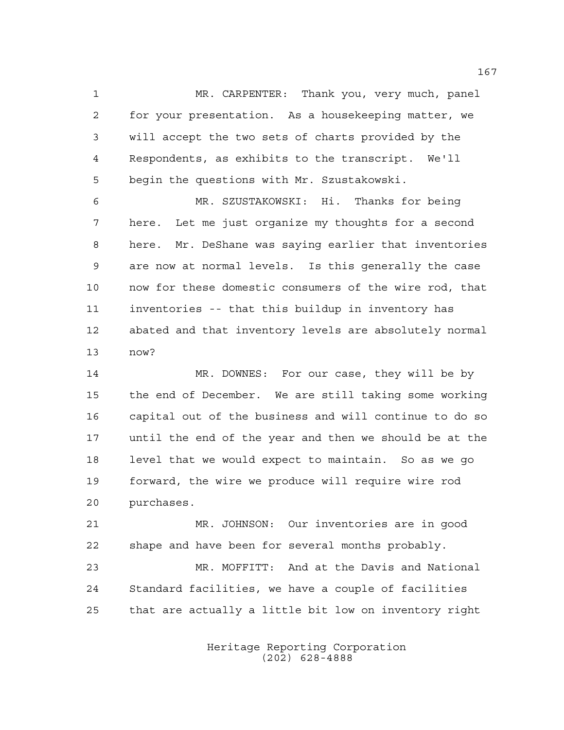MR. CARPENTER: Thank you, very much, panel for your presentation. As a housekeeping matter, we will accept the two sets of charts provided by the Respondents, as exhibits to the transcript. We'll begin the questions with Mr. Szustakowski.

MR. SZUSTAKOWSKI: Hi. Thanks for being here. Let me just organize my thoughts for a second here. Mr. DeShane was saying earlier that inventories are now at normal levels. Is this generally the case now for these domestic consumers of the wire rod, that inventories -- that this buildup in inventory has abated and that inventory levels are absolutely normal now?

MR. DOWNES: For our case, they will be by the end of December. We are still taking some working capital out of the business and will continue to do so until the end of the year and then we should be at the level that we would expect to maintain. So as we go forward, the wire we produce will require wire rod purchases.

MR. JOHNSON: Our inventories are in good shape and have been for several months probably.

MR. MOFFITT: And at the Davis and National Standard facilities, we have a couple of facilities that are actually a little bit low on inventory right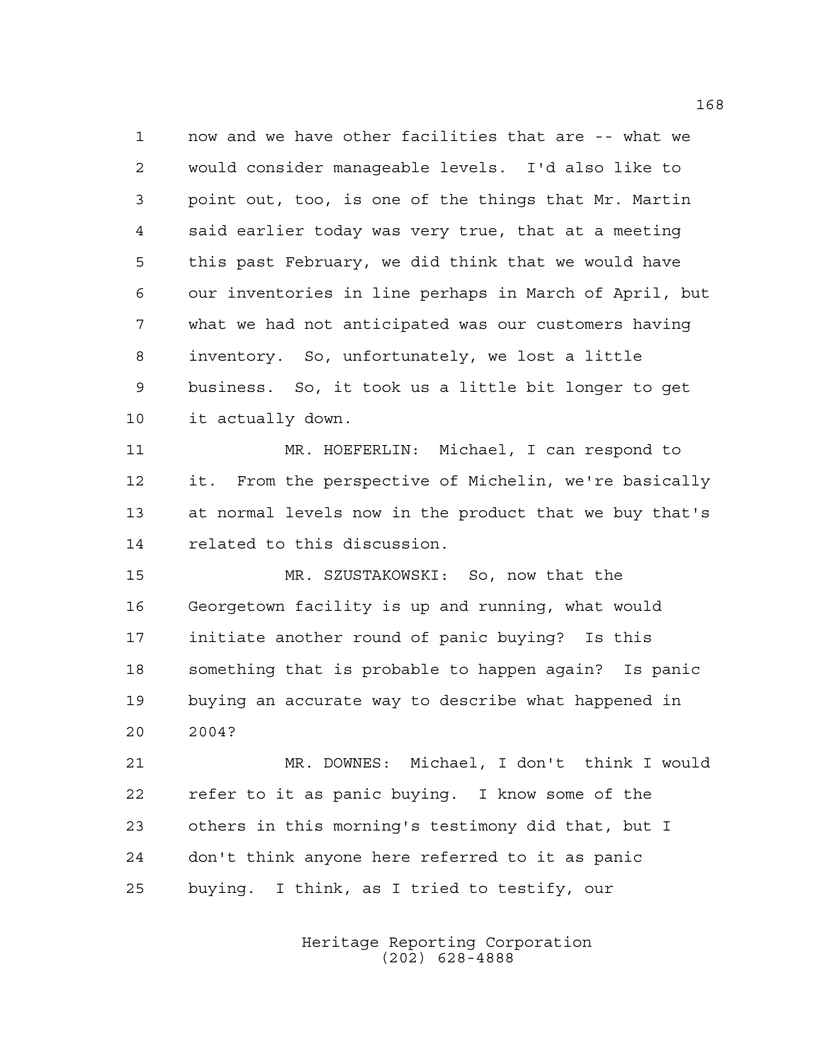now and we have other facilities that are -- what we would consider manageable levels. I'd also like to point out, too, is one of the things that Mr. Martin said earlier today was very true, that at a meeting this past February, we did think that we would have our inventories in line perhaps in March of April, but what we had not anticipated was our customers having inventory. So, unfortunately, we lost a little business. So, it took us a little bit longer to get it actually down.

MR. HOEFERLIN: Michael, I can respond to it. From the perspective of Michelin, we're basically at normal levels now in the product that we buy that's related to this discussion.

MR. SZUSTAKOWSKI: So, now that the Georgetown facility is up and running, what would initiate another round of panic buying? Is this something that is probable to happen again? Is panic buying an accurate way to describe what happened in 2004?

MR. DOWNES: Michael, I don't think I would refer to it as panic buying. I know some of the others in this morning's testimony did that, but I don't think anyone here referred to it as panic buying. I think, as I tried to testify, our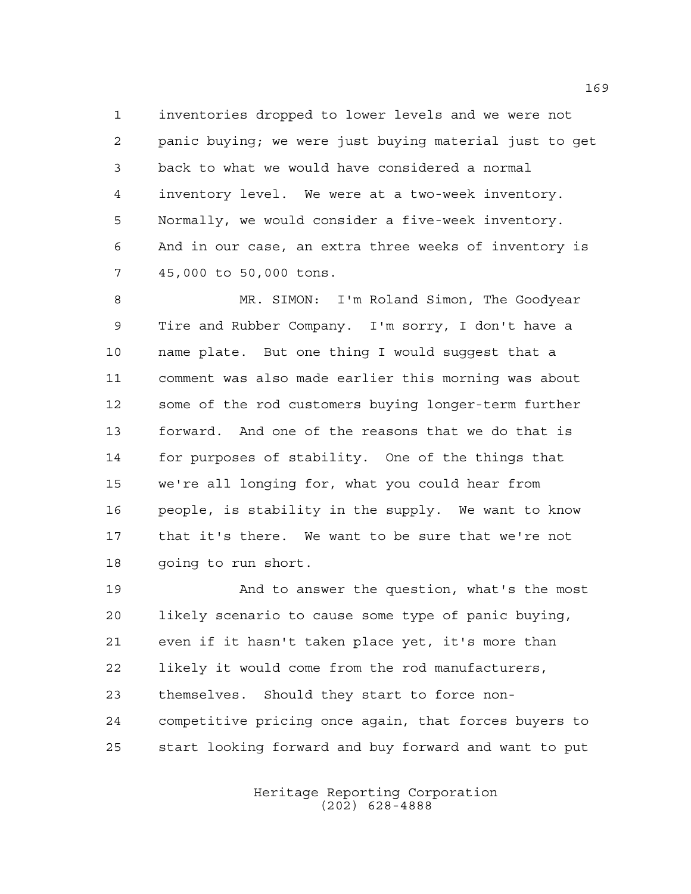inventories dropped to lower levels and we were not panic buying; we were just buying material just to get back to what we would have considered a normal inventory level. We were at a two-week inventory. Normally, we would consider a five-week inventory. And in our case, an extra three weeks of inventory is 45,000 to 50,000 tons.

MR. SIMON: I'm Roland Simon, The Goodyear Tire and Rubber Company. I'm sorry, I don't have a name plate. But one thing I would suggest that a comment was also made earlier this morning was about some of the rod customers buying longer-term further forward. And one of the reasons that we do that is for purposes of stability. One of the things that we're all longing for, what you could hear from people, is stability in the supply. We want to know that it's there. We want to be sure that we're not going to run short.

And to answer the question, what's the most likely scenario to cause some type of panic buying, even if it hasn't taken place yet, it's more than likely it would come from the rod manufacturers, themselves. Should they start to force non-competitive pricing once again, that forces buyers to start looking forward and buy forward and want to put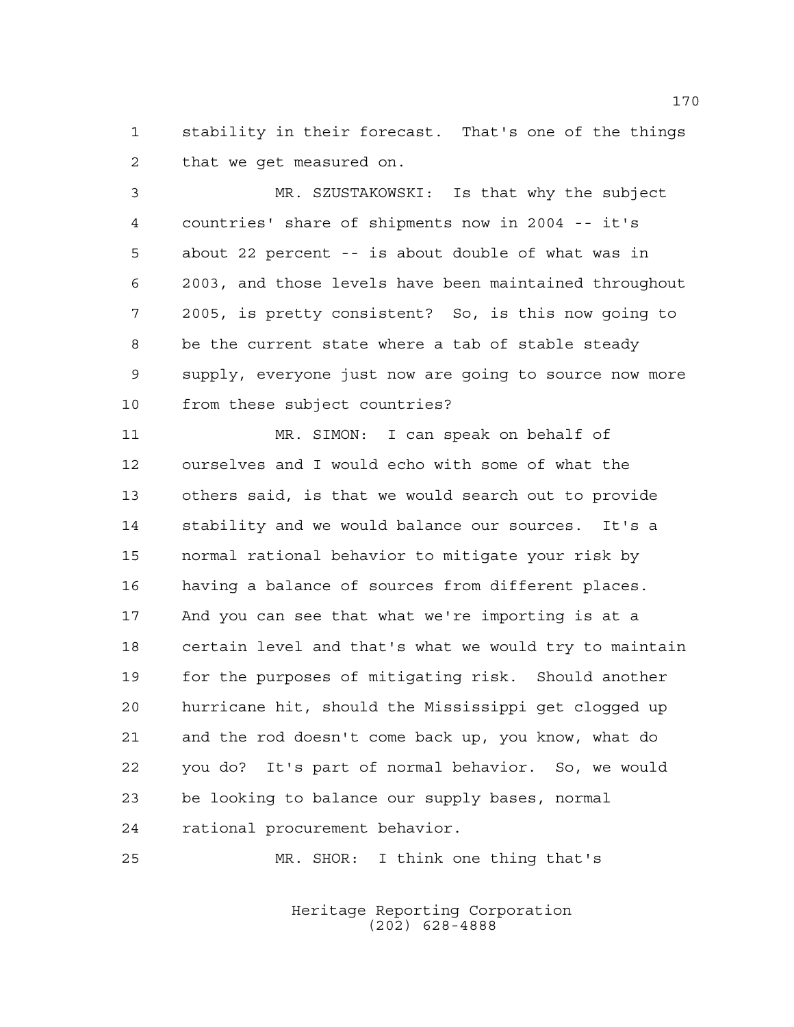stability in their forecast. That's one of the things that we get measured on.

MR. SZUSTAKOWSKI: Is that why the subject countries' share of shipments now in 2004 -- it's about 22 percent -- is about double of what was in 2003, and those levels have been maintained throughout 2005, is pretty consistent? So, is this now going to be the current state where a tab of stable steady supply, everyone just now are going to source now more from these subject countries?

MR. SIMON: I can speak on behalf of ourselves and I would echo with some of what the others said, is that we would search out to provide stability and we would balance our sources. It's a normal rational behavior to mitigate your risk by having a balance of sources from different places. And you can see that what we're importing is at a certain level and that's what we would try to maintain for the purposes of mitigating risk. Should another hurricane hit, should the Mississippi get clogged up and the rod doesn't come back up, you know, what do you do? It's part of normal behavior. So, we would be looking to balance our supply bases, normal rational procurement behavior.

MR. SHOR: I think one thing that's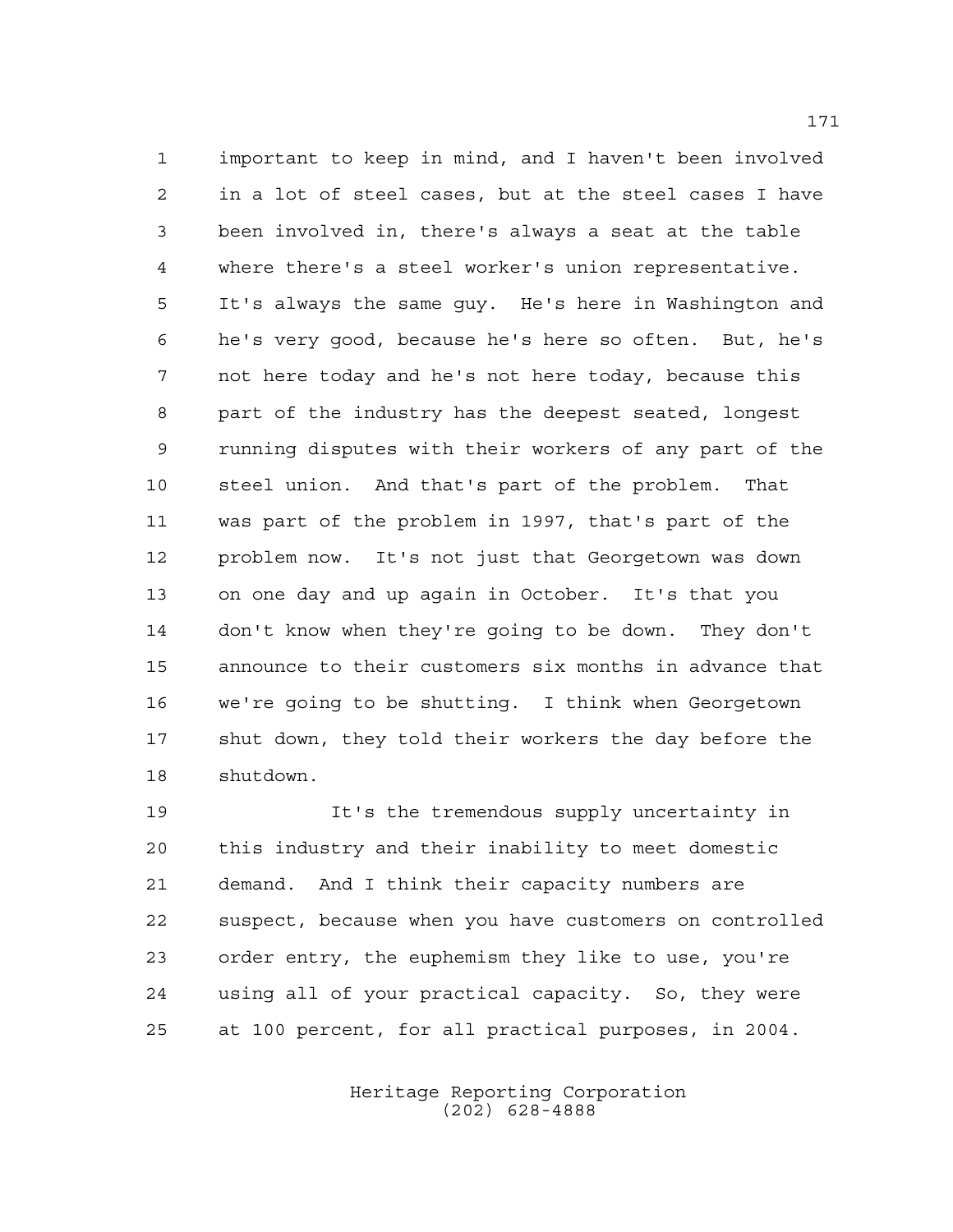important to keep in mind, and I haven't been involved in a lot of steel cases, but at the steel cases I have been involved in, there's always a seat at the table where there's a steel worker's union representative. It's always the same guy. He's here in Washington and he's very good, because he's here so often. But, he's not here today and he's not here today, because this part of the industry has the deepest seated, longest running disputes with their workers of any part of the steel union. And that's part of the problem. That was part of the problem in 1997, that's part of the problem now. It's not just that Georgetown was down on one day and up again in October. It's that you don't know when they're going to be down. They don't announce to their customers six months in advance that we're going to be shutting. I think when Georgetown shut down, they told their workers the day before the shutdown.

It's the tremendous supply uncertainty in this industry and their inability to meet domestic demand. And I think their capacity numbers are suspect, because when you have customers on controlled order entry, the euphemism they like to use, you're using all of your practical capacity. So, they were at 100 percent, for all practical purposes, in 2004.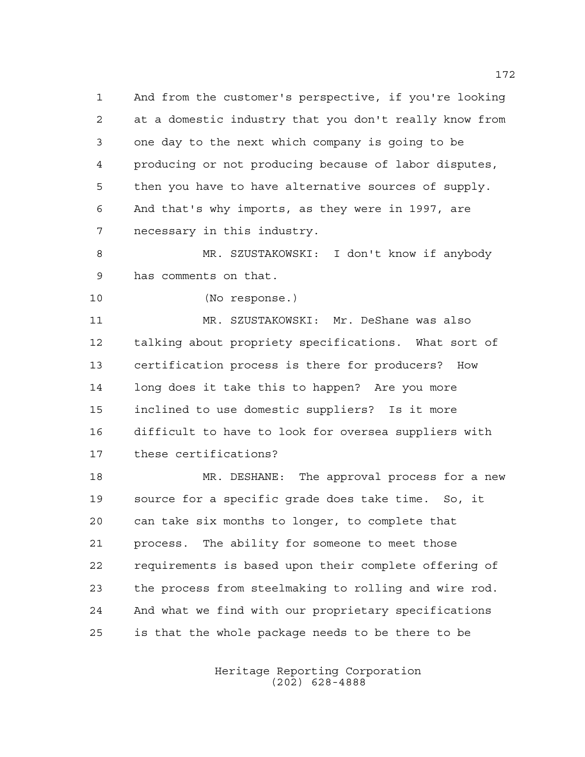And from the customer's perspective, if you're looking at a domestic industry that you don't really know from one day to the next which company is going to be producing or not producing because of labor disputes, then you have to have alternative sources of supply. And that's why imports, as they were in 1997, are necessary in this industry.

MR. SZUSTAKOWSKI: I don't know if anybody has comments on that.

(No response.)

MR. SZUSTAKOWSKI: Mr. DeShane was also talking about propriety specifications. What sort of certification process is there for producers? How long does it take this to happen? Are you more inclined to use domestic suppliers? Is it more difficult to have to look for oversea suppliers with these certifications?

MR. DESHANE: The approval process for a new source for a specific grade does take time. So, it can take six months to longer, to complete that process. The ability for someone to meet those requirements is based upon their complete offering of the process from steelmaking to rolling and wire rod. And what we find with our proprietary specifications is that the whole package needs to be there to be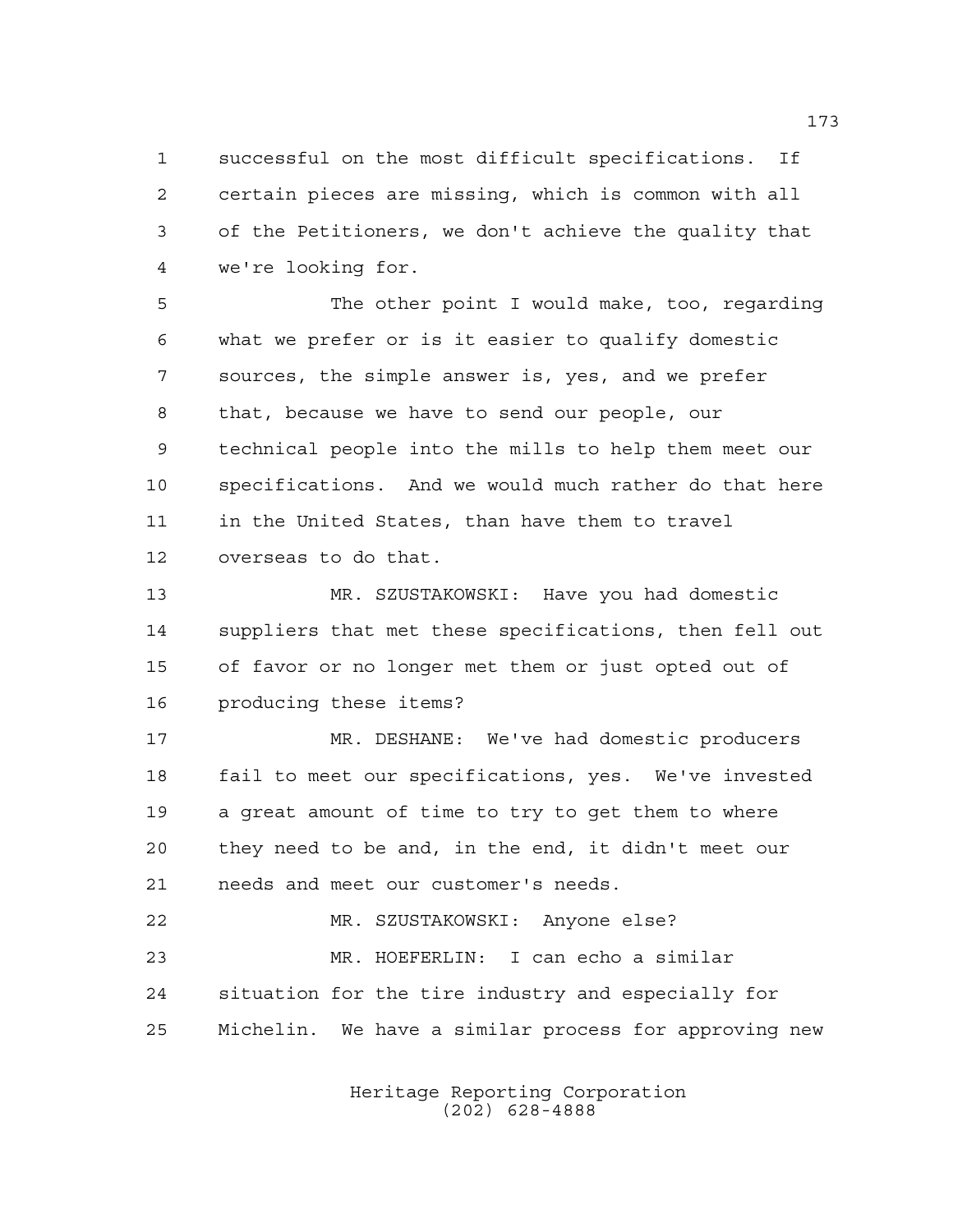successful on the most difficult specifications. If certain pieces are missing, which is common with all of the Petitioners, we don't achieve the quality that we're looking for.

The other point I would make, too, regarding what we prefer or is it easier to qualify domestic sources, the simple answer is, yes, and we prefer that, because we have to send our people, our technical people into the mills to help them meet our specifications. And we would much rather do that here in the United States, than have them to travel overseas to do that.

MR. SZUSTAKOWSKI: Have you had domestic suppliers that met these specifications, then fell out of favor or no longer met them or just opted out of producing these items?

MR. DESHANE: We've had domestic producers fail to meet our specifications, yes. We've invested a great amount of time to try to get them to where they need to be and, in the end, it didn't meet our needs and meet our customer's needs.

MR. SZUSTAKOWSKI: Anyone else?

MR. HOEFERLIN: I can echo a similar situation for the tire industry and especially for Michelin. We have a similar process for approving new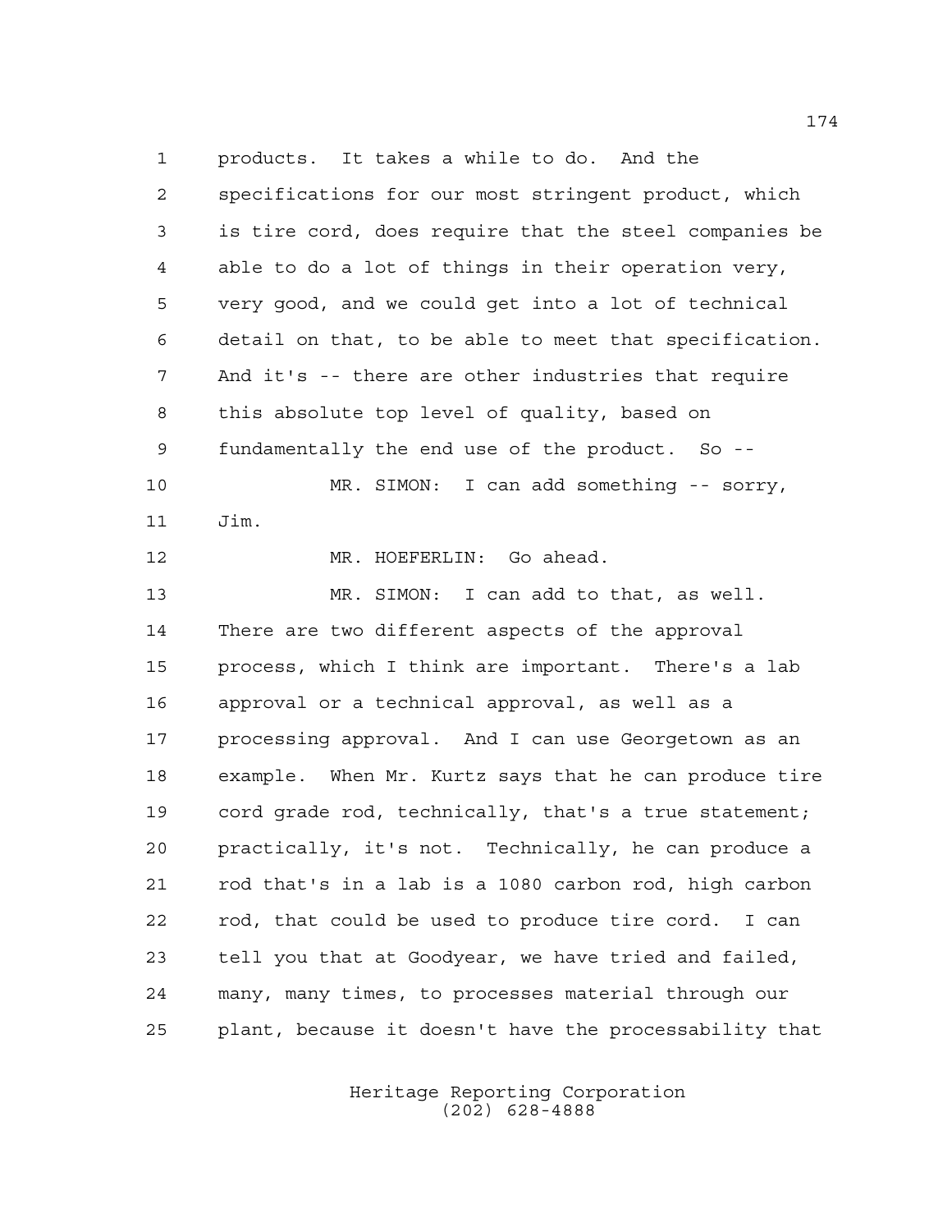products. It takes a while to do. And the specifications for our most stringent product, which is tire cord, does require that the steel companies be able to do a lot of things in their operation very, very good, and we could get into a lot of technical detail on that, to be able to meet that specification. And it's -- there are other industries that require this absolute top level of quality, based on fundamentally the end use of the product. So --

MR. SIMON: I can add something -- sorry, Jim.

MR. HOEFERLIN: Go ahead.

MR. SIMON: I can add to that, as well. There are two different aspects of the approval process, which I think are important. There's a lab approval or a technical approval, as well as a processing approval. And I can use Georgetown as an example. When Mr. Kurtz says that he can produce tire cord grade rod, technically, that's a true statement; practically, it's not. Technically, he can produce a rod that's in a lab is a 1080 carbon rod, high carbon rod, that could be used to produce tire cord. I can tell you that at Goodyear, we have tried and failed, many, many times, to processes material through our plant, because it doesn't have the processability that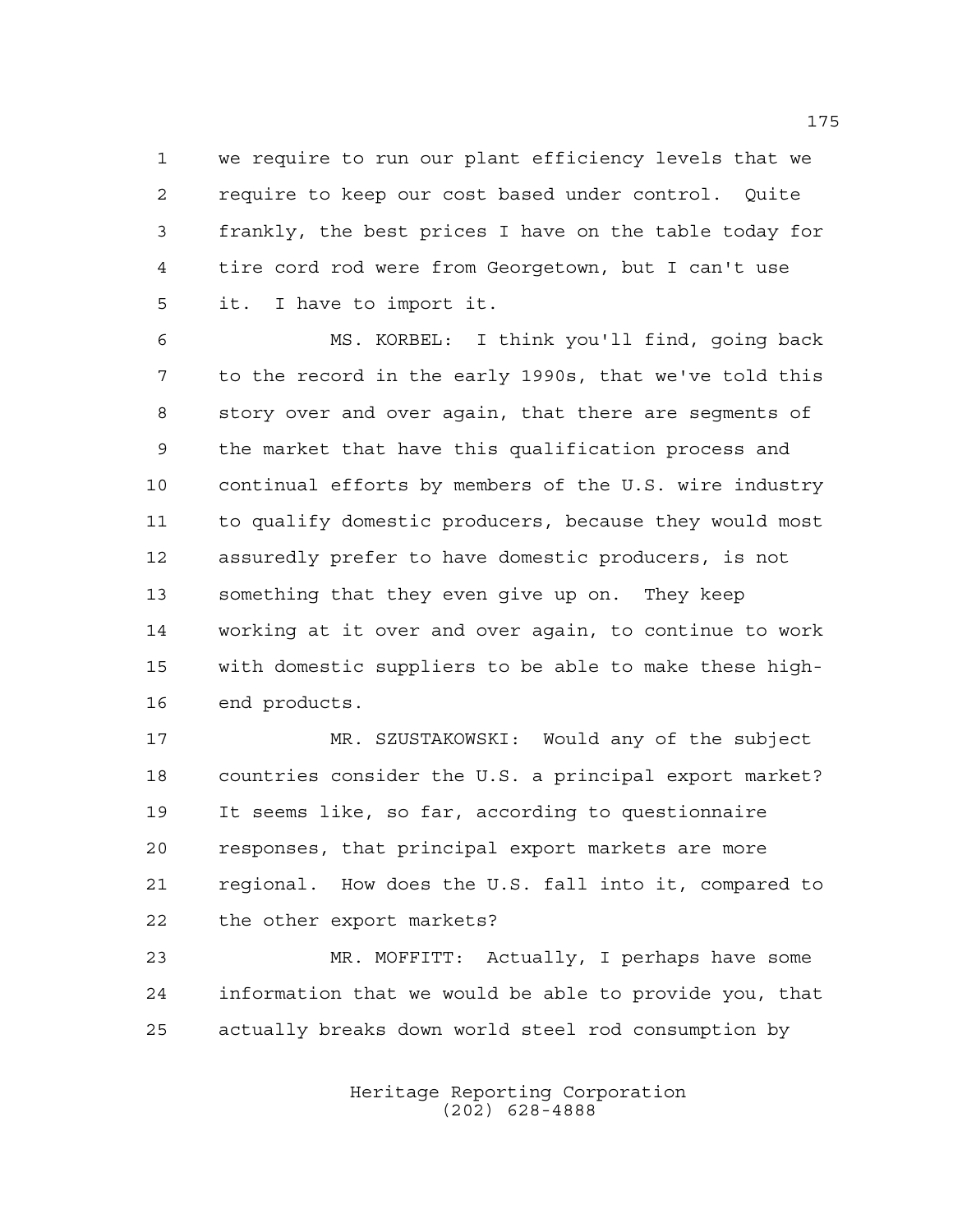we require to run our plant efficiency levels that we require to keep our cost based under control. Quite frankly, the best prices I have on the table today for tire cord rod were from Georgetown, but I can't use it. I have to import it.

MS. KORBEL: I think you'll find, going back to the record in the early 1990s, that we've told this story over and over again, that there are segments of the market that have this qualification process and continual efforts by members of the U.S. wire industry to qualify domestic producers, because they would most assuredly prefer to have domestic producers, is not something that they even give up on. They keep working at it over and over again, to continue to work with domestic suppliers to be able to make these high-end products.

MR. SZUSTAKOWSKI: Would any of the subject countries consider the U.S. a principal export market? It seems like, so far, according to questionnaire responses, that principal export markets are more regional. How does the U.S. fall into it, compared to the other export markets?

MR. MOFFITT: Actually, I perhaps have some information that we would be able to provide you, that actually breaks down world steel rod consumption by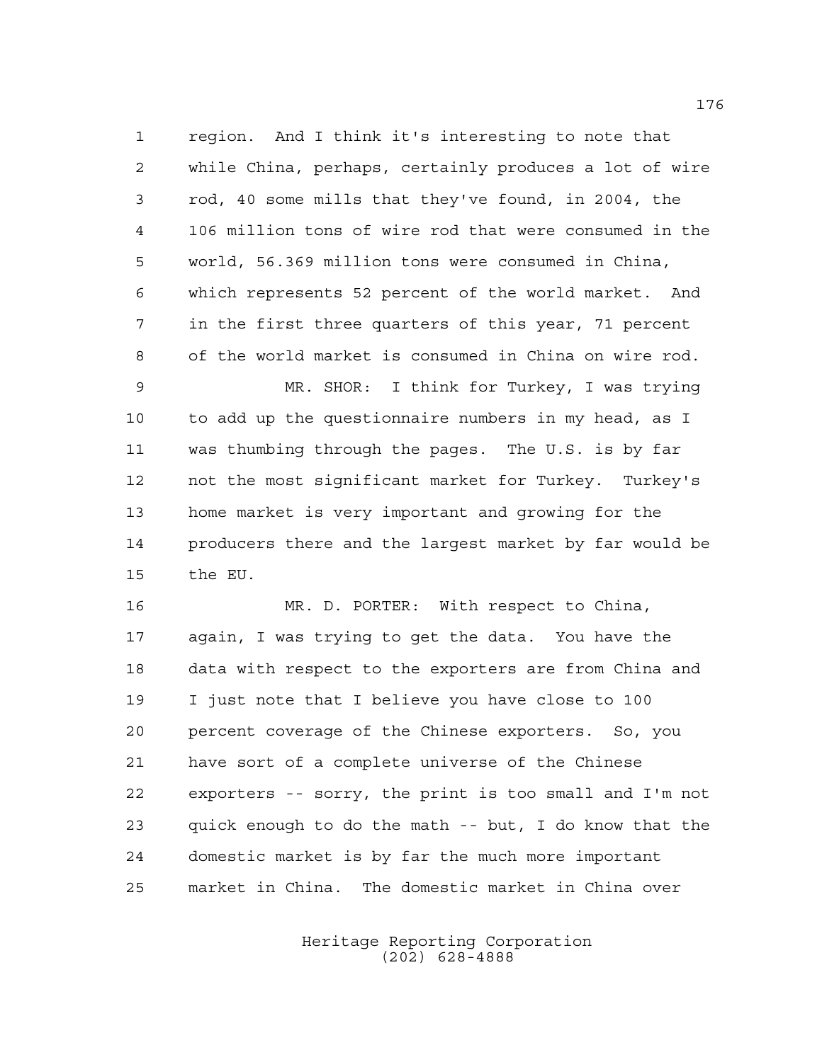region. And I think it's interesting to note that while China, perhaps, certainly produces a lot of wire rod, 40 some mills that they've found, in 2004, the 106 million tons of wire rod that were consumed in the world, 56.369 million tons were consumed in China, which represents 52 percent of the world market. And in the first three quarters of this year, 71 percent of the world market is consumed in China on wire rod.

MR. SHOR: I think for Turkey, I was trying to add up the questionnaire numbers in my head, as I was thumbing through the pages. The U.S. is by far not the most significant market for Turkey. Turkey's home market is very important and growing for the producers there and the largest market by far would be the EU.

MR. D. PORTER: With respect to China, again, I was trying to get the data. You have the data with respect to the exporters are from China and I just note that I believe you have close to 100 percent coverage of the Chinese exporters. So, you have sort of a complete universe of the Chinese exporters -- sorry, the print is too small and I'm not quick enough to do the math -- but, I do know that the domestic market is by far the much more important market in China. The domestic market in China over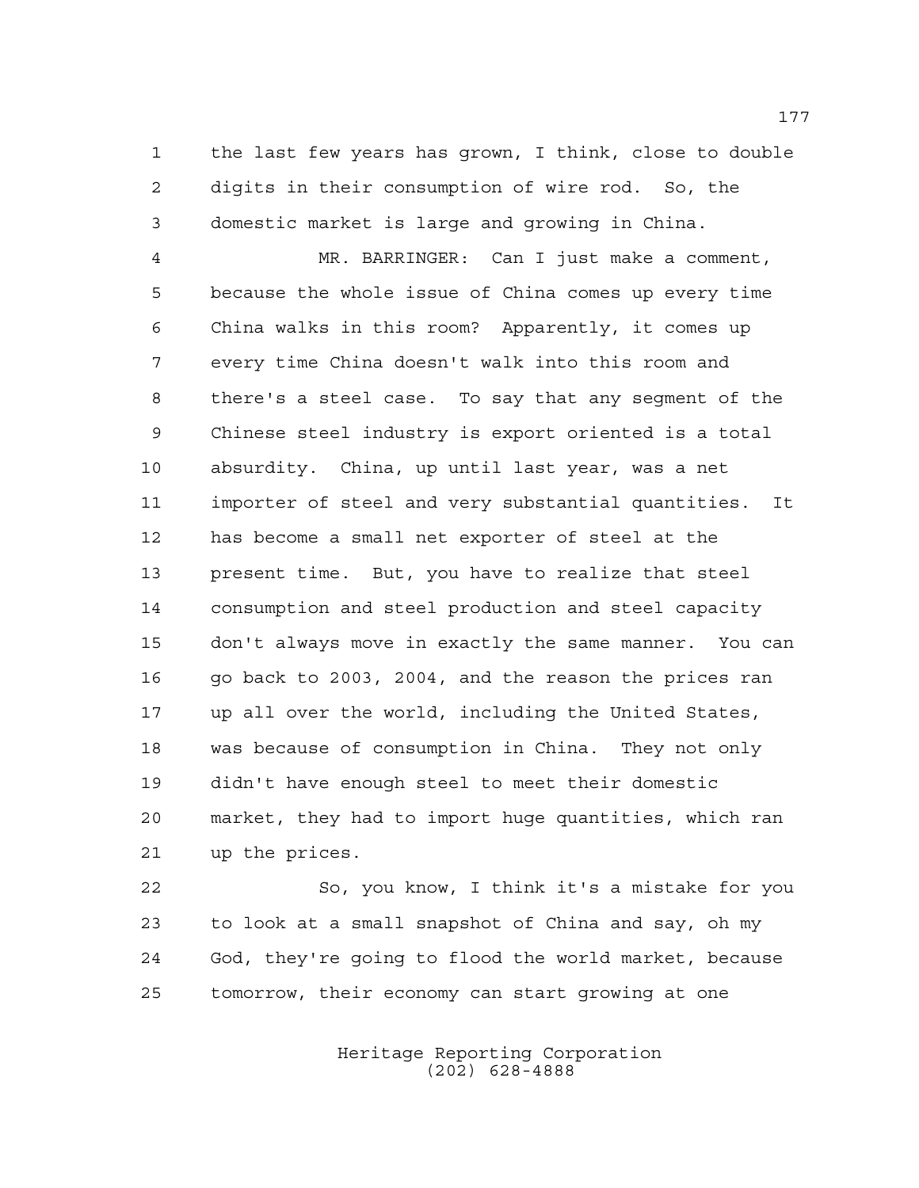the last few years has grown, I think, close to double digits in their consumption of wire rod. So, the domestic market is large and growing in China.

MR. BARRINGER: Can I just make a comment, because the whole issue of China comes up every time China walks in this room? Apparently, it comes up every time China doesn't walk into this room and there's a steel case. To say that any segment of the Chinese steel industry is export oriented is a total absurdity. China, up until last year, was a net importer of steel and very substantial quantities. It has become a small net exporter of steel at the present time. But, you have to realize that steel consumption and steel production and steel capacity don't always move in exactly the same manner. You can go back to 2003, 2004, and the reason the prices ran up all over the world, including the United States, was because of consumption in China. They not only didn't have enough steel to meet their domestic market, they had to import huge quantities, which ran up the prices.

So, you know, I think it's a mistake for you to look at a small snapshot of China and say, oh my God, they're going to flood the world market, because tomorrow, their economy can start growing at one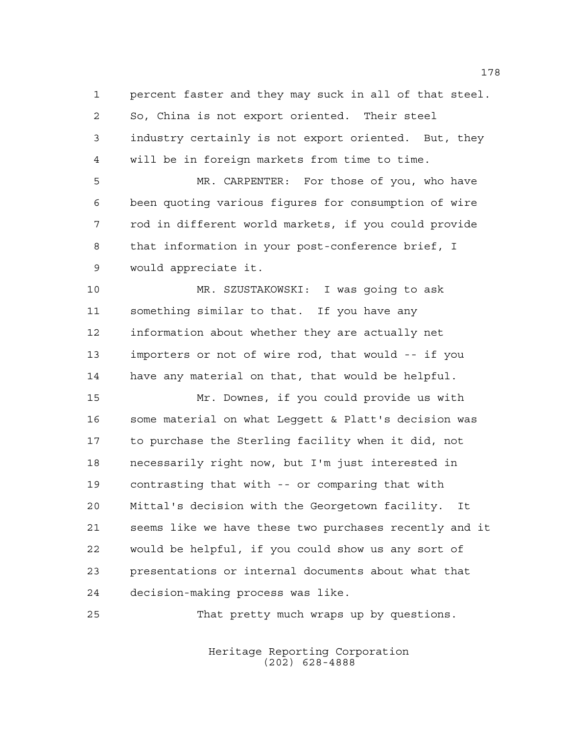percent faster and they may suck in all of that steel. So, China is not export oriented. Their steel industry certainly is not export oriented. But, they will be in foreign markets from time to time.

MR. CARPENTER: For those of you, who have been quoting various figures for consumption of wire rod in different world markets, if you could provide that information in your post-conference brief, I would appreciate it.

MR. SZUSTAKOWSKI: I was going to ask something similar to that. If you have any information about whether they are actually net importers or not of wire rod, that would -- if you have any material on that, that would be helpful.

Mr. Downes, if you could provide us with some material on what Leggett & Platt's decision was to purchase the Sterling facility when it did, not necessarily right now, but I'm just interested in contrasting that with -- or comparing that with Mittal's decision with the Georgetown facility. It seems like we have these two purchases recently and it would be helpful, if you could show us any sort of presentations or internal documents about what that decision-making process was like.

That pretty much wraps up by questions.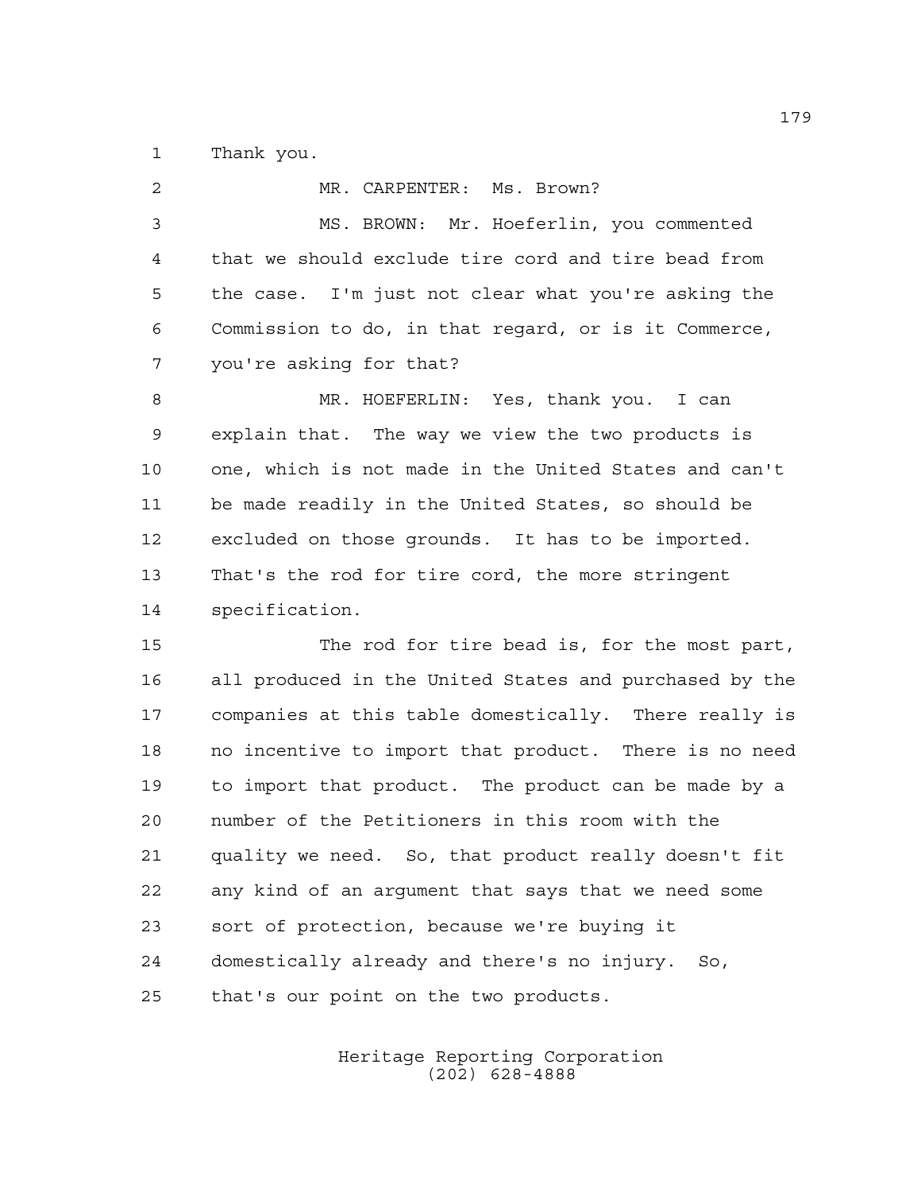Thank you.

MR. CARPENTER: Ms. Brown?

MS. BROWN: Mr. Hoeferlin, you commented that we should exclude tire cord and tire bead from the case. I'm just not clear what you're asking the Commission to do, in that regard, or is it Commerce, you're asking for that?

MR. HOEFERLIN: Yes, thank you. I can explain that. The way we view the two products is one, which is not made in the United States and can't be made readily in the United States, so should be excluded on those grounds. It has to be imported. That's the rod for tire cord, the more stringent specification.

The rod for tire bead is, for the most part, all produced in the United States and purchased by the companies at this table domestically. There really is no incentive to import that product. There is no need to import that product. The product can be made by a number of the Petitioners in this room with the quality we need. So, that product really doesn't fit any kind of an argument that says that we need some sort of protection, because we're buying it domestically already and there's no injury. So, that's our point on the two products.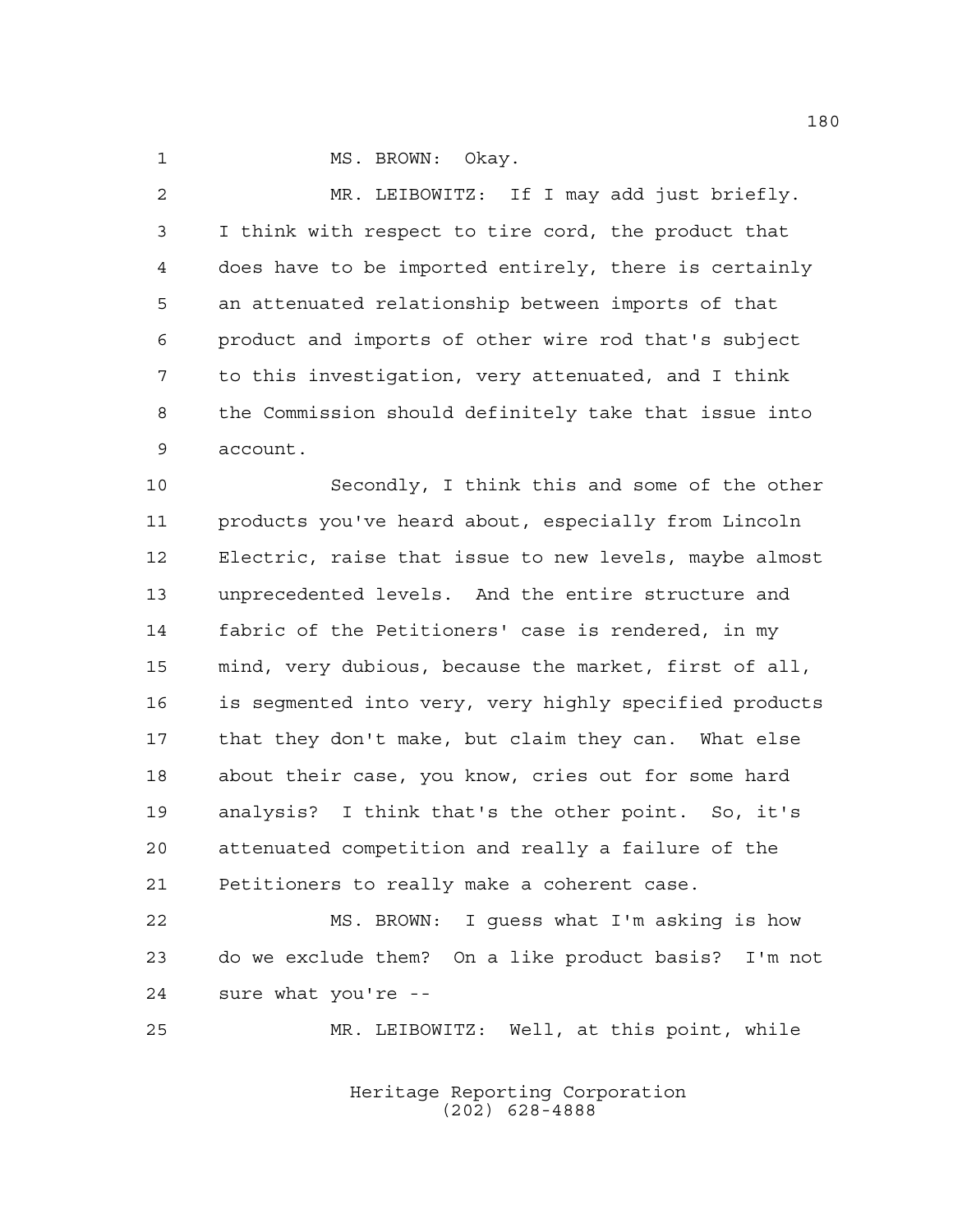MS. BROWN: Okay.

MR. LEIBOWITZ: If I may add just briefly. I think with respect to tire cord, the product that does have to be imported entirely, there is certainly an attenuated relationship between imports of that product and imports of other wire rod that's subject to this investigation, very attenuated, and I think the Commission should definitely take that issue into account.

Secondly, I think this and some of the other products you've heard about, especially from Lincoln Electric, raise that issue to new levels, maybe almost unprecedented levels. And the entire structure and fabric of the Petitioners' case is rendered, in my mind, very dubious, because the market, first of all, is segmented into very, very highly specified products that they don't make, but claim they can. What else about their case, you know, cries out for some hard analysis? I think that's the other point. So, it's attenuated competition and really a failure of the Petitioners to really make a coherent case.

MS. BROWN: I guess what I'm asking is how do we exclude them? On a like product basis? I'm not sure what you're --

MR. LEIBOWITZ: Well, at this point, while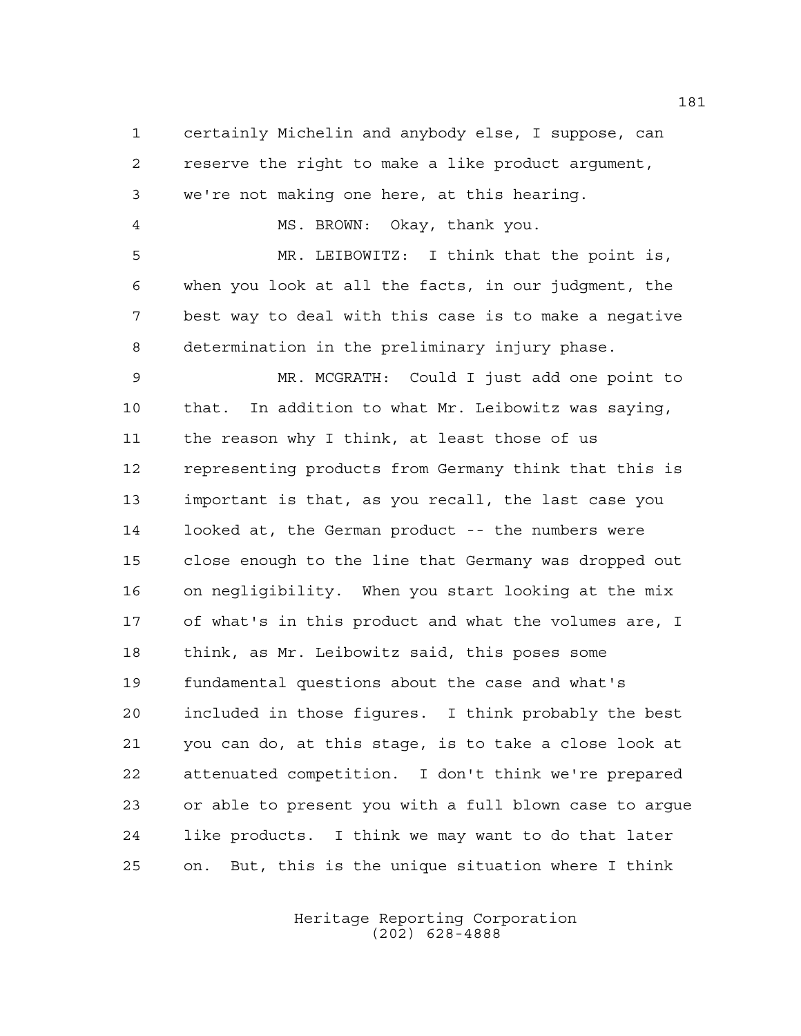certainly Michelin and anybody else, I suppose, can reserve the right to make a like product argument, we're not making one here, at this hearing.

MS. BROWN: Okay, thank you.

MR. LEIBOWITZ: I think that the point is, when you look at all the facts, in our judgment, the best way to deal with this case is to make a negative determination in the preliminary injury phase.

MR. MCGRATH: Could I just add one point to that. In addition to what Mr. Leibowitz was saying, the reason why I think, at least those of us representing products from Germany think that this is important is that, as you recall, the last case you looked at, the German product -- the numbers were close enough to the line that Germany was dropped out on negligibility. When you start looking at the mix of what's in this product and what the volumes are, I think, as Mr. Leibowitz said, this poses some fundamental questions about the case and what's included in those figures. I think probably the best you can do, at this stage, is to take a close look at attenuated competition. I don't think we're prepared or able to present you with a full blown case to argue like products. I think we may want to do that later on. But, this is the unique situation where I think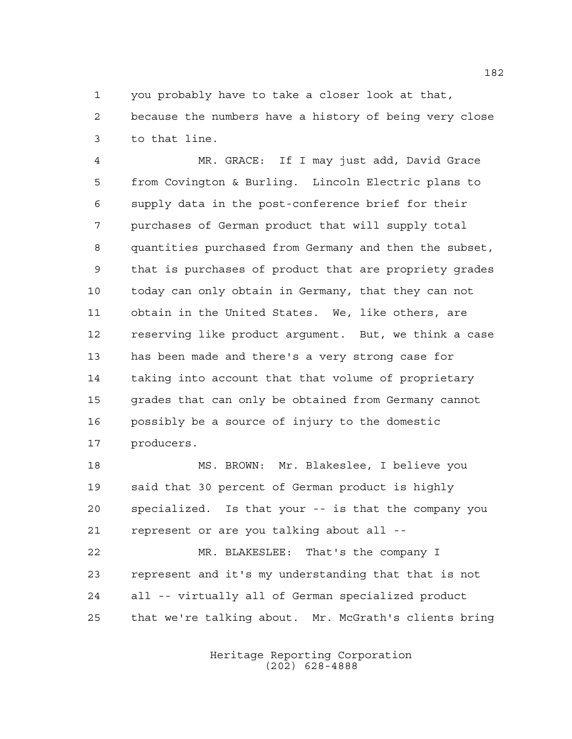you probably have to take a closer look at that, because the numbers have a history of being very close to that line.

MR. GRACE: If I may just add, David Grace from Covington & Burling. Lincoln Electric plans to supply data in the post-conference brief for their purchases of German product that will supply total quantities purchased from Germany and then the subset, that is purchases of product that are propriety grades today can only obtain in Germany, that they can not obtain in the United States. We, like others, are reserving like product argument. But, we think a case has been made and there's a very strong case for taking into account that that volume of proprietary grades that can only be obtained from Germany cannot possibly be a source of injury to the domestic producers.

MS. BROWN: Mr. Blakeslee, I believe you said that 30 percent of German product is highly specialized. Is that your -- is that the company you represent or are you talking about all --

MR. BLAKESLEE: That's the company I represent and it's my understanding that that is not all -- virtually all of German specialized product that we're talking about. Mr. McGrath's clients bring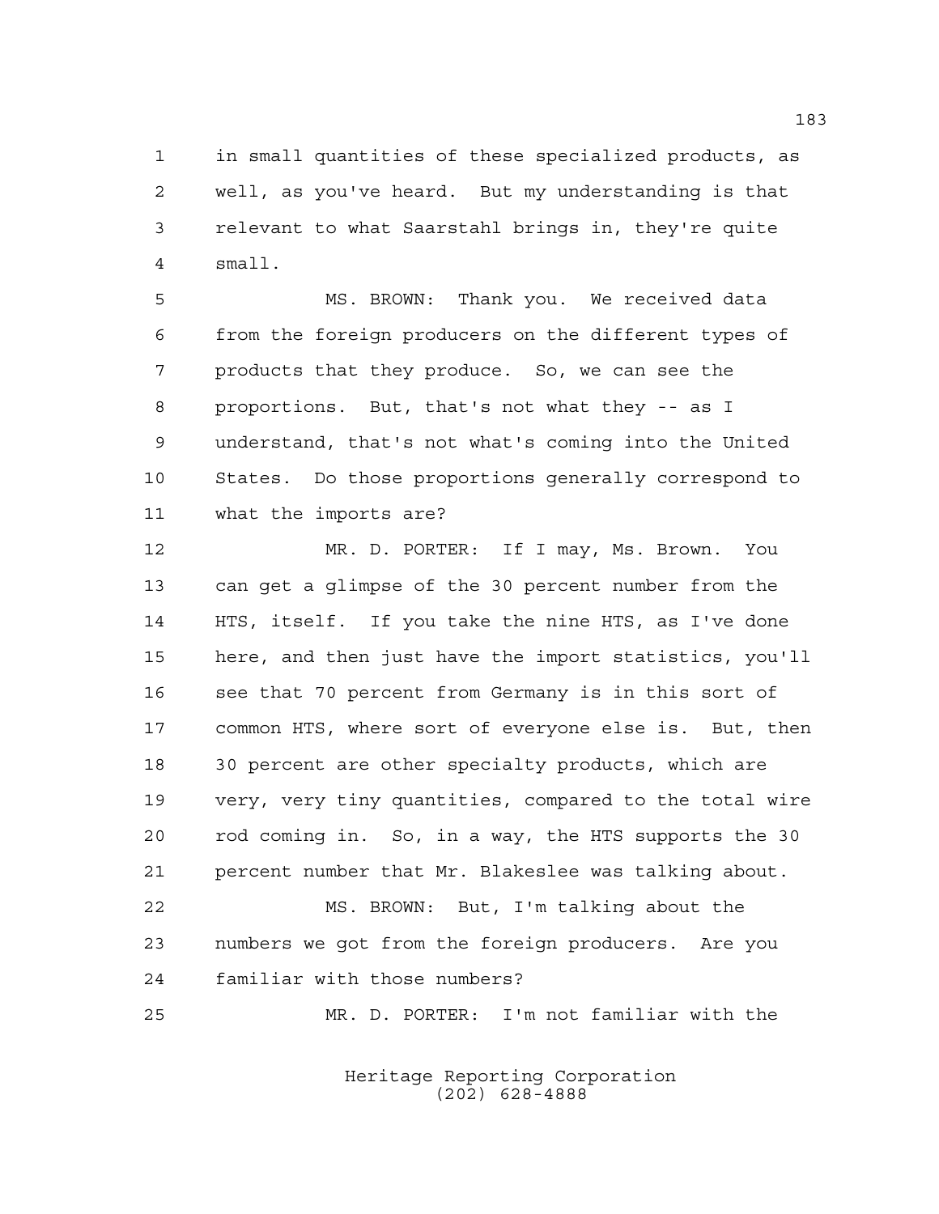in small quantities of these specialized products, as well, as you've heard. But my understanding is that relevant to what Saarstahl brings in, they're quite small.

MS. BROWN: Thank you. We received data from the foreign producers on the different types of products that they produce. So, we can see the proportions. But, that's not what they -- as I understand, that's not what's coming into the United States. Do those proportions generally correspond to what the imports are?

MR. D. PORTER: If I may, Ms. Brown. You can get a glimpse of the 30 percent number from the HTS, itself. If you take the nine HTS, as I've done here, and then just have the import statistics, you'll see that 70 percent from Germany is in this sort of common HTS, where sort of everyone else is. But, then 30 percent are other specialty products, which are very, very tiny quantities, compared to the total wire rod coming in. So, in a way, the HTS supports the 30 percent number that Mr. Blakeslee was talking about.

MS. BROWN: But, I'm talking about the numbers we got from the foreign producers. Are you familiar with those numbers?

MR. D. PORTER: I'm not familiar with the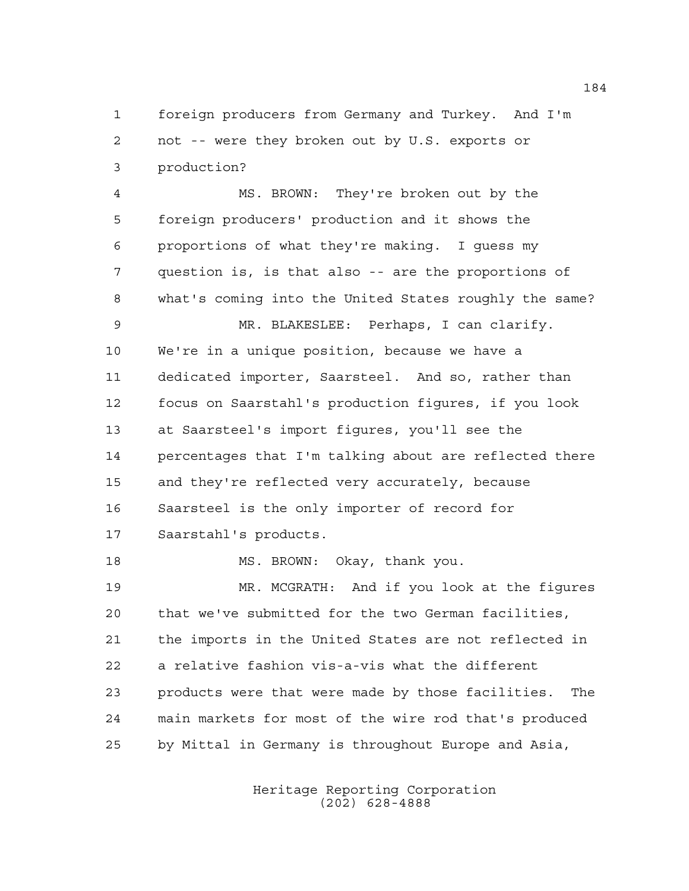foreign producers from Germany and Turkey. And I'm not -- were they broken out by U.S. exports or production?

MS. BROWN: They're broken out by the foreign producers' production and it shows the proportions of what they're making. I guess my question is, is that also -- are the proportions of what's coming into the United States roughly the same?

MR. BLAKESLEE: Perhaps, I can clarify. We're in a unique position, because we have a dedicated importer, Saarsteel. And so, rather than focus on Saarstahl's production figures, if you look at Saarsteel's import figures, you'll see the percentages that I'm talking about are reflected there and they're reflected very accurately, because Saarsteel is the only importer of record for Saarstahl's products.

MS. BROWN: Okay, thank you.

MR. MCGRATH: And if you look at the figures that we've submitted for the two German facilities, the imports in the United States are not reflected in a relative fashion vis-a-vis what the different products were that were made by those facilities. The main markets for most of the wire rod that's produced by Mittal in Germany is throughout Europe and Asia,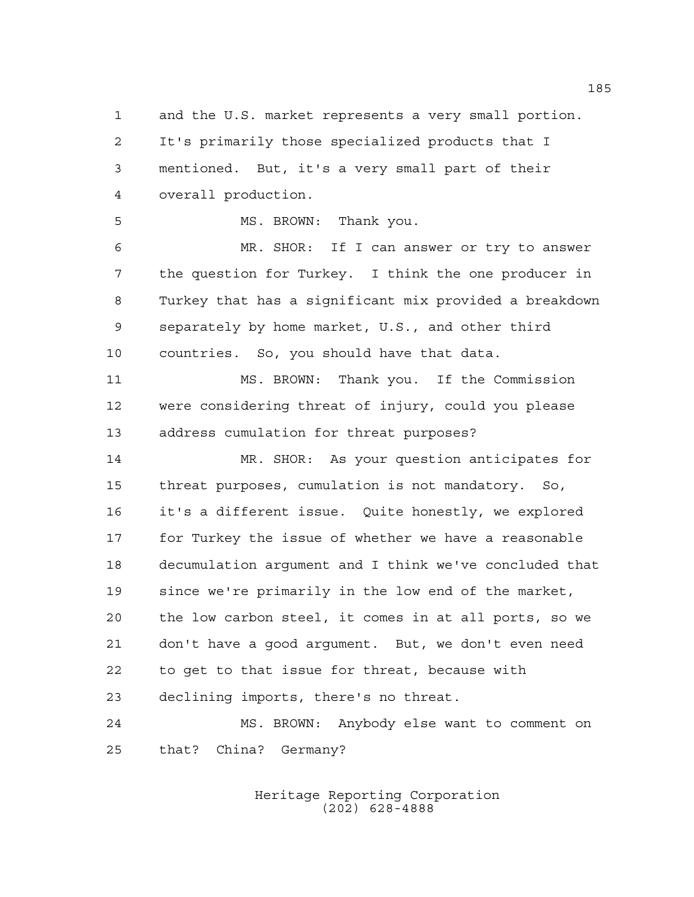and the U.S. market represents a very small portion. It's primarily those specialized products that I mentioned. But, it's a very small part of their overall production.

MS. BROWN: Thank you.

MR. SHOR: If I can answer or try to answer the question for Turkey. I think the one producer in Turkey that has a significant mix provided a breakdown separately by home market, U.S., and other third countries. So, you should have that data.

MS. BROWN: Thank you. If the Commission were considering threat of injury, could you please address cumulation for threat purposes?

MR. SHOR: As your question anticipates for threat purposes, cumulation is not mandatory. So, it's a different issue. Quite honestly, we explored for Turkey the issue of whether we have a reasonable decumulation argument and I think we've concluded that since we're primarily in the low end of the market, the low carbon steel, it comes in at all ports, so we don't have a good argument. But, we don't even need to get to that issue for threat, because with declining imports, there's no threat.

MS. BROWN: Anybody else want to comment on that? China? Germany?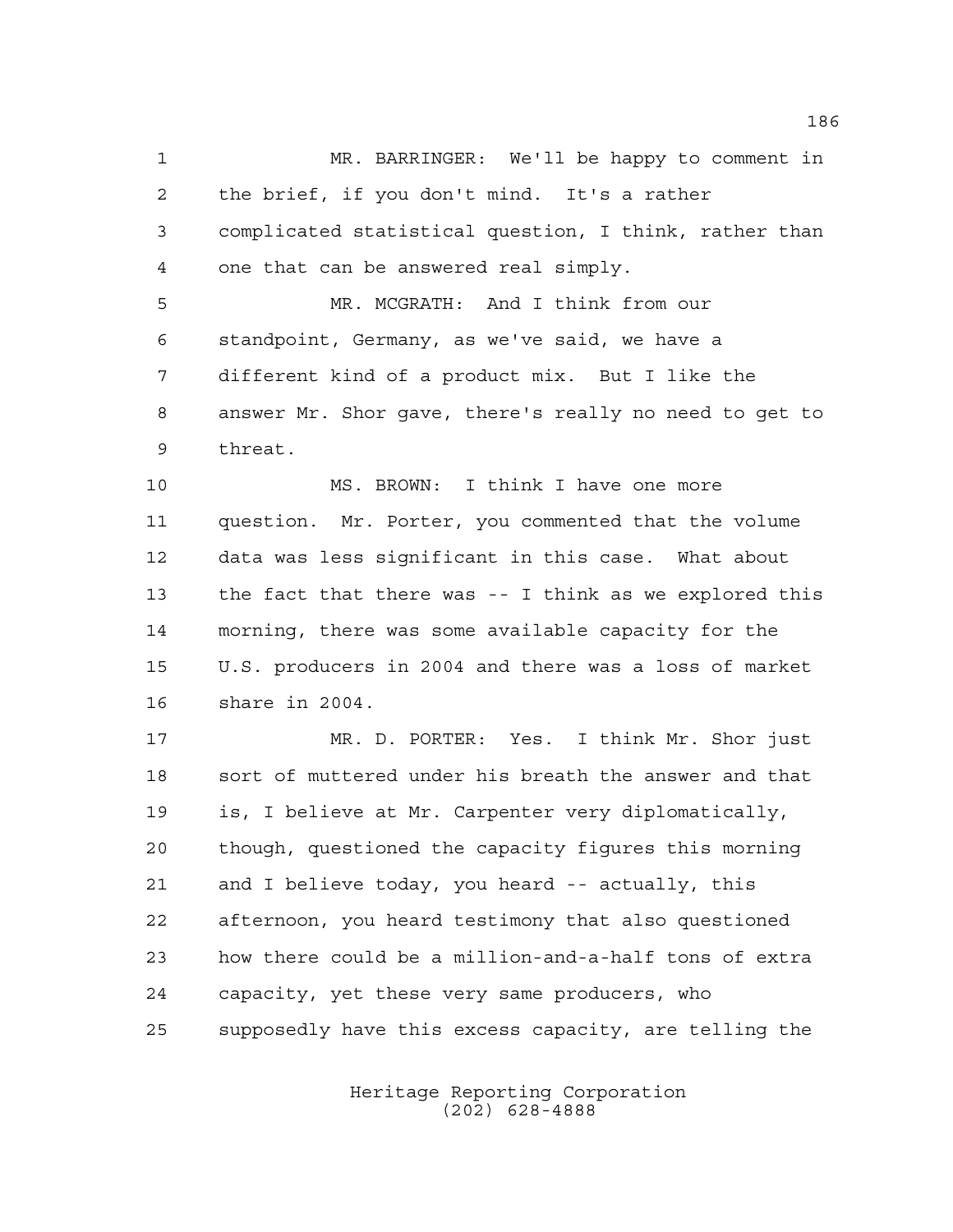MR. BARRINGER: We'll be happy to comment in the brief, if you don't mind. It's a rather complicated statistical question, I think, rather than one that can be answered real simply.

MR. MCGRATH: And I think from our standpoint, Germany, as we've said, we have a different kind of a product mix. But I like the answer Mr. Shor gave, there's really no need to get to threat.

MS. BROWN: I think I have one more question. Mr. Porter, you commented that the volume data was less significant in this case. What about the fact that there was -- I think as we explored this morning, there was some available capacity for the U.S. producers in 2004 and there was a loss of market share in 2004.

MR. D. PORTER: Yes. I think Mr. Shor just sort of muttered under his breath the answer and that is, I believe at Mr. Carpenter very diplomatically, though, questioned the capacity figures this morning and I believe today, you heard -- actually, this afternoon, you heard testimony that also questioned how there could be a million-and-a-half tons of extra capacity, yet these very same producers, who supposedly have this excess capacity, are telling the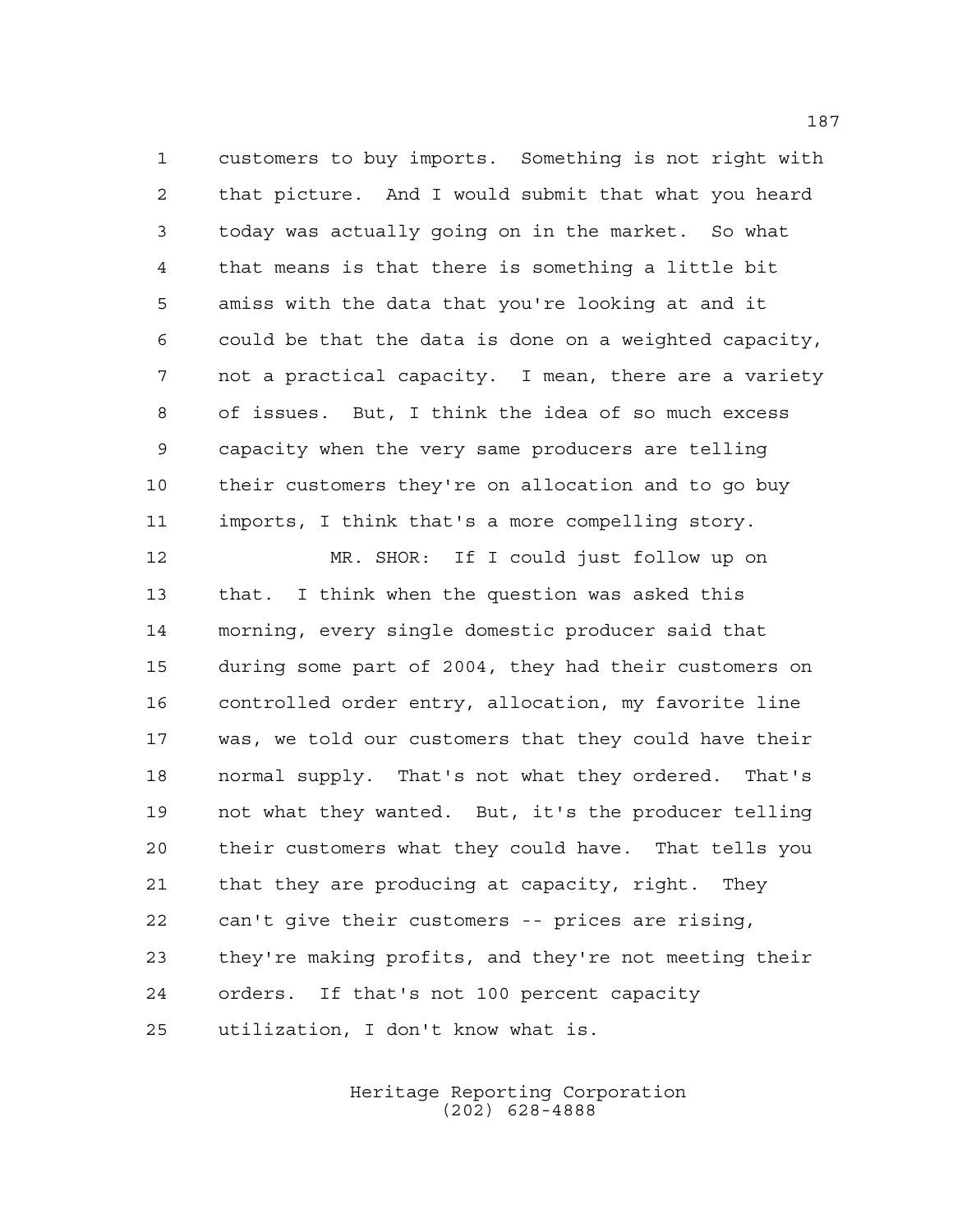customers to buy imports. Something is not right with that picture. And I would submit that what you heard today was actually going on in the market. So what that means is that there is something a little bit amiss with the data that you're looking at and it could be that the data is done on a weighted capacity, not a practical capacity. I mean, there are a variety of issues. But, I think the idea of so much excess capacity when the very same producers are telling their customers they're on allocation and to go buy imports, I think that's a more compelling story.

MR. SHOR: If I could just follow up on that. I think when the question was asked this morning, every single domestic producer said that during some part of 2004, they had their customers on controlled order entry, allocation, my favorite line was, we told our customers that they could have their normal supply. That's not what they ordered. That's not what they wanted. But, it's the producer telling their customers what they could have. That tells you that they are producing at capacity, right. They can't give their customers -- prices are rising, they're making profits, and they're not meeting their orders. If that's not 100 percent capacity utilization, I don't know what is.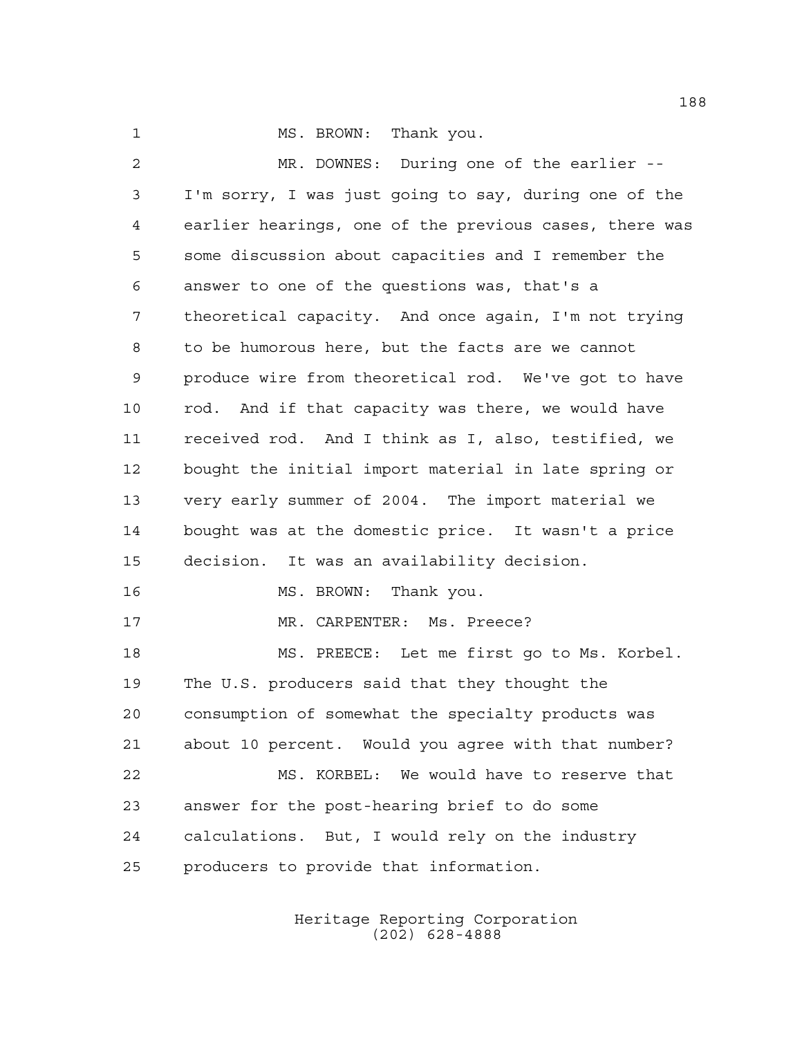MS. BROWN: Thank you.

MR. DOWNES: During one of the earlier -- I'm sorry, I was just going to say, during one of the earlier hearings, one of the previous cases, there was some discussion about capacities and I remember the answer to one of the questions was, that's a theoretical capacity. And once again, I'm not trying to be humorous here, but the facts are we cannot produce wire from theoretical rod. We've got to have rod. And if that capacity was there, we would have received rod. And I think as I, also, testified, we bought the initial import material in late spring or very early summer of 2004. The import material we bought was at the domestic price. It wasn't a price decision. It was an availability decision.

MS. BROWN: Thank you.

MR. CARPENTER: Ms. Preece?

MS. PREECE: Let me first go to Ms. Korbel. The U.S. producers said that they thought the consumption of somewhat the specialty products was about 10 percent. Would you agree with that number?

MS. KORBEL: We would have to reserve that answer for the post-hearing brief to do some calculations. But, I would rely on the industry producers to provide that information.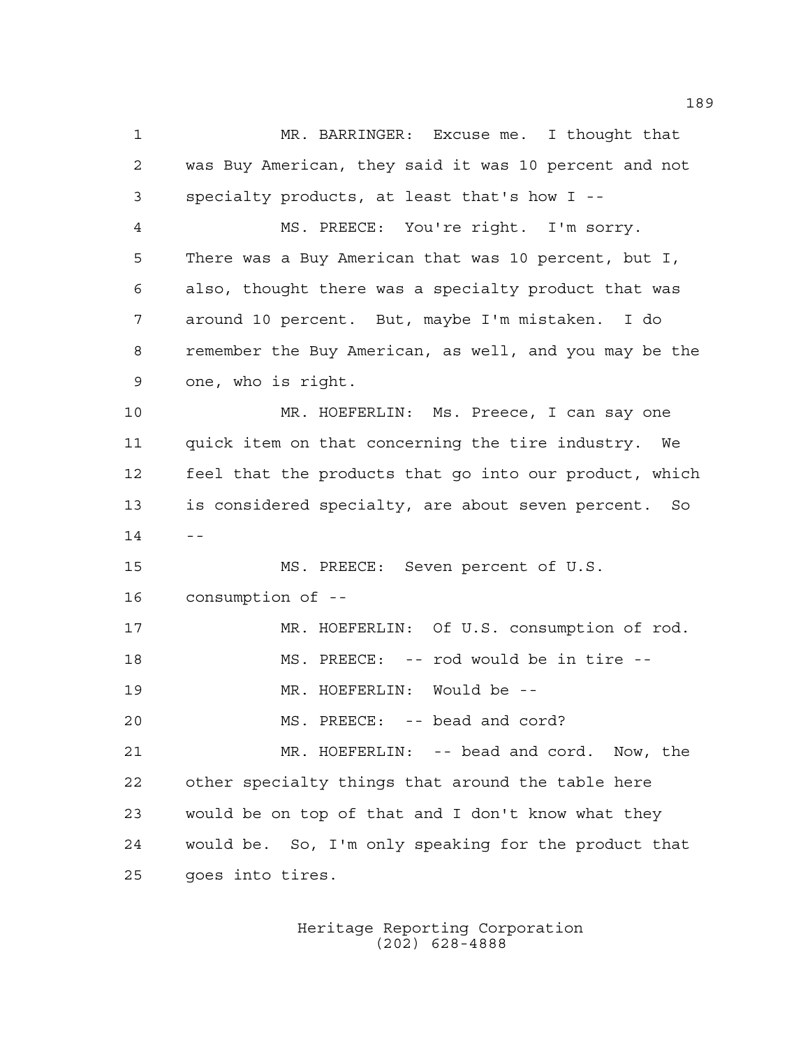MR. BARRINGER: Excuse me. I thought that was Buy American, they said it was 10 percent and not specialty products, at least that's how I --

MS. PREECE: You're right. I'm sorry. There was a Buy American that was 10 percent, but I, also, thought there was a specialty product that was around 10 percent. But, maybe I'm mistaken. I do remember the Buy American, as well, and you may be the one, who is right.

MR. HOEFERLIN: Ms. Preece, I can say one quick item on that concerning the tire industry. We feel that the products that go into our product, which is considered specialty, are about seven percent. So --

MS. PREECE: Seven percent of U.S. consumption of --

MR. HOEFERLIN: Of U.S. consumption of rod.

MS. PREECE: -- rod would be in tire --

MR. HOEFERLIN: Would be --

MS. PREECE: -- bead and cord?

MR. HOEFERLIN: -- bead and cord. Now, the other specialty things that around the table here would be on top of that and I don't know what they would be. So, I'm only speaking for the product that goes into tires.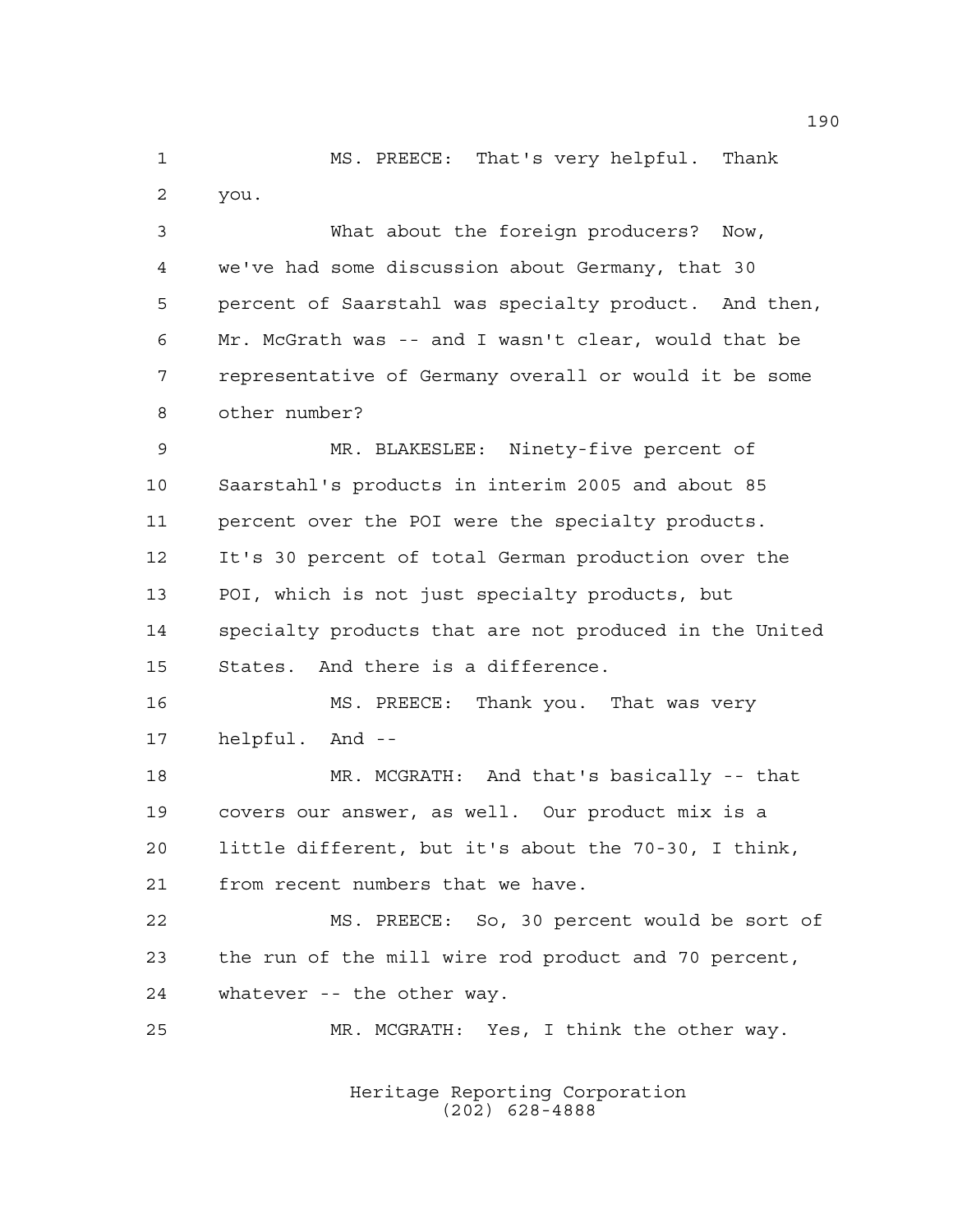MS. PREECE: That's very helpful. Thank you.

What about the foreign producers? Now, we've had some discussion about Germany, that 30 percent of Saarstahl was specialty product. And then, Mr. McGrath was -- and I wasn't clear, would that be representative of Germany overall or would it be some other number?

MR. BLAKESLEE: Ninety-five percent of Saarstahl's products in interim 2005 and about 85 percent over the POI were the specialty products. It's 30 percent of total German production over the POI, which is not just specialty products, but specialty products that are not produced in the United States. And there is a difference.

MS. PREECE: Thank you. That was very helpful. And --

MR. MCGRATH: And that's basically -- that covers our answer, as well. Our product mix is a little different, but it's about the 70-30, I think, from recent numbers that we have.

MS. PREECE: So, 30 percent would be sort of the run of the mill wire rod product and 70 percent, whatever -- the other way.

MR. MCGRATH: Yes, I think the other way.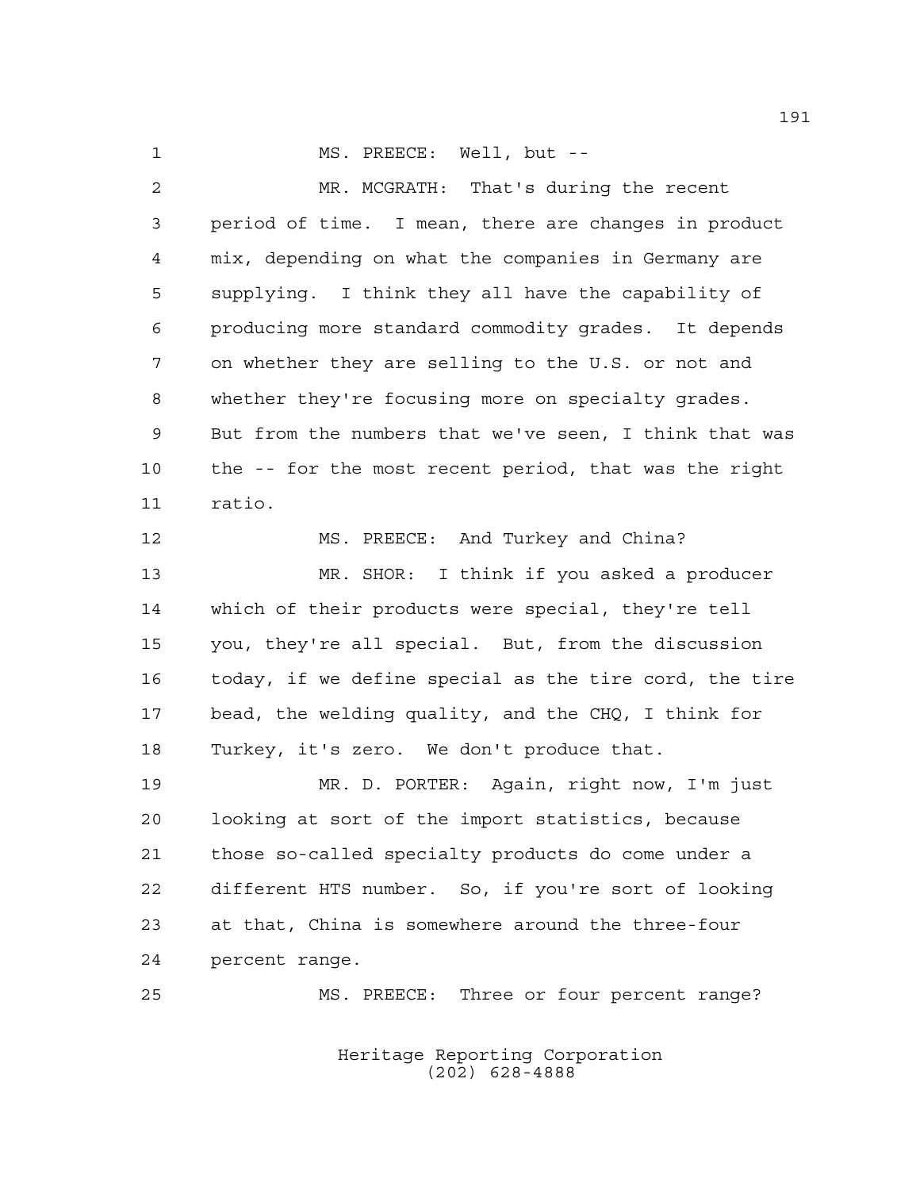MS. PREECE: Well, but --

MR. MCGRATH: That's during the recent period of time. I mean, there are changes in product mix, depending on what the companies in Germany are supplying. I think they all have the capability of producing more standard commodity grades. It depends on whether they are selling to the U.S. or not and whether they're focusing more on specialty grades. But from the numbers that we've seen, I think that was the -- for the most recent period, that was the right ratio.

MS. PREECE: And Turkey and China?

MR. SHOR: I think if you asked a producer which of their products were special, they're tell you, they're all special. But, from the discussion today, if we define special as the tire cord, the tire bead, the welding quality, and the CHQ, I think for Turkey, it's zero. We don't produce that.

MR. D. PORTER: Again, right now, I'm just looking at sort of the import statistics, because those so-called specialty products do come under a different HTS number. So, if you're sort of looking at that, China is somewhere around the three-four percent range.

MS. PREECE: Three or four percent range?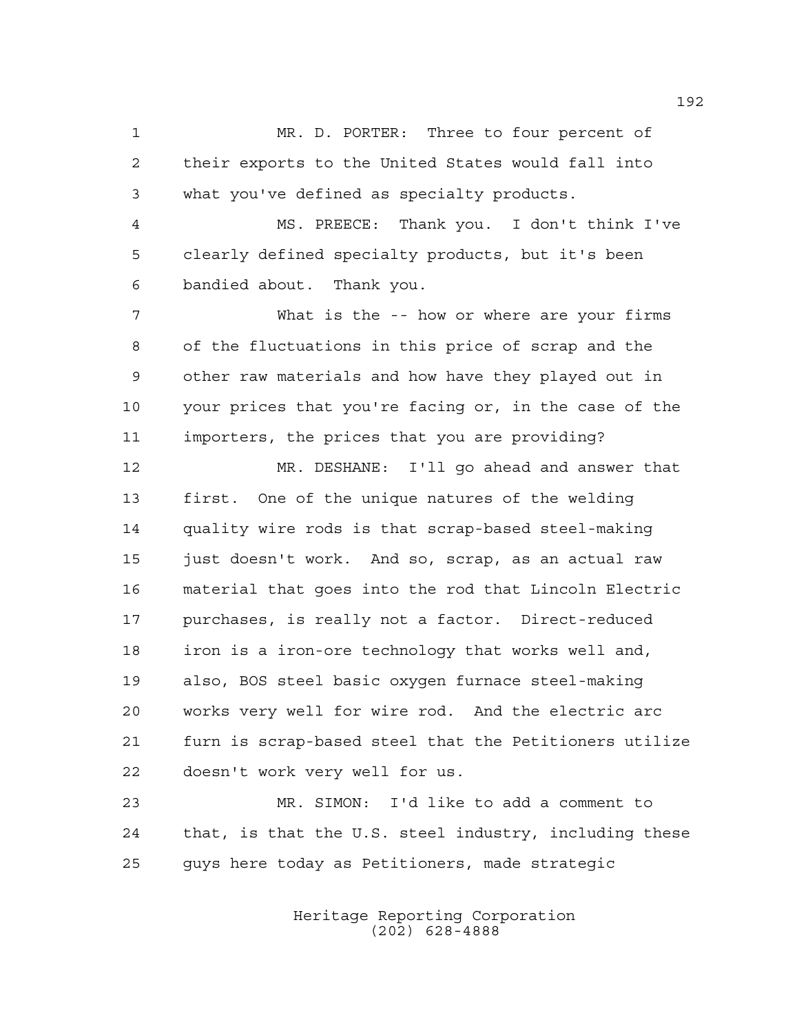MR. D. PORTER: Three to four percent of their exports to the United States would fall into what you've defined as specialty products.

MS. PREECE: Thank you. I don't think I've clearly defined specialty products, but it's been bandied about. Thank you.

What is the -- how or where are your firms of the fluctuations in this price of scrap and the other raw materials and how have they played out in your prices that you're facing or, in the case of the importers, the prices that you are providing?

MR. DESHANE: I'll go ahead and answer that first. One of the unique natures of the welding quality wire rods is that scrap-based steel-making just doesn't work. And so, scrap, as an actual raw material that goes into the rod that Lincoln Electric purchases, is really not a factor. Direct-reduced iron is a iron-ore technology that works well and, also, BOS steel basic oxygen furnace steel-making works very well for wire rod. And the electric arc furn is scrap-based steel that the Petitioners utilize doesn't work very well for us.

MR. SIMON: I'd like to add a comment to that, is that the U.S. steel industry, including these guys here today as Petitioners, made strategic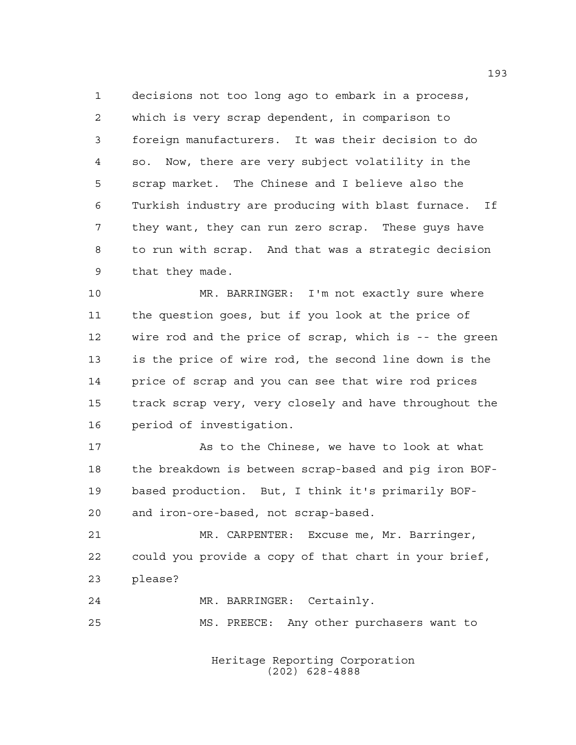decisions not too long ago to embark in a process, which is very scrap dependent, in comparison to foreign manufacturers. It was their decision to do so. Now, there are very subject volatility in the scrap market. The Chinese and I believe also the Turkish industry are producing with blast furnace. If they want, they can run zero scrap. These guys have to run with scrap. And that was a strategic decision that they made.

MR. BARRINGER: I'm not exactly sure where the question goes, but if you look at the price of wire rod and the price of scrap, which is -- the green is the price of wire rod, the second line down is the price of scrap and you can see that wire rod prices track scrap very, very closely and have throughout the period of investigation.

As to the Chinese, we have to look at what the breakdown is between scrap-based and pig iron BOF-based production. But, I think it's primarily BOF- and iron-ore-based, not scrap-based.

MR. CARPENTER: Excuse me, Mr. Barringer, could you provide a copy of that chart in your brief, please?

MR. BARRINGER: Certainly.

MS. PREECE: Any other purchasers want to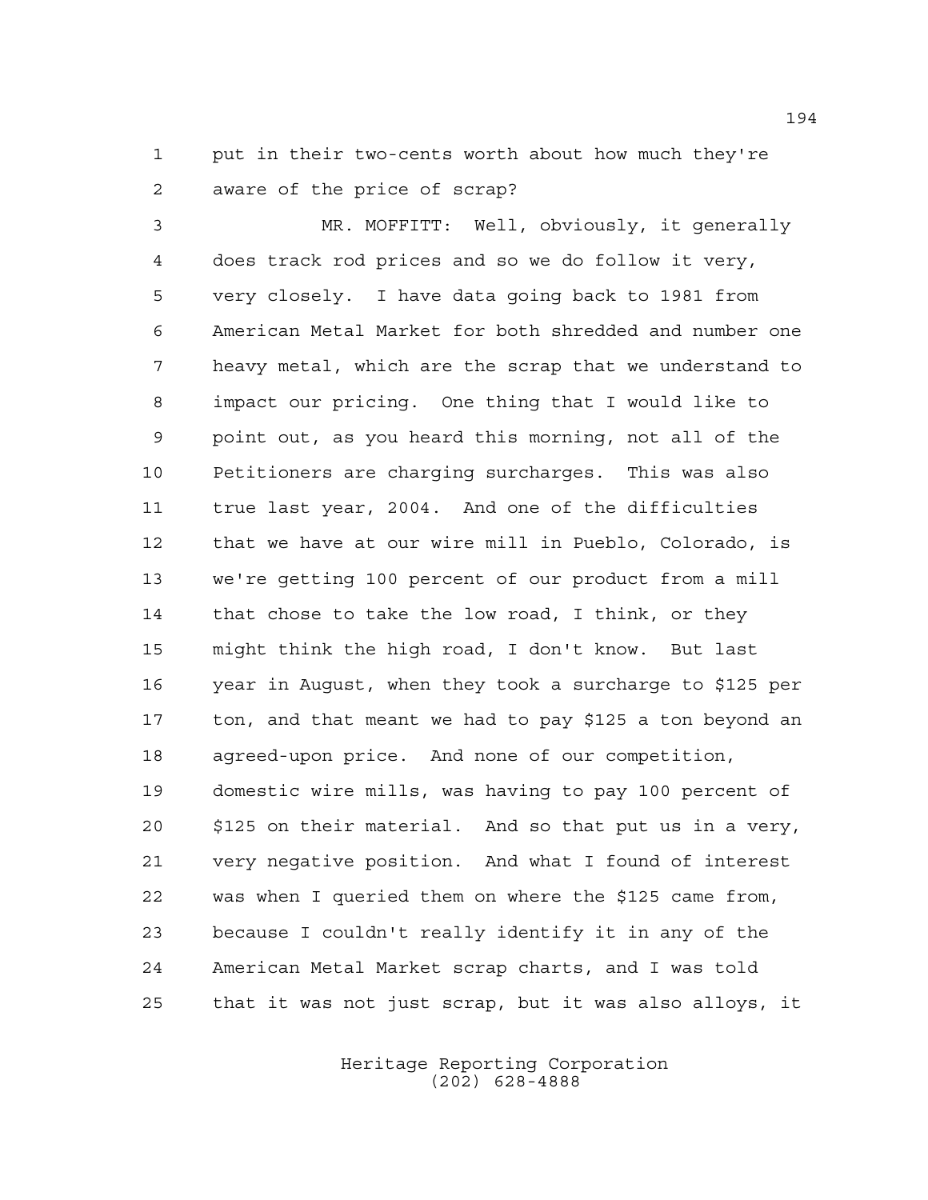put in their two-cents worth about how much they're aware of the price of scrap?

MR. MOFFITT: Well, obviously, it generally does track rod prices and so we do follow it very, very closely. I have data going back to 1981 from American Metal Market for both shredded and number one heavy metal, which are the scrap that we understand to impact our pricing. One thing that I would like to point out, as you heard this morning, not all of the Petitioners are charging surcharges. This was also true last year, 2004. And one of the difficulties that we have at our wire mill in Pueblo, Colorado, is we're getting 100 percent of our product from a mill that chose to take the low road, I think, or they might think the high road, I don't know. But last year in August, when they took a surcharge to $125 per ton, and that meant we had to pay $125 a ton beyond an agreed-upon price. And none of our competition, domestic wire mills, was having to pay 100 percent of $125 on their material. And so that put us in a very, very negative position. And what I found of interest was when I queried them on where the $125 came from, because I couldn't really identify it in any of the American Metal Market scrap charts, and I was told that it was not just scrap, but it was also alloys, it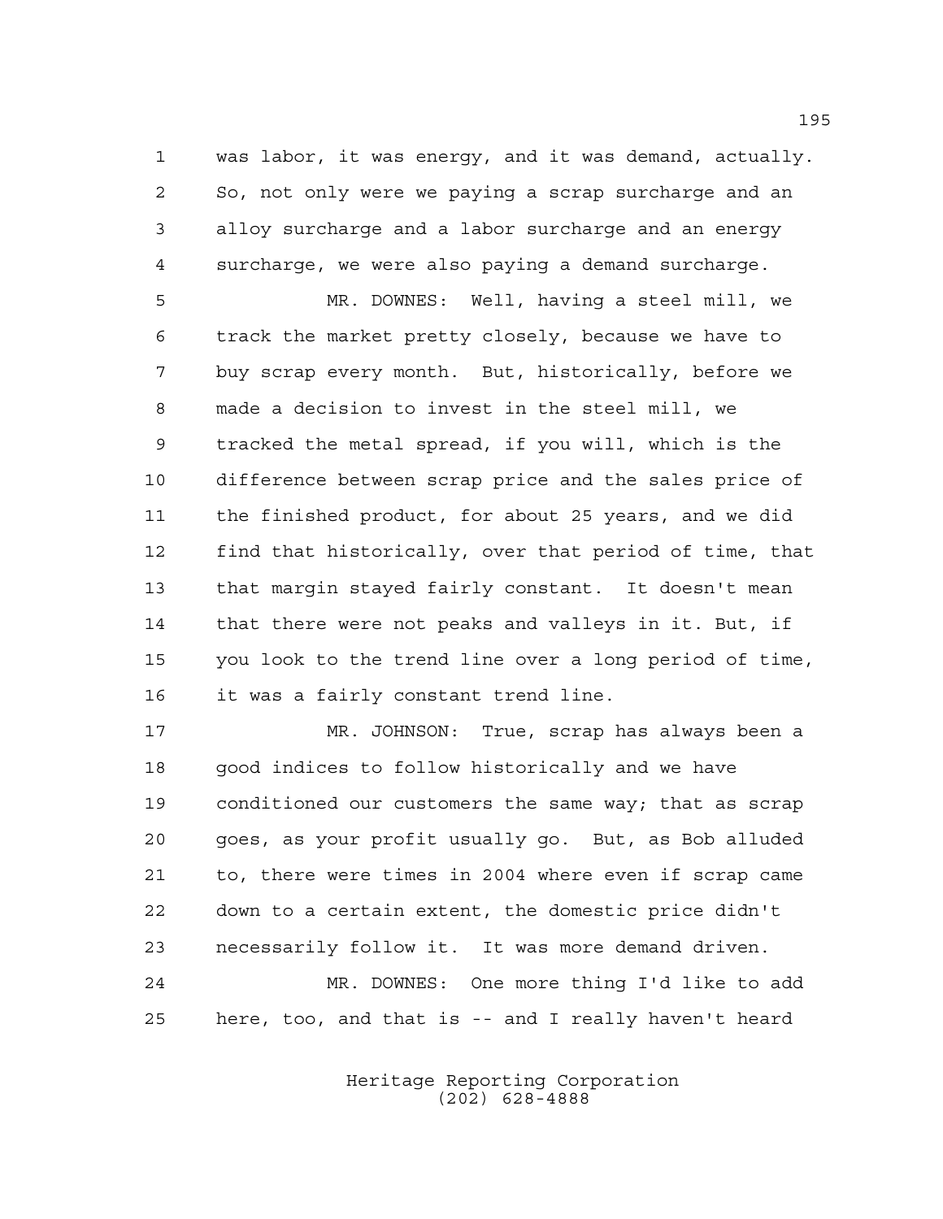was labor, it was energy, and it was demand, actually. So, not only were we paying a scrap surcharge and an alloy surcharge and a labor surcharge and an energy surcharge, we were also paying a demand surcharge.

MR. DOWNES: Well, having a steel mill, we track the market pretty closely, because we have to buy scrap every month. But, historically, before we made a decision to invest in the steel mill, we tracked the metal spread, if you will, which is the difference between scrap price and the sales price of the finished product, for about 25 years, and we did find that historically, over that period of time, that that margin stayed fairly constant. It doesn't mean that there were not peaks and valleys in it. But, if you look to the trend line over a long period of time, it was a fairly constant trend line.

MR. JOHNSON: True, scrap has always been a good indices to follow historically and we have conditioned our customers the same way; that as scrap goes, as your profit usually go. But, as Bob alluded to, there were times in 2004 where even if scrap came down to a certain extent, the domestic price didn't necessarily follow it. It was more demand driven.

MR. DOWNES: One more thing I'd like to add here, too, and that is -- and I really haven't heard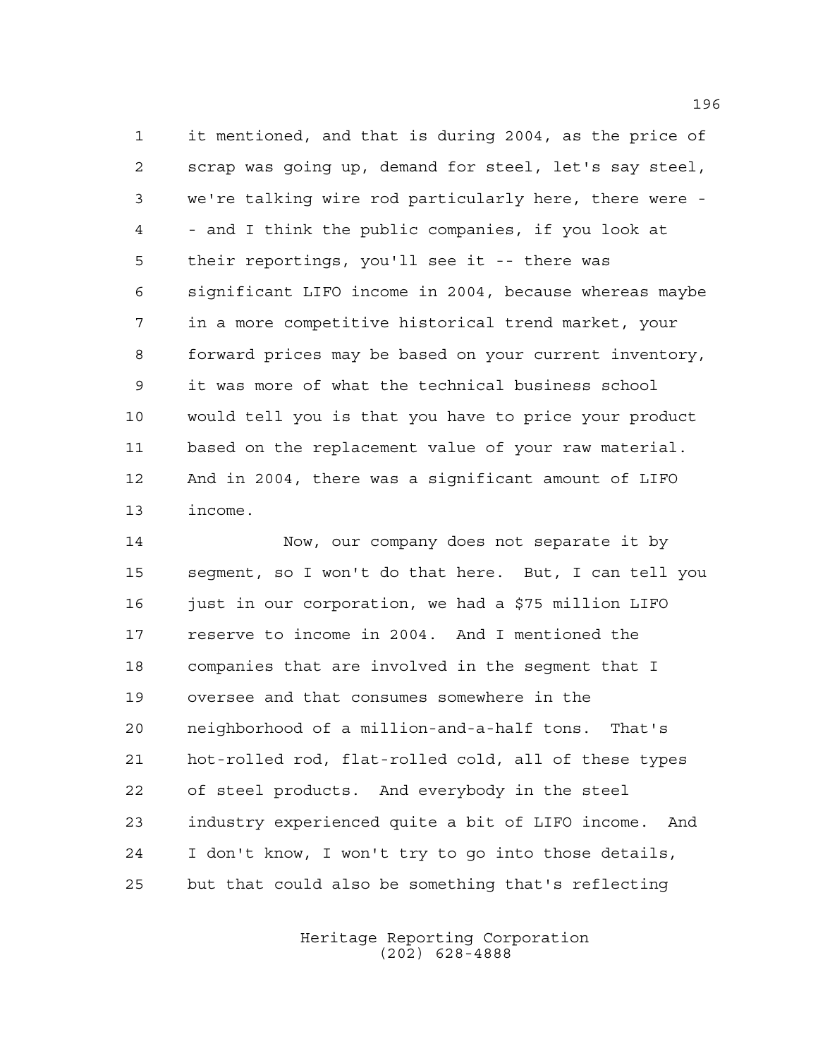it mentioned, and that is during 2004, as the price of scrap was going up, demand for steel, let's say steel, we're talking wire rod particularly here, there were -- and I think the public companies, if you look at their reportings, you'll see it -- there was significant LIFO income in 2004, because whereas maybe in a more competitive historical trend market, your forward prices may be based on your current inventory, it was more of what the technical business school would tell you is that you have to price your product based on the replacement value of your raw material. And in 2004, there was a significant amount of LIFO income.

Now, our company does not separate it by segment, so I won't do that here. But, I can tell you just in our corporation, we had a $75 million LIFO reserve to income in 2004. And I mentioned the companies that are involved in the segment that I oversee and that consumes somewhere in the neighborhood of a million-and-a-half tons. That's hot-rolled rod, flat-rolled cold, all of these types of steel products. And everybody in the steel industry experienced quite a bit of LIFO income. And I don't know, I won't try to go into those details, but that could also be something that's reflecting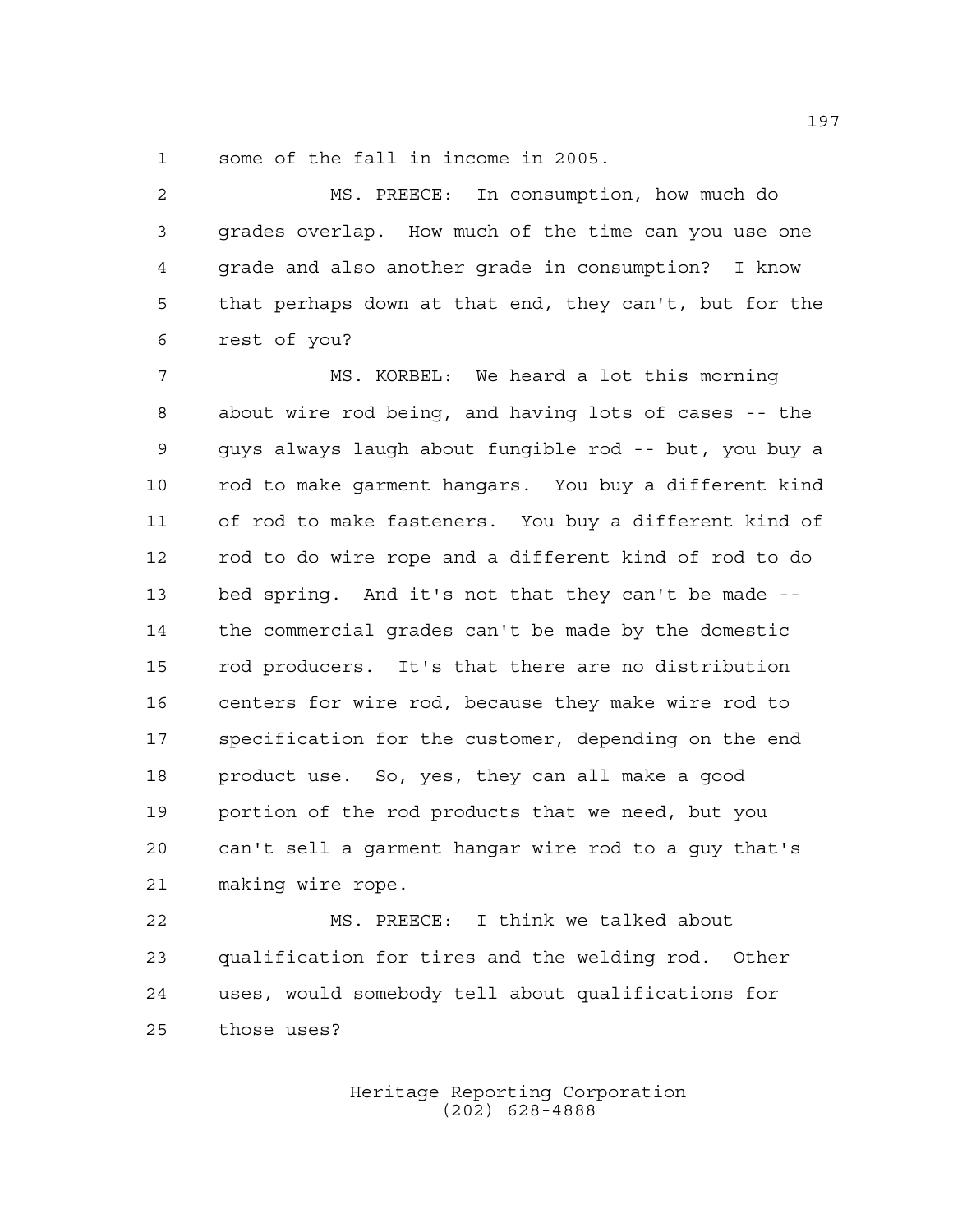some of the fall in income in 2005.

MS. PREECE: In consumption, how much do grades overlap. How much of the time can you use one grade and also another grade in consumption? I know that perhaps down at that end, they can't, but for the rest of you?

MS. KORBEL: We heard a lot this morning about wire rod being, and having lots of cases -- the guys always laugh about fungible rod -- but, you buy a rod to make garment hangars. You buy a different kind of rod to make fasteners. You buy a different kind of rod to do wire rope and a different kind of rod to do bed spring. And it's not that they can't be made -- the commercial grades can't be made by the domestic rod producers. It's that there are no distribution centers for wire rod, because they make wire rod to specification for the customer, depending on the end product use. So, yes, they can all make a good portion of the rod products that we need, but you can't sell a garment hangar wire rod to a guy that's making wire rope.

MS. PREECE: I think we talked about qualification for tires and the welding rod. Other uses, would somebody tell about qualifications for those uses?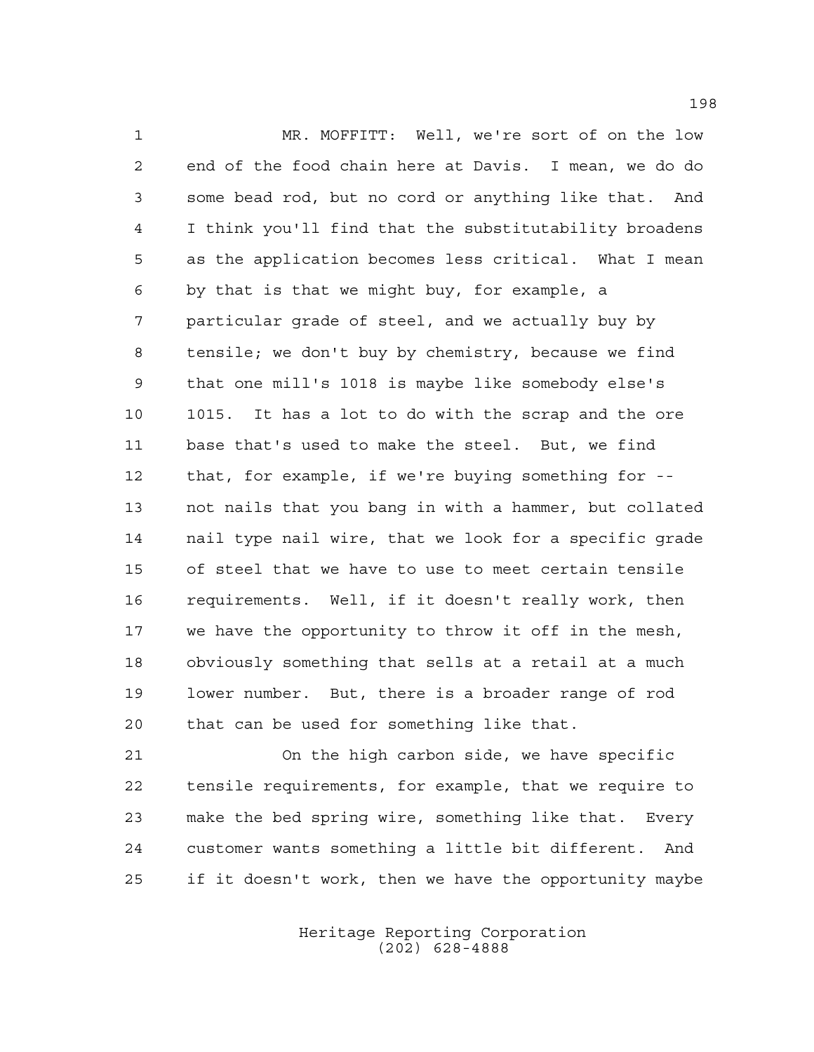MR. MOFFITT: Well, we're sort of on the low end of the food chain here at Davis. I mean, we do do some bead rod, but no cord or anything like that. And I think you'll find that the substitutability broadens as the application becomes less critical. What I mean by that is that we might buy, for example, a particular grade of steel, and we actually buy by tensile; we don't buy by chemistry, because we find that one mill's 1018 is maybe like somebody else's 1015. It has a lot to do with the scrap and the ore base that's used to make the steel. But, we find that, for example, if we're buying something for -- not nails that you bang in with a hammer, but collated nail type nail wire, that we look for a specific grade of steel that we have to use to meet certain tensile requirements. Well, if it doesn't really work, then we have the opportunity to throw it off in the mesh, obviously something that sells at a retail at a much lower number. But, there is a broader range of rod that can be used for something like that.

On the high carbon side, we have specific tensile requirements, for example, that we require to make the bed spring wire, something like that. Every customer wants something a little bit different. And if it doesn't work, then we have the opportunity maybe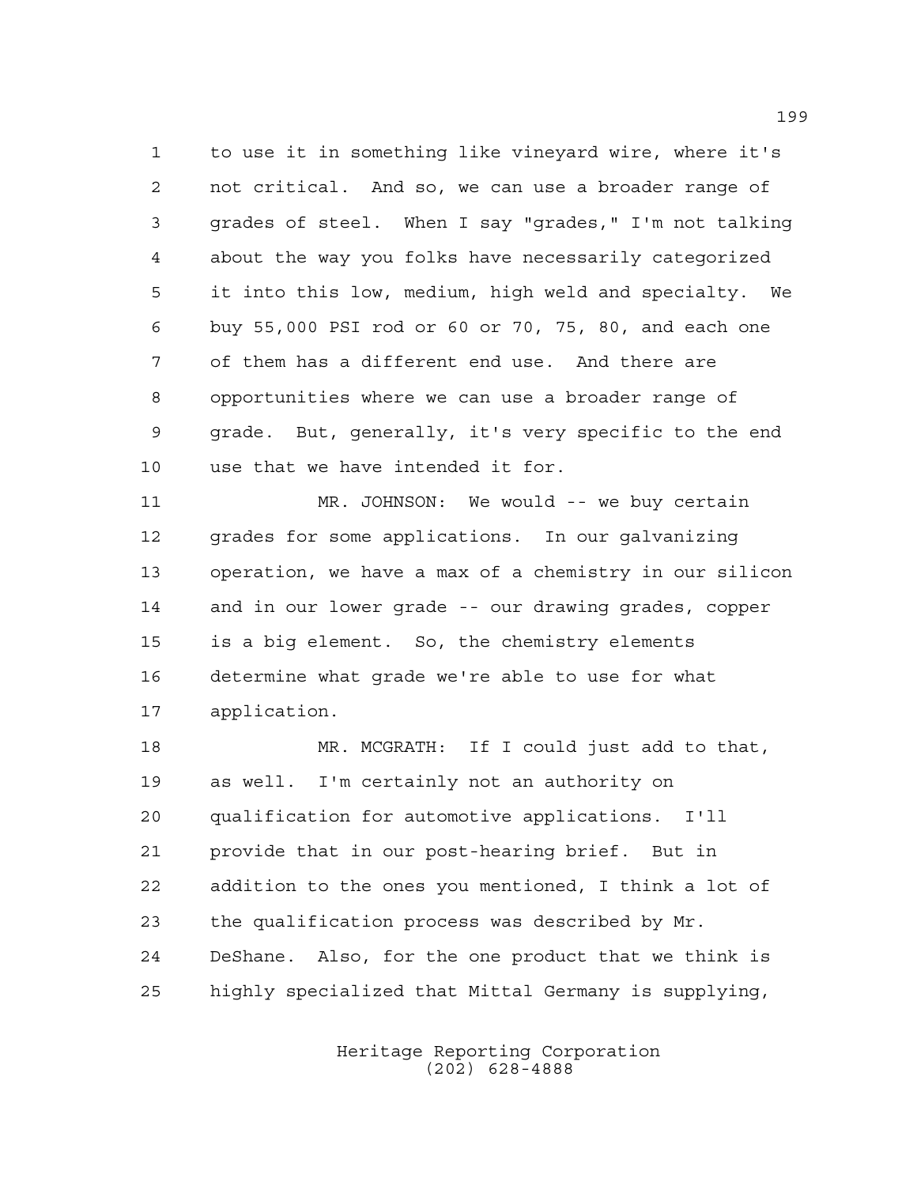to use it in something like vineyard wire, where it's not critical. And so, we can use a broader range of grades of steel. When I say "grades," I'm not talking about the way you folks have necessarily categorized it into this low, medium, high weld and specialty. We buy 55,000 PSI rod or 60 or 70, 75, 80, and each one of them has a different end use. And there are opportunities where we can use a broader range of grade. But, generally, it's very specific to the end use that we have intended it for.

MR. JOHNSON: We would -- we buy certain grades for some applications. In our galvanizing operation, we have a max of a chemistry in our silicon and in our lower grade -- our drawing grades, copper is a big element. So, the chemistry elements determine what grade we're able to use for what application.

MR. MCGRATH: If I could just add to that, as well. I'm certainly not an authority on qualification for automotive applications. I'll provide that in our post-hearing brief. But in addition to the ones you mentioned, I think a lot of the qualification process was described by Mr. DeShane. Also, for the one product that we think is highly specialized that Mittal Germany is supplying,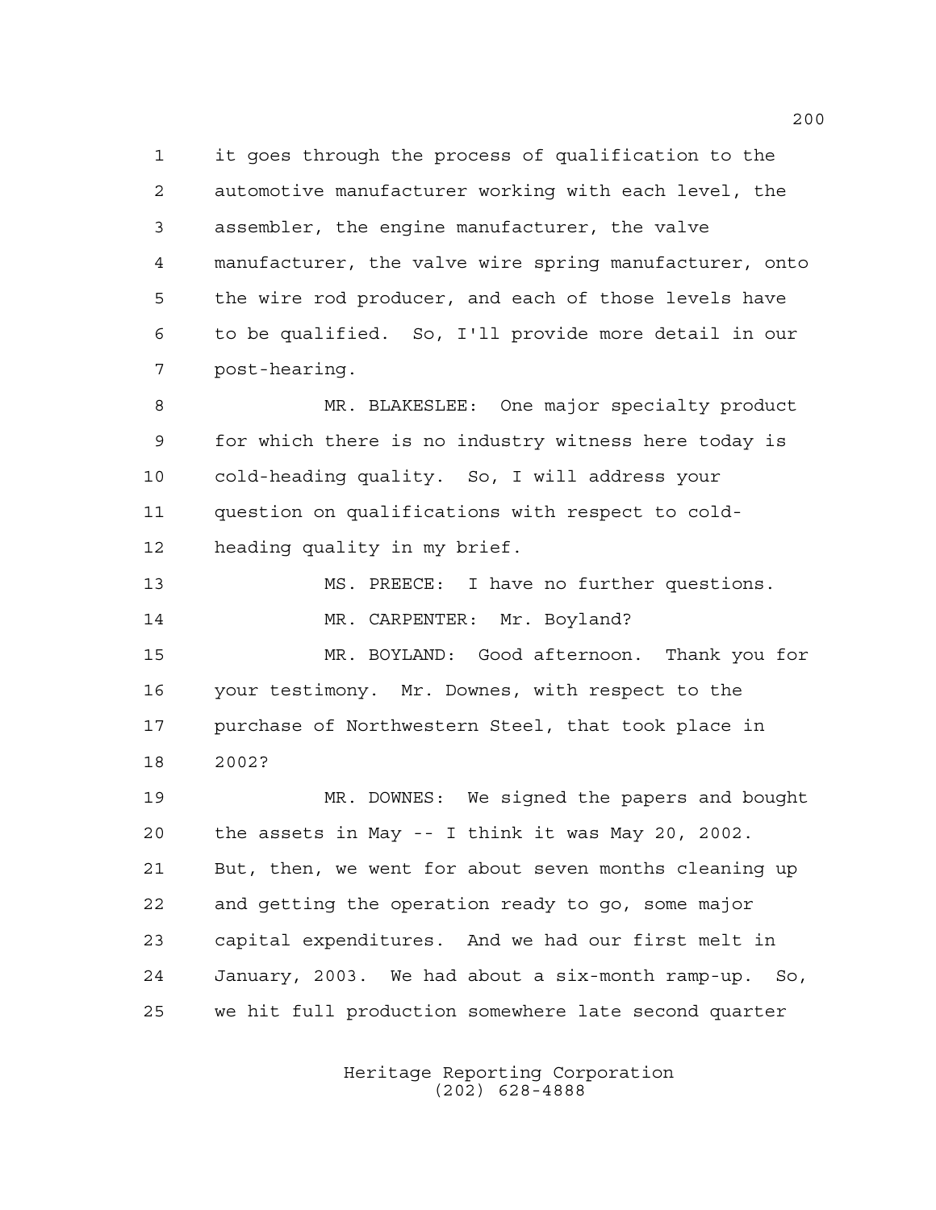it goes through the process of qualification to the automotive manufacturer working with each level, the assembler, the engine manufacturer, the valve manufacturer, the valve wire spring manufacturer, onto the wire rod producer, and each of those levels have to be qualified. So, I'll provide more detail in our post-hearing.

MR. BLAKESLEE: One major specialty product for which there is no industry witness here today is cold-heading quality. So, I will address your question on qualifications with respect to cold-heading quality in my brief.

MS. PREECE: I have no further questions.

MR. CARPENTER: Mr. Boyland?

MR. BOYLAND: Good afternoon. Thank you for your testimony. Mr. Downes, with respect to the purchase of Northwestern Steel, that took place in 2002?

MR. DOWNES: We signed the papers and bought the assets in May -- I think it was May 20, 2002. But, then, we went for about seven months cleaning up and getting the operation ready to go, some major capital expenditures. And we had our first melt in January, 2003. We had about a six-month ramp-up. So, we hit full production somewhere late second quarter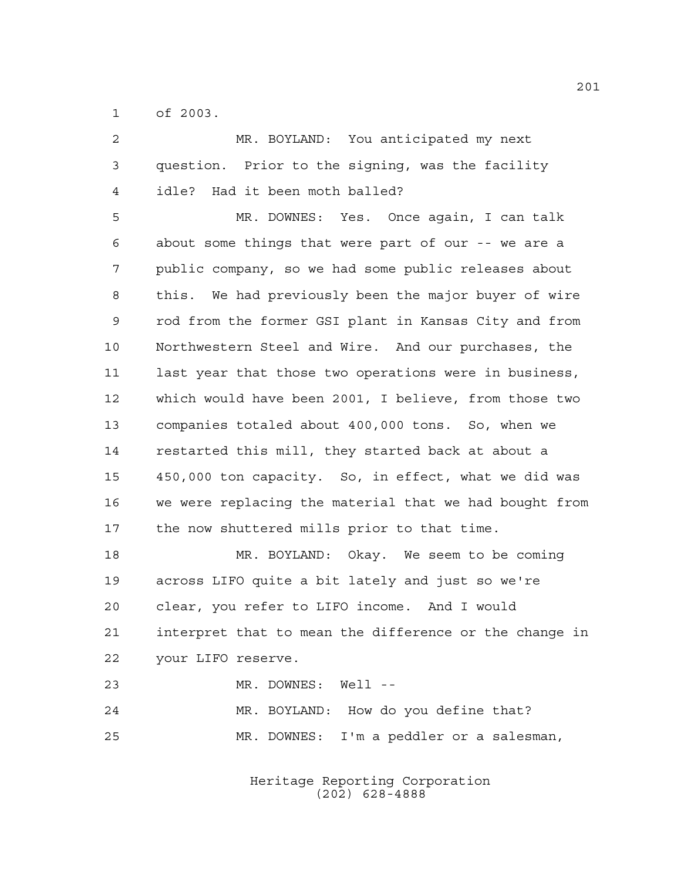of 2003.

MR. BOYLAND: You anticipated my next question. Prior to the signing, was the facility idle? Had it been moth balled?

MR. DOWNES: Yes. Once again, I can talk about some things that were part of our -- we are a public company, so we had some public releases about this. We had previously been the major buyer of wire rod from the former GSI plant in Kansas City and from Northwestern Steel and Wire. And our purchases, the last year that those two operations were in business, which would have been 2001, I believe, from those two companies totaled about 400,000 tons. So, when we restarted this mill, they started back at about a 450,000 ton capacity. So, in effect, what we did was we were replacing the material that we had bought from the now shuttered mills prior to that time.

MR. BOYLAND: Okay. We seem to be coming across LIFO quite a bit lately and just so we're clear, you refer to LIFO income. And I would interpret that to mean the difference or the change in your LIFO reserve.

MR. DOWNES: Well --

MR. BOYLAND: How do you define that?

MR. DOWNES: I'm a peddler or a salesman,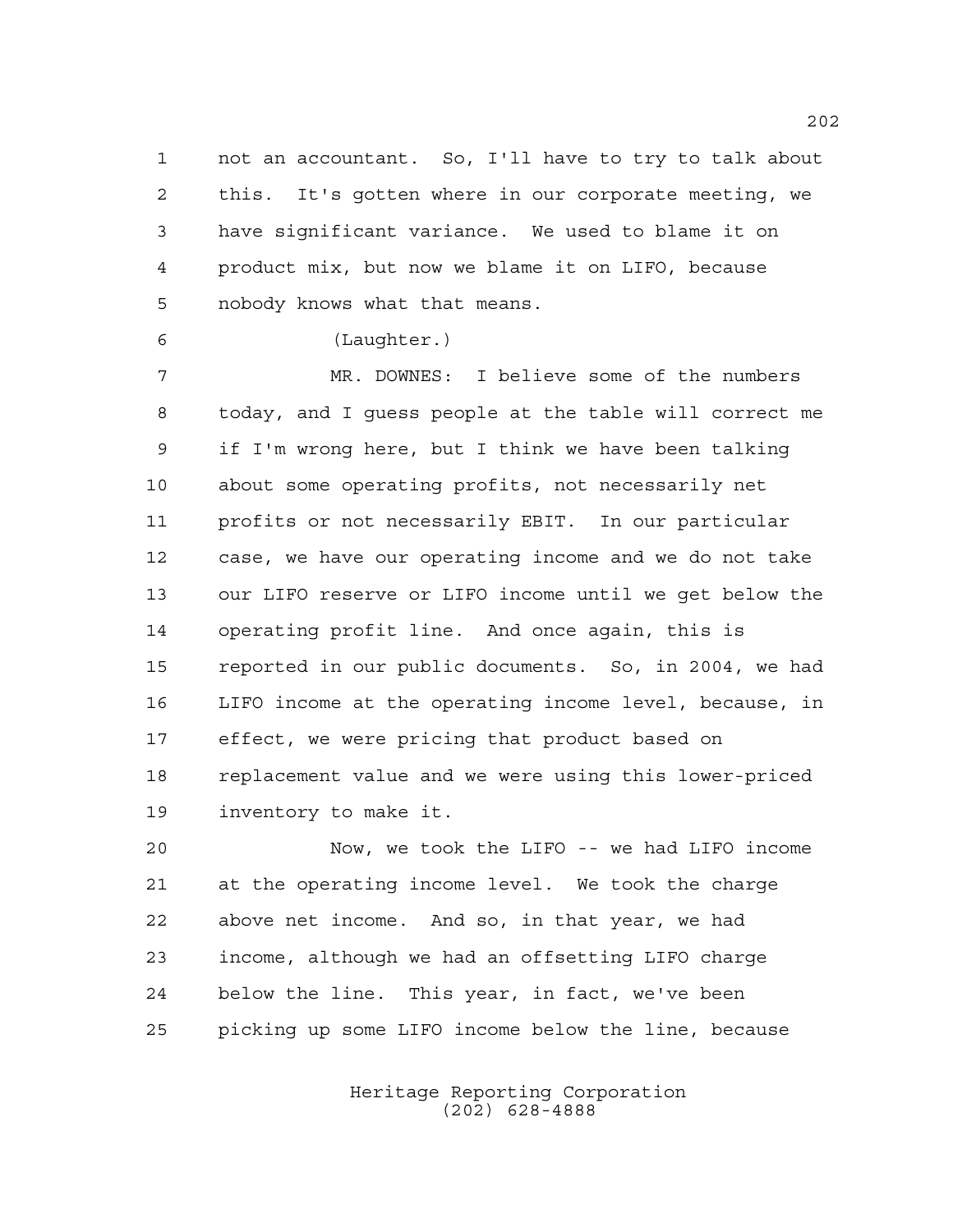not an accountant. So, I'll have to try to talk about this. It's gotten where in our corporate meeting, we have significant variance. We used to blame it on product mix, but now we blame it on LIFO, because nobody knows what that means.

(Laughter.)

MR. DOWNES: I believe some of the numbers today, and I guess people at the table will correct me if I'm wrong here, but I think we have been talking about some operating profits, not necessarily net profits or not necessarily EBIT. In our particular case, we have our operating income and we do not take our LIFO reserve or LIFO income until we get below the operating profit line. And once again, this is reported in our public documents. So, in 2004, we had LIFO income at the operating income level, because, in effect, we were pricing that product based on replacement value and we were using this lower-priced inventory to make it.

Now, we took the LIFO -- we had LIFO income at the operating income level. We took the charge above net income. And so, in that year, we had income, although we had an offsetting LIFO charge below the line. This year, in fact, we've been picking up some LIFO income below the line, because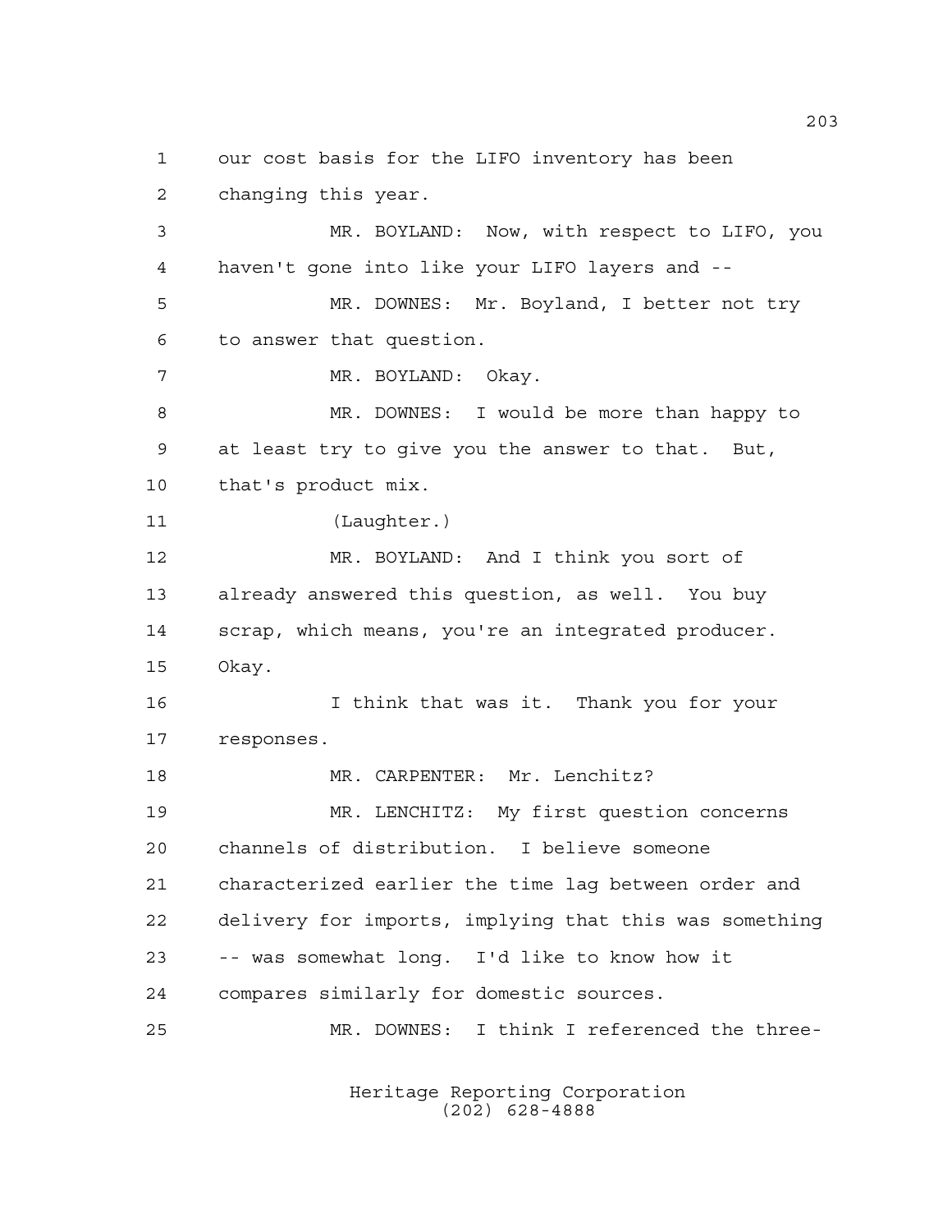our cost basis for the LIFO inventory has been changing this year.

MR. BOYLAND: Now, with respect to LIFO, you haven't gone into like your LIFO layers and --

MR. DOWNES: Mr. Boyland, I better not try to answer that question.

MR. BOYLAND: Okay.

MR. DOWNES: I would be more than happy to at least try to give you the answer to that. But, that's product mix.

(Laughter.)

MR. BOYLAND: And I think you sort of already answered this question, as well. You buy scrap, which means, you're an integrated producer. Okay.

I think that was it. Thank you for your responses.

MR. CARPENTER: Mr. Lenchitz?

MR. LENCHITZ: My first question concerns channels of distribution. I believe someone characterized earlier the time lag between order and delivery for imports, implying that this was something -- was somewhat long. I'd like to know how it compares similarly for domestic sources.

MR. DOWNES: I think I referenced the three-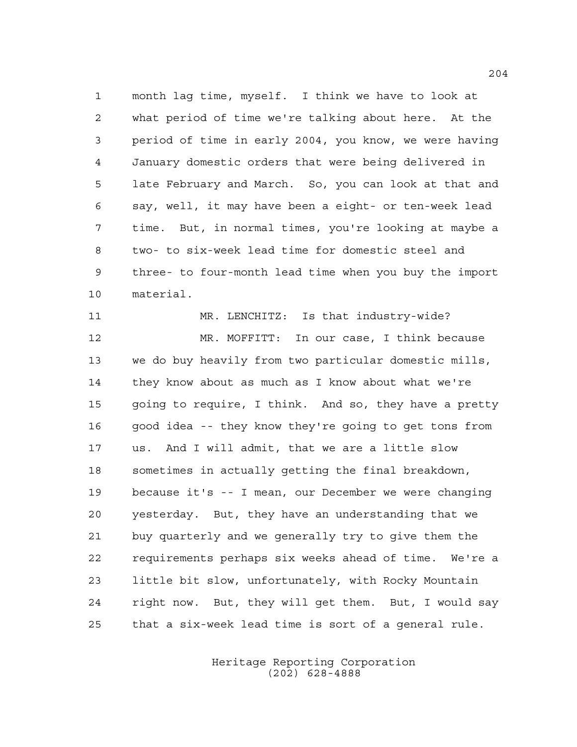month lag time, myself. I think we have to look at what period of time we're talking about here. At the period of time in early 2004, you know, we were having January domestic orders that were being delivered in late February and March. So, you can look at that and say, well, it may have been a eight- or ten-week lead time. But, in normal times, you're looking at maybe a two- to six-week lead time for domestic steel and three- to four-month lead time when you buy the import material.

MR. LENCHITZ: Is that industry-wide?

MR. MOFFITT: In our case, I think because we do buy heavily from two particular domestic mills, they know about as much as I know about what we're going to require, I think. And so, they have a pretty good idea -- they know they're going to get tons from us. And I will admit, that we are a little slow sometimes in actually getting the final breakdown, because it's -- I mean, our December we were changing yesterday. But, they have an understanding that we buy quarterly and we generally try to give them the requirements perhaps six weeks ahead of time. We're a little bit slow, unfortunately, with Rocky Mountain right now. But, they will get them. But, I would say that a six-week lead time is sort of a general rule.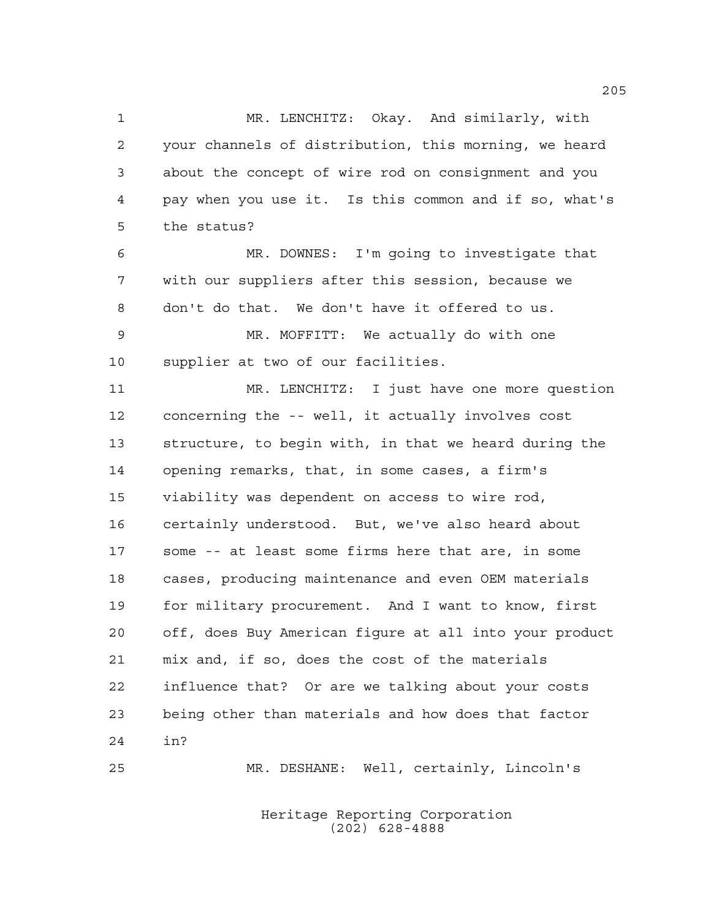MR. LENCHITZ: Okay. And similarly, with your channels of distribution, this morning, we heard about the concept of wire rod on consignment and you pay when you use it. Is this common and if so, what's the status?

MR. DOWNES: I'm going to investigate that with our suppliers after this session, because we don't do that. We don't have it offered to us.

MR. MOFFITT: We actually do with one supplier at two of our facilities.

MR. LENCHITZ: I just have one more question concerning the -- well, it actually involves cost structure, to begin with, in that we heard during the opening remarks, that, in some cases, a firm's viability was dependent on access to wire rod, certainly understood. But, we've also heard about some -- at least some firms here that are, in some cases, producing maintenance and even OEM materials for military procurement. And I want to know, first off, does Buy American figure at all into your product mix and, if so, does the cost of the materials influence that? Or are we talking about your costs being other than materials and how does that factor in?

MR. DESHANE: Well, certainly, Lincoln's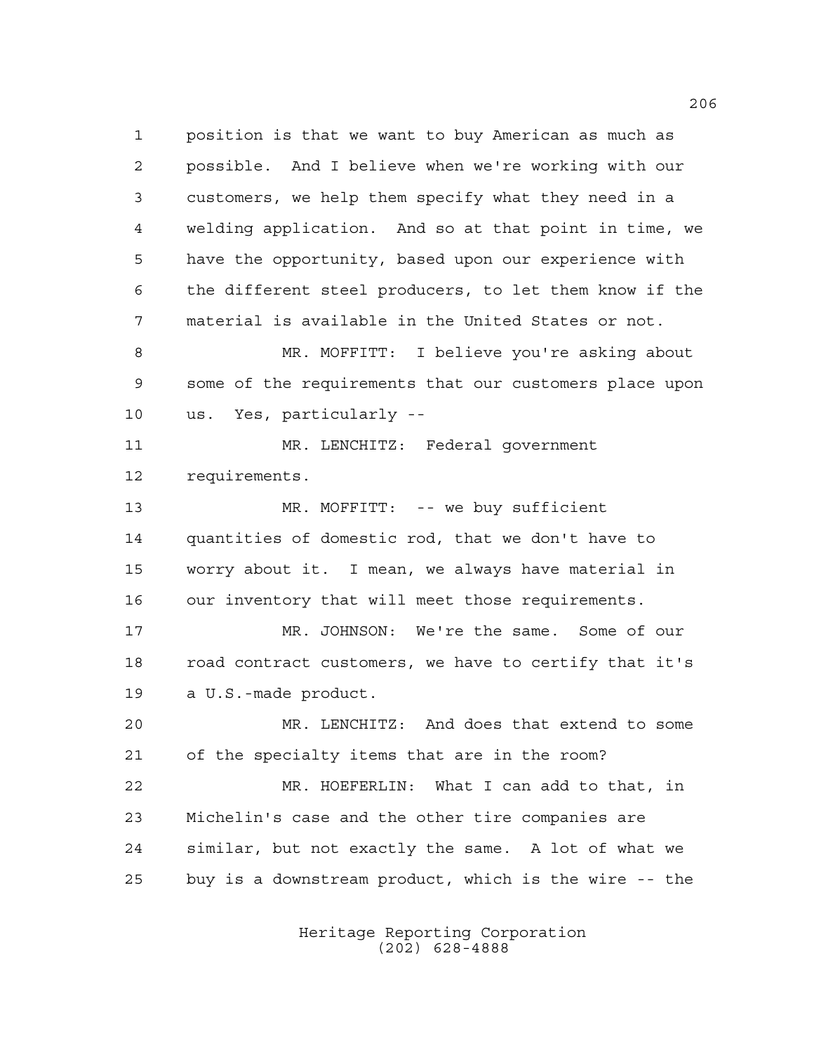position is that we want to buy American as much as possible. And I believe when we're working with our customers, we help them specify what they need in a welding application. And so at that point in time, we have the opportunity, based upon our experience with the different steel producers, to let them know if the material is available in the United States or not.

MR. MOFFITT: I believe you're asking about some of the requirements that our customers place upon us. Yes, particularly --

MR. LENCHITZ: Federal government requirements.

MR. MOFFITT: -- we buy sufficient quantities of domestic rod, that we don't have to worry about it. I mean, we always have material in our inventory that will meet those requirements.

MR. JOHNSON: We're the same. Some of our road contract customers, we have to certify that it's a U.S.-made product.

MR. LENCHITZ: And does that extend to some of the specialty items that are in the room?

MR. HOEFERLIN: What I can add to that, in Michelin's case and the other tire companies are similar, but not exactly the same. A lot of what we buy is a downstream product, which is the wire -- the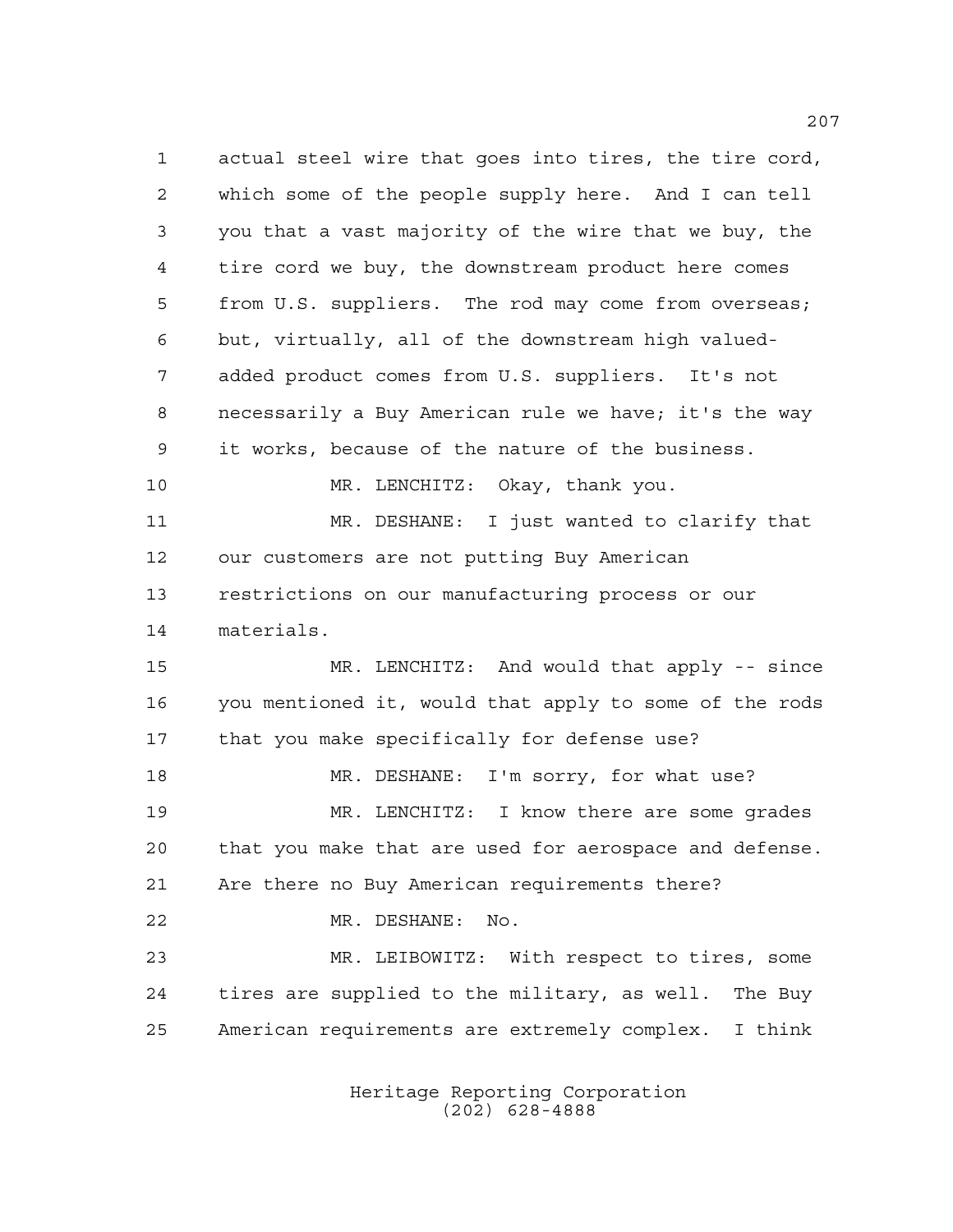actual steel wire that goes into tires, the tire cord, which some of the people supply here. And I can tell you that a vast majority of the wire that we buy, the tire cord we buy, the downstream product here comes from U.S. suppliers. The rod may come from overseas; but, virtually, all of the downstream high valued-added product comes from U.S. suppliers. It's not necessarily a Buy American rule we have; it's the way it works, because of the nature of the business.

MR. LENCHITZ: Okay, thank you.

MR. DESHANE: I just wanted to clarify that our customers are not putting Buy American restrictions on our manufacturing process or our materials.

MR. LENCHITZ: And would that apply -- since you mentioned it, would that apply to some of the rods that you make specifically for defense use?

MR. DESHANE: I'm sorry, for what use?

MR. LENCHITZ: I know there are some grades that you make that are used for aerospace and defense. Are there no Buy American requirements there?

MR. DESHANE: No.

MR. LEIBOWITZ: With respect to tires, some tires are supplied to the military, as well. The Buy American requirements are extremely complex. I think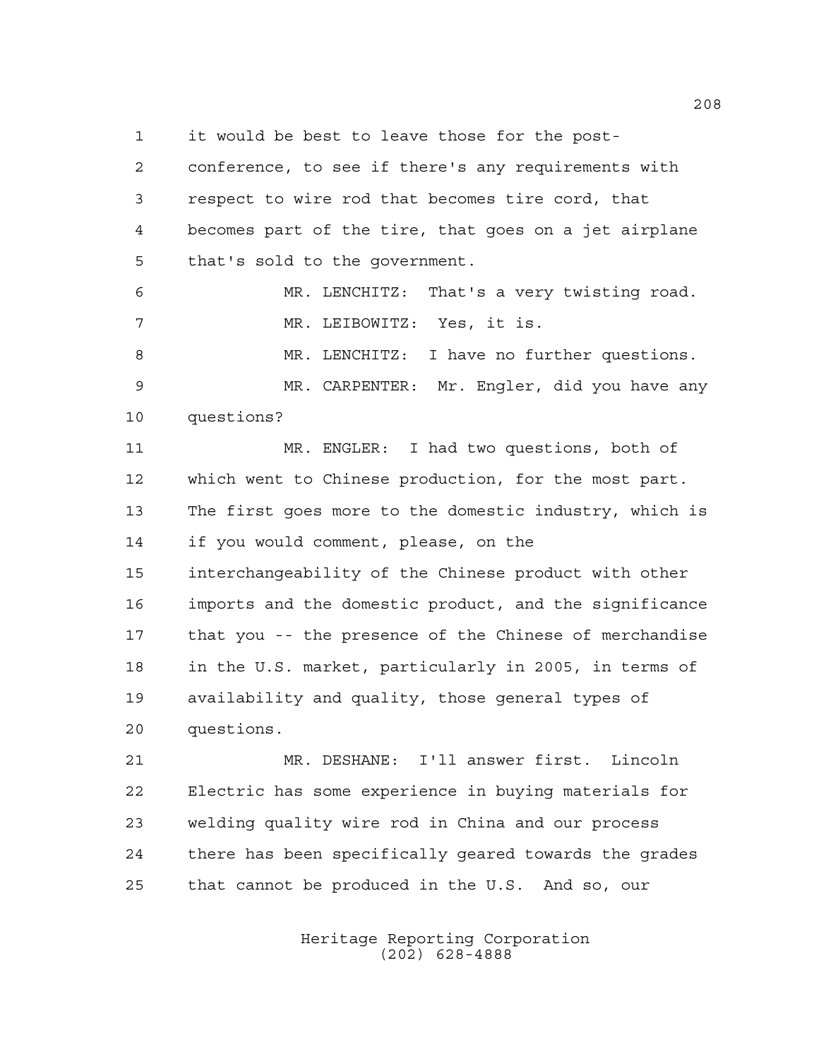it would be best to leave those for the post-conference, to see if there's any requirements with respect to wire rod that becomes tire cord, that becomes part of the tire, that goes on a jet airplane that's sold to the government.

MR. LENCHITZ: That's a very twisting road.

MR. LEIBOWITZ: Yes, it is.

MR. LENCHITZ: I have no further questions.

MR. CARPENTER: Mr. Engler, did you have any questions?

MR. ENGLER: I had two questions, both of which went to Chinese production, for the most part. The first goes more to the domestic industry, which is if you would comment, please, on the interchangeability of the Chinese product with other imports and the domestic product, and the significance that you -- the presence of the Chinese of merchandise in the U.S. market, particularly in 2005, in terms of availability and quality, those general types of questions.

MR. DESHANE: I'll answer first. Lincoln Electric has some experience in buying materials for welding quality wire rod in China and our process there has been specifically geared towards the grades that cannot be produced in the U.S. And so, our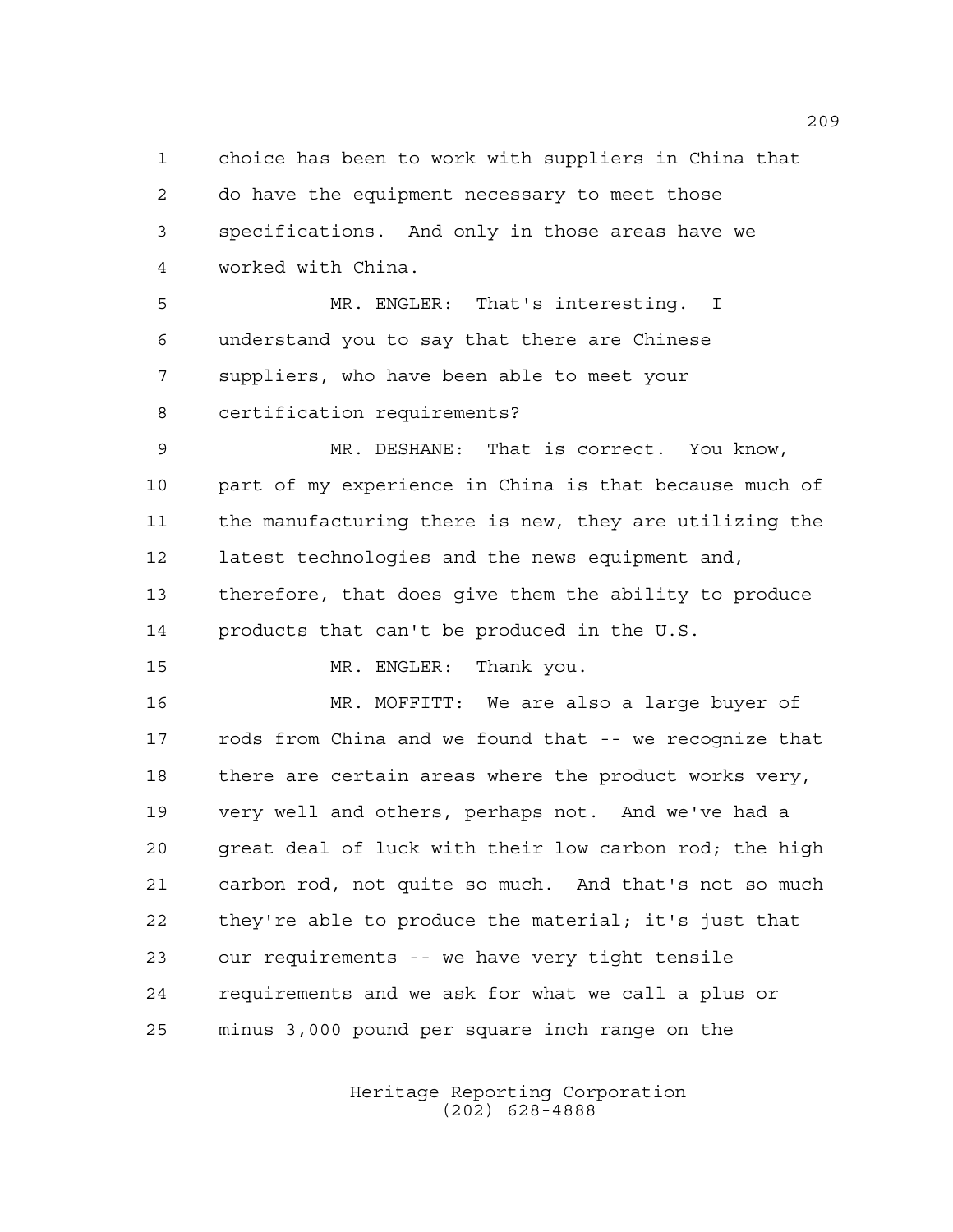1 choice has been to work with suppliers in China that
2 do have the equipment necessary to meet those
3 specifications. And only in those areas have we
4 worked with China.

5 MR. ENGLER: That's interesting. I
6 understand you to say that there are Chinese
7 suppliers, who have been able to meet your
8 certification requirements?

9 MR. DESHANE: That is correct. You know,
10 part of my experience in China is that because much of
11 the manufacturing there is new, they are utilizing the
12 latest technologies and the news equipment and,
13 therefore, that does give them the ability to produce
14 products that can't be produced in the U.S.

15 MR. ENGLER: Thank you.

16 MR. MOFFITT: We are also a large buyer of
17 rods from China and we found that -- we recognize that
18 there are certain areas where the product works very,
19 very well and others, perhaps not. And we've had a
20 great deal of luck with their low carbon rod; the high
21 carbon rod, not quite so much. And that's not so much
22 they're able to produce the material; it's just that
23 our requirements -- we have very tight tensile
24 requirements and we ask for what we call a plus or
25 minus 3,000 pound per square inch range on the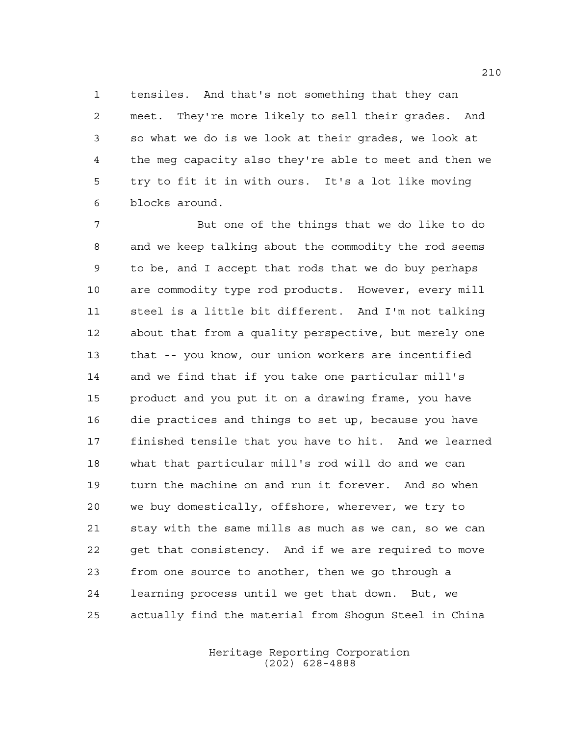tensiles. And that's not something that they can meet. They're more likely to sell their grades. And so what we do is we look at their grades, we look at the meg capacity also they're able to meet and then we try to fit it in with ours. It's a lot like moving blocks around.

But one of the things that we do like to do and we keep talking about the commodity the rod seems to be, and I accept that rods that we do buy perhaps are commodity type rod products. However, every mill steel is a little bit different. And I'm not talking about that from a quality perspective, but merely one that -- you know, our union workers are incentified and we find that if you take one particular mill's product and you put it on a drawing frame, you have die practices and things to set up, because you have finished tensile that you have to hit. And we learned what that particular mill's rod will do and we can turn the machine on and run it forever. And so when we buy domestically, offshore, wherever, we try to stay with the same mills as much as we can, so we can get that consistency. And if we are required to move from one source to another, then we go through a learning process until we get that down. But, we actually find the material from Shogun Steel in China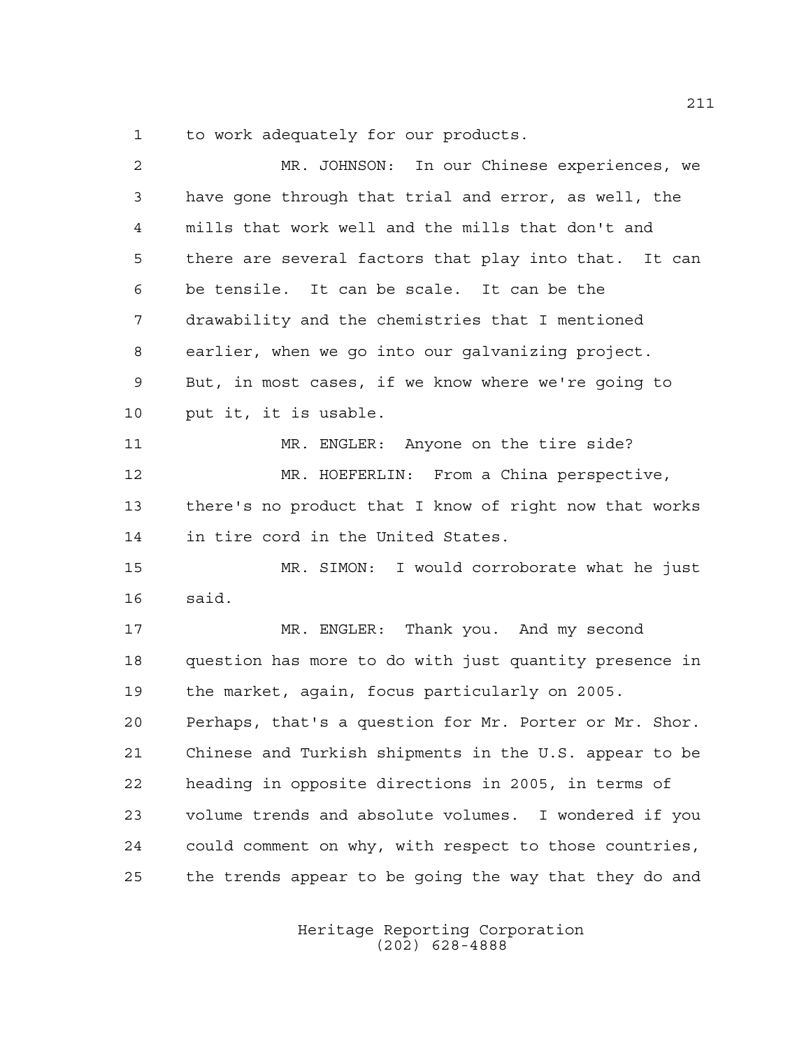to work adequately for our products.

MR. JOHNSON: In our Chinese experiences, we have gone through that trial and error, as well, the mills that work well and the mills that don't and there are several factors that play into that. It can be tensile. It can be scale. It can be the drawability and the chemistries that I mentioned earlier, when we go into our galvanizing project. But, in most cases, if we know where we're going to put it, it is usable.

MR. ENGLER: Anyone on the tire side?

MR. HOEFERLIN: From a China perspective, there's no product that I know of right now that works in tire cord in the United States.

MR. SIMON: I would corroborate what he just said.

MR. ENGLER: Thank you. And my second question has more to do with just quantity presence in the market, again, focus particularly on 2005. Perhaps, that's a question for Mr. Porter or Mr. Shor. Chinese and Turkish shipments in the U.S. appear to be heading in opposite directions in 2005, in terms of volume trends and absolute volumes. I wondered if you could comment on why, with respect to those countries, the trends appear to be going the way that they do and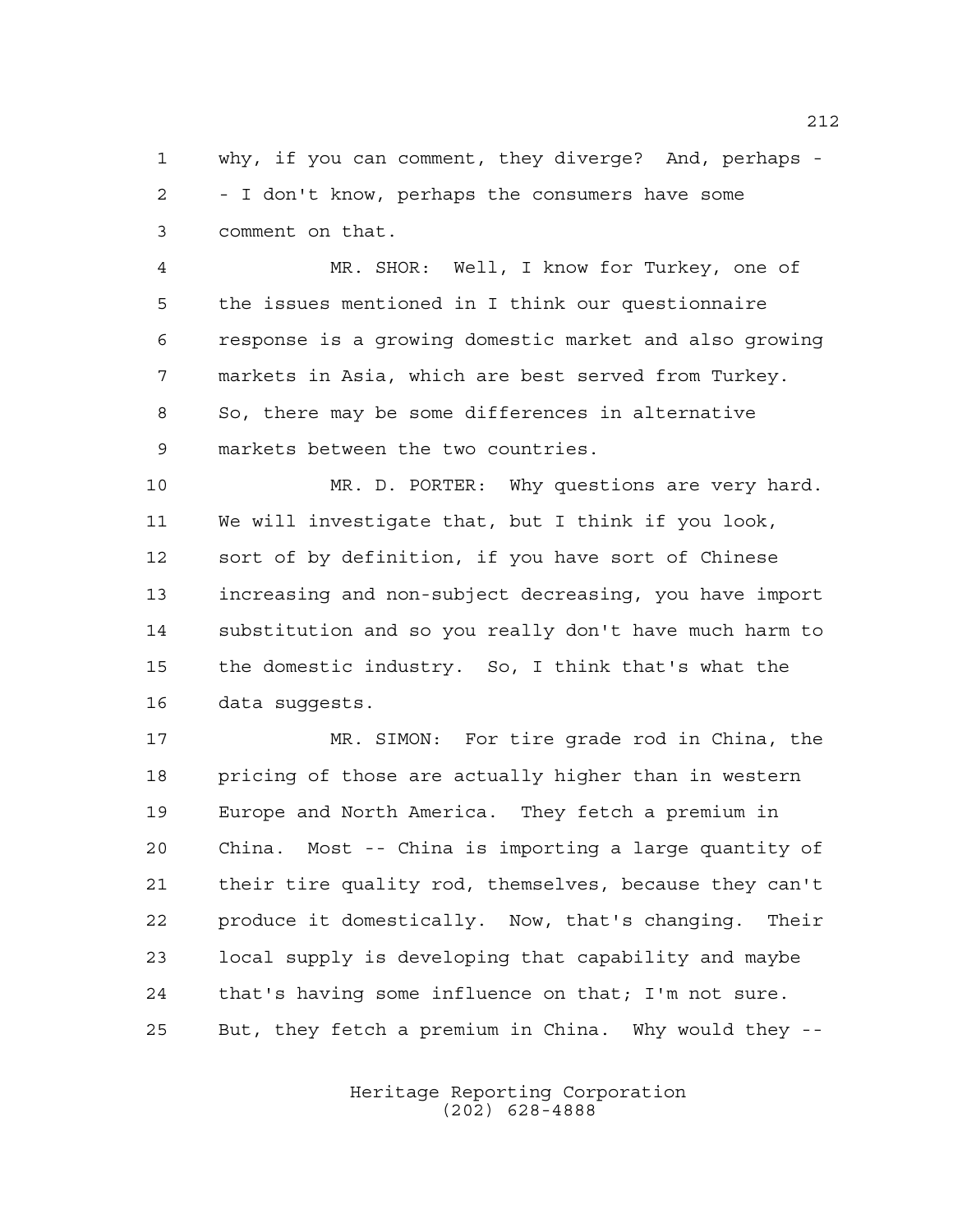why, if you can comment, they diverge? And, perhaps - - I don't know, perhaps the consumers have some comment on that.

MR. SHOR: Well, I know for Turkey, one of the issues mentioned in I think our questionnaire response is a growing domestic market and also growing markets in Asia, which are best served from Turkey. So, there may be some differences in alternative markets between the two countries.

MR. D. PORTER: Why questions are very hard. We will investigate that, but I think if you look, sort of by definition, if you have sort of Chinese increasing and non-subject decreasing, you have import substitution and so you really don't have much harm to the domestic industry. So, I think that's what the data suggests.

MR. SIMON: For tire grade rod in China, the pricing of those are actually higher than in western Europe and North America. They fetch a premium in China. Most -- China is importing a large quantity of their tire quality rod, themselves, because they can't produce it domestically. Now, that's changing. Their local supply is developing that capability and maybe that's having some influence on that; I'm not sure. But, they fetch a premium in China. Why would they --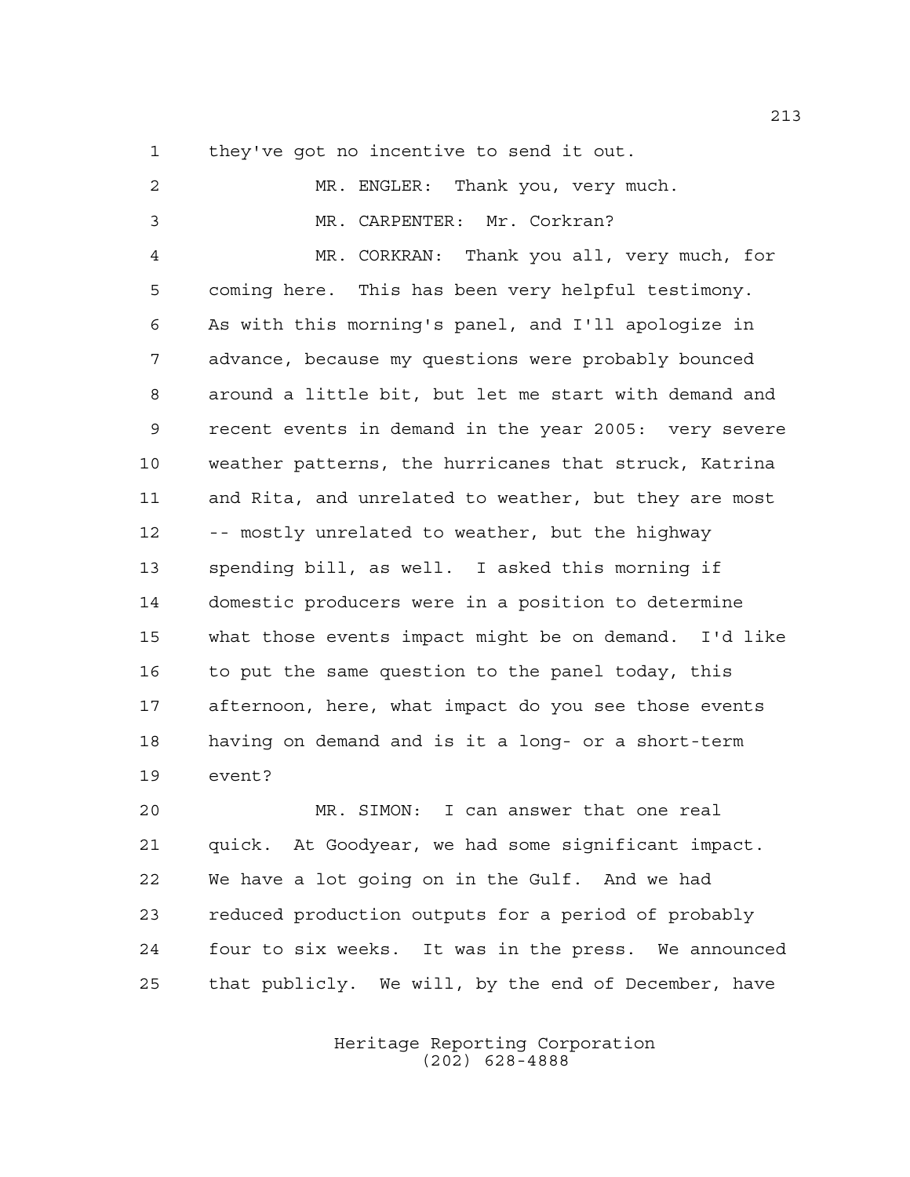they've got no incentive to send it out.

MR. ENGLER: Thank you, very much.

MR. CARPENTER: Mr. Corkran?

MR. CORKRAN: Thank you all, very much, for coming here. This has been very helpful testimony. As with this morning's panel, and I'll apologize in advance, because my questions were probably bounced around a little bit, but let me start with demand and recent events in demand in the year 2005: very severe weather patterns, the hurricanes that struck, Katrina and Rita, and unrelated to weather, but they are most -- mostly unrelated to weather, but the highway spending bill, as well. I asked this morning if domestic producers were in a position to determine what those events impact might be on demand. I'd like to put the same question to the panel today, this afternoon, here, what impact do you see those events having on demand and is it a long- or a short-term event?

MR. SIMON: I can answer that one real quick. At Goodyear, we had some significant impact. We have a lot going on in the Gulf. And we had reduced production outputs for a period of probably four to six weeks. It was in the press. We announced that publicly. We will, by the end of December, have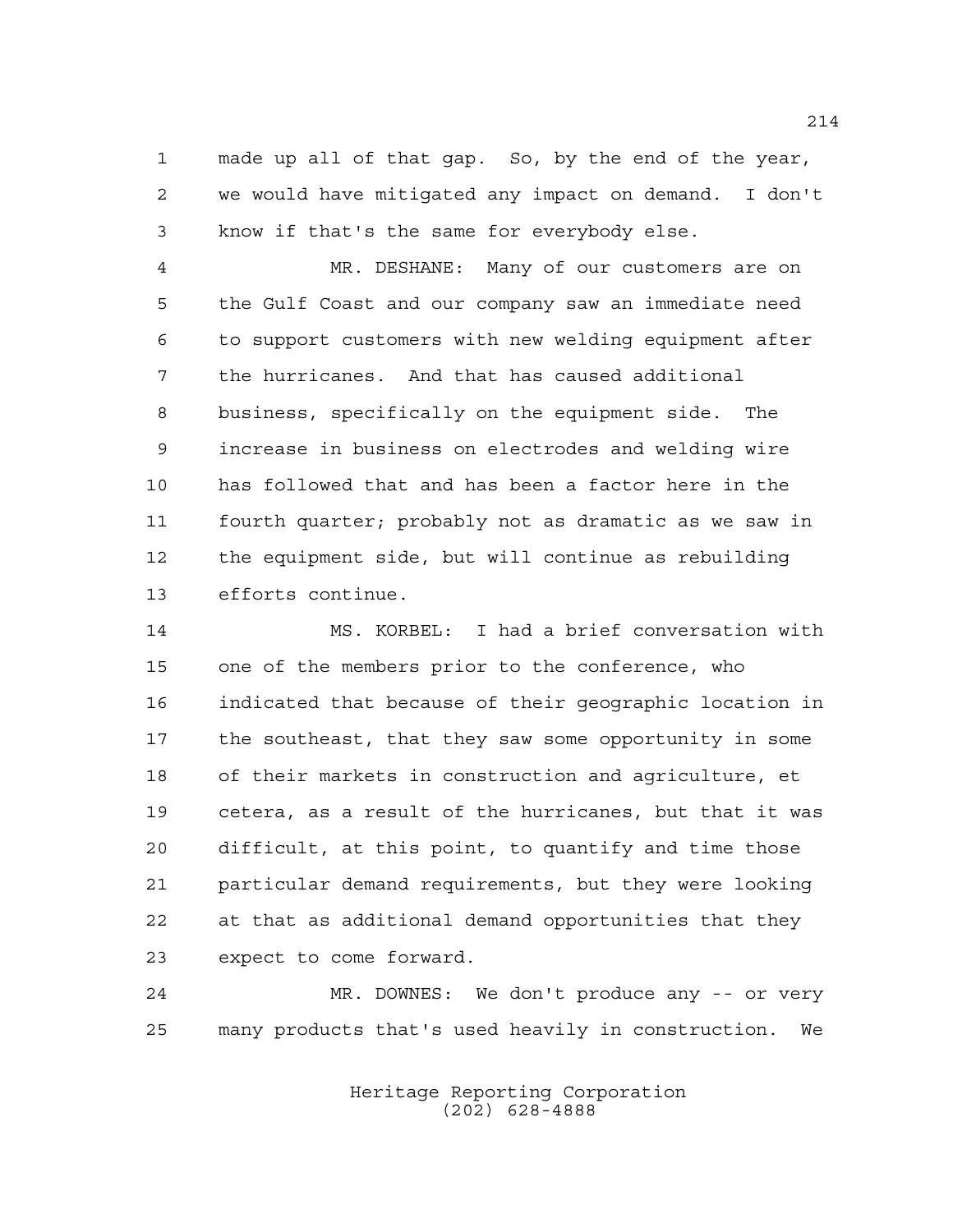made up all of that gap. So, by the end of the year, we would have mitigated any impact on demand. I don't know if that's the same for everybody else.

MR. DESHANE: Many of our customers are on the Gulf Coast and our company saw an immediate need to support customers with new welding equipment after the hurricanes. And that has caused additional business, specifically on the equipment side. The increase in business on electrodes and welding wire has followed that and has been a factor here in the fourth quarter; probably not as dramatic as we saw in the equipment side, but will continue as rebuilding efforts continue.

MS. KORBEL: I had a brief conversation with one of the members prior to the conference, who indicated that because of their geographic location in the southeast, that they saw some opportunity in some of their markets in construction and agriculture, et cetera, as a result of the hurricanes, but that it was difficult, at this point, to quantify and time those particular demand requirements, but they were looking at that as additional demand opportunities that they expect to come forward.

MR. DOWNES: We don't produce any -- or very many products that's used heavily in construction. We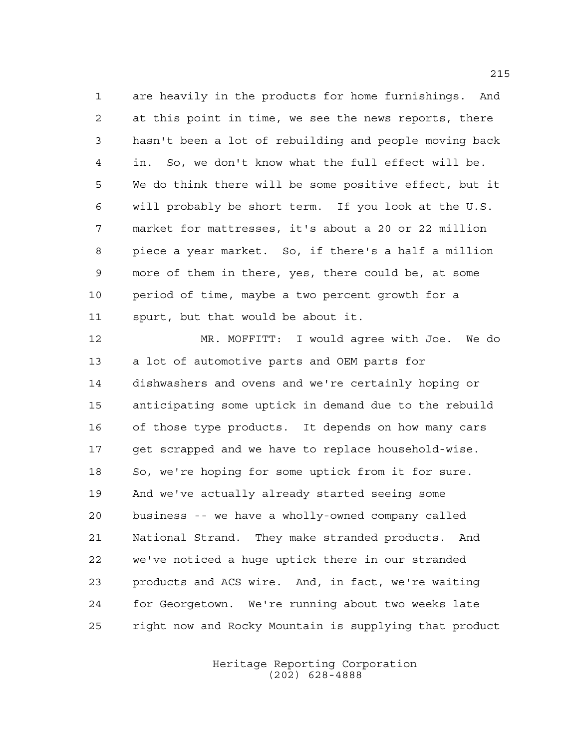are heavily in the products for home furnishings. And at this point in time, we see the news reports, there hasn't been a lot of rebuilding and people moving back in. So, we don't know what the full effect will be. We do think there will be some positive effect, but it will probably be short term. If you look at the U.S. market for mattresses, it's about a 20 or 22 million piece a year market. So, if there's a half a million more of them in there, yes, there could be, at some period of time, maybe a two percent growth for a spurt, but that would be about it.

MR. MOFFITT: I would agree with Joe. We do a lot of automotive parts and OEM parts for dishwashers and ovens and we're certainly hoping or anticipating some uptick in demand due to the rebuild of those type products. It depends on how many cars get scrapped and we have to replace household-wise. So, we're hoping for some uptick from it for sure. And we've actually already started seeing some business -- we have a wholly-owned company called National Strand. They make stranded products. And we've noticed a huge uptick there in our stranded products and ACS wire. And, in fact, we're waiting for Georgetown. We're running about two weeks late right now and Rocky Mountain is supplying that product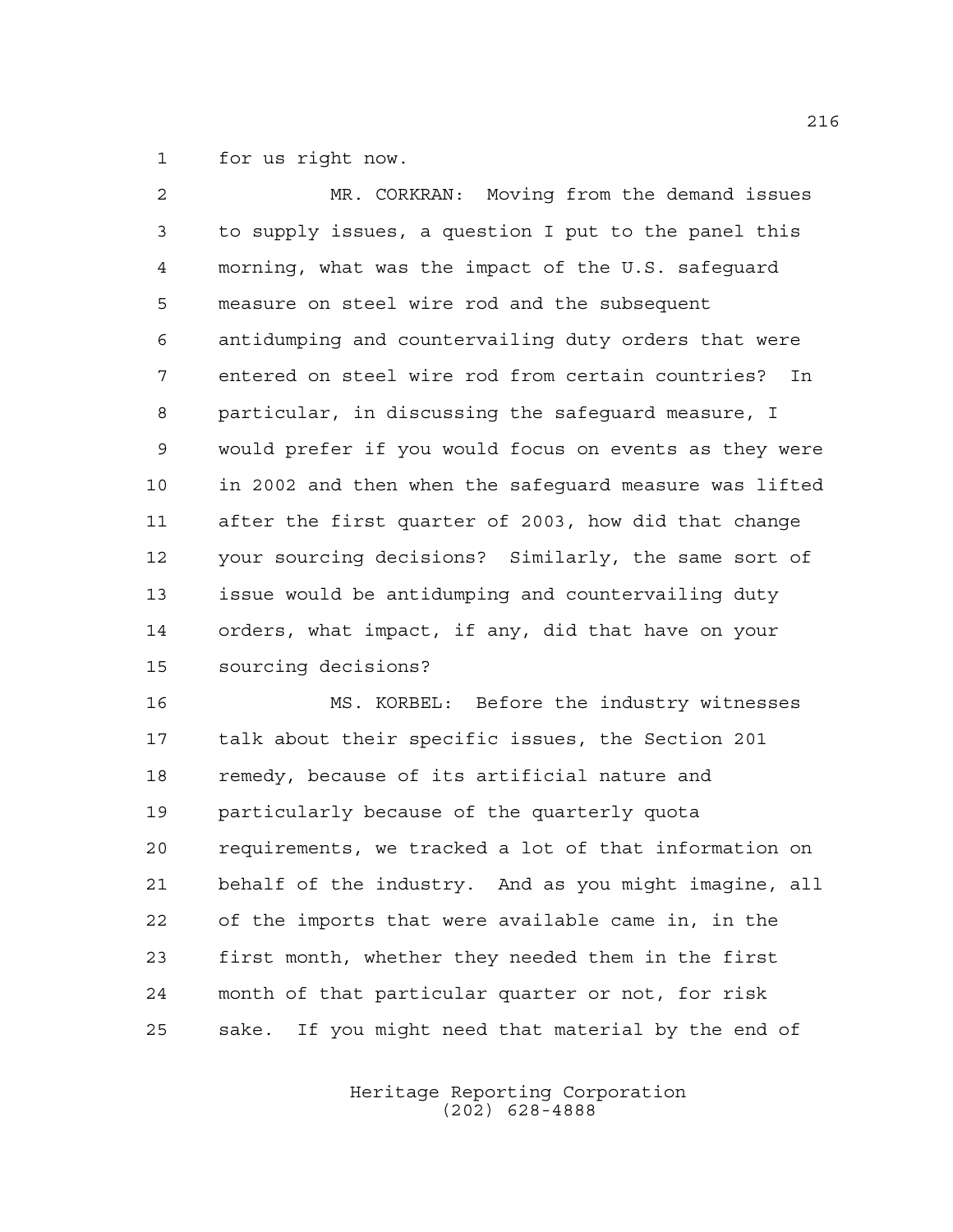for us right now.

MR. CORKRAN: Moving from the demand issues to supply issues, a question I put to the panel this morning, what was the impact of the U.S. safeguard measure on steel wire rod and the subsequent antidumping and countervailing duty orders that were entered on steel wire rod from certain countries? In particular, in discussing the safeguard measure, I would prefer if you would focus on events as they were in 2002 and then when the safeguard measure was lifted after the first quarter of 2003, how did that change your sourcing decisions? Similarly, the same sort of issue would be antidumping and countervailing duty orders, what impact, if any, did that have on your sourcing decisions?

MS. KORBEL: Before the industry witnesses talk about their specific issues, the Section 201 remedy, because of its artificial nature and particularly because of the quarterly quota requirements, we tracked a lot of that information on behalf of the industry. And as you might imagine, all of the imports that were available came in, in the first month, whether they needed them in the first month of that particular quarter or not, for risk sake. If you might need that material by the end of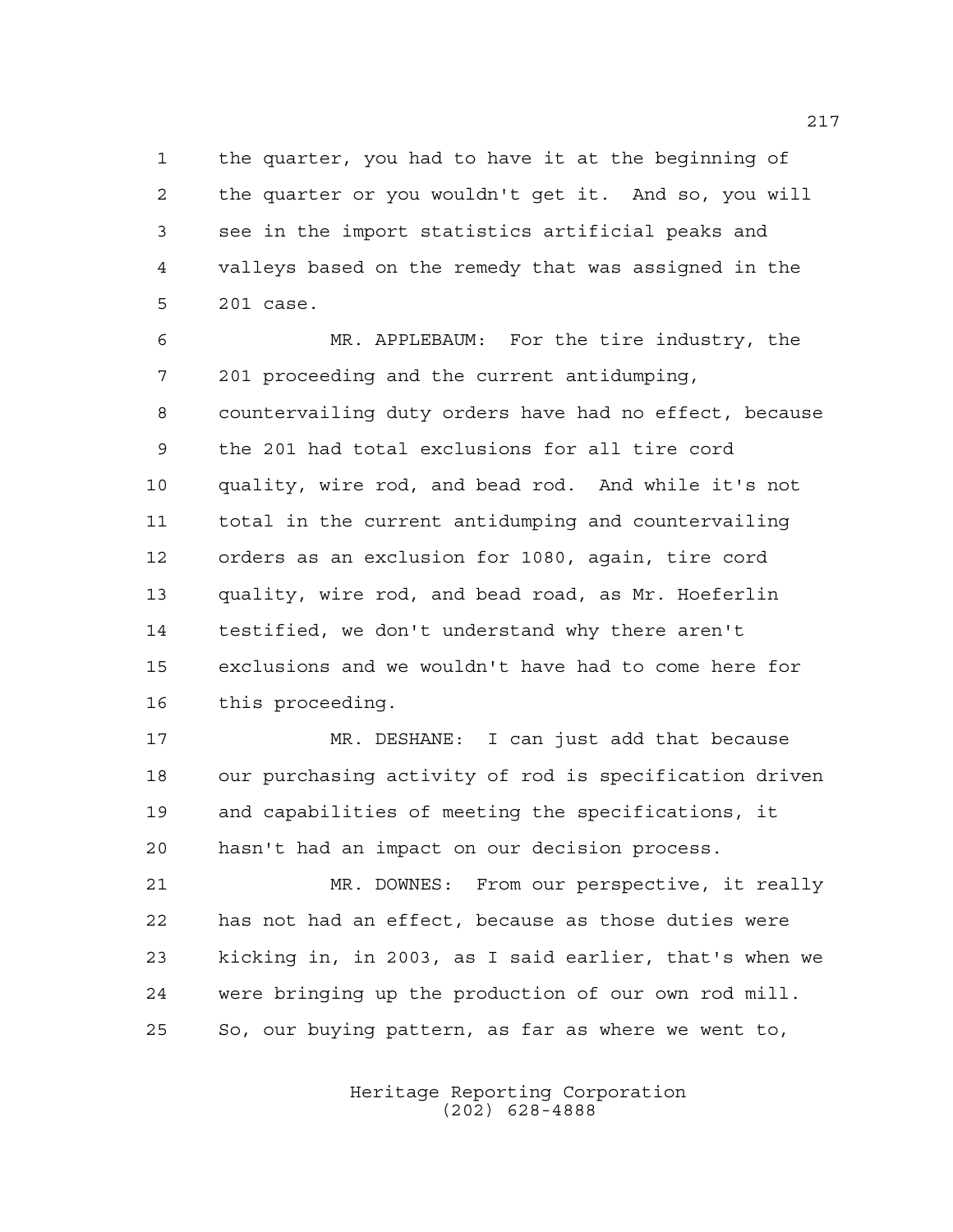the quarter, you had to have it at the beginning of the quarter or you wouldn't get it. And so, you will see in the import statistics artificial peaks and valleys based on the remedy that was assigned in the 201 case.

MR. APPLEBAUM: For the tire industry, the 201 proceeding and the current antidumping, countervailing duty orders have had no effect, because the 201 had total exclusions for all tire cord quality, wire rod, and bead rod. And while it's not total in the current antidumping and countervailing orders as an exclusion for 1080, again, tire cord quality, wire rod, and bead road, as Mr. Hoeferlin testified, we don't understand why there aren't exclusions and we wouldn't have had to come here for this proceeding.

MR. DESHANE: I can just add that because our purchasing activity of rod is specification driven and capabilities of meeting the specifications, it hasn't had an impact on our decision process.

MR. DOWNES: From our perspective, it really has not had an effect, because as those duties were kicking in, in 2003, as I said earlier, that's when we were bringing up the production of our own rod mill. So, our buying pattern, as far as where we went to,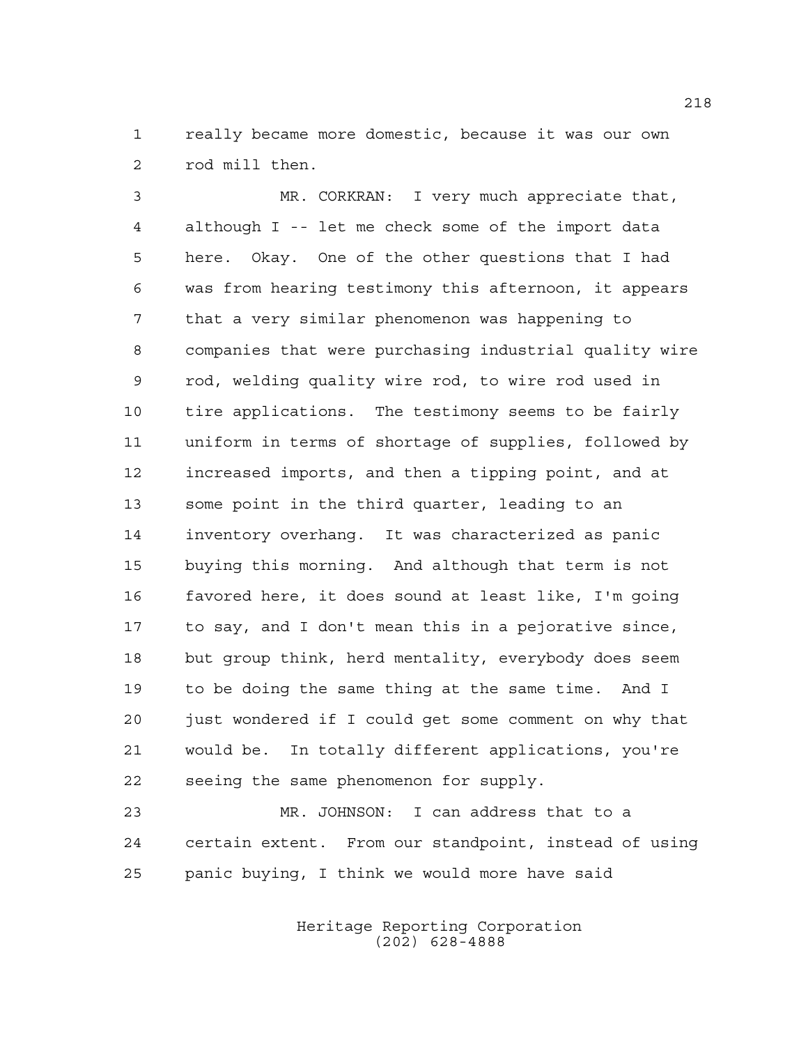really became more domestic, because it was our own rod mill then.

MR. CORKRAN: I very much appreciate that, although I -- let me check some of the import data here. Okay. One of the other questions that I had was from hearing testimony this afternoon, it appears that a very similar phenomenon was happening to companies that were purchasing industrial quality wire rod, welding quality wire rod, to wire rod used in tire applications. The testimony seems to be fairly uniform in terms of shortage of supplies, followed by increased imports, and then a tipping point, and at some point in the third quarter, leading to an inventory overhang. It was characterized as panic buying this morning. And although that term is not favored here, it does sound at least like, I'm going to say, and I don't mean this in a pejorative since, but group think, herd mentality, everybody does seem to be doing the same thing at the same time. And I just wondered if I could get some comment on why that would be. In totally different applications, you're seeing the same phenomenon for supply.

MR. JOHNSON: I can address that to a certain extent. From our standpoint, instead of using panic buying, I think we would more have said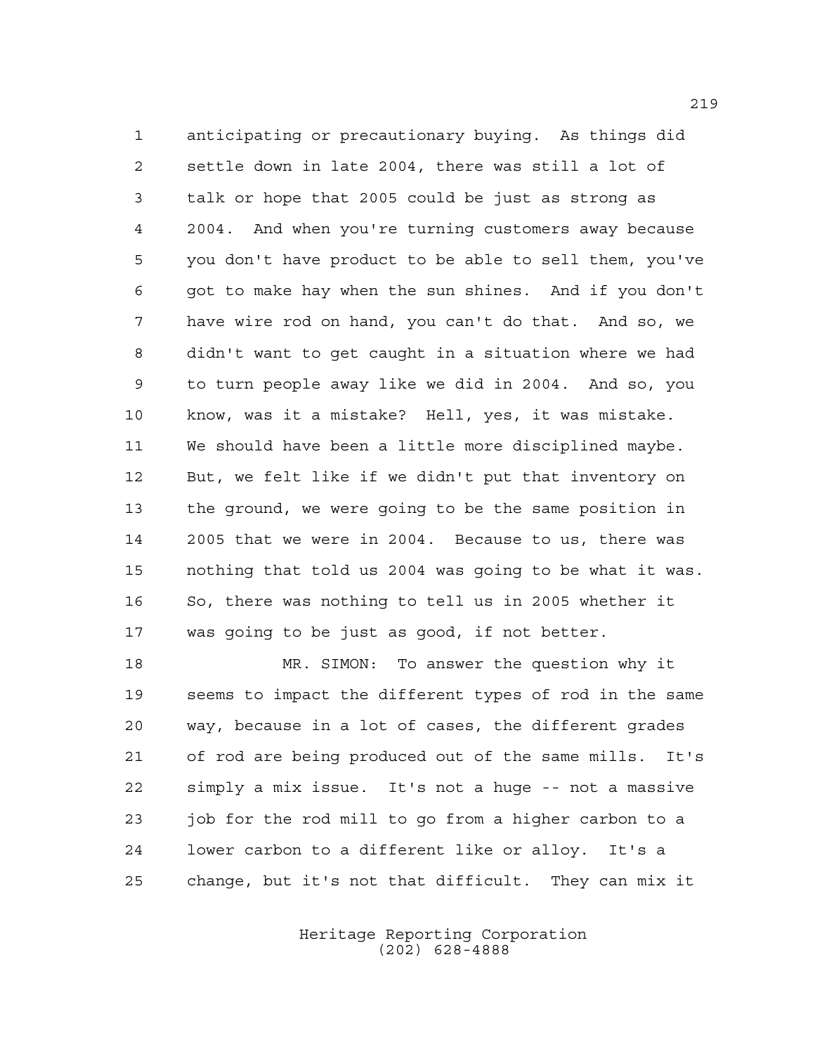anticipating or precautionary buying. As things did settle down in late 2004, there was still a lot of talk or hope that 2005 could be just as strong as 2004. And when you're turning customers away because you don't have product to be able to sell them, you've got to make hay when the sun shines. And if you don't have wire rod on hand, you can't do that. And so, we didn't want to get caught in a situation where we had to turn people away like we did in 2004. And so, you know, was it a mistake? Hell, yes, it was mistake. We should have been a little more disciplined maybe. But, we felt like if we didn't put that inventory on the ground, we were going to be the same position in 2005 that we were in 2004. Because to us, there was nothing that told us 2004 was going to be what it was. So, there was nothing to tell us in 2005 whether it was going to be just as good, if not better.

MR. SIMON: To answer the question why it seems to impact the different types of rod in the same way, because in a lot of cases, the different grades of rod are being produced out of the same mills. It's simply a mix issue. It's not a huge -- not a massive job for the rod mill to go from a higher carbon to a lower carbon to a different like or alloy. It's a change, but it's not that difficult. They can mix it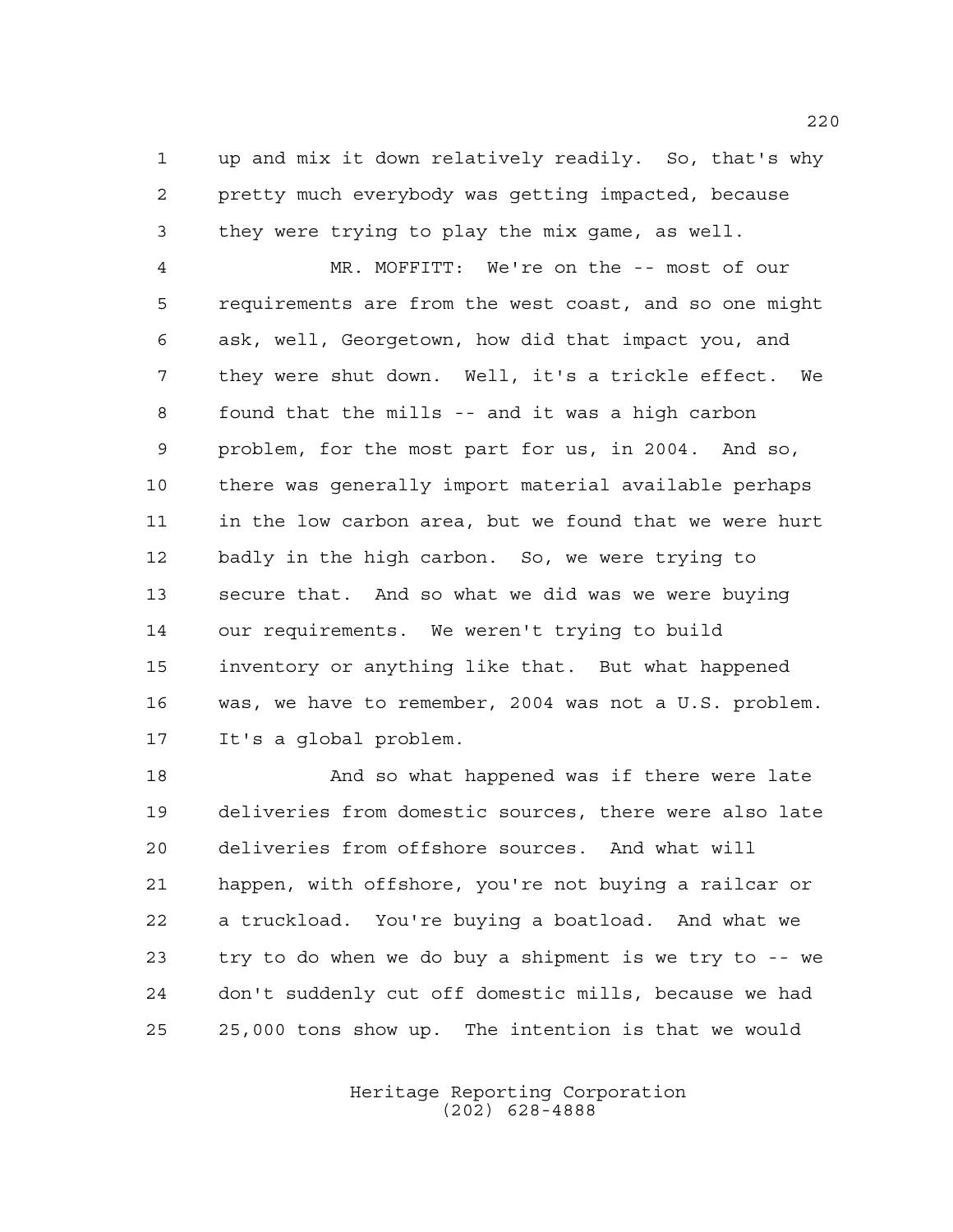up and mix it down relatively readily. So, that's why pretty much everybody was getting impacted, because they were trying to play the mix game, as well.

MR. MOFFITT: We're on the -- most of our requirements are from the west coast, and so one might ask, well, Georgetown, how did that impact you, and they were shut down. Well, it's a trickle effect. We found that the mills -- and it was a high carbon problem, for the most part for us, in 2004. And so, there was generally import material available perhaps in the low carbon area, but we found that we were hurt badly in the high carbon. So, we were trying to secure that. And so what we did was we were buying our requirements. We weren't trying to build inventory or anything like that. But what happened was, we have to remember, 2004 was not a U.S. problem. It's a global problem.

And so what happened was if there were late deliveries from domestic sources, there were also late deliveries from offshore sources. And what will happen, with offshore, you're not buying a railcar or a truckload. You're buying a boatload. And what we try to do when we do buy a shipment is we try to -- we don't suddenly cut off domestic mills, because we had 25,000 tons show up. The intention is that we would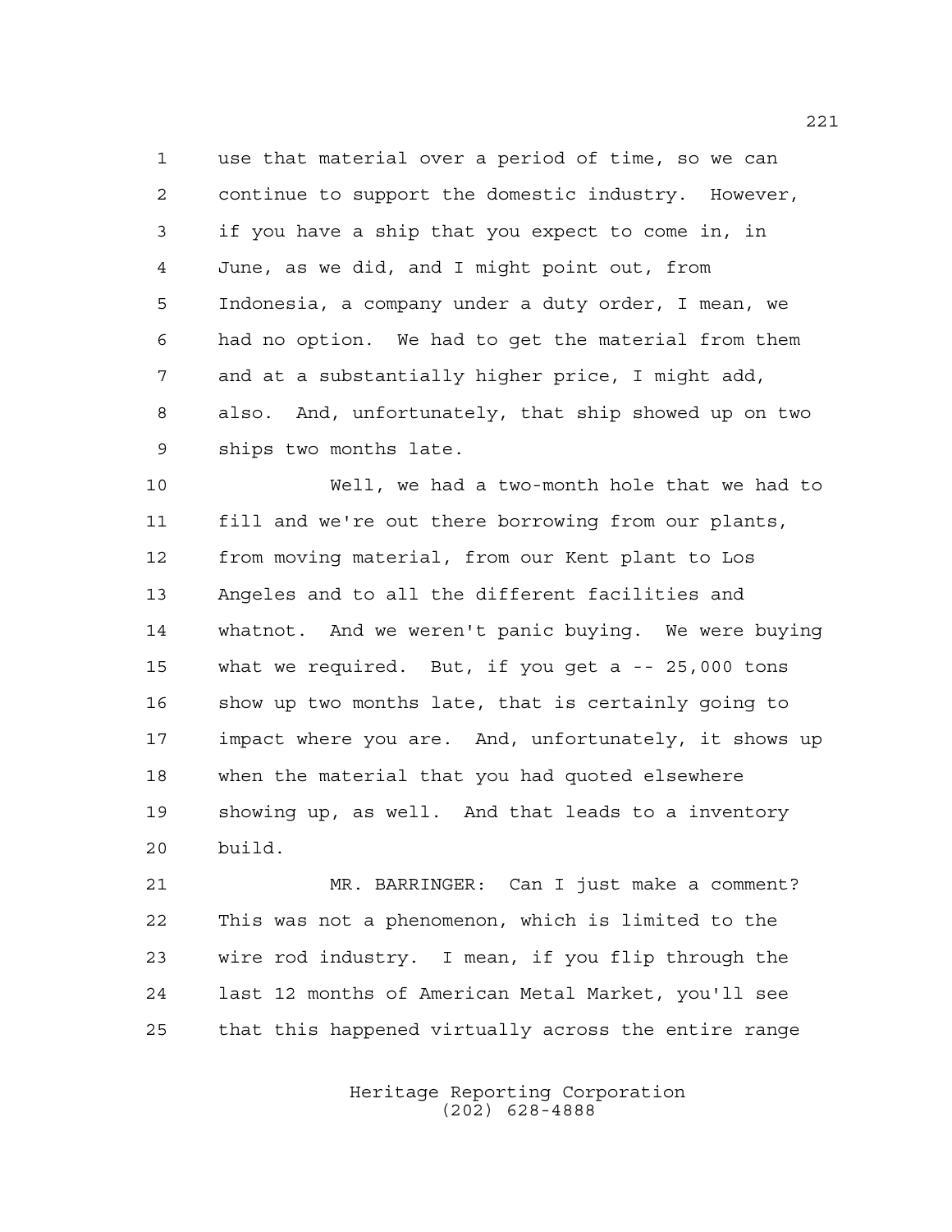use that material over a period of time, so we can continue to support the domestic industry. However, if you have a ship that you expect to come in, in June, as we did, and I might point out, from Indonesia, a company under a duty order, I mean, we had no option. We had to get the material from them and at a substantially higher price, I might add, also. And, unfortunately, that ship showed up on two ships two months late.

Well, we had a two-month hole that we had to fill and we're out there borrowing from our plants, from moving material, from our Kent plant to Los Angeles and to all the different facilities and whatnot. And we weren't panic buying. We were buying what we required. But, if you get a -- 25,000 tons show up two months late, that is certainly going to impact where you are. And, unfortunately, it shows up when the material that you had quoted elsewhere showing up, as well. And that leads to a inventory build.

MR. BARRINGER: Can I just make a comment? This was not a phenomenon, which is limited to the wire rod industry. I mean, if you flip through the last 12 months of American Metal Market, you'll see that this happened virtually across the entire range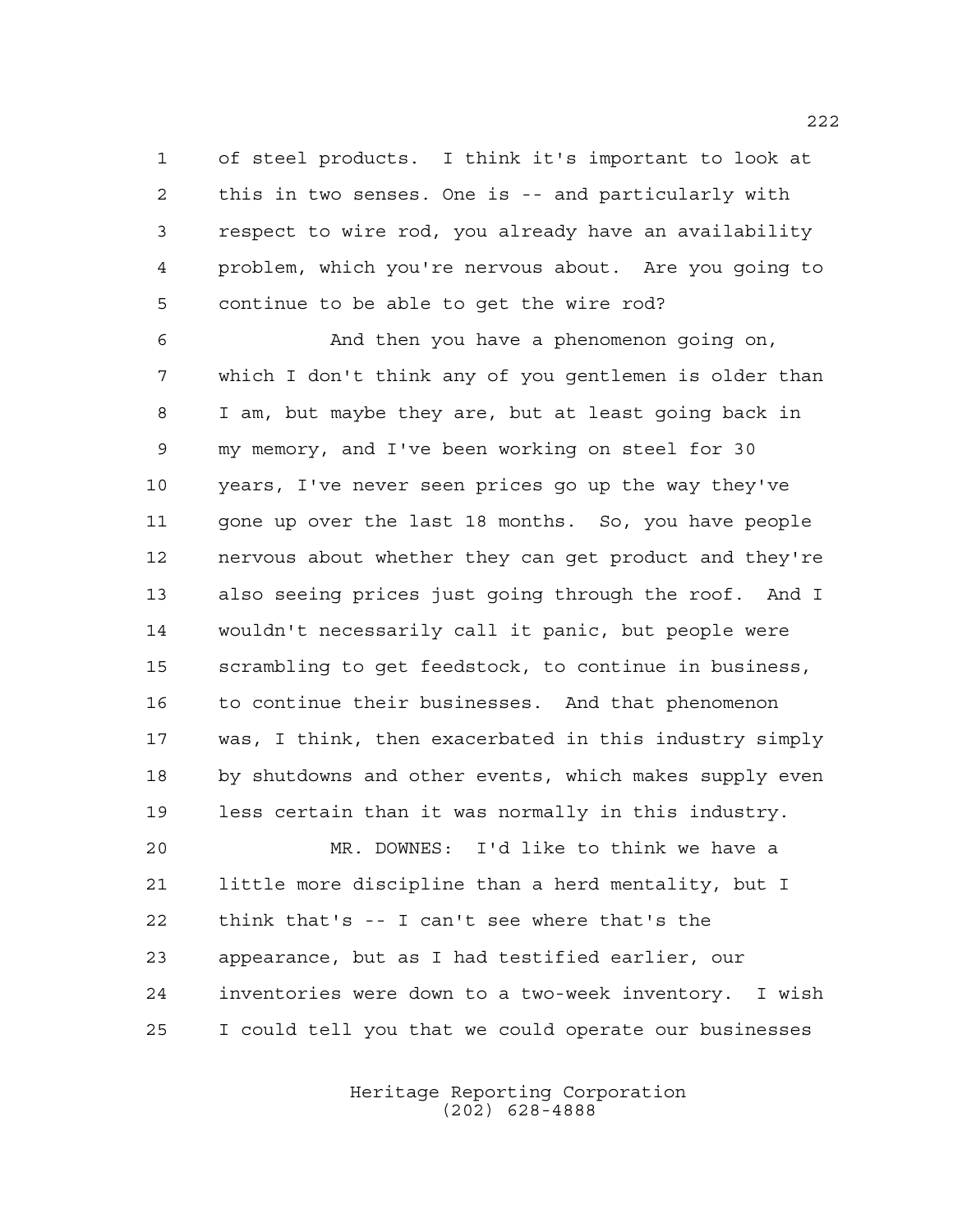of steel products. I think it's important to look at this in two senses. One is -- and particularly with respect to wire rod, you already have an availability problem, which you're nervous about. Are you going to continue to be able to get the wire rod?

And then you have a phenomenon going on, which I don't think any of you gentlemen is older than I am, but maybe they are, but at least going back in my memory, and I've been working on steel for 30 years, I've never seen prices go up the way they've gone up over the last 18 months. So, you have people nervous about whether they can get product and they're also seeing prices just going through the roof. And I wouldn't necessarily call it panic, but people were scrambling to get feedstock, to continue in business, to continue their businesses. And that phenomenon was, I think, then exacerbated in this industry simply by shutdowns and other events, which makes supply even less certain than it was normally in this industry.

MR. DOWNES: I'd like to think we have a little more discipline than a herd mentality, but I think that's -- I can't see where that's the appearance, but as I had testified earlier, our inventories were down to a two-week inventory. I wish I could tell you that we could operate our businesses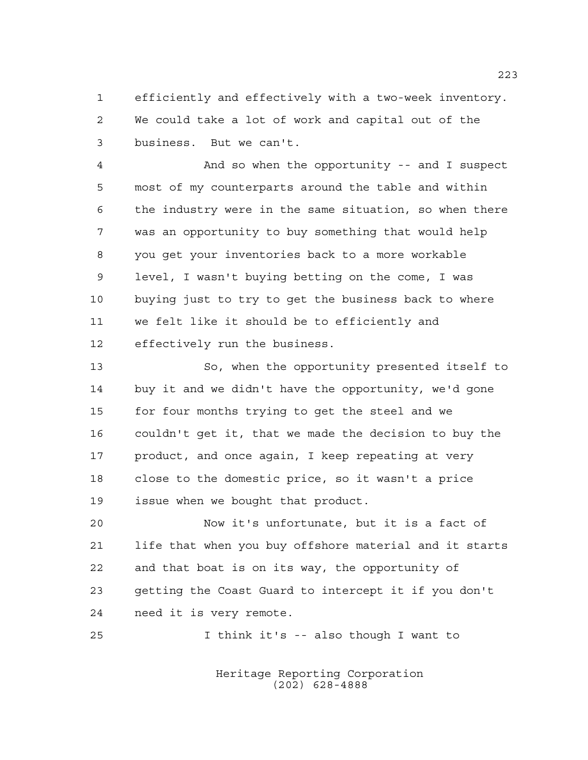efficiently and effectively with a two-week inventory. We could take a lot of work and capital out of the business. But we can't.

And so when the opportunity -- and I suspect most of my counterparts around the table and within the industry were in the same situation, so when there was an opportunity to buy something that would help you get your inventories back to a more workable level, I wasn't buying betting on the come, I was buying just to try to get the business back to where we felt like it should be to efficiently and effectively run the business.

So, when the opportunity presented itself to buy it and we didn't have the opportunity, we'd gone for four months trying to get the steel and we couldn't get it, that we made the decision to buy the product, and once again, I keep repeating at very close to the domestic price, so it wasn't a price issue when we bought that product.

Now it's unfortunate, but it is a fact of life that when you buy offshore material and it starts and that boat is on its way, the opportunity of getting the Coast Guard to intercept it if you don't need it is very remote.

I think it's -- also though I want to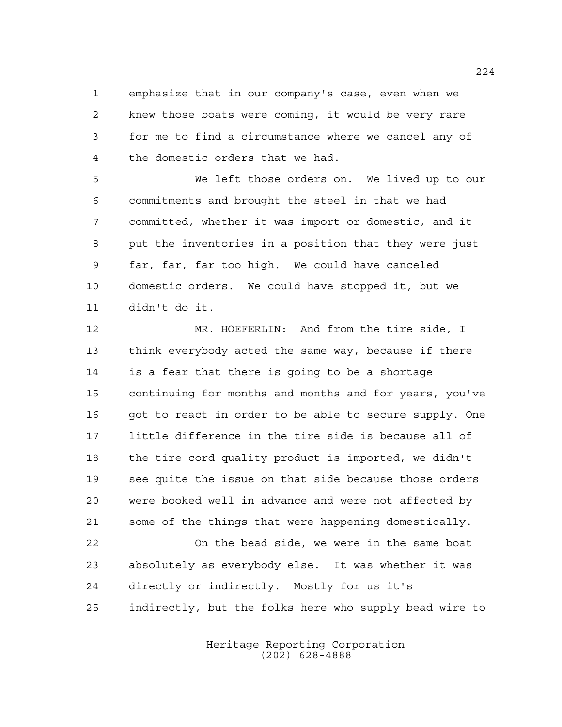emphasize that in our company's case, even when we knew those boats were coming, it would be very rare for me to find a circumstance where we cancel any of the domestic orders that we had.

We left those orders on. We lived up to our commitments and brought the steel in that we had committed, whether it was import or domestic, and it put the inventories in a position that they were just far, far, far too high. We could have canceled domestic orders. We could have stopped it, but we didn't do it.

MR. HOEFERLIN: And from the tire side, I think everybody acted the same way, because if there is a fear that there is going to be a shortage continuing for months and months and for years, you've got to react in order to be able to secure supply. One little difference in the tire side is because all of the tire cord quality product is imported, we didn't see quite the issue on that side because those orders were booked well in advance and were not affected by some of the things that were happening domestically.

On the bead side, we were in the same boat absolutely as everybody else. It was whether it was directly or indirectly. Mostly for us it's indirectly, but the folks here who supply bead wire to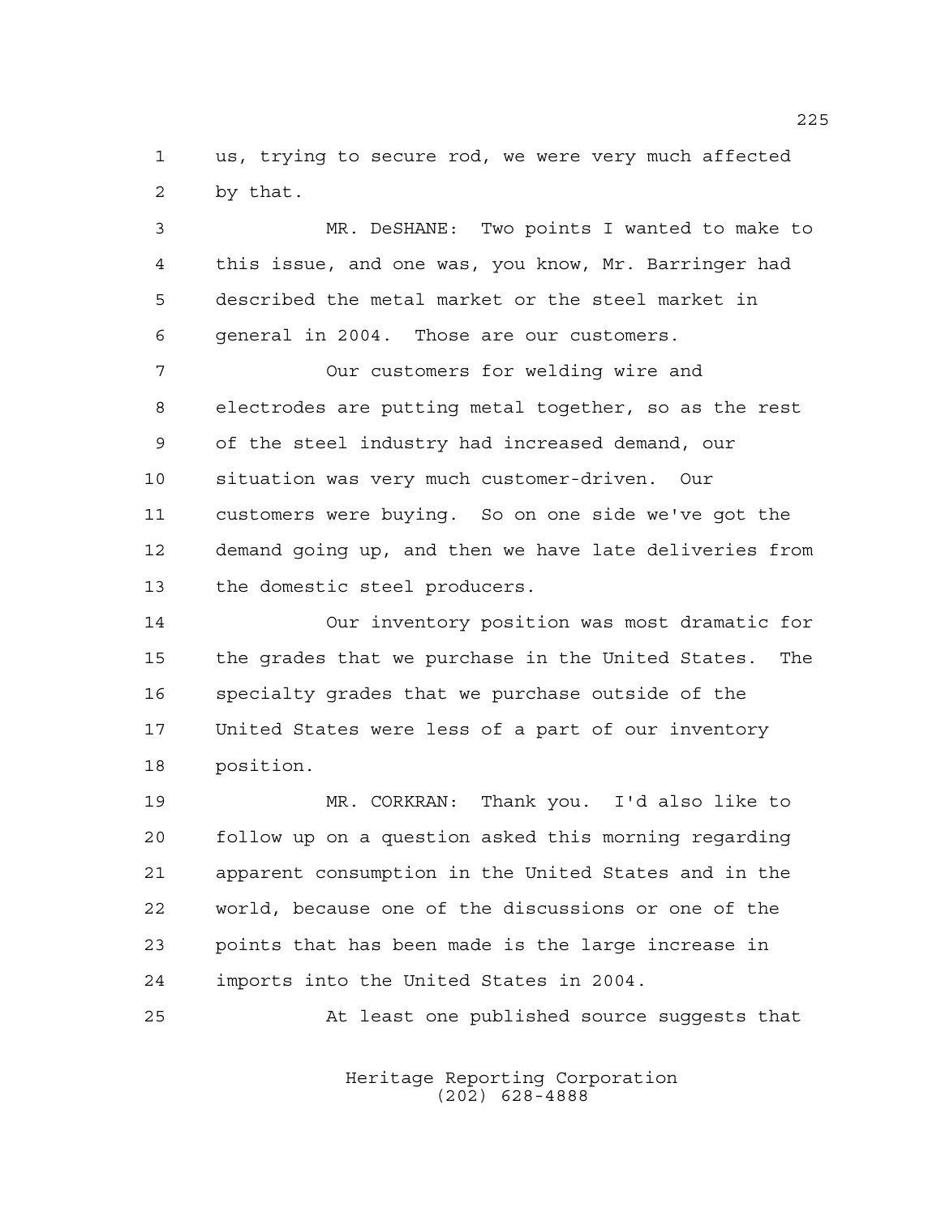us, trying to secure rod, we were very much affected by that.

MR. DeSHANE: Two points I wanted to make to this issue, and one was, you know, Mr. Barringer had described the metal market or the steel market in general in 2004. Those are our customers.

Our customers for welding wire and electrodes are putting metal together, so as the rest of the steel industry had increased demand, our situation was very much customer-driven. Our customers were buying. So on one side we've got the demand going up, and then we have late deliveries from the domestic steel producers.

Our inventory position was most dramatic for the grades that we purchase in the United States. The specialty grades that we purchase outside of the United States were less of a part of our inventory position.

MR. CORKRAN: Thank you. I'd also like to follow up on a question asked this morning regarding apparent consumption in the United States and in the world, because one of the discussions or one of the points that has been made is the large increase in imports into the United States in 2004.

At least one published source suggests that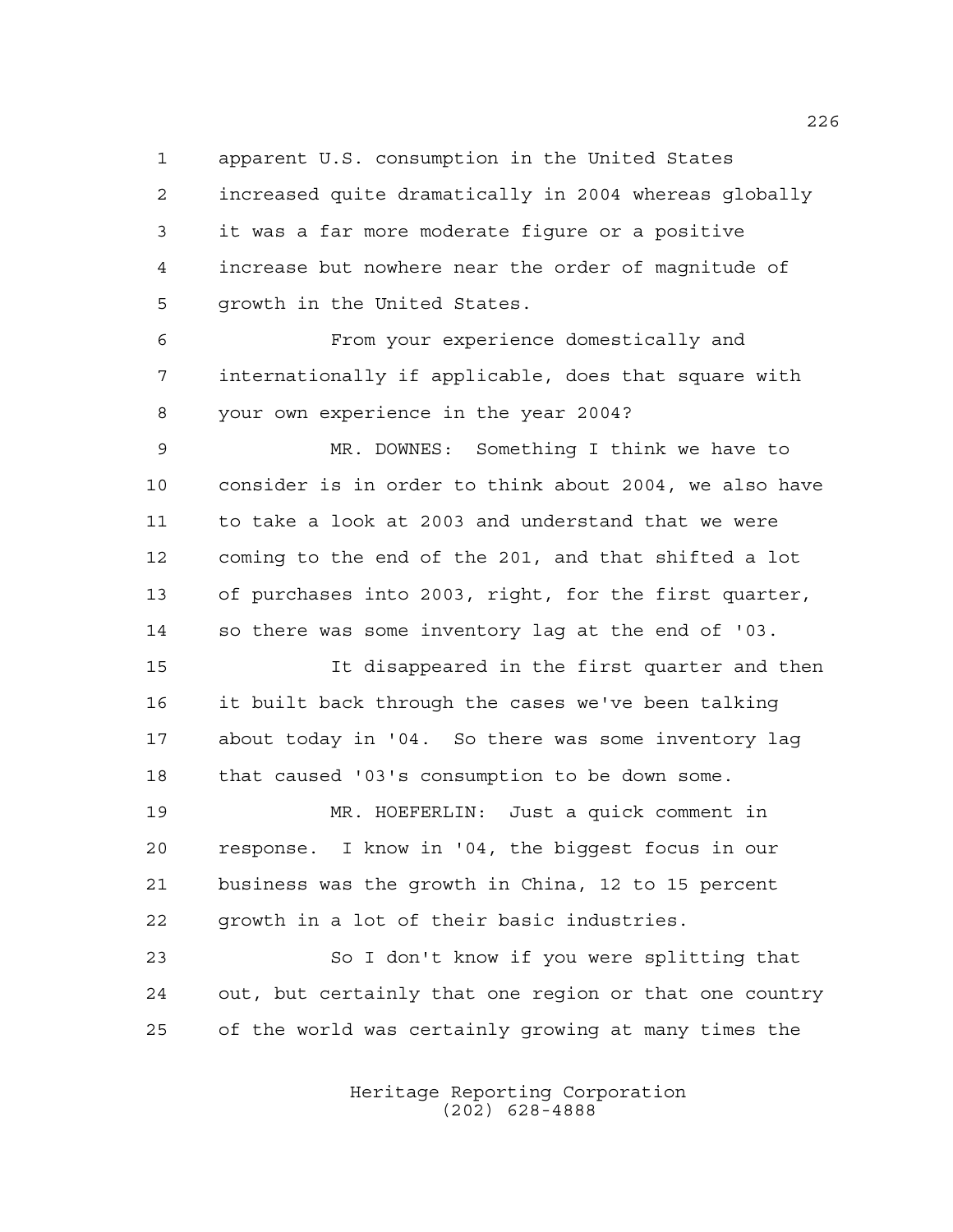apparent U.S. consumption in the United States increased quite dramatically in 2004 whereas globally it was a far more moderate figure or a positive increase but nowhere near the order of magnitude of growth in the United States.

From your experience domestically and internationally if applicable, does that square with your own experience in the year 2004?

MR. DOWNES: Something I think we have to consider is in order to think about 2004, we also have to take a look at 2003 and understand that we were coming to the end of the 201, and that shifted a lot of purchases into 2003, right, for the first quarter, so there was some inventory lag at the end of '03.

It disappeared in the first quarter and then it built back through the cases we've been talking about today in '04. So there was some inventory lag that caused '03's consumption to be down some.

MR. HOEFERLIN: Just a quick comment in response. I know in '04, the biggest focus in our business was the growth in China, 12 to 15 percent growth in a lot of their basic industries.

So I don't know if you were splitting that out, but certainly that one region or that one country of the world was certainly growing at many times the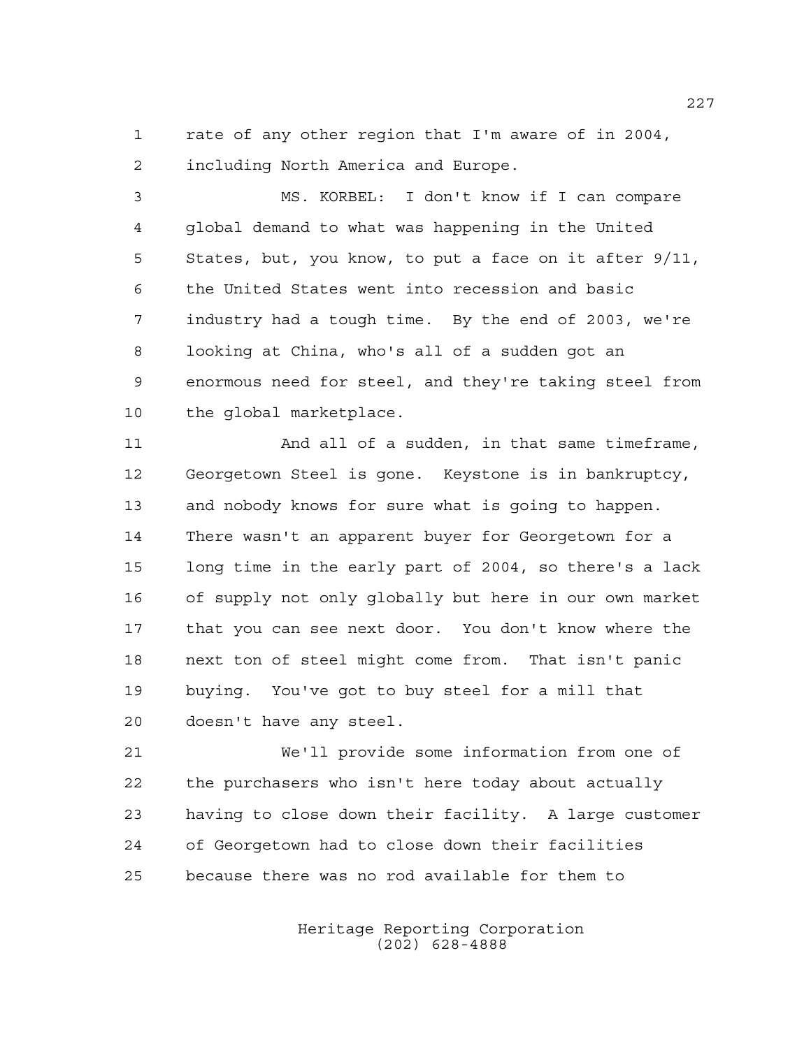rate of any other region that I'm aware of in 2004, including North America and Europe.

MS. KORBEL: I don't know if I can compare global demand to what was happening in the United States, but, you know, to put a face on it after 9/11, the United States went into recession and basic industry had a tough time. By the end of 2003, we're looking at China, who's all of a sudden got an enormous need for steel, and they're taking steel from the global marketplace.

And all of a sudden, in that same timeframe, Georgetown Steel is gone. Keystone is in bankruptcy, and nobody knows for sure what is going to happen. There wasn't an apparent buyer for Georgetown for a long time in the early part of 2004, so there's a lack of supply not only globally but here in our own market that you can see next door. You don't know where the next ton of steel might come from. That isn't panic buying. You've got to buy steel for a mill that doesn't have any steel.

We'll provide some information from one of the purchasers who isn't here today about actually having to close down their facility. A large customer of Georgetown had to close down their facilities because there was no rod available for them to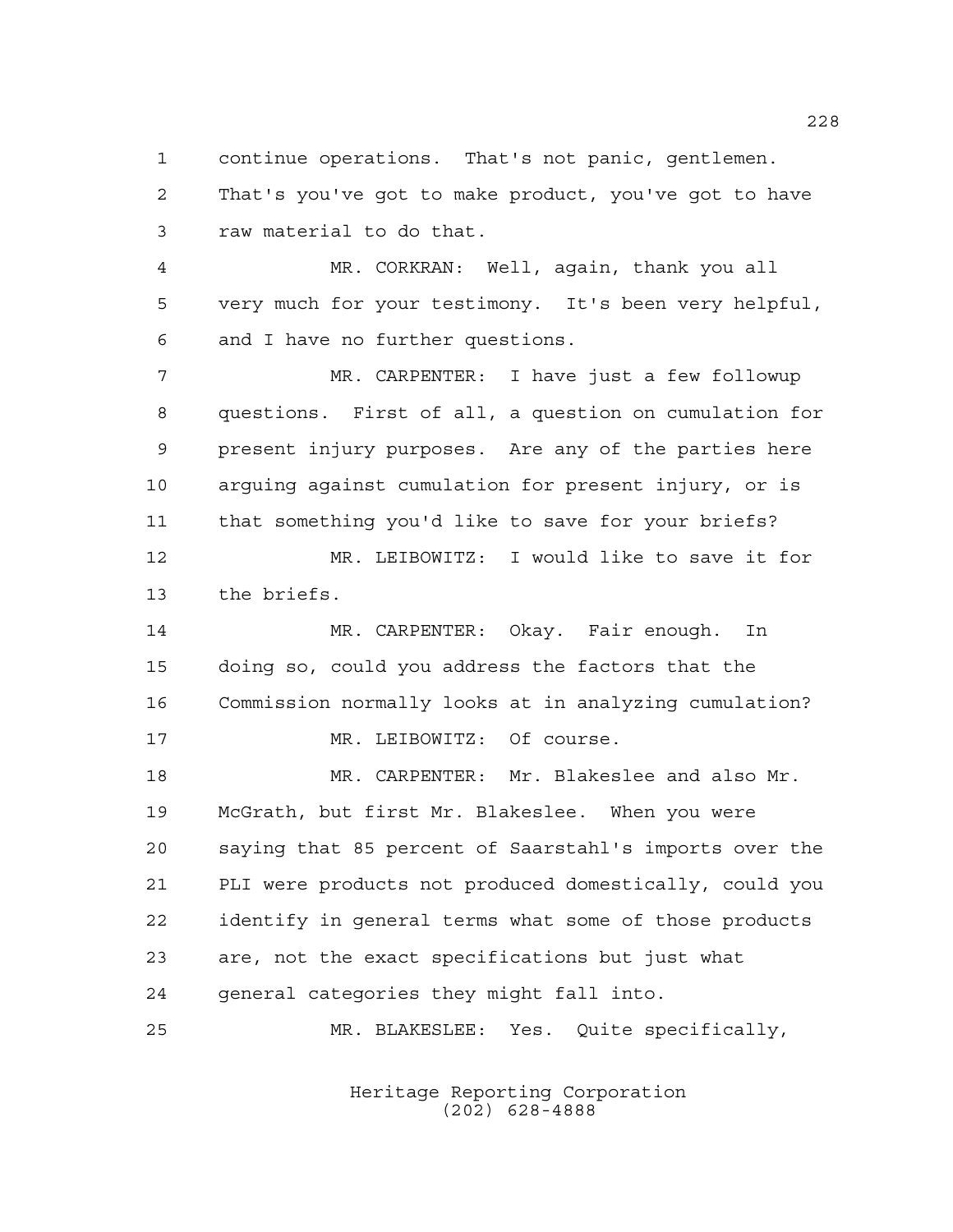continue operations. That's not panic, gentlemen. That's you've got to make product, you've got to have raw material to do that.

MR. CORKRAN: Well, again, thank you all very much for your testimony. It's been very helpful, and I have no further questions.

MR. CARPENTER: I have just a few followup questions. First of all, a question on cumulation for present injury purposes. Are any of the parties here arguing against cumulation for present injury, or is that something you'd like to save for your briefs?

MR. LEIBOWITZ: I would like to save it for the briefs.

MR. CARPENTER: Okay. Fair enough. In doing so, could you address the factors that the Commission normally looks at in analyzing cumulation?

MR. LEIBOWITZ: Of course.

MR. CARPENTER: Mr. Blakeslee and also Mr. McGrath, but first Mr. Blakeslee. When you were saying that 85 percent of Saarstahl's imports over the PLI were products not produced domestically, could you identify in general terms what some of those products are, not the exact specifications but just what general categories they might fall into.

MR. BLAKESLEE: Yes. Quite specifically,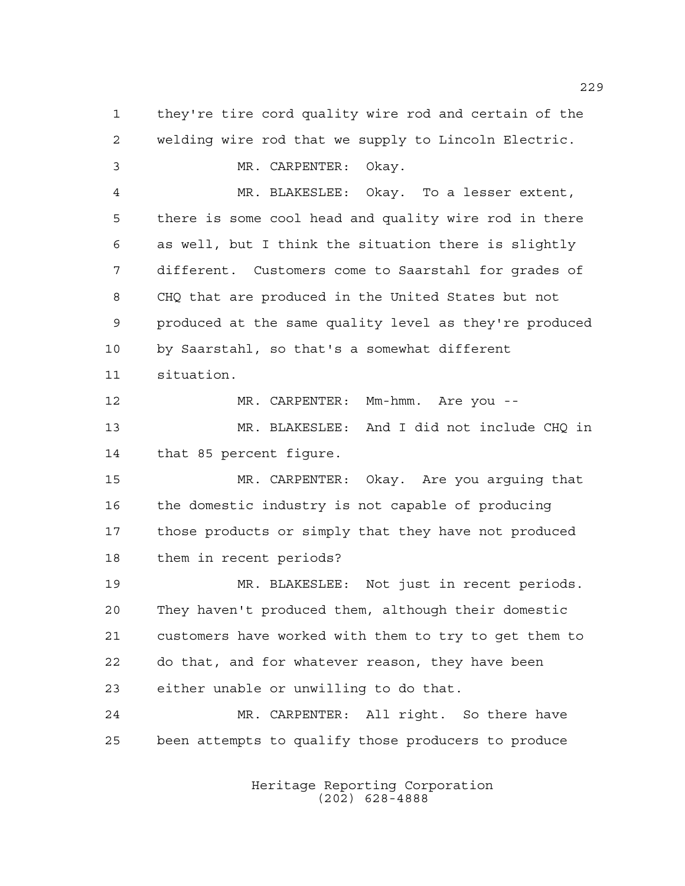they're tire cord quality wire rod and certain of the welding wire rod that we supply to Lincoln Electric.

MR. CARPENTER: Okay.

MR. BLAKESLEE: Okay. To a lesser extent, there is some cool head and quality wire rod in there as well, but I think the situation there is slightly different. Customers come to Saarstahl for grades of CHQ that are produced in the United States but not produced at the same quality level as they're produced by Saarstahl, so that's a somewhat different situation.

MR. CARPENTER: Mm-hmm. Are you --

MR. BLAKESLEE: And I did not include CHQ in that 85 percent figure.

MR. CARPENTER: Okay. Are you arguing that the domestic industry is not capable of producing those products or simply that they have not produced them in recent periods?

MR. BLAKESLEE: Not just in recent periods. They haven't produced them, although their domestic customers have worked with them to try to get them to do that, and for whatever reason, they have been either unable or unwilling to do that.

MR. CARPENTER: All right. So there have been attempts to qualify those producers to produce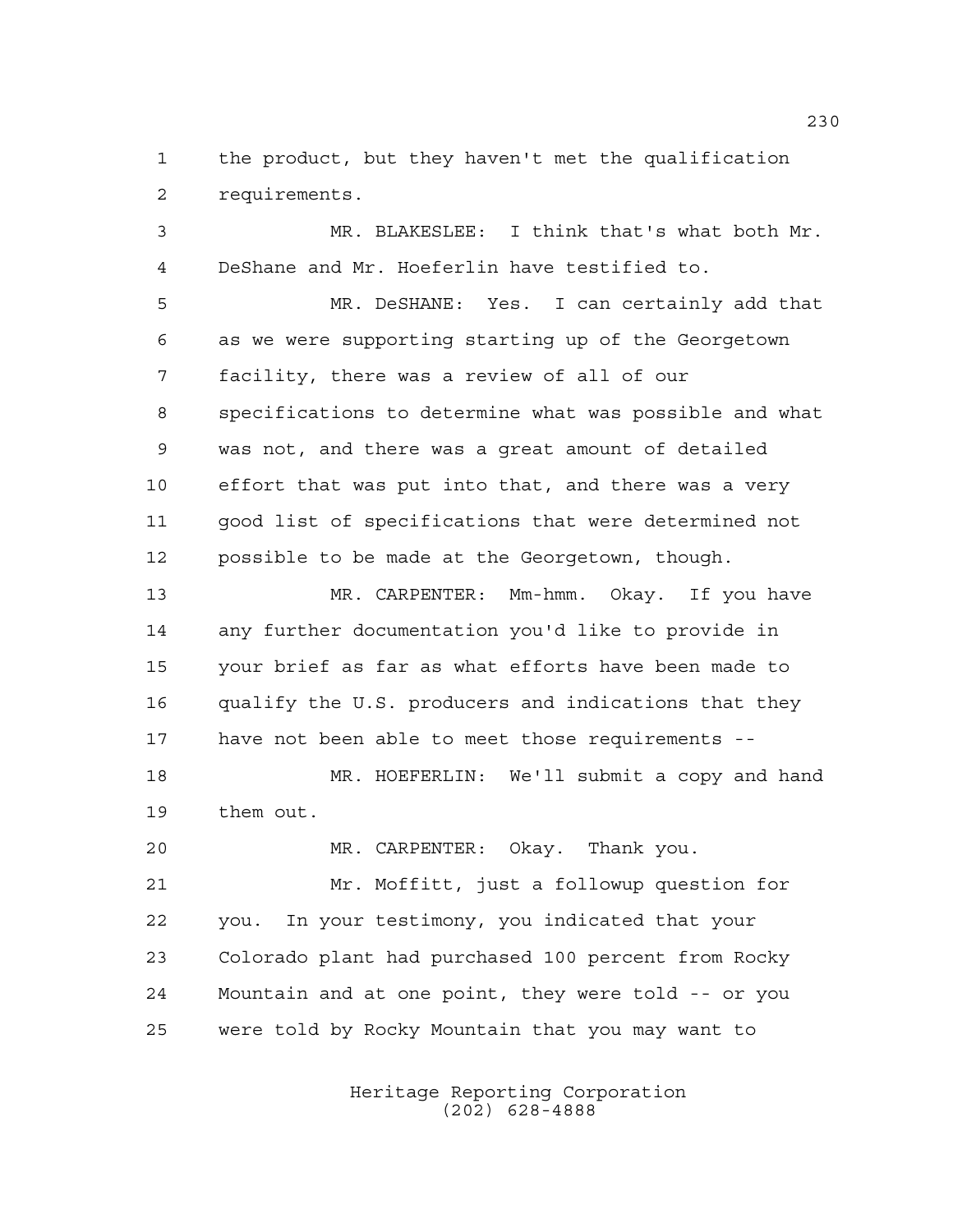the product, but they haven't met the qualification requirements.

MR. BLAKESLEE: I think that's what both Mr. DeShane and Mr. Hoeferlin have testified to.

MR. DeSHANE: Yes. I can certainly add that as we were supporting starting up of the Georgetown facility, there was a review of all of our specifications to determine what was possible and what was not, and there was a great amount of detailed effort that was put into that, and there was a very good list of specifications that were determined not possible to be made at the Georgetown, though.

MR. CARPENTER: Mm-hmm. Okay. If you have any further documentation you'd like to provide in your brief as far as what efforts have been made to qualify the U.S. producers and indications that they have not been able to meet those requirements --

MR. HOEFERLIN: We'll submit a copy and hand them out.

MR. CARPENTER: Okay. Thank you.

Mr. Moffitt, just a followup question for you. In your testimony, you indicated that your Colorado plant had purchased 100 percent from Rocky Mountain and at one point, they were told -- or you were told by Rocky Mountain that you may want to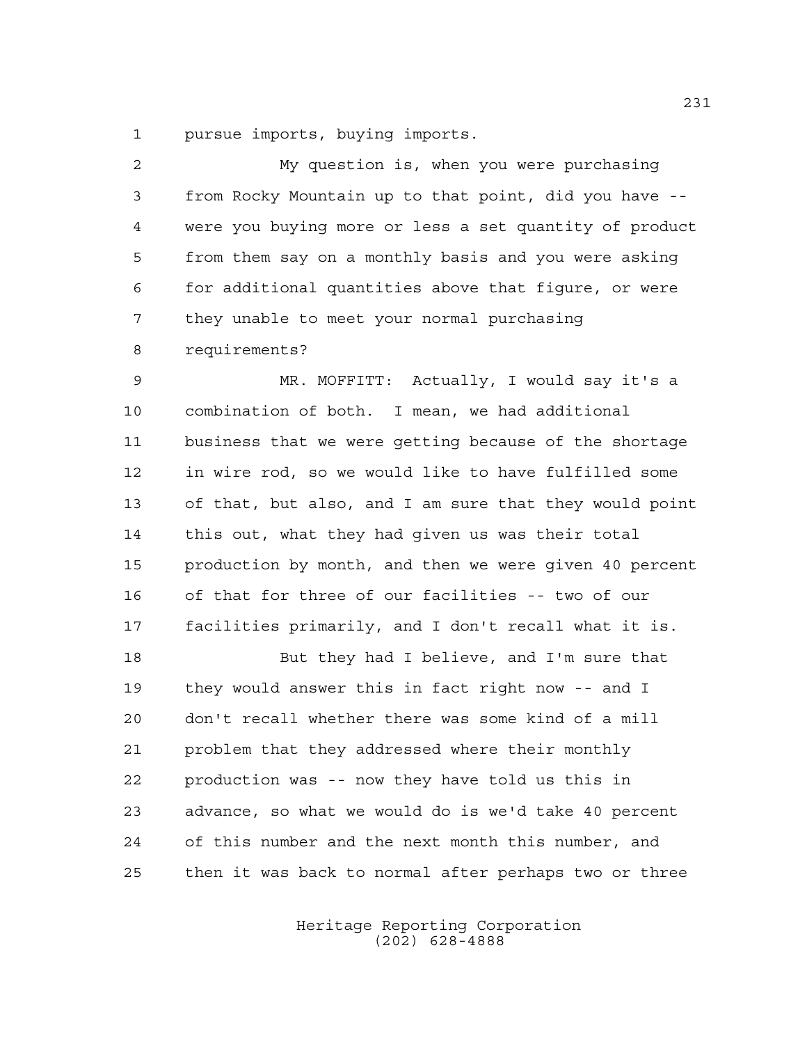pursue imports, buying imports.

My question is, when you were purchasing from Rocky Mountain up to that point, did you have -- were you buying more or less a set quantity of product from them say on a monthly basis and you were asking for additional quantities above that figure, or were they unable to meet your normal purchasing requirements?

MR. MOFFITT: Actually, I would say it's a combination of both. I mean, we had additional business that we were getting because of the shortage in wire rod, so we would like to have fulfilled some of that, but also, and I am sure that they would point this out, what they had given us was their total production by month, and then we were given 40 percent of that for three of our facilities -- two of our facilities primarily, and I don't recall what it is.

But they had I believe, and I'm sure that they would answer this in fact right now -- and I don't recall whether there was some kind of a mill problem that they addressed where their monthly production was -- now they have told us this in advance, so what we would do is we'd take 40 percent of this number and the next month this number, and then it was back to normal after perhaps two or three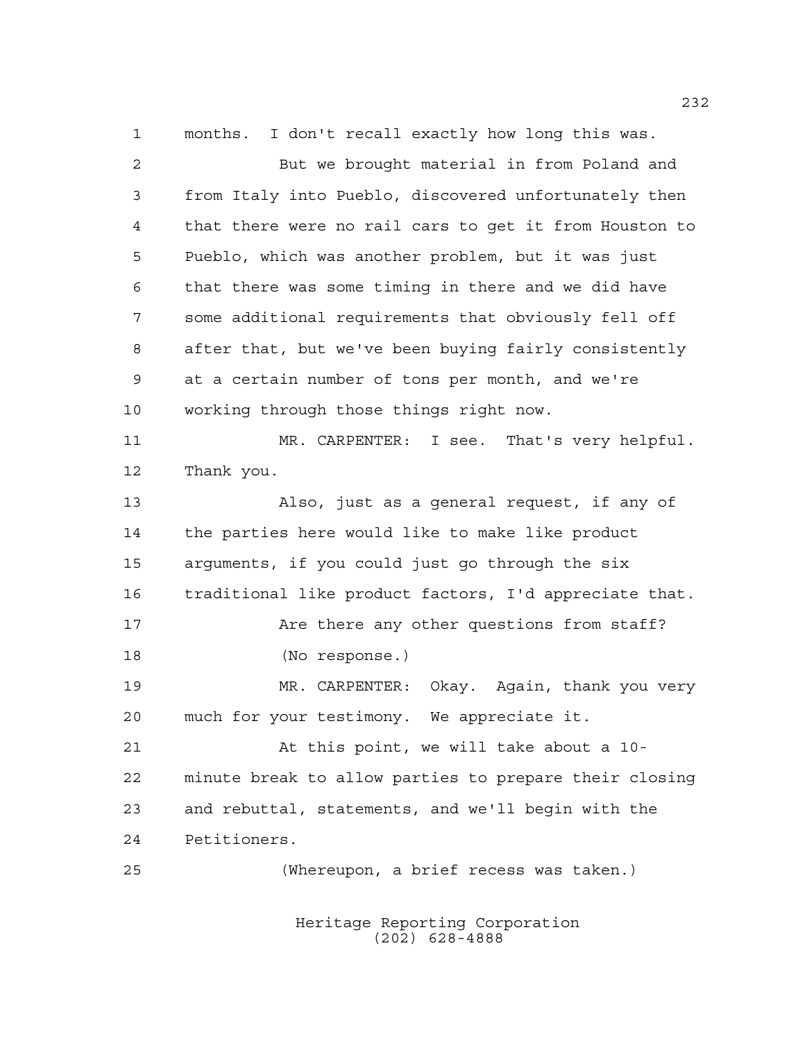months. I don't recall exactly how long this was.

But we brought material in from Poland and from Italy into Pueblo, discovered unfortunately then that there were no rail cars to get it from Houston to Pueblo, which was another problem, but it was just that there was some timing in there and we did have some additional requirements that obviously fell off after that, but we've been buying fairly consistently at a certain number of tons per month, and we're working through those things right now.

MR. CARPENTER: I see. That's very helpful. Thank you.

Also, just as a general request, if any of the parties here would like to make like product arguments, if you could just go through the six traditional like product factors, I'd appreciate that.

Are there any other questions from staff?

(No response.)

MR. CARPENTER: Okay. Again, thank you very much for your testimony. We appreciate it.

At this point, we will take about a 10-minute break to allow parties to prepare their closing and rebuttal, statements, and we'll begin with the Petitioners.

(Whereupon, a brief recess was taken.)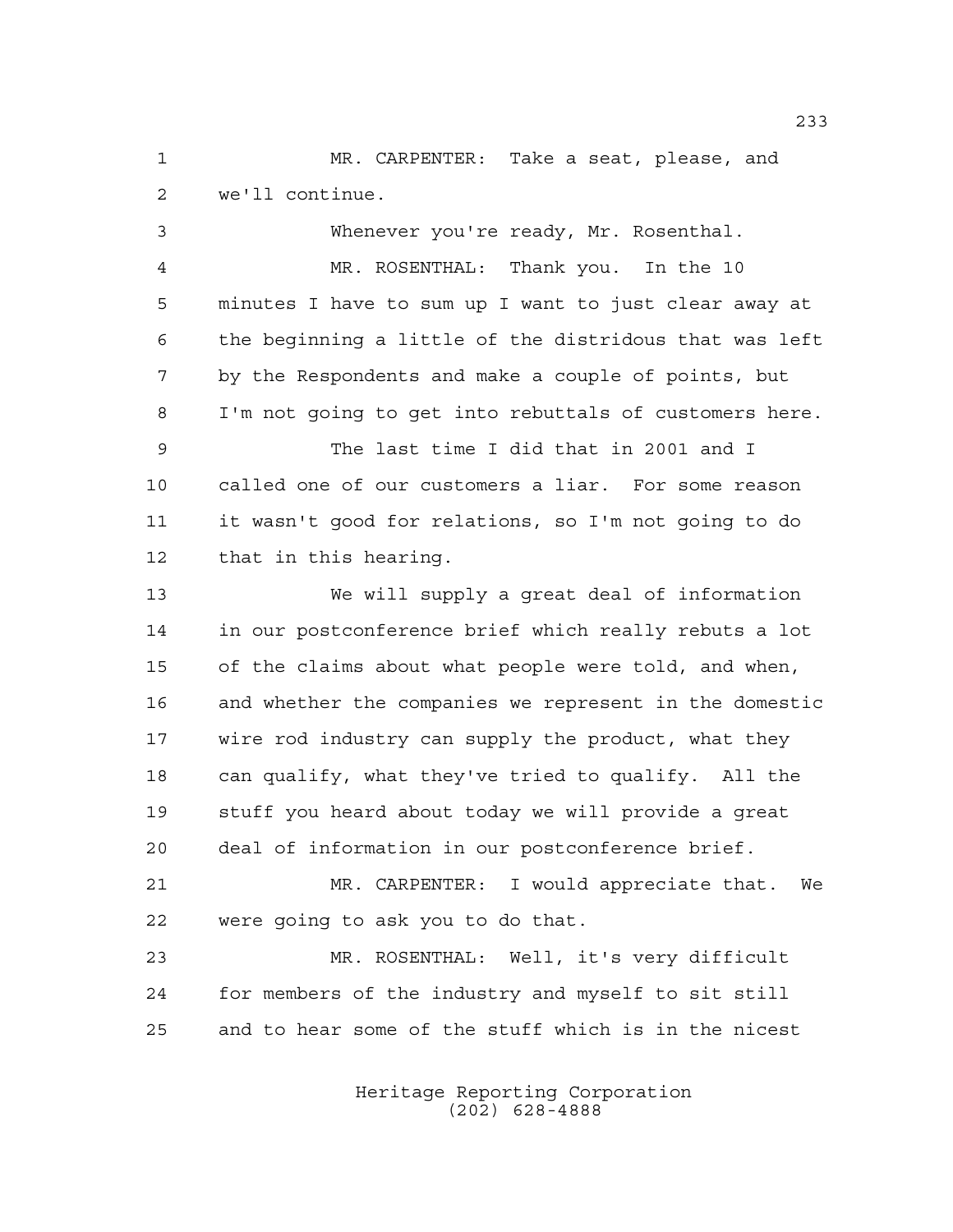MR. CARPENTER: Take a seat, please, and we'll continue.

Whenever you're ready, Mr. Rosenthal.

MR. ROSENTHAL: Thank you. In the 10 minutes I have to sum up I want to just clear away at the beginning a little of the distridous that was left by the Respondents and make a couple of points, but I'm not going to get into rebuttals of customers here.

The last time I did that in 2001 and I called one of our customers a liar. For some reason it wasn't good for relations, so I'm not going to do that in this hearing.

We will supply a great deal of information in our postconference brief which really rebuts a lot of the claims about what people were told, and when, and whether the companies we represent in the domestic wire rod industry can supply the product, what they can qualify, what they've tried to qualify. All the stuff you heard about today we will provide a great deal of information in our postconference brief.

MR. CARPENTER: I would appreciate that. We were going to ask you to do that.

MR. ROSENTHAL: Well, it's very difficult for members of the industry and myself to sit still and to hear some of the stuff which is in the nicest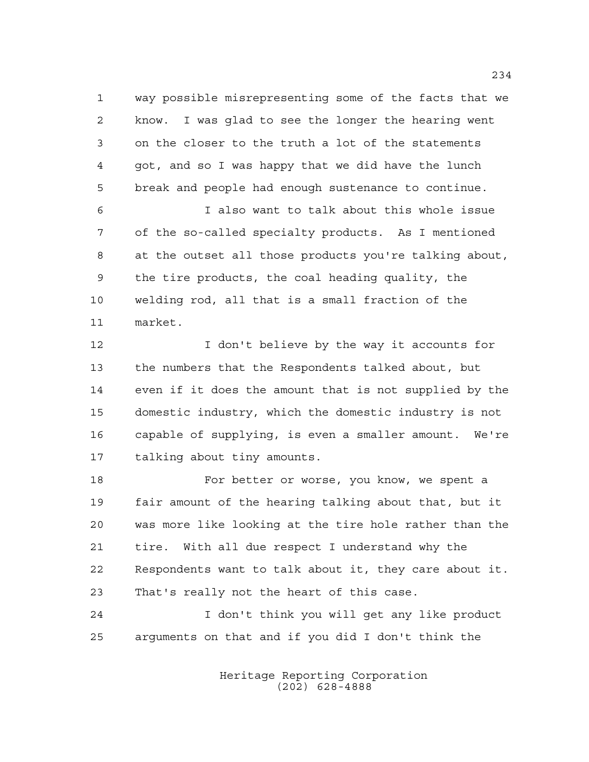way possible misrepresenting some of the facts that we know. I was glad to see the longer the hearing went on the closer to the truth a lot of the statements got, and so I was happy that we did have the lunch break and people had enough sustenance to continue.

I also want to talk about this whole issue of the so-called specialty products. As I mentioned at the outset all those products you're talking about, the tire products, the coal heading quality, the welding rod, all that is a small fraction of the market.

I don't believe by the way it accounts for the numbers that the Respondents talked about, but even if it does the amount that is not supplied by the domestic industry, which the domestic industry is not capable of supplying, is even a smaller amount. We're talking about tiny amounts.

For better or worse, you know, we spent a fair amount of the hearing talking about that, but it was more like looking at the tire hole rather than the tire. With all due respect I understand why the Respondents want to talk about it, they care about it. That's really not the heart of this case.

I don't think you will get any like product arguments on that and if you did I don't think the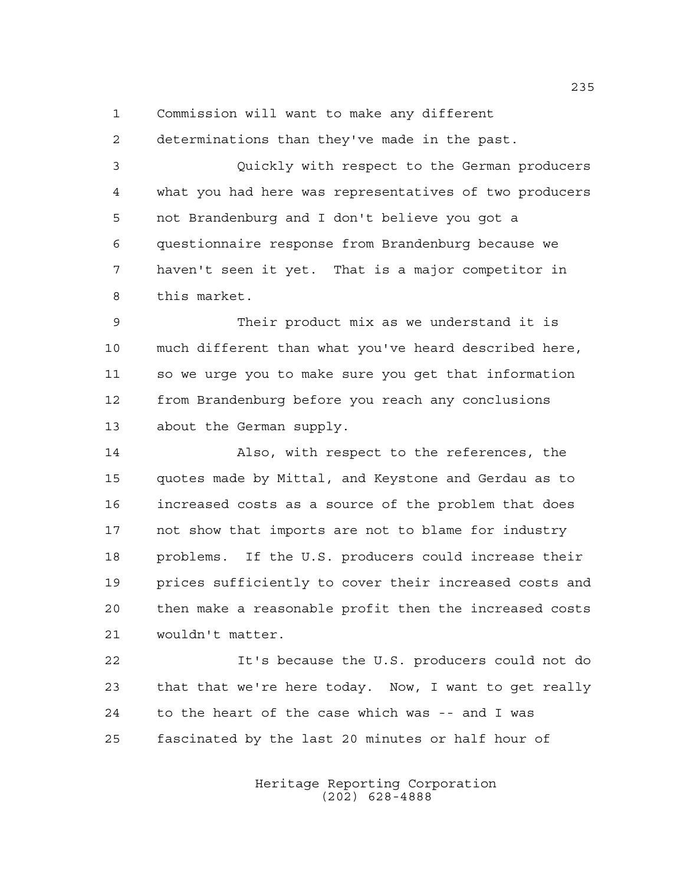Commission will want to make any different determinations than they've made in the past.

Quickly with respect to the German producers what you had here was representatives of two producers not Brandenburg and I don't believe you got a questionnaire response from Brandenburg because we haven't seen it yet. That is a major competitor in this market.

Their product mix as we understand it is much different than what you've heard described here, so we urge you to make sure you get that information from Brandenburg before you reach any conclusions about the German supply.

Also, with respect to the references, the quotes made by Mittal, and Keystone and Gerdau as to increased costs as a source of the problem that does not show that imports are not to blame for industry problems. If the U.S. producers could increase their prices sufficiently to cover their increased costs and then make a reasonable profit then the increased costs wouldn't matter.

It's because the U.S. producers could not do that that we're here today. Now, I want to get really to the heart of the case which was -- and I was fascinated by the last 20 minutes or half hour of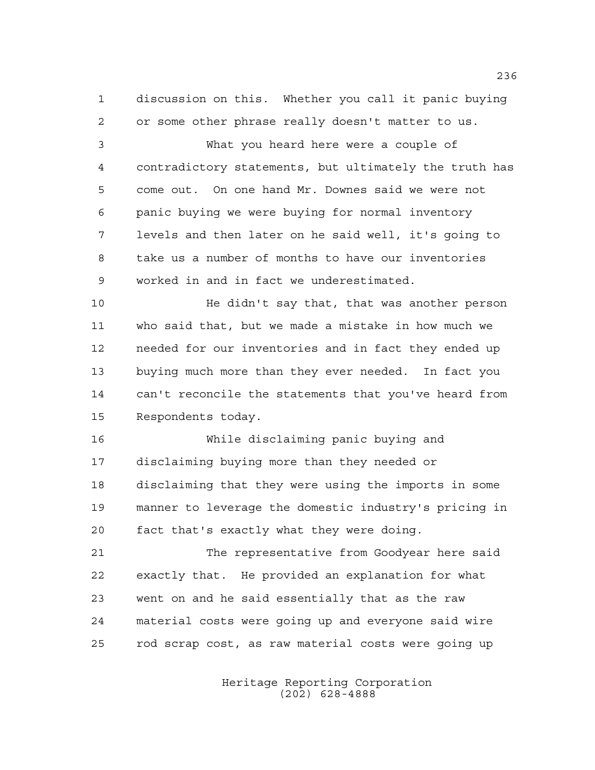discussion on this. Whether you call it panic buying or some other phrase really doesn't matter to us.

What you heard here were a couple of contradictory statements, but ultimately the truth has come out. On one hand Mr. Downes said we were not panic buying we were buying for normal inventory levels and then later on he said well, it's going to take us a number of months to have our inventories worked in and in fact we underestimated.

He didn't say that, that was another person who said that, but we made a mistake in how much we needed for our inventories and in fact they ended up buying much more than they ever needed. In fact you can't reconcile the statements that you've heard from Respondents today.

While disclaiming panic buying and disclaiming buying more than they needed or disclaiming that they were using the imports in some manner to leverage the domestic industry's pricing in fact that's exactly what they were doing.

The representative from Goodyear here said exactly that. He provided an explanation for what went on and he said essentially that as the raw material costs were going up and everyone said wire rod scrap cost, as raw material costs were going up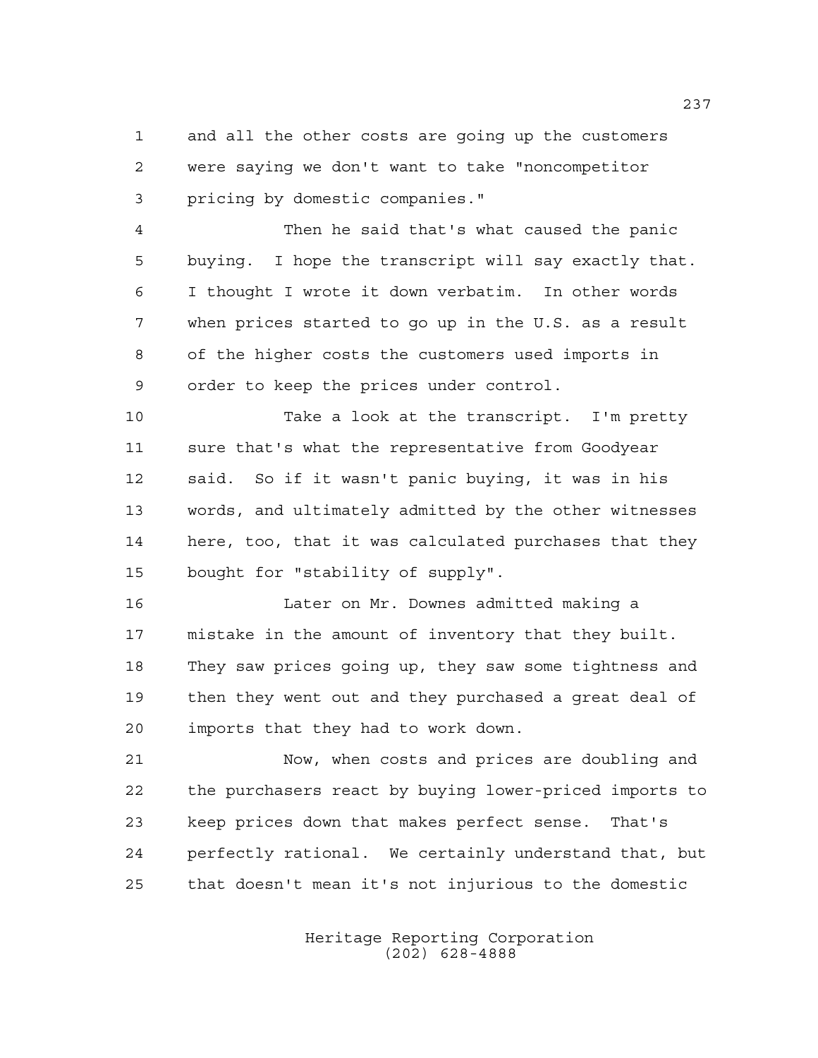and all the other costs are going up the customers were saying we don't want to take "noncompetitor pricing by domestic companies."

Then he said that's what caused the panic buying. I hope the transcript will say exactly that. I thought I wrote it down verbatim. In other words when prices started to go up in the U.S. as a result of the higher costs the customers used imports in order to keep the prices under control.

Take a look at the transcript. I'm pretty sure that's what the representative from Goodyear said. So if it wasn't panic buying, it was in his words, and ultimately admitted by the other witnesses here, too, that it was calculated purchases that they bought for "stability of supply".

Later on Mr. Downes admitted making a mistake in the amount of inventory that they built. They saw prices going up, they saw some tightness and then they went out and they purchased a great deal of imports that they had to work down.

Now, when costs and prices are doubling and the purchasers react by buying lower-priced imports to keep prices down that makes perfect sense. That's perfectly rational. We certainly understand that, but that doesn't mean it's not injurious to the domestic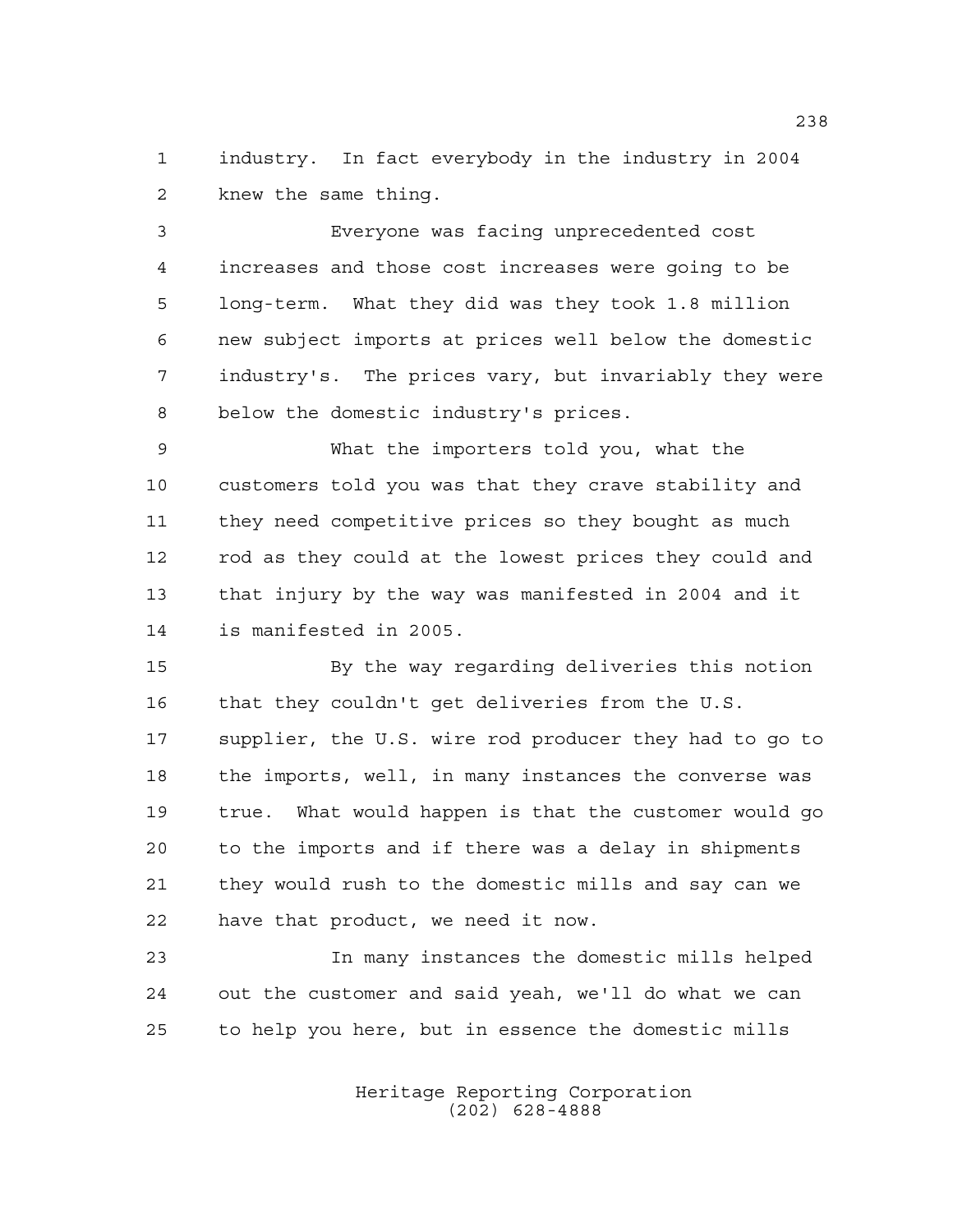industry. In fact everybody in the industry in 2004 knew the same thing.

Everyone was facing unprecedented cost increases and those cost increases were going to be long-term. What they did was they took 1.8 million new subject imports at prices well below the domestic industry's. The prices vary, but invariably they were below the domestic industry's prices.

What the importers told you, what the customers told you was that they crave stability and they need competitive prices so they bought as much rod as they could at the lowest prices they could and that injury by the way was manifested in 2004 and it is manifested in 2005.

By the way regarding deliveries this notion that they couldn't get deliveries from the U.S. supplier, the U.S. wire rod producer they had to go to the imports, well, in many instances the converse was true. What would happen is that the customer would go to the imports and if there was a delay in shipments they would rush to the domestic mills and say can we have that product, we need it now.

In many instances the domestic mills helped out the customer and said yeah, we'll do what we can to help you here, but in essence the domestic mills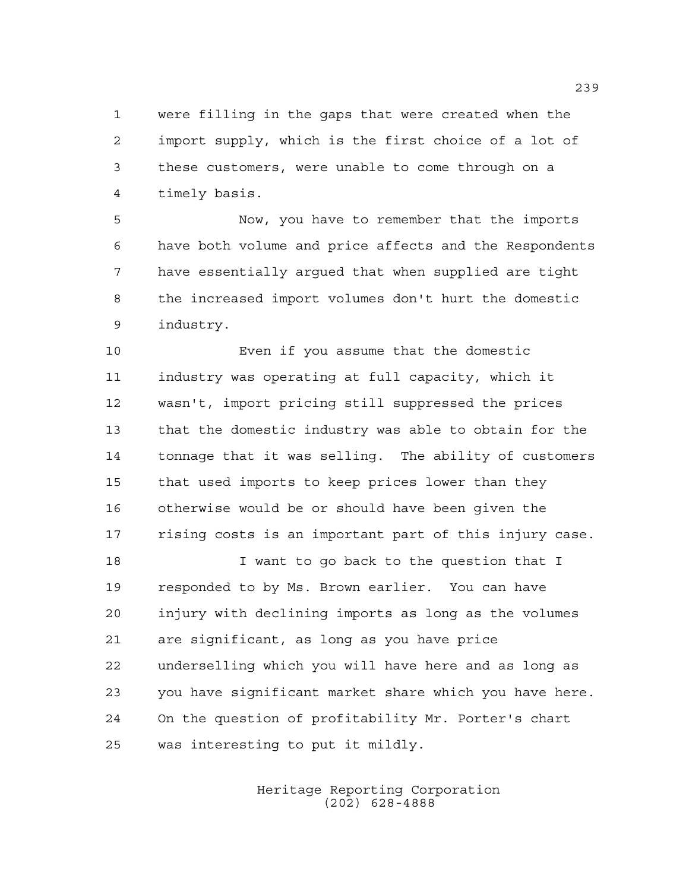were filling in the gaps that were created when the import supply, which is the first choice of a lot of these customers, were unable to come through on a timely basis.

Now, you have to remember that the imports have both volume and price affects and the Respondents have essentially argued that when supplied are tight the increased import volumes don't hurt the domestic industry.

Even if you assume that the domestic industry was operating at full capacity, which it wasn't, import pricing still suppressed the prices that the domestic industry was able to obtain for the tonnage that it was selling. The ability of customers that used imports to keep prices lower than they otherwise would be or should have been given the rising costs is an important part of this injury case.

I want to go back to the question that I responded to by Ms. Brown earlier. You can have injury with declining imports as long as the volumes are significant, as long as you have price underselling which you will have here and as long as you have significant market share which you have here. On the question of profitability Mr. Porter's chart was interesting to put it mildly.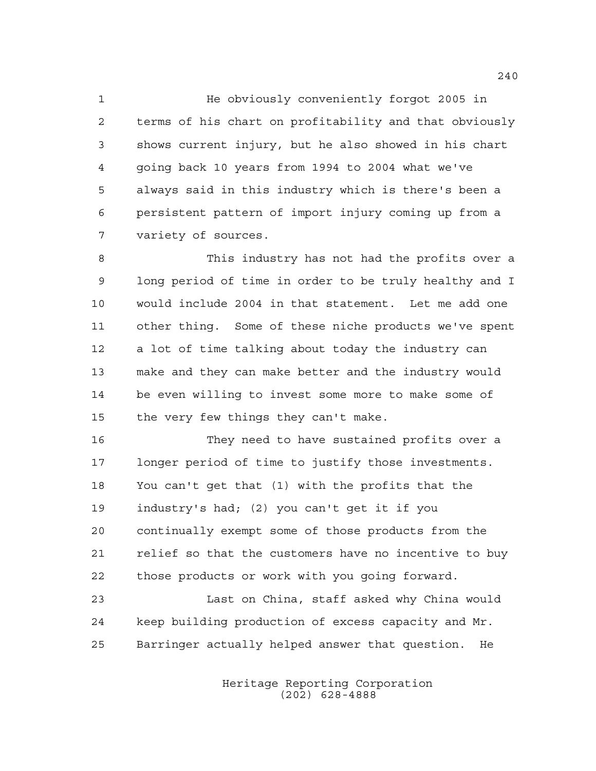He obviously conveniently forgot 2005 in terms of his chart on profitability and that obviously shows current injury, but he also showed in his chart going back 10 years from 1994 to 2004 what we've always said in this industry which is there's been a persistent pattern of import injury coming up from a variety of sources.

This industry has not had the profits over a long period of time in order to be truly healthy and I would include 2004 in that statement. Let me add one other thing. Some of these niche products we've spent a lot of time talking about today the industry can make and they can make better and the industry would be even willing to invest some more to make some of the very few things they can't make.

They need to have sustained profits over a longer period of time to justify those investments. You can't get that (1) with the profits that the industry's had; (2) you can't get it if you continually exempt some of those products from the relief so that the customers have no incentive to buy those products or work with you going forward.

Last on China, staff asked why China would keep building production of excess capacity and Mr. Barringer actually helped answer that question. He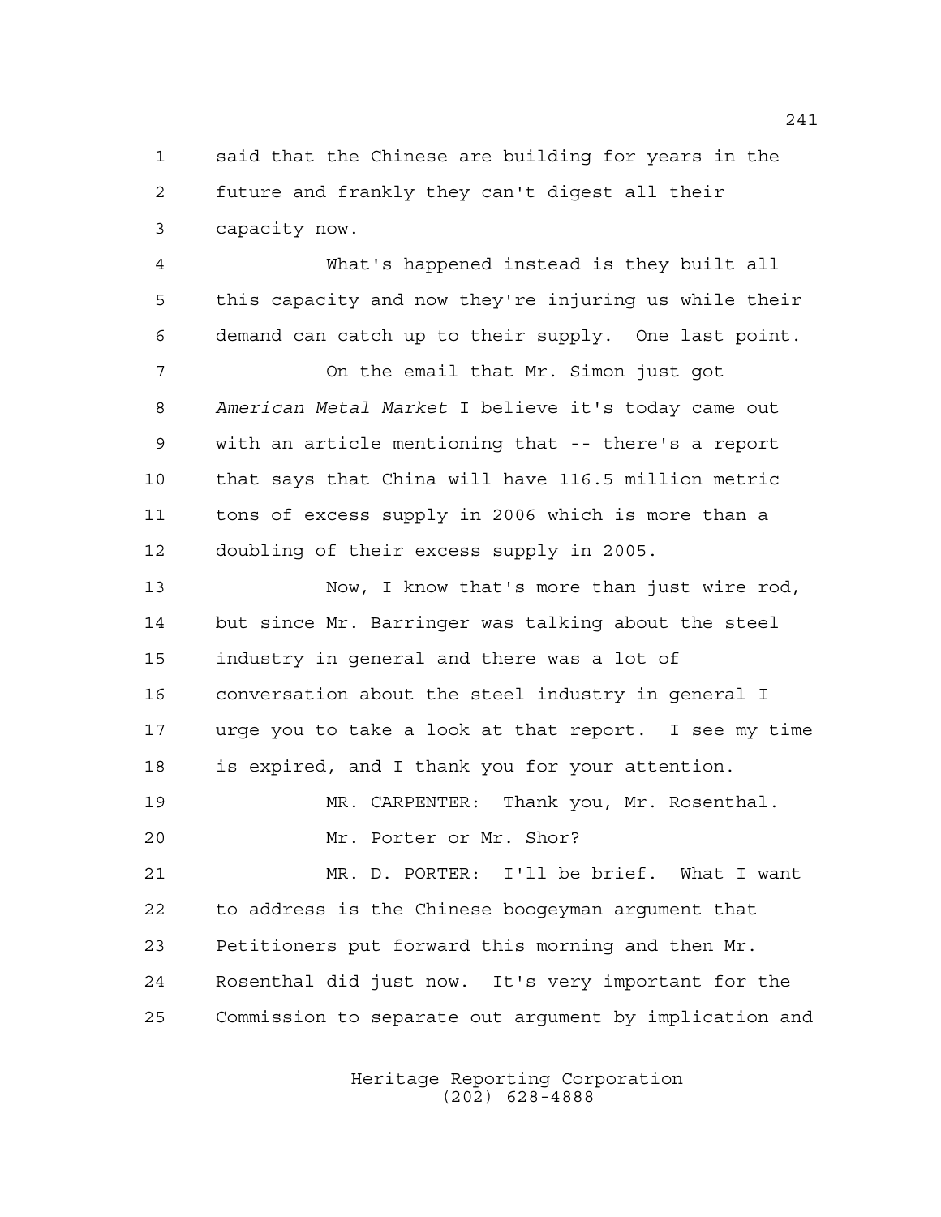said that the Chinese are building for years in the future and frankly they can't digest all their capacity now.

What's happened instead is they built all this capacity and now they're injuring us while their demand can catch up to their supply. One last point.

On the email that Mr. Simon just got *American Metal Market* I believe it's today came out with an article mentioning that -- there's a report that says that China will have 116.5 million metric tons of excess supply in 2006 which is more than a doubling of their excess supply in 2005.

Now, I know that's more than just wire rod, but since Mr. Barringer was talking about the steel industry in general and there was a lot of conversation about the steel industry in general I urge you to take a look at that report. I see my time is expired, and I thank you for your attention.

MR. CARPENTER: Thank you, Mr. Rosenthal.

Mr. Porter or Mr. Shor?

MR. D. PORTER: I'll be brief. What I want to address is the Chinese boogeyman argument that Petitioners put forward this morning and then Mr. Rosenthal did just now. It's very important for the Commission to separate out argument by implication and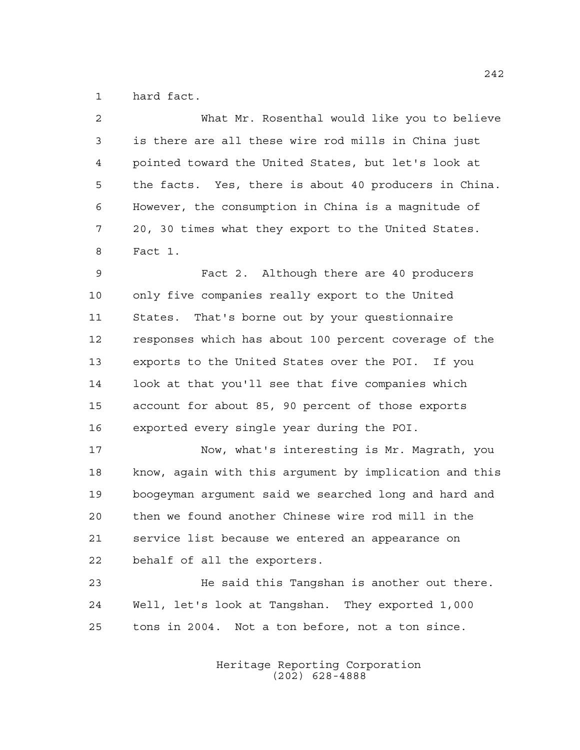hard fact.

What Mr. Rosenthal would like you to believe is there are all these wire rod mills in China just pointed toward the United States, but let's look at the facts. Yes, there is about 40 producers in China. However, the consumption in China is a magnitude of 20, 30 times what they export to the United States. Fact 1.

Fact 2. Although there are 40 producers only five companies really export to the United States. That's borne out by your questionnaire responses which has about 100 percent coverage of the exports to the United States over the POI. If you look at that you'll see that five companies which account for about 85, 90 percent of those exports exported every single year during the POI.

Now, what's interesting is Mr. Magrath, you know, again with this argument by implication and this boogeyman argument said we searched long and hard and then we found another Chinese wire rod mill in the service list because we entered an appearance on behalf of all the exporters.

He said this Tangshan is another out there. Well, let's look at Tangshan. They exported 1,000 tons in 2004. Not a ton before, not a ton since.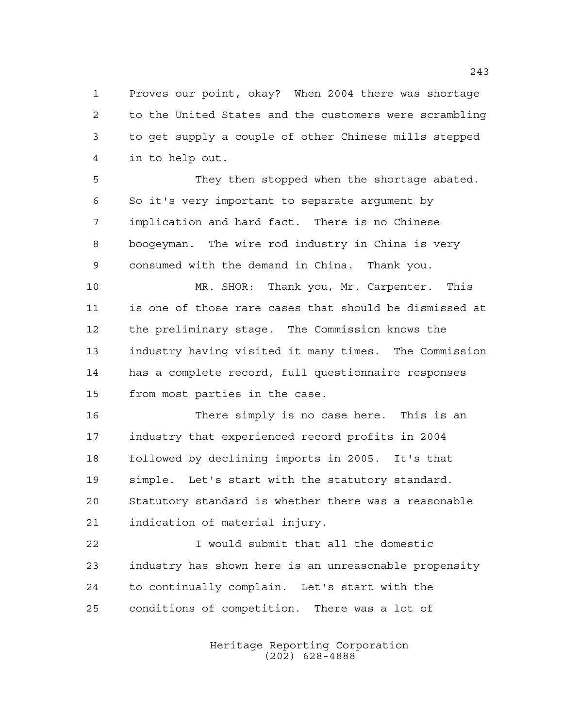Proves our point, okay? When 2004 there was shortage to the United States and the customers were scrambling to get supply a couple of other Chinese mills stepped in to help out.

They then stopped when the shortage abated. So it's very important to separate argument by implication and hard fact. There is no Chinese boogeyman. The wire rod industry in China is very consumed with the demand in China. Thank you.

MR. SHOR: Thank you, Mr. Carpenter. This is one of those rare cases that should be dismissed at the preliminary stage. The Commission knows the industry having visited it many times. The Commission has a complete record, full questionnaire responses from most parties in the case.

There simply is no case here. This is an industry that experienced record profits in 2004 followed by declining imports in 2005. It's that simple. Let's start with the statutory standard. Statutory standard is whether there was a reasonable indication of material injury.

I would submit that all the domestic industry has shown here is an unreasonable propensity to continually complain. Let's start with the conditions of competition. There was a lot of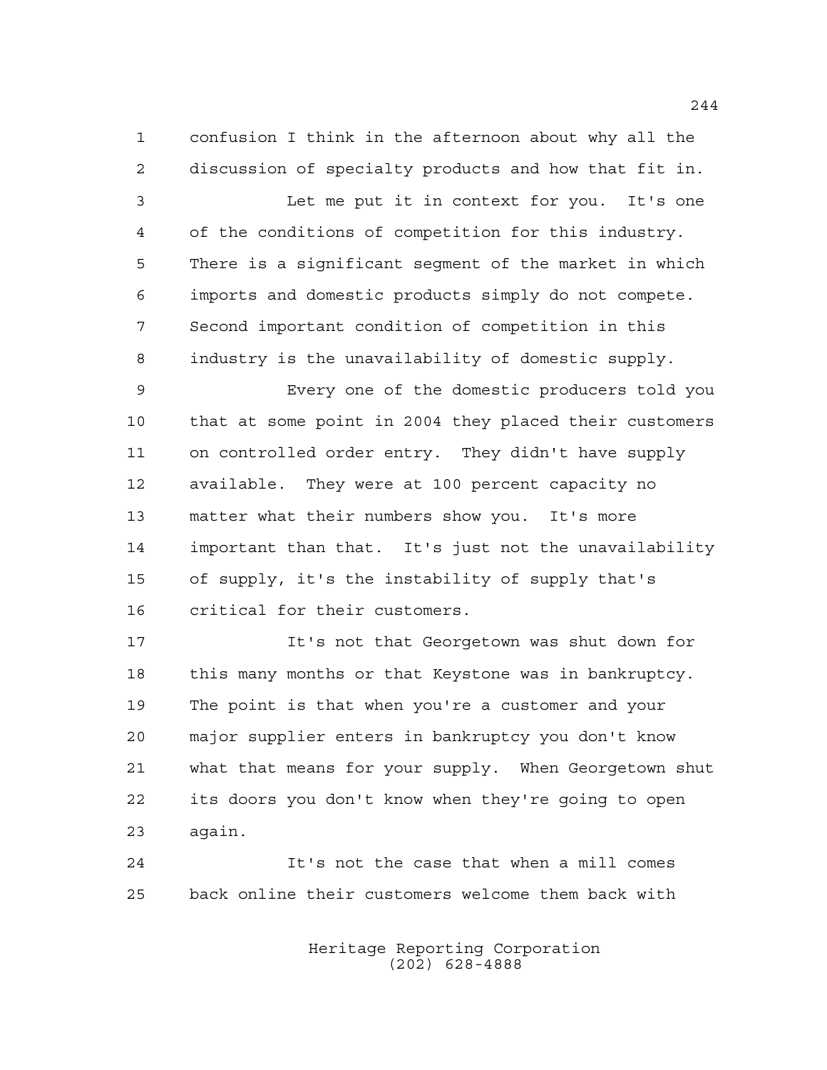confusion I think in the afternoon about why all the discussion of specialty products and how that fit in.

Let me put it in context for you. It's one of the conditions of competition for this industry. There is a significant segment of the market in which imports and domestic products simply do not compete. Second important condition of competition in this industry is the unavailability of domestic supply.

Every one of the domestic producers told you that at some point in 2004 they placed their customers on controlled order entry. They didn't have supply available. They were at 100 percent capacity no matter what their numbers show you. It's more important than that. It's just not the unavailability of supply, it's the instability of supply that's critical for their customers.

It's not that Georgetown was shut down for this many months or that Keystone was in bankruptcy. The point is that when you're a customer and your major supplier enters in bankruptcy you don't know what that means for your supply. When Georgetown shut its doors you don't know when they're going to open again.

It's not the case that when a mill comes back online their customers welcome them back with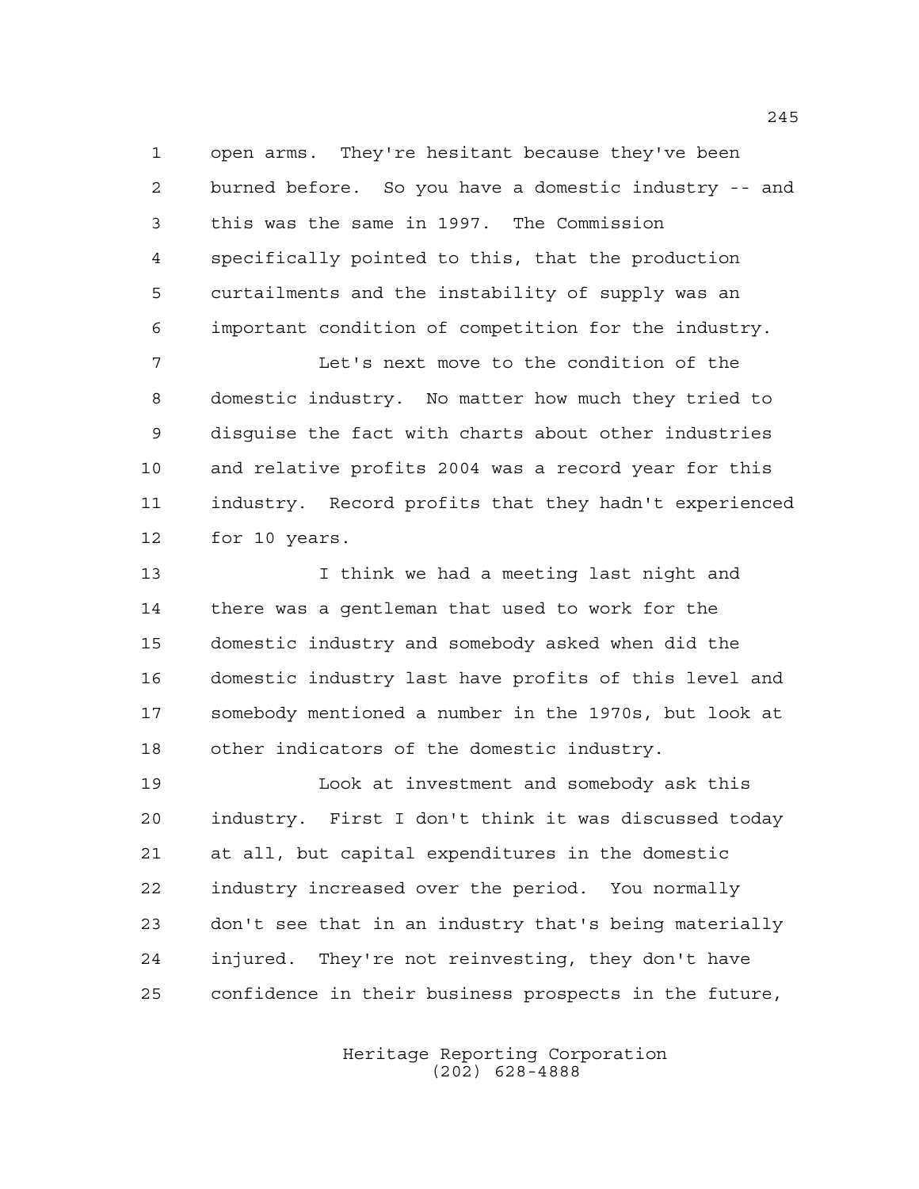open arms. They're hesitant because they've been burned before. So you have a domestic industry -- and this was the same in 1997. The Commission specifically pointed to this, that the production curtailments and the instability of supply was an important condition of competition for the industry.

Let's next move to the condition of the domestic industry. No matter how much they tried to disguise the fact with charts about other industries and relative profits 2004 was a record year for this industry. Record profits that they hadn't experienced for 10 years.

I think we had a meeting last night and there was a gentleman that used to work for the domestic industry and somebody asked when did the domestic industry last have profits of this level and somebody mentioned a number in the 1970s, but look at other indicators of the domestic industry.

Look at investment and somebody ask this industry. First I don't think it was discussed today at all, but capital expenditures in the domestic industry increased over the period. You normally don't see that in an industry that's being materially injured. They're not reinvesting, they don't have confidence in their business prospects in the future,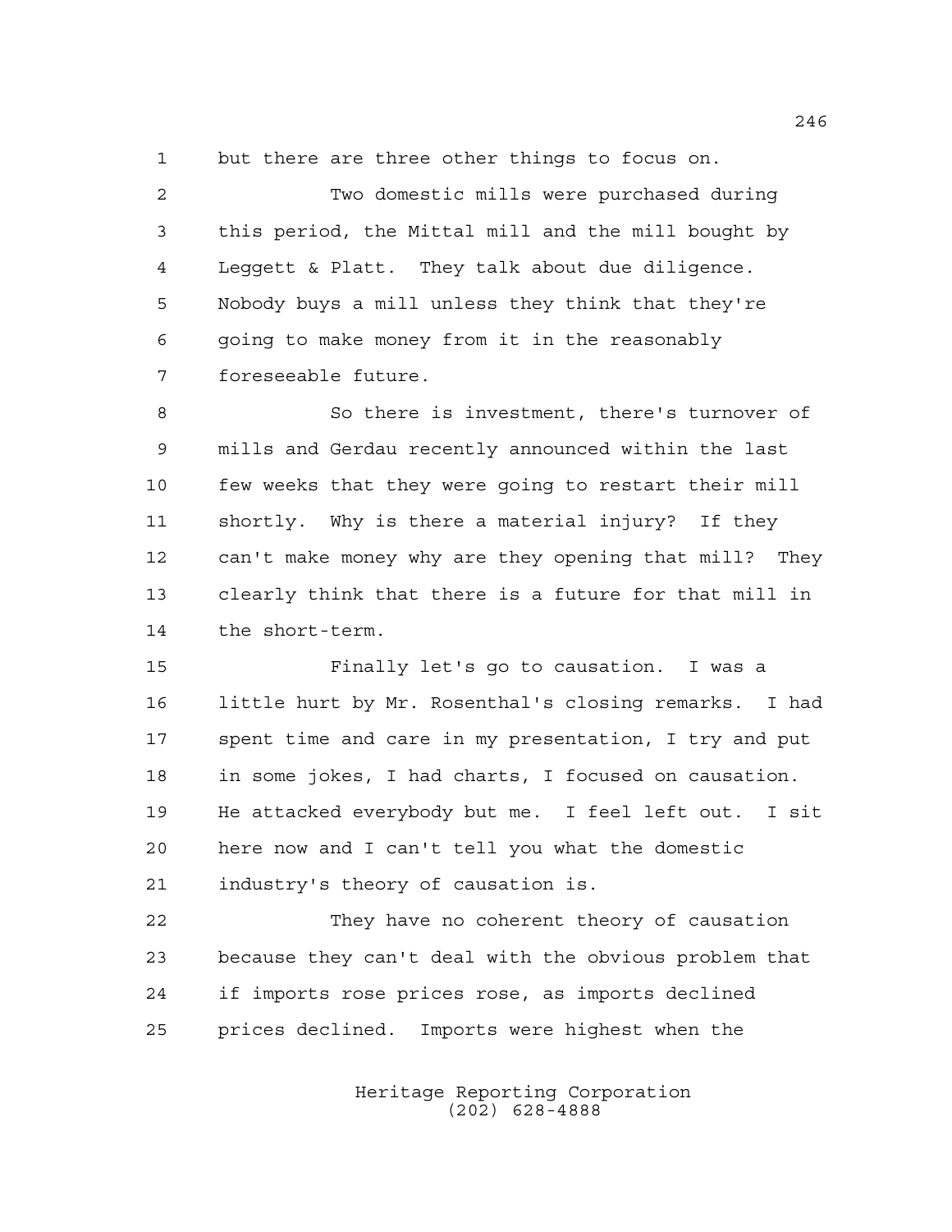but there are three other things to focus on.

Two domestic mills were purchased during this period, the Mittal mill and the mill bought by Leggett & Platt. They talk about due diligence. Nobody buys a mill unless they think that they're going to make money from it in the reasonably foreseeable future.

So there is investment, there's turnover of mills and Gerdau recently announced within the last few weeks that they were going to restart their mill shortly. Why is there a material injury? If they can't make money why are they opening that mill? They clearly think that there is a future for that mill in the short-term.

Finally let's go to causation. I was a little hurt by Mr. Rosenthal's closing remarks. I had spent time and care in my presentation, I try and put in some jokes, I had charts, I focused on causation. He attacked everybody but me. I feel left out. I sit here now and I can't tell you what the domestic industry's theory of causation is.

They have no coherent theory of causation because they can't deal with the obvious problem that if imports rose prices rose, as imports declined prices declined. Imports were highest when the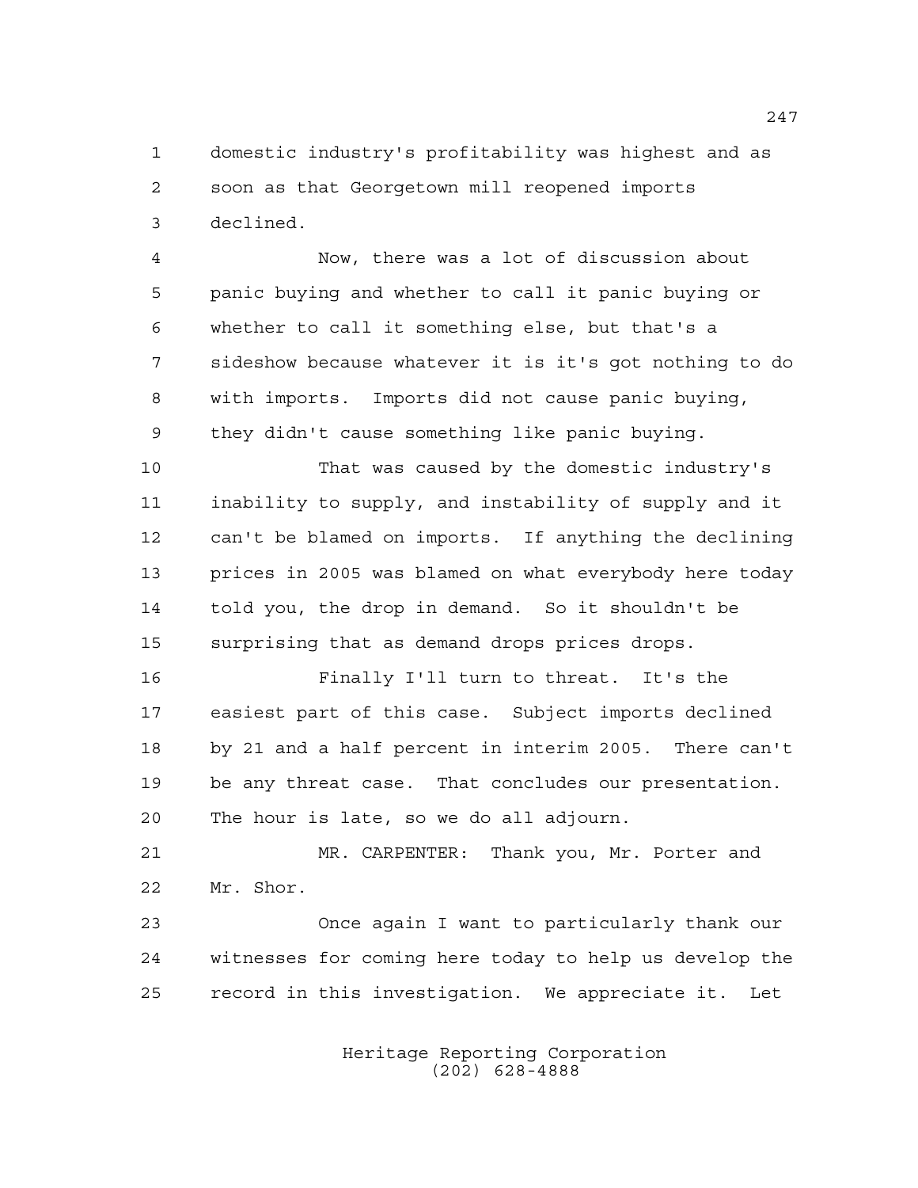domestic industry's profitability was highest and as soon as that Georgetown mill reopened imports declined.

Now, there was a lot of discussion about panic buying and whether to call it panic buying or whether to call it something else, but that's a sideshow because whatever it is it's got nothing to do with imports. Imports did not cause panic buying, they didn't cause something like panic buying.

That was caused by the domestic industry's inability to supply, and instability of supply and it can't be blamed on imports. If anything the declining prices in 2005 was blamed on what everybody here today told you, the drop in demand. So it shouldn't be surprising that as demand drops prices drops.

Finally I'll turn to threat. It's the easiest part of this case. Subject imports declined by 21 and a half percent in interim 2005. There can't be any threat case. That concludes our presentation. The hour is late, so we do all adjourn.

MR. CARPENTER: Thank you, Mr. Porter and Mr. Shor.

Once again I want to particularly thank our witnesses for coming here today to help us develop the record in this investigation. We appreciate it. Let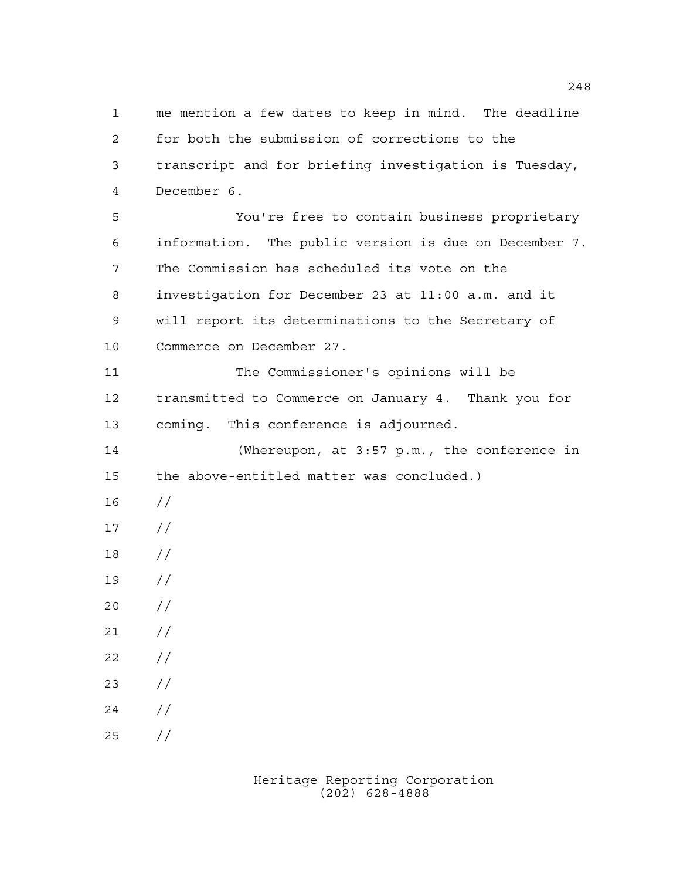me mention a few dates to keep in mind. The deadline for both the submission of corrections to the transcript and for briefing investigation is Tuesday, December 6.

You're free to contain business proprietary information. The public version is due on December 7. The Commission has scheduled its vote on the investigation for December 23 at 11:00 a.m. and it will report its determinations to the Secretary of Commerce on December 27.

The Commissioner's opinions will be transmitted to Commerce on January 4. Thank you for coming. This conference is adjourned.

(Whereupon, at 3:57 p.m., the conference in the above-entitled matter was concluded.)

//

//

//

//

//

//

//

//

//

//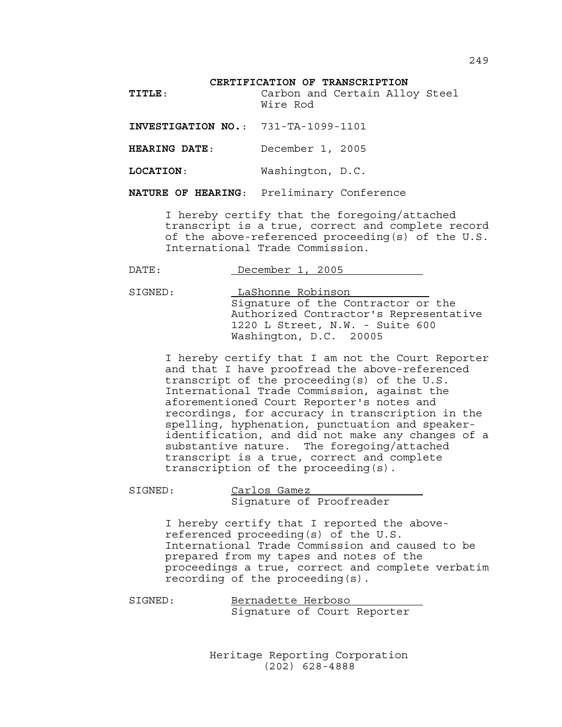## CERTIFICATION OF TRANSCRIPTION

**TITLE**: Carbon and Certain Alloy Steel Wire Rod

**INVESTIGATION NO.**: 731-TA-1099-1101

**HEARING DATE**: December 1, 2005

**LOCATION**: Washington, D.C.

**NATURE OF HEARING**: Preliminary Conference

I hereby certify that the foregoing/attached transcript is a true, correct and complete record of the above-referenced proceeding(s) of the U.S. International Trade Commission.

DATE: December 1, 2005

SIGNED: LaShonne Robinson
Signature of the Contractor or the Authorized Contractor's Representative
1220 L Street, N.W. - Suite 600
Washington, D.C. 20005

I hereby certify that I am not the Court Reporter and that I have proofread the above-referenced transcript of the proceeding(s) of the U.S. International Trade Commission, against the aforementioned Court Reporter's notes and recordings, for accuracy in transcription in the spelling, hyphenation, punctuation and speaker-identification, and did not make any changes of a substantive nature. The foregoing/attached transcript is a true, correct and complete transcription of the proceeding(s).

SIGNED: Carlos Gamez
Signature of Proofreader

I hereby certify that I reported the above-referenced proceeding(s) of the U.S. International Trade Commission and caused to be prepared from my tapes and notes of the proceedings a true, correct and complete verbatim recording of the proceeding(s).

SIGNED: Bernadette Herboso
Signature of Court Reporter